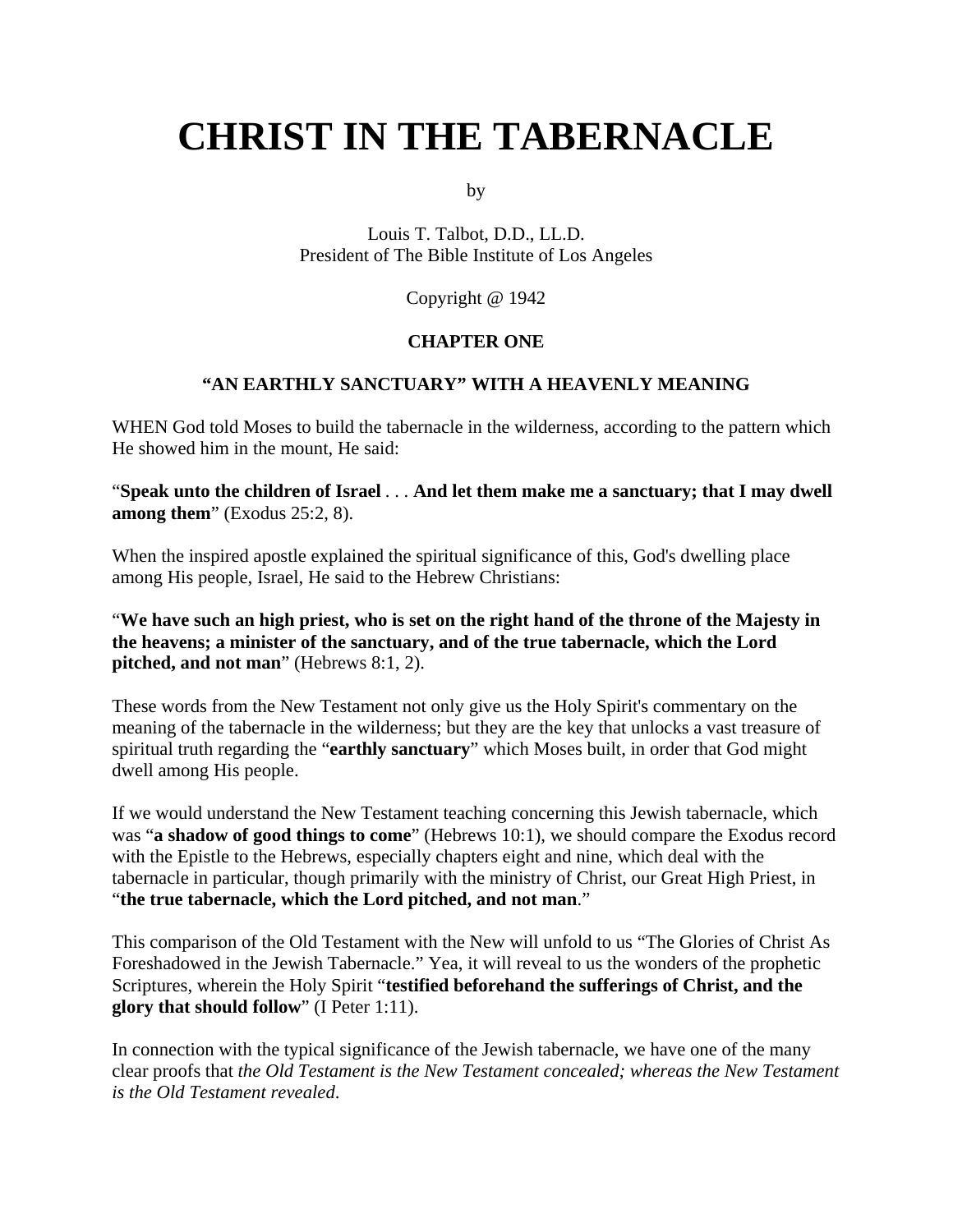# CHRIST IN THE TABERNACLE

by

Louis T. Talbot, D.D., LL.D.
President of The Bible Institute of Los Angeles

Copyright @ 1942

## CHAPTER ONE

### "AN EARTHLY SANCTUARY" WITH A HEAVENLY MEANING

WHEN God told Moses to build the tabernacle in the wilderness, according to the pattern which He showed him in the mount, He said:

"**Speak unto the children of Israel** . . . **And let them make me a sanctuary; that I may dwell among them**" (Exodus 25:2, 8).

When the inspired apostle explained the spiritual significance of this, God's dwelling place among His people, Israel, He said to the Hebrew Christians:

"**We have such an high priest, who is set on the right hand of the throne of the Majesty in the heavens; a minister of the sanctuary, and of the true tabernacle, which the Lord pitched, and not man**" (Hebrews 8:1, 2).

These words from the New Testament not only give us the Holy Spirit's commentary on the meaning of the tabernacle in the wilderness; but they are the key that unlocks a vast treasure of spiritual truth regarding the "**earthly sanctuary**" which Moses built, in order that God might dwell among His people.

If we would understand the New Testament teaching concerning this Jewish tabernacle, which was "**a shadow of good things to come**" (Hebrews 10:1), we should compare the Exodus record with the Epistle to the Hebrews, especially chapters eight and nine, which deal with the tabernacle in particular, though primarily with the ministry of Christ, our Great High Priest, in "**the true tabernacle, which the Lord pitched, and not man**."

This comparison of the Old Testament with the New will unfold to us "The Glories of Christ As Foreshadowed in the Jewish Tabernacle." Yea, it will reveal to us the wonders of the prophetic Scriptures, wherein the Holy Spirit "**testified beforehand the sufferings of Christ, and the glory that should follow**" (I Peter 1:11).

In connection with the typical significance of the Jewish tabernacle, we have one of the many clear proofs that *the Old Testament is the New Testament concealed; whereas the New Testament is the Old Testament revealed.*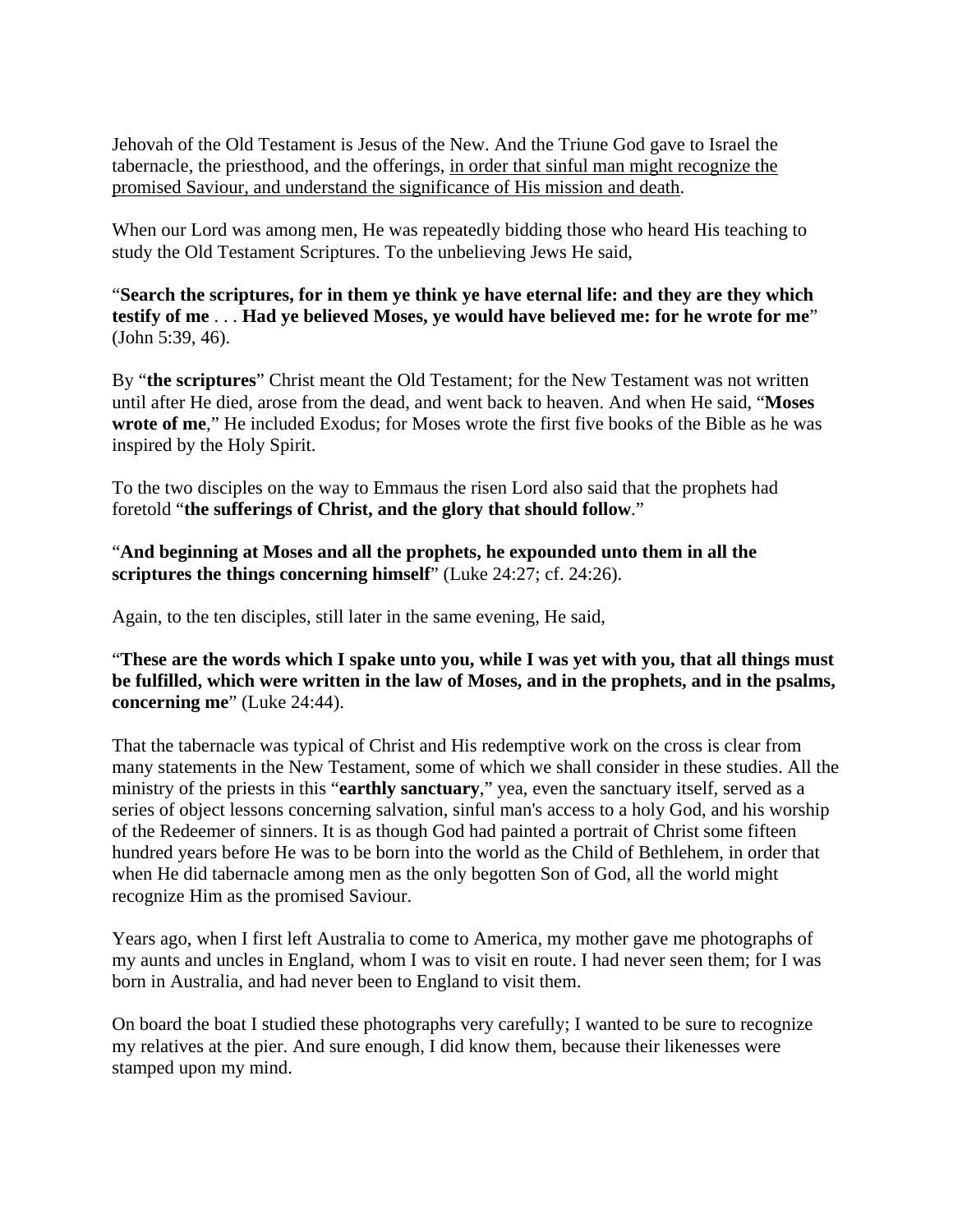Jehovah of the Old Testament is Jesus of the New. And the Triune God gave to Israel the tabernacle, the priesthood, and the offerings, <u>in order that sinful man might recognize the promised Saviour, and understand the significance of His mission and death</u>.

When our Lord was among men, He was repeatedly bidding those who heard His teaching to study the Old Testament Scriptures. To the unbelieving Jews He said,

"**Search the scriptures, for in them ye think ye have eternal life: and they are they which testify of me** . . . **Had ye believed Moses, ye would have believed me: for he wrote for me**" (John 5:39, 46).

By "**the scriptures**" Christ meant the Old Testament; for the New Testament was not written until after He died, arose from the dead, and went back to heaven. And when He said, "**Moses wrote of me**," He included Exodus; for Moses wrote the first five books of the Bible as he was inspired by the Holy Spirit.

To the two disciples on the way to Emmaus the risen Lord also said that the prophets had foretold "**the sufferings of Christ, and the glory that should follow**."

"**And beginning at Moses and all the prophets, he expounded unto them in all the scriptures the things concerning himself**" (Luke 24:27; cf. 24:26).

Again, to the ten disciples, still later in the same evening, He said,

"**These are the words which I spake unto you, while I was yet with you, that all things must be fulfilled, which were written in the law of Moses, and in the prophets, and in the psalms, concerning me**" (Luke 24:44).

That the tabernacle was typical of Christ and His redemptive work on the cross is clear from many statements in the New Testament, some of which we shall consider in these studies. All the ministry of the priests in this "**earthly sanctuary**," yea, even the sanctuary itself, served as a series of object lessons concerning salvation, sinful man's access to a holy God, and his worship of the Redeemer of sinners. It is as though God had painted a portrait of Christ some fifteen hundred years before He was to be born into the world as the Child of Bethlehem, in order that when He did tabernacle among men as the only begotten Son of God, all the world might recognize Him as the promised Saviour.

Years ago, when I first left Australia to come to America, my mother gave me photographs of my aunts and uncles in England, whom I was to visit en route. I had never seen them; for I was born in Australia, and had never been to England to visit them.

On board the boat I studied these photographs very carefully; I wanted to be sure to recognize my relatives at the pier. And sure enough, I did know them, because their likenesses were stamped upon my mind.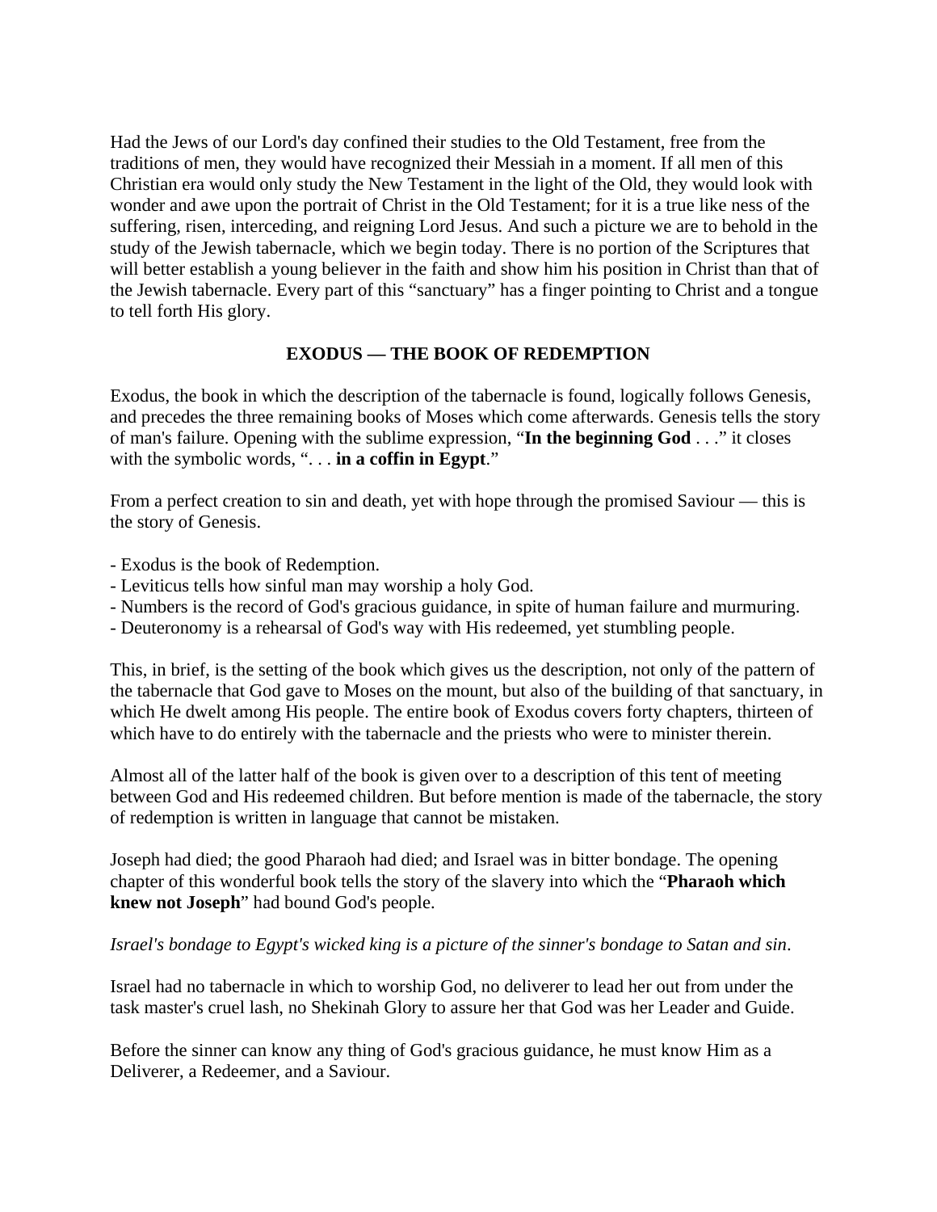Had the Jews of our Lord's day confined their studies to the Old Testament, free from the traditions of men, they would have recognized their Messiah in a moment. If all men of this Christian era would only study the New Testament in the light of the Old, they would look with wonder and awe upon the portrait of Christ in the Old Testament; for it is a true like ness of the suffering, risen, interceding, and reigning Lord Jesus. And such a picture we are to behold in the study of the Jewish tabernacle, which we begin today. There is no portion of the Scriptures that will better establish a young believer in the faith and show him his position in Christ than that of the Jewish tabernacle. Every part of this "sanctuary" has a finger pointing to Christ and a tongue to tell forth His glory.

## EXODUS — THE BOOK OF REDEMPTION

Exodus, the book in which the description of the tabernacle is found, logically follows Genesis, and precedes the three remaining books of Moses which come afterwards. Genesis tells the story of man's failure. Opening with the sublime expression, "**In the beginning God** . . ." it closes with the symbolic words, ". . . **in a coffin in Egypt**."

From a perfect creation to sin and death, yet with hope through the promised Saviour — this is the story of Genesis.

- Exodus is the book of Redemption.
- Leviticus tells how sinful man may worship a holy God.
- Numbers is the record of God's gracious guidance, in spite of human failure and murmuring.
- Deuteronomy is a rehearsal of God's way with His redeemed, yet stumbling people.

This, in brief, is the setting of the book which gives us the description, not only of the pattern of the tabernacle that God gave to Moses on the mount, but also of the building of that sanctuary, in which He dwelt among His people. The entire book of Exodus covers forty chapters, thirteen of which have to do entirely with the tabernacle and the priests who were to minister therein.

Almost all of the latter half of the book is given over to a description of this tent of meeting between God and His redeemed children. But before mention is made of the tabernacle, the story of redemption is written in language that cannot be mistaken.

Joseph had died; the good Pharaoh had died; and Israel was in bitter bondage. The opening chapter of this wonderful book tells the story of the slavery into which the "**Pharaoh which knew not Joseph**" had bound God's people.

*Israel's bondage to Egypt's wicked king is a picture of the sinner's bondage to Satan and sin*.

Israel had no tabernacle in which to worship God, no deliverer to lead her out from under the task master's cruel lash, no Shekinah Glory to assure her that God was her Leader and Guide.

Before the sinner can know any thing of God's gracious guidance, he must know Him as a Deliverer, a Redeemer, and a Saviour.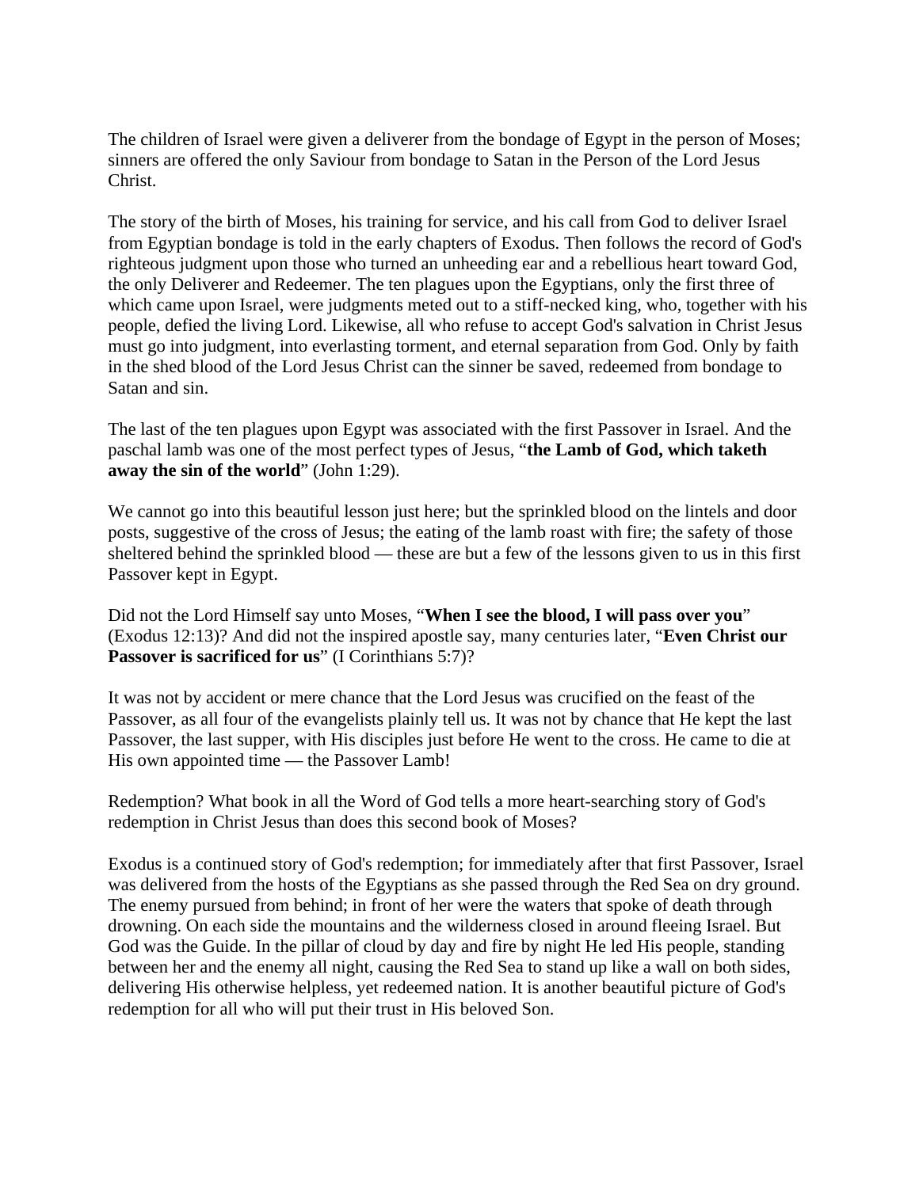The children of Israel were given a deliverer from the bondage of Egypt in the person of Moses; sinners are offered the only Saviour from bondage to Satan in the Person of the Lord Jesus Christ.

The story of the birth of Moses, his training for service, and his call from God to deliver Israel from Egyptian bondage is told in the early chapters of Exodus. Then follows the record of God's righteous judgment upon those who turned an unheeding ear and a rebellious heart toward God, the only Deliverer and Redeemer. The ten plagues upon the Egyptians, only the first three of which came upon Israel, were judgments meted out to a stiff-necked king, who, together with his people, defied the living Lord. Likewise, all who refuse to accept God's salvation in Christ Jesus must go into judgment, into everlasting torment, and eternal separation from God. Only by faith in the shed blood of the Lord Jesus Christ can the sinner be saved, redeemed from bondage to Satan and sin.

The last of the ten plagues upon Egypt was associated with the first Passover in Israel. And the paschal lamb was one of the most perfect types of Jesus, "**the Lamb of God, which taketh away the sin of the world**" (John 1:29).

We cannot go into this beautiful lesson just here; but the sprinkled blood on the lintels and door posts, suggestive of the cross of Jesus; the eating of the lamb roast with fire; the safety of those sheltered behind the sprinkled blood — these are but a few of the lessons given to us in this first Passover kept in Egypt.

Did not the Lord Himself say unto Moses, "**When I see the blood, I will pass over you**" (Exodus 12:13)? And did not the inspired apostle say, many centuries later, "**Even Christ our Passover is sacrificed for us**" (I Corinthians 5:7)?

It was not by accident or mere chance that the Lord Jesus was crucified on the feast of the Passover, as all four of the evangelists plainly tell us. It was not by chance that He kept the last Passover, the last supper, with His disciples just before He went to the cross. He came to die at His own appointed time — the Passover Lamb!

Redemption? What book in all the Word of God tells a more heart-searching story of God's redemption in Christ Jesus than does this second book of Moses?

Exodus is a continued story of God's redemption; for immediately after that first Passover, Israel was delivered from the hosts of the Egyptians as she passed through the Red Sea on dry ground. The enemy pursued from behind; in front of her were the waters that spoke of death through drowning. On each side the mountains and the wilderness closed in around fleeing Israel. But God was the Guide. In the pillar of cloud by day and fire by night He led His people, standing between her and the enemy all night, causing the Red Sea to stand up like a wall on both sides, delivering His otherwise helpless, yet redeemed nation. It is another beautiful picture of God's redemption for all who will put their trust in His beloved Son.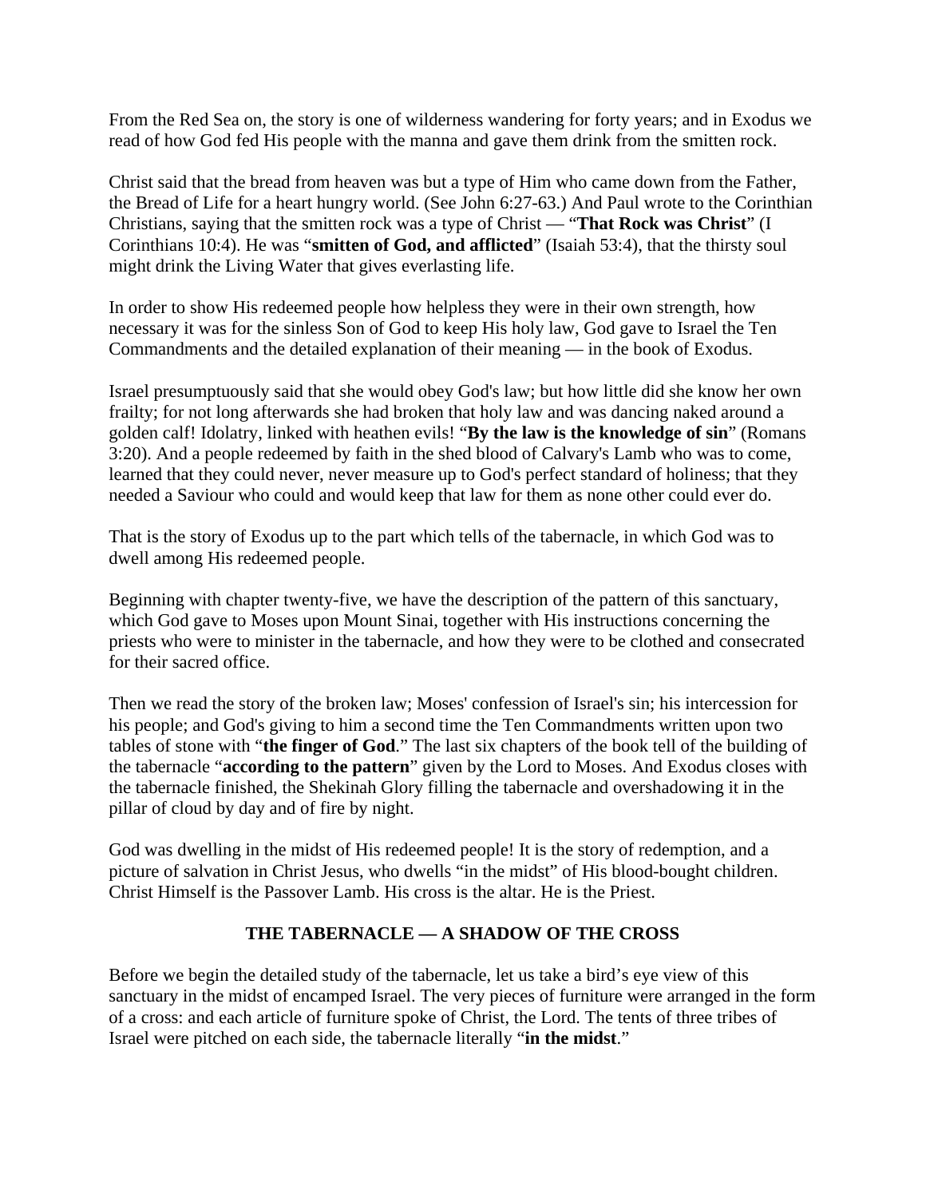From the Red Sea on, the story is one of wilderness wandering for forty years; and in Exodus we read of how God fed His people with the manna and gave them drink from the smitten rock.

Christ said that the bread from heaven was but a type of Him who came down from the Father, the Bread of Life for a heart hungry world. (See John 6:27-63.) And Paul wrote to the Corinthian Christians, saying that the smitten rock was a type of Christ — "**That Rock was Christ**" (I Corinthians 10:4). He was "**smitten of God, and afflicted**" (Isaiah 53:4), that the thirsty soul might drink the Living Water that gives everlasting life.

In order to show His redeemed people how helpless they were in their own strength, how necessary it was for the sinless Son of God to keep His holy law, God gave to Israel the Ten Commandments and the detailed explanation of their meaning — in the book of Exodus.

Israel presumptuously said that she would obey God's law; but how little did she know her own frailty; for not long afterwards she had broken that holy law and was dancing naked around a golden calf! Idolatry, linked with heathen evils! "**By the law is the knowledge of sin**" (Romans 3:20). And a people redeemed by faith in the shed blood of Calvary's Lamb who was to come, learned that they could never, never measure up to God's perfect standard of holiness; that they needed a Saviour who could and would keep that law for them as none other could ever do.

That is the story of Exodus up to the part which tells of the tabernacle, in which God was to dwell among His redeemed people.

Beginning with chapter twenty-five, we have the description of the pattern of this sanctuary, which God gave to Moses upon Mount Sinai, together with His instructions concerning the priests who were to minister in the tabernacle, and how they were to be clothed and consecrated for their sacred office.

Then we read the story of the broken law; Moses' confession of Israel's sin; his intercession for his people; and God's giving to him a second time the Ten Commandments written upon two tables of stone with "**the finger of God**." The last six chapters of the book tell of the building of the tabernacle "**according to the pattern**" given by the Lord to Moses. And Exodus closes with the tabernacle finished, the Shekinah Glory filling the tabernacle and overshadowing it in the pillar of cloud by day and of fire by night.

God was dwelling in the midst of His redeemed people! It is the story of redemption, and a picture of salvation in Christ Jesus, who dwells "in the midst" of His blood-bought children. Christ Himself is the Passover Lamb. His cross is the altar. He is the Priest.

## THE TABERNACLE — A SHADOW OF THE CROSS

Before we begin the detailed study of the tabernacle, let us take a bird's eye view of this sanctuary in the midst of encamped Israel. The very pieces of furniture were arranged in the form of a cross: and each article of furniture spoke of Christ, the Lord. The tents of three tribes of Israel were pitched on each side, the tabernacle literally "**in the midst**."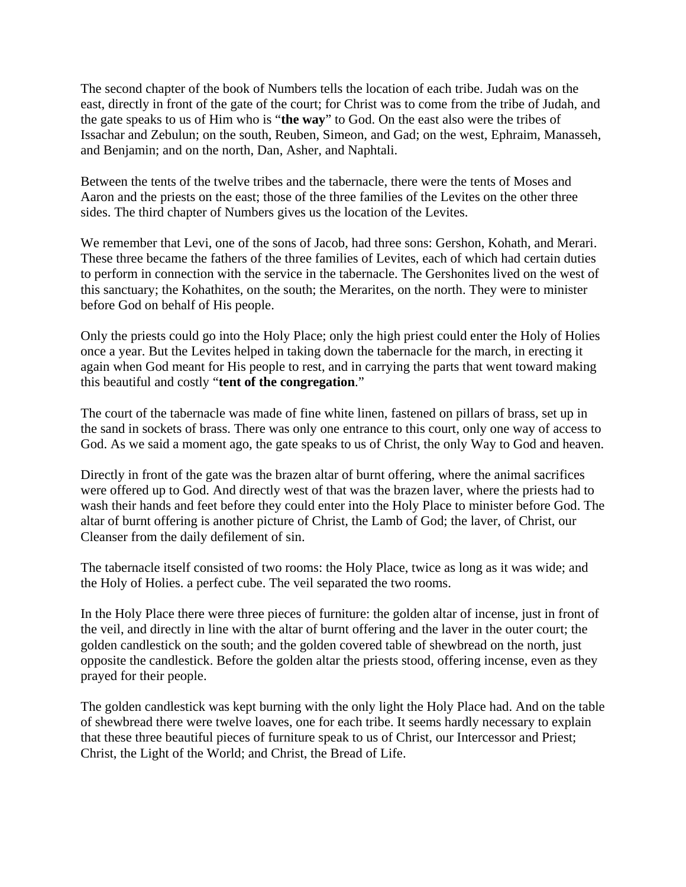The second chapter of the book of Numbers tells the location of each tribe. Judah was on the east, directly in front of the gate of the court; for Christ was to come from the tribe of Judah, and the gate speaks to us of Him who is "**the way**" to God. On the east also were the tribes of Issachar and Zebulun; on the south, Reuben, Simeon, and Gad; on the west, Ephraim, Manasseh, and Benjamin; and on the north, Dan, Asher, and Naphtali.

Between the tents of the twelve tribes and the tabernacle, there were the tents of Moses and Aaron and the priests on the east; those of the three families of the Levites on the other three sides. The third chapter of Numbers gives us the location of the Levites.

We remember that Levi, one of the sons of Jacob, had three sons: Gershon, Kohath, and Merari. These three became the fathers of the three families of Levites, each of which had certain duties to perform in connection with the service in the tabernacle. The Gershonites lived on the west of this sanctuary; the Kohathites, on the south; the Merarites, on the north. They were to minister before God on behalf of His people.

Only the priests could go into the Holy Place; only the high priest could enter the Holy of Holies once a year. But the Levites helped in taking down the tabernacle for the march, in erecting it again when God meant for His people to rest, and in carrying the parts that went toward making this beautiful and costly "**tent of the congregation**."

The court of the tabernacle was made of fine white linen, fastened on pillars of brass, set up in the sand in sockets of brass. There was only one entrance to this court, only one way of access to God. As we said a moment ago, the gate speaks to us of Christ, the only Way to God and heaven.

Directly in front of the gate was the brazen altar of burnt offering, where the animal sacrifices were offered up to God. And directly west of that was the brazen laver, where the priests had to wash their hands and feet before they could enter into the Holy Place to minister before God. The altar of burnt offering is another picture of Christ, the Lamb of God; the laver, of Christ, our Cleanser from the daily defilement of sin.

The tabernacle itself consisted of two rooms: the Holy Place, twice as long as it was wide; and the Holy of Holies. a perfect cube. The veil separated the two rooms.

In the Holy Place there were three pieces of furniture: the golden altar of incense, just in front of the veil, and directly in line with the altar of burnt offering and the laver in the outer court; the golden candlestick on the south; and the golden covered table of shewbread on the north, just opposite the candlestick. Before the golden altar the priests stood, offering incense, even as they prayed for their people.

The golden candlestick was kept burning with the only light the Holy Place had. And on the table of shewbread there were twelve loaves, one for each tribe. It seems hardly necessary to explain that these three beautiful pieces of furniture speak to us of Christ, our Intercessor and Priest; Christ, the Light of the World; and Christ, the Bread of Life.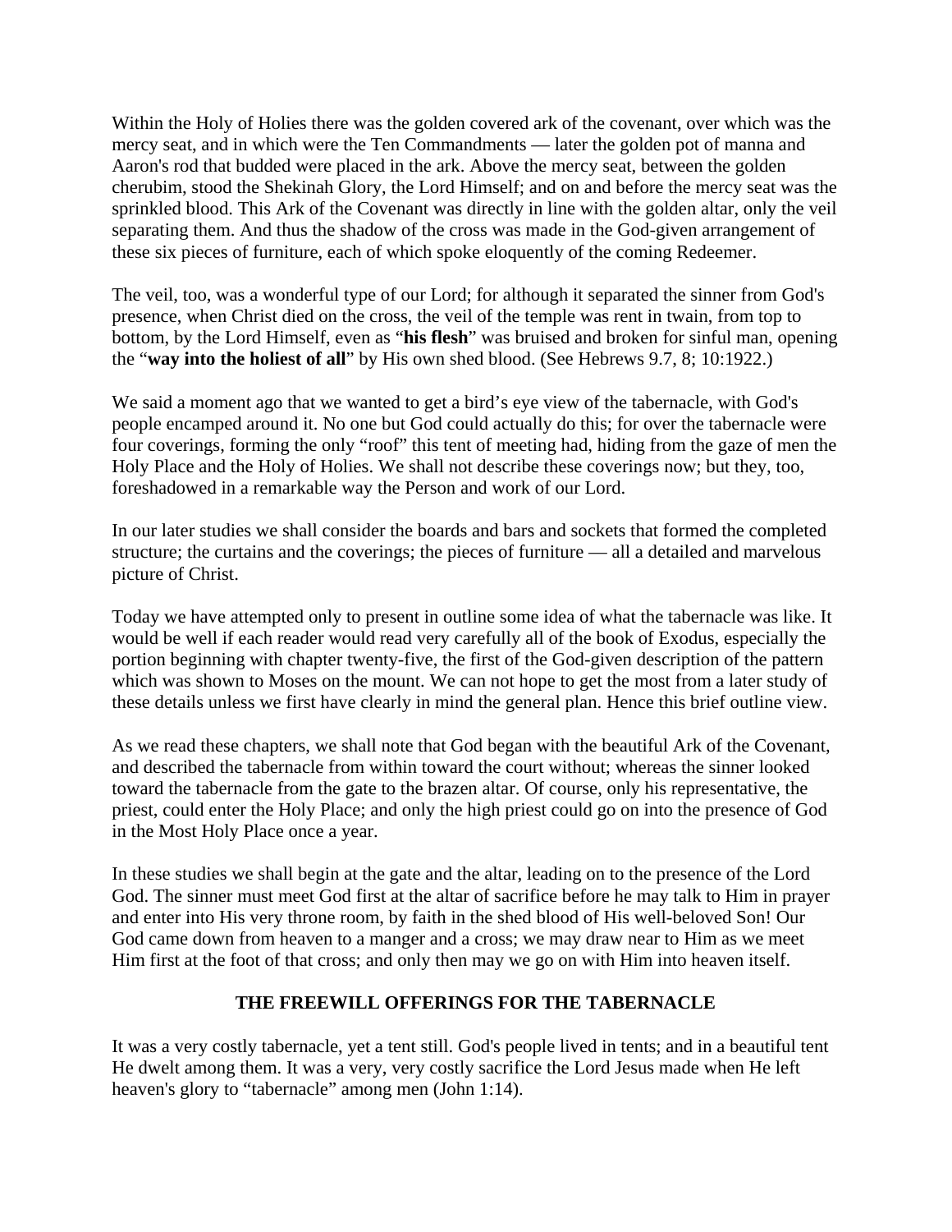Within the Holy of Holies there was the golden covered ark of the covenant, over which was the mercy seat, and in which were the Ten Commandments — later the golden pot of manna and Aaron's rod that budded were placed in the ark. Above the mercy seat, between the golden cherubim, stood the Shekinah Glory, the Lord Himself; and on and before the mercy seat was the sprinkled blood. This Ark of the Covenant was directly in line with the golden altar, only the veil separating them. And thus the shadow of the cross was made in the God-given arrangement of these six pieces of furniture, each of which spoke eloquently of the coming Redeemer.

The veil, too, was a wonderful type of our Lord; for although it separated the sinner from God's presence, when Christ died on the cross, the veil of the temple was rent in twain, from top to bottom, by the Lord Himself, even as "**his flesh**" was bruised and broken for sinful man, opening the "**way into the holiest of all**" by His own shed blood. (See Hebrews 9.7, 8; 10:1922.)

We said a moment ago that we wanted to get a bird's eye view of the tabernacle, with God's people encamped around it. No one but God could actually do this; for over the tabernacle were four coverings, forming the only "roof" this tent of meeting had, hiding from the gaze of men the Holy Place and the Holy of Holies. We shall not describe these coverings now; but they, too, foreshadowed in a remarkable way the Person and work of our Lord.

In our later studies we shall consider the boards and bars and sockets that formed the completed structure; the curtains and the coverings; the pieces of furniture — all a detailed and marvelous picture of Christ.

Today we have attempted only to present in outline some idea of what the tabernacle was like. It would be well if each reader would read very carefully all of the book of Exodus, especially the portion beginning with chapter twenty-five, the first of the God-given description of the pattern which was shown to Moses on the mount. We can not hope to get the most from a later study of these details unless we first have clearly in mind the general plan. Hence this brief outline view.

As we read these chapters, we shall note that God began with the beautiful Ark of the Covenant, and described the tabernacle from within toward the court without; whereas the sinner looked toward the tabernacle from the gate to the brazen altar. Of course, only his representative, the priest, could enter the Holy Place; and only the high priest could go on into the presence of God in the Most Holy Place once a year.

In these studies we shall begin at the gate and the altar, leading on to the presence of the Lord God. The sinner must meet God first at the altar of sacrifice before he may talk to Him in prayer and enter into His very throne room, by faith in the shed blood of His well-beloved Son! Our God came down from heaven to a manger and a cross; we may draw near to Him as we meet Him first at the foot of that cross; and only then may we go on with Him into heaven itself.

## THE FREEWILL OFFERINGS FOR THE TABERNACLE

It was a very costly tabernacle, yet a tent still. God's people lived in tents; and in a beautiful tent He dwelt among them. It was a very, very costly sacrifice the Lord Jesus made when He left heaven's glory to "tabernacle" among men (John 1:14).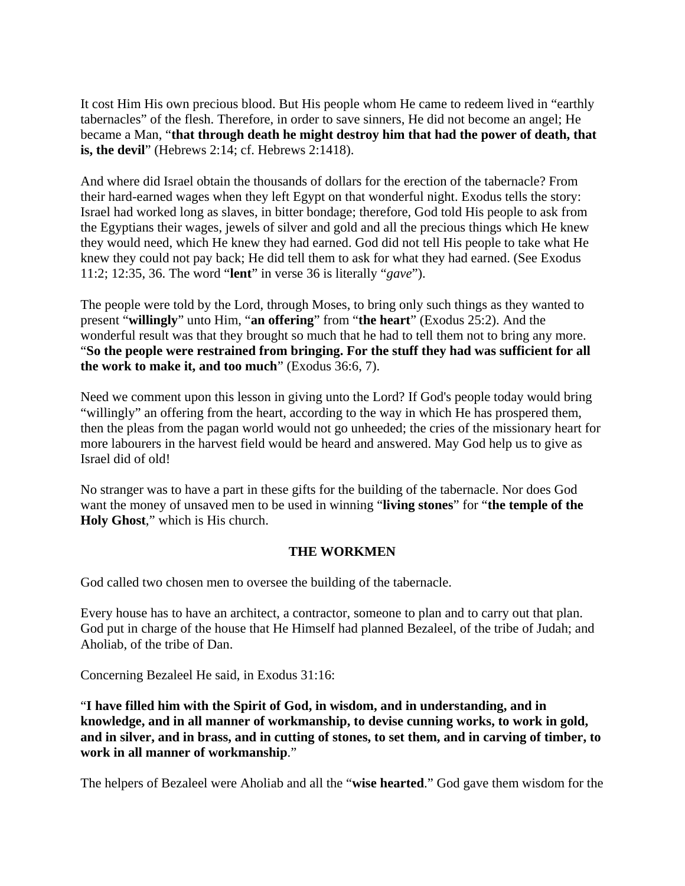It cost Him His own precious blood. But His people whom He came to redeem lived in “earthly tabernacles” of the flesh. Therefore, in order to save sinners, He did not become an angel; He became a Man, “**that through death he might destroy him that had the power of death, that is, the devil**” (Hebrews 2:14; cf. Hebrews 2:1418).

And where did Israel obtain the thousands of dollars for the erection of the tabernacle? From their hard-earned wages when they left Egypt on that wonderful night. Exodus tells the story: Israel had worked long as slaves, in bitter bondage; therefore, God told His people to ask from the Egyptians their wages, jewels of silver and gold and all the precious things which He knew they would need, which He knew they had earned. God did not tell His people to take what He knew they could not pay back; He did tell them to ask for what they had earned. (See Exodus 11:2; 12:35, 36. The word “**lent**” in verse 36 is literally “*gave*”).

The people were told by the Lord, through Moses, to bring only such things as they wanted to present “**willingly**” unto Him, “**an offering**” from “**the heart**” (Exodus 25:2). And the wonderful result was that they brought so much that he had to tell them not to bring any more. “**So the people were restrained from bringing. For the stuff they had was sufficient for all the work to make it, and too much**” (Exodus 36:6, 7).

Need we comment upon this lesson in giving unto the Lord? If God's people today would bring “willingly” an offering from the heart, according to the way in which He has prospered them, then the pleas from the pagan world would not go unheeded; the cries of the missionary heart for more labourers in the harvest field would be heard and answered. May God help us to give as Israel did of old!

No stranger was to have a part in these gifts for the building of the tabernacle. Nor does God want the money of unsaved men to be used in winning “**living stones**” for “**the temple of the Holy Ghost**,” which is His church.

## THE WORKMEN

God called two chosen men to oversee the building of the tabernacle.

Every house has to have an architect, a contractor, someone to plan and to carry out that plan. God put in charge of the house that He Himself had planned Bezaleel, of the tribe of Judah; and Aholiab, of the tribe of Dan.

Concerning Bezaleel He said, in Exodus 31:16:

“**I have filled him with the Spirit of God, in wisdom, and in understanding, and in knowledge, and in all manner of workmanship, to devise cunning works, to work in gold, and in silver, and in brass, and in cutting of stones, to set them, and in carving of timber, to work in all manner of workmanship**.”

The helpers of Bezaleel were Aholiab and all the “**wise hearted**.” God gave them wisdom for the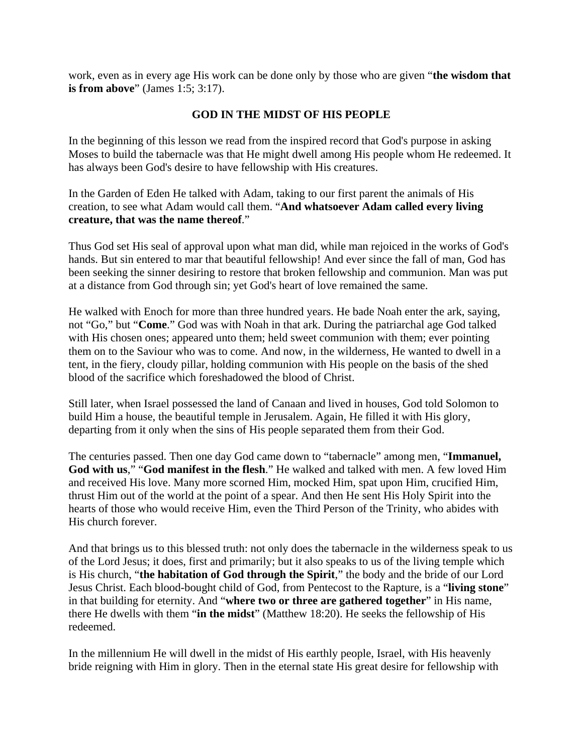work, even as in every age His work can be done only by those who are given "**the wisdom that is from above**" (James 1:5; 3:17).

## GOD IN THE MIDST OF HIS PEOPLE

In the beginning of this lesson we read from the inspired record that God's purpose in asking Moses to build the tabernacle was that He might dwell among His people whom He redeemed. It has always been God's desire to have fellowship with His creatures.

In the Garden of Eden He talked with Adam, taking to our first parent the animals of His creation, to see what Adam would call them. "**And whatsoever Adam called every living creature, that was the name thereof**."

Thus God set His seal of approval upon what man did, while man rejoiced in the works of God's hands. But sin entered to mar that beautiful fellowship! And ever since the fall of man, God has been seeking the sinner desiring to restore that broken fellowship and communion. Man was put at a distance from God through sin; yet God's heart of love remained the same.

He walked with Enoch for more than three hundred years. He bade Noah enter the ark, saying, not "Go," but "**Come**." God was with Noah in that ark. During the patriarchal age God talked with His chosen ones; appeared unto them; held sweet communion with them; ever pointing them on to the Saviour who was to come. And now, in the wilderness, He wanted to dwell in a tent, in the fiery, cloudy pillar, holding communion with His people on the basis of the shed blood of the sacrifice which foreshadowed the blood of Christ.

Still later, when Israel possessed the land of Canaan and lived in houses, God told Solomon to build Him a house, the beautiful temple in Jerusalem. Again, He filled it with His glory, departing from it only when the sins of His people separated them from their God.

The centuries passed. Then one day God came down to "tabernacle" among men, "**Immanuel, God with us**," "**God manifest in the flesh**." He walked and talked with men. A few loved Him and received His love. Many more scorned Him, mocked Him, spat upon Him, crucified Him, thrust Him out of the world at the point of a spear. And then He sent His Holy Spirit into the hearts of those who would receive Him, even the Third Person of the Trinity, who abides with His church forever.

And that brings us to this blessed truth: not only does the tabernacle in the wilderness speak to us of the Lord Jesus; it does, first and primarily; but it also speaks to us of the living temple which is His church, "**the habitation of God through the Spirit**," the body and the bride of our Lord Jesus Christ. Each blood-bought child of God, from Pentecost to the Rapture, is a "**living stone**" in that building for eternity. And "**where two or three are gathered together**" in His name, there He dwells with them "**in the midst**" (Matthew 18:20). He seeks the fellowship of His redeemed.

In the millennium He will dwell in the midst of His earthly people, Israel, with His heavenly bride reigning with Him in glory. Then in the eternal state His great desire for fellowship with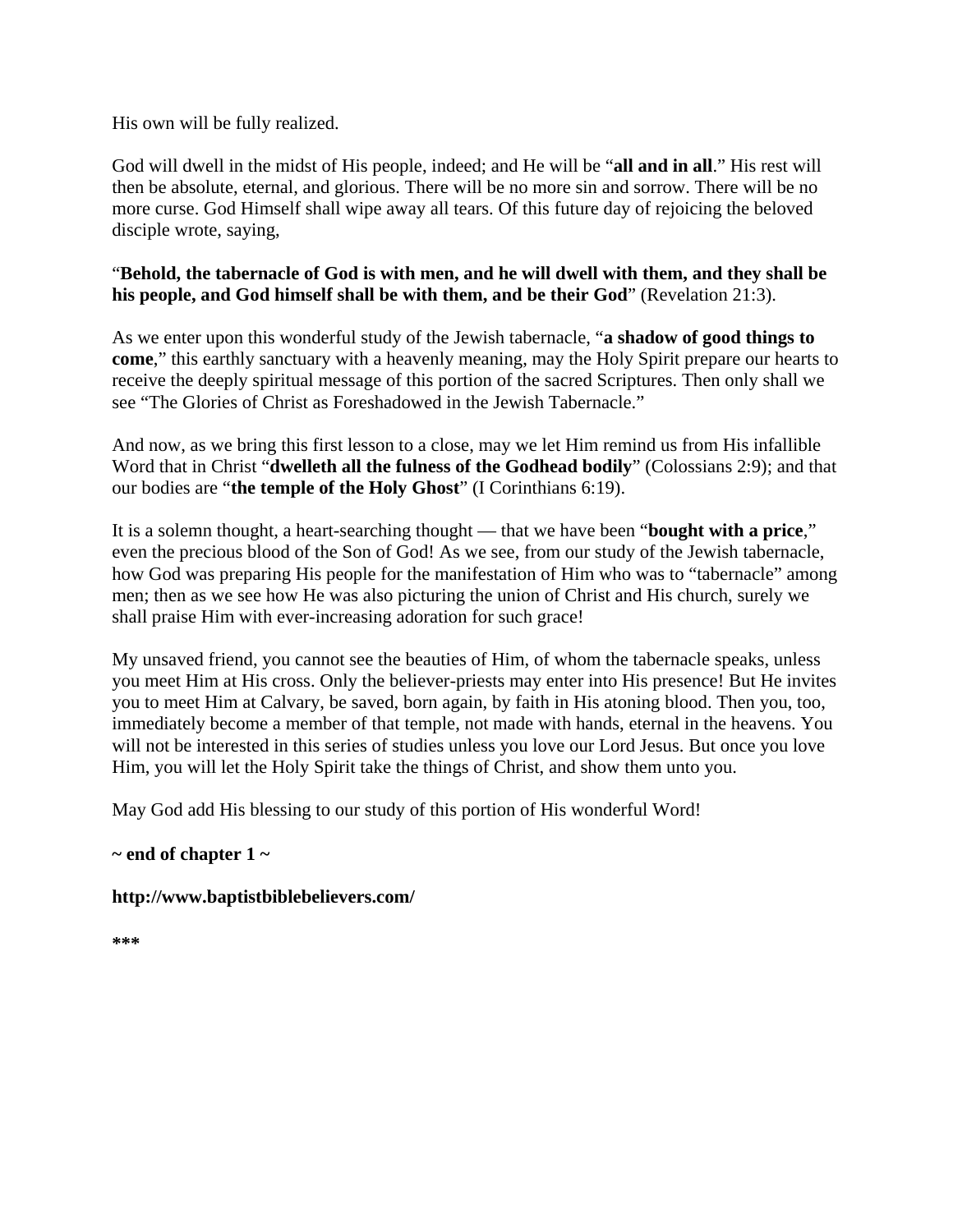His own will be fully realized.

God will dwell in the midst of His people, indeed; and He will be "**all and in all**." His rest will then be absolute, eternal, and glorious. There will be no more sin and sorrow. There will be no more curse. God Himself shall wipe away all tears. Of this future day of rejoicing the beloved disciple wrote, saying,

"**Behold, the tabernacle of God is with men, and he will dwell with them, and they shall be his people, and God himself shall be with them, and be their God**" (Revelation 21:3).

As we enter upon this wonderful study of the Jewish tabernacle, "**a shadow of good things to come**," this earthly sanctuary with a heavenly meaning, may the Holy Spirit prepare our hearts to receive the deeply spiritual message of this portion of the sacred Scriptures. Then only shall we see "The Glories of Christ as Foreshadowed in the Jewish Tabernacle."

And now, as we bring this first lesson to a close, may we let Him remind us from His infallible Word that in Christ "**dwelleth all the fulness of the Godhead bodily**" (Colossians 2:9); and that our bodies are "**the temple of the Holy Ghost**" (I Corinthians 6:19).

It is a solemn thought, a heart-searching thought — that we have been "**bought with a price**," even the precious blood of the Son of God! As we see, from our study of the Jewish tabernacle, how God was preparing His people for the manifestation of Him who was to "tabernacle" among men; then as we see how He was also picturing the union of Christ and His church, surely we shall praise Him with ever-increasing adoration for such grace!

My unsaved friend, you cannot see the beauties of Him, of whom the tabernacle speaks, unless you meet Him at His cross. Only the believer-priests may enter into His presence! But He invites you to meet Him at Calvary, be saved, born again, by faith in His atoning blood. Then you, too, immediately become a member of that temple, not made with hands, eternal in the heavens. You will not be interested in this series of studies unless you love our Lord Jesus. But once you love Him, you will let the Holy Spirit take the things of Christ, and show them unto you.

May God add His blessing to our study of this portion of His wonderful Word!

**~ end of chapter 1 ~**

**http://www.baptistbiblebelievers.com/**

**\*\*\***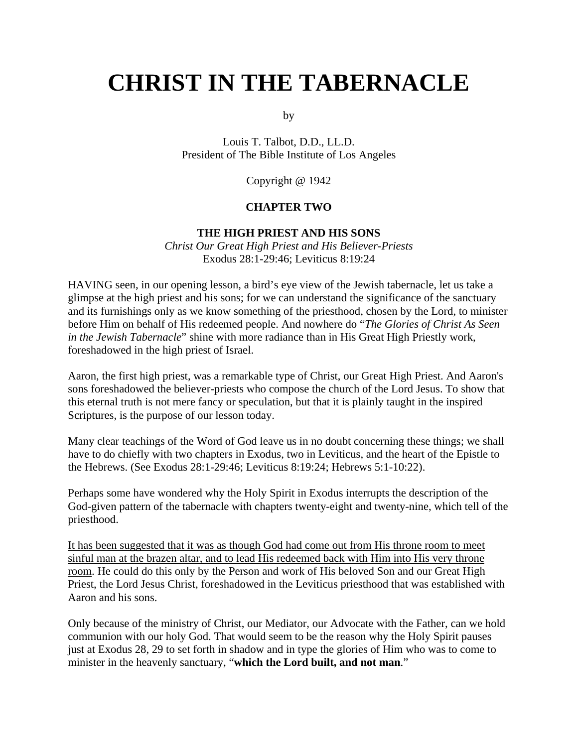# CHRIST IN THE TABERNACLE

by

Louis T. Talbot, D.D., LL.D.
President of The Bible Institute of Los Angeles

Copyright @ 1942

**CHAPTER TWO**

**THE HIGH PRIEST AND HIS SONS**

*Christ Our Great High Priest and His Believer-Priests*
Exodus 28:1-29:46; Leviticus 8:19:24

HAVING seen, in our opening lesson, a bird's eye view of the Jewish tabernacle, let us take a glimpse at the high priest and his sons; for we can understand the significance of the sanctuary and its furnishings only as we know something of the priesthood, chosen by the Lord, to minister before Him on behalf of His redeemed people. And nowhere do "*The Glories of Christ As Seen in the Jewish Tabernacle*" shine with more radiance than in His Great High Priestly work, foreshadowed in the high priest of Israel.

Aaron, the first high priest, was a remarkable type of Christ, our Great High Priest. And Aaron's sons foreshadowed the believer-priests who compose the church of the Lord Jesus. To show that this eternal truth is not mere fancy or speculation, but that it is plainly taught in the inspired Scriptures, is the purpose of our lesson today.

Many clear teachings of the Word of God leave us in no doubt concerning these things; we shall have to do chiefly with two chapters in Exodus, two in Leviticus, and the heart of the Epistle to the Hebrews. (See Exodus 28:1-29:46; Leviticus 8:19:24; Hebrews 5:1-10:22).

Perhaps some have wondered why the Holy Spirit in Exodus interrupts the description of the God-given pattern of the tabernacle with chapters twenty-eight and twenty-nine, which tell of the priesthood.

<u>It has been suggested that it was as though God had come out from His throne room to meet sinful man at the brazen altar, and to lead His redeemed back with Him into His very throne room</u>. He could do this only by the Person and work of His beloved Son and our Great High Priest, the Lord Jesus Christ, foreshadowed in the Leviticus priesthood that was established with Aaron and his sons.

Only because of the ministry of Christ, our Mediator, our Advocate with the Father, can we hold communion with our holy God. That would seem to be the reason why the Holy Spirit pauses just at Exodus 28, 29 to set forth in shadow and in type the glories of Him who was to come to minister in the heavenly sanctuary, "**which the Lord built, and not man**."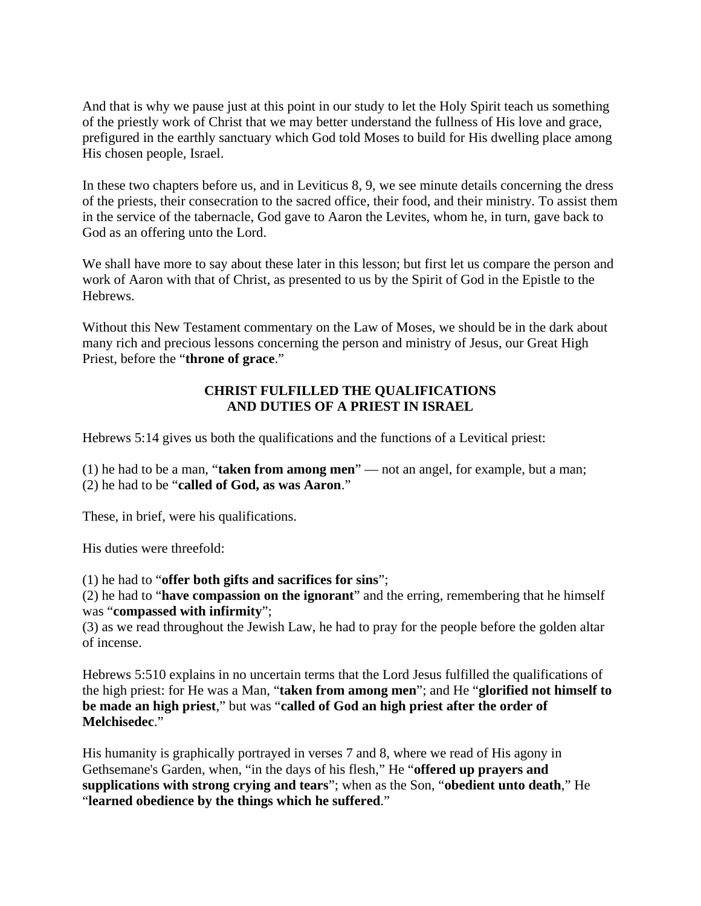And that is why we pause just at this point in our study to let the Holy Spirit teach us something of the priestly work of Christ that we may better understand the fullness of His love and grace, prefigured in the earthly sanctuary which God told Moses to build for His dwelling place among His chosen people, Israel.

In these two chapters before us, and in Leviticus 8, 9, we see minute details concerning the dress of the priests, their consecration to the sacred office, their food, and their ministry. To assist them in the service of the tabernacle, God gave to Aaron the Levites, whom he, in turn, gave back to God as an offering unto the Lord.

We shall have more to say about these later in this lesson; but first let us compare the person and work of Aaron with that of Christ, as presented to us by the Spirit of God in the Epistle to the Hebrews.

Without this New Testament commentary on the Law of Moses, we should be in the dark about many rich and precious lessons concerning the person and ministry of Jesus, our Great High Priest, before the "**throne of grace**."

## CHRIST FULFILLED THE QUALIFICATIONS AND DUTIES OF A PRIEST IN ISRAEL

Hebrews 5:14 gives us both the qualifications and the functions of a Levitical priest:

(1) he had to be a man, "**taken from among men**" — not an angel, for example, but a man;
(2) he had to be "**called of God, as was Aaron**."

These, in brief, were his qualifications.

His duties were threefold:

(1) he had to "**offer both gifts and sacrifices for sins**";
(2) he had to "**have compassion on the ignorant**" and the erring, remembering that he himself was "**compassed with infirmity**";
(3) as we read throughout the Jewish Law, he had to pray for the people before the golden altar of incense.

Hebrews 5:510 explains in no uncertain terms that the Lord Jesus fulfilled the qualifications of the high priest: for He was a Man, "**taken from among men**"; and He "**glorified not himself to be made an high priest**," but was "**called of God an high priest after the order of Melchisedec**."

His humanity is graphically portrayed in verses 7 and 8, where we read of His agony in Gethsemane's Garden, when, "in the days of his flesh," He "**offered up prayers and supplications with strong crying and tears**"; when as the Son, "**obedient unto death**," He "**learned obedience by the things which he suffered**."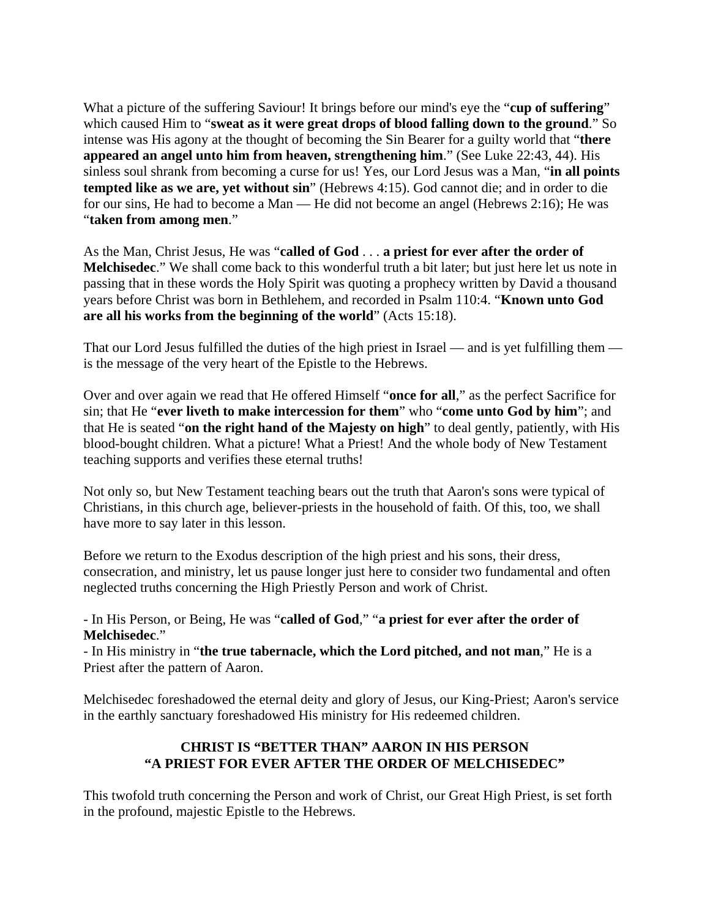What a picture of the suffering Saviour! It brings before our mind's eye the "**cup of suffering**" which caused Him to "**sweat as it were great drops of blood falling down to the ground**." So intense was His agony at the thought of becoming the Sin Bearer for a guilty world that "**there appeared an angel unto him from heaven, strengthening him**." (See Luke 22:43, 44). His sinless soul shrank from becoming a curse for us! Yes, our Lord Jesus was a Man, "**in all points tempted like as we are, yet without sin**" (Hebrews 4:15). God cannot die; and in order to die for our sins, He had to become a Man — He did not become an angel (Hebrews 2:16); He was "**taken from among men**."

As the Man, Christ Jesus, He was "**called of God** . . . **a priest for ever after the order of Melchisedec**." We shall come back to this wonderful truth a bit later; but just here let us note in passing that in these words the Holy Spirit was quoting a prophecy written by David a thousand years before Christ was born in Bethlehem, and recorded in Psalm 110:4. "**Known unto God are all his works from the beginning of the world**" (Acts 15:18).

That our Lord Jesus fulfilled the duties of the high priest in Israel — and is yet fulfilling them — is the message of the very heart of the Epistle to the Hebrews.

Over and over again we read that He offered Himself "**once for all**," as the perfect Sacrifice for sin; that He "**ever liveth to make intercession for them**" who "**come unto God by him**"; and that He is seated "**on the right hand of the Majesty on high**" to deal gently, patiently, with His blood-bought children. What a picture! What a Priest! And the whole body of New Testament teaching supports and verifies these eternal truths!

Not only so, but New Testament teaching bears out the truth that Aaron's sons were typical of Christians, in this church age, believer-priests in the household of faith. Of this, too, we shall have more to say later in this lesson.

Before we return to the Exodus description of the high priest and his sons, their dress, consecration, and ministry, let us pause longer just here to consider two fundamental and often neglected truths concerning the High Priestly Person and work of Christ.

- In His Person, or Being, He was "**called of God**," "**a priest for ever after the order of Melchisedec**."
- In His ministry in "**the true tabernacle, which the Lord pitched, and not man**," He is a Priest after the pattern of Aaron.

Melchisedec foreshadowed the eternal deity and glory of Jesus, our King-Priest; Aaron's service in the earthly sanctuary foreshadowed His ministry for His redeemed children.

## CHRIST IS "BETTER THAN" AARON IN HIS PERSON "A PRIEST FOR EVER AFTER THE ORDER OF MELCHISEDEC"

This twofold truth concerning the Person and work of Christ, our Great High Priest, is set forth in the profound, majestic Epistle to the Hebrews.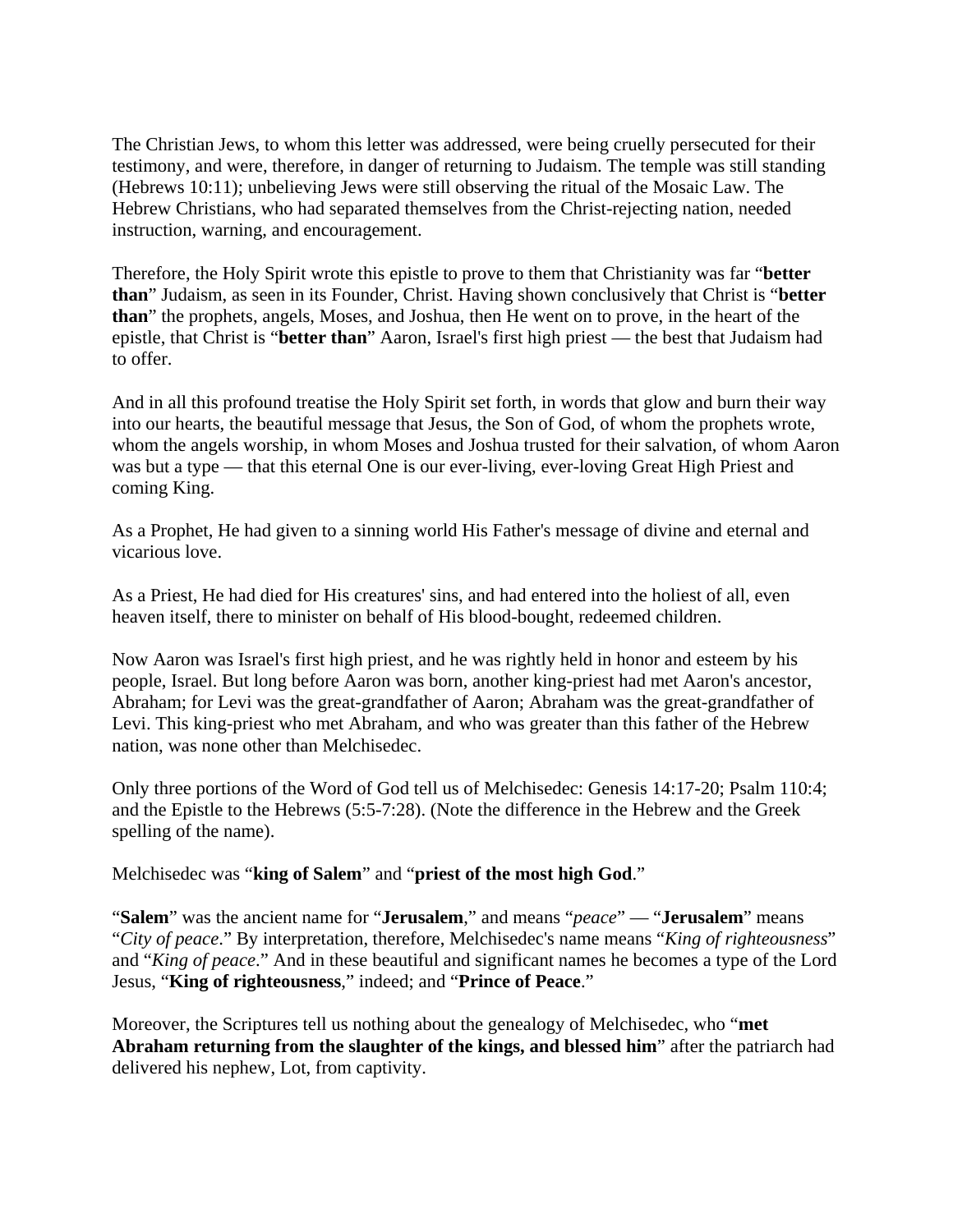The Christian Jews, to whom this letter was addressed, were being cruelly persecuted for their testimony, and were, therefore, in danger of returning to Judaism. The temple was still standing (Hebrews 10:11); unbelieving Jews were still observing the ritual of the Mosaic Law. The Hebrew Christians, who had separated themselves from the Christ-rejecting nation, needed instruction, warning, and encouragement.

Therefore, the Holy Spirit wrote this epistle to prove to them that Christianity was far "**better than**" Judaism, as seen in its Founder, Christ. Having shown conclusively that Christ is "**better than**" the prophets, angels, Moses, and Joshua, then He went on to prove, in the heart of the epistle, that Christ is "**better than**" Aaron, Israel's first high priest — the best that Judaism had to offer.

And in all this profound treatise the Holy Spirit set forth, in words that glow and burn their way into our hearts, the beautiful message that Jesus, the Son of God, of whom the prophets wrote, whom the angels worship, in whom Moses and Joshua trusted for their salvation, of whom Aaron was but a type — that this eternal One is our ever-living, ever-loving Great High Priest and coming King.

As a Prophet, He had given to a sinning world His Father's message of divine and eternal and vicarious love.

As a Priest, He had died for His creatures' sins, and had entered into the holiest of all, even heaven itself, there to minister on behalf of His blood-bought, redeemed children.

Now Aaron was Israel's first high priest, and he was rightly held in honor and esteem by his people, Israel. But long before Aaron was born, another king-priest had met Aaron's ancestor, Abraham; for Levi was the great-grandfather of Aaron; Abraham was the great-grandfather of Levi. This king-priest who met Abraham, and who was greater than this father of the Hebrew nation, was none other than Melchisedec.

Only three portions of the Word of God tell us of Melchisedec: Genesis 14:17-20; Psalm 110:4; and the Epistle to the Hebrews (5:5-7:28). (Note the difference in the Hebrew and the Greek spelling of the name).

Melchisedec was "**king of Salem**" and "**priest of the most high God**."

"**Salem**" was the ancient name for "**Jerusalem**," and means "*peace*" — "**Jerusalem**" means "*City of peace*." By interpretation, therefore, Melchisedec's name means "*King of righteousness*" and "*King of peace*." And in these beautiful and significant names he becomes a type of the Lord Jesus, "**King of righteousness**," indeed; and "**Prince of Peace**."

Moreover, the Scriptures tell us nothing about the genealogy of Melchisedec, who "**met Abraham returning from the slaughter of the kings, and blessed him**" after the patriarch had delivered his nephew, Lot, from captivity.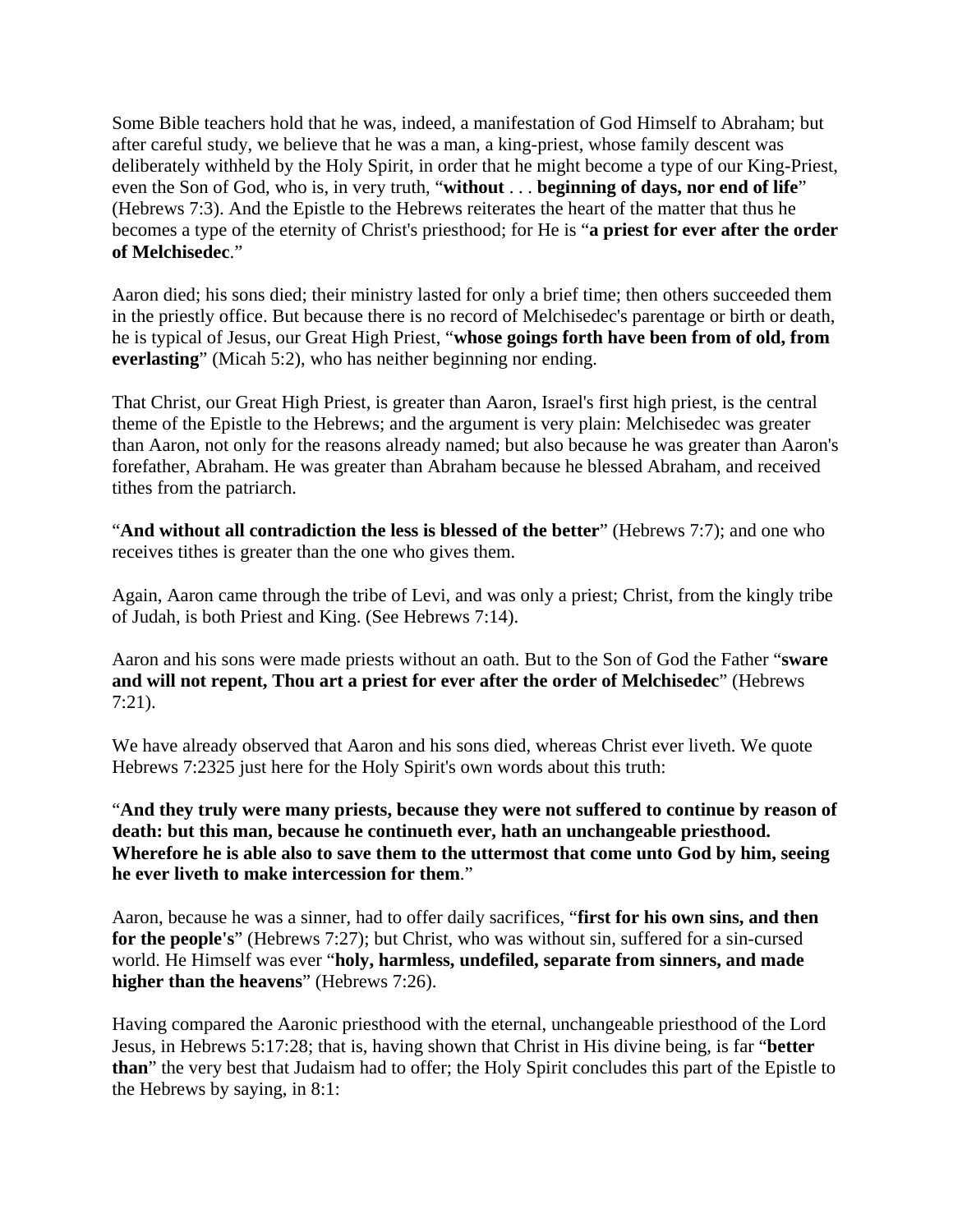Some Bible teachers hold that he was, indeed, a manifestation of God Himself to Abraham; but after careful study, we believe that he was a man, a king-priest, whose family descent was deliberately withheld by the Holy Spirit, in order that he might become a type of our King-Priest, even the Son of God, who is, in very truth, "**without** . . . **beginning of days, nor end of life**" (Hebrews 7:3). And the Epistle to the Hebrews reiterates the heart of the matter that thus he becomes a type of the eternity of Christ's priesthood; for He is "**a priest for ever after the order of Melchisedec**."

Aaron died; his sons died; their ministry lasted for only a brief time; then others succeeded them in the priestly office. But because there is no record of Melchisedec's parentage or birth or death, he is typical of Jesus, our Great High Priest, "**whose goings forth have been from of old, from everlasting**" (Micah 5:2), who has neither beginning nor ending.

That Christ, our Great High Priest, is greater than Aaron, Israel's first high priest, is the central theme of the Epistle to the Hebrews; and the argument is very plain: Melchisedec was greater than Aaron, not only for the reasons already named; but also because he was greater than Aaron's forefather, Abraham. He was greater than Abraham because he blessed Abraham, and received tithes from the patriarch.

"**And without all contradiction the less is blessed of the better**" (Hebrews 7:7); and one who receives tithes is greater than the one who gives them.

Again, Aaron came through the tribe of Levi, and was only a priest; Christ, from the kingly tribe of Judah, is both Priest and King. (See Hebrews 7:14).

Aaron and his sons were made priests without an oath. But to the Son of God the Father "**sware and will not repent, Thou art a priest for ever after the order of Melchisedec**" (Hebrews 7:21).

We have already observed that Aaron and his sons died, whereas Christ ever liveth. We quote Hebrews 7:2325 just here for the Holy Spirit's own words about this truth:

"**And they truly were many priests, because they were not suffered to continue by reason of death: but this man, because he continueth ever, hath an unchangeable priesthood. Wherefore he is able also to save them to the uttermost that come unto God by him, seeing he ever liveth to make intercession for them**."

Aaron, because he was a sinner, had to offer daily sacrifices, "**first for his own sins, and then for the people's**" (Hebrews 7:27); but Christ, who was without sin, suffered for a sin-cursed world. He Himself was ever "**holy, harmless, undefiled, separate from sinners, and made higher than the heavens**" (Hebrews 7:26).

Having compared the Aaronic priesthood with the eternal, unchangeable priesthood of the Lord Jesus, in Hebrews 5:17:28; that is, having shown that Christ in His divine being, is far "**better than**" the very best that Judaism had to offer; the Holy Spirit concludes this part of the Epistle to the Hebrews by saying, in 8:1: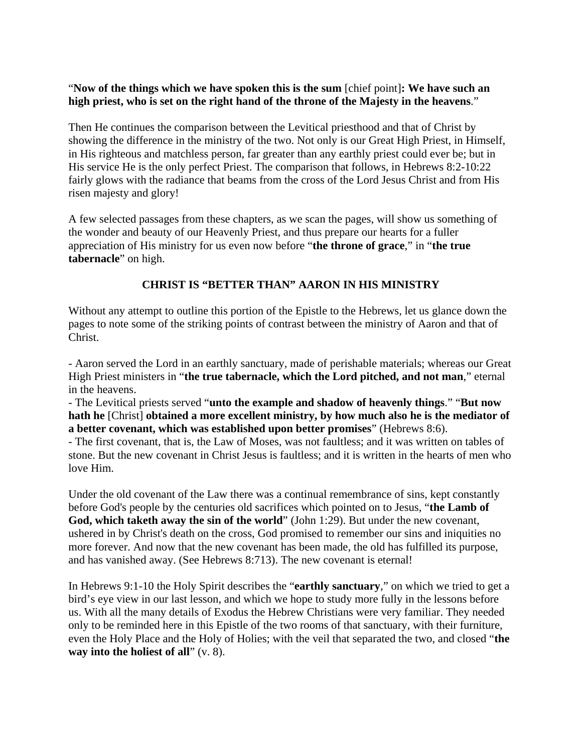"**Now of the things which we have spoken this is the sum** [chief point]**: We have such an high priest, who is set on the right hand of the throne of the Majesty in the heavens**."

Then He continues the comparison between the Levitical priesthood and that of Christ by showing the difference in the ministry of the two. Not only is our Great High Priest, in Himself, in His righteous and matchless person, far greater than any earthly priest could ever be; but in His service He is the only perfect Priest. The comparison that follows, in Hebrews 8:2-10:22 fairly glows with the radiance that beams from the cross of the Lord Jesus Christ and from His risen majesty and glory!

A few selected passages from these chapters, as we scan the pages, will show us something of the wonder and beauty of our Heavenly Priest, and thus prepare our hearts for a fuller appreciation of His ministry for us even now before "**the throne of grace**," in "**the true tabernacle**" on high.

## CHRIST IS "BETTER THAN" AARON IN HIS MINISTRY

Without any attempt to outline this portion of the Epistle to the Hebrews, let us glance down the pages to note some of the striking points of contrast between the ministry of Aaron and that of Christ.

- Aaron served the Lord in an earthly sanctuary, made of perishable materials; whereas our Great High Priest ministers in "**the true tabernacle, which the Lord pitched, and not man**," eternal in the heavens.
- The Levitical priests served "**unto the example and shadow of heavenly things**." "**But now hath he** [Christ] **obtained a more excellent ministry, by how much also he is the mediator of a better covenant, which was established upon better promises**" (Hebrews 8:6).
- The first covenant, that is, the Law of Moses, was not faultless; and it was written on tables of stone. But the new covenant in Christ Jesus is faultless; and it is written in the hearts of men who love Him.

Under the old covenant of the Law there was a continual remembrance of sins, kept constantly before God's people by the centuries old sacrifices which pointed on to Jesus, "**the Lamb of God, which taketh away the sin of the world**" (John 1:29). But under the new covenant, ushered in by Christ's death on the cross, God promised to remember our sins and iniquities no more forever. And now that the new covenant has been made, the old has fulfilled its purpose, and has vanished away. (See Hebrews 8:713). The new covenant is eternal!

In Hebrews 9:1-10 the Holy Spirit describes the "**earthly sanctuary**," on which we tried to get a bird's eye view in our last lesson, and which we hope to study more fully in the lessons before us. With all the many details of Exodus the Hebrew Christians were very familiar. They needed only to be reminded here in this Epistle of the two rooms of that sanctuary, with their furniture, even the Holy Place and the Holy of Holies; with the veil that separated the two, and closed "**the way into the holiest of all**" (v. 8).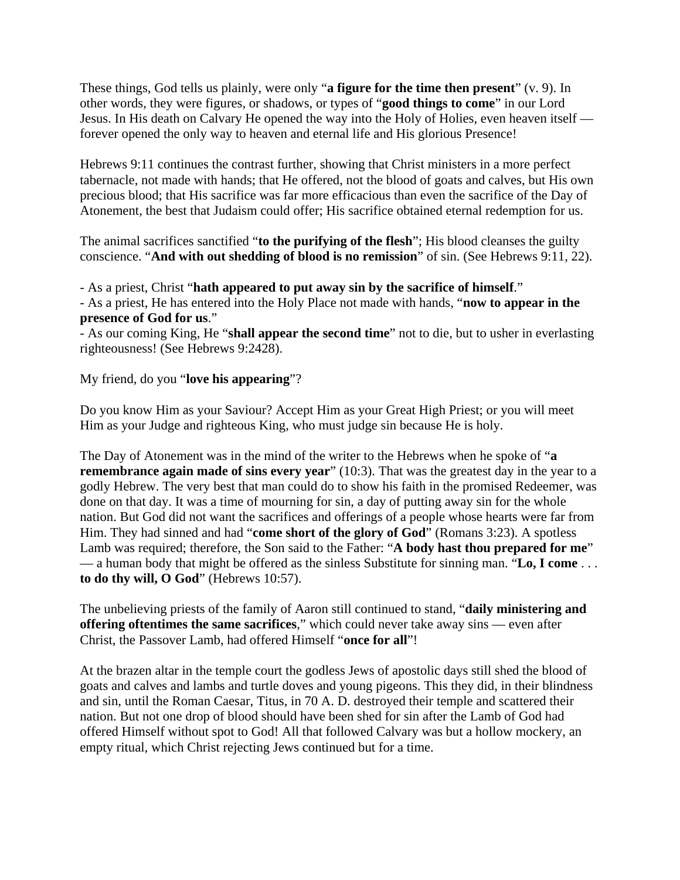These things, God tells us plainly, were only “**a figure for the time then present**” (v. 9). In other words, they were figures, or shadows, or types of “**good things to come**” in our Lord Jesus. In His death on Calvary He opened the way into the Holy of Holies, even heaven itself — forever opened the only way to heaven and eternal life and His glorious Presence!

Hebrews 9:11 continues the contrast further, showing that Christ ministers in a more perfect tabernacle, not made with hands; that He offered, not the blood of goats and calves, but His own precious blood; that His sacrifice was far more efficacious than even the sacrifice of the Day of Atonement, the best that Judaism could offer; His sacrifice obtained eternal redemption for us.

The animal sacrifices sanctified “**to the purifying of the flesh**”; His blood cleanses the guilty conscience. “**And with out shedding of blood is no remission**” of sin. (See Hebrews 9:11, 22).

- As a priest, Christ “**hath appeared to put away sin by the sacrifice of himself**.”
- As a priest, He has entered into the Holy Place not made with hands, “**now to appear in the presence of God for us**.”
- As our coming King, He “**shall appear the second time**” not to die, but to usher in everlasting righteousness! (See Hebrews 9:2428).

My friend, do you “**love his appearing**”?

Do you know Him as your Saviour? Accept Him as your Great High Priest; or you will meet Him as your Judge and righteous King, who must judge sin because He is holy.

The Day of Atonement was in the mind of the writer to the Hebrews when he spoke of “**a remembrance again made of sins every year**” (10:3). That was the greatest day in the year to a godly Hebrew. The very best that man could do to show his faith in the promised Redeemer, was done on that day. It was a time of mourning for sin, a day of putting away sin for the whole nation. But God did not want the sacrifices and offerings of a people whose hearts were far from Him. They had sinned and had “**come short of the glory of God**” (Romans 3:23). A spotless Lamb was required; therefore, the Son said to the Father: “**A body hast thou prepared for me**” — a human body that might be offered as the sinless Substitute for sinning man. “**Lo, I come** . . . **to do thy will, O God**” (Hebrews 10:57).

The unbelieving priests of the family of Aaron still continued to stand, “**daily ministering and offering oftentimes the same sacrifices**,” which could never take away sins — even after Christ, the Passover Lamb, had offered Himself “**once for all**”!

At the brazen altar in the temple court the godless Jews of apostolic days still shed the blood of goats and calves and lambs and turtle doves and young pigeons. This they did, in their blindness and sin, until the Roman Caesar, Titus, in 70 A. D. destroyed their temple and scattered their nation. But not one drop of blood should have been shed for sin after the Lamb of God had offered Himself without spot to God! All that followed Calvary was but a hollow mockery, an empty ritual, which Christ rejecting Jews continued but for a time.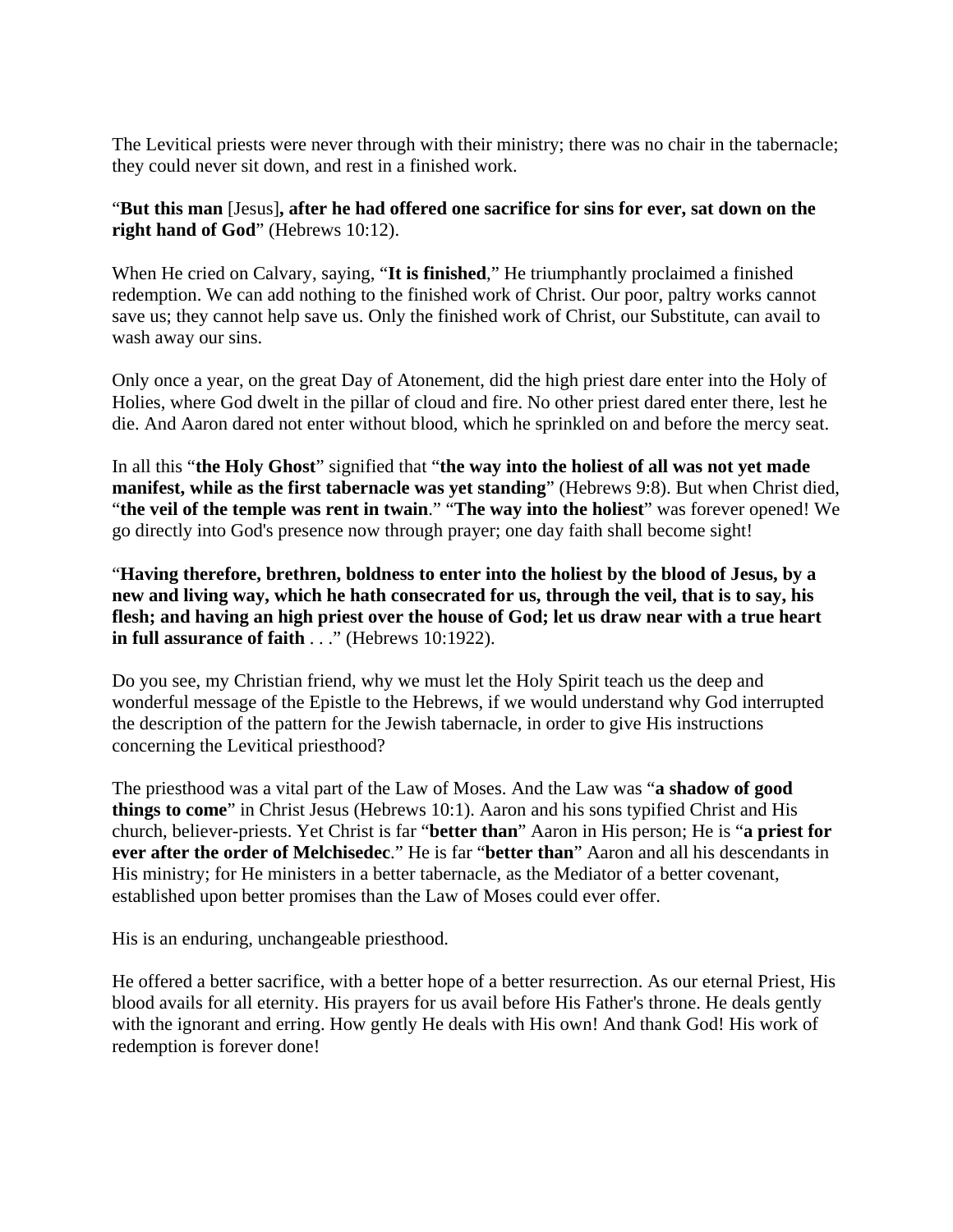The Levitical priests were never through with their ministry; there was no chair in the tabernacle; they could never sit down, and rest in a finished work.

"**But this man** [Jesus]**, after he had offered one sacrifice for sins for ever, sat down on the right hand of God**" (Hebrews 10:12).

When He cried on Calvary, saying, "**It is finished**," He triumphantly proclaimed a finished redemption. We can add nothing to the finished work of Christ. Our poor, paltry works cannot save us; they cannot help save us. Only the finished work of Christ, our Substitute, can avail to wash away our sins.

Only once a year, on the great Day of Atonement, did the high priest dare enter into the Holy of Holies, where God dwelt in the pillar of cloud and fire. No other priest dared enter there, lest he die. And Aaron dared not enter without blood, which he sprinkled on and before the mercy seat.

In all this "**the Holy Ghost**" signified that "**the way into the holiest of all was not yet made manifest, while as the first tabernacle was yet standing**" (Hebrews 9:8). But when Christ died, "**the veil of the temple was rent in twain**." "**The way into the holiest**" was forever opened! We go directly into God's presence now through prayer; one day faith shall become sight!

"**Having therefore, brethren, boldness to enter into the holiest by the blood of Jesus, by a new and living way, which he hath consecrated for us, through the veil, that is to say, his flesh; and having an high priest over the house of God; let us draw near with a true heart in full assurance of faith** . . ." (Hebrews 10:1922).

Do you see, my Christian friend, why we must let the Holy Spirit teach us the deep and wonderful message of the Epistle to the Hebrews, if we would understand why God interrupted the description of the pattern for the Jewish tabernacle, in order to give His instructions concerning the Levitical priesthood?

The priesthood was a vital part of the Law of Moses. And the Law was "**a shadow of good things to come**" in Christ Jesus (Hebrews 10:1). Aaron and his sons typified Christ and His church, believer-priests. Yet Christ is far "**better than**" Aaron in His person; He is "**a priest for ever after the order of Melchisedec**." He is far "**better than**" Aaron and all his descendants in His ministry; for He ministers in a better tabernacle, as the Mediator of a better covenant, established upon better promises than the Law of Moses could ever offer.

His is an enduring, unchangeable priesthood.

He offered a better sacrifice, with a better hope of a better resurrection. As our eternal Priest, His blood avails for all eternity. His prayers for us avail before His Father's throne. He deals gently with the ignorant and erring. How gently He deals with His own! And thank God! His work of redemption is forever done!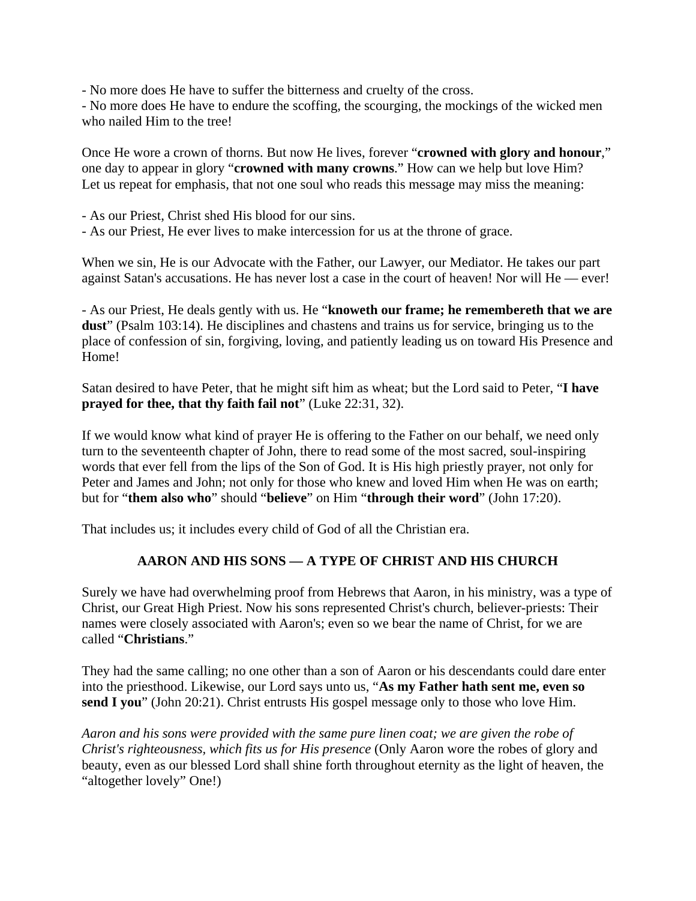- No more does He have to suffer the bitterness and cruelty of the cross.
- No more does He have to endure the scoffing, the scourging, the mockings of the wicked men who nailed Him to the tree!

Once He wore a crown of thorns. But now He lives, forever "**crowned with glory and honour**," one day to appear in glory "**crowned with many crowns**." How can we help but love Him? Let us repeat for emphasis, that not one soul who reads this message may miss the meaning:

- As our Priest, Christ shed His blood for our sins.
- As our Priest, He ever lives to make intercession for us at the throne of grace.

When we sin, He is our Advocate with the Father, our Lawyer, our Mediator. He takes our part against Satan's accusations. He has never lost a case in the court of heaven! Nor will He — ever!

- As our Priest, He deals gently with us. He "**knoweth our frame; he remembereth that we are dust**" (Psalm 103:14). He disciplines and chastens and trains us for service, bringing us to the place of confession of sin, forgiving, loving, and patiently leading us on toward His Presence and Home!

Satan desired to have Peter, that he might sift him as wheat; but the Lord said to Peter, "**I have prayed for thee, that thy faith fail not**" (Luke 22:31, 32).

If we would know what kind of prayer He is offering to the Father on our behalf, we need only turn to the seventeenth chapter of John, there to read some of the most sacred, soul-inspiring words that ever fell from the lips of the Son of God. It is His high priestly prayer, not only for Peter and James and John; not only for those who knew and loved Him when He was on earth; but for "**them also who**" should "**believe**" on Him "**through their word**" (John 17:20).

That includes us; it includes every child of God of all the Christian era.

## AARON AND HIS SONS — A TYPE OF CHRIST AND HIS CHURCH

Surely we have had overwhelming proof from Hebrews that Aaron, in his ministry, was a type of Christ, our Great High Priest. Now his sons represented Christ's church, believer-priests: Their names were closely associated with Aaron's; even so we bear the name of Christ, for we are called "**Christians**."

They had the same calling; no one other than a son of Aaron or his descendants could dare enter into the priesthood. Likewise, our Lord says unto us, "**As my Father hath sent me, even so send I you**" (John 20:21). Christ entrusts His gospel message only to those who love Him.

*Aaron and his sons were provided with the same pure linen coat; we are given the robe of Christ's righteousness, which fits us for His presence* (Only Aaron wore the robes of glory and beauty, even as our blessed Lord shall shine forth throughout eternity as the light of heaven, the "altogether lovely" One!)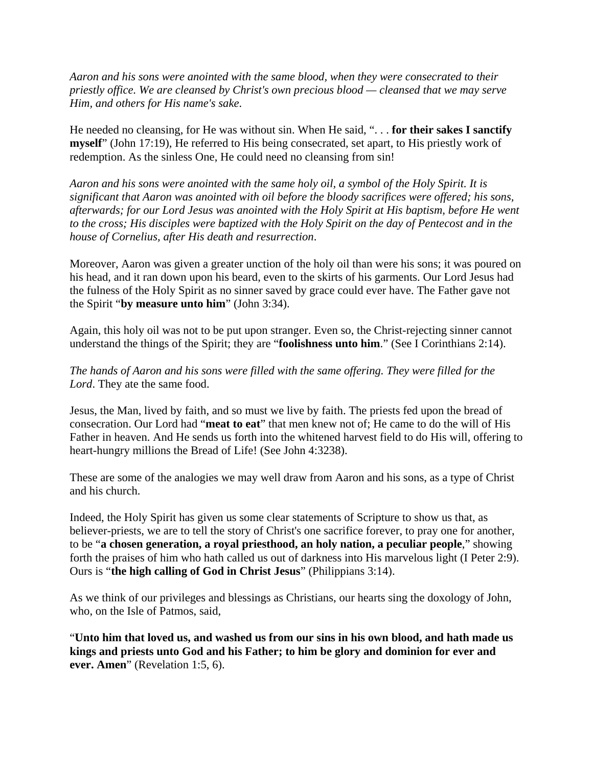*Aaron and his sons were anointed with the same blood, when they were consecrated to their priestly office. We are cleansed by Christ's own precious blood — cleansed that we may serve Him, and others for His name's sake.*

He needed no cleansing, for He was without sin. When He said, ". . . **for their sakes I sanctify myself**" (John 17:19), He referred to His being consecrated, set apart, to His priestly work of redemption. As the sinless One, He could need no cleansing from sin!

*Aaron and his sons were anointed with the same holy oil, a symbol of the Holy Spirit. It is significant that Aaron was anointed with oil before the bloody sacrifices were offered; his sons, afterwards; for our Lord Jesus was anointed with the Holy Spirit at His baptism, before He went to the cross; His disciples were baptized with the Holy Spirit on the day of Pentecost and in the house of Cornelius, after His death and resurrection.*

Moreover, Aaron was given a greater unction of the holy oil than were his sons; it was poured on his head, and it ran down upon his beard, even to the skirts of his garments. Our Lord Jesus had the fulness of the Holy Spirit as no sinner saved by grace could ever have. The Father gave not the Spirit "**by measure unto him**" (John 3:34).

Again, this holy oil was not to be put upon stranger. Even so, the Christ-rejecting sinner cannot understand the things of the Spirit; they are "**foolishness unto him**." (See I Corinthians 2:14).

*The hands of Aaron and his sons were filled with the same offering. They were filled for the Lord*. They ate the same food.

Jesus, the Man, lived by faith, and so must we live by faith. The priests fed upon the bread of consecration. Our Lord had "**meat to eat**" that men knew not of; He came to do the will of His Father in heaven. And He sends us forth into the whitened harvest field to do His will, offering to heart-hungry millions the Bread of Life! (See John 4:3238).

These are some of the analogies we may well draw from Aaron and his sons, as a type of Christ and his church.

Indeed, the Holy Spirit has given us some clear statements of Scripture to show us that, as believer-priests, we are to tell the story of Christ's one sacrifice forever, to pray one for another, to be "**a chosen generation, a royal priesthood, an holy nation, a peculiar people**," showing forth the praises of him who hath called us out of darkness into His marvelous light (I Peter 2:9). Ours is "**the high calling of God in Christ Jesus**" (Philippians 3:14).

As we think of our privileges and blessings as Christians, our hearts sing the doxology of John, who, on the Isle of Patmos, said,

"**Unto him that loved us, and washed us from our sins in his own blood, and hath made us kings and priests unto God and his Father; to him be glory and dominion for ever and ever. Amen**" (Revelation 1:5, 6).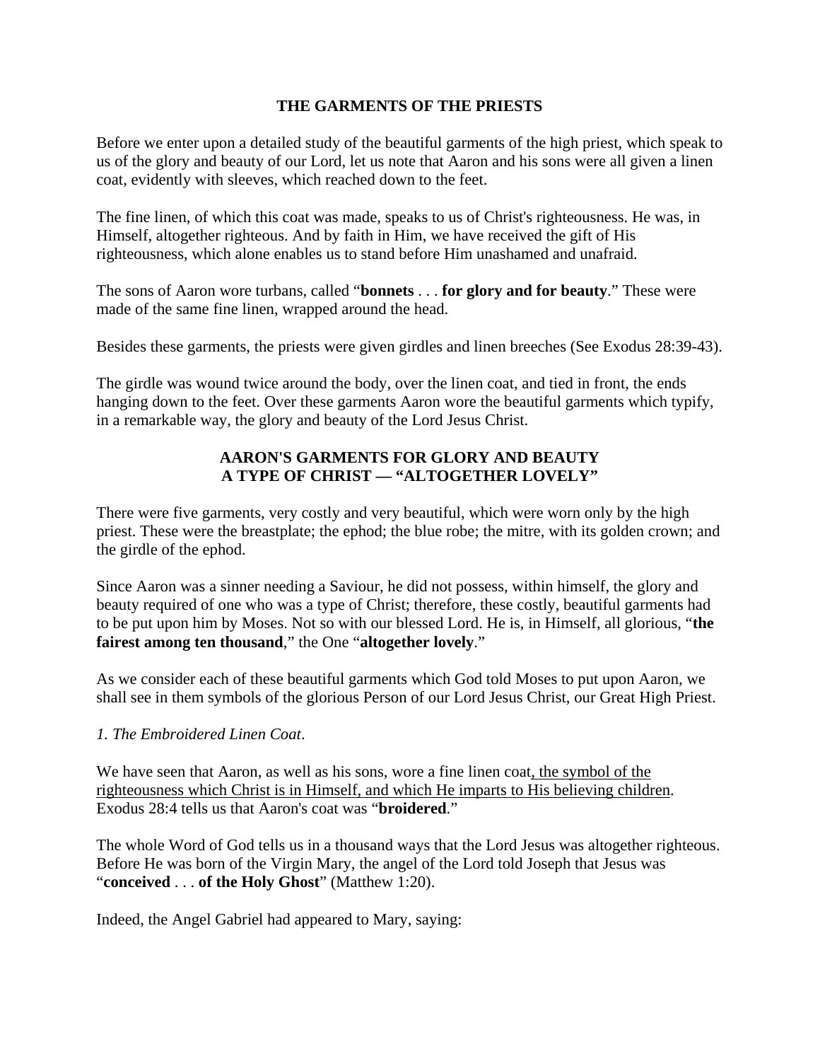## THE GARMENTS OF THE PRIESTS

Before we enter upon a detailed study of the beautiful garments of the high priest, which speak to us of the glory and beauty of our Lord, let us note that Aaron and his sons were all given a linen coat, evidently with sleeves, which reached down to the feet.

The fine linen, of which this coat was made, speaks to us of Christ's righteousness. He was, in Himself, altogether righteous. And by faith in Him, we have received the gift of His righteousness, which alone enables us to stand before Him unashamed and unafraid.

The sons of Aaron wore turbans, called "**bonnets** . . . **for glory and for beauty**." These were made of the same fine linen, wrapped around the head.

Besides these garments, the priests were given girdles and linen breeches (See Exodus 28:39-43).

The girdle was wound twice around the body, over the linen coat, and tied in front, the ends hanging down to the feet. Over these garments Aaron wore the beautiful garments which typify, in a remarkable way, the glory and beauty of the Lord Jesus Christ.

## AARON'S GARMENTS FOR GLORY AND BEAUTY
## A TYPE OF CHRIST — "ALTOGETHER LOVELY"

There were five garments, very costly and very beautiful, which were worn only by the high priest. These were the breastplate; the ephod; the blue robe; the mitre, with its golden crown; and the girdle of the ephod.

Since Aaron was a sinner needing a Saviour, he did not possess, within himself, the glory and beauty required of one who was a type of Christ; therefore, these costly, beautiful garments had to be put upon him by Moses. Not so with our blessed Lord. He is, in Himself, all glorious, "**the fairest among ten thousand**," the One "**altogether lovely**."

As we consider each of these beautiful garments which God told Moses to put upon Aaron, we shall see in them symbols of the glorious Person of our Lord Jesus Christ, our Great High Priest.

*1. The Embroidered Linen Coat*.

We have seen that Aaron, as well as his sons, wore a fine linen coat, the symbol of the righteousness which Christ is in Himself, and which He imparts to His believing children. Exodus 28:4 tells us that Aaron's coat was "**broidered**."

The whole Word of God tells us in a thousand ways that the Lord Jesus was altogether righteous. Before He was born of the Virgin Mary, the angel of the Lord told Joseph that Jesus was "**conceived** . . . **of the Holy Ghost**" (Matthew 1:20).

Indeed, the Angel Gabriel had appeared to Mary, saying: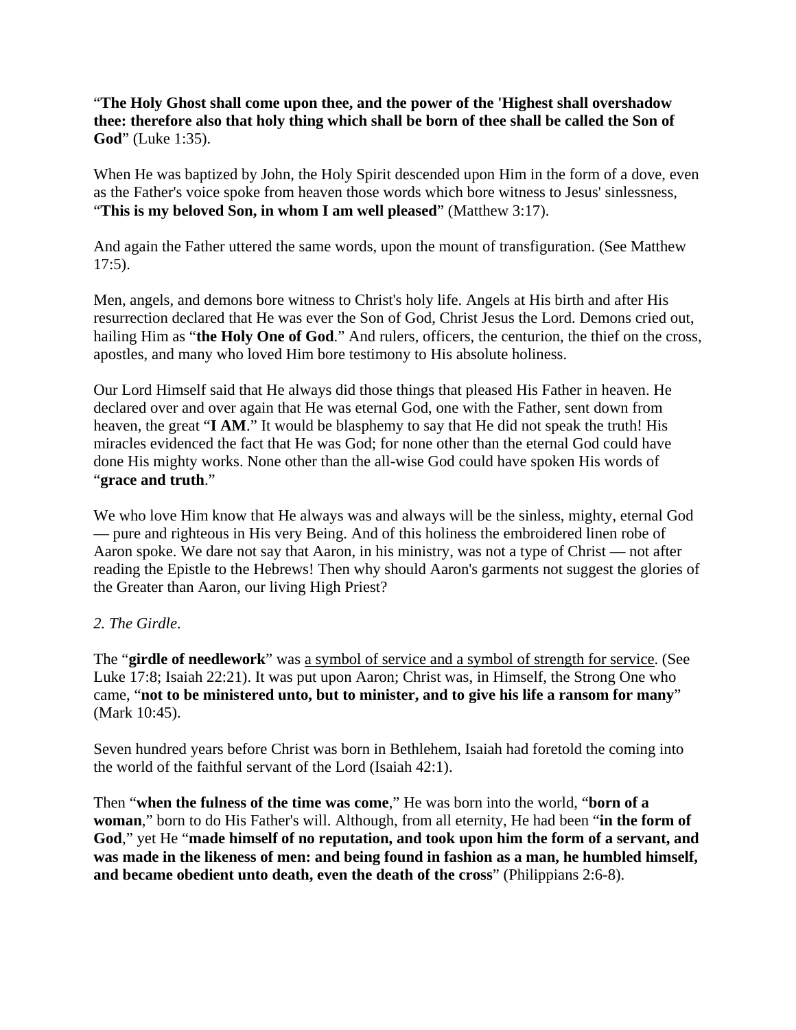"**The Holy Ghost shall come upon thee, and the power of the 'Highest shall overshadow thee: therefore also that holy thing which shall be born of thee shall be called the Son of God**" (Luke 1:35).

When He was baptized by John, the Holy Spirit descended upon Him in the form of a dove, even as the Father's voice spoke from heaven those words which bore witness to Jesus' sinlessness, "**This is my beloved Son, in whom I am well pleased**" (Matthew 3:17).

And again the Father uttered the same words, upon the mount of transfiguration. (See Matthew 17:5).

Men, angels, and demons bore witness to Christ's holy life. Angels at His birth and after His resurrection declared that He was ever the Son of God, Christ Jesus the Lord. Demons cried out, hailing Him as "**the Holy One of God**." And rulers, officers, the centurion, the thief on the cross, apostles, and many who loved Him bore testimony to His absolute holiness.

Our Lord Himself said that He always did those things that pleased His Father in heaven. He declared over and over again that He was eternal God, one with the Father, sent down from heaven, the great "**I AM**." It would be blasphemy to say that He did not speak the truth! His miracles evidenced the fact that He was God; for none other than the eternal God could have done His mighty works. None other than the all-wise God could have spoken His words of "**grace and truth**."

We who love Him know that He always was and always will be the sinless, mighty, eternal God — pure and righteous in His very Being. And of this holiness the embroidered linen robe of Aaron spoke. We dare not say that Aaron, in his ministry, was not a type of Christ — not after reading the Epistle to the Hebrews! Then why should Aaron's garments not suggest the glories of the Greater than Aaron, our living High Priest?

*2. The Girdle*.

The "**girdle of needlework**" was a symbol of service and a symbol of strength for service. (See Luke 17:8; Isaiah 22:21). It was put upon Aaron; Christ was, in Himself, the Strong One who came, "**not to be ministered unto, but to minister, and to give his life a ransom for many**" (Mark 10:45).

Seven hundred years before Christ was born in Bethlehem, Isaiah had foretold the coming into the world of the faithful servant of the Lord (Isaiah 42:1).

Then "**when the fulness of the time was come**," He was born into the world, "**born of a woman**," born to do His Father's will. Although, from all eternity, He had been "**in the form of God**," yet He "**made himself of no reputation, and took upon him the form of a servant, and was made in the likeness of men: and being found in fashion as a man, he humbled himself, and became obedient unto death, even the death of the cross**" (Philippians 2:6-8).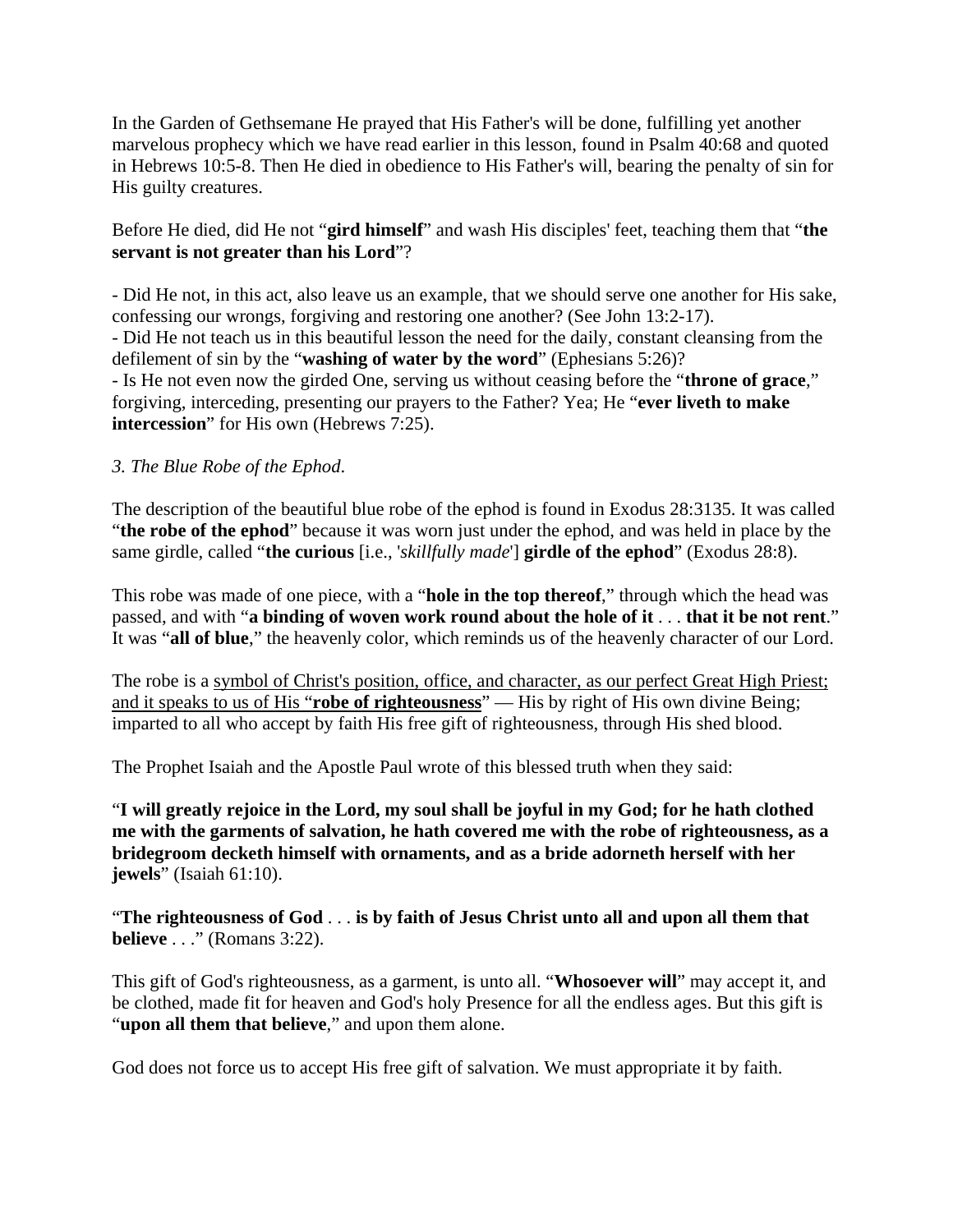In the Garden of Gethsemane He prayed that His Father's will be done, fulfilling yet another marvelous prophecy which we have read earlier in this lesson, found in Psalm 40:68 and quoted in Hebrews 10:5-8. Then He died in obedience to His Father's will, bearing the penalty of sin for His guilty creatures.

Before He died, did He not "**gird himself**" and wash His disciples' feet, teaching them that "**the servant is not greater than his Lord**"?

- Did He not, in this act, also leave us an example, that we should serve one another for His sake, confessing our wrongs, forgiving and restoring one another? (See John 13:2-17).
- Did He not teach us in this beautiful lesson the need for the daily, constant cleansing from the defilement of sin by the "**washing of water by the word**" (Ephesians 5:26)?
- Is He not even now the girded One, serving us without ceasing before the "**throne of grace**," forgiving, interceding, presenting our prayers to the Father? Yea; He "**ever liveth to make intercession**" for His own (Hebrews 7:25).

*3. The Blue Robe of the Ephod*.

The description of the beautiful blue robe of the ephod is found in Exodus 28:3135. It was called "**the robe of the ephod**" because it was worn just under the ephod, and was held in place by the same girdle, called "**the curious** [i.e., '*skillfully made*'] **girdle of the ephod**" (Exodus 28:8).

This robe was made of one piece, with a "**hole in the top thereof**," through which the head was passed, and with "**a binding of woven work round about the hole of it** . . . **that it be not rent**." It was "**all of blue**," the heavenly color, which reminds us of the heavenly character of our Lord.

The robe is a <u>symbol of Christ's position, office, and character, as our perfect Great High Priest; and it speaks to us of His "**robe of righteousness**"</u> — His by right of His own divine Being; imparted to all who accept by faith His free gift of righteousness, through His shed blood.

The Prophet Isaiah and the Apostle Paul wrote of this blessed truth when they said:

"**I will greatly rejoice in the Lord, my soul shall be joyful in my God; for he hath clothed me with the garments of salvation, he hath covered me with the robe of righteousness, as a bridegroom decketh himself with ornaments, and as a bride adorneth herself with her jewels**" (Isaiah 61:10).

"**The righteousness of God** . . . **is by faith of Jesus Christ unto all and upon all them that believe** . . ." (Romans 3:22).

This gift of God's righteousness, as a garment, is unto all. "**Whosoever will**" may accept it, and be clothed, made fit for heaven and God's holy Presence for all the endless ages. But this gift is "**upon all them that believe**," and upon them alone.

God does not force us to accept His free gift of salvation. We must appropriate it by faith.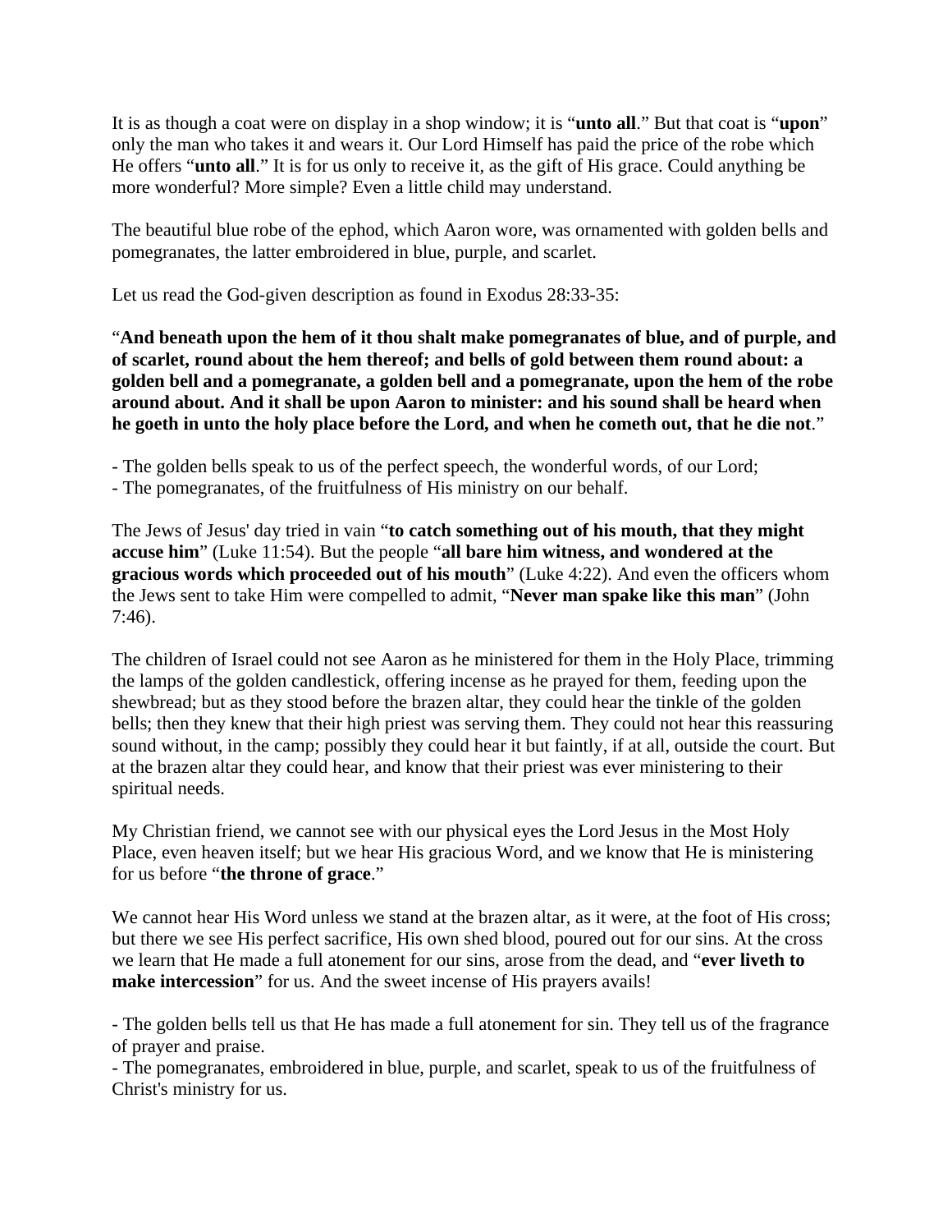It is as though a coat were on display in a shop window; it is "**unto all**." But that coat is "**upon**" only the man who takes it and wears it. Our Lord Himself has paid the price of the robe which He offers "**unto all**." It is for us only to receive it, as the gift of His grace. Could anything be more wonderful? More simple? Even a little child may understand.

The beautiful blue robe of the ephod, which Aaron wore, was ornamented with golden bells and pomegranates, the latter embroidered in blue, purple, and scarlet.

Let us read the God-given description as found in Exodus 28:33-35:

"**And beneath upon the hem of it thou shalt make pomegranates of blue, and of purple, and of scarlet, round about the hem thereof; and bells of gold between them round about: a golden bell and a pomegranate, a golden bell and a pomegranate, upon the hem of the robe around about. And it shall be upon Aaron to minister: and his sound shall be heard when he goeth in unto the holy place before the Lord, and when he cometh out, that he die not**."

- The golden bells speak to us of the perfect speech, the wonderful words, of our Lord;
- The pomegranates, of the fruitfulness of His ministry on our behalf.

The Jews of Jesus' day tried in vain "**to catch something out of his mouth, that they might accuse him**" (Luke 11:54). But the people "**all bare him witness, and wondered at the gracious words which proceeded out of his mouth**" (Luke 4:22). And even the officers whom the Jews sent to take Him were compelled to admit, "**Never man spake like this man**" (John 7:46).

The children of Israel could not see Aaron as he ministered for them in the Holy Place, trimming the lamps of the golden candlestick, offering incense as he prayed for them, feeding upon the shewbread; but as they stood before the brazen altar, they could hear the tinkle of the golden bells; then they knew that their high priest was serving them. They could not hear this reassuring sound without, in the camp; possibly they could hear it but faintly, if at all, outside the court. But at the brazen altar they could hear, and know that their priest was ever ministering to their spiritual needs.

My Christian friend, we cannot see with our physical eyes the Lord Jesus in the Most Holy Place, even heaven itself; but we hear His gracious Word, and we know that He is ministering for us before "**the throne of grace**."

We cannot hear His Word unless we stand at the brazen altar, as it were, at the foot of His cross; but there we see His perfect sacrifice, His own shed blood, poured out for our sins. At the cross we learn that He made a full atonement for our sins, arose from the dead, and "**ever liveth to make intercession**" for us. And the sweet incense of His prayers avails!

- The golden bells tell us that He has made a full atonement for sin. They tell us of the fragrance of prayer and praise.
- The pomegranates, embroidered in blue, purple, and scarlet, speak to us of the fruitfulness of Christ's ministry for us.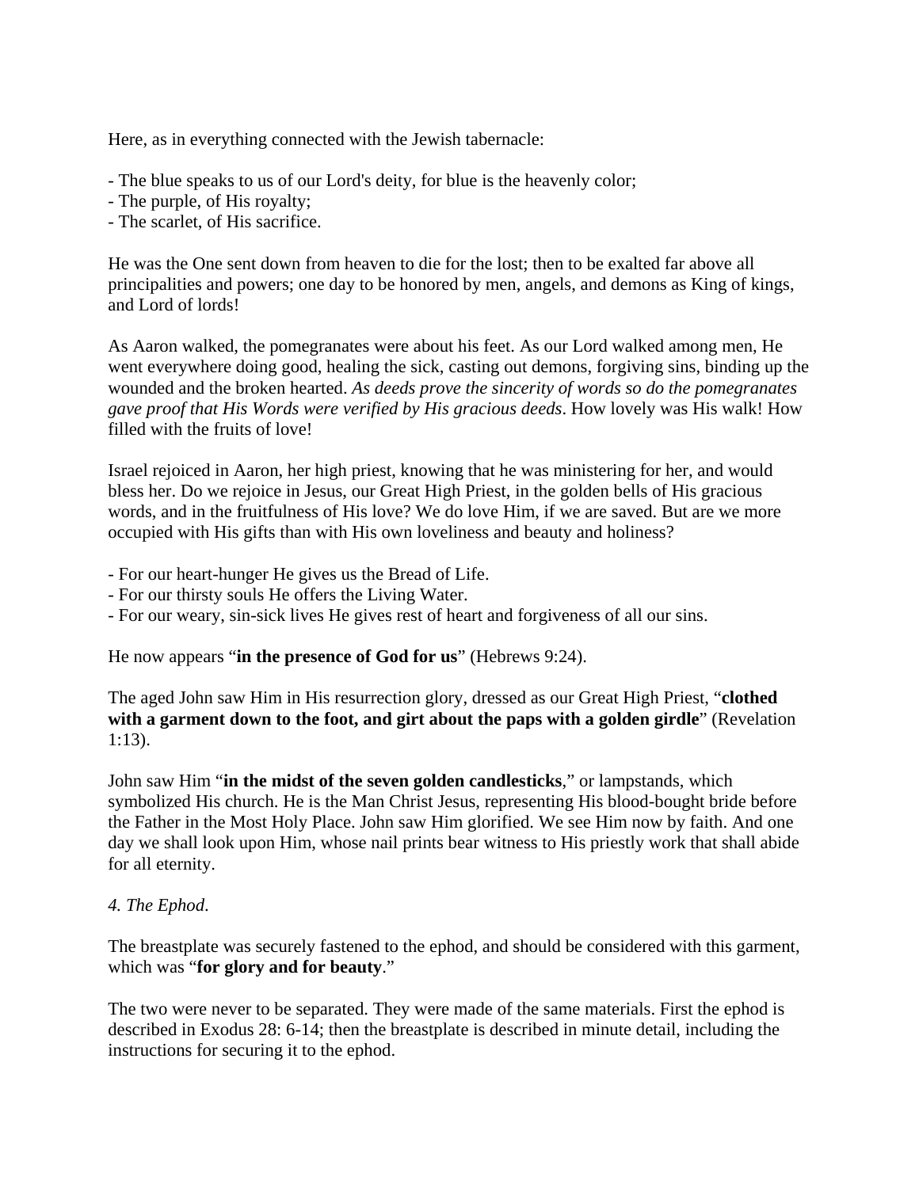Here, as in everything connected with the Jewish tabernacle:

- The blue speaks to us of our Lord's deity, for blue is the heavenly color;
- The purple, of His royalty;
- The scarlet, of His sacrifice.

He was the One sent down from heaven to die for the lost; then to be exalted far above all principalities and powers; one day to be honored by men, angels, and demons as King of kings, and Lord of lords!

As Aaron walked, the pomegranates were about his feet. As our Lord walked among men, He went everywhere doing good, healing the sick, casting out demons, forgiving sins, binding up the wounded and the broken hearted. *As deeds prove the sincerity of words so do the pomegranates gave proof that His Words were verified by His gracious deeds*. How lovely was His walk! How filled with the fruits of love!

Israel rejoiced in Aaron, her high priest, knowing that he was ministering for her, and would bless her. Do we rejoice in Jesus, our Great High Priest, in the golden bells of His gracious words, and in the fruitfulness of His love? We do love Him, if we are saved. But are we more occupied with His gifts than with His own loveliness and beauty and holiness?

- For our heart-hunger He gives us the Bread of Life.
- For our thirsty souls He offers the Living Water.
- For our weary, sin-sick lives He gives rest of heart and forgiveness of all our sins.

He now appears "**in the presence of God for us**" (Hebrews 9:24).

The aged John saw Him in His resurrection glory, dressed as our Great High Priest, "**clothed with a garment down to the foot, and girt about the paps with a golden girdle**" (Revelation 1:13).

John saw Him "**in the midst of the seven golden candlesticks**," or lampstands, which symbolized His church. He is the Man Christ Jesus, representing His blood-bought bride before the Father in the Most Holy Place. John saw Him glorified. We see Him now by faith. And one day we shall look upon Him, whose nail prints bear witness to His priestly work that shall abide for all eternity.

*4. The Ephod*.

The breastplate was securely fastened to the ephod, and should be considered with this garment, which was "**for glory and for beauty**."

The two were never to be separated. They were made of the same materials. First the ephod is described in Exodus 28: 6-14; then the breastplate is described in minute detail, including the instructions for securing it to the ephod.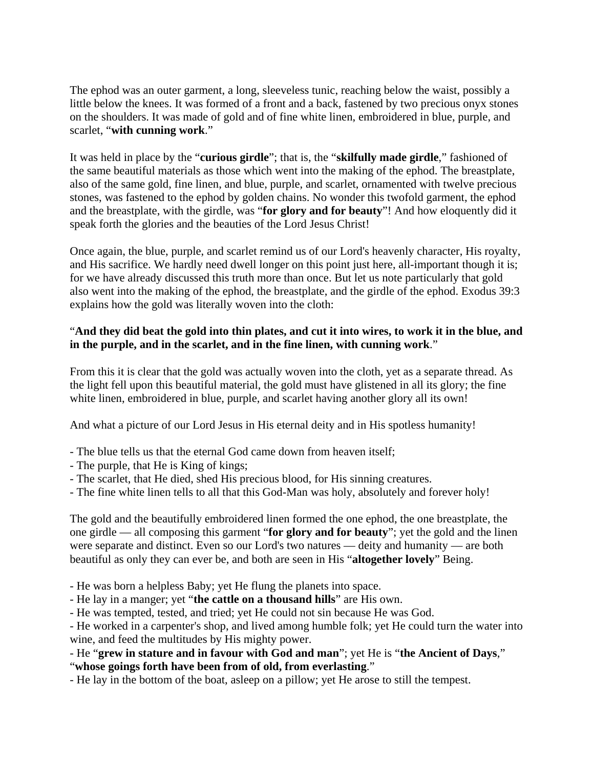The ephod was an outer garment, a long, sleeveless tunic, reaching below the waist, possibly a little below the knees. It was formed of a front and a back, fastened by two precious onyx stones on the shoulders. It was made of gold and of fine white linen, embroidered in blue, purple, and scarlet, "**with cunning work**."

It was held in place by the "**curious girdle**"; that is, the "**skilfully made girdle**," fashioned of the same beautiful materials as those which went into the making of the ephod. The breastplate, also of the same gold, fine linen, and blue, purple, and scarlet, ornamented with twelve precious stones, was fastened to the ephod by golden chains. No wonder this twofold garment, the ephod and the breastplate, with the girdle, was "**for glory and for beauty**"! And how eloquently did it speak forth the glories and the beauties of the Lord Jesus Christ!

Once again, the blue, purple, and scarlet remind us of our Lord's heavenly character, His royalty, and His sacrifice. We hardly need dwell longer on this point just here, all-important though it is; for we have already discussed this truth more than once. But let us note particularly that gold also went into the making of the ephod, the breastplate, and the girdle of the ephod. Exodus 39:3 explains how the gold was literally woven into the cloth:

"**And they did beat the gold into thin plates, and cut it into wires, to work it in the blue, and in the purple, and in the scarlet, and in the fine linen, with cunning work**."

From this it is clear that the gold was actually woven into the cloth, yet as a separate thread. As the light fell upon this beautiful material, the gold must have glistened in all its glory; the fine white linen, embroidered in blue, purple, and scarlet having another glory all its own!

And what a picture of our Lord Jesus in His eternal deity and in His spotless humanity!

- The blue tells us that the eternal God came down from heaven itself;
- The purple, that He is King of kings;
- The scarlet, that He died, shed His precious blood, for His sinning creatures.
- The fine white linen tells to all that this God-Man was holy, absolutely and forever holy!

The gold and the beautifully embroidered linen formed the one ephod, the one breastplate, the one girdle — all composing this garment "**for glory and for beauty**"; yet the gold and the linen were separate and distinct. Even so our Lord's two natures — deity and humanity — are both beautiful as only they can ever be, and both are seen in His "**altogether lovely**" Being.

- He was born a helpless Baby; yet He flung the planets into space.
- He lay in a manger; yet "**the cattle on a thousand hills**" are His own.
- He was tempted, tested, and tried; yet He could not sin because He was God.
- He worked in a carpenter's shop, and lived among humble folk; yet He could turn the water into wine, and feed the multitudes by His mighty power.
- He "**grew in stature and in favour with God and man**"; yet He is "**the Ancient of Days**," "**whose goings forth have been from of old, from everlasting**."
- He lay in the bottom of the boat, asleep on a pillow; yet He arose to still the tempest.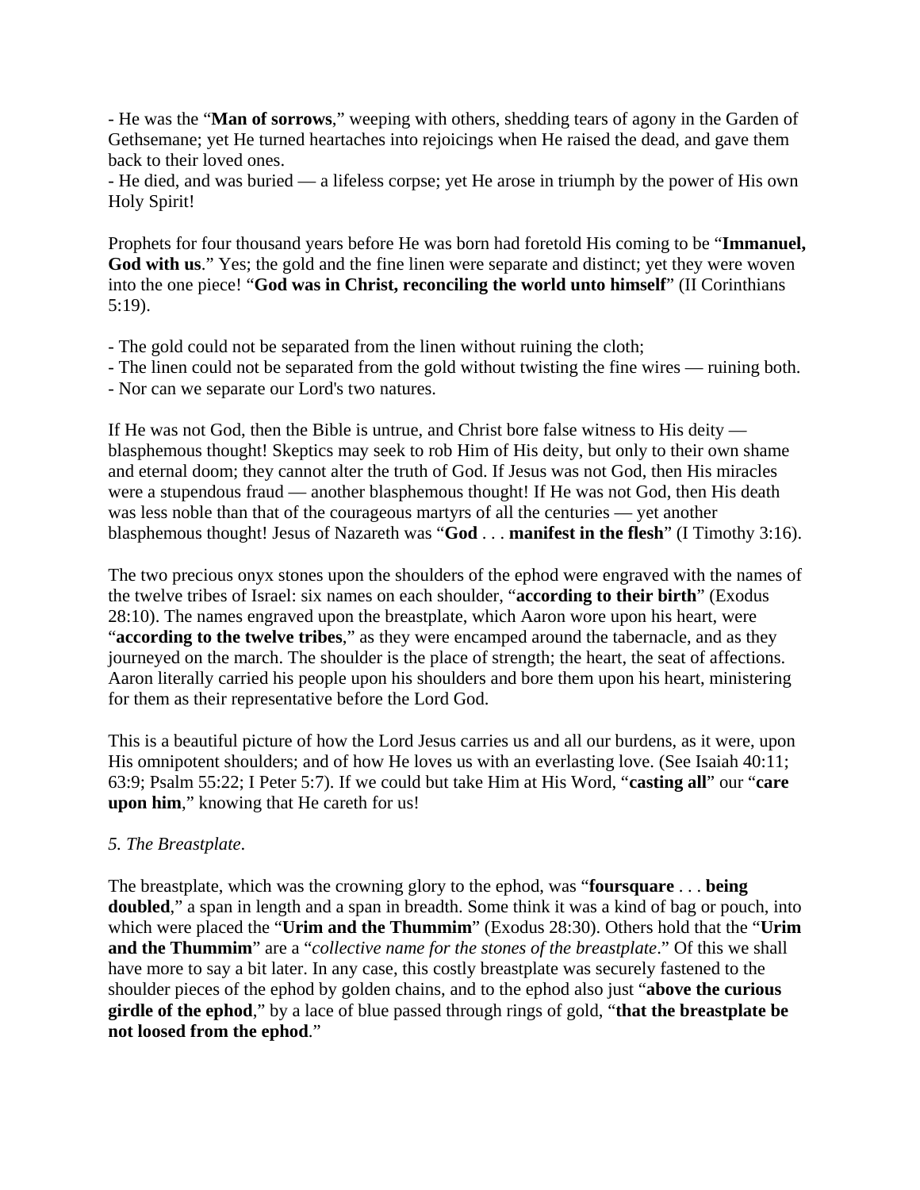- He was the "**Man of sorrows**," weeping with others, shedding tears of agony in the Garden of Gethsemane; yet He turned heartaches into rejoicings when He raised the dead, and gave them back to their loved ones.
- He died, and was buried — a lifeless corpse; yet He arose in triumph by the power of His own Holy Spirit!

Prophets for four thousand years before He was born had foretold His coming to be "**Immanuel, God with us**." Yes; the gold and the fine linen were separate and distinct; yet they were woven into the one piece! "**God was in Christ, reconciling the world unto himself**" (II Corinthians 5:19).

- The gold could not be separated from the linen without ruining the cloth;
- The linen could not be separated from the gold without twisting the fine wires — ruining both.
- Nor can we separate our Lord's two natures.

If He was not God, then the Bible is untrue, and Christ bore false witness to His deity — blasphemous thought! Skeptics may seek to rob Him of His deity, but only to their own shame and eternal doom; they cannot alter the truth of God. If Jesus was not God, then His miracles were a stupendous fraud — another blasphemous thought! If He was not God, then His death was less noble than that of the courageous martyrs of all the centuries — yet another blasphemous thought! Jesus of Nazareth was "**God** . . . **manifest in the flesh**" (I Timothy 3:16).

The two precious onyx stones upon the shoulders of the ephod were engraved with the names of the twelve tribes of Israel: six names on each shoulder, "**according to their birth**" (Exodus 28:10). The names engraved upon the breastplate, which Aaron wore upon his heart, were "**according to the twelve tribes**," as they were encamped around the tabernacle, and as they journeyed on the march. The shoulder is the place of strength; the heart, the seat of affections. Aaron literally carried his people upon his shoulders and bore them upon his heart, ministering for them as their representative before the Lord God.

This is a beautiful picture of how the Lord Jesus carries us and all our burdens, as it were, upon His omnipotent shoulders; and of how He loves us with an everlasting love. (See Isaiah 40:11; 63:9; Psalm 55:22; I Peter 5:7). If we could but take Him at His Word, "**casting all**" our "**care upon him**," knowing that He careth for us!

*5. The Breastplate*.

The breastplate, which was the crowning glory to the ephod, was "**foursquare** . . . **being doubled**," a span in length and a span in breadth. Some think it was a kind of bag or pouch, into which were placed the "**Urim and the Thummim**" (Exodus 28:30). Others hold that the "**Urim and the Thummim**" are a "*collective name for the stones of the breastplate*." Of this we shall have more to say a bit later. In any case, this costly breastplate was securely fastened to the shoulder pieces of the ephod by golden chains, and to the ephod also just "**above the curious girdle of the ephod**," by a lace of blue passed through rings of gold, "**that the breastplate be not loosed from the ephod**."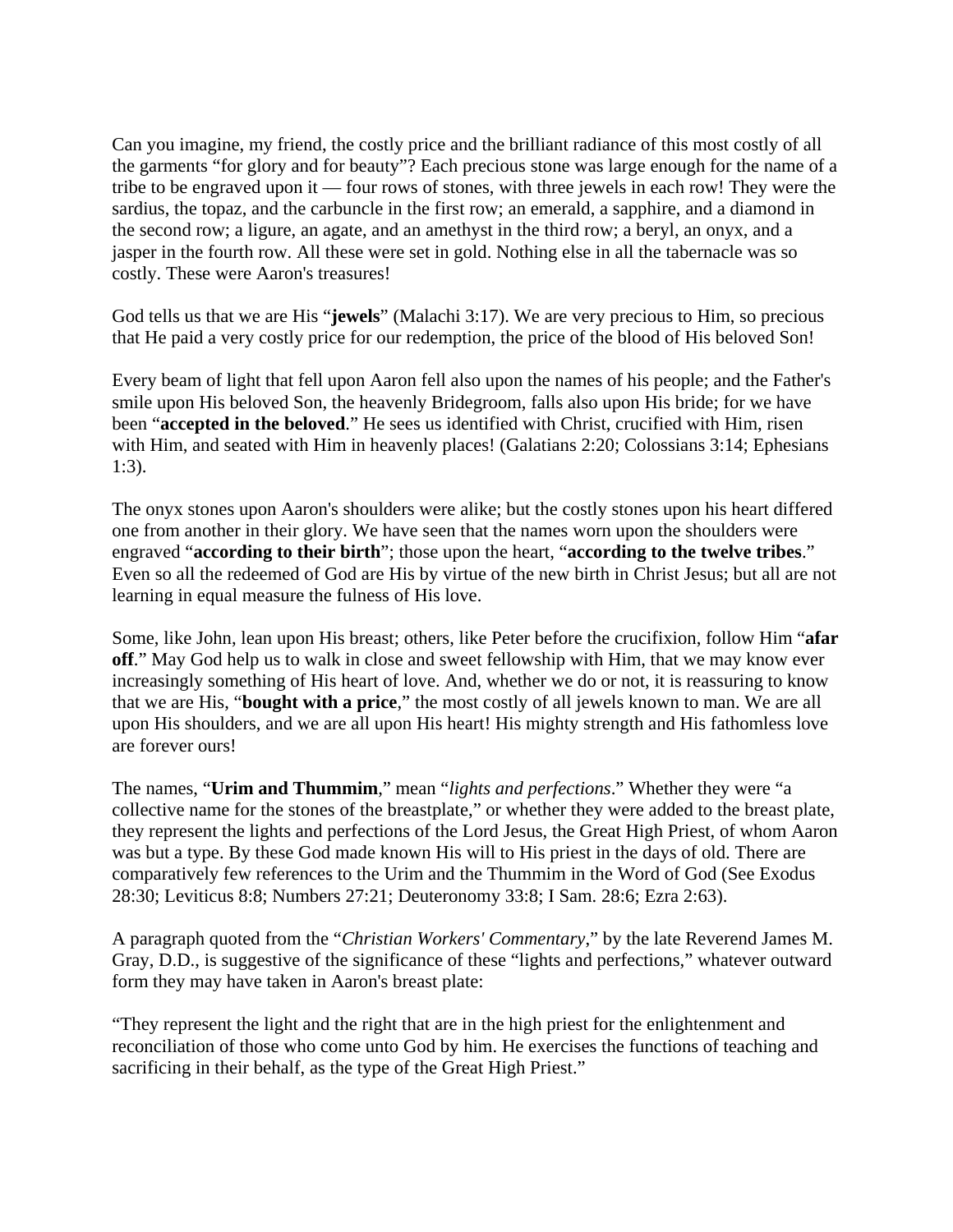Can you imagine, my friend, the costly price and the brilliant radiance of this most costly of all the garments "for glory and for beauty"? Each precious stone was large enough for the name of a tribe to be engraved upon it — four rows of stones, with three jewels in each row! They were the sardius, the topaz, and the carbuncle in the first row; an emerald, a sapphire, and a diamond in the second row; a ligure, an agate, and an amethyst in the third row; a beryl, an onyx, and a jasper in the fourth row. All these were set in gold. Nothing else in all the tabernacle was so costly. These were Aaron's treasures!

God tells us that we are His "**jewels**" (Malachi 3:17). We are very precious to Him, so precious that He paid a very costly price for our redemption, the price of the blood of His beloved Son!

Every beam of light that fell upon Aaron fell also upon the names of his people; and the Father's smile upon His beloved Son, the heavenly Bridegroom, falls also upon His bride; for we have been "**accepted in the beloved**." He sees us identified with Christ, crucified with Him, risen with Him, and seated with Him in heavenly places! (Galatians 2:20; Colossians 3:14; Ephesians 1:3).

The onyx stones upon Aaron's shoulders were alike; but the costly stones upon his heart differed one from another in their glory. We have seen that the names worn upon the shoulders were engraved "**according to their birth**"; those upon the heart, "**according to the twelve tribes**." Even so all the redeemed of God are His by virtue of the new birth in Christ Jesus; but all are not learning in equal measure the fulness of His love.

Some, like John, lean upon His breast; others, like Peter before the crucifixion, follow Him "**afar off**." May God help us to walk in close and sweet fellowship with Him, that we may know ever increasingly something of His heart of love. And, whether we do or not, it is reassuring to know that we are His, "**bought with a price**," the most costly of all jewels known to man. We are all upon His shoulders, and we are all upon His heart! His mighty strength and His fathomless love are forever ours!

The names, "**Urim and Thummim**," mean "*lights and perfections*." Whether they were "a collective name for the stones of the breastplate," or whether they were added to the breast plate, they represent the lights and perfections of the Lord Jesus, the Great High Priest, of whom Aaron was but a type. By these God made known His will to His priest in the days of old. There are comparatively few references to the Urim and the Thummim in the Word of God (See Exodus 28:30; Leviticus 8:8; Numbers 27:21; Deuteronomy 33:8; I Sam. 28:6; Ezra 2:63).

A paragraph quoted from the "*Christian Workers' Commentary*," by the late Reverend James M. Gray, D.D., is suggestive of the significance of these "lights and perfections," whatever outward form they may have taken in Aaron's breast plate:

"They represent the light and the right that are in the high priest for the enlightenment and reconciliation of those who come unto God by him. He exercises the functions of teaching and sacrificing in their behalf, as the type of the Great High Priest."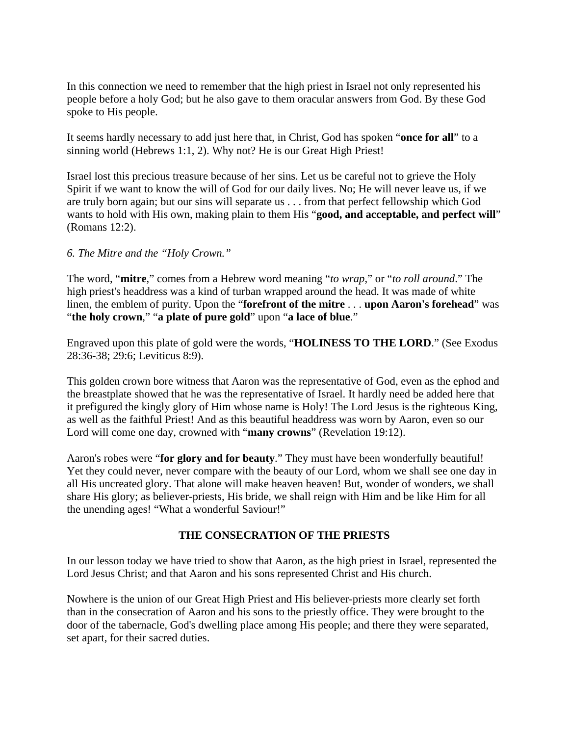In this connection we need to remember that the high priest in Israel not only represented his people before a holy God; but he also gave to them oracular answers from God. By these God spoke to His people.

It seems hardly necessary to add just here that, in Christ, God has spoken "**once for all**" to a sinning world (Hebrews 1:1, 2). Why not? He is our Great High Priest!

Israel lost this precious treasure because of her sins. Let us be careful not to grieve the Holy Spirit if we want to know the will of God for our daily lives. No; He will never leave us, if we are truly born again; but our sins will separate us . . . from that perfect fellowship which God wants to hold with His own, making plain to them His "**good, and acceptable, and perfect will**" (Romans 12:2).

*6. The Mitre and the "Holy Crown."*

The word, "**mitre**," comes from a Hebrew word meaning "*to wrap*," or "*to roll around*." The high priest's headdress was a kind of turban wrapped around the head. It was made of white linen, the emblem of purity. Upon the "**forefront of the mitre** . . . **upon Aaron's forehead**" was "**the holy crown**," "**a plate of pure gold**" upon "**a lace of blue**."

Engraved upon this plate of gold were the words, "**HOLINESS TO THE LORD**." (See Exodus 28:36-38; 29:6; Leviticus 8:9).

This golden crown bore witness that Aaron was the representative of God, even as the ephod and the breastplate showed that he was the representative of Israel. It hardly need be added here that it prefigured the kingly glory of Him whose name is Holy! The Lord Jesus is the righteous King, as well as the faithful Priest! And as this beautiful headdress was worn by Aaron, even so our Lord will come one day, crowned with "**many crowns**" (Revelation 19:12).

Aaron's robes were "**for glory and for beauty**." They must have been wonderfully beautiful! Yet they could never, never compare with the beauty of our Lord, whom we shall see one day in all His uncreated glory. That alone will make heaven heaven! But, wonder of wonders, we shall share His glory; as believer-priests, His bride, we shall reign with Him and be like Him for all the unending ages! "What a wonderful Saviour!"

## THE CONSECRATION OF THE PRIESTS

In our lesson today we have tried to show that Aaron, as the high priest in Israel, represented the Lord Jesus Christ; and that Aaron and his sons represented Christ and His church.

Nowhere is the union of our Great High Priest and His believer-priests more clearly set forth than in the consecration of Aaron and his sons to the priestly office. They were brought to the door of the tabernacle, God's dwelling place among His people; and there they were separated, set apart, for their sacred duties.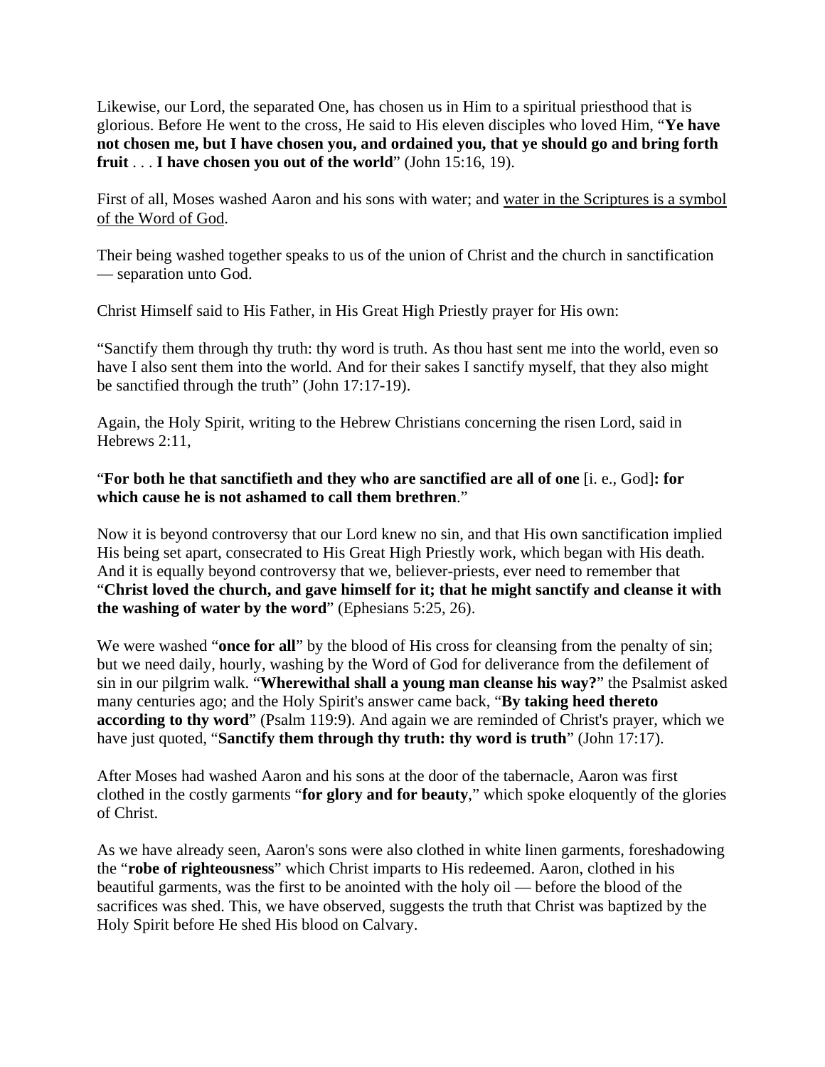Likewise, our Lord, the separated One, has chosen us in Him to a spiritual priesthood that is glorious. Before He went to the cross, He said to His eleven disciples who loved Him, "**Ye have not chosen me, but I have chosen you, and ordained you, that ye should go and bring forth fruit** . . . **I have chosen you out of the world**" (John 15:16, 19).

First of all, Moses washed Aaron and his sons with water; and <u>water in the Scriptures is a symbol of the Word of God</u>.

Their being washed together speaks to us of the union of Christ and the church in sanctification — separation unto God.

Christ Himself said to His Father, in His Great High Priestly prayer for His own:

"Sanctify them through thy truth: thy word is truth. As thou hast sent me into the world, even so have I also sent them into the world. And for their sakes I sanctify myself, that they also might be sanctified through the truth" (John 17:17-19).

Again, the Holy Spirit, writing to the Hebrew Christians concerning the risen Lord, said in Hebrews 2:11,

"**For both he that sanctifieth and they who are sanctified are all of one** [i. e., God]**: for which cause he is not ashamed to call them brethren**."

Now it is beyond controversy that our Lord knew no sin, and that His own sanctification implied His being set apart, consecrated to His Great High Priestly work, which began with His death. And it is equally beyond controversy that we, believer-priests, ever need to remember that "**Christ loved the church, and gave himself for it; that he might sanctify and cleanse it with the washing of water by the word**" (Ephesians 5:25, 26).

We were washed "**once for all**" by the blood of His cross for cleansing from the penalty of sin; but we need daily, hourly, washing by the Word of God for deliverance from the defilement of sin in our pilgrim walk. "**Wherewithal shall a young man cleanse his way?**" the Psalmist asked many centuries ago; and the Holy Spirit's answer came back, "**By taking heed thereto according to thy word**" (Psalm 119:9). And again we are reminded of Christ's prayer, which we have just quoted, "**Sanctify them through thy truth: thy word is truth**" (John 17:17).

After Moses had washed Aaron and his sons at the door of the tabernacle, Aaron was first clothed in the costly garments "**for glory and for beauty**," which spoke eloquently of the glories of Christ.

As we have already seen, Aaron's sons were also clothed in white linen garments, foreshadowing the "**robe of righteousness**" which Christ imparts to His redeemed. Aaron, clothed in his beautiful garments, was the first to be anointed with the holy oil — before the blood of the sacrifices was shed. This, we have observed, suggests the truth that Christ was baptized by the Holy Spirit before He shed His blood on Calvary.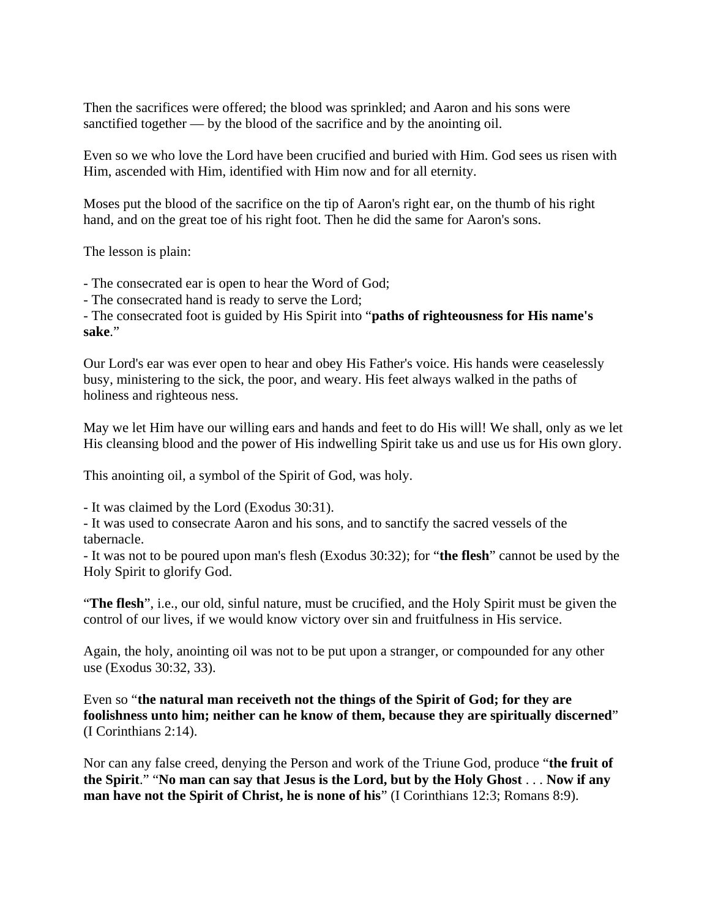Then the sacrifices were offered; the blood was sprinkled; and Aaron and his sons were sanctified together — by the blood of the sacrifice and by the anointing oil.

Even so we who love the Lord have been crucified and buried with Him. God sees us risen with Him, ascended with Him, identified with Him now and for all eternity.

Moses put the blood of the sacrifice on the tip of Aaron's right ear, on the thumb of his right hand, and on the great toe of his right foot. Then he did the same for Aaron's sons.

The lesson is plain:

- The consecrated ear is open to hear the Word of God;
- The consecrated hand is ready to serve the Lord;
- The consecrated foot is guided by His Spirit into "**paths of righteousness for His name's sake**."

Our Lord's ear was ever open to hear and obey His Father's voice. His hands were ceaselessly busy, ministering to the sick, the poor, and weary. His feet always walked in the paths of holiness and righteous ness.

May we let Him have our willing ears and hands and feet to do His will! We shall, only as we let His cleansing blood and the power of His indwelling Spirit take us and use us for His own glory.

This anointing oil, a symbol of the Spirit of God, was holy.

- It was claimed by the Lord (Exodus 30:31).
- It was used to consecrate Aaron and his sons, and to sanctify the sacred vessels of the tabernacle.
- It was not to be poured upon man's flesh (Exodus 30:32); for "**the flesh**" cannot be used by the Holy Spirit to glorify God.

"**The flesh**", i.e., our old, sinful nature, must be crucified, and the Holy Spirit must be given the control of our lives, if we would know victory over sin and fruitfulness in His service.

Again, the holy, anointing oil was not to be put upon a stranger, or compounded for any other use (Exodus 30:32, 33).

Even so "**the natural man receiveth not the things of the Spirit of God; for they are foolishness unto him; neither can he know of them, because they are spiritually discerned**" (I Corinthians 2:14).

Nor can any false creed, denying the Person and work of the Triune God, produce "**the fruit of the Spirit**." "**No man can say that Jesus is the Lord, but by the Holy Ghost** . . . **Now if any man have not the Spirit of Christ, he is none of his**" (I Corinthians 12:3; Romans 8:9).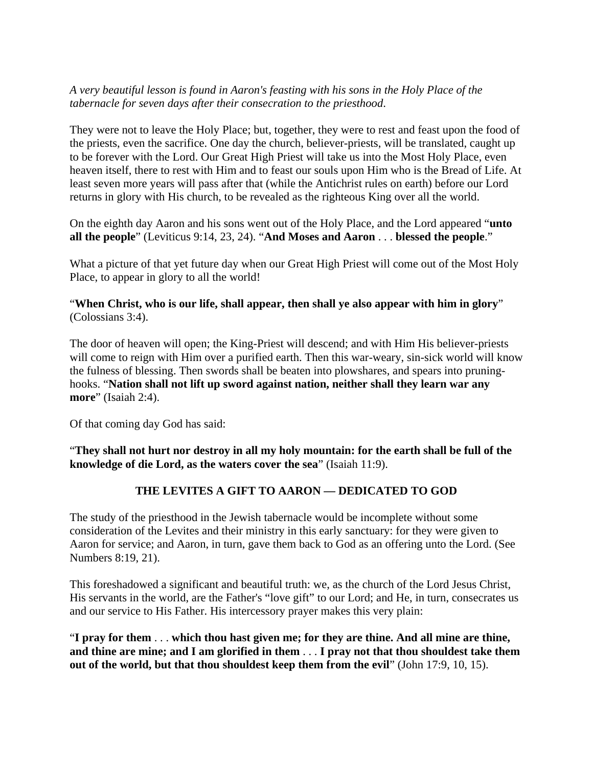*A very beautiful lesson is found in Aaron's feasting with his sons in the Holy Place of the tabernacle for seven days after their consecration to the priesthood*.

They were not to leave the Holy Place; but, together, they were to rest and feast upon the food of the priests, even the sacrifice. One day the church, believer-priests, will be translated, caught up to be forever with the Lord. Our Great High Priest will take us into the Most Holy Place, even heaven itself, there to rest with Him and to feast our souls upon Him who is the Bread of Life. At least seven more years will pass after that (while the Antichrist rules on earth) before our Lord returns in glory with His church, to be revealed as the righteous King over all the world.

On the eighth day Aaron and his sons went out of the Holy Place, and the Lord appeared "**unto all the people**" (Leviticus 9:14, 23, 24). "**And Moses and Aaron** . . . **blessed the people**."

What a picture of that yet future day when our Great High Priest will come out of the Most Holy Place, to appear in glory to all the world!

"**When Christ, who is our life, shall appear, then shall ye also appear with him in glory**" (Colossians 3:4).

The door of heaven will open; the King-Priest will descend; and with Him His believer-priests will come to reign with Him over a purified earth. Then this war-weary, sin-sick world will know the fulness of blessing. Then swords shall be beaten into plowshares, and spears into pruning-hooks. "**Nation shall not lift up sword against nation, neither shall they learn war any more**" (Isaiah 2:4).

Of that coming day God has said:

"**They shall not hurt nor destroy in all my holy mountain: for the earth shall be full of the knowledge of die Lord, as the waters cover the sea**" (Isaiah 11:9).

## THE LEVITES A GIFT TO AARON — DEDICATED TO GOD

The study of the priesthood in the Jewish tabernacle would be incomplete without some consideration of the Levites and their ministry in this early sanctuary: for they were given to Aaron for service; and Aaron, in turn, gave them back to God as an offering unto the Lord. (See Numbers 8:19, 21).

This foreshadowed a significant and beautiful truth: we, as the church of the Lord Jesus Christ, His servants in the world, are the Father's "love gift" to our Lord; and He, in turn, consecrates us and our service to His Father. His intercessory prayer makes this very plain:

"**I pray for them** . . . **which thou hast given me; for they are thine. And all mine are thine, and thine are mine; and I am glorified in them** . . . **I pray not that thou shouldest take them out of the world, but that thou shouldest keep them from the evil**" (John 17:9, 10, 15).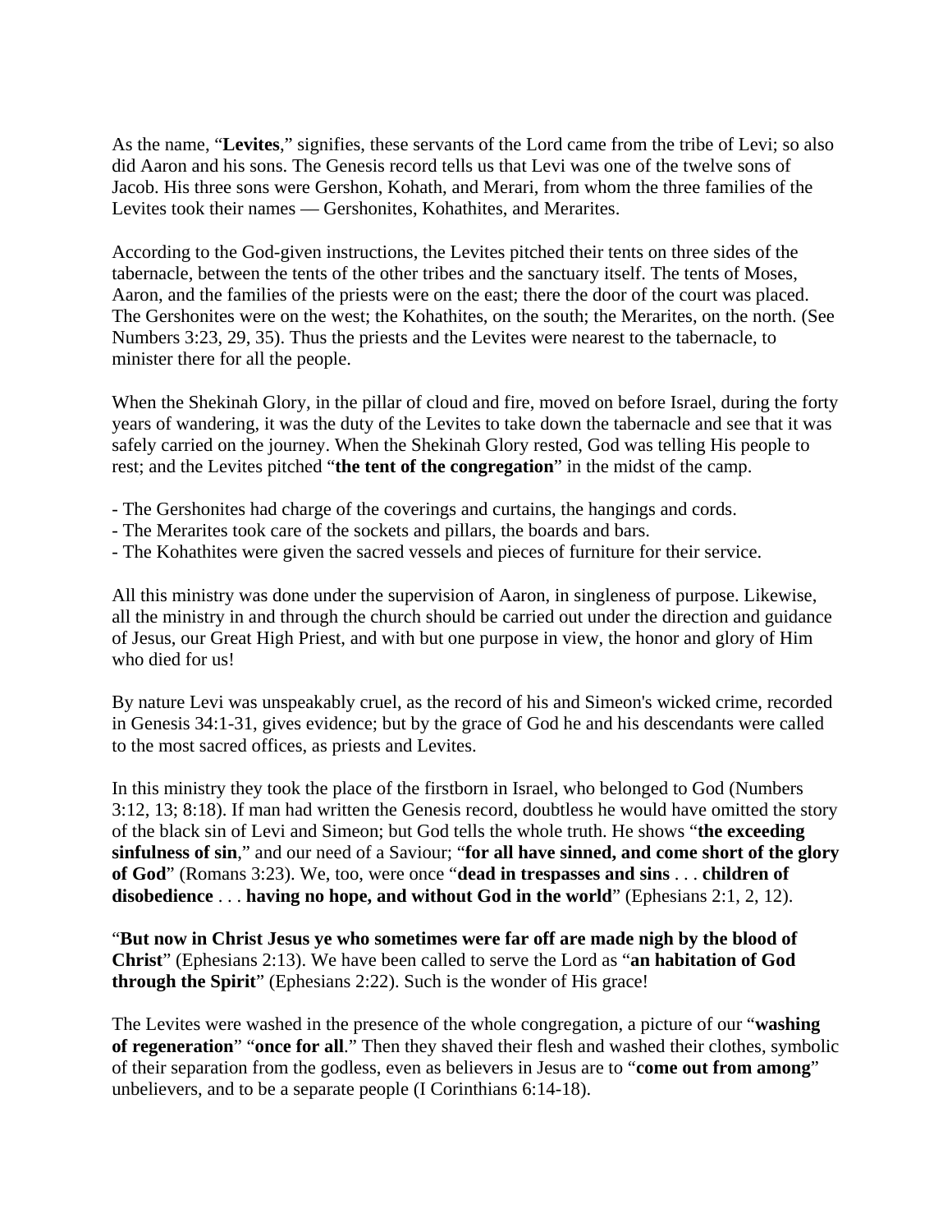As the name, "**Levites**," signifies, these servants of the Lord came from the tribe of Levi; so also did Aaron and his sons. The Genesis record tells us that Levi was one of the twelve sons of Jacob. His three sons were Gershon, Kohath, and Merari, from whom the three families of the Levites took their names — Gershonites, Kohathites, and Merarites.

According to the God-given instructions, the Levites pitched their tents on three sides of the tabernacle, between the tents of the other tribes and the sanctuary itself. The tents of Moses, Aaron, and the families of the priests were on the east; there the door of the court was placed. The Gershonites were on the west; the Kohathites, on the south; the Merarites, on the north. (See Numbers 3:23, 29, 35). Thus the priests and the Levites were nearest to the tabernacle, to minister there for all the people.

When the Shekinah Glory, in the pillar of cloud and fire, moved on before Israel, during the forty years of wandering, it was the duty of the Levites to take down the tabernacle and see that it was safely carried on the journey. When the Shekinah Glory rested, God was telling His people to rest; and the Levites pitched "**the tent of the congregation**" in the midst of the camp.

- The Gershonites had charge of the coverings and curtains, the hangings and cords.
- The Merarites took care of the sockets and pillars, the boards and bars.
- The Kohathites were given the sacred vessels and pieces of furniture for their service.

All this ministry was done under the supervision of Aaron, in singleness of purpose. Likewise, all the ministry in and through the church should be carried out under the direction and guidance of Jesus, our Great High Priest, and with but one purpose in view, the honor and glory of Him who died for us!

By nature Levi was unspeakably cruel, as the record of his and Simeon's wicked crime, recorded in Genesis 34:1-31, gives evidence; but by the grace of God he and his descendants were called to the most sacred offices, as priests and Levites.

In this ministry they took the place of the firstborn in Israel, who belonged to God (Numbers 3:12, 13; 8:18). If man had written the Genesis record, doubtless he would have omitted the story of the black sin of Levi and Simeon; but God tells the whole truth. He shows "**the exceeding sinfulness of sin**," and our need of a Saviour; "**for all have sinned, and come short of the glory of God**" (Romans 3:23). We, too, were once "**dead in trespasses and sins** . . . **children of disobedience** . . . **having no hope, and without God in the world**" (Ephesians 2:1, 2, 12).

"**But now in Christ Jesus ye who sometimes were far off are made nigh by the blood of Christ**" (Ephesians 2:13). We have been called to serve the Lord as "**an habitation of God through the Spirit**" (Ephesians 2:22). Such is the wonder of His grace!

The Levites were washed in the presence of the whole congregation, a picture of our "**washing of regeneration**" "**once for all**." Then they shaved their flesh and washed their clothes, symbolic of their separation from the godless, even as believers in Jesus are to "**come out from among**" unbelievers, and to be a separate people (I Corinthians 6:14-18).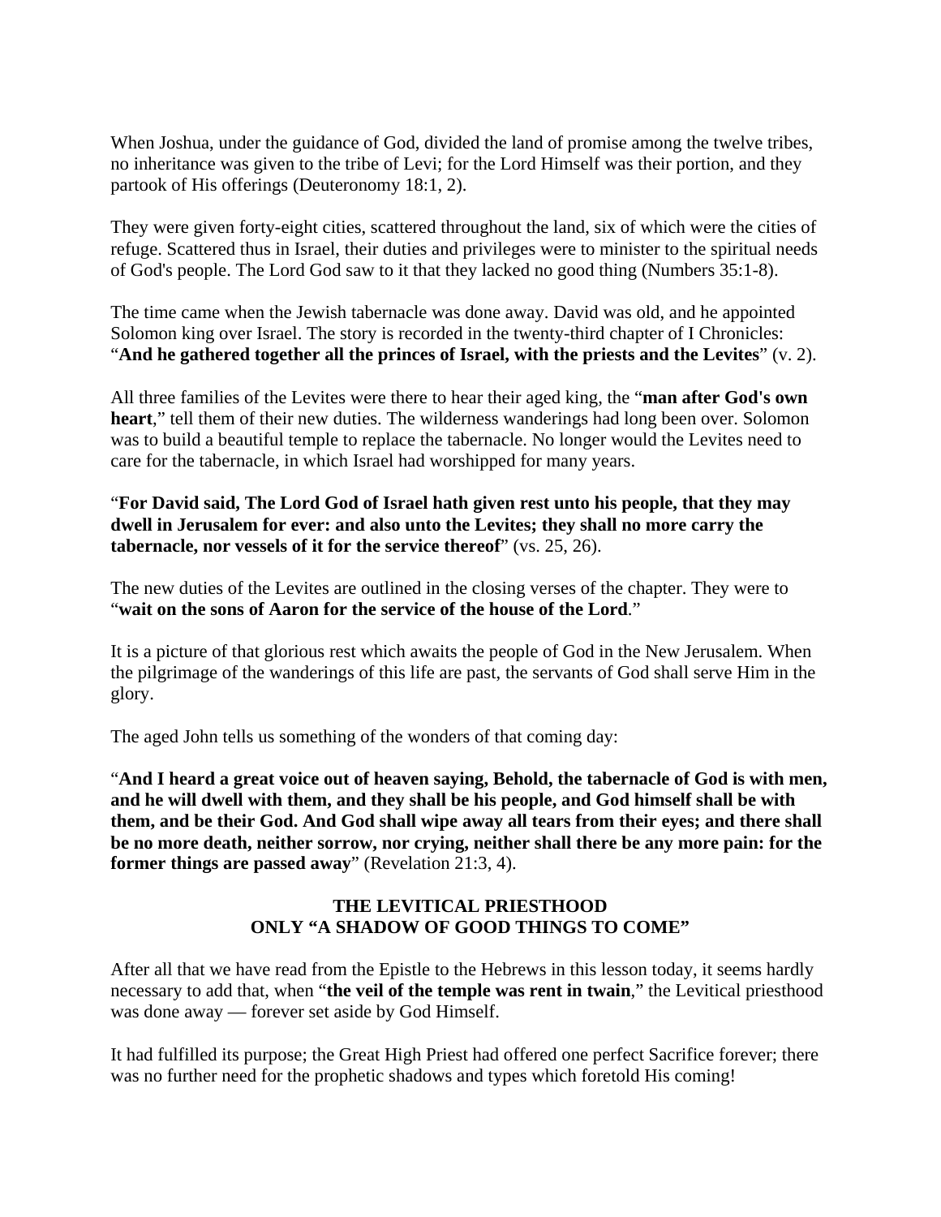When Joshua, under the guidance of God, divided the land of promise among the twelve tribes, no inheritance was given to the tribe of Levi; for the Lord Himself was their portion, and they partook of His offerings (Deuteronomy 18:1, 2).

They were given forty-eight cities, scattered throughout the land, six of which were the cities of refuge. Scattered thus in Israel, their duties and privileges were to minister to the spiritual needs of God's people. The Lord God saw to it that they lacked no good thing (Numbers 35:1-8).

The time came when the Jewish tabernacle was done away. David was old, and he appointed Solomon king over Israel. The story is recorded in the twenty-third chapter of I Chronicles: "**And he gathered together all the princes of Israel, with the priests and the Levites**" (v. 2).

All three families of the Levites were there to hear their aged king, the "**man after God's own heart**," tell them of their new duties. The wilderness wanderings had long been over. Solomon was to build a beautiful temple to replace the tabernacle. No longer would the Levites need to care for the tabernacle, in which Israel had worshipped for many years.

"**For David said, The Lord God of Israel hath given rest unto his people, that they may dwell in Jerusalem for ever: and also unto the Levites; they shall no more carry the tabernacle, nor vessels of it for the service thereof**" (vs. 25, 26).

The new duties of the Levites are outlined in the closing verses of the chapter. They were to "**wait on the sons of Aaron for the service of the house of the Lord**."

It is a picture of that glorious rest which awaits the people of God in the New Jerusalem. When the pilgrimage of the wanderings of this life are past, the servants of God shall serve Him in the glory.

The aged John tells us something of the wonders of that coming day:

"**And I heard a great voice out of heaven saying, Behold, the tabernacle of God is with men, and he will dwell with them, and they shall be his people, and God himself shall be with them, and be their God. And God shall wipe away all tears from their eyes; and there shall be no more death, neither sorrow, nor crying, neither shall there be any more pain: for the former things are passed away**" (Revelation 21:3, 4).

## THE LEVITICAL PRIESTHOOD ONLY "A SHADOW OF GOOD THINGS TO COME"

After all that we have read from the Epistle to the Hebrews in this lesson today, it seems hardly necessary to add that, when "**the veil of the temple was rent in twain**," the Levitical priesthood was done away — forever set aside by God Himself.

It had fulfilled its purpose; the Great High Priest had offered one perfect Sacrifice forever; there was no further need for the prophetic shadows and types which foretold His coming!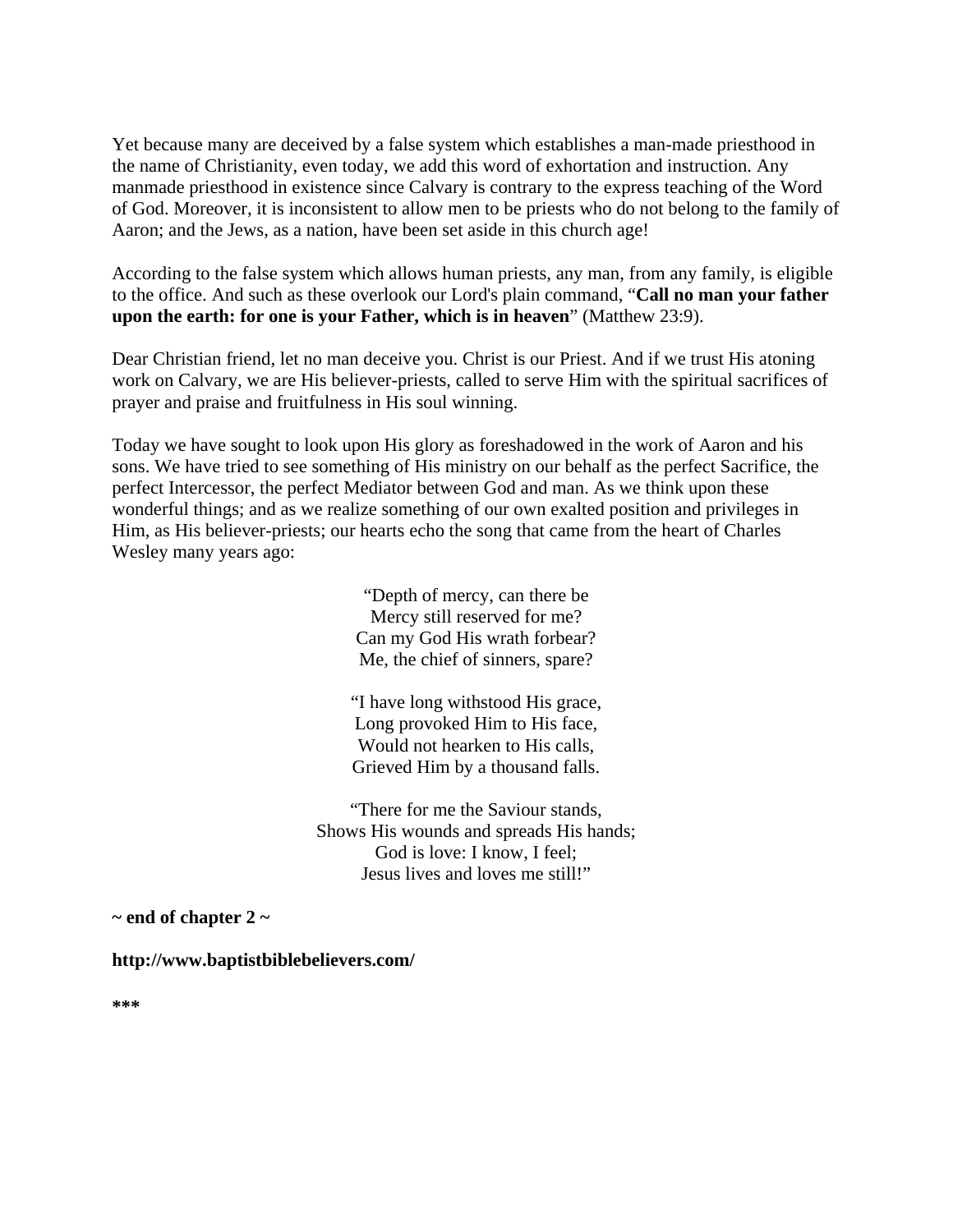Yet because many are deceived by a false system which establishes a man-made priesthood in the name of Christianity, even today, we add this word of exhortation and instruction. Any manmade priesthood in existence since Calvary is contrary to the express teaching of the Word of God. Moreover, it is inconsistent to allow men to be priests who do not belong to the family of Aaron; and the Jews, as a nation, have been set aside in this church age!

According to the false system which allows human priests, any man, from any family, is eligible to the office. And such as these overlook our Lord's plain command, "**Call no man your father upon the earth: for one is your Father, which is in heaven**" (Matthew 23:9).

Dear Christian friend, let no man deceive you. Christ is our Priest. And if we trust His atoning work on Calvary, we are His believer-priests, called to serve Him with the spiritual sacrifices of prayer and praise and fruitfulness in His soul winning.

Today we have sought to look upon His glory as foreshadowed in the work of Aaron and his sons. We have tried to see something of His ministry on our behalf as the perfect Sacrifice, the perfect Intercessor, the perfect Mediator between God and man. As we think upon these wonderful things; and as we realize something of our own exalted position and privileges in Him, as His believer-priests; our hearts echo the song that came from the heart of Charles Wesley many years ago:

"Depth of mercy, can there be
Mercy still reserved for me?
Can my God His wrath forbear?
Me, the chief of sinners, spare?

"I have long withstood His grace,
Long provoked Him to His face,
Would not hearken to His calls,
Grieved Him by a thousand falls.

"There for me the Saviour stands,
Shows His wounds and spreads His hands;
God is love: I know, I feel;
Jesus lives and loves me still!"

**~ end of chapter 2 ~**

**http://www.baptistbiblebelievers.com/**

**\*\*\***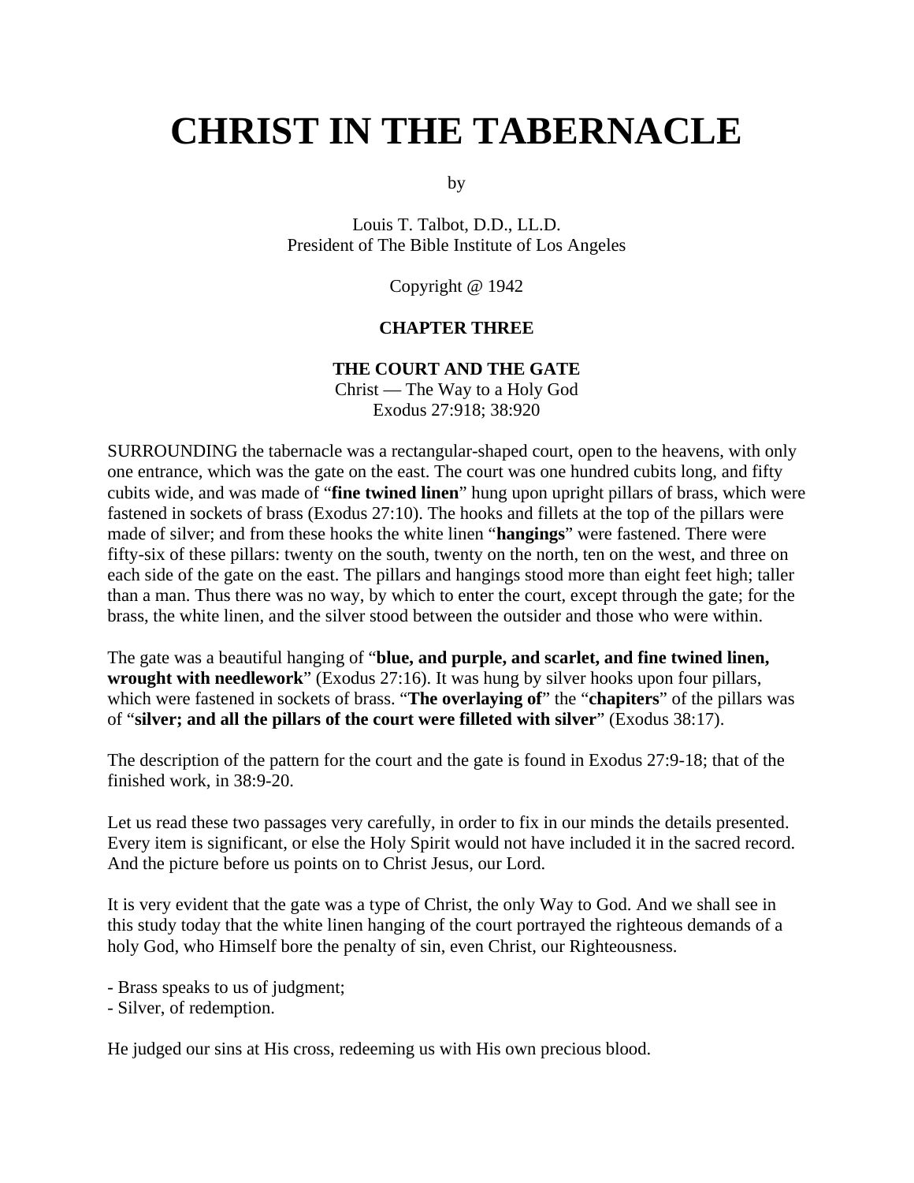# CHRIST IN THE TABERNACLE

by

Louis T. Talbot, D.D., LL.D.
President of The Bible Institute of Los Angeles

Copyright @ 1942

### CHAPTER THREE

### THE COURT AND THE GATE

Christ — The Way to a Holy God
Exodus 27:918; 38:920

SURROUNDING the tabernacle was a rectangular-shaped court, open to the heavens, with only one entrance, which was the gate on the east. The court was one hundred cubits long, and fifty cubits wide, and was made of "**fine twined linen**" hung upon upright pillars of brass, which were fastened in sockets of brass (Exodus 27:10). The hooks and fillets at the top of the pillars were made of silver; and from these hooks the white linen "**hangings**" were fastened. There were fifty-six of these pillars: twenty on the south, twenty on the north, ten on the west, and three on each side of the gate on the east. The pillars and hangings stood more than eight feet high; taller than a man. Thus there was no way, by which to enter the court, except through the gate; for the brass, the white linen, and the silver stood between the outsider and those who were within.

The gate was a beautiful hanging of "**blue, and purple, and scarlet, and fine twined linen, wrought with needlework**" (Exodus 27:16). It was hung by silver hooks upon four pillars, which were fastened in sockets of brass. "**The overlaying of**" the "**chapiters**" of the pillars was of "**silver; and all the pillars of the court were filleted with silver**" (Exodus 38:17).

The description of the pattern for the court and the gate is found in Exodus 27:9-18; that of the finished work, in 38:9-20.

Let us read these two passages very carefully, in order to fix in our minds the details presented. Every item is significant, or else the Holy Spirit would not have included it in the sacred record. And the picture before us points on to Christ Jesus, our Lord.

It is very evident that the gate was a type of Christ, the only Way to God. And we shall see in this study today that the white linen hanging of the court portrayed the righteous demands of a holy God, who Himself bore the penalty of sin, even Christ, our Righteousness.

- Brass speaks to us of judgment;
- Silver, of redemption.

He judged our sins at His cross, redeeming us with His own precious blood.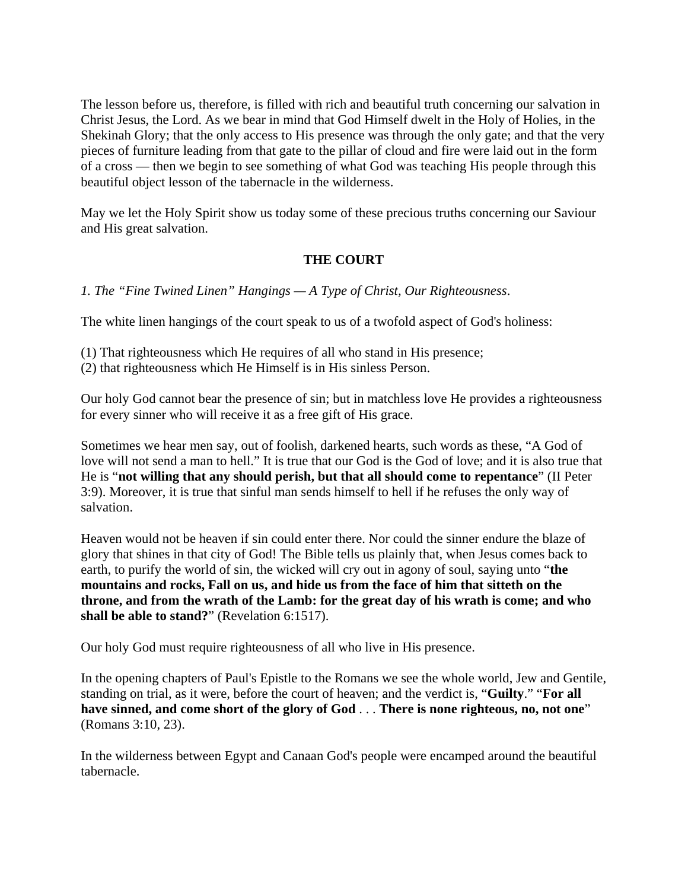The lesson before us, therefore, is filled with rich and beautiful truth concerning our salvation in Christ Jesus, the Lord. As we bear in mind that God Himself dwelt in the Holy of Holies, in the Shekinah Glory; that the only access to His presence was through the only gate; and that the very pieces of furniture leading from that gate to the pillar of cloud and fire were laid out in the form of a cross — then we begin to see something of what God was teaching His people through this beautiful object lesson of the tabernacle in the wilderness.

May we let the Holy Spirit show us today some of these precious truths concerning our Saviour and His great salvation.

## THE COURT

*1. The "Fine Twined Linen" Hangings — A Type of Christ, Our Righteousness*.

The white linen hangings of the court speak to us of a twofold aspect of God's holiness:

(1) That righteousness which He requires of all who stand in His presence;
(2) that righteousness which He Himself is in His sinless Person.

Our holy God cannot bear the presence of sin; but in matchless love He provides a righteousness for every sinner who will receive it as a free gift of His grace.

Sometimes we hear men say, out of foolish, darkened hearts, such words as these, "A God of love will not send a man to hell." It is true that our God is the God of love; and it is also true that He is "**not willing that any should perish, but that all should come to repentance**" (II Peter 3:9). Moreover, it is true that sinful man sends himself to hell if he refuses the only way of salvation.

Heaven would not be heaven if sin could enter there. Nor could the sinner endure the blaze of glory that shines in that city of God! The Bible tells us plainly that, when Jesus comes back to earth, to purify the world of sin, the wicked will cry out in agony of soul, saying unto "**the mountains and rocks, Fall on us, and hide us from the face of him that sitteth on the throne, and from the wrath of the Lamb: for the great day of his wrath is come; and who shall be able to stand?**" (Revelation 6:1517).

Our holy God must require righteousness of all who live in His presence.

In the opening chapters of Paul's Epistle to the Romans we see the whole world, Jew and Gentile, standing on trial, as it were, before the court of heaven; and the verdict is, "**Guilty**." "**For all have sinned, and come short of the glory of God** . . . **There is none righteous, no, not one**" (Romans 3:10, 23).

In the wilderness between Egypt and Canaan God's people were encamped around the beautiful tabernacle.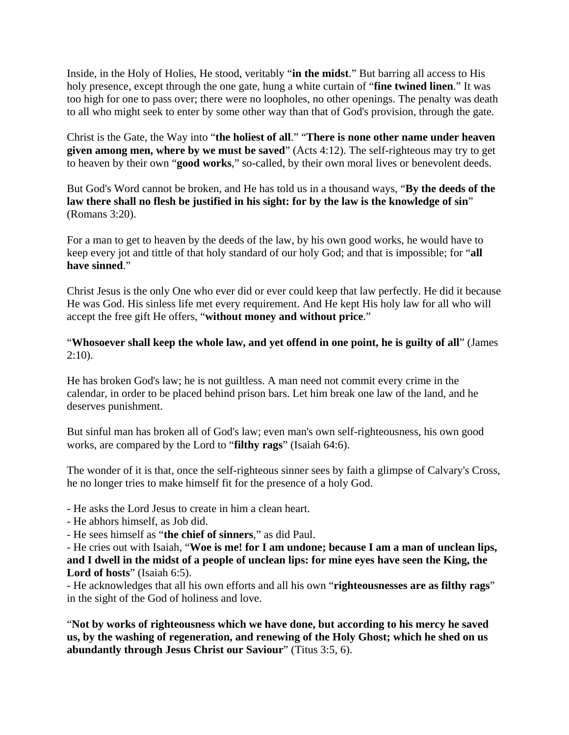Inside, in the Holy of Holies, He stood, veritably "**in the midst**." But barring all access to His holy presence, except through the one gate, hung a white curtain of "**fine twined linen**." It was too high for one to pass over; there were no loopholes, no other openings. The penalty was death to all who might seek to enter by some other way than that of God's provision, through the gate.

Christ is the Gate, the Way into "**the holiest of all**." "**There is none other name under heaven given among men, where by we must be saved**" (Acts 4:12). The self-righteous may try to get to heaven by their own "**good works**," so-called, by their own moral lives or benevolent deeds.

But God's Word cannot be broken, and He has told us in a thousand ways, "**By the deeds of the law there shall no flesh be justified in his sight: for by the law is the knowledge of sin**" (Romans 3:20).

For a man to get to heaven by the deeds of the law, by his own good works, he would have to keep every jot and tittle of that holy standard of our holy God; and that is impossible; for "**all have sinned**."

Christ Jesus is the only One who ever did or ever could keep that law perfectly. He did it because He was God. His sinless life met every requirement. And He kept His holy law for all who will accept the free gift He offers, "**without money and without price**."

"**Whosoever shall keep the whole law, and yet offend in one point, he is guilty of all**" (James 2:10).

He has broken God's law; he is not guiltless. A man need not commit every crime in the calendar, in order to be placed behind prison bars. Let him break one law of the land, and he deserves punishment.

But sinful man has broken all of God's law; even man's own self-righteousness, his own good works, are compared by the Lord to "**filthy rags**" (Isaiah 64:6).

The wonder of it is that, once the self-righteous sinner sees by faith a glimpse of Calvary's Cross, he no longer tries to make himself fit for the presence of a holy God.

- He asks the Lord Jesus to create in him a clean heart.
- He abhors himself, as Job did.
- He sees himself as "**the chief of sinners**," as did Paul.
- He cries out with Isaiah, "**Woe is me! for I am undone; because I am a man of unclean lips, and I dwell in the midst of a people of unclean lips: for mine eyes have seen the King, the Lord of hosts**" (Isaiah 6:5).
- He acknowledges that all his own efforts and all his own "**righteousnesses are as filthy rags**" in the sight of the God of holiness and love.

"**Not by works of righteousness which we have done, but according to his mercy he saved us, by the washing of regeneration, and renewing of the Holy Ghost; which he shed on us abundantly through Jesus Christ our Saviour**" (Titus 3:5, 6).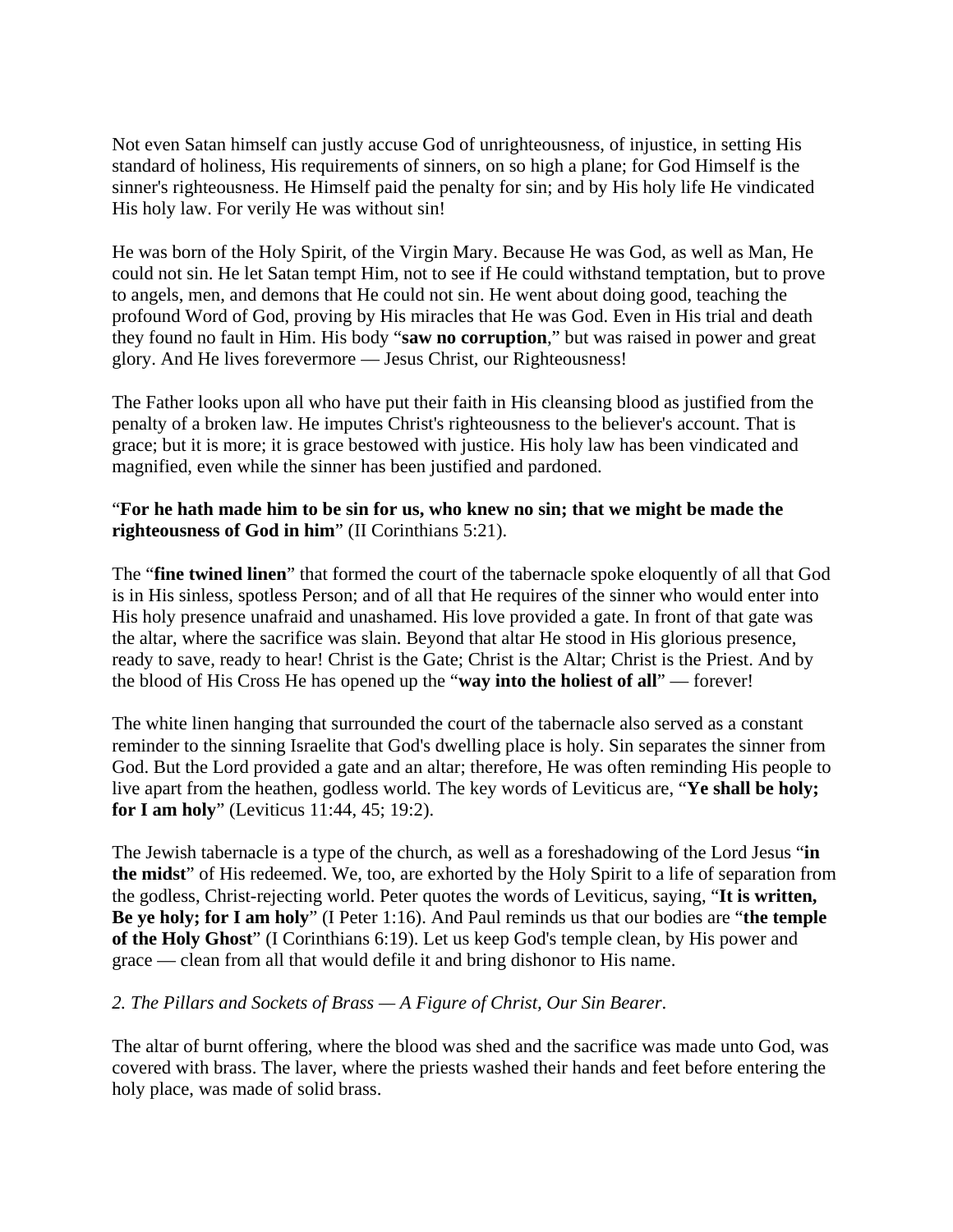Not even Satan himself can justly accuse God of unrighteousness, of injustice, in setting His standard of holiness, His requirements of sinners, on so high a plane; for God Himself is the sinner's righteousness. He Himself paid the penalty for sin; and by His holy life He vindicated His holy law. For verily He was without sin!

He was born of the Holy Spirit, of the Virgin Mary. Because He was God, as well as Man, He could not sin. He let Satan tempt Him, not to see if He could withstand temptation, but to prove to angels, men, and demons that He could not sin. He went about doing good, teaching the profound Word of God, proving by His miracles that He was God. Even in His trial and death they found no fault in Him. His body "**saw no corruption**," but was raised in power and great glory. And He lives forevermore — Jesus Christ, our Righteousness!

The Father looks upon all who have put their faith in His cleansing blood as justified from the penalty of a broken law. He imputes Christ's righteousness to the believer's account. That is grace; but it is more; it is grace bestowed with justice. His holy law has been vindicated and magnified, even while the sinner has been justified and pardoned.

"**For he hath made him to be sin for us, who knew no sin; that we might be made the righteousness of God in him**" (II Corinthians 5:21).

The "**fine twined linen**" that formed the court of the tabernacle spoke eloquently of all that God is in His sinless, spotless Person; and of all that He requires of the sinner who would enter into His holy presence unafraid and unashamed. His love provided a gate. In front of that gate was the altar, where the sacrifice was slain. Beyond that altar He stood in His glorious presence, ready to save, ready to hear! Christ is the Gate; Christ is the Altar; Christ is the Priest. And by the blood of His Cross He has opened up the "**way into the holiest of all**" — forever!

The white linen hanging that surrounded the court of the tabernacle also served as a constant reminder to the sinning Israelite that God's dwelling place is holy. Sin separates the sinner from God. But the Lord provided a gate and an altar; therefore, He was often reminding His people to live apart from the heathen, godless world. The key words of Leviticus are, "**Ye shall be holy; for I am holy**" (Leviticus 11:44, 45; 19:2).

The Jewish tabernacle is a type of the church, as well as a foreshadowing of the Lord Jesus "**in the midst**" of His redeemed. We, too, are exhorted by the Holy Spirit to a life of separation from the godless, Christ-rejecting world. Peter quotes the words of Leviticus, saying, "**It is written, Be ye holy; for I am holy**" (I Peter 1:16). And Paul reminds us that our bodies are "**the temple of the Holy Ghost**" (I Corinthians 6:19). Let us keep God's temple clean, by His power and grace — clean from all that would defile it and bring dishonor to His name.

*2. The Pillars and Sockets of Brass — A Figure of Christ, Our Sin Bearer*.

The altar of burnt offering, where the blood was shed and the sacrifice was made unto God, was covered with brass. The laver, where the priests washed their hands and feet before entering the holy place, was made of solid brass.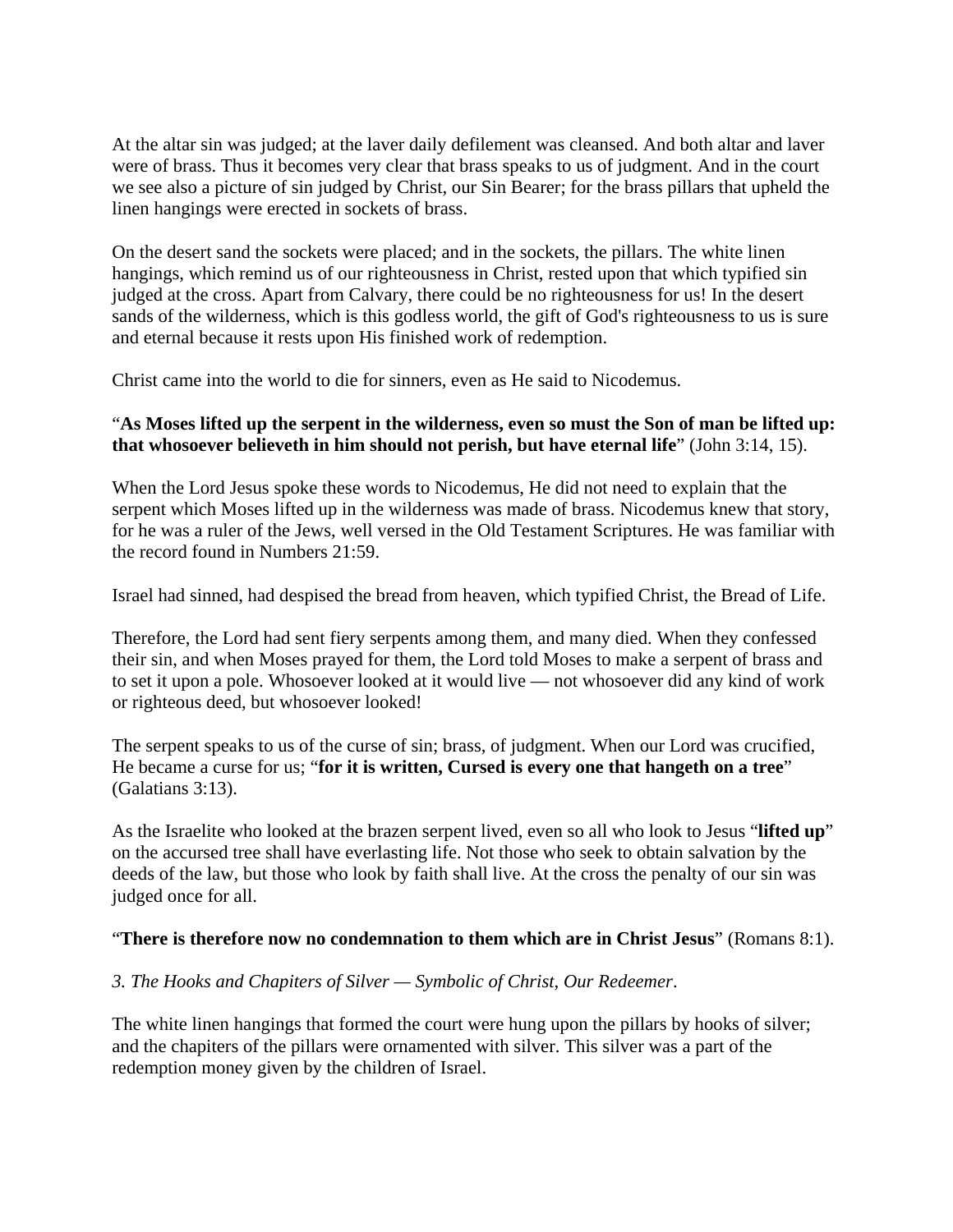At the altar sin was judged; at the laver daily defilement was cleansed. And both altar and laver were of brass. Thus it becomes very clear that brass speaks to us of judgment. And in the court we see also a picture of sin judged by Christ, our Sin Bearer; for the brass pillars that upheld the linen hangings were erected in sockets of brass.

On the desert sand the sockets were placed; and in the sockets, the pillars. The white linen hangings, which remind us of our righteousness in Christ, rested upon that which typified sin judged at the cross. Apart from Calvary, there could be no righteousness for us! In the desert sands of the wilderness, which is this godless world, the gift of God's righteousness to us is sure and eternal because it rests upon His finished work of redemption.

Christ came into the world to die for sinners, even as He said to Nicodemus.

"**As Moses lifted up the serpent in the wilderness, even so must the Son of man be lifted up: that whosoever believeth in him should not perish, but have eternal life**" (John 3:14, 15).

When the Lord Jesus spoke these words to Nicodemus, He did not need to explain that the serpent which Moses lifted up in the wilderness was made of brass. Nicodemus knew that story, for he was a ruler of the Jews, well versed in the Old Testament Scriptures. He was familiar with the record found in Numbers 21:59.

Israel had sinned, had despised the bread from heaven, which typified Christ, the Bread of Life.

Therefore, the Lord had sent fiery serpents among them, and many died. When they confessed their sin, and when Moses prayed for them, the Lord told Moses to make a serpent of brass and to set it upon a pole. Whosoever looked at it would live — not whosoever did any kind of work or righteous deed, but whosoever looked!

The serpent speaks to us of the curse of sin; brass, of judgment. When our Lord was crucified, He became a curse for us; "**for it is written, Cursed is every one that hangeth on a tree**" (Galatians 3:13).

As the Israelite who looked at the brazen serpent lived, even so all who look to Jesus "**lifted up**" on the accursed tree shall have everlasting life. Not those who seek to obtain salvation by the deeds of the law, but those who look by faith shall live. At the cross the penalty of our sin was judged once for all.

"**There is therefore now no condemnation to them which are in Christ Jesus**" (Romans 8:1).

*3. The Hooks and Chapiters of Silver — Symbolic of Christ, Our Redeemer*.

The white linen hangings that formed the court were hung upon the pillars by hooks of silver; and the chapiters of the pillars were ornamented with silver. This silver was a part of the redemption money given by the children of Israel.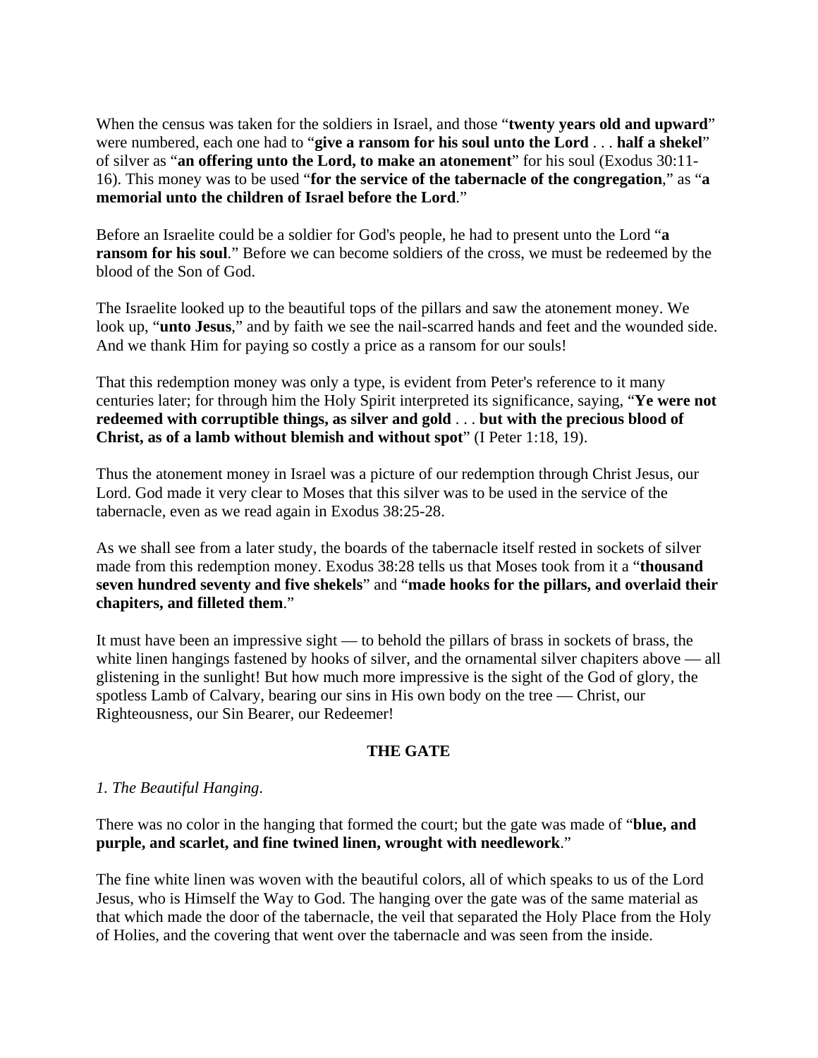When the census was taken for the soldiers in Israel, and those "**twenty years old and upward**" were numbered, each one had to "**give a ransom for his soul unto the Lord** . . . **half a shekel**" of silver as "**an offering unto the Lord, to make an atonement**" for his soul (Exodus 30:11-16). This money was to be used "**for the service of the tabernacle of the congregation**," as "**a memorial unto the children of Israel before the Lord**."

Before an Israelite could be a soldier for God's people, he had to present unto the Lord "**a ransom for his soul**." Before we can become soldiers of the cross, we must be redeemed by the blood of the Son of God.

The Israelite looked up to the beautiful tops of the pillars and saw the atonement money. We look up, "**unto Jesus**," and by faith we see the nail-scarred hands and feet and the wounded side. And we thank Him for paying so costly a price as a ransom for our souls!

That this redemption money was only a type, is evident from Peter's reference to it many centuries later; for through him the Holy Spirit interpreted its significance, saying, "**Ye were not redeemed with corruptible things, as silver and gold** . . . **but with the precious blood of Christ, as of a lamb without blemish and without spot**" (I Peter 1:18, 19).

Thus the atonement money in Israel was a picture of our redemption through Christ Jesus, our Lord. God made it very clear to Moses that this silver was to be used in the service of the tabernacle, even as we read again in Exodus 38:25-28.

As we shall see from a later study, the boards of the tabernacle itself rested in sockets of silver made from this redemption money. Exodus 38:28 tells us that Moses took from it a "**thousand seven hundred seventy and five shekels**" and "**made hooks for the pillars, and overlaid their chapiters, and filleted them**."

It must have been an impressive sight — to behold the pillars of brass in sockets of brass, the white linen hangings fastened by hooks of silver, and the ornamental silver chapiters above — all glistening in the sunlight! But how much more impressive is the sight of the God of glory, the spotless Lamb of Calvary, bearing our sins in His own body on the tree — Christ, our Righteousness, our Sin Bearer, our Redeemer!

## THE GATE

*1. The Beautiful Hanging.*

There was no color in the hanging that formed the court; but the gate was made of "**blue, and purple, and scarlet, and fine twined linen, wrought with needlework**."

The fine white linen was woven with the beautiful colors, all of which speaks to us of the Lord Jesus, who is Himself the Way to God. The hanging over the gate was of the same material as that which made the door of the tabernacle, the veil that separated the Holy Place from the Holy of Holies, and the covering that went over the tabernacle and was seen from the inside.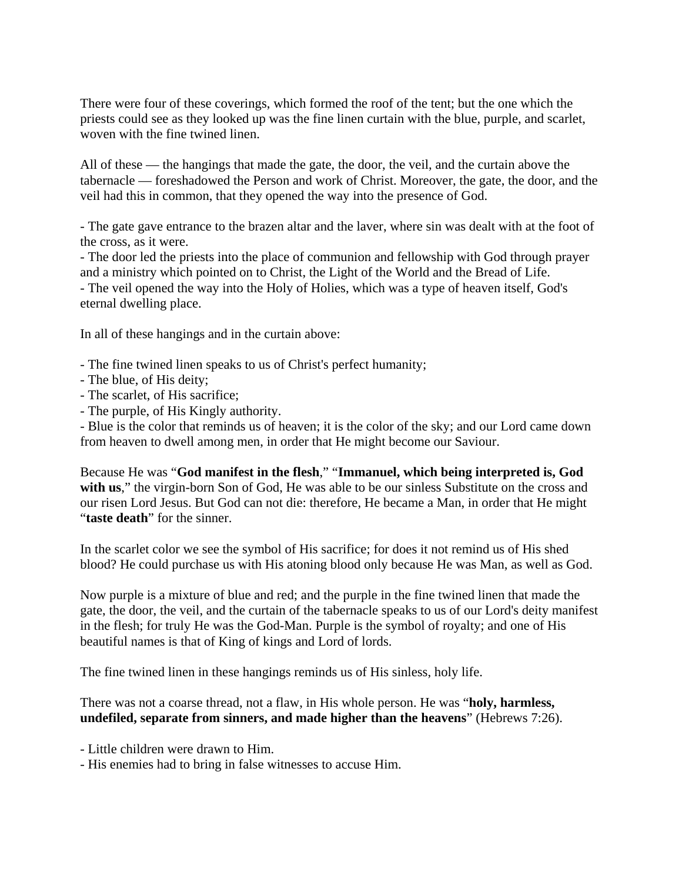There were four of these coverings, which formed the roof of the tent; but the one which the priests could see as they looked up was the fine linen curtain with the blue, purple, and scarlet, woven with the fine twined linen.

All of these — the hangings that made the gate, the door, the veil, and the curtain above the tabernacle — foreshadowed the Person and work of Christ. Moreover, the gate, the door, and the veil had this in common, that they opened the way into the presence of God.

- The gate gave entrance to the brazen altar and the laver, where sin was dealt with at the foot of the cross, as it were.
- The door led the priests into the place of communion and fellowship with God through prayer and a ministry which pointed on to Christ, the Light of the World and the Bread of Life.
- The veil opened the way into the Holy of Holies, which was a type of heaven itself, God's eternal dwelling place.

In all of these hangings and in the curtain above:

- The fine twined linen speaks to us of Christ's perfect humanity;
- The blue, of His deity;
- The scarlet, of His sacrifice;
- The purple, of His Kingly authority.
- Blue is the color that reminds us of heaven; it is the color of the sky; and our Lord came down from heaven to dwell among men, in order that He might become our Saviour.

Because He was "**God manifest in the flesh**," "**Immanuel, which being interpreted is, God with us**," the virgin-born Son of God, He was able to be our sinless Substitute on the cross and our risen Lord Jesus. But God can not die: therefore, He became a Man, in order that He might "**taste death**" for the sinner.

In the scarlet color we see the symbol of His sacrifice; for does it not remind us of His shed blood? He could purchase us with His atoning blood only because He was Man, as well as God.

Now purple is a mixture of blue and red; and the purple in the fine twined linen that made the gate, the door, the veil, and the curtain of the tabernacle speaks to us of our Lord's deity manifest in the flesh; for truly He was the God-Man. Purple is the symbol of royalty; and one of His beautiful names is that of King of kings and Lord of lords.

The fine twined linen in these hangings reminds us of His sinless, holy life.

There was not a coarse thread, not a flaw, in His whole person. He was "**holy, harmless, undefiled, separate from sinners, and made higher than the heavens**" (Hebrews 7:26).

- Little children were drawn to Him.
- His enemies had to bring in false witnesses to accuse Him.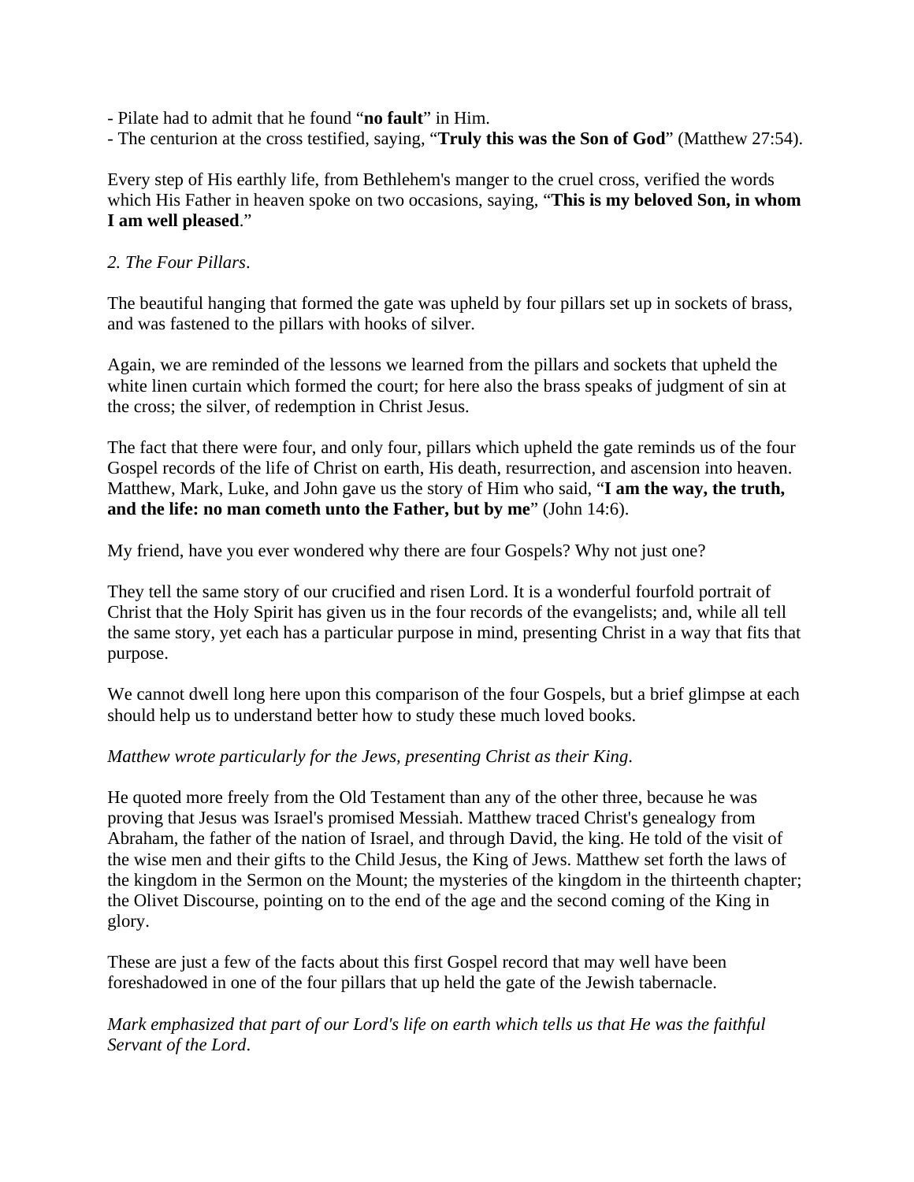- Pilate had to admit that he found "**no fault**" in Him.
- The centurion at the cross testified, saying, "**Truly this was the Son of God**" (Matthew 27:54).

Every step of His earthly life, from Bethlehem's manger to the cruel cross, verified the words which His Father in heaven spoke on two occasions, saying, "**This is my beloved Son, in whom I am well pleased**."

*2. The Four Pillars*.

The beautiful hanging that formed the gate was upheld by four pillars set up in sockets of brass, and was fastened to the pillars with hooks of silver.

Again, we are reminded of the lessons we learned from the pillars and sockets that upheld the white linen curtain which formed the court; for here also the brass speaks of judgment of sin at the cross; the silver, of redemption in Christ Jesus.

The fact that there were four, and only four, pillars which upheld the gate reminds us of the four Gospel records of the life of Christ on earth, His death, resurrection, and ascension into heaven. Matthew, Mark, Luke, and John gave us the story of Him who said, "**I am the way, the truth, and the life: no man cometh unto the Father, but by me**" (John 14:6).

My friend, have you ever wondered why there are four Gospels? Why not just one?

They tell the same story of our crucified and risen Lord. It is a wonderful fourfold portrait of Christ that the Holy Spirit has given us in the four records of the evangelists; and, while all tell the same story, yet each has a particular purpose in mind, presenting Christ in a way that fits that purpose.

We cannot dwell long here upon this comparison of the four Gospels, but a brief glimpse at each should help us to understand better how to study these much loved books.

*Matthew wrote particularly for the Jews, presenting Christ as their King*.

He quoted more freely from the Old Testament than any of the other three, because he was proving that Jesus was Israel's promised Messiah. Matthew traced Christ's genealogy from Abraham, the father of the nation of Israel, and through David, the king. He told of the visit of the wise men and their gifts to the Child Jesus, the King of Jews. Matthew set forth the laws of the kingdom in the Sermon on the Mount; the mysteries of the kingdom in the thirteenth chapter; the Olivet Discourse, pointing on to the end of the age and the second coming of the King in glory.

These are just a few of the facts about this first Gospel record that may well have been foreshadowed in one of the four pillars that up held the gate of the Jewish tabernacle.

*Mark emphasized that part of our Lord's life on earth which tells us that He was the faithful Servant of the Lord*.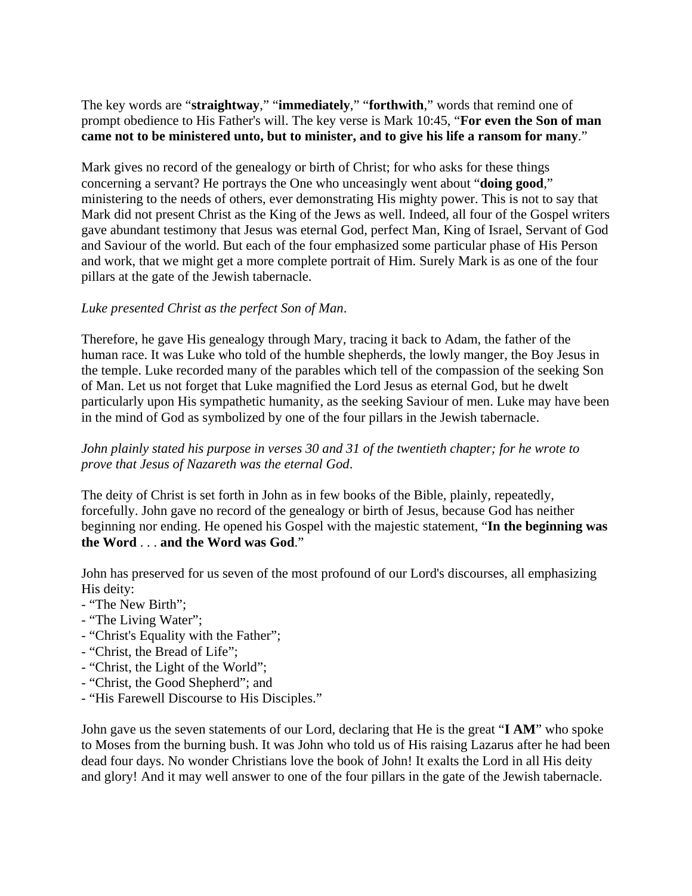The key words are “**straightway**,” “**immediately**,” “**forthwith**,” words that remind one of prompt obedience to His Father's will. The key verse is Mark 10:45, “**For even the Son of man came not to be ministered unto, but to minister, and to give his life a ransom for many**.”

Mark gives no record of the genealogy or birth of Christ; for who asks for these things concerning a servant? He portrays the One who unceasingly went about “**doing good**,” ministering to the needs of others, ever demonstrating His mighty power. This is not to say that Mark did not present Christ as the King of the Jews as well. Indeed, all four of the Gospel writers gave abundant testimony that Jesus was eternal God, perfect Man, King of Israel, Servant of God and Saviour of the world. But each of the four emphasized some particular phase of His Person and work, that we might get a more complete portrait of Him. Surely Mark is as one of the four pillars at the gate of the Jewish tabernacle.

*Luke presented Christ as the perfect Son of Man*.

Therefore, he gave His genealogy through Mary, tracing it back to Adam, the father of the human race. It was Luke who told of the humble shepherds, the lowly manger, the Boy Jesus in the temple. Luke recorded many of the parables which tell of the compassion of the seeking Son of Man. Let us not forget that Luke magnified the Lord Jesus as eternal God, but he dwelt particularly upon His sympathetic humanity, as the seeking Saviour of men. Luke may have been in the mind of God as symbolized by one of the four pillars in the Jewish tabernacle.

*John plainly stated his purpose in verses 30 and 31 of the twentieth chapter; for he wrote to prove that Jesus of Nazareth was the eternal God*.

The deity of Christ is set forth in John as in few books of the Bible, plainly, repeatedly, forcefully. John gave no record of the genealogy or birth of Jesus, because God has neither beginning nor ending. He opened his Gospel with the majestic statement, “**In the beginning was the Word** . . . **and the Word was God**.”

John has preserved for us seven of the most profound of our Lord's discourses, all emphasizing His deity:

- “The New Birth”;
- “The Living Water”;
- “Christ's Equality with the Father”;
- “Christ, the Bread of Life”;
- “Christ, the Light of the World”;
- “Christ, the Good Shepherd”; and
- “His Farewell Discourse to His Disciples.”

John gave us the seven statements of our Lord, declaring that He is the great “**I AM**” who spoke to Moses from the burning bush. It was John who told us of His raising Lazarus after he had been dead four days. No wonder Christians love the book of John! It exalts the Lord in all His deity and glory! And it may well answer to one of the four pillars in the gate of the Jewish tabernacle.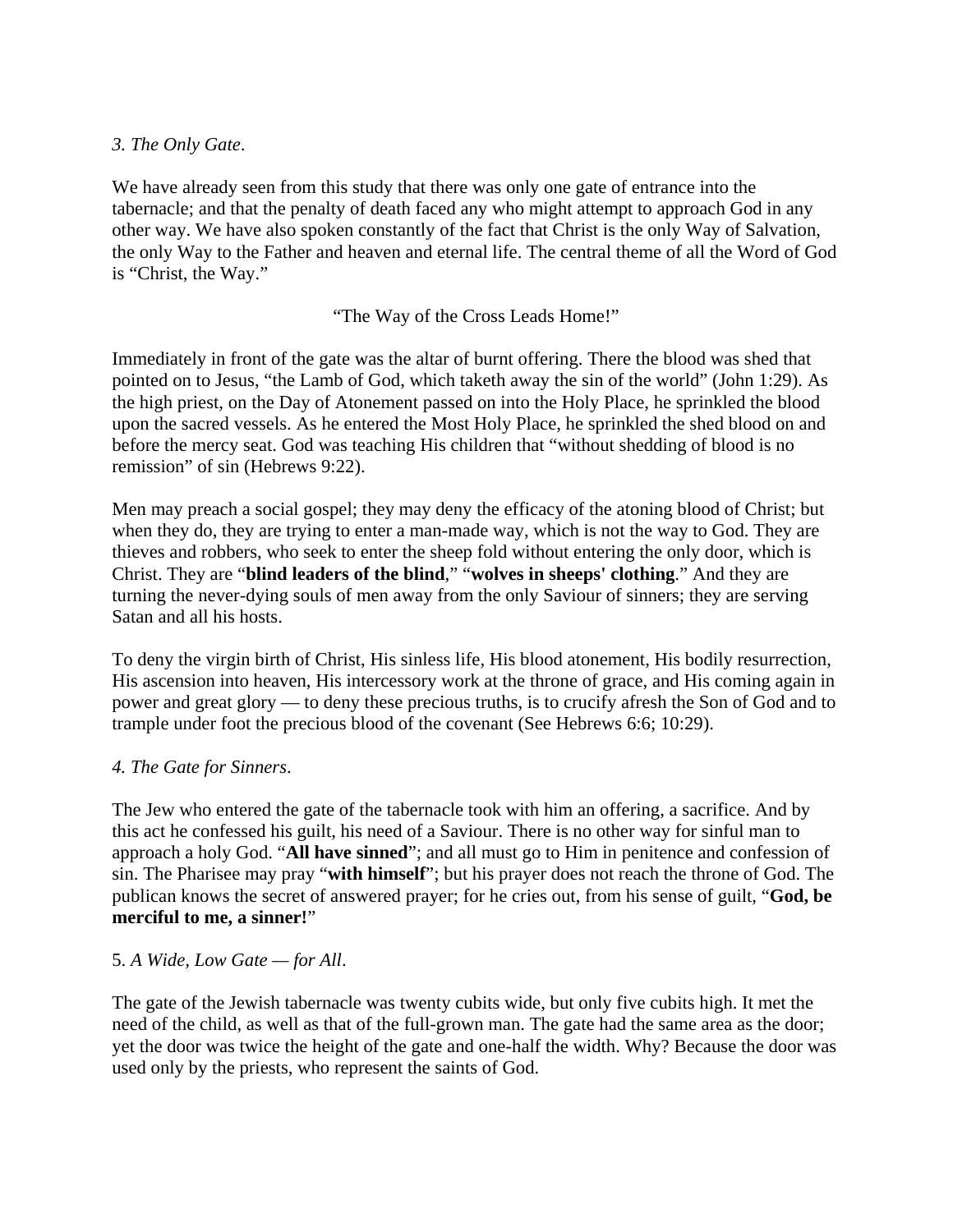*3. The Only Gate*.

We have already seen from this study that there was only one gate of entrance into the tabernacle; and that the penalty of death faced any who might attempt to approach God in any other way. We have also spoken constantly of the fact that Christ is the only Way of Salvation, the only Way to the Father and heaven and eternal life. The central theme of all the Word of God is "Christ, the Way."

"The Way of the Cross Leads Home!"

Immediately in front of the gate was the altar of burnt offering. There the blood was shed that pointed on to Jesus, "the Lamb of God, which taketh away the sin of the world" (John 1:29). As the high priest, on the Day of Atonement passed on into the Holy Place, he sprinkled the blood upon the sacred vessels. As he entered the Most Holy Place, he sprinkled the shed blood on and before the mercy seat. God was teaching His children that "without shedding of blood is no remission" of sin (Hebrews 9:22).

Men may preach a social gospel; they may deny the efficacy of the atoning blood of Christ; but when they do, they are trying to enter a man-made way, which is not the way to God. They are thieves and robbers, who seek to enter the sheep fold without entering the only door, which is Christ. They are "**blind leaders of the blind**," "**wolves in sheeps' clothing**." And they are turning the never-dying souls of men away from the only Saviour of sinners; they are serving Satan and all his hosts.

To deny the virgin birth of Christ, His sinless life, His blood atonement, His bodily resurrection, His ascension into heaven, His intercessory work at the throne of grace, and His coming again in power and great glory — to deny these precious truths, is to crucify afresh the Son of God and to trample under foot the precious blood of the covenant (See Hebrews 6:6; 10:29).

*4. The Gate for Sinners*.

The Jew who entered the gate of the tabernacle took with him an offering, a sacrifice. And by this act he confessed his guilt, his need of a Saviour. There is no other way for sinful man to approach a holy God. "**All have sinned**"; and all must go to Him in penitence and confession of sin. The Pharisee may pray "**with himself**"; but his prayer does not reach the throne of God. The publican knows the secret of answered prayer; for he cries out, from his sense of guilt, "**God, be merciful to me, a sinner!**"

5. *A Wide, Low Gate — for All*.

The gate of the Jewish tabernacle was twenty cubits wide, but only five cubits high. It met the need of the child, as well as that of the full-grown man. The gate had the same area as the door; yet the door was twice the height of the gate and one-half the width. Why? Because the door was used only by the priests, who represent the saints of God.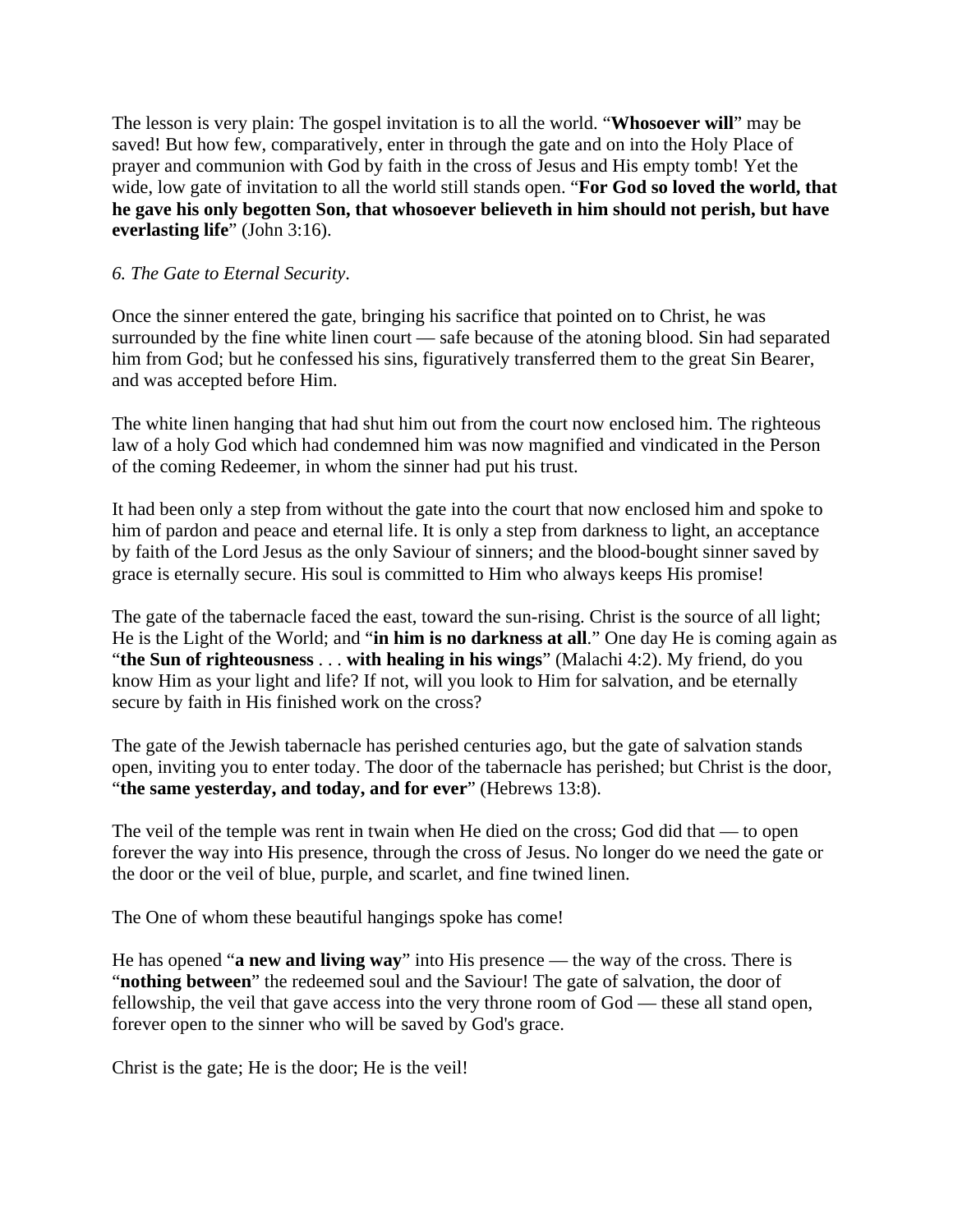The lesson is very plain: The gospel invitation is to all the world. "**Whosoever will**" may be saved! But how few, comparatively, enter in through the gate and on into the Holy Place of prayer and communion with God by faith in the cross of Jesus and His empty tomb! Yet the wide, low gate of invitation to all the world still stands open. "**For God so loved the world, that he gave his only begotten Son, that whosoever believeth in him should not perish, but have everlasting life**" (John 3:16).

*6. The Gate to Eternal Security*.

Once the sinner entered the gate, bringing his sacrifice that pointed on to Christ, he was surrounded by the fine white linen court — safe because of the atoning blood. Sin had separated him from God; but he confessed his sins, figuratively transferred them to the great Sin Bearer, and was accepted before Him.

The white linen hanging that had shut him out from the court now enclosed him. The righteous law of a holy God which had condemned him was now magnified and vindicated in the Person of the coming Redeemer, in whom the sinner had put his trust.

It had been only a step from without the gate into the court that now enclosed him and spoke to him of pardon and peace and eternal life. It is only a step from darkness to light, an acceptance by faith of the Lord Jesus as the only Saviour of sinners; and the blood-bought sinner saved by grace is eternally secure. His soul is committed to Him who always keeps His promise!

The gate of the tabernacle faced the east, toward the sun-rising. Christ is the source of all light; He is the Light of the World; and "**in him is no darkness at all**." One day He is coming again as "**the Sun of righteousness** . . . **with healing in his wings**" (Malachi 4:2). My friend, do you know Him as your light and life? If not, will you look to Him for salvation, and be eternally secure by faith in His finished work on the cross?

The gate of the Jewish tabernacle has perished centuries ago, but the gate of salvation stands open, inviting you to enter today. The door of the tabernacle has perished; but Christ is the door, "**the same yesterday, and today, and for ever**" (Hebrews 13:8).

The veil of the temple was rent in twain when He died on the cross; God did that — to open forever the way into His presence, through the cross of Jesus. No longer do we need the gate or the door or the veil of blue, purple, and scarlet, and fine twined linen.

The One of whom these beautiful hangings spoke has come!

He has opened "**a new and living way**" into His presence — the way of the cross. There is "**nothing between**" the redeemed soul and the Saviour! The gate of salvation, the door of fellowship, the veil that gave access into the very throne room of God — these all stand open, forever open to the sinner who will be saved by God's grace.

Christ is the gate; He is the door; He is the veil!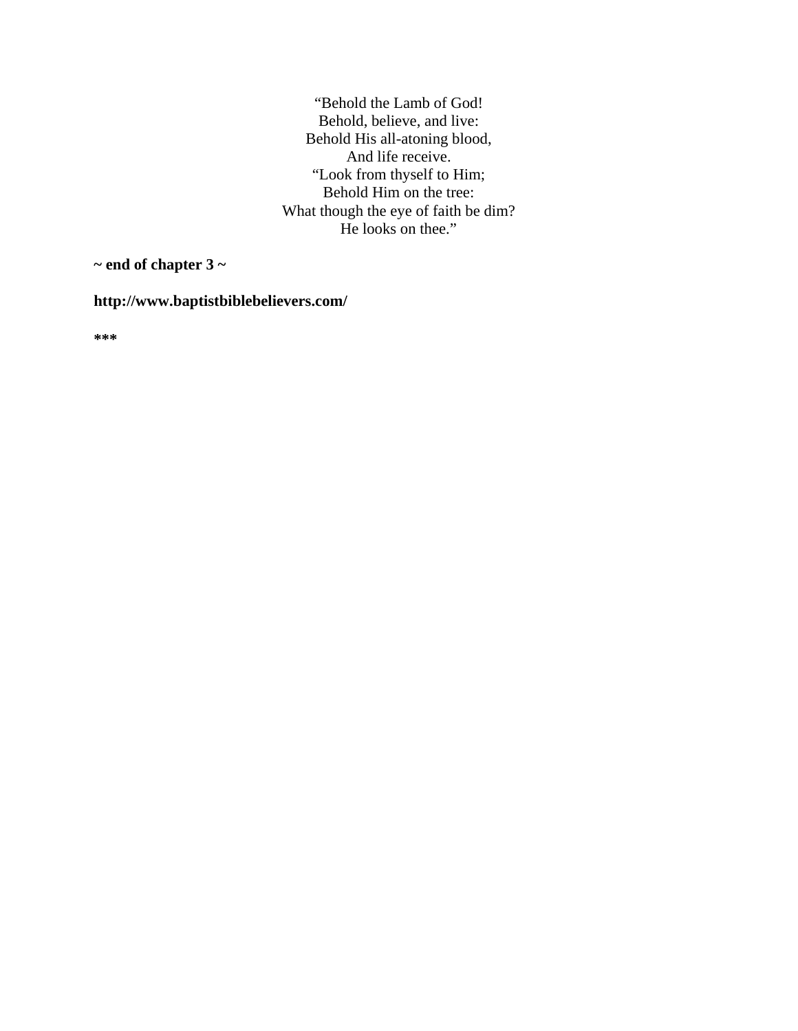"Behold the Lamb of God!  
Behold, believe, and live:  
Behold His all-atoning blood,  
And life receive.  
"Look from thyself to Him;  
Behold Him on the tree:  
What though the eye of faith be dim?  
He looks on thee."

**~ end of chapter 3 ~**

**http://www.baptistbiblebelievers.com/**

**\*\*\***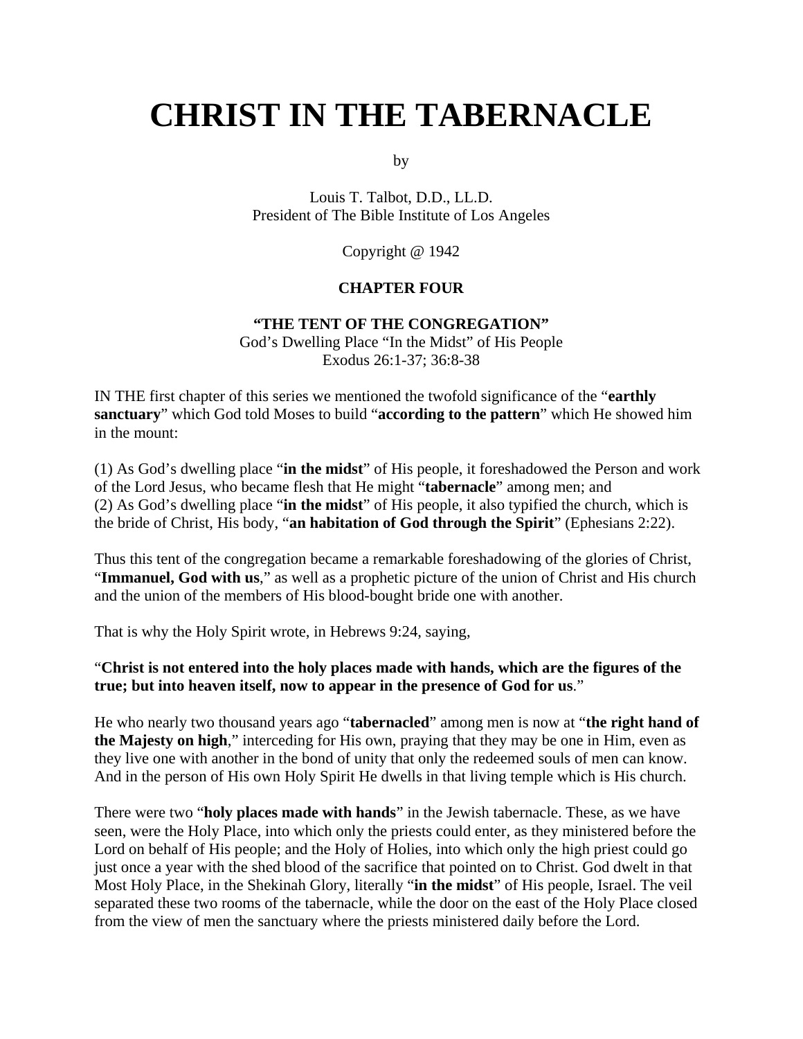# CHRIST IN THE TABERNACLE

by

Louis T. Talbot, D.D., LL.D.
President of The Bible Institute of Los Angeles

Copyright @ 1942

## CHAPTER FOUR

### "THE TENT OF THE CONGREGATION"

God's Dwelling Place "In the Midst" of His People
Exodus 26:1-37; 36:8-38

IN THE first chapter of this series we mentioned the twofold significance of the "**earthly sanctuary**" which God told Moses to build "**according to the pattern**" which He showed him in the mount:

(1) As God's dwelling place "**in the midst**" of His people, it foreshadowed the Person and work of the Lord Jesus, who became flesh that He might "**tabernacle**" among men; and
(2) As God's dwelling place "**in the midst**" of His people, it also typified the church, which is the bride of Christ, His body, "**an habitation of God through the Spirit**" (Ephesians 2:22).

Thus this tent of the congregation became a remarkable foreshadowing of the glories of Christ, "**Immanuel, God with us**," as well as a prophetic picture of the union of Christ and His church and the union of the members of His blood-bought bride one with another.

That is why the Holy Spirit wrote, in Hebrews 9:24, saying,

"**Christ is not entered into the holy places made with hands, which are the figures of the true; but into heaven itself, now to appear in the presence of God for us**."

He who nearly two thousand years ago "**tabernacled**" among men is now at "**the right hand of the Majesty on high**," interceding for His own, praying that they may be one in Him, even as they live one with another in the bond of unity that only the redeemed souls of men can know. And in the person of His own Holy Spirit He dwells in that living temple which is His church.

There were two "**holy places made with hands**" in the Jewish tabernacle. These, as we have seen, were the Holy Place, into which only the priests could enter, as they ministered before the Lord on behalf of His people; and the Holy of Holies, into which only the high priest could go just once a year with the shed blood of the sacrifice that pointed on to Christ. God dwelt in that Most Holy Place, in the Shekinah Glory, literally "**in the midst**" of His people, Israel. The veil separated these two rooms of the tabernacle, while the door on the east of the Holy Place closed from the view of men the sanctuary where the priests ministered daily before the Lord.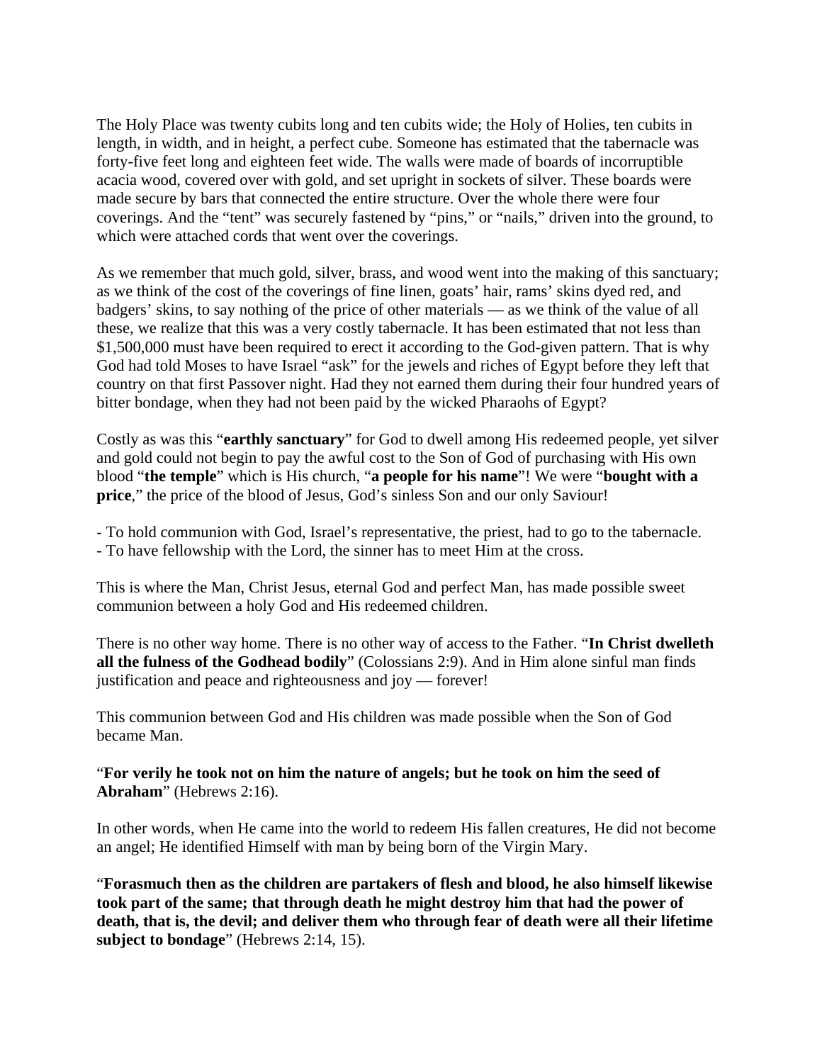The Holy Place was twenty cubits long and ten cubits wide; the Holy of Holies, ten cubits in length, in width, and in height, a perfect cube. Someone has estimated that the tabernacle was forty-five feet long and eighteen feet wide. The walls were made of boards of incorruptible acacia wood, covered over with gold, and set upright in sockets of silver. These boards were made secure by bars that connected the entire structure. Over the whole there were four coverings. And the "tent" was securely fastened by "pins," or "nails," driven into the ground, to which were attached cords that went over the coverings.

As we remember that much gold, silver, brass, and wood went into the making of this sanctuary; as we think of the cost of the coverings of fine linen, goats' hair, rams' skins dyed red, and badgers' skins, to say nothing of the price of other materials — as we think of the value of all these, we realize that this was a very costly tabernacle. It has been estimated that not less than $1,500,000 must have been required to erect it according to the God-given pattern. That is why God had told Moses to have Israel "ask" for the jewels and riches of Egypt before they left that country on that first Passover night. Had they not earned them during their four hundred years of bitter bondage, when they had not been paid by the wicked Pharaohs of Egypt?

Costly as was this "**earthly sanctuary**" for God to dwell among His redeemed people, yet silver and gold could not begin to pay the awful cost to the Son of God of purchasing with His own blood "**the temple**" which is His church, "**a people for his name**"! We were "**bought with a price**," the price of the blood of Jesus, God's sinless Son and our only Saviour!

- To hold communion with God, Israel's representative, the priest, had to go to the tabernacle.
- To have fellowship with the Lord, the sinner has to meet Him at the cross.

This is where the Man, Christ Jesus, eternal God and perfect Man, has made possible sweet communion between a holy God and His redeemed children.

There is no other way home. There is no other way of access to the Father. "**In Christ dwelleth all the fulness of the Godhead bodily**" (Colossians 2:9). And in Him alone sinful man finds justification and peace and righteousness and joy — forever!

This communion between God and His children was made possible when the Son of God became Man.

"**For verily he took not on him the nature of angels; but he took on him the seed of Abraham**" (Hebrews 2:16).

In other words, when He came into the world to redeem His fallen creatures, He did not become an angel; He identified Himself with man by being born of the Virgin Mary.

"**Forasmuch then as the children are partakers of flesh and blood, he also himself likewise took part of the same; that through death he might destroy him that had the power of death, that is, the devil; and deliver them who through fear of death were all their lifetime subject to bondage**" (Hebrews 2:14, 15).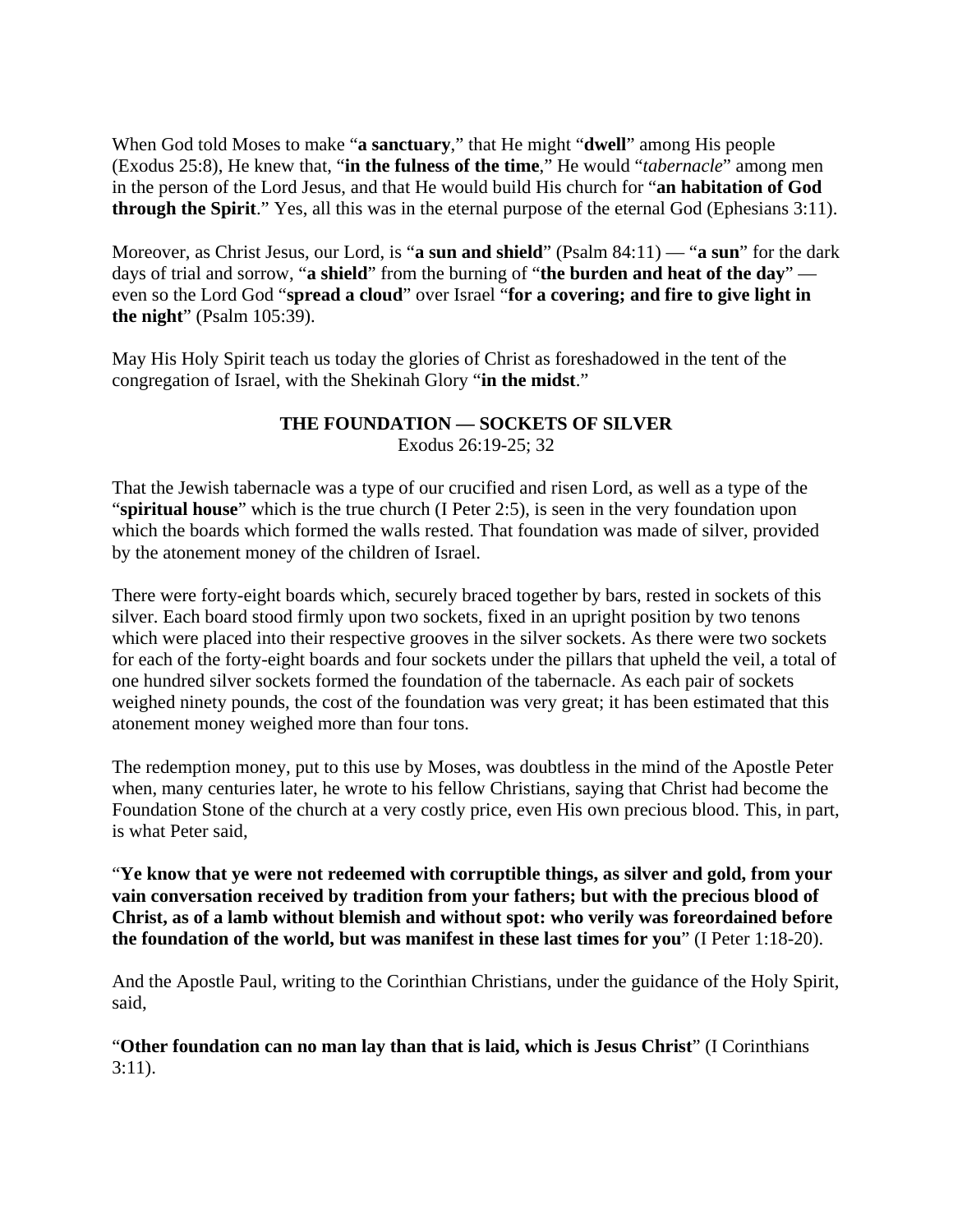When God told Moses to make "**a sanctuary**," that He might "**dwell**" among His people (Exodus 25:8), He knew that, "**in the fulness of the time**," He would "*tabernacle*" among men in the person of the Lord Jesus, and that He would build His church for "**an habitation of God through the Spirit**." Yes, all this was in the eternal purpose of the eternal God (Ephesians 3:11).

Moreover, as Christ Jesus, our Lord, is "**a sun and shield**" (Psalm 84:11) — "**a sun**" for the dark days of trial and sorrow, "**a shield**" from the burning of "**the burden and heat of the day**" — even so the Lord God "**spread a cloud**" over Israel "**for a covering; and fire to give light in the night**" (Psalm 105:39).

May His Holy Spirit teach us today the glories of Christ as foreshadowed in the tent of the congregation of Israel, with the Shekinah Glory "**in the midst**."

## THE FOUNDATION — SOCKETS OF SILVER

Exodus 26:19-25; 32

That the Jewish tabernacle was a type of our crucified and risen Lord, as well as a type of the "**spiritual house**" which is the true church (I Peter 2:5), is seen in the very foundation upon which the boards which formed the walls rested. That foundation was made of silver, provided by the atonement money of the children of Israel.

There were forty-eight boards which, securely braced together by bars, rested in sockets of this silver. Each board stood firmly upon two sockets, fixed in an upright position by two tenons which were placed into their respective grooves in the silver sockets. As there were two sockets for each of the forty-eight boards and four sockets under the pillars that upheld the veil, a total of one hundred silver sockets formed the foundation of the tabernacle. As each pair of sockets weighed ninety pounds, the cost of the foundation was very great; it has been estimated that this atonement money weighed more than four tons.

The redemption money, put to this use by Moses, was doubtless in the mind of the Apostle Peter when, many centuries later, he wrote to his fellow Christians, saying that Christ had become the Foundation Stone of the church at a very costly price, even His own precious blood. This, in part, is what Peter said,

"**Ye know that ye were not redeemed with corruptible things, as silver and gold, from your vain conversation received by tradition from your fathers; but with the precious blood of Christ, as of a lamb without blemish and without spot: who verily was foreordained before the foundation of the world, but was manifest in these last times for you**" (I Peter 1:18-20).

And the Apostle Paul, writing to the Corinthian Christians, under the guidance of the Holy Spirit, said,

"**Other foundation can no man lay than that is laid, which is Jesus Christ**" (I Corinthians 3:11).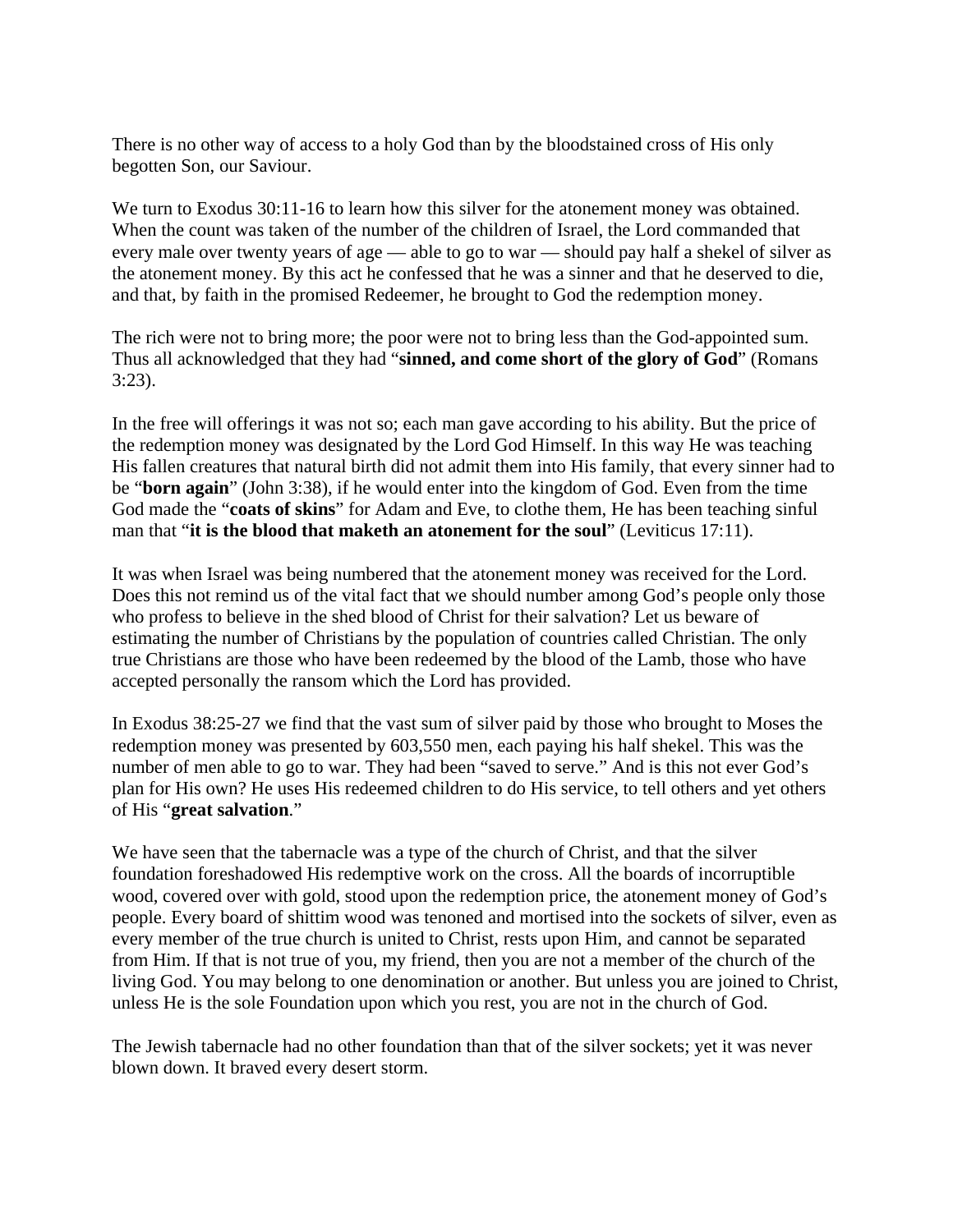There is no other way of access to a holy God than by the bloodstained cross of His only begotten Son, our Saviour.

We turn to Exodus 30:11-16 to learn how this silver for the atonement money was obtained. When the count was taken of the number of the children of Israel, the Lord commanded that every male over twenty years of age — able to go to war — should pay half a shekel of silver as the atonement money. By this act he confessed that he was a sinner and that he deserved to die, and that, by faith in the promised Redeemer, he brought to God the redemption money.

The rich were not to bring more; the poor were not to bring less than the God-appointed sum. Thus all acknowledged that they had "**sinned, and come short of the glory of God**" (Romans 3:23).

In the free will offerings it was not so; each man gave according to his ability. But the price of the redemption money was designated by the Lord God Himself. In this way He was teaching His fallen creatures that natural birth did not admit them into His family, that every sinner had to be "**born again**" (John 3:38), if he would enter into the kingdom of God. Even from the time God made the "**coats of skins**" for Adam and Eve, to clothe them, He has been teaching sinful man that "**it is the blood that maketh an atonement for the soul**" (Leviticus 17:11).

It was when Israel was being numbered that the atonement money was received for the Lord. Does this not remind us of the vital fact that we should number among God's people only those who profess to believe in the shed blood of Christ for their salvation? Let us beware of estimating the number of Christians by the population of countries called Christian. The only true Christians are those who have been redeemed by the blood of the Lamb, those who have accepted personally the ransom which the Lord has provided.

In Exodus 38:25-27 we find that the vast sum of silver paid by those who brought to Moses the redemption money was presented by 603,550 men, each paying his half shekel. This was the number of men able to go to war. They had been "saved to serve." And is this not ever God's plan for His own? He uses His redeemed children to do His service, to tell others and yet others of His "**great salvation**."

We have seen that the tabernacle was a type of the church of Christ, and that the silver foundation foreshadowed His redemptive work on the cross. All the boards of incorruptible wood, covered over with gold, stood upon the redemption price, the atonement money of God's people. Every board of shittim wood was tenoned and mortised into the sockets of silver, even as every member of the true church is united to Christ, rests upon Him, and cannot be separated from Him. If that is not true of you, my friend, then you are not a member of the church of the living God. You may belong to one denomination or another. But unless you are joined to Christ, unless He is the sole Foundation upon which you rest, you are not in the church of God.

The Jewish tabernacle had no other foundation than that of the silver sockets; yet it was never blown down. It braved every desert storm.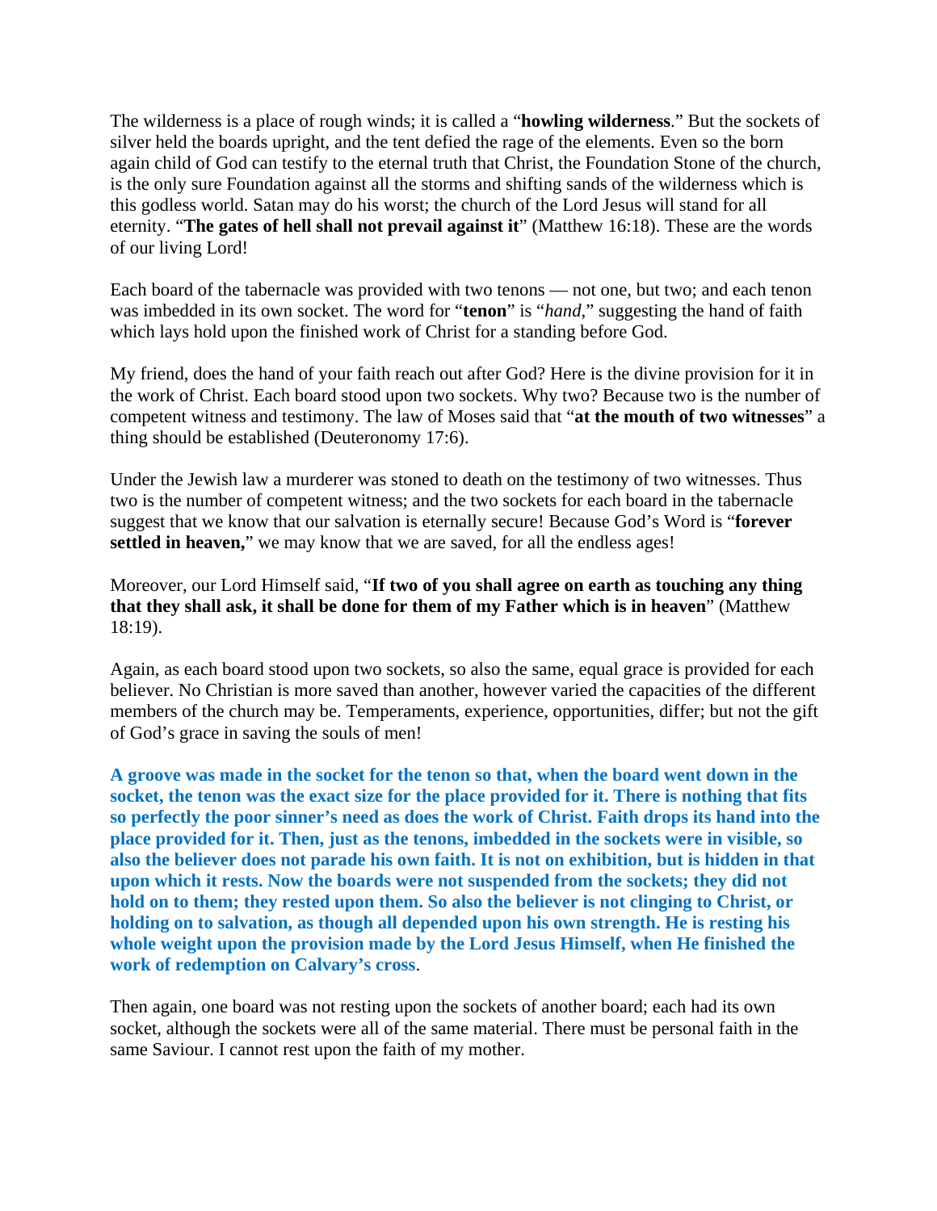The wilderness is a place of rough winds; it is called a "**howling wilderness**." But the sockets of silver held the boards upright, and the tent defied the rage of the elements. Even so the born again child of God can testify to the eternal truth that Christ, the Foundation Stone of the church, is the only sure Foundation against all the storms and shifting sands of the wilderness which is this godless world. Satan may do his worst; the church of the Lord Jesus will stand for all eternity. "**The gates of hell shall not prevail against it**" (Matthew 16:18). These are the words of our living Lord!

Each board of the tabernacle was provided with two tenons — not one, but two; and each tenon was imbedded in its own socket. The word for "**tenon**" is "*hand*," suggesting the hand of faith which lays hold upon the finished work of Christ for a standing before God.

My friend, does the hand of your faith reach out after God? Here is the divine provision for it in the work of Christ. Each board stood upon two sockets. Why two? Because two is the number of competent witness and testimony. The law of Moses said that "**at the mouth of two witnesses**" a thing should be established (Deuteronomy 17:6).

Under the Jewish law a murderer was stoned to death on the testimony of two witnesses. Thus two is the number of competent witness; and the two sockets for each board in the tabernacle suggest that we know that our salvation is eternally secure! Because God's Word is "**forever settled in heaven,**" we may know that we are saved, for all the endless ages!

Moreover, our Lord Himself said, "**If two of you shall agree on earth as touching any thing that they shall ask, it shall be done for them of my Father which is in heaven**" (Matthew 18:19).

Again, as each board stood upon two sockets, so also the same, equal grace is provided for each believer. No Christian is more saved than another, however varied the capacities of the different members of the church may be. Temperaments, experience, opportunities, differ; but not the gift of God's grace in saving the souls of men!

**A groove was made in the socket for the tenon so that, when the board went down in the socket, the tenon was the exact size for the place provided for it. There is nothing that fits so perfectly the poor sinner's need as does the work of Christ. Faith drops its hand into the place provided for it. Then, just as the tenons, imbedded in the sockets were in visible, so also the believer does not parade his own faith. It is not on exhibition, but is hidden in that upon which it rests. Now the boards were not suspended from the sockets; they did not hold on to them; they rested upon them. So also the believer is not clinging to Christ, or holding on to salvation, as though all depended upon his own strength. He is resting his whole weight upon the provision made by the Lord Jesus Himself, when He finished the work of redemption on Calvary's cross**.

Then again, one board was not resting upon the sockets of another board; each had its own socket, although the sockets were all of the same material. There must be personal faith in the same Saviour. I cannot rest upon the faith of my mother.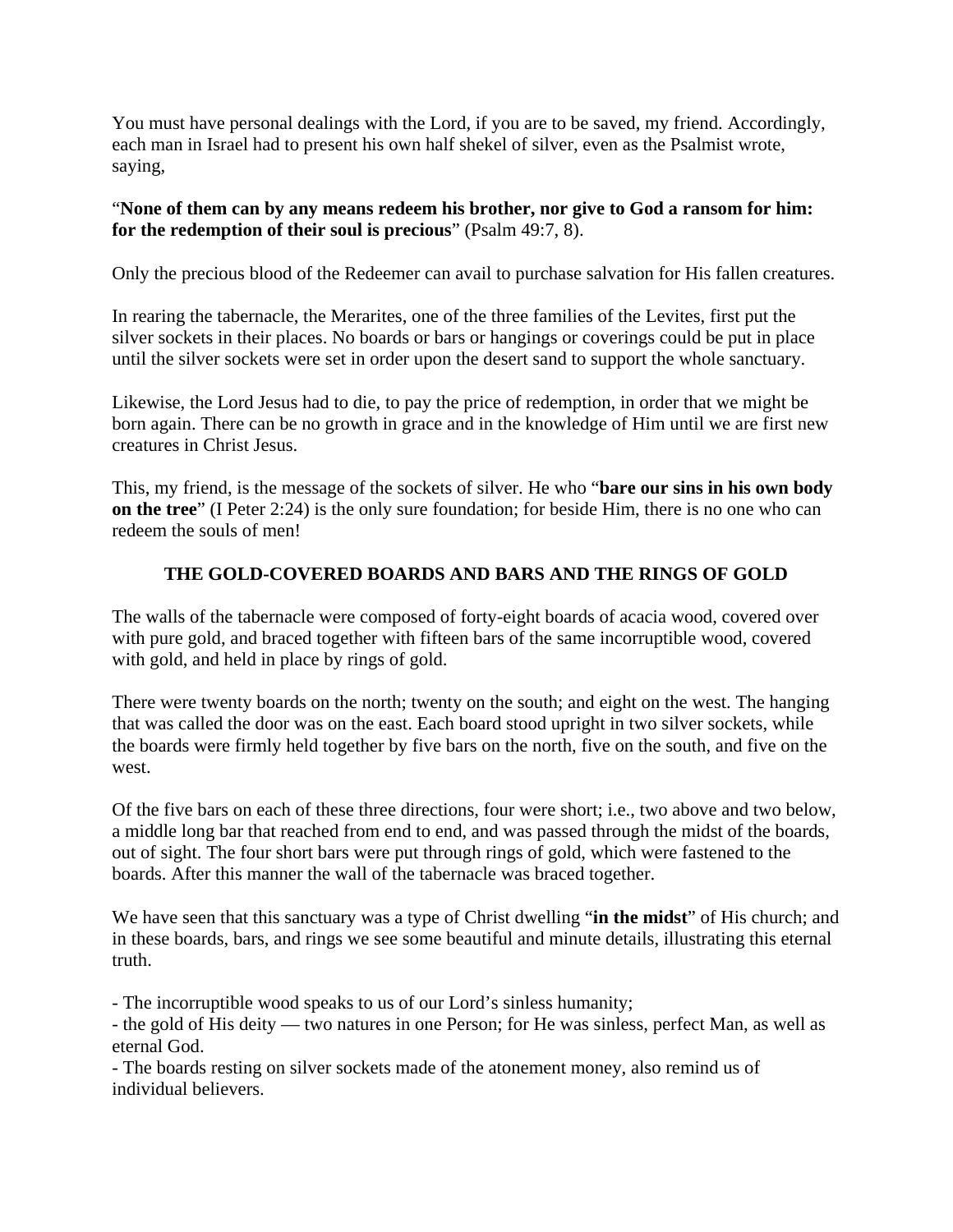You must have personal dealings with the Lord, if you are to be saved, my friend. Accordingly, each man in Israel had to present his own half shekel of silver, even as the Psalmist wrote, saying,

"**None of them can by any means redeem his brother, nor give to God a ransom for him: for the redemption of their soul is precious**" (Psalm 49:7, 8).

Only the precious blood of the Redeemer can avail to purchase salvation for His fallen creatures.

In rearing the tabernacle, the Merarites, one of the three families of the Levites, first put the silver sockets in their places. No boards or bars or hangings or coverings could be put in place until the silver sockets were set in order upon the desert sand to support the whole sanctuary.

Likewise, the Lord Jesus had to die, to pay the price of redemption, in order that we might be born again. There can be no growth in grace and in the knowledge of Him until we are first new creatures in Christ Jesus.

This, my friend, is the message of the sockets of silver. He who "**bare our sins in his own body on the tree**" (I Peter 2:24) is the only sure foundation; for beside Him, there is no one who can redeem the souls of men!

## THE GOLD-COVERED BOARDS AND BARS AND THE RINGS OF GOLD

The walls of the tabernacle were composed of forty-eight boards of acacia wood, covered over with pure gold, and braced together with fifteen bars of the same incorruptible wood, covered with gold, and held in place by rings of gold.

There were twenty boards on the north; twenty on the south; and eight on the west. The hanging that was called the door was on the east. Each board stood upright in two silver sockets, while the boards were firmly held together by five bars on the north, five on the south, and five on the west.

Of the five bars on each of these three directions, four were short; i.e., two above and two below, a middle long bar that reached from end to end, and was passed through the midst of the boards, out of sight. The four short bars were put through rings of gold, which were fastened to the boards. After this manner the wall of the tabernacle was braced together.

We have seen that this sanctuary was a type of Christ dwelling "**in the midst**" of His church; and in these boards, bars, and rings we see some beautiful and minute details, illustrating this eternal truth.

- The incorruptible wood speaks to us of our Lord's sinless humanity;
- the gold of His deity — two natures in one Person; for He was sinless, perfect Man, as well as eternal God.
- The boards resting on silver sockets made of the atonement money, also remind us of individual believers.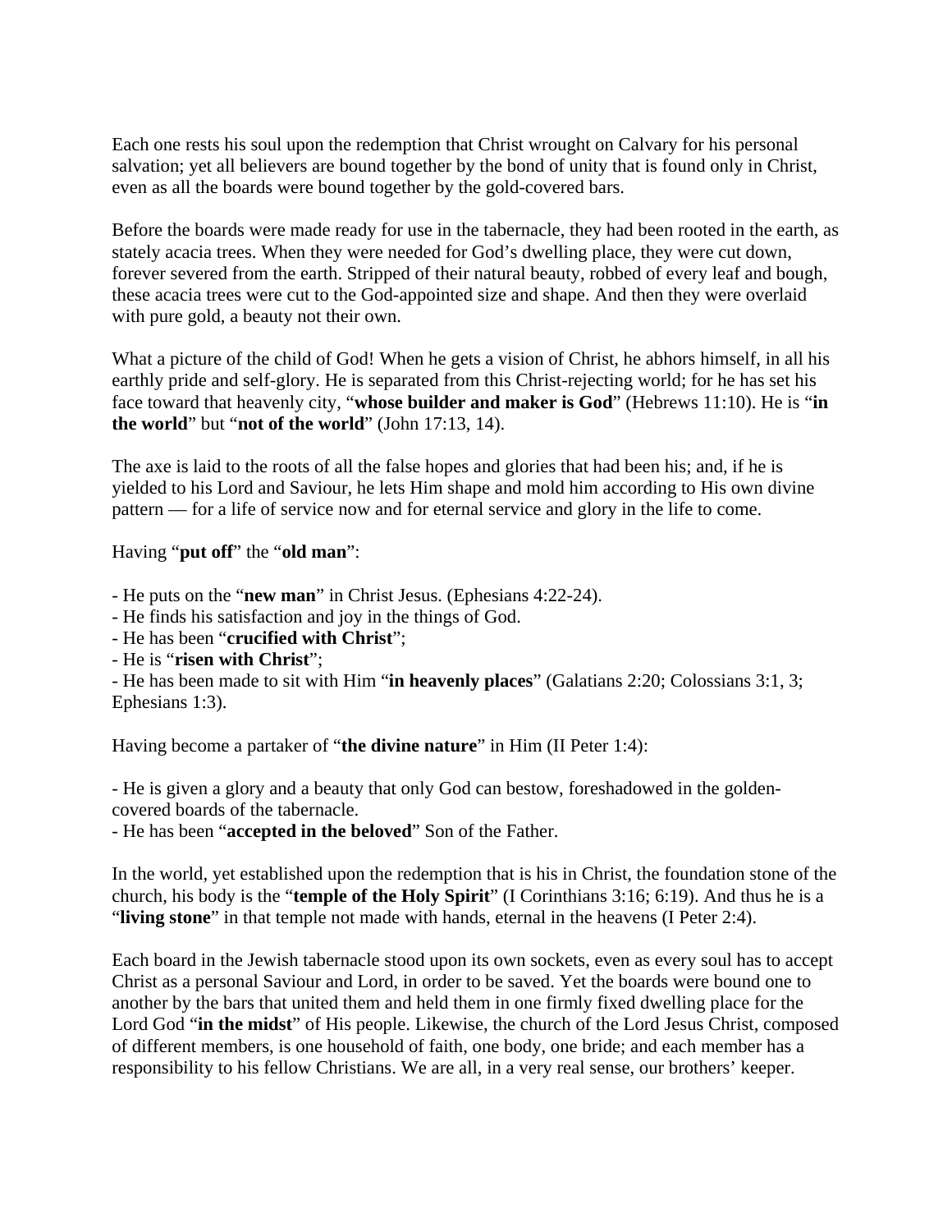Each one rests his soul upon the redemption that Christ wrought on Calvary for his personal salvation; yet all believers are bound together by the bond of unity that is found only in Christ, even as all the boards were bound together by the gold-covered bars.

Before the boards were made ready for use in the tabernacle, they had been rooted in the earth, as stately acacia trees. When they were needed for God's dwelling place, they were cut down, forever severed from the earth. Stripped of their natural beauty, robbed of every leaf and bough, these acacia trees were cut to the God-appointed size and shape. And then they were overlaid with pure gold, a beauty not their own.

What a picture of the child of God! When he gets a vision of Christ, he abhors himself, in all his earthly pride and self-glory. He is separated from this Christ-rejecting world; for he has set his face toward that heavenly city, "**whose builder and maker is God**" (Hebrews 11:10). He is "**in the world**" but "**not of the world**" (John 17:13, 14).

The axe is laid to the roots of all the false hopes and glories that had been his; and, if he is yielded to his Lord and Saviour, he lets Him shape and mold him according to His own divine pattern — for a life of service now and for eternal service and glory in the life to come.

Having "**put off**" the "**old man**":

- He puts on the "**new man**" in Christ Jesus. (Ephesians 4:22-24).
- He finds his satisfaction and joy in the things of God.
- He has been "**crucified with Christ**";
- He is "**risen with Christ**";
- He has been made to sit with Him "**in heavenly places**" (Galatians 2:20; Colossians 3:1, 3; Ephesians 1:3).

Having become a partaker of "**the divine nature**" in Him (II Peter 1:4):

- He is given a glory and a beauty that only God can bestow, foreshadowed in the golden-covered boards of the tabernacle.
- He has been "**accepted in the beloved**" Son of the Father.

In the world, yet established upon the redemption that is his in Christ, the foundation stone of the church, his body is the "**temple of the Holy Spirit**" (I Corinthians 3:16; 6:19). And thus he is a "**living stone**" in that temple not made with hands, eternal in the heavens (I Peter 2:4).

Each board in the Jewish tabernacle stood upon its own sockets, even as every soul has to accept Christ as a personal Saviour and Lord, in order to be saved. Yet the boards were bound one to another by the bars that united them and held them in one firmly fixed dwelling place for the Lord God "**in the midst**" of His people. Likewise, the church of the Lord Jesus Christ, composed of different members, is one household of faith, one body, one bride; and each member has a responsibility to his fellow Christians. We are all, in a very real sense, our brothers' keeper.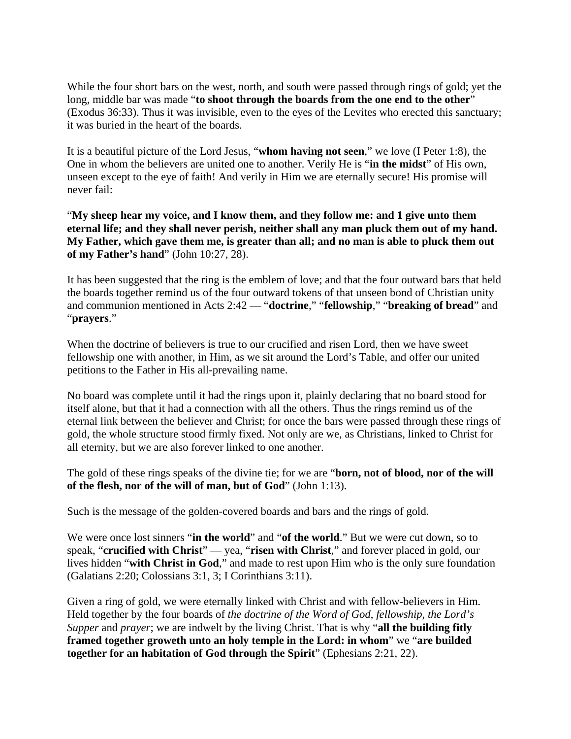While the four short bars on the west, north, and south were passed through rings of gold; yet the long, middle bar was made "**to shoot through the boards from the one end to the other**" (Exodus 36:33). Thus it was invisible, even to the eyes of the Levites who erected this sanctuary; it was buried in the heart of the boards.

It is a beautiful picture of the Lord Jesus, "**whom having not seen**," we love (I Peter 1:8), the One in whom the believers are united one to another. Verily He is "**in the midst**" of His own, unseen except to the eye of faith! And verily in Him we are eternally secure! His promise will never fail:

"**My sheep hear my voice, and I know them, and they follow me: and 1 give unto them eternal life; and they shall never perish, neither shall any man pluck them out of my hand. My Father, which gave them me, is greater than all; and no man is able to pluck them out of my Father's hand**" (John 10:27, 28).

It has been suggested that the ring is the emblem of love; and that the four outward bars that held the boards together remind us of the four outward tokens of that unseen bond of Christian unity and communion mentioned in Acts 2:42 — "**doctrine**," "**fellowship**," "**breaking of bread**" and "**prayers**."

When the doctrine of believers is true to our crucified and risen Lord, then we have sweet fellowship one with another, in Him, as we sit around the Lord's Table, and offer our united petitions to the Father in His all-prevailing name.

No board was complete until it had the rings upon it, plainly declaring that no board stood for itself alone, but that it had a connection with all the others. Thus the rings remind us of the eternal link between the believer and Christ; for once the bars were passed through these rings of gold, the whole structure stood firmly fixed. Not only are we, as Christians, linked to Christ for all eternity, but we are also forever linked to one another.

The gold of these rings speaks of the divine tie; for we are "**born, not of blood, nor of the will of the flesh, nor of the will of man, but of God**" (John 1:13).

Such is the message of the golden-covered boards and bars and the rings of gold.

We were once lost sinners "**in the world**" and "**of the world**." But we were cut down, so to speak, "**crucified with Christ**" — yea, "**risen with Christ**," and forever placed in gold, our lives hidden "**with Christ in God**," and made to rest upon Him who is the only sure foundation (Galatians 2:20; Colossians 3:1, 3; I Corinthians 3:11).

Given a ring of gold, we were eternally linked with Christ and with fellow-believers in Him. Held together by the four boards of *the doctrine of the Word of God*, *fellowship*, *the Lord's Supper* and *prayer*; we are indwelt by the living Christ. That is why "**all the building fitly framed together groweth unto an holy temple in the Lord: in whom**" we "**are builded together for an habitation of God through the Spirit**" (Ephesians 2:21, 22).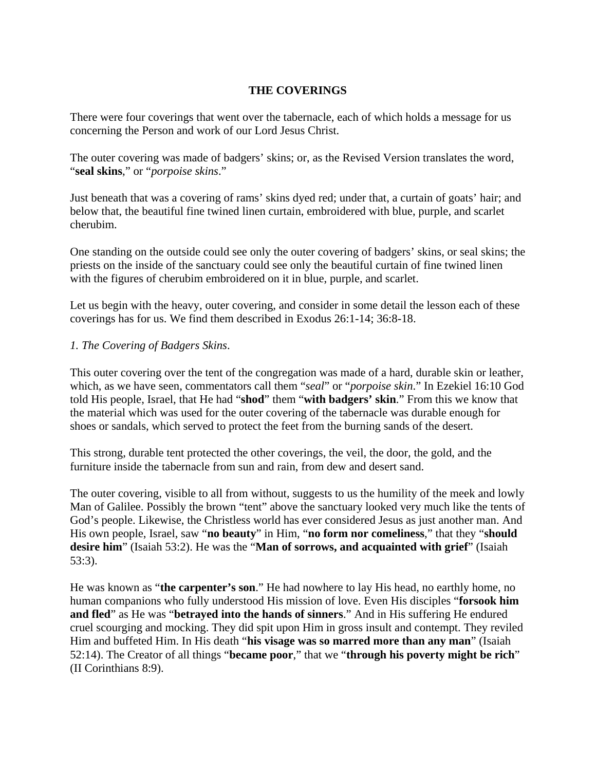## THE COVERINGS

There were four coverings that went over the tabernacle, each of which holds a message for us concerning the Person and work of our Lord Jesus Christ.

The outer covering was made of badgers' skins; or, as the Revised Version translates the word, "**seal skins**," or "*porpoise skins*."

Just beneath that was a covering of rams' skins dyed red; under that, a curtain of goats' hair; and below that, the beautiful fine twined linen curtain, embroidered with blue, purple, and scarlet cherubim.

One standing on the outside could see only the outer covering of badgers' skins, or seal skins; the priests on the inside of the sanctuary could see only the beautiful curtain of fine twined linen with the figures of cherubim embroidered on it in blue, purple, and scarlet.

Let us begin with the heavy, outer covering, and consider in some detail the lesson each of these coverings has for us. We find them described in Exodus 26:1-14; 36:8-18.

*1. The Covering of Badgers Skins*.

This outer covering over the tent of the congregation was made of a hard, durable skin or leather, which, as we have seen, commentators call them "*seal*" or "*porpoise skin*." In Ezekiel 16:10 God told His people, Israel, that He had "**shod**" them "**with badgers' skin**." From this we know that the material which was used for the outer covering of the tabernacle was durable enough for shoes or sandals, which served to protect the feet from the burning sands of the desert.

This strong, durable tent protected the other coverings, the veil, the door, the gold, and the furniture inside the tabernacle from sun and rain, from dew and desert sand.

The outer covering, visible to all from without, suggests to us the humility of the meek and lowly Man of Galilee. Possibly the brown "tent" above the sanctuary looked very much like the tents of God's people. Likewise, the Christless world has ever considered Jesus as just another man. And His own people, Israel, saw "**no beauty**" in Him, "**no form nor comeliness**," that they "**should desire him**" (Isaiah 53:2). He was the "**Man of sorrows, and acquainted with grief**" (Isaiah 53:3).

He was known as "**the carpenter's son**." He had nowhere to lay His head, no earthly home, no human companions who fully understood His mission of love. Even His disciples "**forsook him and fled**" as He was "**betrayed into the hands of sinners**." And in His suffering He endured cruel scourging and mocking. They did spit upon Him in gross insult and contempt. They reviled Him and buffeted Him. In His death "**his visage was so marred more than any man**" (Isaiah 52:14). The Creator of all things "**became poor**," that we "**through his poverty might be rich**" (II Corinthians 8:9).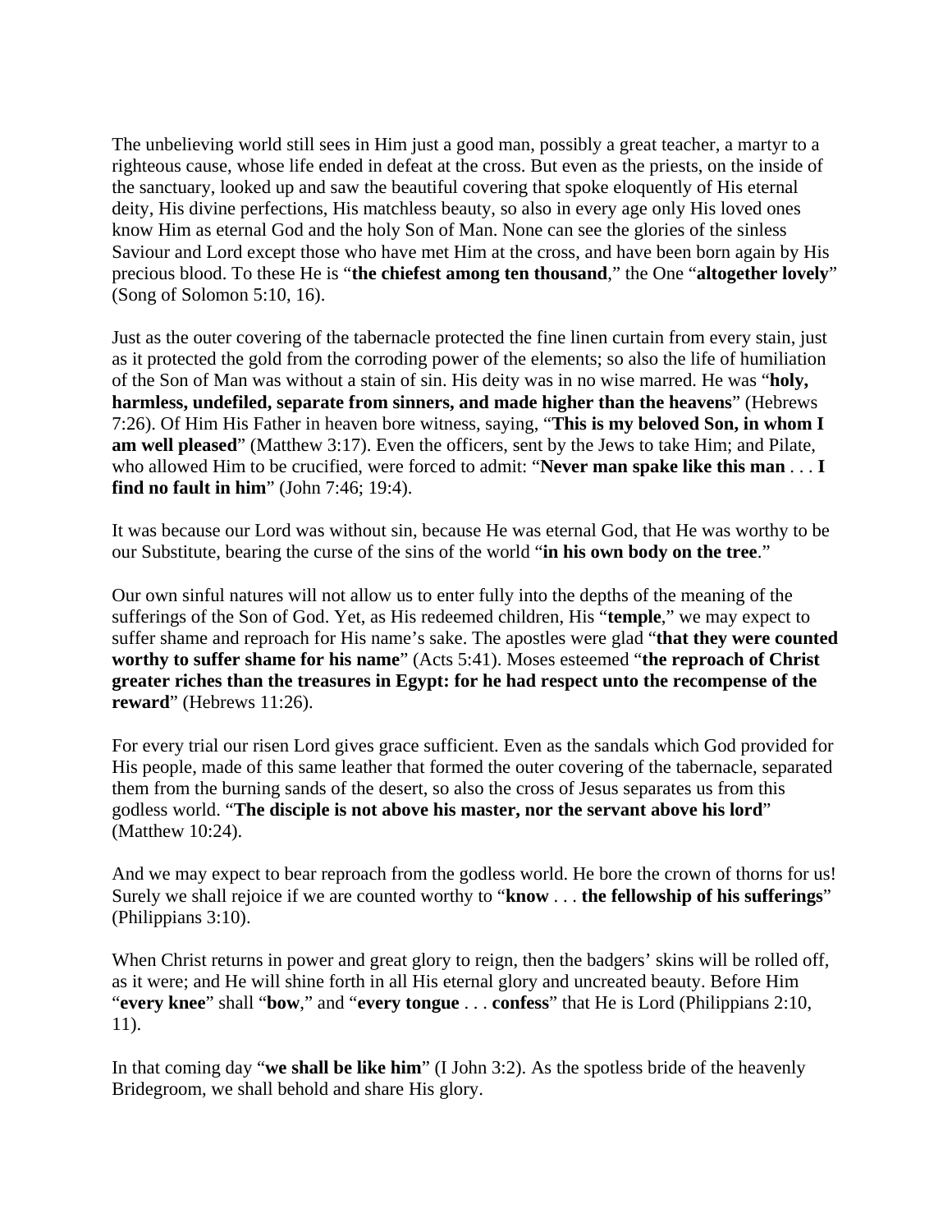The unbelieving world still sees in Him just a good man, possibly a great teacher, a martyr to a righteous cause, whose life ended in defeat at the cross. But even as the priests, on the inside of the sanctuary, looked up and saw the beautiful covering that spoke eloquently of His eternal deity, His divine perfections, His matchless beauty, so also in every age only His loved ones know Him as eternal God and the holy Son of Man. None can see the glories of the sinless Saviour and Lord except those who have met Him at the cross, and have been born again by His precious blood. To these He is "**the chiefest among ten thousand**," the One "**altogether lovely**" (Song of Solomon 5:10, 16).

Just as the outer covering of the tabernacle protected the fine linen curtain from every stain, just as it protected the gold from the corroding power of the elements; so also the life of humiliation of the Son of Man was without a stain of sin. His deity was in no wise marred. He was "**holy, harmless, undefiled, separate from sinners, and made higher than the heavens**" (Hebrews 7:26). Of Him His Father in heaven bore witness, saying, "**This is my beloved Son, in whom I am well pleased**" (Matthew 3:17). Even the officers, sent by the Jews to take Him; and Pilate, who allowed Him to be crucified, were forced to admit: "**Never man spake like this man** . . . **I find no fault in him**" (John 7:46; 19:4).

It was because our Lord was without sin, because He was eternal God, that He was worthy to be our Substitute, bearing the curse of the sins of the world "**in his own body on the tree**."

Our own sinful natures will not allow us to enter fully into the depths of the meaning of the sufferings of the Son of God. Yet, as His redeemed children, His "**temple**," we may expect to suffer shame and reproach for His name's sake. The apostles were glad "**that they were counted worthy to suffer shame for his name**" (Acts 5:41). Moses esteemed "**the reproach of Christ greater riches than the treasures in Egypt: for he had respect unto the recompense of the reward**" (Hebrews 11:26).

For every trial our risen Lord gives grace sufficient. Even as the sandals which God provided for His people, made of this same leather that formed the outer covering of the tabernacle, separated them from the burning sands of the desert, so also the cross of Jesus separates us from this godless world. "**The disciple is not above his master, nor the servant above his lord**" (Matthew 10:24).

And we may expect to bear reproach from the godless world. He bore the crown of thorns for us! Surely we shall rejoice if we are counted worthy to "**know** . . . **the fellowship of his sufferings**" (Philippians 3:10).

When Christ returns in power and great glory to reign, then the badgers' skins will be rolled off, as it were; and He will shine forth in all His eternal glory and uncreated beauty. Before Him "**every knee**" shall "**bow**," and "**every tongue** . . . **confess**" that He is Lord (Philippians 2:10, 11).

In that coming day "**we shall be like him**" (I John 3:2). As the spotless bride of the heavenly Bridegroom, we shall behold and share His glory.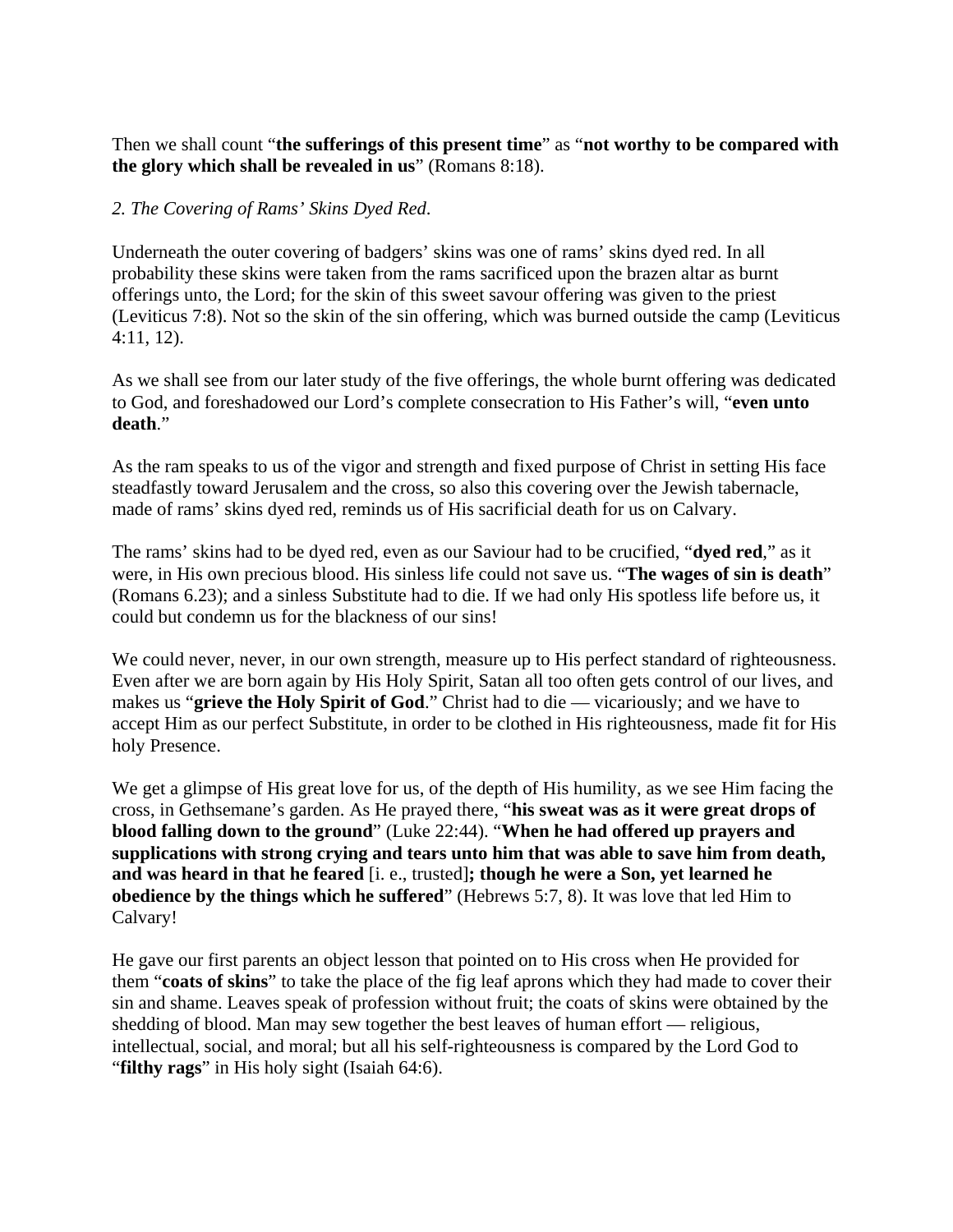Then we shall count "**the sufferings of this present time**" as "**not worthy to be compared with the glory which shall be revealed in us**" (Romans 8:18).

*2. The Covering of Rams' Skins Dyed Red.*

Underneath the outer covering of badgers' skins was one of rams' skins dyed red. In all probability these skins were taken from the rams sacrificed upon the brazen altar as burnt offerings unto, the Lord; for the skin of this sweet savour offering was given to the priest (Leviticus 7:8). Not so the skin of the sin offering, which was burned outside the camp (Leviticus 4:11, 12).

As we shall see from our later study of the five offerings, the whole burnt offering was dedicated to God, and foreshadowed our Lord's complete consecration to His Father's will, "**even unto death**."

As the ram speaks to us of the vigor and strength and fixed purpose of Christ in setting His face steadfastly toward Jerusalem and the cross, so also this covering over the Jewish tabernacle, made of rams' skins dyed red, reminds us of His sacrificial death for us on Calvary.

The rams' skins had to be dyed red, even as our Saviour had to be crucified, "**dyed red**," as it were, in His own precious blood. His sinless life could not save us. "**The wages of sin is death**" (Romans 6.23); and a sinless Substitute had to die. If we had only His spotless life before us, it could but condemn us for the blackness of our sins!

We could never, never, in our own strength, measure up to His perfect standard of righteousness. Even after we are born again by His Holy Spirit, Satan all too often gets control of our lives, and makes us "**grieve the Holy Spirit of God**." Christ had to die — vicariously; and we have to accept Him as our perfect Substitute, in order to be clothed in His righteousness, made fit for His holy Presence.

We get a glimpse of His great love for us, of the depth of His humility, as we see Him facing the cross, in Gethsemane's garden. As He prayed there, "**his sweat was as it were great drops of blood falling down to the ground**" (Luke 22:44). "**When he had offered up prayers and supplications with strong crying and tears unto him that was able to save him from death, and was heard in that he feared** [i. e., trusted]**; though he were a Son, yet learned he obedience by the things which he suffered**" (Hebrews 5:7, 8). It was love that led Him to Calvary!

He gave our first parents an object lesson that pointed on to His cross when He provided for them "**coats of skins**" to take the place of the fig leaf aprons which they had made to cover their sin and shame. Leaves speak of profession without fruit; the coats of skins were obtained by the shedding of blood. Man may sew together the best leaves of human effort — religious, intellectual, social, and moral; but all his self-righteousness is compared by the Lord God to "**filthy rags**" in His holy sight (Isaiah 64:6).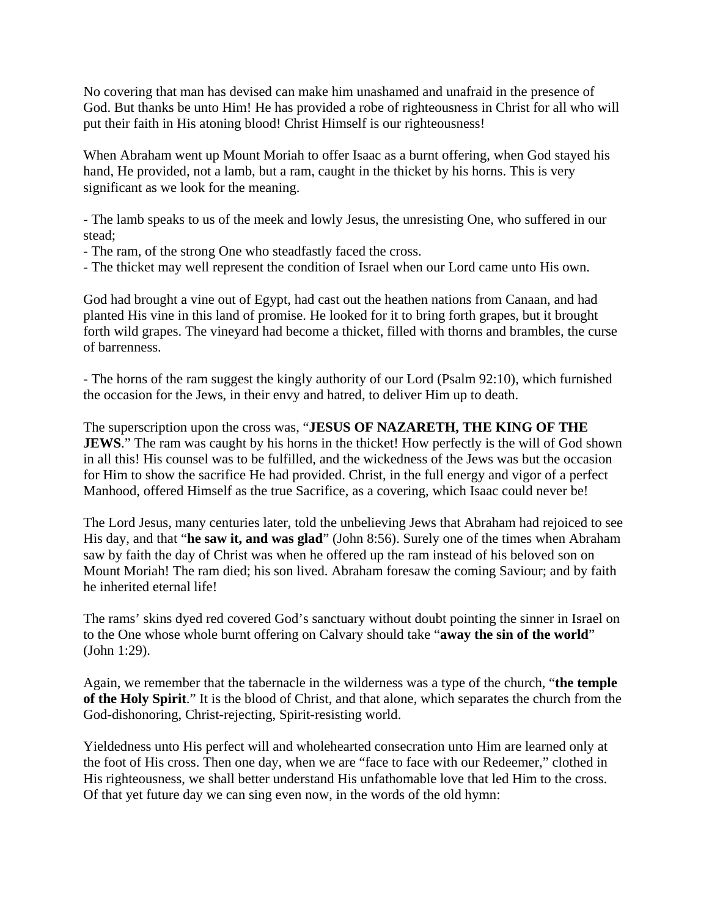No covering that man has devised can make him unashamed and unafraid in the presence of God. But thanks be unto Him! He has provided a robe of righteousness in Christ for all who will put their faith in His atoning blood! Christ Himself is our righteousness!

When Abraham went up Mount Moriah to offer Isaac as a burnt offering, when God stayed his hand, He provided, not a lamb, but a ram, caught in the thicket by his horns. This is very significant as we look for the meaning.

- The lamb speaks to us of the meek and lowly Jesus, the unresisting One, who suffered in our stead;
- The ram, of the strong One who steadfastly faced the cross.
- The thicket may well represent the condition of Israel when our Lord came unto His own.

God had brought a vine out of Egypt, had cast out the heathen nations from Canaan, and had planted His vine in this land of promise. He looked for it to bring forth grapes, but it brought forth wild grapes. The vineyard had become a thicket, filled with thorns and brambles, the curse of barrenness.

- The horns of the ram suggest the kingly authority of our Lord (Psalm 92:10), which furnished the occasion for the Jews, in their envy and hatred, to deliver Him up to death.

The superscription upon the cross was, "**JESUS OF NAZARETH, THE KING OF THE JEWS**." The ram was caught by his horns in the thicket! How perfectly is the will of God shown in all this! His counsel was to be fulfilled, and the wickedness of the Jews was but the occasion for Him to show the sacrifice He had provided. Christ, in the full energy and vigor of a perfect Manhood, offered Himself as the true Sacrifice, as a covering, which Isaac could never be!

The Lord Jesus, many centuries later, told the unbelieving Jews that Abraham had rejoiced to see His day, and that "**he saw it, and was glad**" (John 8:56). Surely one of the times when Abraham saw by faith the day of Christ was when he offered up the ram instead of his beloved son on Mount Moriah! The ram died; his son lived. Abraham foresaw the coming Saviour; and by faith he inherited eternal life!

The rams' skins dyed red covered God's sanctuary without doubt pointing the sinner in Israel on to the One whose whole burnt offering on Calvary should take "**away the sin of the world**" (John 1:29).

Again, we remember that the tabernacle in the wilderness was a type of the church, "**the temple of the Holy Spirit**." It is the blood of Christ, and that alone, which separates the church from the God-dishonoring, Christ-rejecting, Spirit-resisting world.

Yieldedness unto His perfect will and wholehearted consecration unto Him are learned only at the foot of His cross. Then one day, when we are "face to face with our Redeemer," clothed in His righteousness, we shall better understand His unfathomable love that led Him to the cross. Of that yet future day we can sing even now, in the words of the old hymn: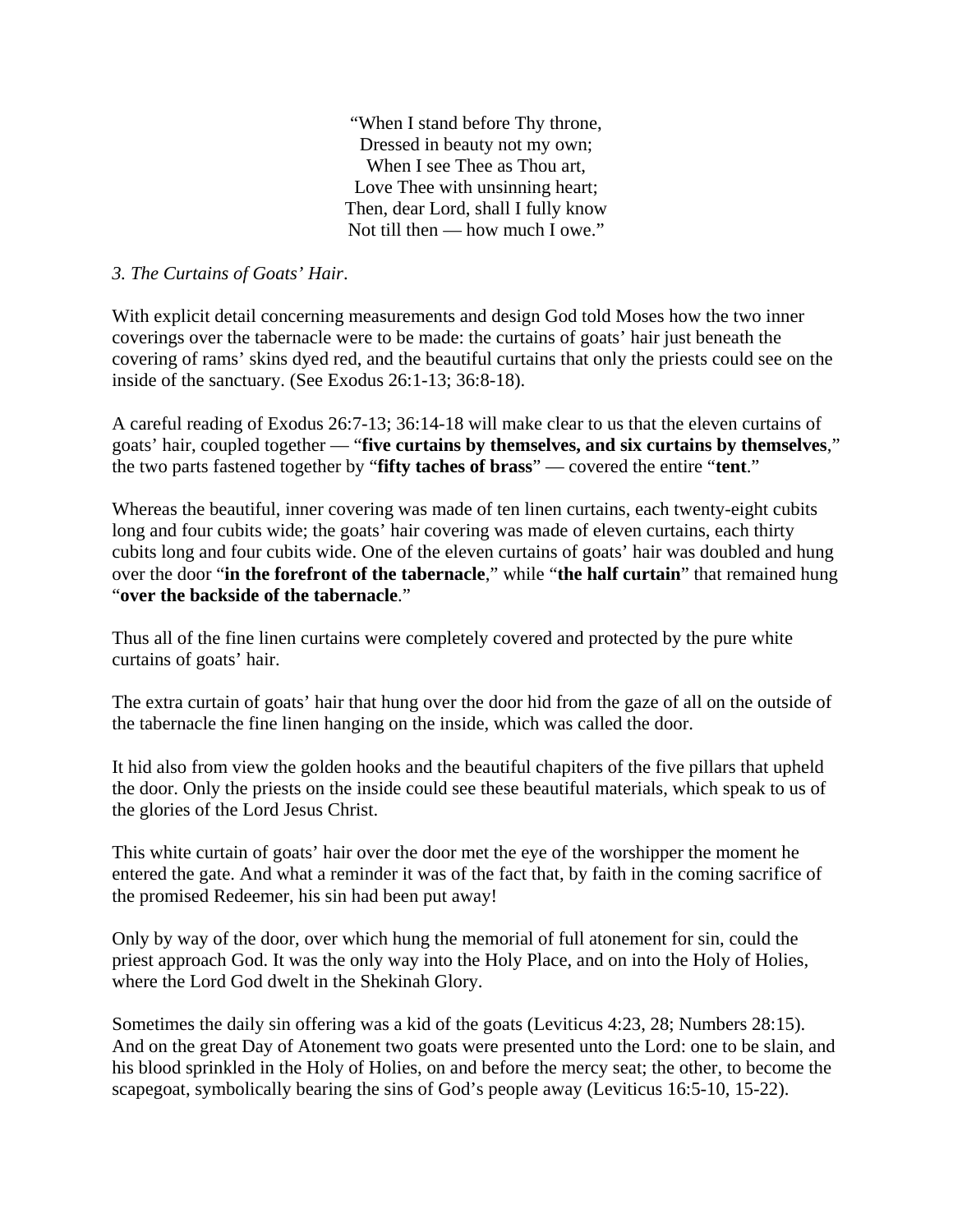"When I stand before Thy throne,  
Dressed in beauty not my own;  
When I see Thee as Thou art,  
Love Thee with unsinning heart;  
Then, dear Lord, shall I fully know  
Not till then — how much I owe."

*3. The Curtains of Goats' Hair*.

With explicit detail concerning measurements and design God told Moses how the two inner coverings over the tabernacle were to be made: the curtains of goats' hair just beneath the covering of rams' skins dyed red, and the beautiful curtains that only the priests could see on the inside of the sanctuary. (See Exodus 26:1-13; 36:8-18).

A careful reading of Exodus 26:7-13; 36:14-18 will make clear to us that the eleven curtains of goats' hair, coupled together — "**five curtains by themselves, and six curtains by themselves**," the two parts fastened together by "**fifty taches of brass**" — covered the entire "**tent**."

Whereas the beautiful, inner covering was made of ten linen curtains, each twenty-eight cubits long and four cubits wide; the goats' hair covering was made of eleven curtains, each thirty cubits long and four cubits wide. One of the eleven curtains of goats' hair was doubled and hung over the door "**in the forefront of the tabernacle**," while "**the half curtain**" that remained hung "**over the backside of the tabernacle**."

Thus all of the fine linen curtains were completely covered and protected by the pure white curtains of goats' hair.

The extra curtain of goats' hair that hung over the door hid from the gaze of all on the outside of the tabernacle the fine linen hanging on the inside, which was called the door.

It hid also from view the golden hooks and the beautiful chapiters of the five pillars that upheld the door. Only the priests on the inside could see these beautiful materials, which speak to us of the glories of the Lord Jesus Christ.

This white curtain of goats' hair over the door met the eye of the worshipper the moment he entered the gate. And what a reminder it was of the fact that, by faith in the coming sacrifice of the promised Redeemer, his sin had been put away!

Only by way of the door, over which hung the memorial of full atonement for sin, could the priest approach God. It was the only way into the Holy Place, and on into the Holy of Holies, where the Lord God dwelt in the Shekinah Glory.

Sometimes the daily sin offering was a kid of the goats (Leviticus 4:23, 28; Numbers 28:15). And on the great Day of Atonement two goats were presented unto the Lord: one to be slain, and his blood sprinkled in the Holy of Holies, on and before the mercy seat; the other, to become the scapegoat, symbolically bearing the sins of God's people away (Leviticus 16:5-10, 15-22).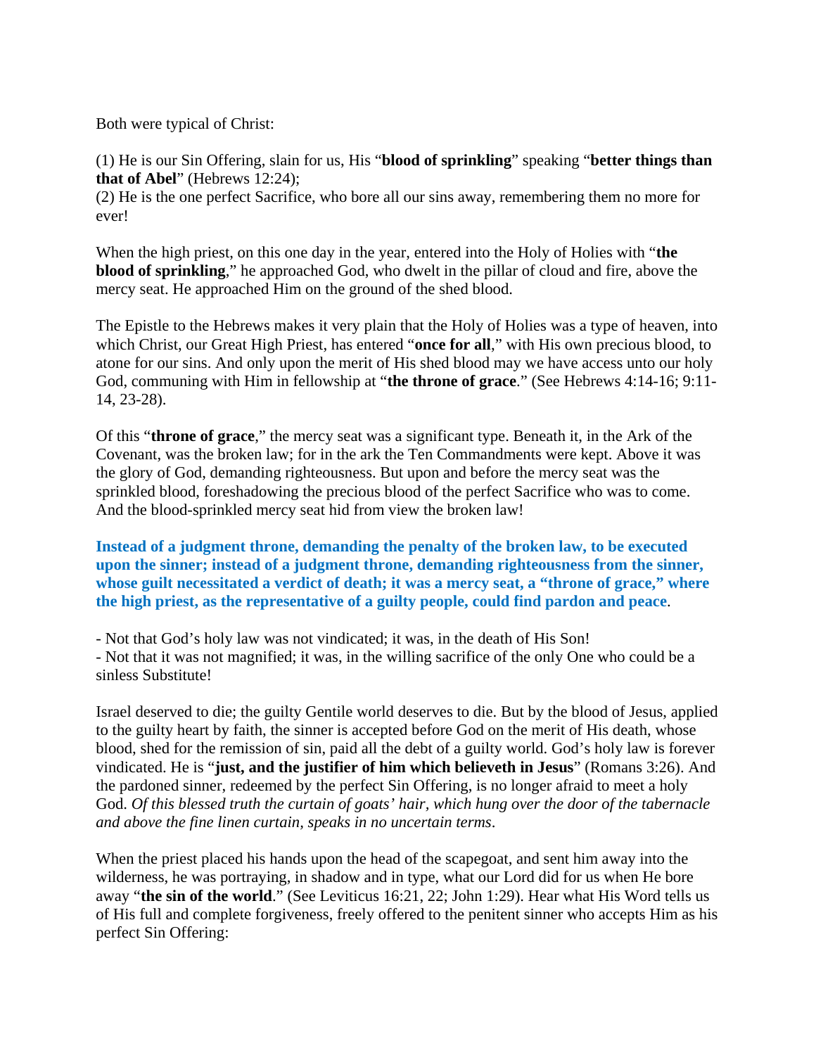Both were typical of Christ:

(1) He is our Sin Offering, slain for us, His "**blood of sprinkling**" speaking "**better things than that of Abel**" (Hebrews 12:24);
(2) He is the one perfect Sacrifice, who bore all our sins away, remembering them no more for ever!

When the high priest, on this one day in the year, entered into the Holy of Holies with "**the blood of sprinkling**," he approached God, who dwelt in the pillar of cloud and fire, above the mercy seat. He approached Him on the ground of the shed blood.

The Epistle to the Hebrews makes it very plain that the Holy of Holies was a type of heaven, into which Christ, our Great High Priest, has entered "**once for all**," with His own precious blood, to atone for our sins. And only upon the merit of His shed blood may we have access unto our holy God, communing with Him in fellowship at "**the throne of grace**." (See Hebrews 4:14-16; 9:11-14, 23-28).

Of this "**throne of grace**," the mercy seat was a significant type. Beneath it, in the Ark of the Covenant, was the broken law; for in the ark the Ten Commandments were kept. Above it was the glory of God, demanding righteousness. But upon and before the mercy seat was the sprinkled blood, foreshadowing the precious blood of the perfect Sacrifice who was to come. And the blood-sprinkled mercy seat hid from view the broken law!

**Instead of a judgment throne, demanding the penalty of the broken law, to be executed upon the sinner; instead of a judgment throne, demanding righteousness from the sinner, whose guilt necessitated a verdict of death; it was a mercy seat, a "throne of grace," where the high priest, as the representative of a guilty people, could find pardon and peace**.

- Not that God's holy law was not vindicated; it was, in the death of His Son!
- Not that it was not magnified; it was, in the willing sacrifice of the only One who could be a sinless Substitute!

Israel deserved to die; the guilty Gentile world deserves to die. But by the blood of Jesus, applied to the guilty heart by faith, the sinner is accepted before God on the merit of His death, whose blood, shed for the remission of sin, paid all the debt of a guilty world. God's holy law is forever vindicated. He is "**just, and the justifier of him which believeth in Jesus**" (Romans 3:26). And the pardoned sinner, redeemed by the perfect Sin Offering, is no longer afraid to meet a holy God. *Of this blessed truth the curtain of goats' hair, which hung over the door of the tabernacle and above the fine linen curtain, speaks in no uncertain terms*.

When the priest placed his hands upon the head of the scapegoat, and sent him away into the wilderness, he was portraying, in shadow and in type, what our Lord did for us when He bore away "**the sin of the world**." (See Leviticus 16:21, 22; John 1:29). Hear what His Word tells us of His full and complete forgiveness, freely offered to the penitent sinner who accepts Him as his perfect Sin Offering: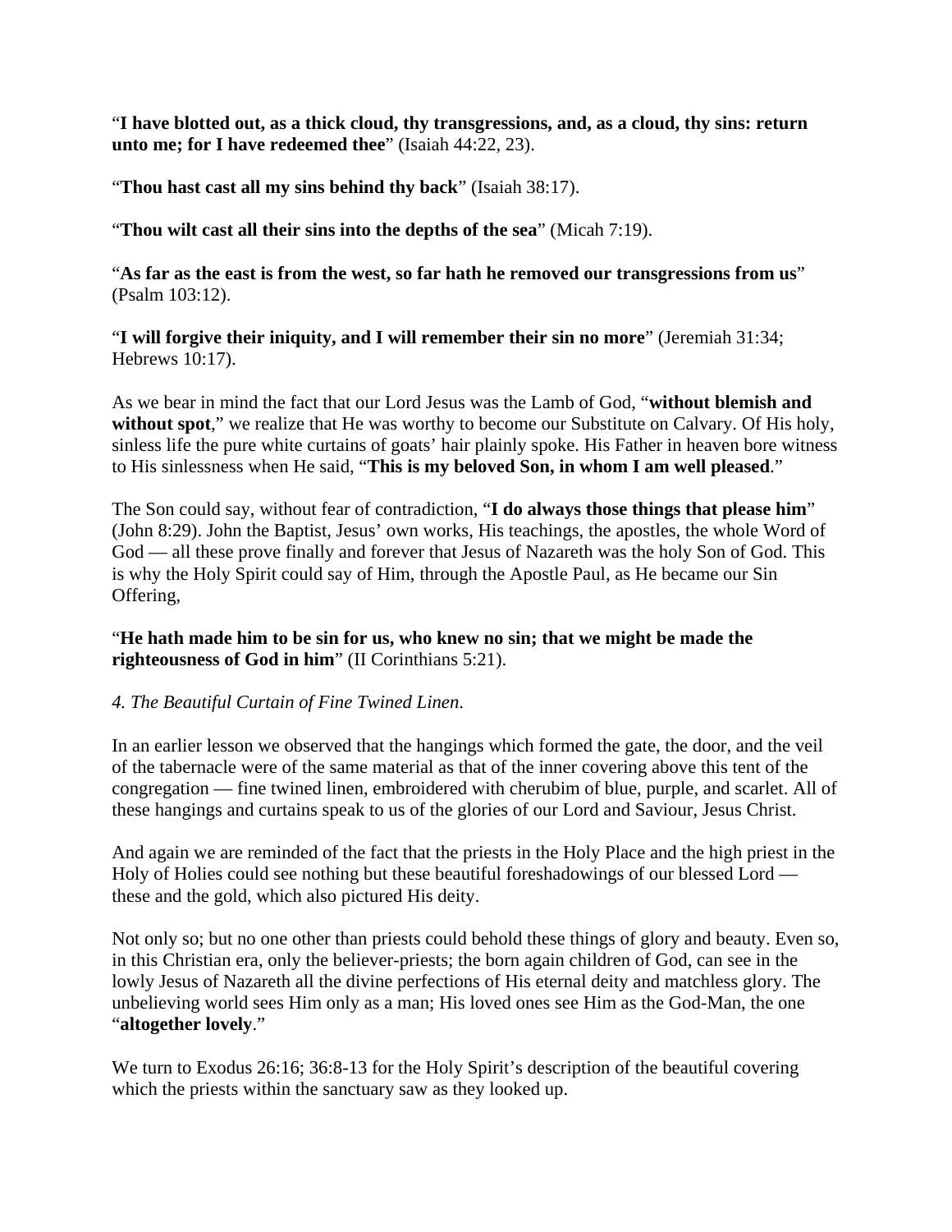"**I have blotted out, as a thick cloud, thy transgressions, and, as a cloud, thy sins: return unto me; for I have redeemed thee**" (Isaiah 44:22, 23).

"**Thou hast cast all my sins behind thy back**" (Isaiah 38:17).

"**Thou wilt cast all their sins into the depths of the sea**" (Micah 7:19).

"**As far as the east is from the west, so far hath he removed our transgressions from us**" (Psalm 103:12).

"**I will forgive their iniquity, and I will remember their sin no more**" (Jeremiah 31:34; Hebrews 10:17).

As we bear in mind the fact that our Lord Jesus was the Lamb of God, "**without blemish and without spot**," we realize that He was worthy to become our Substitute on Calvary. Of His holy, sinless life the pure white curtains of goats' hair plainly spoke. His Father in heaven bore witness to His sinlessness when He said, "**This is my beloved Son, in whom I am well pleased**."

The Son could say, without fear of contradiction, "**I do always those things that please him**" (John 8:29). John the Baptist, Jesus' own works, His teachings, the apostles, the whole Word of God — all these prove finally and forever that Jesus of Nazareth was the holy Son of God. This is why the Holy Spirit could say of Him, through the Apostle Paul, as He became our Sin Offering,

"**He hath made him to be sin for us, who knew no sin; that we might be made the righteousness of God in him**" (II Corinthians 5:21).

*4. The Beautiful Curtain of Fine Twined Linen.*

In an earlier lesson we observed that the hangings which formed the gate, the door, and the veil of the tabernacle were of the same material as that of the inner covering above this tent of the congregation — fine twined linen, embroidered with cherubim of blue, purple, and scarlet. All of these hangings and curtains speak to us of the glories of our Lord and Saviour, Jesus Christ.

And again we are reminded of the fact that the priests in the Holy Place and the high priest in the Holy of Holies could see nothing but these beautiful foreshadowings of our blessed Lord — these and the gold, which also pictured His deity.

Not only so; but no one other than priests could behold these things of glory and beauty. Even so, in this Christian era, only the believer-priests; the born again children of God, can see in the lowly Jesus of Nazareth all the divine perfections of His eternal deity and matchless glory. The unbelieving world sees Him only as a man; His loved ones see Him as the God-Man, the one "**altogether lovely**."

We turn to Exodus 26:16; 36:8-13 for the Holy Spirit's description of the beautiful covering which the priests within the sanctuary saw as they looked up.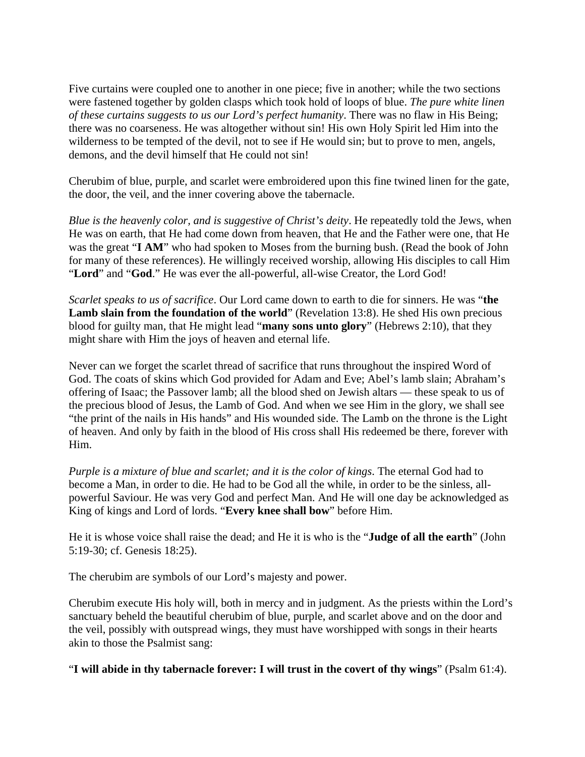Five curtains were coupled one to another in one piece; five in another; while the two sections were fastened together by golden clasps which took hold of loops of blue. *The pure white linen of these curtains suggests to us our Lord's perfect humanity*. There was no flaw in His Being; there was no coarseness. He was altogether without sin! His own Holy Spirit led Him into the wilderness to be tempted of the devil, not to see if He would sin; but to prove to men, angels, demons, and the devil himself that He could not sin!

Cherubim of blue, purple, and scarlet were embroidered upon this fine twined linen for the gate, the door, the veil, and the inner covering above the tabernacle.

*Blue is the heavenly color, and is suggestive of Christ's deity*. He repeatedly told the Jews, when He was on earth, that He had come down from heaven, that He and the Father were one, that He was the great "**I AM**" who had spoken to Moses from the burning bush. (Read the book of John for many of these references). He willingly received worship, allowing His disciples to call Him "**Lord**" and "**God**." He was ever the all-powerful, all-wise Creator, the Lord God!

*Scarlet speaks to us of sacrifice*. Our Lord came down to earth to die for sinners. He was "**the Lamb slain from the foundation of the world**" (Revelation 13:8). He shed His own precious blood for guilty man, that He might lead "**many sons unto glory**" (Hebrews 2:10), that they might share with Him the joys of heaven and eternal life.

Never can we forget the scarlet thread of sacrifice that runs throughout the inspired Word of God. The coats of skins which God provided for Adam and Eve; Abel's lamb slain; Abraham's offering of Isaac; the Passover lamb; all the blood shed on Jewish altars — these speak to us of the precious blood of Jesus, the Lamb of God. And when we see Him in the glory, we shall see "the print of the nails in His hands" and His wounded side. The Lamb on the throne is the Light of heaven. And only by faith in the blood of His cross shall His redeemed be there, forever with Him.

*Purple is a mixture of blue and scarlet; and it is the color of kings*. The eternal God had to become a Man, in order to die. He had to be God all the while, in order to be the sinless, all-powerful Saviour. He was very God and perfect Man. And He will one day be acknowledged as King of kings and Lord of lords. "**Every knee shall bow**" before Him.

He it is whose voice shall raise the dead; and He it is who is the "**Judge of all the earth**" (John 5:19-30; cf. Genesis 18:25).

The cherubim are symbols of our Lord's majesty and power.

Cherubim execute His holy will, both in mercy and in judgment. As the priests within the Lord's sanctuary beheld the beautiful cherubim of blue, purple, and scarlet above and on the door and the veil, possibly with outspread wings, they must have worshipped with songs in their hearts akin to those the Psalmist sang:

"**I will abide in thy tabernacle forever: I will trust in the covert of thy wings**" (Psalm 61:4).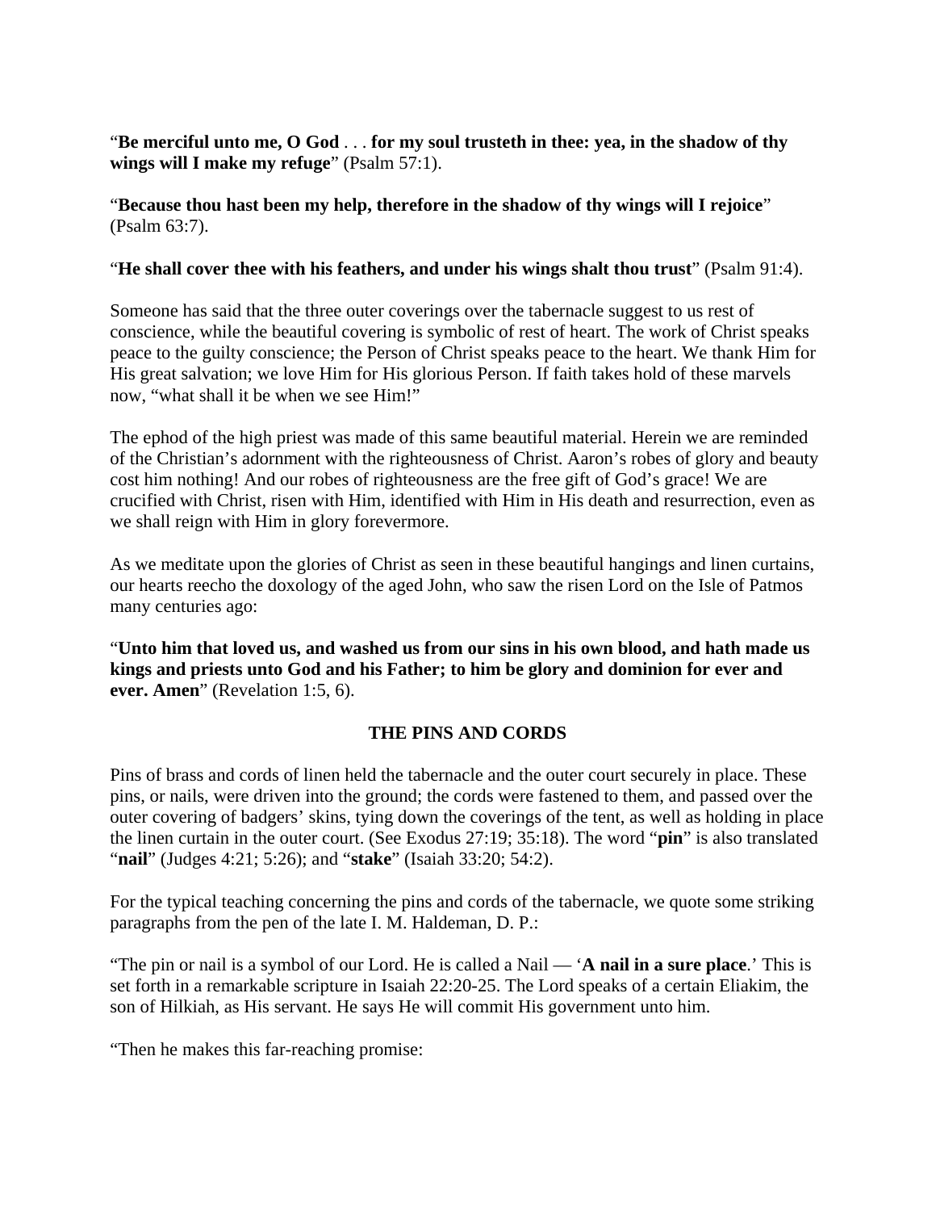“**Be merciful unto me, O God** . . . **for my soul trusteth in thee: yea, in the shadow of thy wings will I make my refuge**” (Psalm 57:1).

“**Because thou hast been my help, therefore in the shadow of thy wings will I rejoice**” (Psalm 63:7).

“**He shall cover thee with his feathers, and under his wings shalt thou trust**” (Psalm 91:4).

Someone has said that the three outer coverings over the tabernacle suggest to us rest of conscience, while the beautiful covering is symbolic of rest of heart. The work of Christ speaks peace to the guilty conscience; the Person of Christ speaks peace to the heart. We thank Him for His great salvation; we love Him for His glorious Person. If faith takes hold of these marvels now, “what shall it be when we see Him!”

The ephod of the high priest was made of this same beautiful material. Herein we are reminded of the Christian’s adornment with the righteousness of Christ. Aaron’s robes of glory and beauty cost him nothing! And our robes of righteousness are the free gift of God’s grace! We are crucified with Christ, risen with Him, identified with Him in His death and resurrection, even as we shall reign with Him in glory forevermore.

As we meditate upon the glories of Christ as seen in these beautiful hangings and linen curtains, our hearts reecho the doxology of the aged John, who saw the risen Lord on the Isle of Patmos many centuries ago:

“**Unto him that loved us, and washed us from our sins in his own blood, and hath made us kings and priests unto God and his Father; to him be glory and dominion for ever and ever. Amen**” (Revelation 1:5, 6).

## THE PINS AND CORDS

Pins of brass and cords of linen held the tabernacle and the outer court securely in place. These pins, or nails, were driven into the ground; the cords were fastened to them, and passed over the outer covering of badgers’ skins, tying down the coverings of the tent, as well as holding in place the linen curtain in the outer court. (See Exodus 27:19; 35:18). The word “**pin**” is also translated “**nail**” (Judges 4:21; 5:26); and “**stake**” (Isaiah 33:20; 54:2).

For the typical teaching concerning the pins and cords of the tabernacle, we quote some striking paragraphs from the pen of the late I. M. Haldeman, D. P.:

“The pin or nail is a symbol of our Lord. He is called a Nail — ‘**A nail in a sure place**.’ This is set forth in a remarkable scripture in Isaiah 22:20-25. The Lord speaks of a certain Eliakim, the son of Hilkiah, as His servant. He says He will commit His government unto him.

“Then he makes this far-reaching promise: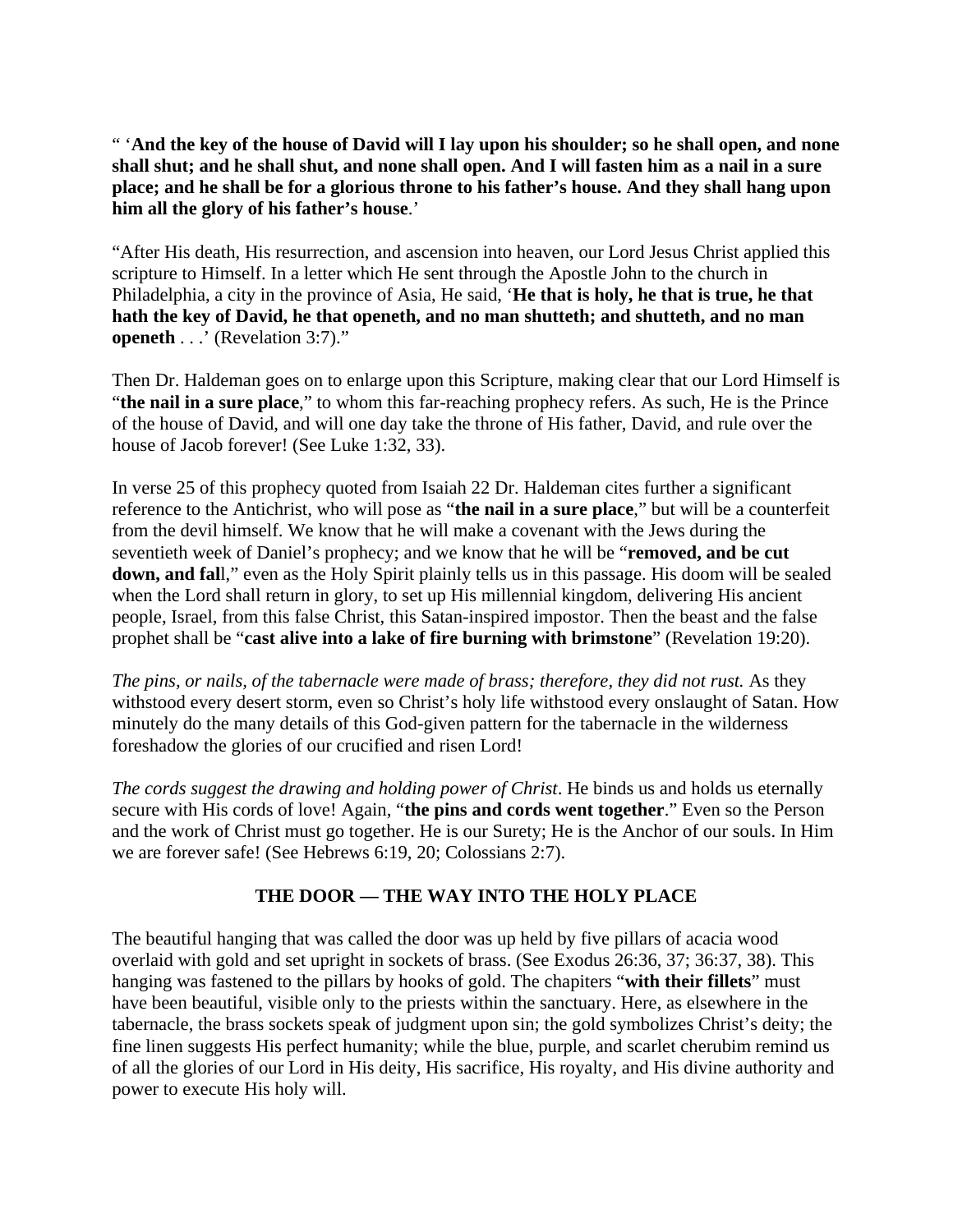" '**And the key of the house of David will I lay upon his shoulder; so he shall open, and none shall shut; and he shall shut, and none shall open. And I will fasten him as a nail in a sure place; and he shall be for a glorious throne to his father's house. And they shall hang upon him all the glory of his father's house**.'

"After His death, His resurrection, and ascension into heaven, our Lord Jesus Christ applied this scripture to Himself. In a letter which He sent through the Apostle John to the church in Philadelphia, a city in the province of Asia, He said, '**He that is holy, he that is true, he that hath the key of David, he that openeth, and no man shutteth; and shutteth, and no man openeth** . . .' (Revelation 3:7)."

Then Dr. Haldeman goes on to enlarge upon this Scripture, making clear that our Lord Himself is "**the nail in a sure place**," to whom this far-reaching prophecy refers. As such, He is the Prince of the house of David, and will one day take the throne of His father, David, and rule over the house of Jacob forever! (See Luke 1:32, 33).

In verse 25 of this prophecy quoted from Isaiah 22 Dr. Haldeman cites further a significant reference to the Antichrist, who will pose as "**the nail in a sure place**," but will be a counterfeit from the devil himself. We know that he will make a covenant with the Jews during the seventieth week of Daniel's prophecy; and we know that he will be "**removed, and be cut down, and fal**l," even as the Holy Spirit plainly tells us in this passage. His doom will be sealed when the Lord shall return in glory, to set up His millennial kingdom, delivering His ancient people, Israel, from this false Christ, this Satan-inspired impostor. Then the beast and the false prophet shall be "**cast alive into a lake of fire burning with brimstone**" (Revelation 19:20).

*The pins, or nails, of the tabernacle were made of brass; therefore, they did not rust.* As they withstood every desert storm, even so Christ's holy life withstood every onslaught of Satan. How minutely do the many details of this God-given pattern for the tabernacle in the wilderness foreshadow the glories of our crucified and risen Lord!

*The cords suggest the drawing and holding power of Christ*. He binds us and holds us eternally secure with His cords of love! Again, "**the pins and cords went together**." Even so the Person and the work of Christ must go together. He is our Surety; He is the Anchor of our souls. In Him we are forever safe! (See Hebrews 6:19, 20; Colossians 2:7).

## THE DOOR — THE WAY INTO THE HOLY PLACE

The beautiful hanging that was called the door was up held by five pillars of acacia wood overlaid with gold and set upright in sockets of brass. (See Exodus 26:36, 37; 36:37, 38). This hanging was fastened to the pillars by hooks of gold. The chapiters "**with their fillets**" must have been beautiful, visible only to the priests within the sanctuary. Here, as elsewhere in the tabernacle, the brass sockets speak of judgment upon sin; the gold symbolizes Christ's deity; the fine linen suggests His perfect humanity; while the blue, purple, and scarlet cherubim remind us of all the glories of our Lord in His deity, His sacrifice, His royalty, and His divine authority and power to execute His holy will.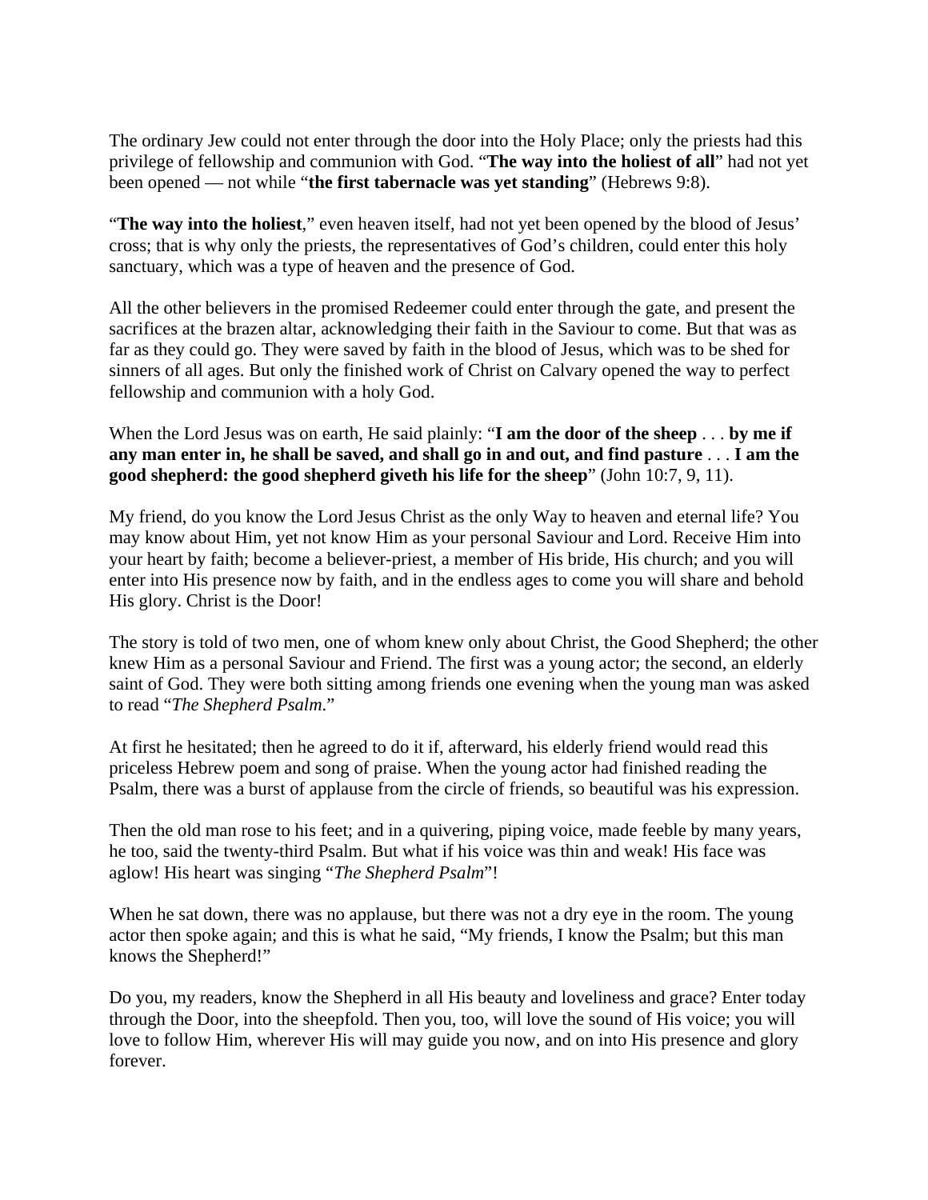The ordinary Jew could not enter through the door into the Holy Place; only the priests had this privilege of fellowship and communion with God. "**The way into the holiest of all**" had not yet been opened — not while "**the first tabernacle was yet standing**" (Hebrews 9:8).

"**The way into the holiest**," even heaven itself, had not yet been opened by the blood of Jesus' cross; that is why only the priests, the representatives of God's children, could enter this holy sanctuary, which was a type of heaven and the presence of God.

All the other believers in the promised Redeemer could enter through the gate, and present the sacrifices at the brazen altar, acknowledging their faith in the Saviour to come. But that was as far as they could go. They were saved by faith in the blood of Jesus, which was to be shed for sinners of all ages. But only the finished work of Christ on Calvary opened the way to perfect fellowship and communion with a holy God.

When the Lord Jesus was on earth, He said plainly: "**I am the door of the sheep** . . . **by me if any man enter in, he shall be saved, and shall go in and out, and find pasture** . . . **I am the good shepherd: the good shepherd giveth his life for the sheep**" (John 10:7, 9, 11).

My friend, do you know the Lord Jesus Christ as the only Way to heaven and eternal life? You may know about Him, yet not know Him as your personal Saviour and Lord. Receive Him into your heart by faith; become a believer-priest, a member of His bride, His church; and you will enter into His presence now by faith, and in the endless ages to come you will share and behold His glory. Christ is the Door!

The story is told of two men, one of whom knew only about Christ, the Good Shepherd; the other knew Him as a personal Saviour and Friend. The first was a young actor; the second, an elderly saint of God. They were both sitting among friends one evening when the young man was asked to read "*The Shepherd Psalm*."

At first he hesitated; then he agreed to do it if, afterward, his elderly friend would read this priceless Hebrew poem and song of praise. When the young actor had finished reading the Psalm, there was a burst of applause from the circle of friends, so beautiful was his expression.

Then the old man rose to his feet; and in a quivering, piping voice, made feeble by many years, he too, said the twenty-third Psalm. But what if his voice was thin and weak! His face was aglow! His heart was singing "*The Shepherd Psalm*"!

When he sat down, there was no applause, but there was not a dry eye in the room. The young actor then spoke again; and this is what he said, "My friends, I know the Psalm; but this man knows the Shepherd!"

Do you, my readers, know the Shepherd in all His beauty and loveliness and grace? Enter today through the Door, into the sheepfold. Then you, too, will love the sound of His voice; you will love to follow Him, wherever His will may guide you now, and on into His presence and glory forever.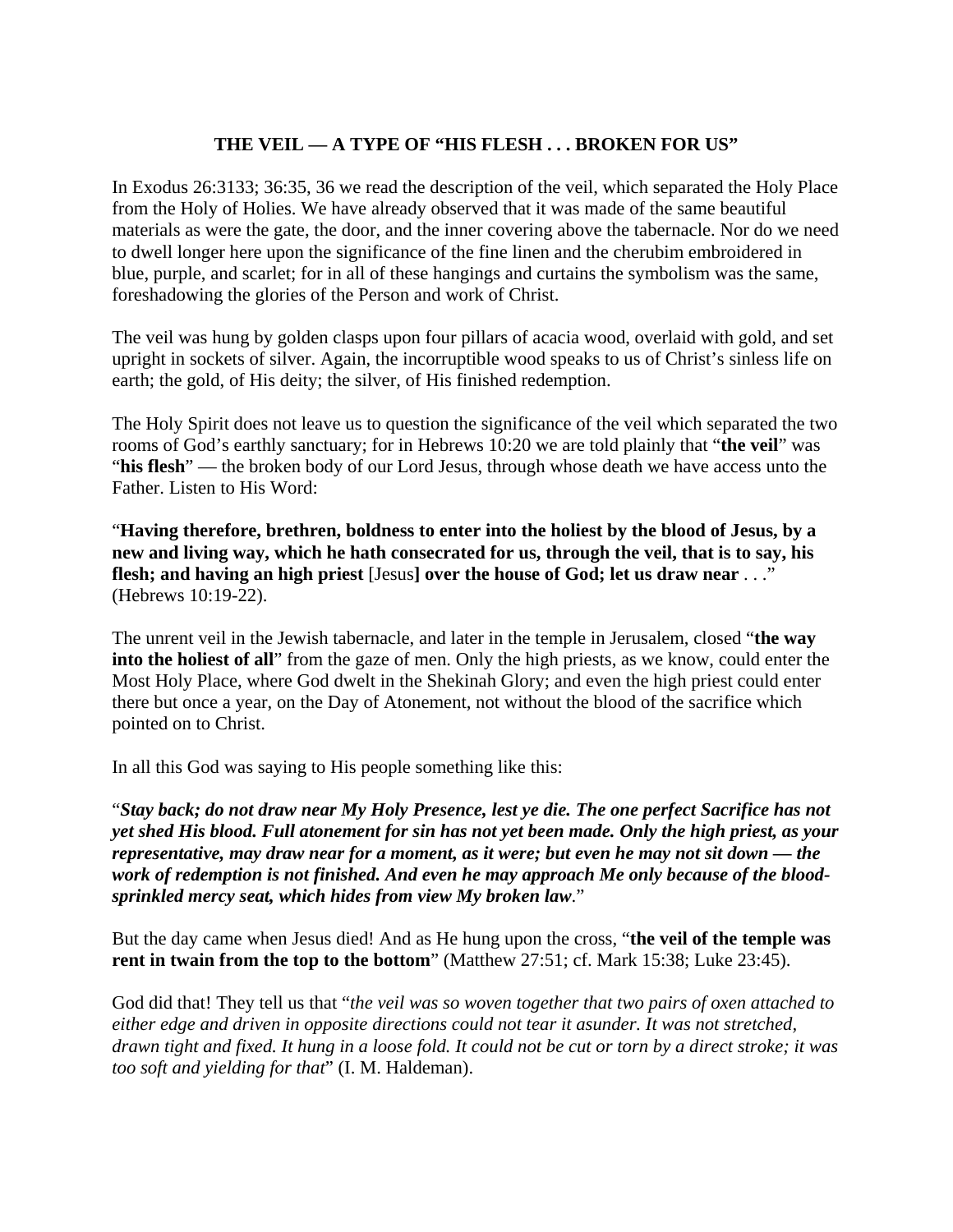## THE VEIL — A TYPE OF "HIS FLESH . . . BROKEN FOR US"

In Exodus 26:3133; 36:35, 36 we read the description of the veil, which separated the Holy Place from the Holy of Holies. We have already observed that it was made of the same beautiful materials as were the gate, the door, and the inner covering above the tabernacle. Nor do we need to dwell longer here upon the significance of the fine linen and the cherubim embroidered in blue, purple, and scarlet; for in all of these hangings and curtains the symbolism was the same, foreshadowing the glories of the Person and work of Christ.

The veil was hung by golden clasps upon four pillars of acacia wood, overlaid with gold, and set upright in sockets of silver. Again, the incorruptible wood speaks to us of Christ's sinless life on earth; the gold, of His deity; the silver, of His finished redemption.

The Holy Spirit does not leave us to question the significance of the veil which separated the two rooms of God's earthly sanctuary; for in Hebrews 10:20 we are told plainly that "**the veil**" was "**his flesh**" — the broken body of our Lord Jesus, through whose death we have access unto the Father. Listen to His Word:

"**Having therefore, brethren, boldness to enter into the holiest by the blood of Jesus, by a new and living way, which he hath consecrated for us, through the veil, that is to say, his flesh; and having an high priest** [Jesus**] over the house of God; let us draw near** . . ." (Hebrews 10:19-22).

The unrent veil in the Jewish tabernacle, and later in the temple in Jerusalem, closed "**the way into the holiest of all**" from the gaze of men. Only the high priests, as we know, could enter the Most Holy Place, where God dwelt in the Shekinah Glory; and even the high priest could enter there but once a year, on the Day of Atonement, not without the blood of the sacrifice which pointed on to Christ.

In all this God was saying to His people something like this:

"***Stay back; do not draw near My Holy Presence, lest ye die. The one perfect Sacrifice has not yet shed His blood. Full atonement for sin has not yet been made. Only the high priest, as your representative, may draw near for a moment, as it were; but even he may not sit down — the work of redemption is not finished. And even he may approach Me only because of the blood-sprinkled mercy seat, which hides from view My broken law***."

But the day came when Jesus died! And as He hung upon the cross, "**the veil of the temple was rent in twain from the top to the bottom**" (Matthew 27:51; cf. Mark 15:38; Luke 23:45).

God did that! They tell us that "*the veil was so woven together that two pairs of oxen attached to either edge and driven in opposite directions could not tear it asunder. It was not stretched, drawn tight and fixed. It hung in a loose fold. It could not be cut or torn by a direct stroke; it was too soft and yielding for that*" (I. M. Haldeman).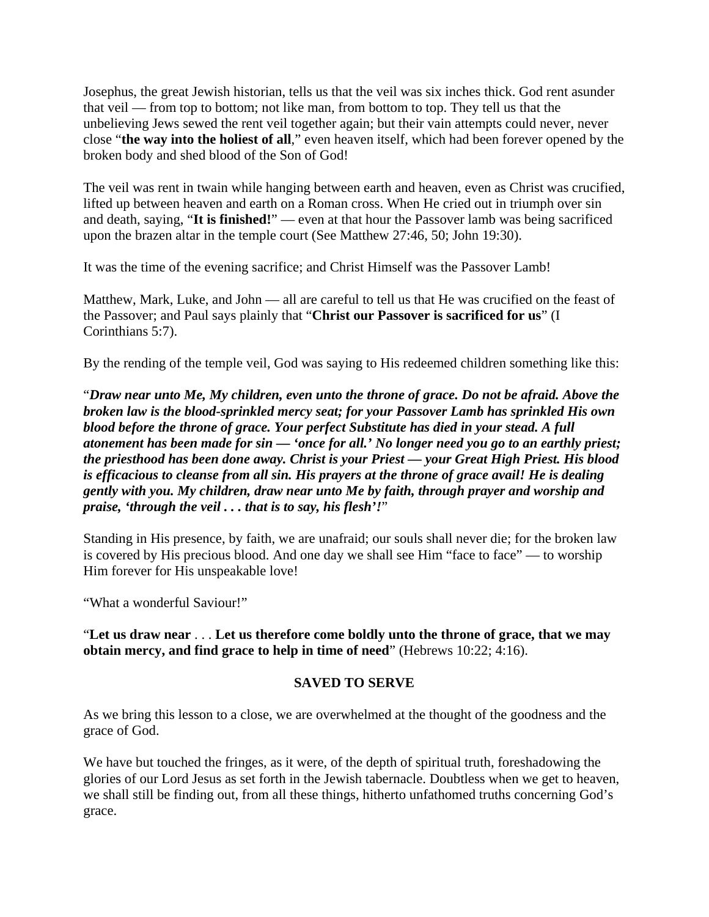Josephus, the great Jewish historian, tells us that the veil was six inches thick. God rent asunder that veil — from top to bottom; not like man, from bottom to top. They tell us that the unbelieving Jews sewed the rent veil together again; but their vain attempts could never, never close "**the way into the holiest of all**," even heaven itself, which had been forever opened by the broken body and shed blood of the Son of God!

The veil was rent in twain while hanging between earth and heaven, even as Christ was crucified, lifted up between heaven and earth on a Roman cross. When He cried out in triumph over sin and death, saying, "**It is finished!**" — even at that hour the Passover lamb was being sacrificed upon the brazen altar in the temple court (See Matthew 27:46, 50; John 19:30).

It was the time of the evening sacrifice; and Christ Himself was the Passover Lamb!

Matthew, Mark, Luke, and John — all are careful to tell us that He was crucified on the feast of the Passover; and Paul says plainly that "**Christ our Passover is sacrificed for us**" (I Corinthians 5:7).

By the rending of the temple veil, God was saying to His redeemed children something like this:

"***Draw near unto Me, My children, even unto the throne of grace. Do not be afraid. Above the broken law is the blood-sprinkled mercy seat; for your Passover Lamb has sprinkled His own blood before the throne of grace. Your perfect Substitute has died in your stead. A full atonement has been made for sin — 'once for all.' No longer need you go to an earthly priest; the priesthood has been done away. Christ is your Priest — your Great High Priest. His blood is efficacious to cleanse from all sin. His prayers at the throne of grace avail! He is dealing gently with you. My children, draw near unto Me by faith, through prayer and worship and praise, 'through the veil . . . that is to say, his flesh'!***"

Standing in His presence, by faith, we are unafraid; our souls shall never die; for the broken law is covered by His precious blood. And one day we shall see Him "face to face" — to worship Him forever for His unspeakable love!

"What a wonderful Saviour!"

"**Let us draw near** . . . **Let us therefore come boldly unto the throne of grace, that we may obtain mercy, and find grace to help in time of need**" (Hebrews 10:22; 4:16).

## SAVED TO SERVE

As we bring this lesson to a close, we are overwhelmed at the thought of the goodness and the grace of God.

We have but touched the fringes, as it were, of the depth of spiritual truth, foreshadowing the glories of our Lord Jesus as set forth in the Jewish tabernacle. Doubtless when we get to heaven, we shall still be finding out, from all these things, hitherto unfathomed truths concerning God's grace.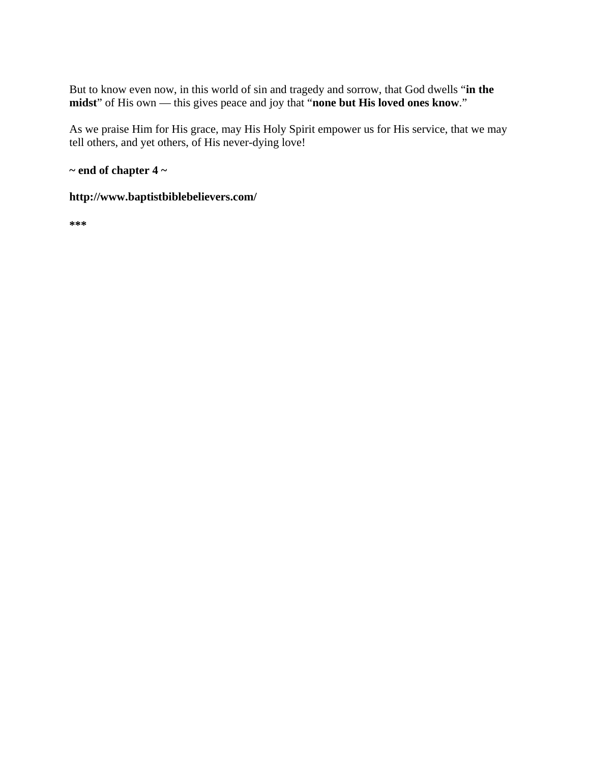But to know even now, in this world of sin and tragedy and sorrow, that God dwells "**in the midst**" of His own — this gives peace and joy that "**none but His loved ones know**."

As we praise Him for His grace, may His Holy Spirit empower us for His service, that we may tell others, and yet others, of His never-dying love!

**~ end of chapter 4 ~**

**http://www.baptistbiblebelievers.com/**

*****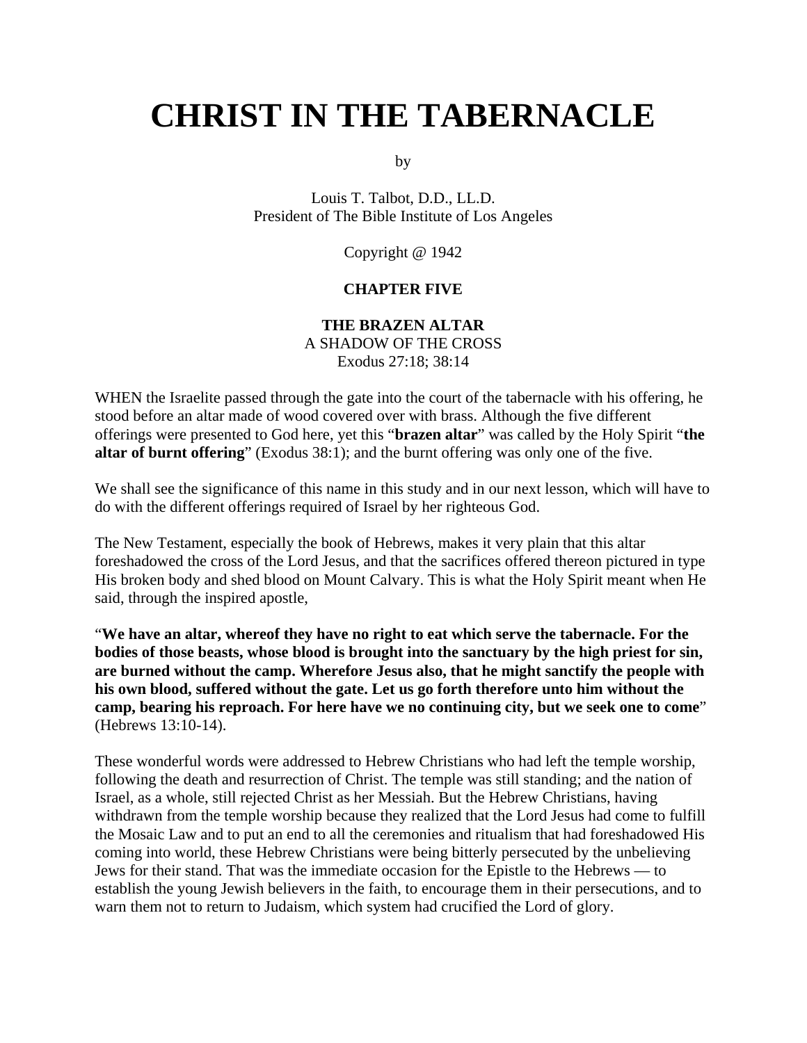# CHRIST IN THE TABERNACLE

by

Louis T. Talbot, D.D., LL.D.
President of The Bible Institute of Los Angeles

Copyright @ 1942

**CHAPTER FIVE**

**THE BRAZEN ALTAR**
A SHADOW OF THE CROSS
Exodus 27:18; 38:14

WHEN the Israelite passed through the gate into the court of the tabernacle with his offering, he stood before an altar made of wood covered over with brass. Although the five different offerings were presented to God here, yet this "**brazen altar**" was called by the Holy Spirit "**the altar of burnt offering**" (Exodus 38:1); and the burnt offering was only one of the five.

We shall see the significance of this name in this study and in our next lesson, which will have to do with the different offerings required of Israel by her righteous God.

The New Testament, especially the book of Hebrews, makes it very plain that this altar foreshadowed the cross of the Lord Jesus, and that the sacrifices offered thereon pictured in type His broken body and shed blood on Mount Calvary. This is what the Holy Spirit meant when He said, through the inspired apostle,

"**We have an altar, whereof they have no right to eat which serve the tabernacle. For the bodies of those beasts, whose blood is brought into the sanctuary by the high priest for sin, are burned without the camp. Wherefore Jesus also, that he might sanctify the people with his own blood, suffered without the gate. Let us go forth therefore unto him without the camp, bearing his reproach. For here have we no continuing city, but we seek one to come**" (Hebrews 13:10-14).

These wonderful words were addressed to Hebrew Christians who had left the temple worship, following the death and resurrection of Christ. The temple was still standing; and the nation of Israel, as a whole, still rejected Christ as her Messiah. But the Hebrew Christians, having withdrawn from the temple worship because they realized that the Lord Jesus had come to fulfill the Mosaic Law and to put an end to all the ceremonies and ritualism that had foreshadowed His coming into world, these Hebrew Christians were being bitterly persecuted by the unbelieving Jews for their stand. That was the immediate occasion for the Epistle to the Hebrews — to establish the young Jewish believers in the faith, to encourage them in their persecutions, and to warn them not to return to Judaism, which system had crucified the Lord of glory.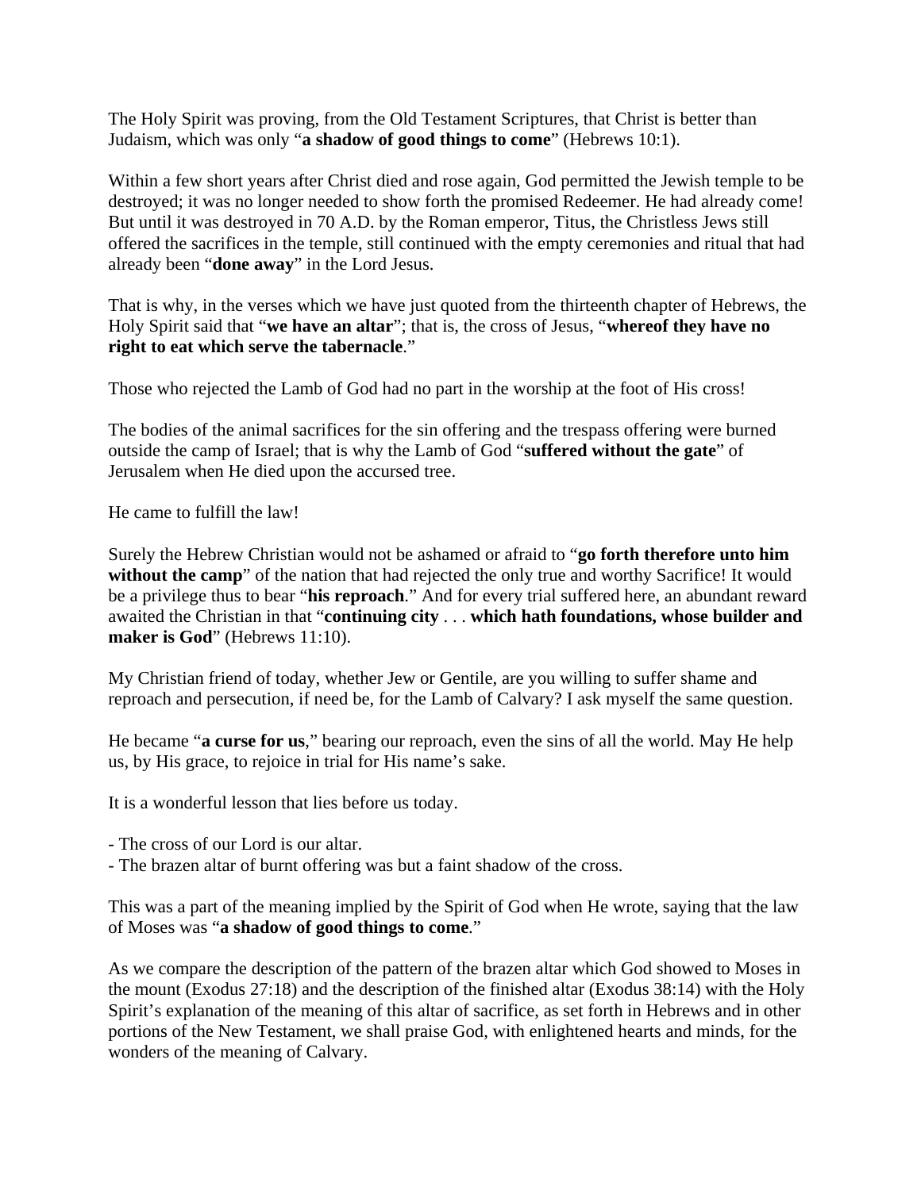The Holy Spirit was proving, from the Old Testament Scriptures, that Christ is better than Judaism, which was only "**a shadow of good things to come**" (Hebrews 10:1).

Within a few short years after Christ died and rose again, God permitted the Jewish temple to be destroyed; it was no longer needed to show forth the promised Redeemer. He had already come! But until it was destroyed in 70 A.D. by the Roman emperor, Titus, the Christless Jews still offered the sacrifices in the temple, still continued with the empty ceremonies and ritual that had already been "**done away**" in the Lord Jesus.

That is why, in the verses which we have just quoted from the thirteenth chapter of Hebrews, the Holy Spirit said that "**we have an altar**"; that is, the cross of Jesus, "**whereof they have no right to eat which serve the tabernacle**."

Those who rejected the Lamb of God had no part in the worship at the foot of His cross!

The bodies of the animal sacrifices for the sin offering and the trespass offering were burned outside the camp of Israel; that is why the Lamb of God "**suffered without the gate**" of Jerusalem when He died upon the accursed tree.

He came to fulfill the law!

Surely the Hebrew Christian would not be ashamed or afraid to "**go forth therefore unto him without the camp**" of the nation that had rejected the only true and worthy Sacrifice! It would be a privilege thus to bear "**his reproach**." And for every trial suffered here, an abundant reward awaited the Christian in that "**continuing city** . . . **which hath foundations, whose builder and maker is God**" (Hebrews 11:10).

My Christian friend of today, whether Jew or Gentile, are you willing to suffer shame and reproach and persecution, if need be, for the Lamb of Calvary? I ask myself the same question.

He became "**a curse for us**," bearing our reproach, even the sins of all the world. May He help us, by His grace, to rejoice in trial for His name's sake.

It is a wonderful lesson that lies before us today.

- The cross of our Lord is our altar.
- The brazen altar of burnt offering was but a faint shadow of the cross.

This was a part of the meaning implied by the Spirit of God when He wrote, saying that the law of Moses was "**a shadow of good things to come**."

As we compare the description of the pattern of the brazen altar which God showed to Moses in the mount (Exodus 27:18) and the description of the finished altar (Exodus 38:14) with the Holy Spirit's explanation of the meaning of this altar of sacrifice, as set forth in Hebrews and in other portions of the New Testament, we shall praise God, with enlightened hearts and minds, for the wonders of the meaning of Calvary.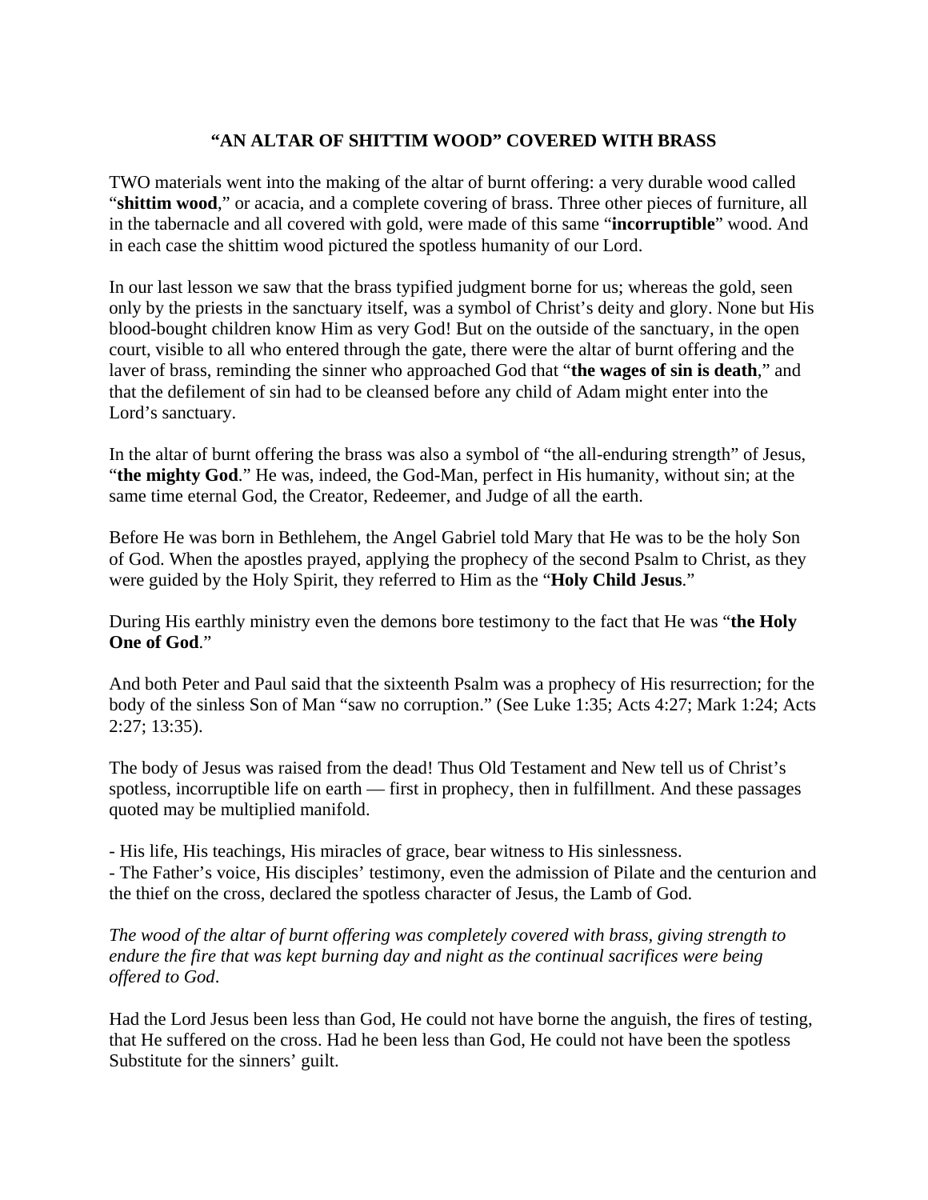## "AN ALTAR OF SHITTIM WOOD" COVERED WITH BRASS

TWO materials went into the making of the altar of burnt offering: a very durable wood called "**shittim wood**," or acacia, and a complete covering of brass. Three other pieces of furniture, all in the tabernacle and all covered with gold, were made of this same "**incorruptible**" wood. And in each case the shittim wood pictured the spotless humanity of our Lord.

In our last lesson we saw that the brass typified judgment borne for us; whereas the gold, seen only by the priests in the sanctuary itself, was a symbol of Christ's deity and glory. None but His blood-bought children know Him as very God! But on the outside of the sanctuary, in the open court, visible to all who entered through the gate, there were the altar of burnt offering and the laver of brass, reminding the sinner who approached God that "**the wages of sin is death**," and that the defilement of sin had to be cleansed before any child of Adam might enter into the Lord's sanctuary.

In the altar of burnt offering the brass was also a symbol of "the all-enduring strength" of Jesus, "**the mighty God**." He was, indeed, the God-Man, perfect in His humanity, without sin; at the same time eternal God, the Creator, Redeemer, and Judge of all the earth.

Before He was born in Bethlehem, the Angel Gabriel told Mary that He was to be the holy Son of God. When the apostles prayed, applying the prophecy of the second Psalm to Christ, as they were guided by the Holy Spirit, they referred to Him as the "**Holy Child Jesus**."

During His earthly ministry even the demons bore testimony to the fact that He was "**the Holy One of God**."

And both Peter and Paul said that the sixteenth Psalm was a prophecy of His resurrection; for the body of the sinless Son of Man "saw no corruption." (See Luke 1:35; Acts 4:27; Mark 1:24; Acts 2:27; 13:35).

The body of Jesus was raised from the dead! Thus Old Testament and New tell us of Christ's spotless, incorruptible life on earth — first in prophecy, then in fulfillment. And these passages quoted may be multiplied manifold.

- His life, His teachings, His miracles of grace, bear witness to His sinlessness.
- The Father's voice, His disciples' testimony, even the admission of Pilate and the centurion and the thief on the cross, declared the spotless character of Jesus, the Lamb of God.

*The wood of the altar of burnt offering was completely covered with brass, giving strength to endure the fire that was kept burning day and night as the continual sacrifices were being offered to God*.

Had the Lord Jesus been less than God, He could not have borne the anguish, the fires of testing, that He suffered on the cross. Had he been less than God, He could not have been the spotless Substitute for the sinners' guilt.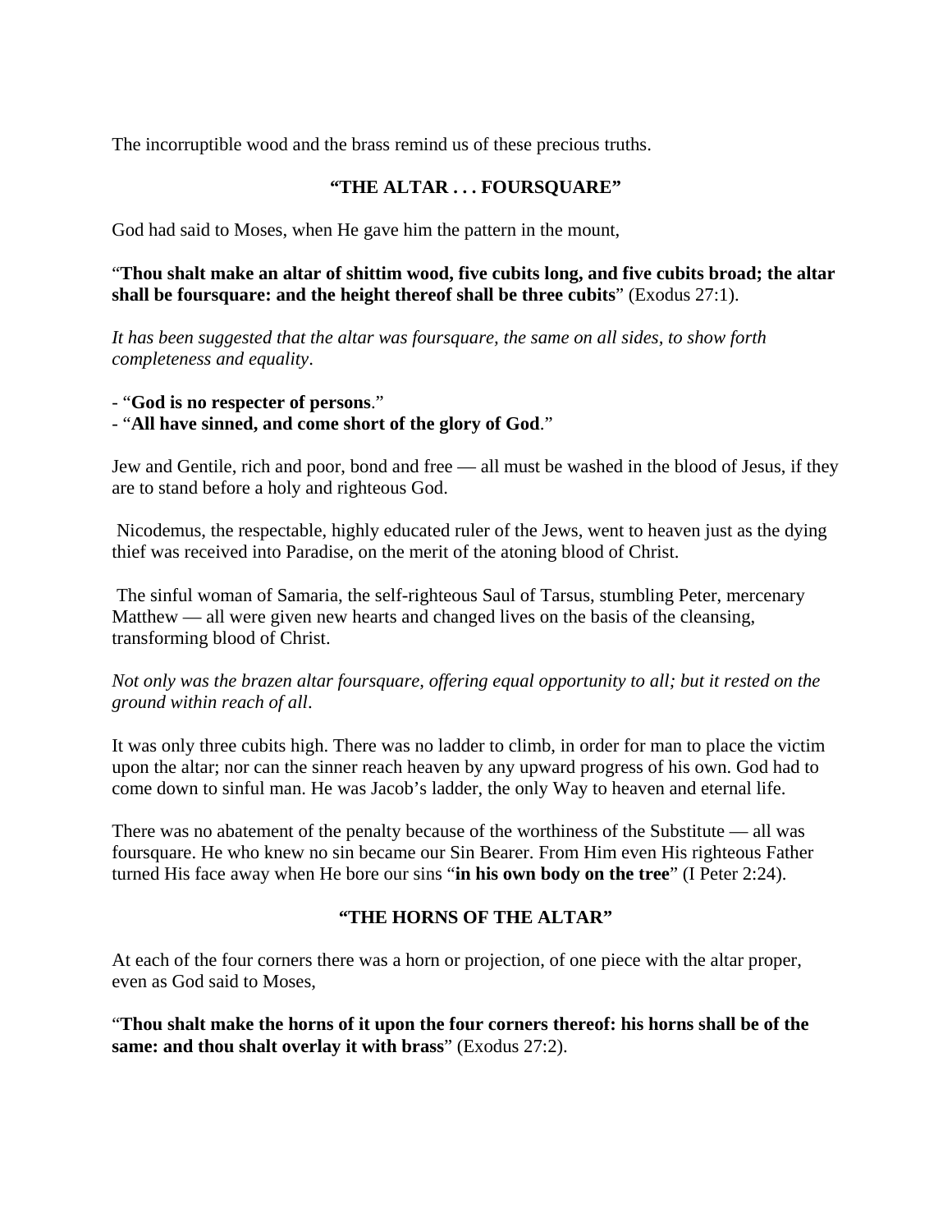The incorruptible wood and the brass remind us of these precious truths.

## "THE ALTAR . . . FOURSQUARE"

God had said to Moses, when He gave him the pattern in the mount,

"**Thou shalt make an altar of shittim wood, five cubits long, and five cubits broad; the altar shall be foursquare: and the height thereof shall be three cubits**" (Exodus 27:1).

*It has been suggested that the altar was foursquare, the same on all sides, to show forth completeness and equality*.

- "**God is no respecter of persons**."
- "**All have sinned, and come short of the glory of God**."

Jew and Gentile, rich and poor, bond and free — all must be washed in the blood of Jesus, if they are to stand before a holy and righteous God.

Nicodemus, the respectable, highly educated ruler of the Jews, went to heaven just as the dying thief was received into Paradise, on the merit of the atoning blood of Christ.

The sinful woman of Samaria, the self-righteous Saul of Tarsus, stumbling Peter, mercenary Matthew — all were given new hearts and changed lives on the basis of the cleansing, transforming blood of Christ.

*Not only was the brazen altar foursquare, offering equal opportunity to all; but it rested on the ground within reach of all*.

It was only three cubits high. There was no ladder to climb, in order for man to place the victim upon the altar; nor can the sinner reach heaven by any upward progress of his own. God had to come down to sinful man. He was Jacob's ladder, the only Way to heaven and eternal life.

There was no abatement of the penalty because of the worthiness of the Substitute — all was foursquare. He who knew no sin became our Sin Bearer. From Him even His righteous Father turned His face away when He bore our sins "**in his own body on the tree**" (I Peter 2:24).

## "THE HORNS OF THE ALTAR"

At each of the four corners there was a horn or projection, of one piece with the altar proper, even as God said to Moses,

"**Thou shalt make the horns of it upon the four corners thereof: his horns shall be of the same: and thou shalt overlay it with brass**" (Exodus 27:2).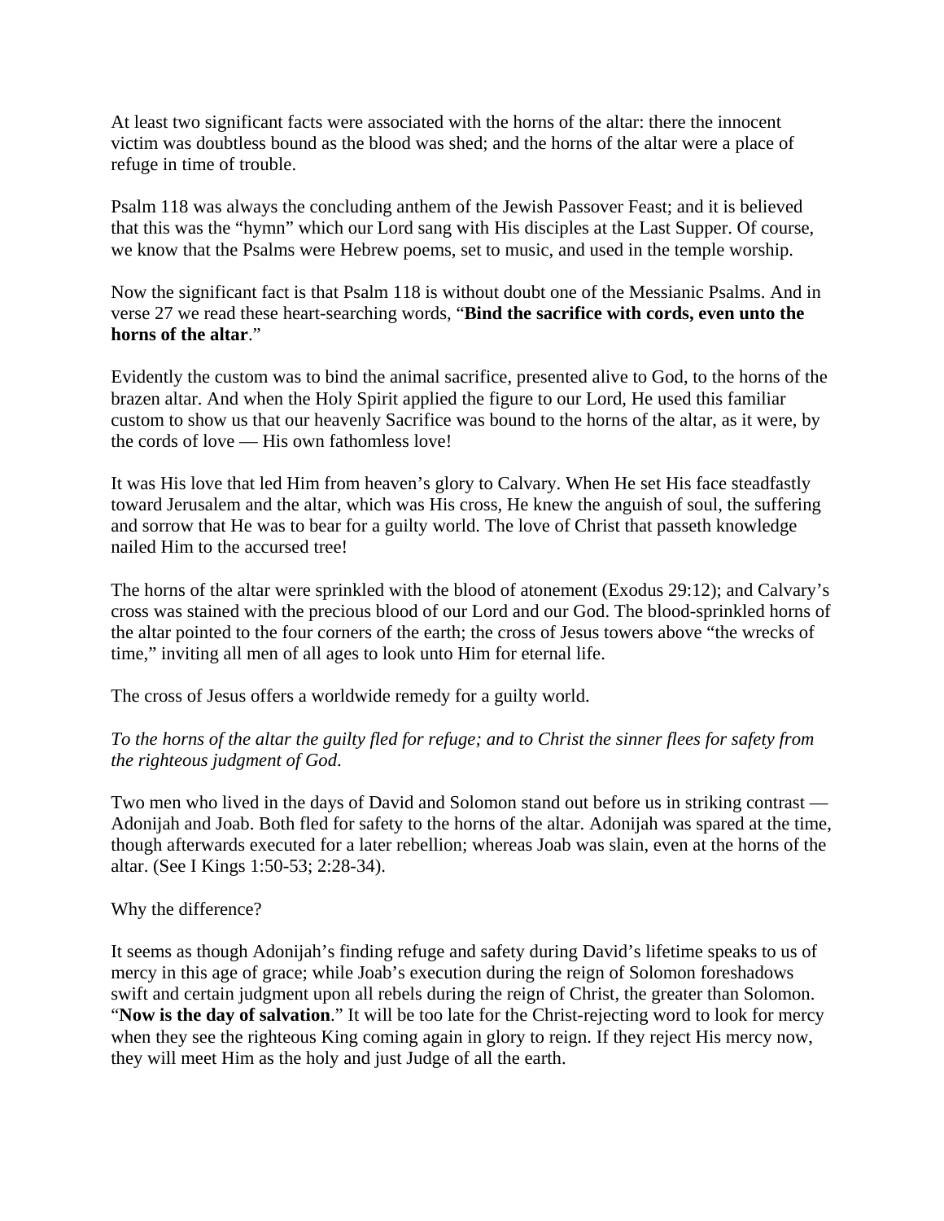At least two significant facts were associated with the horns of the altar: there the innocent victim was doubtless bound as the blood was shed; and the horns of the altar were a place of refuge in time of trouble.

Psalm 118 was always the concluding anthem of the Jewish Passover Feast; and it is believed that this was the "hymn" which our Lord sang with His disciples at the Last Supper. Of course, we know that the Psalms were Hebrew poems, set to music, and used in the temple worship.

Now the significant fact is that Psalm 118 is without doubt one of the Messianic Psalms. And in verse 27 we read these heart-searching words, "**Bind the sacrifice with cords, even unto the horns of the altar**."

Evidently the custom was to bind the animal sacrifice, presented alive to God, to the horns of the brazen altar. And when the Holy Spirit applied the figure to our Lord, He used this familiar custom to show us that our heavenly Sacrifice was bound to the horns of the altar, as it were, by the cords of love — His own fathomless love!

It was His love that led Him from heaven's glory to Calvary. When He set His face steadfastly toward Jerusalem and the altar, which was His cross, He knew the anguish of soul, the suffering and sorrow that He was to bear for a guilty world. The love of Christ that passeth knowledge nailed Him to the accursed tree!

The horns of the altar were sprinkled with the blood of atonement (Exodus 29:12); and Calvary's cross was stained with the precious blood of our Lord and our God. The blood-sprinkled horns of the altar pointed to the four corners of the earth; the cross of Jesus towers above "the wrecks of time," inviting all men of all ages to look unto Him for eternal life.

The cross of Jesus offers a worldwide remedy for a guilty world.

*To the horns of the altar the guilty fled for refuge; and to Christ the sinner flees for safety from the righteous judgment of God*.

Two men who lived in the days of David and Solomon stand out before us in striking contrast — Adonijah and Joab. Both fled for safety to the horns of the altar. Adonijah was spared at the time, though afterwards executed for a later rebellion; whereas Joab was slain, even at the horns of the altar. (See I Kings 1:50-53; 2:28-34).

Why the difference?

It seems as though Adonijah's finding refuge and safety during David's lifetime speaks to us of mercy in this age of grace; while Joab's execution during the reign of Solomon foreshadows swift and certain judgment upon all rebels during the reign of Christ, the greater than Solomon. "**Now is the day of salvation**." It will be too late for the Christ-rejecting word to look for mercy when they see the righteous King coming again in glory to reign. If they reject His mercy now, they will meet Him as the holy and just Judge of all the earth.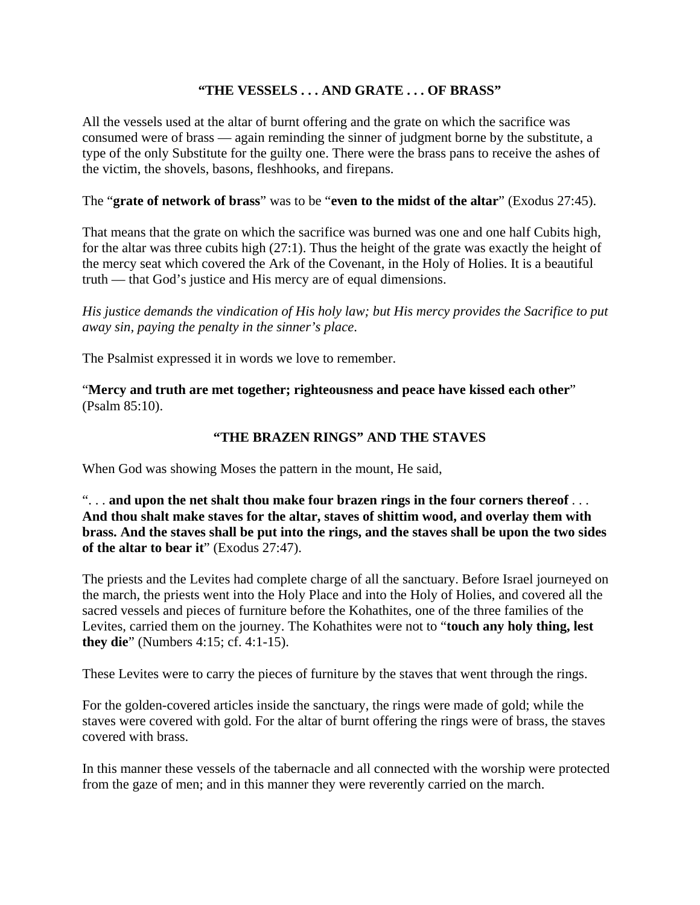### "THE VESSELS . . . AND GRATE . . . OF BRASS"

All the vessels used at the altar of burnt offering and the grate on which the sacrifice was consumed were of brass — again reminding the sinner of judgment borne by the substitute, a type of the only Substitute for the guilty one. There were the brass pans to receive the ashes of the victim, the shovels, basons, fleshhooks, and firepans.

The "**grate of network of brass**" was to be "**even to the midst of the altar**" (Exodus 27:45).

That means that the grate on which the sacrifice was burned was one and one half Cubits high, for the altar was three cubits high (27:1). Thus the height of the grate was exactly the height of the mercy seat which covered the Ark of the Covenant, in the Holy of Holies. It is a beautiful truth — that God's justice and His mercy are of equal dimensions.

*His justice demands the vindication of His holy law; but His mercy provides the Sacrifice to put away sin, paying the penalty in the sinner's place*.

The Psalmist expressed it in words we love to remember.

"**Mercy and truth are met together; righteousness and peace have kissed each other**" (Psalm 85:10).

### "THE BRAZEN RINGS" AND THE STAVES

When God was showing Moses the pattern in the mount, He said,

". . . **and upon the net shalt thou make four brazen rings in the four corners thereof** . . . **And thou shalt make staves for the altar, staves of shittim wood, and overlay them with brass. And the staves shall be put into the rings, and the staves shall be upon the two sides of the altar to bear it**" (Exodus 27:47).

The priests and the Levites had complete charge of all the sanctuary. Before Israel journeyed on the march, the priests went into the Holy Place and into the Holy of Holies, and covered all the sacred vessels and pieces of furniture before the Kohathites, one of the three families of the Levites, carried them on the journey. The Kohathites were not to "**touch any holy thing, lest they die**" (Numbers 4:15; cf. 4:1-15).

These Levites were to carry the pieces of furniture by the staves that went through the rings.

For the golden-covered articles inside the sanctuary, the rings were made of gold; while the staves were covered with gold. For the altar of burnt offering the rings were of brass, the staves covered with brass.

In this manner these vessels of the tabernacle and all connected with the worship were protected from the gaze of men; and in this manner they were reverently carried on the march.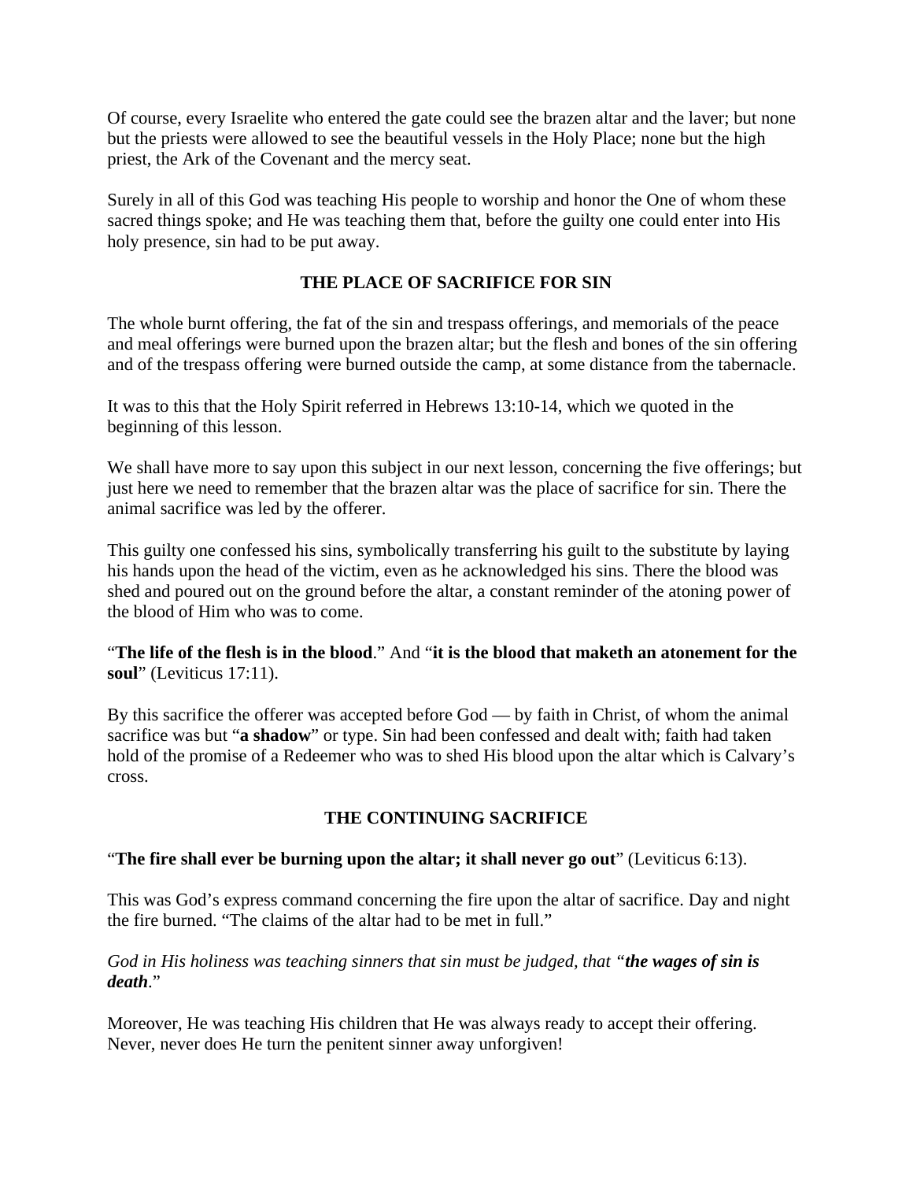Of course, every Israelite who entered the gate could see the brazen altar and the laver; but none but the priests were allowed to see the beautiful vessels in the Holy Place; none but the high priest, the Ark of the Covenant and the mercy seat.

Surely in all of this God was teaching His people to worship and honor the One of whom these sacred things spoke; and He was teaching them that, before the guilty one could enter into His holy presence, sin had to be put away.

## THE PLACE OF SACRIFICE FOR SIN

The whole burnt offering, the fat of the sin and trespass offerings, and memorials of the peace and meal offerings were burned upon the brazen altar; but the flesh and bones of the sin offering and of the trespass offering were burned outside the camp, at some distance from the tabernacle.

It was to this that the Holy Spirit referred in Hebrews 13:10-14, which we quoted in the beginning of this lesson.

We shall have more to say upon this subject in our next lesson, concerning the five offerings; but just here we need to remember that the brazen altar was the place of sacrifice for sin. There the animal sacrifice was led by the offerer.

This guilty one confessed his sins, symbolically transferring his guilt to the substitute by laying his hands upon the head of the victim, even as he acknowledged his sins. There the blood was shed and poured out on the ground before the altar, a constant reminder of the atoning power of the blood of Him who was to come.

"**The life of the flesh is in the blood**." And "**it is the blood that maketh an atonement for the soul**" (Leviticus 17:11).

By this sacrifice the offerer was accepted before God — by faith in Christ, of whom the animal sacrifice was but "**a shadow**" or type. Sin had been confessed and dealt with; faith had taken hold of the promise of a Redeemer who was to shed His blood upon the altar which is Calvary's cross.

## THE CONTINUING SACRIFICE

"**The fire shall ever be burning upon the altar; it shall never go out**" (Leviticus 6:13).

This was God's express command concerning the fire upon the altar of sacrifice. Day and night the fire burned. "The claims of the altar had to be met in full."

*God in His holiness was teaching sinners that sin must be judged, that "**the wages of sin is death**."*

Moreover, He was teaching His children that He was always ready to accept their offering. Never, never does He turn the penitent sinner away unforgiven!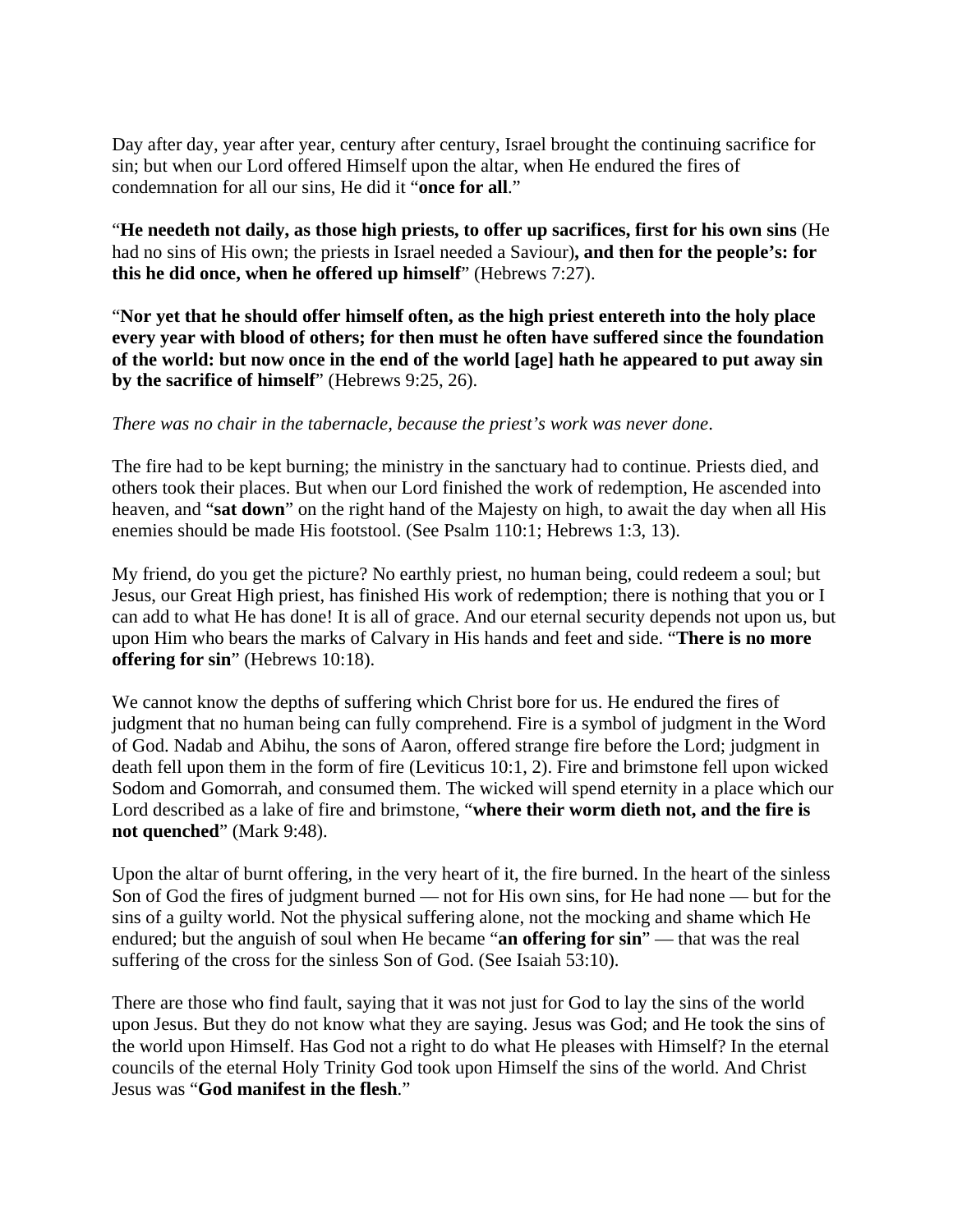Day after day, year after year, century after century, Israel brought the continuing sacrifice for sin; but when our Lord offered Himself upon the altar, when He endured the fires of condemnation for all our sins, He did it "**once for all**."

"**He needeth not daily, as those high priests, to offer up sacrifices, first for his own sins** (He had no sins of His own; the priests in Israel needed a Saviour)**, and then for the people's: for this he did once, when he offered up himself**" (Hebrews 7:27).

"**Nor yet that he should offer himself often, as the high priest entereth into the holy place every year with blood of others; for then must he often have suffered since the foundation of the world: but now once in the end of the world [age] hath he appeared to put away sin by the sacrifice of himself**" (Hebrews 9:25, 26).

*There was no chair in the tabernacle, because the priest's work was never done*.

The fire had to be kept burning; the ministry in the sanctuary had to continue. Priests died, and others took their places. But when our Lord finished the work of redemption, He ascended into heaven, and "**sat down**" on the right hand of the Majesty on high, to await the day when all His enemies should be made His footstool. (See Psalm 110:1; Hebrews 1:3, 13).

My friend, do you get the picture? No earthly priest, no human being, could redeem a soul; but Jesus, our Great High priest, has finished His work of redemption; there is nothing that you or I can add to what He has done! It is all of grace. And our eternal security depends not upon us, but upon Him who bears the marks of Calvary in His hands and feet and side. "**There is no more offering for sin**" (Hebrews 10:18).

We cannot know the depths of suffering which Christ bore for us. He endured the fires of judgment that no human being can fully comprehend. Fire is a symbol of judgment in the Word of God. Nadab and Abihu, the sons of Aaron, offered strange fire before the Lord; judgment in death fell upon them in the form of fire (Leviticus 10:1, 2). Fire and brimstone fell upon wicked Sodom and Gomorrah, and consumed them. The wicked will spend eternity in a place which our Lord described as a lake of fire and brimstone, "**where their worm dieth not, and the fire is not quenched**" (Mark 9:48).

Upon the altar of burnt offering, in the very heart of it, the fire burned. In the heart of the sinless Son of God the fires of judgment burned — not for His own sins, for He had none — but for the sins of a guilty world. Not the physical suffering alone, not the mocking and shame which He endured; but the anguish of soul when He became "**an offering for sin**" — that was the real suffering of the cross for the sinless Son of God. (See Isaiah 53:10).

There are those who find fault, saying that it was not just for God to lay the sins of the world upon Jesus. But they do not know what they are saying. Jesus was God; and He took the sins of the world upon Himself. Has God not a right to do what He pleases with Himself? In the eternal councils of the eternal Holy Trinity God took upon Himself the sins of the world. And Christ Jesus was "**God manifest in the flesh**."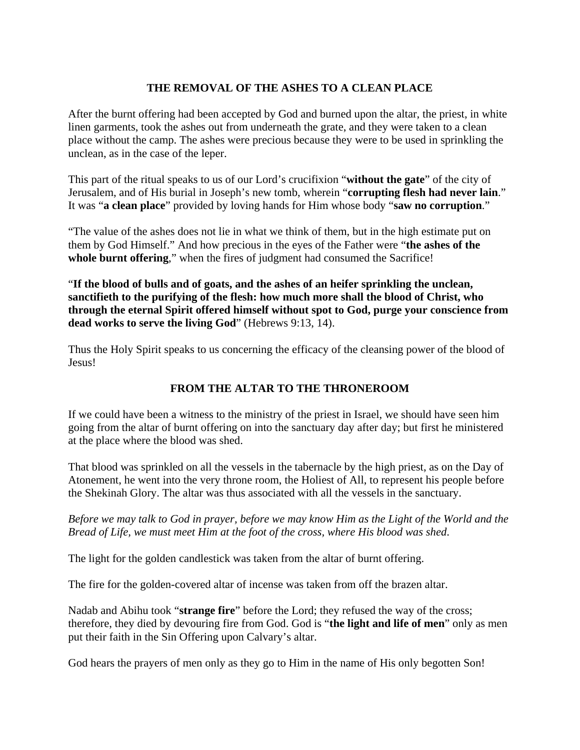## THE REMOVAL OF THE ASHES TO A CLEAN PLACE

After the burnt offering had been accepted by God and burned upon the altar, the priest, in white linen garments, took the ashes out from underneath the grate, and they were taken to a clean place without the camp. The ashes were precious because they were to be used in sprinkling the unclean, as in the case of the leper.

This part of the ritual speaks to us of our Lord's crucifixion "**without the gate**" of the city of Jerusalem, and of His burial in Joseph's new tomb, wherein "**corrupting flesh had never lain**." It was "**a clean place**" provided by loving hands for Him whose body "**saw no corruption**."

"The value of the ashes does not lie in what we think of them, but in the high estimate put on them by God Himself." And how precious in the eyes of the Father were "**the ashes of the whole burnt offering**," when the fires of judgment had consumed the Sacrifice!

"**If the blood of bulls and of goats, and the ashes of an heifer sprinkling the unclean, sanctifieth to the purifying of the flesh: how much more shall the blood of Christ, who through the eternal Spirit offered himself without spot to God, purge your conscience from dead works to serve the living God**" (Hebrews 9:13, 14).

Thus the Holy Spirit speaks to us concerning the efficacy of the cleansing power of the blood of Jesus!

## FROM THE ALTAR TO THE THRONEROOM

If we could have been a witness to the ministry of the priest in Israel, we should have seen him going from the altar of burnt offering on into the sanctuary day after day; but first he ministered at the place where the blood was shed.

That blood was sprinkled on all the vessels in the tabernacle by the high priest, as on the Day of Atonement, he went into the very throne room, the Holiest of All, to represent his people before the Shekinah Glory. The altar was thus associated with all the vessels in the sanctuary.

*Before we may talk to God in prayer, before we may know Him as the Light of the World and the Bread of Life, we must meet Him at the foot of the cross, where His blood was shed.*

The light for the golden candlestick was taken from the altar of burnt offering.

The fire for the golden-covered altar of incense was taken from off the brazen altar.

Nadab and Abihu took "**strange fire**" before the Lord; they refused the way of the cross; therefore, they died by devouring fire from God. God is "**the light and life of men**" only as men put their faith in the Sin Offering upon Calvary's altar.

God hears the prayers of men only as they go to Him in the name of His only begotten Son!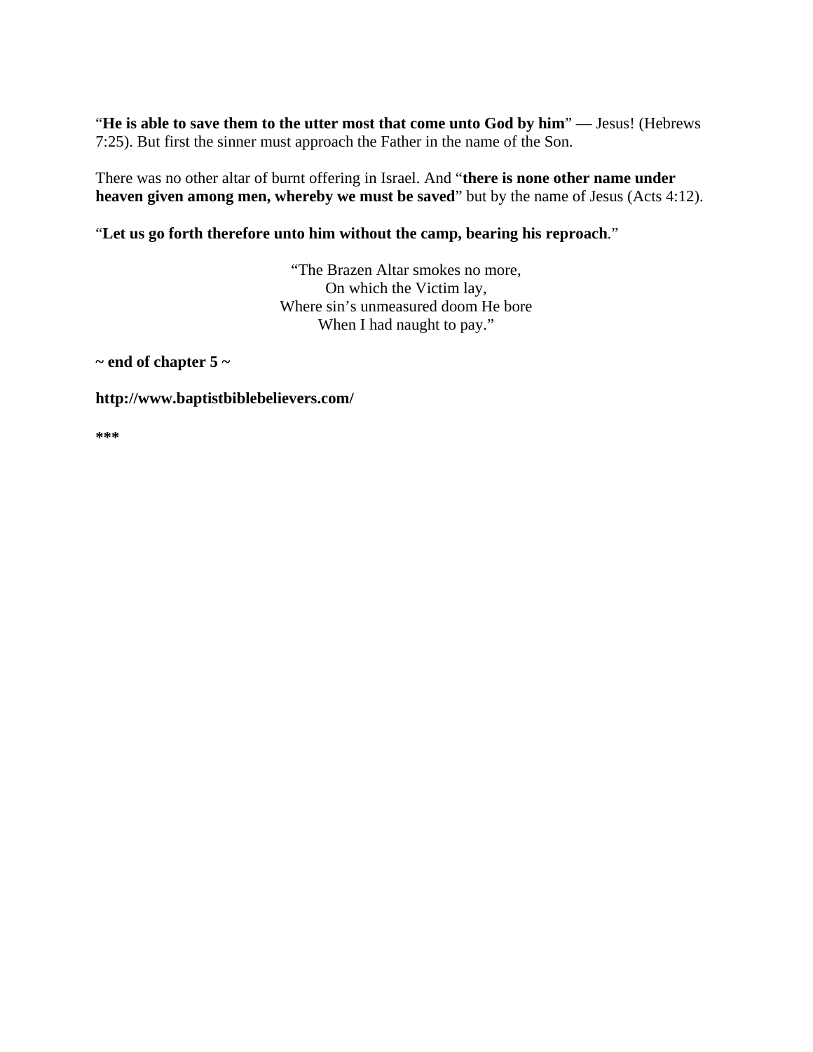"**He is able to save them to the utter most that come unto God by him**" — Jesus! (Hebrews 7:25). But first the sinner must approach the Father in the name of the Son.

There was no other altar of burnt offering in Israel. And "**there is none other name under heaven given among men, whereby we must be saved**" but by the name of Jesus (Acts 4:12).

"**Let us go forth therefore unto him without the camp, bearing his reproach**."

"The Brazen Altar smokes no more,  
On which the Victim lay,  
Where sin's unmeasured doom He bore  
When I had naught to pay."

**~ end of chapter 5 ~**

**http://www.baptistbiblebelievers.com/**

*****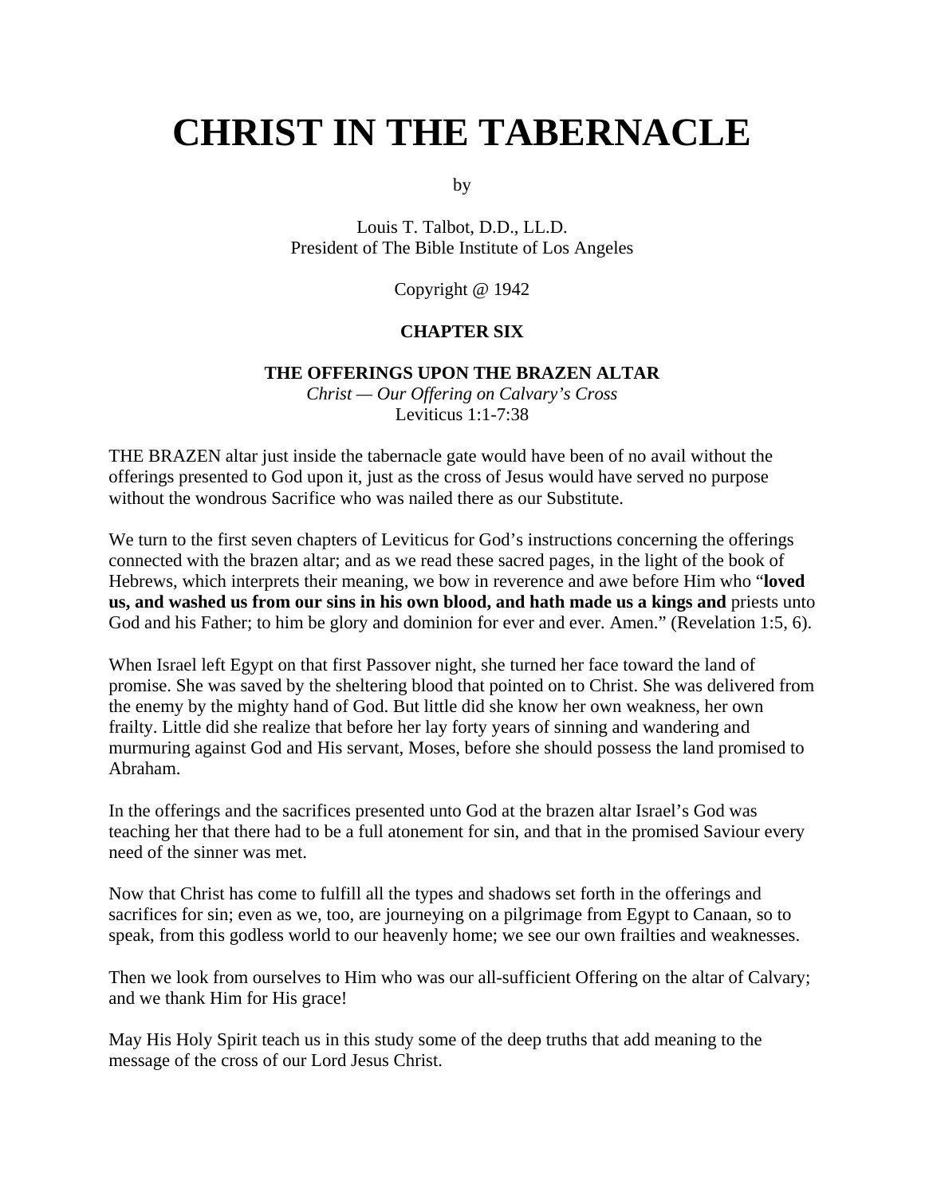# CHRIST IN THE TABERNACLE

by

Louis T. Talbot, D.D., LL.D.
President of The Bible Institute of Los Angeles

Copyright @ 1942

## CHAPTER SIX

### THE OFFERINGS UPON THE BRAZEN ALTAR

*Christ — Our Offering on Calvary's Cross*
Leviticus 1:1-7:38

THE BRAZEN altar just inside the tabernacle gate would have been of no avail without the offerings presented to God upon it, just as the cross of Jesus would have served no purpose without the wondrous Sacrifice who was nailed there as our Substitute.

We turn to the first seven chapters of Leviticus for God's instructions concerning the offerings connected with the brazen altar; and as we read these sacred pages, in the light of the book of Hebrews, which interprets their meaning, we bow in reverence and awe before Him who "**loved us, and washed us from our sins in his own blood, and hath made us a kings and** priests unto God and his Father; to him be glory and dominion for ever and ever. Amen." (Revelation 1:5, 6).

When Israel left Egypt on that first Passover night, she turned her face toward the land of promise. She was saved by the sheltering blood that pointed on to Christ. She was delivered from the enemy by the mighty hand of God. But little did she know her own weakness, her own frailty. Little did she realize that before her lay forty years of sinning and wandering and murmuring against God and His servant, Moses, before she should possess the land promised to Abraham.

In the offerings and the sacrifices presented unto God at the brazen altar Israel's God was teaching her that there had to be a full atonement for sin, and that in the promised Saviour every need of the sinner was met.

Now that Christ has come to fulfill all the types and shadows set forth in the offerings and sacrifices for sin; even as we, too, are journeying on a pilgrimage from Egypt to Canaan, so to speak, from this godless world to our heavenly home; we see our own frailties and weaknesses.

Then we look from ourselves to Him who was our all-sufficient Offering on the altar of Calvary; and we thank Him for His grace!

May His Holy Spirit teach us in this study some of the deep truths that add meaning to the message of the cross of our Lord Jesus Christ.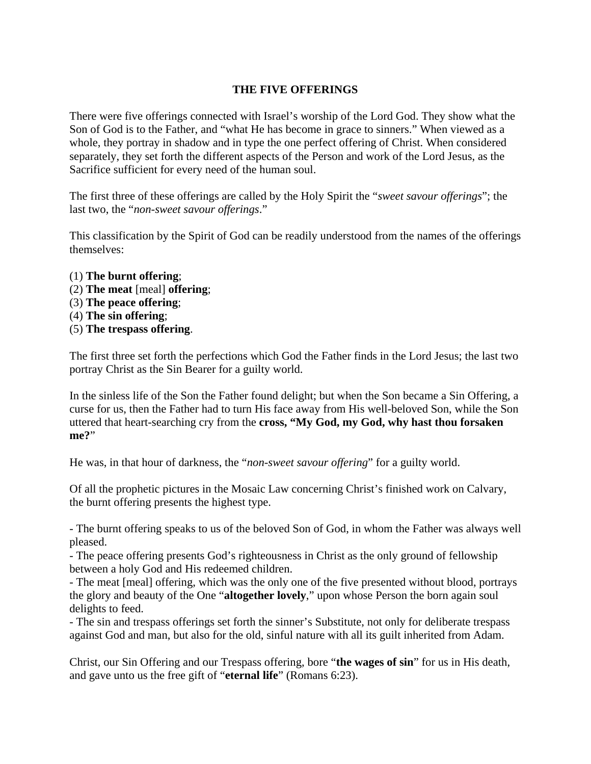# THE FIVE OFFERINGS

There were five offerings connected with Israel's worship of the Lord God. They show what the Son of God is to the Father, and "what He has become in grace to sinners." When viewed as a whole, they portray in shadow and in type the one perfect offering of Christ. When considered separately, they set forth the different aspects of the Person and work of the Lord Jesus, as the Sacrifice sufficient for every need of the human soul.

The first three of these offerings are called by the Holy Spirit the "*sweet savour offerings*"; the last two, the "*non-sweet savour offerings*."

This classification by the Spirit of God can be readily understood from the names of the offerings themselves:

(1) **The burnt offering**;
(2) **The meat** [meal] **offering**;
(3) **The peace offering**;
(4) **The sin offering**;
(5) **The trespass offering**.

The first three set forth the perfections which God the Father finds in the Lord Jesus; the last two portray Christ as the Sin Bearer for a guilty world.

In the sinless life of the Son the Father found delight; but when the Son became a Sin Offering, a curse for us, then the Father had to turn His face away from His well-beloved Son, while the Son uttered that heart-searching cry from the **cross, "My God, my God, why hast thou forsaken me?**"

He was, in that hour of darkness, the "*non-sweet savour offering*" for a guilty world.

Of all the prophetic pictures in the Mosaic Law concerning Christ's finished work on Calvary, the burnt offering presents the highest type.

- The burnt offering speaks to us of the beloved Son of God, in whom the Father was always well pleased.
- The peace offering presents God's righteousness in Christ as the only ground of fellowship between a holy God and His redeemed children.
- The meat [meal] offering, which was the only one of the five presented without blood, portrays the glory and beauty of the One "**altogether lovely**," upon whose Person the born again soul delights to feed.
- The sin and trespass offerings set forth the sinner's Substitute, not only for deliberate trespass against God and man, but also for the old, sinful nature with all its guilt inherited from Adam.

Christ, our Sin Offering and our Trespass offering, bore "**the wages of sin**" for us in His death, and gave unto us the free gift of "**eternal life**" (Romans 6:23).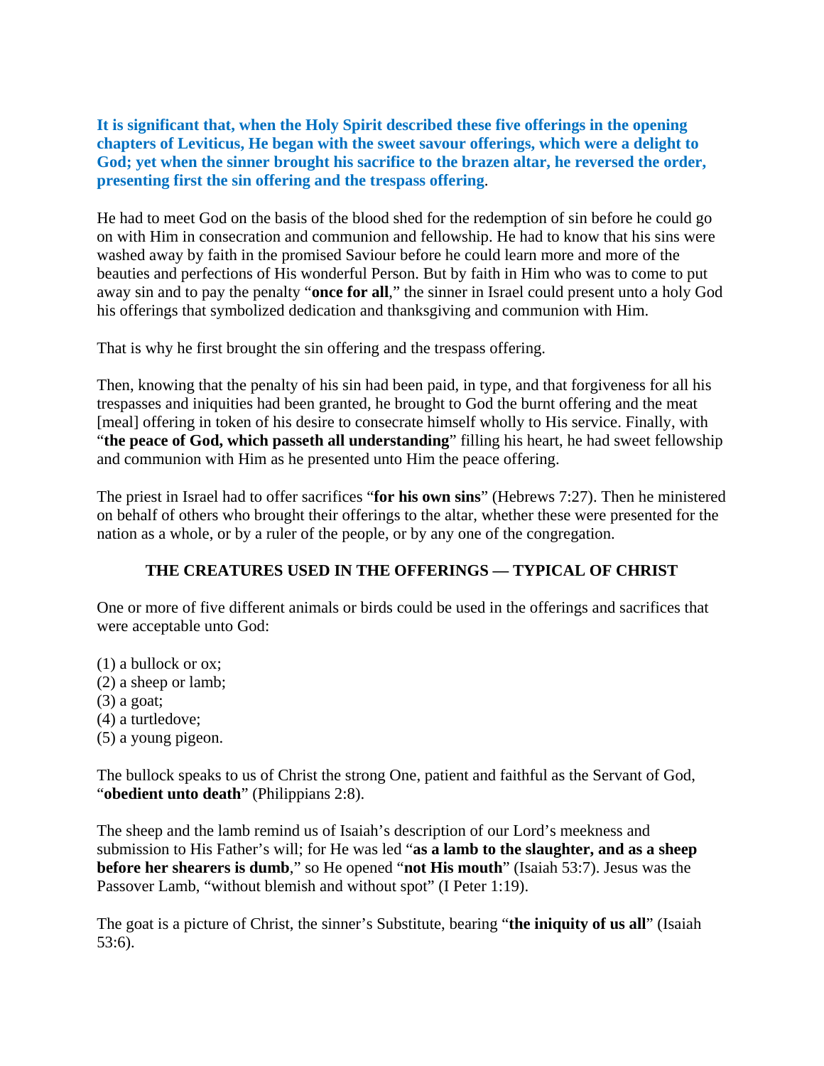**It is significant that, when the Holy Spirit described these five offerings in the opening chapters of Leviticus, He began with the sweet savour offerings, which were a delight to God; yet when the sinner brought his sacrifice to the brazen altar, he reversed the order, presenting first the sin offering and the trespass offering**.

He had to meet God on the basis of the blood shed for the redemption of sin before he could go on with Him in consecration and communion and fellowship. He had to know that his sins were washed away by faith in the promised Saviour before he could learn more and more of the beauties and perfections of His wonderful Person. But by faith in Him who was to come to put away sin and to pay the penalty "**once for all**," the sinner in Israel could present unto a holy God his offerings that symbolized dedication and thanksgiving and communion with Him.

That is why he first brought the sin offering and the trespass offering.

Then, knowing that the penalty of his sin had been paid, in type, and that forgiveness for all his trespasses and iniquities had been granted, he brought to God the burnt offering and the meat [meal] offering in token of his desire to consecrate himself wholly to His service. Finally, with "**the peace of God, which passeth all understanding**" filling his heart, he had sweet fellowship and communion with Him as he presented unto Him the peace offering.

The priest in Israel had to offer sacrifices "**for his own sins**" (Hebrews 7:27). Then he ministered on behalf of others who brought their offerings to the altar, whether these were presented for the nation as a whole, or by a ruler of the people, or by any one of the congregation.

## THE CREATURES USED IN THE OFFERINGS — TYPICAL OF CHRIST

One or more of five different animals or birds could be used in the offerings and sacrifices that were acceptable unto God:

(1) a bullock or ox;
(2) a sheep or lamb;
(3) a goat;
(4) a turtledove;
(5) a young pigeon.

The bullock speaks to us of Christ the strong One, patient and faithful as the Servant of God, "**obedient unto death**" (Philippians 2:8).

The sheep and the lamb remind us of Isaiah's description of our Lord's meekness and submission to His Father's will; for He was led "**as a lamb to the slaughter, and as a sheep before her shearers is dumb**," so He opened "**not His mouth**" (Isaiah 53:7). Jesus was the Passover Lamb, "without blemish and without spot" (I Peter 1:19).

The goat is a picture of Christ, the sinner's Substitute, bearing "**the iniquity of us all**" (Isaiah 53:6).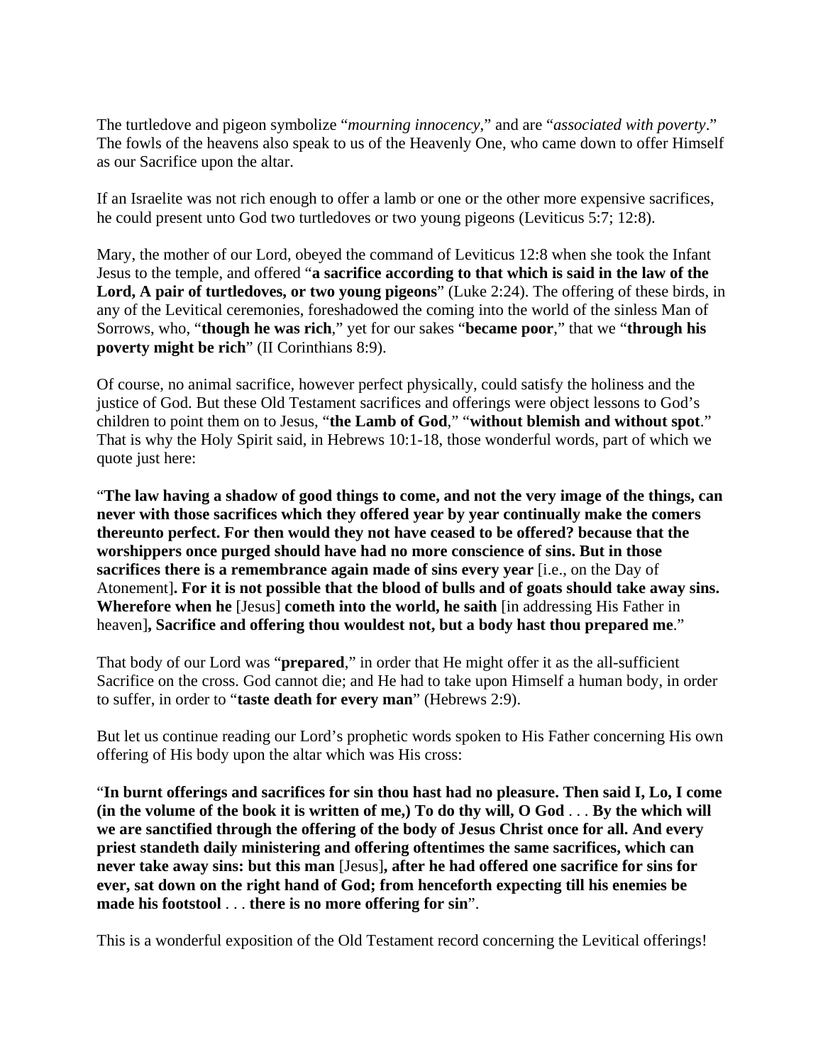The turtledove and pigeon symbolize "*mourning innocency*," and are "*associated with poverty*." The fowls of the heavens also speak to us of the Heavenly One, who came down to offer Himself as our Sacrifice upon the altar.

If an Israelite was not rich enough to offer a lamb or one or the other more expensive sacrifices, he could present unto God two turtledoves or two young pigeons (Leviticus 5:7; 12:8).

Mary, the mother of our Lord, obeyed the command of Leviticus 12:8 when she took the Infant Jesus to the temple, and offered "**a sacrifice according to that which is said in the law of the Lord, A pair of turtledoves, or two young pigeons**" (Luke 2:24). The offering of these birds, in any of the Levitical ceremonies, foreshadowed the coming into the world of the sinless Man of Sorrows, who, "**though he was rich**," yet for our sakes "**became poor**," that we "**through his poverty might be rich**" (II Corinthians 8:9).

Of course, no animal sacrifice, however perfect physically, could satisfy the holiness and the justice of God. But these Old Testament sacrifices and offerings were object lessons to God's children to point them on to Jesus, "**the Lamb of God**," "**without blemish and without spot**." That is why the Holy Spirit said, in Hebrews 10:1-18, those wonderful words, part of which we quote just here:

"**The law having a shadow of good things to come, and not the very image of the things, can never with those sacrifices which they offered year by year continually make the comers thereunto perfect. For then would they not have ceased to be offered? because that the worshippers once purged should have had no more conscience of sins. But in those sacrifices there is a remembrance again made of sins every year** [i.e., on the Day of Atonement]**. For it is not possible that the blood of bulls and of goats should take away sins. Wherefore when he** [Jesus] **cometh into the world, he saith** [in addressing His Father in heaven]**, Sacrifice and offering thou wouldest not, but a body hast thou prepared me**."

That body of our Lord was "**prepared**," in order that He might offer it as the all-sufficient Sacrifice on the cross. God cannot die; and He had to take upon Himself a human body, in order to suffer, in order to "**taste death for every man**" (Hebrews 2:9).

But let us continue reading our Lord's prophetic words spoken to His Father concerning His own offering of His body upon the altar which was His cross:

"**In burnt offerings and sacrifices for sin thou hast had no pleasure. Then said I, Lo, I come (in the volume of the book it is written of me,) To do thy will, O God** . . . **By the which will we are sanctified through the offering of the body of Jesus Christ once for all. And every priest standeth daily ministering and offering oftentimes the same sacrifices, which can never take away sins: but this man** [Jesus]**, after he had offered one sacrifice for sins for ever, sat down on the right hand of God; from henceforth expecting till his enemies be made his footstool** . . . **there is no more offering for sin**".

This is a wonderful exposition of the Old Testament record concerning the Levitical offerings!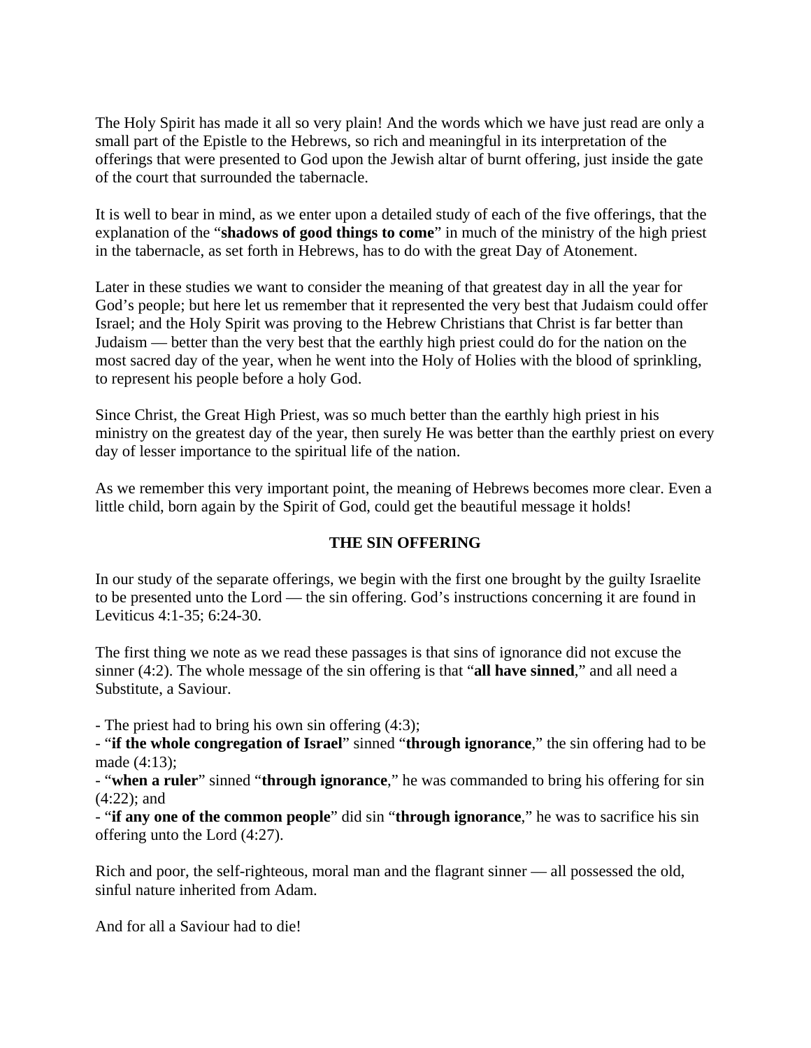The Holy Spirit has made it all so very plain! And the words which we have just read are only a small part of the Epistle to the Hebrews, so rich and meaningful in its interpretation of the offerings that were presented to God upon the Jewish altar of burnt offering, just inside the gate of the court that surrounded the tabernacle.

It is well to bear in mind, as we enter upon a detailed study of each of the five offerings, that the explanation of the "**shadows of good things to come**" in much of the ministry of the high priest in the tabernacle, as set forth in Hebrews, has to do with the great Day of Atonement.

Later in these studies we want to consider the meaning of that greatest day in all the year for God's people; but here let us remember that it represented the very best that Judaism could offer Israel; and the Holy Spirit was proving to the Hebrew Christians that Christ is far better than Judaism — better than the very best that the earthly high priest could do for the nation on the most sacred day of the year, when he went into the Holy of Holies with the blood of sprinkling, to represent his people before a holy God.

Since Christ, the Great High Priest, was so much better than the earthly high priest in his ministry on the greatest day of the year, then surely He was better than the earthly priest on every day of lesser importance to the spiritual life of the nation.

As we remember this very important point, the meaning of Hebrews becomes more clear. Even a little child, born again by the Spirit of God, could get the beautiful message it holds!

## THE SIN OFFERING

In our study of the separate offerings, we begin with the first one brought by the guilty Israelite to be presented unto the Lord — the sin offering. God's instructions concerning it are found in Leviticus 4:1-35; 6:24-30.

The first thing we note as we read these passages is that sins of ignorance did not excuse the sinner (4:2). The whole message of the sin offering is that "**all have sinned**," and all need a Substitute, a Saviour.

- The priest had to bring his own sin offering (4:3);
- "**if the whole congregation of Israel**" sinned "**through ignorance**," the sin offering had to be made (4:13);
- "**when a ruler**" sinned "**through ignorance**," he was commanded to bring his offering for sin (4:22); and
- "**if any one of the common people**" did sin "**through ignorance**," he was to sacrifice his sin offering unto the Lord (4:27).

Rich and poor, the self-righteous, moral man and the flagrant sinner — all possessed the old, sinful nature inherited from Adam.

And for all a Saviour had to die!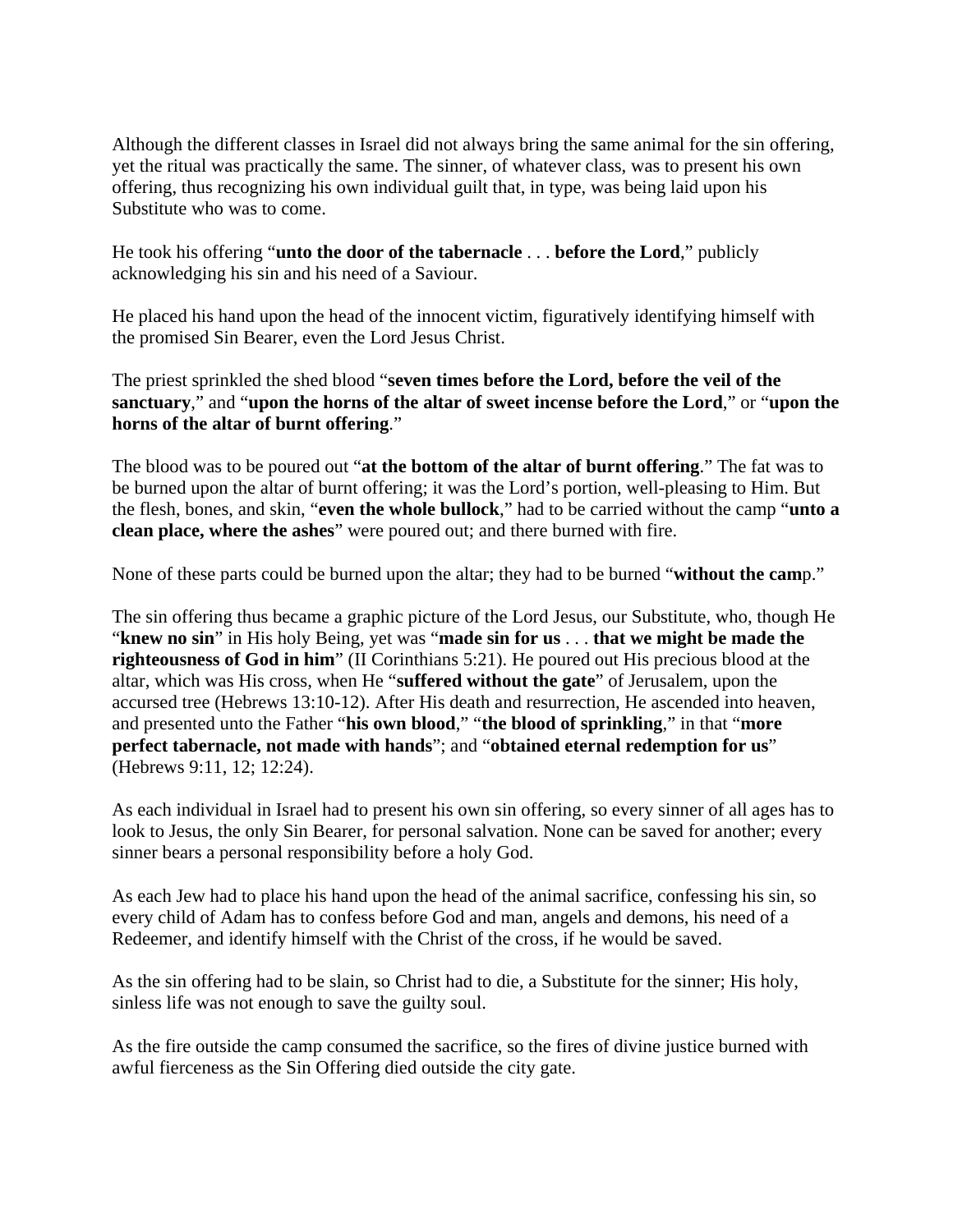Although the different classes in Israel did not always bring the same animal for the sin offering, yet the ritual was practically the same. The sinner, of whatever class, was to present his own offering, thus recognizing his own individual guilt that, in type, was being laid upon his Substitute who was to come.

He took his offering "**unto the door of the tabernacle** . . . **before the Lord**," publicly acknowledging his sin and his need of a Saviour.

He placed his hand upon the head of the innocent victim, figuratively identifying himself with the promised Sin Bearer, even the Lord Jesus Christ.

The priest sprinkled the shed blood "**seven times before the Lord, before the veil of the sanctuary**," and "**upon the horns of the altar of sweet incense before the Lord**," or "**upon the horns of the altar of burnt offering**."

The blood was to be poured out "**at the bottom of the altar of burnt offering**." The fat was to be burned upon the altar of burnt offering; it was the Lord's portion, well-pleasing to Him. But the flesh, bones, and skin, "**even the whole bullock**," had to be carried without the camp "**unto a clean place, where the ashes**" were poured out; and there burned with fire.

None of these parts could be burned upon the altar; they had to be burned "**without the cam**p."

The sin offering thus became a graphic picture of the Lord Jesus, our Substitute, who, though He "**knew no sin**" in His holy Being, yet was "**made sin for us** . . . **that we might be made the righteousness of God in him**" (II Corinthians 5:21). He poured out His precious blood at the altar, which was His cross, when He "**suffered without the gate**" of Jerusalem, upon the accursed tree (Hebrews 13:10-12). After His death and resurrection, He ascended into heaven, and presented unto the Father "**his own blood**," "**the blood of sprinkling**," in that "**more perfect tabernacle, not made with hands**"; and "**obtained eternal redemption for us**" (Hebrews 9:11, 12; 12:24).

As each individual in Israel had to present his own sin offering, so every sinner of all ages has to look to Jesus, the only Sin Bearer, for personal salvation. None can be saved for another; every sinner bears a personal responsibility before a holy God.

As each Jew had to place his hand upon the head of the animal sacrifice, confessing his sin, so every child of Adam has to confess before God and man, angels and demons, his need of a Redeemer, and identify himself with the Christ of the cross, if he would be saved.

As the sin offering had to be slain, so Christ had to die, a Substitute for the sinner; His holy, sinless life was not enough to save the guilty soul.

As the fire outside the camp consumed the sacrifice, so the fires of divine justice burned with awful fierceness as the Sin Offering died outside the city gate.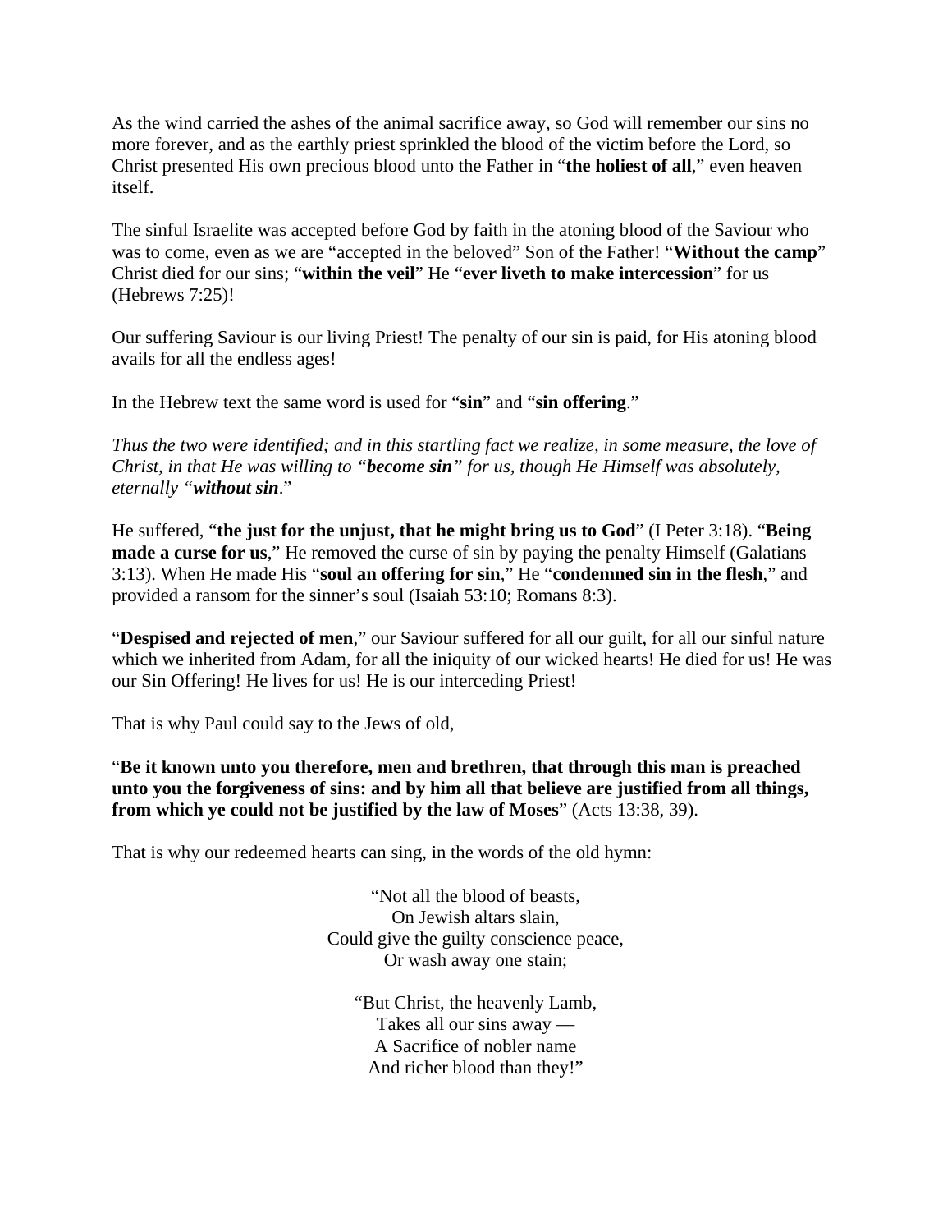As the wind carried the ashes of the animal sacrifice away, so God will remember our sins no more forever, and as the earthly priest sprinkled the blood of the victim before the Lord, so Christ presented His own precious blood unto the Father in "**the holiest of all**," even heaven itself.

The sinful Israelite was accepted before God by faith in the atoning blood of the Saviour who was to come, even as we are "accepted in the beloved" Son of the Father! "**Without the camp**" Christ died for our sins; "**within the veil**" He "**ever liveth to make intercession**" for us (Hebrews 7:25)!

Our suffering Saviour is our living Priest! The penalty of our sin is paid, for His atoning blood avails for all the endless ages!

In the Hebrew text the same word is used for "**sin**" and "**sin offering**."

*Thus the two were identified; and in this startling fact we realize, in some measure, the love of Christ, in that He was willing to "**become sin**" for us, though He Himself was absolutely, eternally "**without sin**."*

He suffered, "**the just for the unjust, that he might bring us to God**" (I Peter 3:18). "**Being made a curse for us**," He removed the curse of sin by paying the penalty Himself (Galatians 3:13). When He made His "**soul an offering for sin**," He "**condemned sin in the flesh**," and provided a ransom for the sinner's soul (Isaiah 53:10; Romans 8:3).

"**Despised and rejected of men**," our Saviour suffered for all our guilt, for all our sinful nature which we inherited from Adam, for all the iniquity of our wicked hearts! He died for us! He was our Sin Offering! He lives for us! He is our interceding Priest!

That is why Paul could say to the Jews of old,

"**Be it known unto you therefore, men and brethren, that through this man is preached unto you the forgiveness of sins: and by him all that believe are justified from all things, from which ye could not be justified by the law of Moses**" (Acts 13:38, 39).

That is why our redeemed hearts can sing, in the words of the old hymn:

"Not all the blood of beasts,  
On Jewish altars slain,  
Could give the guilty conscience peace,  
Or wash away one stain;

"But Christ, the heavenly Lamb,  
Takes all our sins away —  
A Sacrifice of nobler name  
And richer blood than they!"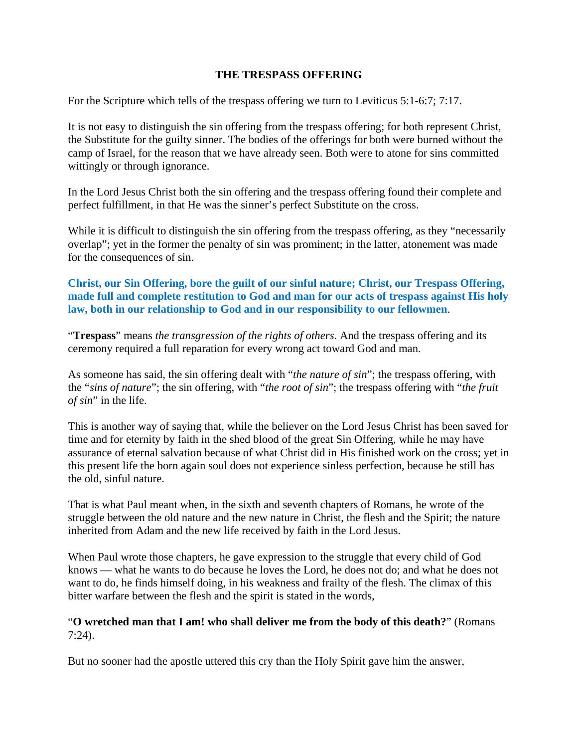## THE TRESPASS OFFERING

For the Scripture which tells of the trespass offering we turn to Leviticus 5:1-6:7; 7:17.

It is not easy to distinguish the sin offering from the trespass offering; for both represent Christ, the Substitute for the guilty sinner. The bodies of the offerings for both were burned without the camp of Israel, for the reason that we have already seen. Both were to atone for sins committed wittingly or through ignorance.

In the Lord Jesus Christ both the sin offering and the trespass offering found their complete and perfect fulfillment, in that He was the sinner's perfect Substitute on the cross.

While it is difficult to distinguish the sin offering from the trespass offering, as they "necessarily overlap"; yet in the former the penalty of sin was prominent; in the latter, atonement was made for the consequences of sin.

**Christ, our Sin Offering, bore the guilt of our sinful nature; Christ, our Trespass Offering, made full and complete restitution to God and man for our acts of trespass against His holy law, both in our relationship to God and in our responsibility to our fellowmen**.

"**Trespass**" means *the transgression of the rights of others*. And the trespass offering and its ceremony required a full reparation for every wrong act toward God and man.

As someone has said, the sin offering dealt with "*the nature of sin*"; the trespass offering, with the "*sins of nature*"; the sin offering, with "*the root of sin*"; the trespass offering with "*the fruit of sin*" in the life.

This is another way of saying that, while the believer on the Lord Jesus Christ has been saved for time and for eternity by faith in the shed blood of the great Sin Offering, while he may have assurance of eternal salvation because of what Christ did in His finished work on the cross; yet in this present life the born again soul does not experience sinless perfection, because he still has the old, sinful nature.

That is what Paul meant when, in the sixth and seventh chapters of Romans, he wrote of the struggle between the old nature and the new nature in Christ, the flesh and the Spirit; the nature inherited from Adam and the new life received by faith in the Lord Jesus.

When Paul wrote those chapters, he gave expression to the struggle that every child of God knows — what he wants to do because he loves the Lord, he does not do; and what he does not want to do, he finds himself doing, in his weakness and frailty of the flesh. The climax of this bitter warfare between the flesh and the spirit is stated in the words,

"**O wretched man that I am! who shall deliver me from the body of this death?**" (Romans 7:24).

But no sooner had the apostle uttered this cry than the Holy Spirit gave him the answer,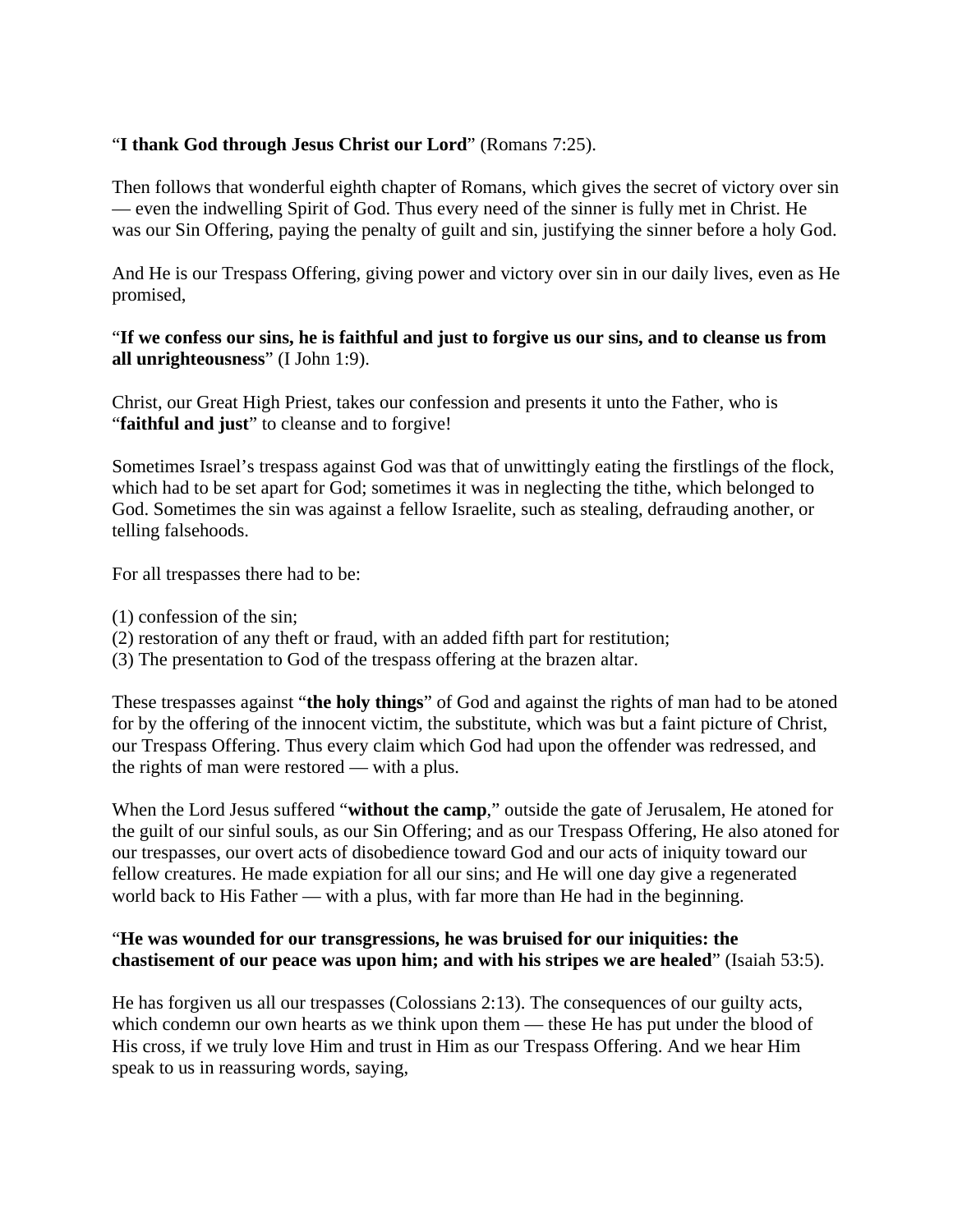"**I thank God through Jesus Christ our Lord**" (Romans 7:25).

Then follows that wonderful eighth chapter of Romans, which gives the secret of victory over sin — even the indwelling Spirit of God. Thus every need of the sinner is fully met in Christ. He was our Sin Offering, paying the penalty of guilt and sin, justifying the sinner before a holy God.

And He is our Trespass Offering, giving power and victory over sin in our daily lives, even as He promised,

"**If we confess our sins, he is faithful and just to forgive us our sins, and to cleanse us from all unrighteousness**" (I John 1:9).

Christ, our Great High Priest, takes our confession and presents it unto the Father, who is "**faithful and just**" to cleanse and to forgive!

Sometimes Israel's trespass against God was that of unwittingly eating the firstlings of the flock, which had to be set apart for God; sometimes it was in neglecting the tithe, which belonged to God. Sometimes the sin was against a fellow Israelite, such as stealing, defrauding another, or telling falsehoods.

For all trespasses there had to be:

(1) confession of the sin;
(2) restoration of any theft or fraud, with an added fifth part for restitution;
(3) The presentation to God of the trespass offering at the brazen altar.

These trespasses against "**the holy things**" of God and against the rights of man had to be atoned for by the offering of the innocent victim, the substitute, which was but a faint picture of Christ, our Trespass Offering. Thus every claim which God had upon the offender was redressed, and the rights of man were restored — with a plus.

When the Lord Jesus suffered "**without the camp**," outside the gate of Jerusalem, He atoned for the guilt of our sinful souls, as our Sin Offering; and as our Trespass Offering, He also atoned for our trespasses, our overt acts of disobedience toward God and our acts of iniquity toward our fellow creatures. He made expiation for all our sins; and He will one day give a regenerated world back to His Father — with a plus, with far more than He had in the beginning.

"**He was wounded for our transgressions, he was bruised for our iniquities: the chastisement of our peace was upon him; and with his stripes we are healed**" (Isaiah 53:5).

He has forgiven us all our trespasses (Colossians 2:13). The consequences of our guilty acts, which condemn our own hearts as we think upon them — these He has put under the blood of His cross, if we truly love Him and trust in Him as our Trespass Offering. And we hear Him speak to us in reassuring words, saying,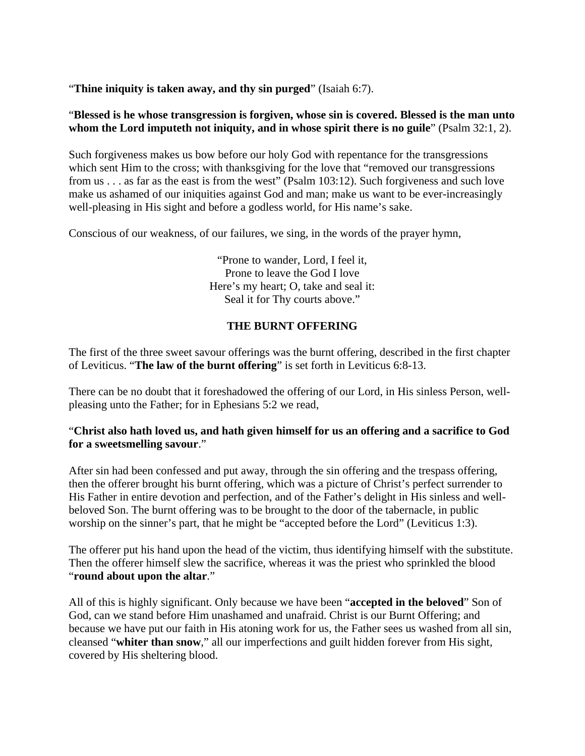"**Thine iniquity is taken away, and thy sin purged**" (Isaiah 6:7).

"**Blessed is he whose transgression is forgiven, whose sin is covered. Blessed is the man unto whom the Lord imputeth not iniquity, and in whose spirit there is no guile**" (Psalm 32:1, 2).

Such forgiveness makes us bow before our holy God with repentance for the transgressions which sent Him to the cross; with thanksgiving for the love that "removed our transgressions from us . . . as far as the east is from the west" (Psalm 103:12). Such forgiveness and such love make us ashamed of our iniquities against God and man; make us want to be ever-increasingly well-pleasing in His sight and before a godless world, for His name's sake.

Conscious of our weakness, of our failures, we sing, in the words of the prayer hymn,

"Prone to wander, Lord, I feel it,  
Prone to leave the God I love  
Here's my heart; O, take and seal it:  
Seal it for Thy courts above."

## THE BURNT OFFERING

The first of the three sweet savour offerings was the burnt offering, described in the first chapter of Leviticus. "**The law of the burnt offering**" is set forth in Leviticus 6:8-13.

There can be no doubt that it foreshadowed the offering of our Lord, in His sinless Person, well-pleasing unto the Father; for in Ephesians 5:2 we read,

"**Christ also hath loved us, and hath given himself for us an offering and a sacrifice to God for a sweetsmelling savour**."

After sin had been confessed and put away, through the sin offering and the trespass offering, then the offerer brought his burnt offering, which was a picture of Christ's perfect surrender to His Father in entire devotion and perfection, and of the Father's delight in His sinless and well-beloved Son. The burnt offering was to be brought to the door of the tabernacle, in public worship on the sinner's part, that he might be "accepted before the Lord" (Leviticus 1:3).

The offerer put his hand upon the head of the victim, thus identifying himself with the substitute. Then the offerer himself slew the sacrifice, whereas it was the priest who sprinkled the blood "**round about upon the altar**."

All of this is highly significant. Only because we have been "**accepted in the beloved**" Son of God, can we stand before Him unashamed and unafraid. Christ is our Burnt Offering; and because we have put our faith in His atoning work for us, the Father sees us washed from all sin, cleansed "**whiter than snow**," all our imperfections and guilt hidden forever from His sight, covered by His sheltering blood.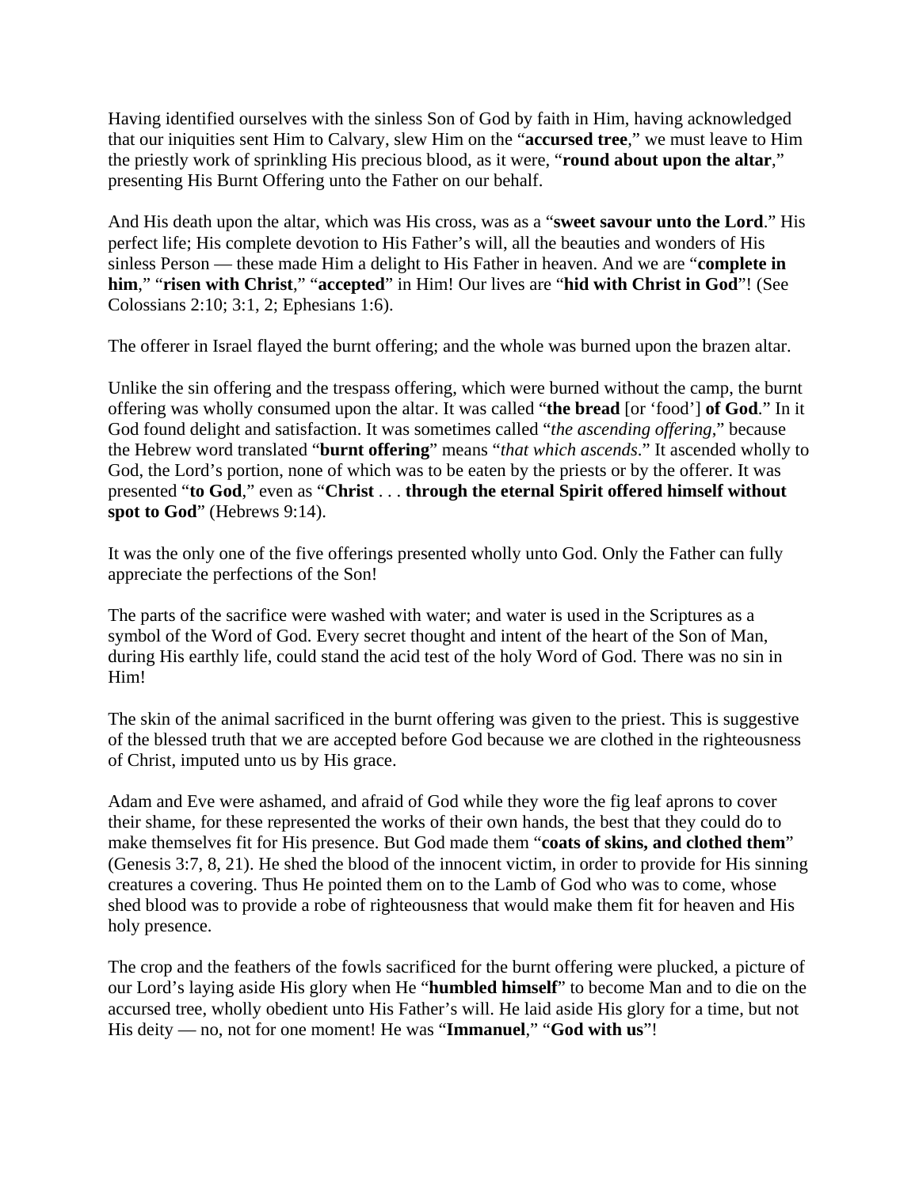Having identified ourselves with the sinless Son of God by faith in Him, having acknowledged that our iniquities sent Him to Calvary, slew Him on the "**accursed tree**," we must leave to Him the priestly work of sprinkling His precious blood, as it were, "**round about upon the altar**," presenting His Burnt Offering unto the Father on our behalf.

And His death upon the altar, which was His cross, was as a "**sweet savour unto the Lord**." His perfect life; His complete devotion to His Father's will, all the beauties and wonders of His sinless Person — these made Him a delight to His Father in heaven. And we are "**complete in him**," "**risen with Christ**," "**accepted**" in Him! Our lives are "**hid with Christ in God**"! (See Colossians 2:10; 3:1, 2; Ephesians 1:6).

The offerer in Israel flayed the burnt offering; and the whole was burned upon the brazen altar.

Unlike the sin offering and the trespass offering, which were burned without the camp, the burnt offering was wholly consumed upon the altar. It was called "**the bread** [or 'food'] **of God**." In it God found delight and satisfaction. It was sometimes called "*the ascending offering*," because the Hebrew word translated "**burnt offering**" means "*that which ascends*." It ascended wholly to God, the Lord's portion, none of which was to be eaten by the priests or by the offerer. It was presented "**to God**," even as "**Christ** . . . **through the eternal Spirit offered himself without spot to God**" (Hebrews 9:14).

It was the only one of the five offerings presented wholly unto God. Only the Father can fully appreciate the perfections of the Son!

The parts of the sacrifice were washed with water; and water is used in the Scriptures as a symbol of the Word of God. Every secret thought and intent of the heart of the Son of Man, during His earthly life, could stand the acid test of the holy Word of God. There was no sin in Him!

The skin of the animal sacrificed in the burnt offering was given to the priest. This is suggestive of the blessed truth that we are accepted before God because we are clothed in the righteousness of Christ, imputed unto us by His grace.

Adam and Eve were ashamed, and afraid of God while they wore the fig leaf aprons to cover their shame, for these represented the works of their own hands, the best that they could do to make themselves fit for His presence. But God made them "**coats of skins, and clothed them**" (Genesis 3:7, 8, 21). He shed the blood of the innocent victim, in order to provide for His sinning creatures a covering. Thus He pointed them on to the Lamb of God who was to come, whose shed blood was to provide a robe of righteousness that would make them fit for heaven and His holy presence.

The crop and the feathers of the fowls sacrificed for the burnt offering were plucked, a picture of our Lord's laying aside His glory when He "**humbled himself**" to become Man and to die on the accursed tree, wholly obedient unto His Father's will. He laid aside His glory for a time, but not His deity — no, not for one moment! He was "**Immanuel**," "**God with us**"!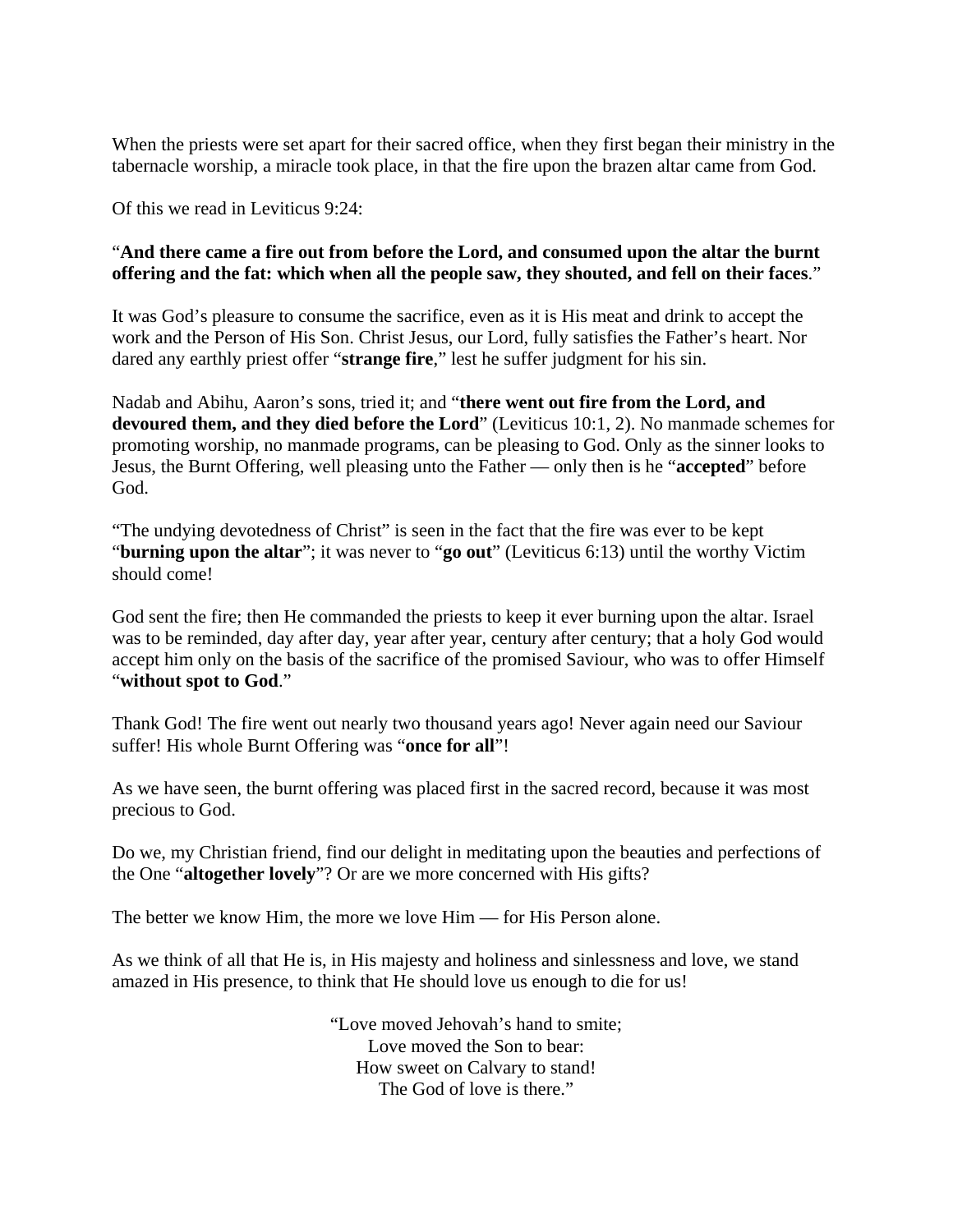When the priests were set apart for their sacred office, when they first began their ministry in the tabernacle worship, a miracle took place, in that the fire upon the brazen altar came from God.

Of this we read in Leviticus 9:24:

"**And there came a fire out from before the Lord, and consumed upon the altar the burnt offering and the fat: which when all the people saw, they shouted, and fell on their faces**."

It was God's pleasure to consume the sacrifice, even as it is His meat and drink to accept the work and the Person of His Son. Christ Jesus, our Lord, fully satisfies the Father's heart. Nor dared any earthly priest offer "**strange fire**," lest he suffer judgment for his sin.

Nadab and Abihu, Aaron's sons, tried it; and "**there went out fire from the Lord, and devoured them, and they died before the Lord**" (Leviticus 10:1, 2). No manmade schemes for promoting worship, no manmade programs, can be pleasing to God. Only as the sinner looks to Jesus, the Burnt Offering, well pleasing unto the Father — only then is he "**accepted**" before God.

"The undying devotedness of Christ" is seen in the fact that the fire was ever to be kept "**burning upon the altar**"; it was never to "**go out**" (Leviticus 6:13) until the worthy Victim should come!

God sent the fire; then He commanded the priests to keep it ever burning upon the altar. Israel was to be reminded, day after day, year after year, century after century; that a holy God would accept him only on the basis of the sacrifice of the promised Saviour, who was to offer Himself "**without spot to God**."

Thank God! The fire went out nearly two thousand years ago! Never again need our Saviour suffer! His whole Burnt Offering was "**once for all**"!

As we have seen, the burnt offering was placed first in the sacred record, because it was most precious to God.

Do we, my Christian friend, find our delight in meditating upon the beauties and perfections of the One "**altogether lovely**"? Or are we more concerned with His gifts?

The better we know Him, the more we love Him — for His Person alone.

As we think of all that He is, in His majesty and holiness and sinlessness and love, we stand amazed in His presence, to think that He should love us enough to die for us!

"Love moved Jehovah's hand to smite;
Love moved the Son to bear:
How sweet on Calvary to stand!
The God of love is there."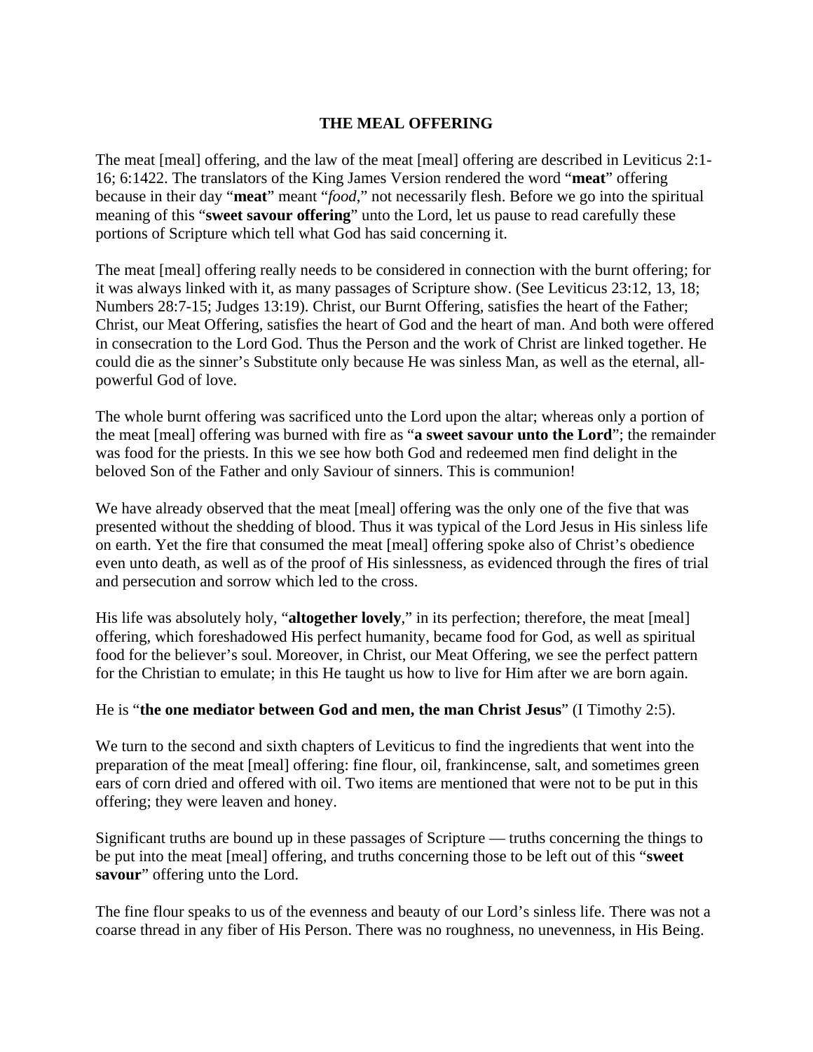# THE MEAL OFFERING

The meat [meal] offering, and the law of the meat [meal] offering are described in Leviticus 2:1-16; 6:1422. The translators of the King James Version rendered the word "**meat**" offering because in their day "**meat**" meant "*food*," not necessarily flesh. Before we go into the spiritual meaning of this "**sweet savour offering**" unto the Lord, let us pause to read carefully these portions of Scripture which tell what God has said concerning it.

The meat [meal] offering really needs to be considered in connection with the burnt offering; for it was always linked with it, as many passages of Scripture show. (See Leviticus 23:12, 13, 18; Numbers 28:7-15; Judges 13:19). Christ, our Burnt Offering, satisfies the heart of the Father; Christ, our Meat Offering, satisfies the heart of God and the heart of man. And both were offered in consecration to the Lord God. Thus the Person and the work of Christ are linked together. He could die as the sinner's Substitute only because He was sinless Man, as well as the eternal, all-powerful God of love.

The whole burnt offering was sacrificed unto the Lord upon the altar; whereas only a portion of the meat [meal] offering was burned with fire as "**a sweet savour unto the Lord**"; the remainder was food for the priests. In this we see how both God and redeemed men find delight in the beloved Son of the Father and only Saviour of sinners. This is communion!

We have already observed that the meat [meal] offering was the only one of the five that was presented without the shedding of blood. Thus it was typical of the Lord Jesus in His sinless life on earth. Yet the fire that consumed the meat [meal] offering spoke also of Christ's obedience even unto death, as well as of the proof of His sinlessness, as evidenced through the fires of trial and persecution and sorrow which led to the cross.

His life was absolutely holy, "**altogether lovely**," in its perfection; therefore, the meat [meal] offering, which foreshadowed His perfect humanity, became food for God, as well as spiritual food for the believer's soul. Moreover, in Christ, our Meat Offering, we see the perfect pattern for the Christian to emulate; in this He taught us how to live for Him after we are born again.

He is "**the one mediator between God and men, the man Christ Jesus**" (I Timothy 2:5).

We turn to the second and sixth chapters of Leviticus to find the ingredients that went into the preparation of the meat [meal] offering: fine flour, oil, frankincense, salt, and sometimes green ears of corn dried and offered with oil. Two items are mentioned that were not to be put in this offering; they were leaven and honey.

Significant truths are bound up in these passages of Scripture — truths concerning the things to be put into the meat [meal] offering, and truths concerning those to be left out of this "**sweet savour**" offering unto the Lord.

The fine flour speaks to us of the evenness and beauty of our Lord's sinless life. There was not a coarse thread in any fiber of His Person. There was no roughness, no unevenness, in His Being.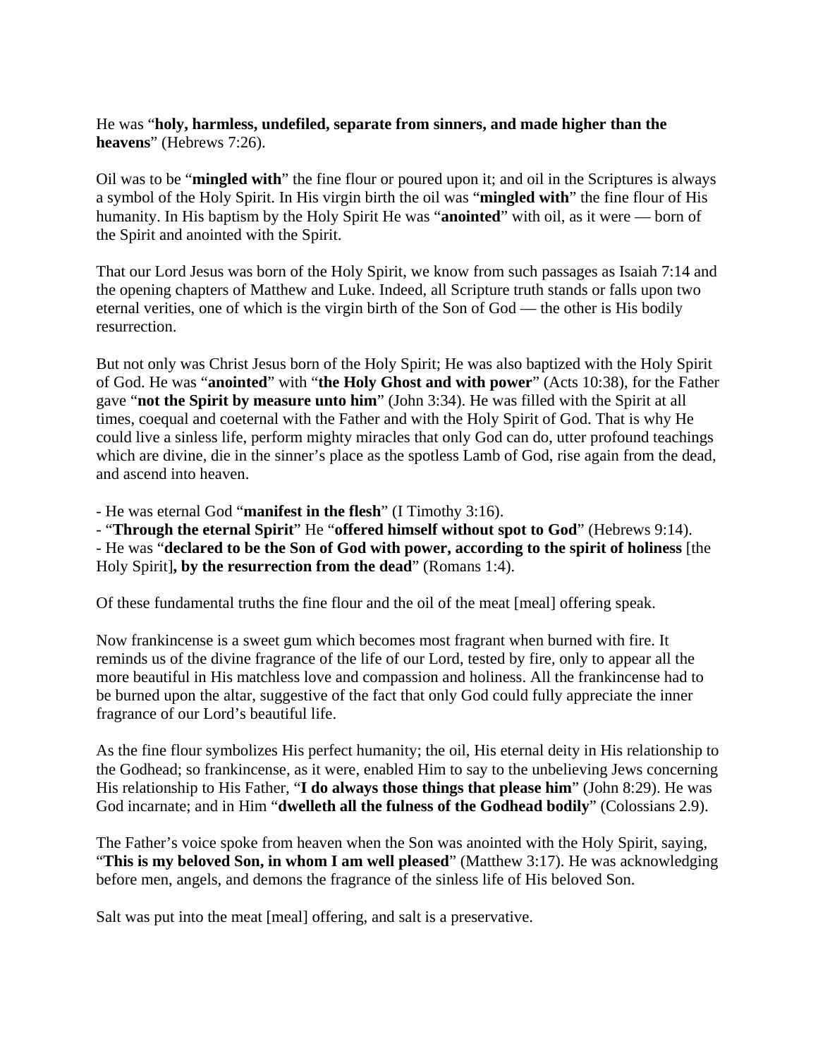He was "**holy, harmless, undefiled, separate from sinners, and made higher than the heavens**" (Hebrews 7:26).

Oil was to be "**mingled with**" the fine flour or poured upon it; and oil in the Scriptures is always a symbol of the Holy Spirit. In His virgin birth the oil was "**mingled with**" the fine flour of His humanity. In His baptism by the Holy Spirit He was "**anointed**" with oil, as it were — born of the Spirit and anointed with the Spirit.

That our Lord Jesus was born of the Holy Spirit, we know from such passages as Isaiah 7:14 and the opening chapters of Matthew and Luke. Indeed, all Scripture truth stands or falls upon two eternal verities, one of which is the virgin birth of the Son of God — the other is His bodily resurrection.

But not only was Christ Jesus born of the Holy Spirit; He was also baptized with the Holy Spirit of God. He was "**anointed**" with "**the Holy Ghost and with power**" (Acts 10:38), for the Father gave "**not the Spirit by measure unto him**" (John 3:34). He was filled with the Spirit at all times, coequal and coeternal with the Father and with the Holy Spirit of God. That is why He could live a sinless life, perform mighty miracles that only God can do, utter profound teachings which are divine, die in the sinner's place as the spotless Lamb of God, rise again from the dead, and ascend into heaven.

- He was eternal God "**manifest in the flesh**" (I Timothy 3:16).
- "**Through the eternal Spirit**" He "**offered himself without spot to God**" (Hebrews 9:14).
- He was "**declared to be the Son of God with power, according to the spirit of holiness** [the Holy Spirit]**, by the resurrection from the dead**" (Romans 1:4).

Of these fundamental truths the fine flour and the oil of the meat [meal] offering speak.

Now frankincense is a sweet gum which becomes most fragrant when burned with fire. It reminds us of the divine fragrance of the life of our Lord, tested by fire, only to appear all the more beautiful in His matchless love and compassion and holiness. All the frankincense had to be burned upon the altar, suggestive of the fact that only God could fully appreciate the inner fragrance of our Lord's beautiful life.

As the fine flour symbolizes His perfect humanity; the oil, His eternal deity in His relationship to the Godhead; so frankincense, as it were, enabled Him to say to the unbelieving Jews concerning His relationship to His Father, "**I do always those things that please him**" (John 8:29). He was God incarnate; and in Him "**dwelleth all the fulness of the Godhead bodily**" (Colossians 2.9).

The Father's voice spoke from heaven when the Son was anointed with the Holy Spirit, saying, "**This is my beloved Son, in whom I am well pleased**" (Matthew 3:17). He was acknowledging before men, angels, and demons the fragrance of the sinless life of His beloved Son.

Salt was put into the meat [meal] offering, and salt is a preservative.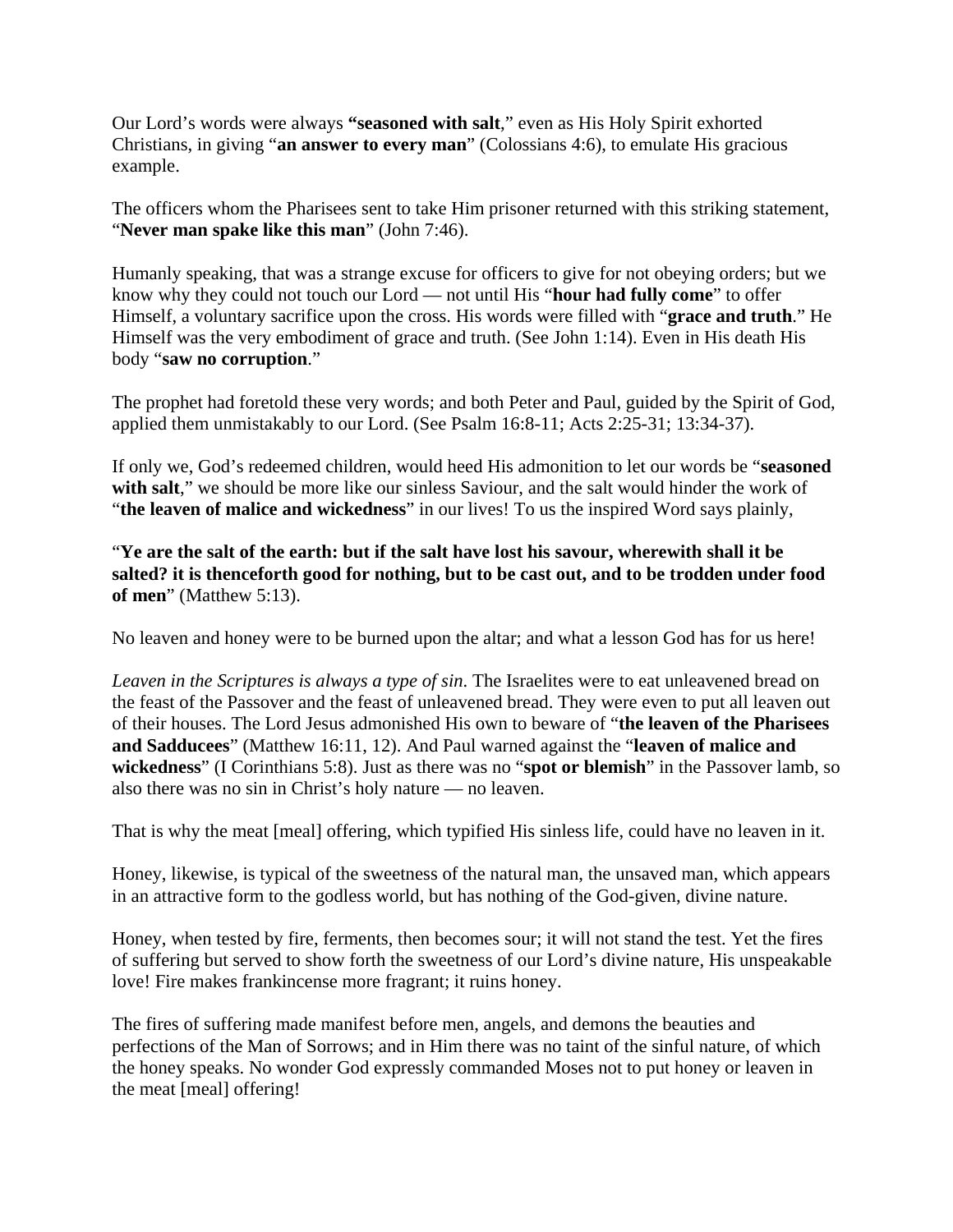Our Lord's words were always **"seasoned with salt**," even as His Holy Spirit exhorted Christians, in giving "**an answer to every man**" (Colossians 4:6), to emulate His gracious example.

The officers whom the Pharisees sent to take Him prisoner returned with this striking statement, "**Never man spake like this man**" (John 7:46).

Humanly speaking, that was a strange excuse for officers to give for not obeying orders; but we know why they could not touch our Lord — not until His "**hour had fully come**" to offer Himself, a voluntary sacrifice upon the cross. His words were filled with "**grace and truth**." He Himself was the very embodiment of grace and truth. (See John 1:14). Even in His death His body "**saw no corruption**."

The prophet had foretold these very words; and both Peter and Paul, guided by the Spirit of God, applied them unmistakably to our Lord. (See Psalm 16:8-11; Acts 2:25-31; 13:34-37).

If only we, God's redeemed children, would heed His admonition to let our words be "**seasoned with salt**," we should be more like our sinless Saviour, and the salt would hinder the work of "**the leaven of malice and wickedness**" in our lives! To us the inspired Word says plainly,

"**Ye are the salt of the earth: but if the salt have lost his savour, wherewith shall it be salted? it is thenceforth good for nothing, but to be cast out, and to be trodden under food of men**" (Matthew 5:13).

No leaven and honey were to be burned upon the altar; and what a lesson God has for us here!

*Leaven in the Scriptures is always a type of sin*. The Israelites were to eat unleavened bread on the feast of the Passover and the feast of unleavened bread. They were even to put all leaven out of their houses. The Lord Jesus admonished His own to beware of "**the leaven of the Pharisees and Sadducees**" (Matthew 16:11, 12). And Paul warned against the "**leaven of malice and wickedness**" (I Corinthians 5:8). Just as there was no "**spot or blemish**" in the Passover lamb, so also there was no sin in Christ's holy nature — no leaven.

That is why the meat [meal] offering, which typified His sinless life, could have no leaven in it.

Honey, likewise, is typical of the sweetness of the natural man, the unsaved man, which appears in an attractive form to the godless world, but has nothing of the God-given, divine nature.

Honey, when tested by fire, ferments, then becomes sour; it will not stand the test. Yet the fires of suffering but served to show forth the sweetness of our Lord's divine nature, His unspeakable love! Fire makes frankincense more fragrant; it ruins honey.

The fires of suffering made manifest before men, angels, and demons the beauties and perfections of the Man of Sorrows; and in Him there was no taint of the sinful nature, of which the honey speaks. No wonder God expressly commanded Moses not to put honey or leaven in the meat [meal] offering!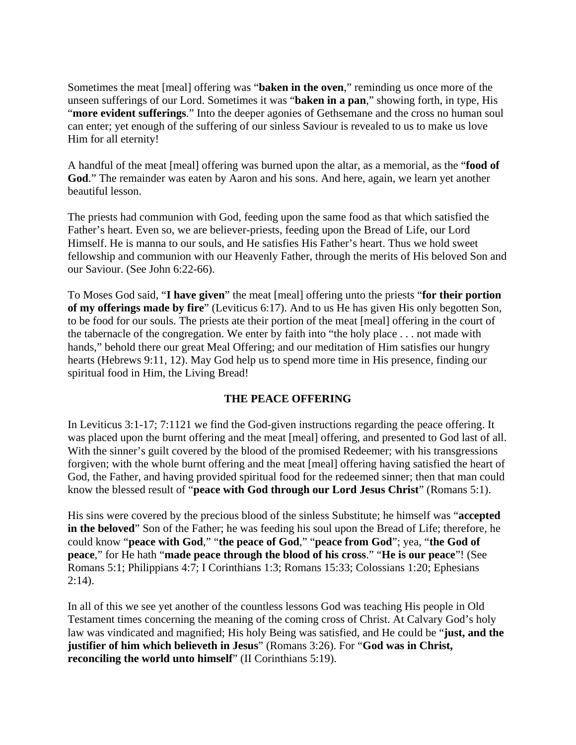Sometimes the meat [meal] offering was "**baken in the oven**," reminding us once more of the unseen sufferings of our Lord. Sometimes it was "**baken in a pan**," showing forth, in type, His "**more evident sufferings**." Into the deeper agonies of Gethsemane and the cross no human soul can enter; yet enough of the suffering of our sinless Saviour is revealed to us to make us love Him for all eternity!

A handful of the meat [meal] offering was burned upon the altar, as a memorial, as the "**food of God**." The remainder was eaten by Aaron and his sons. And here, again, we learn yet another beautiful lesson.

The priests had communion with God, feeding upon the same food as that which satisfied the Father's heart. Even so, we are believer-priests, feeding upon the Bread of Life, our Lord Himself. He is manna to our souls, and He satisfies His Father's heart. Thus we hold sweet fellowship and communion with our Heavenly Father, through the merits of His beloved Son and our Saviour. (See John 6:22-66).

To Moses God said, "**I have given**" the meat [meal] offering unto the priests "**for their portion of my offerings made by fire**" (Leviticus 6:17). And to us He has given His only begotten Son, to be food for our souls. The priests ate their portion of the meat [meal] offering in the court of the tabernacle of the congregation. We enter by faith into "the holy place . . . not made with hands," behold there our great Meal Offering; and our meditation of Him satisfies our hungry hearts (Hebrews 9:11, 12). May God help us to spend more time in His presence, finding our spiritual food in Him, the Living Bread!

## THE PEACE OFFERING

In Leviticus 3:1-17; 7:1121 we find the God-given instructions regarding the peace offering. It was placed upon the burnt offering and the meat [meal] offering, and presented to God last of all. With the sinner's guilt covered by the blood of the promised Redeemer; with his transgressions forgiven; with the whole burnt offering and the meat [meal] offering having satisfied the heart of God, the Father, and having provided spiritual food for the redeemed sinner; then that man could know the blessed result of "**peace with God through our Lord Jesus Christ**" (Romans 5:1).

His sins were covered by the precious blood of the sinless Substitute; he himself was "**accepted in the beloved**" Son of the Father; he was feeding his soul upon the Bread of Life; therefore, he could know "**peace with God**," "**the peace of God**," "**peace from God**"; yea, "**the God of peace**," for He hath "**made peace through the blood of his cross**." "**He is our peace**"! (See Romans 5:1; Philippians 4:7; I Corinthians 1:3; Romans 15:33; Colossians 1:20; Ephesians 2:14).

In all of this we see yet another of the countless lessons God was teaching His people in Old Testament times concerning the meaning of the coming cross of Christ. At Calvary God's holy law was vindicated and magnified; His holy Being was satisfied, and He could be "**just, and the justifier of him which believeth in Jesus**" (Romans 3:26). For "**God was in Christ, reconciling the world unto himself**" (II Corinthians 5:19).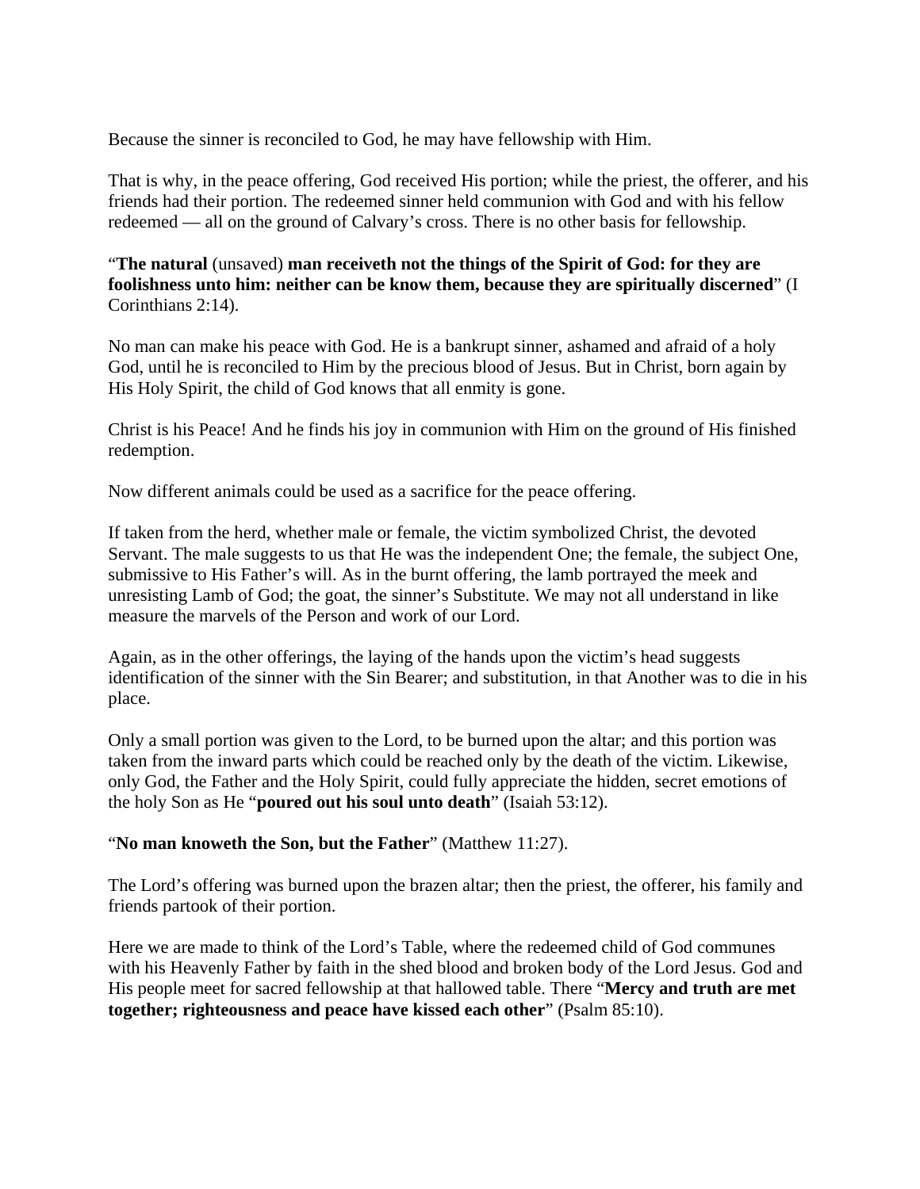Because the sinner is reconciled to God, he may have fellowship with Him.

That is why, in the peace offering, God received His portion; while the priest, the offerer, and his friends had their portion. The redeemed sinner held communion with God and with his fellow redeemed — all on the ground of Calvary's cross. There is no other basis for fellowship.

"**The natural** (unsaved) **man receiveth not the things of the Spirit of God: for they are foolishness unto him: neither can be know them, because they are spiritually discerned**" (I Corinthians 2:14).

No man can make his peace with God. He is a bankrupt sinner, ashamed and afraid of a holy God, until he is reconciled to Him by the precious blood of Jesus. But in Christ, born again by His Holy Spirit, the child of God knows that all enmity is gone.

Christ is his Peace! And he finds his joy in communion with Him on the ground of His finished redemption.

Now different animals could be used as a sacrifice for the peace offering.

If taken from the herd, whether male or female, the victim symbolized Christ, the devoted Servant. The male suggests to us that He was the independent One; the female, the subject One, submissive to His Father's will. As in the burnt offering, the lamb portrayed the meek and unresisting Lamb of God; the goat, the sinner's Substitute. We may not all understand in like measure the marvels of the Person and work of our Lord.

Again, as in the other offerings, the laying of the hands upon the victim's head suggests identification of the sinner with the Sin Bearer; and substitution, in that Another was to die in his place.

Only a small portion was given to the Lord, to be burned upon the altar; and this portion was taken from the inward parts which could be reached only by the death of the victim. Likewise, only God, the Father and the Holy Spirit, could fully appreciate the hidden, secret emotions of the holy Son as He "**poured out his soul unto death**" (Isaiah 53:12).

"**No man knoweth the Son, but the Father**" (Matthew 11:27).

The Lord's offering was burned upon the brazen altar; then the priest, the offerer, his family and friends partook of their portion.

Here we are made to think of the Lord's Table, where the redeemed child of God communes with his Heavenly Father by faith in the shed blood and broken body of the Lord Jesus. God and His people meet for sacred fellowship at that hallowed table. There "**Mercy and truth are met together; righteousness and peace have kissed each other**" (Psalm 85:10).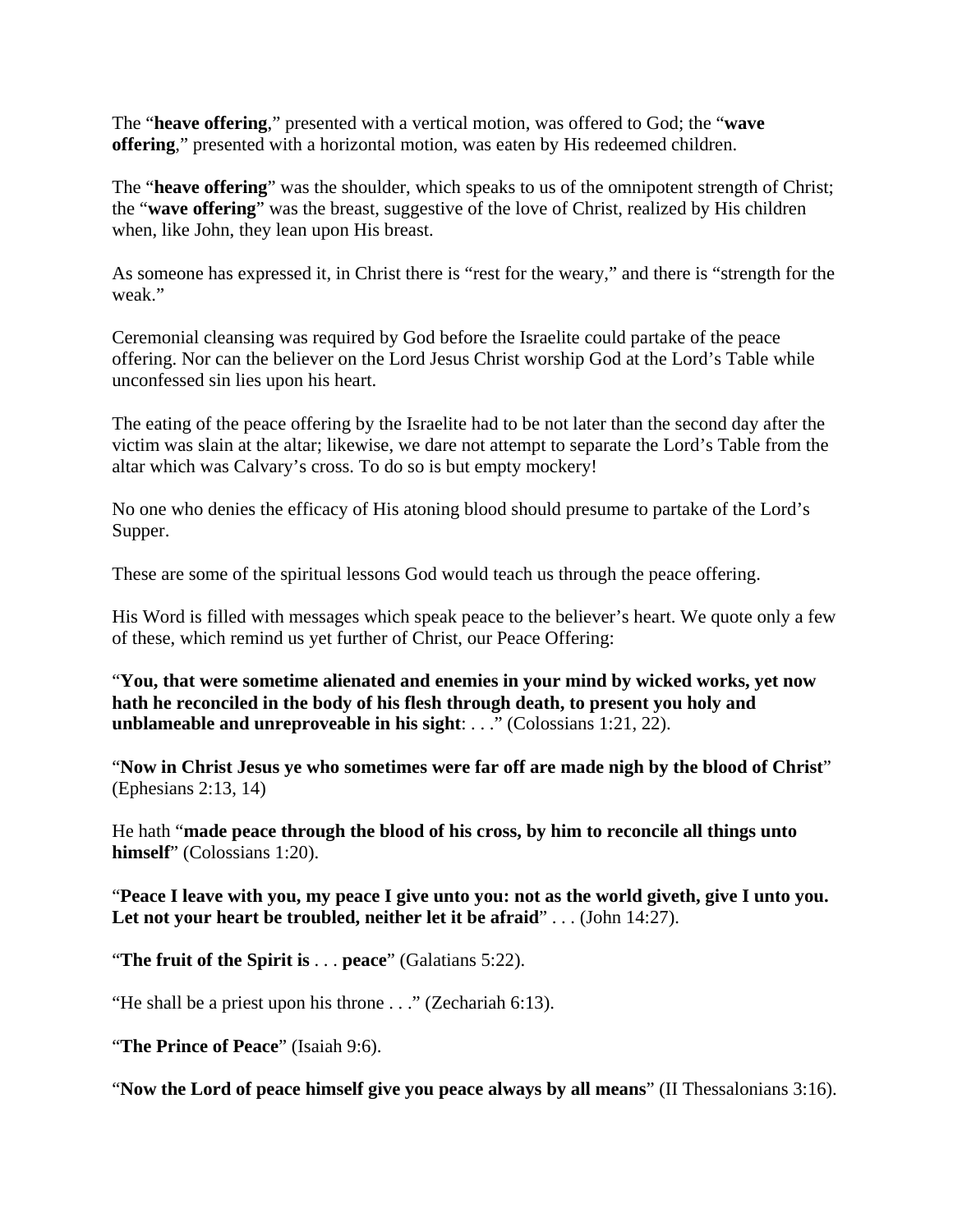The "**heave offering**," presented with a vertical motion, was offered to God; the "**wave offering**," presented with a horizontal motion, was eaten by His redeemed children.

The "**heave offering**" was the shoulder, which speaks to us of the omnipotent strength of Christ; the "**wave offering**" was the breast, suggestive of the love of Christ, realized by His children when, like John, they lean upon His breast.

As someone has expressed it, in Christ there is "rest for the weary," and there is "strength for the weak."

Ceremonial cleansing was required by God before the Israelite could partake of the peace offering. Nor can the believer on the Lord Jesus Christ worship God at the Lord's Table while unconfessed sin lies upon his heart.

The eating of the peace offering by the Israelite had to be not later than the second day after the victim was slain at the altar; likewise, we dare not attempt to separate the Lord's Table from the altar which was Calvary's cross. To do so is but empty mockery!

No one who denies the efficacy of His atoning blood should presume to partake of the Lord's Supper.

These are some of the spiritual lessons God would teach us through the peace offering.

His Word is filled with messages which speak peace to the believer's heart. We quote only a few of these, which remind us yet further of Christ, our Peace Offering:

"**You, that were sometime alienated and enemies in your mind by wicked works, yet now hath he reconciled in the body of his flesh through death, to present you holy and unblameable and unreproveable in his sight**: . . ." (Colossians 1:21, 22).

"**Now in Christ Jesus ye who sometimes were far off are made nigh by the blood of Christ**" (Ephesians 2:13, 14)

He hath "**made peace through the blood of his cross, by him to reconcile all things unto himself**" (Colossians 1:20).

"**Peace I leave with you, my peace I give unto you: not as the world giveth, give I unto you. Let not your heart be troubled, neither let it be afraid**" . . . (John 14:27).

"**The fruit of the Spirit is** . . . **peace**" (Galatians 5:22).

"He shall be a priest upon his throne . . ." (Zechariah 6:13).

"**The Prince of Peace**" (Isaiah 9:6).

"**Now the Lord of peace himself give you peace always by all means**" (II Thessalonians 3:16).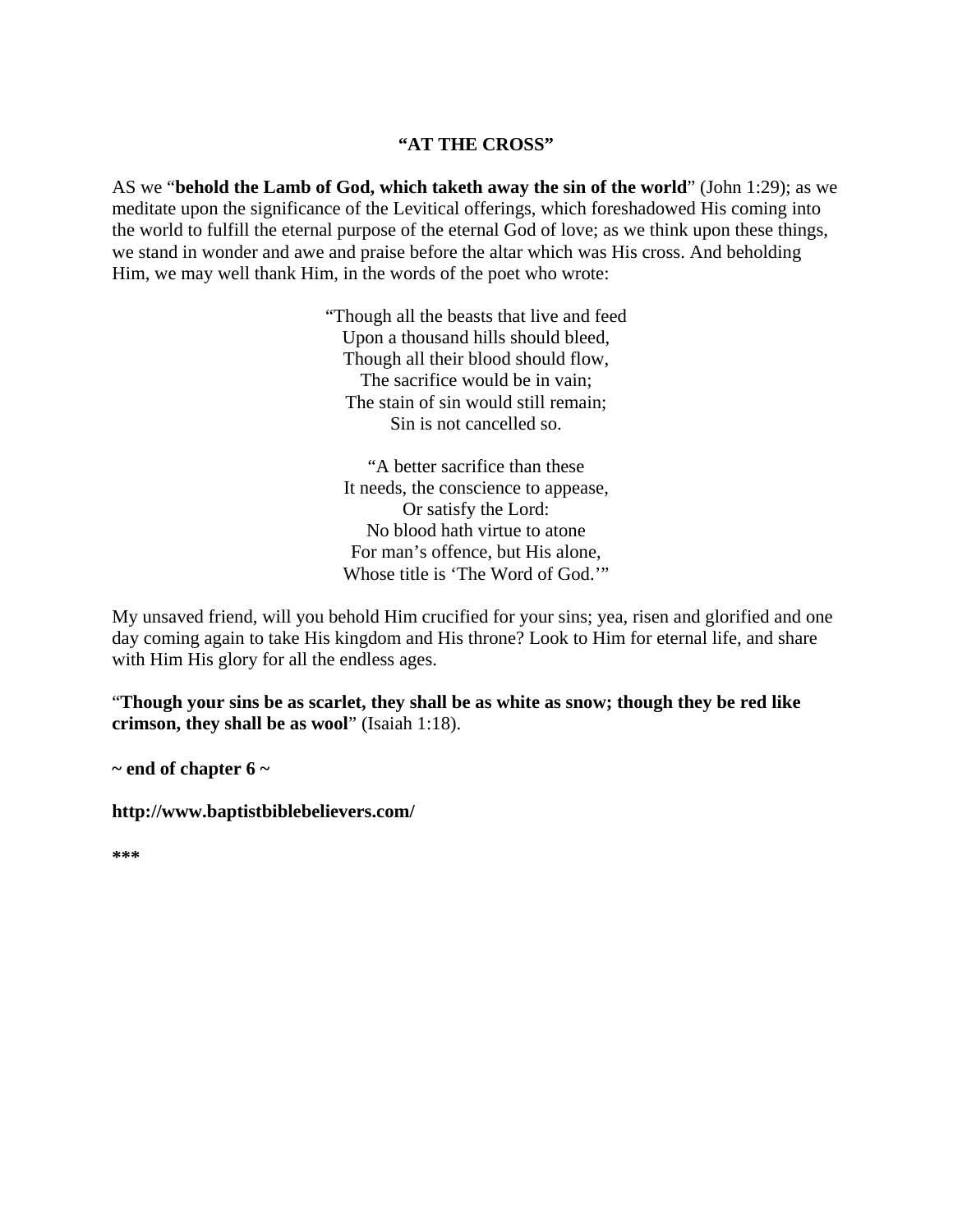### "AT THE CROSS"

AS we "**behold the Lamb of God, which taketh away the sin of the world**" (John 1:29); as we meditate upon the significance of the Levitical offerings, which foreshadowed His coming into the world to fulfill the eternal purpose of the eternal God of love; as we think upon these things, we stand in wonder and awe and praise before the altar which was His cross. And beholding Him, we may well thank Him, in the words of the poet who wrote:

"Though all the beasts that live and feed  
Upon a thousand hills should bleed,  
Though all their blood should flow,  
The sacrifice would be in vain;  
The stain of sin would still remain;  
Sin is not cancelled so.

"A better sacrifice than these  
It needs, the conscience to appease,  
Or satisfy the Lord:  
No blood hath virtue to atone  
For man's offence, but His alone,  
Whose title is 'The Word of God.'"

My unsaved friend, will you behold Him crucified for your sins; yea, risen and glorified and one day coming again to take His kingdom and His throne? Look to Him for eternal life, and share with Him His glory for all the endless ages.

"**Though your sins be as scarlet, they shall be as white as snow; though they be red like crimson, they shall be as wool**" (Isaiah 1:18).

**~ end of chapter 6 ~**

**http://www.baptistbiblebelievers.com/**

**\*\*\***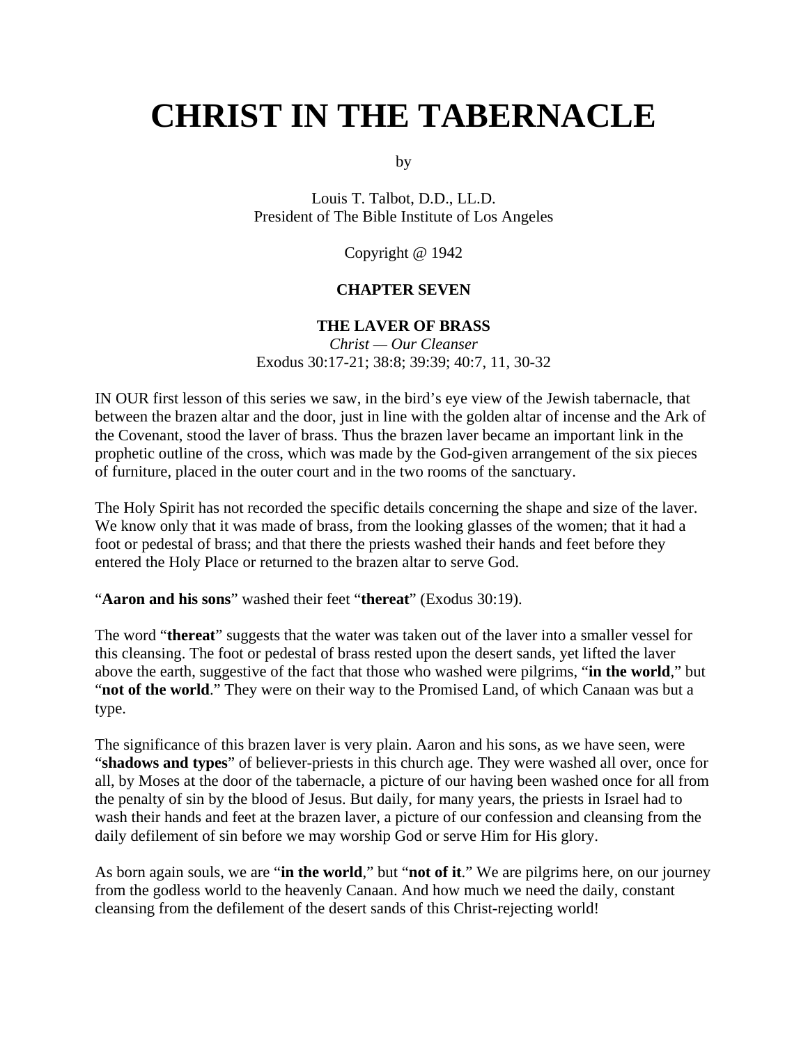# CHRIST IN THE TABERNACLE

by

Louis T. Talbot, D.D., LL.D.
President of The Bible Institute of Los Angeles

Copyright @ 1942

## CHAPTER SEVEN

### THE LAVER OF BRASS

*Christ — Our Cleanser*
Exodus 30:17-21; 38:8; 39:39; 40:7, 11, 30-32

IN OUR first lesson of this series we saw, in the bird's eye view of the Jewish tabernacle, that between the brazen altar and the door, just in line with the golden altar of incense and the Ark of the Covenant, stood the laver of brass. Thus the brazen laver became an important link in the prophetic outline of the cross, which was made by the God-given arrangement of the six pieces of furniture, placed in the outer court and in the two rooms of the sanctuary.

The Holy Spirit has not recorded the specific details concerning the shape and size of the laver. We know only that it was made of brass, from the looking glasses of the women; that it had a foot or pedestal of brass; and that there the priests washed their hands and feet before they entered the Holy Place or returned to the brazen altar to serve God.

"**Aaron and his sons**" washed their feet "**thereat**" (Exodus 30:19).

The word "**thereat**" suggests that the water was taken out of the laver into a smaller vessel for this cleansing. The foot or pedestal of brass rested upon the desert sands, yet lifted the laver above the earth, suggestive of the fact that those who washed were pilgrims, "**in the world**," but "**not of the world**." They were on their way to the Promised Land, of which Canaan was but a type.

The significance of this brazen laver is very plain. Aaron and his sons, as we have seen, were "**shadows and types**" of believer-priests in this church age. They were washed all over, once for all, by Moses at the door of the tabernacle, a picture of our having been washed once for all from the penalty of sin by the blood of Jesus. But daily, for many years, the priests in Israel had to wash their hands and feet at the brazen laver, a picture of our confession and cleansing from the daily defilement of sin before we may worship God or serve Him for His glory.

As born again souls, we are "**in the world**," but "**not of it**." We are pilgrims here, on our journey from the godless world to the heavenly Canaan. And how much we need the daily, constant cleansing from the defilement of the desert sands of this Christ-rejecting world!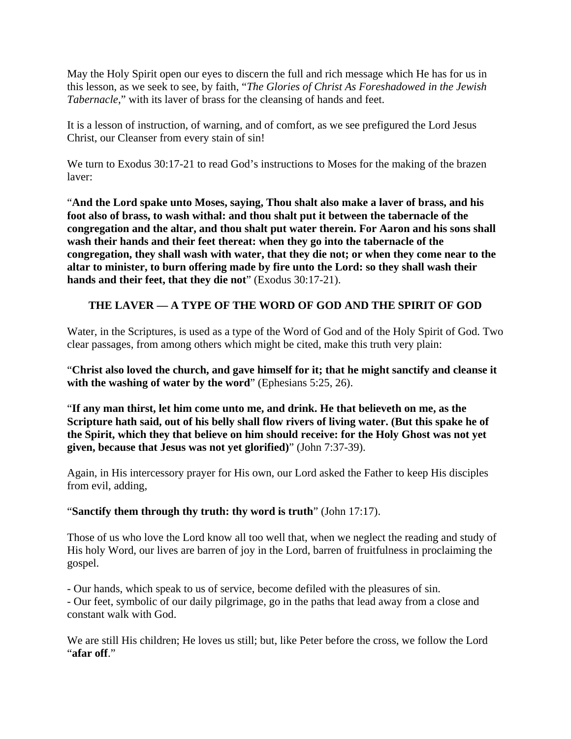May the Holy Spirit open our eyes to discern the full and rich message which He has for us in this lesson, as we seek to see, by faith, "*The Glories of Christ As Foreshadowed in the Jewish Tabernacle*," with its laver of brass for the cleansing of hands and feet.

It is a lesson of instruction, of warning, and of comfort, as we see prefigured the Lord Jesus Christ, our Cleanser from every stain of sin!

We turn to Exodus 30:17-21 to read God's instructions to Moses for the making of the brazen laver:

"**And the Lord spake unto Moses, saying, Thou shalt also make a laver of brass, and his foot also of brass, to wash withal: and thou shalt put it between the tabernacle of the congregation and the altar, and thou shalt put water therein. For Aaron and his sons shall wash their hands and their feet thereat: when they go into the tabernacle of the congregation, they shall wash with water, that they die not; or when they come near to the altar to minister, to burn offering made by fire unto the Lord: so they shall wash their hands and their feet, that they die not**" (Exodus 30:17-21).

## THE LAVER — A TYPE OF THE WORD OF GOD AND THE SPIRIT OF GOD

Water, in the Scriptures, is used as a type of the Word of God and of the Holy Spirit of God. Two clear passages, from among others which might be cited, make this truth very plain:

"**Christ also loved the church, and gave himself for it; that he might sanctify and cleanse it with the washing of water by the word**" (Ephesians 5:25, 26).

"**If any man thirst, let him come unto me, and drink. He that believeth on me, as the Scripture hath said, out of his belly shall flow rivers of living water. (But this spake he of the Spirit, which they that believe on him should receive: for the Holy Ghost was not yet given, because that Jesus was not yet glorified)**" (John 7:37-39).

Again, in His intercessory prayer for His own, our Lord asked the Father to keep His disciples from evil, adding,

"**Sanctify them through thy truth: thy word is truth**" (John 17:17).

Those of us who love the Lord know all too well that, when we neglect the reading and study of His holy Word, our lives are barren of joy in the Lord, barren of fruitfulness in proclaiming the gospel.

- Our hands, which speak to us of service, become defiled with the pleasures of sin.
- Our feet, symbolic of our daily pilgrimage, go in the paths that lead away from a close and constant walk with God.

We are still His children; He loves us still; but, like Peter before the cross, we follow the Lord "**afar off**."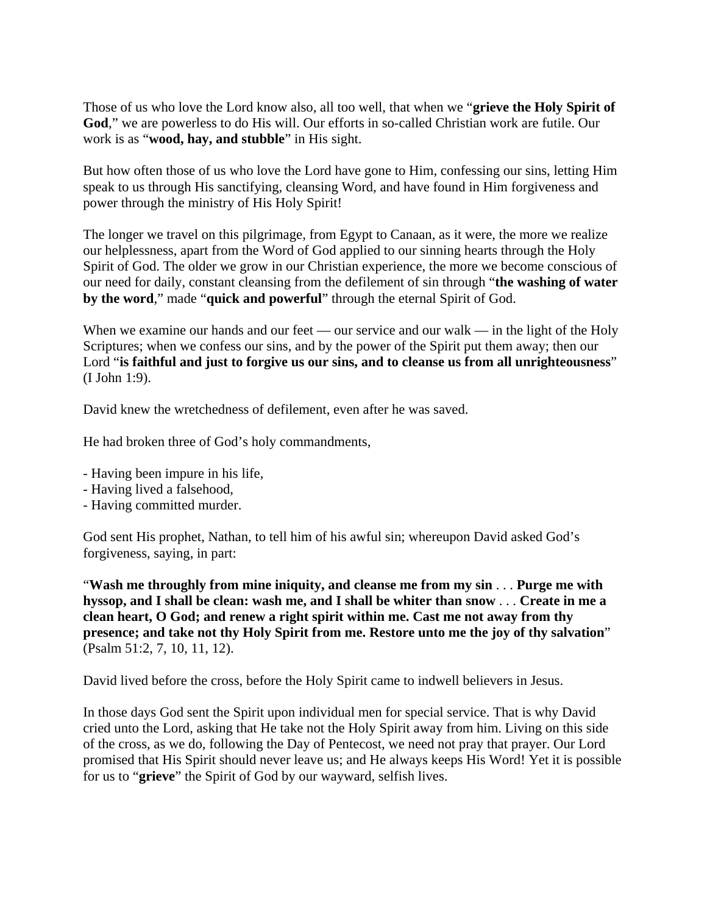Those of us who love the Lord know also, all too well, that when we "**grieve the Holy Spirit of God**," we are powerless to do His will. Our efforts in so-called Christian work are futile. Our work is as "**wood, hay, and stubble**" in His sight.

But how often those of us who love the Lord have gone to Him, confessing our sins, letting Him speak to us through His sanctifying, cleansing Word, and have found in Him forgiveness and power through the ministry of His Holy Spirit!

The longer we travel on this pilgrimage, from Egypt to Canaan, as it were, the more we realize our helplessness, apart from the Word of God applied to our sinning hearts through the Holy Spirit of God. The older we grow in our Christian experience, the more we become conscious of our need for daily, constant cleansing from the defilement of sin through "**the washing of water by the word**," made "**quick and powerful**" through the eternal Spirit of God.

When we examine our hands and our feet — our service and our walk — in the light of the Holy Scriptures; when we confess our sins, and by the power of the Spirit put them away; then our Lord "**is faithful and just to forgive us our sins, and to cleanse us from all unrighteousness**" (I John 1:9).

David knew the wretchedness of defilement, even after he was saved.

He had broken three of God's holy commandments,

- Having been impure in his life,
- Having lived a falsehood,
- Having committed murder.

God sent His prophet, Nathan, to tell him of his awful sin; whereupon David asked God's forgiveness, saying, in part:

"**Wash me throughly from mine iniquity, and cleanse me from my sin** . . . **Purge me with hyssop, and I shall be clean: wash me, and I shall be whiter than snow** . . . **Create in me a clean heart, O God; and renew a right spirit within me. Cast me not away from thy presence; and take not thy Holy Spirit from me. Restore unto me the joy of thy salvation**" (Psalm 51:2, 7, 10, 11, 12).

David lived before the cross, before the Holy Spirit came to indwell believers in Jesus.

In those days God sent the Spirit upon individual men for special service. That is why David cried unto the Lord, asking that He take not the Holy Spirit away from him. Living on this side of the cross, as we do, following the Day of Pentecost, we need not pray that prayer. Our Lord promised that His Spirit should never leave us; and He always keeps His Word! Yet it is possible for us to "**grieve**" the Spirit of God by our wayward, selfish lives.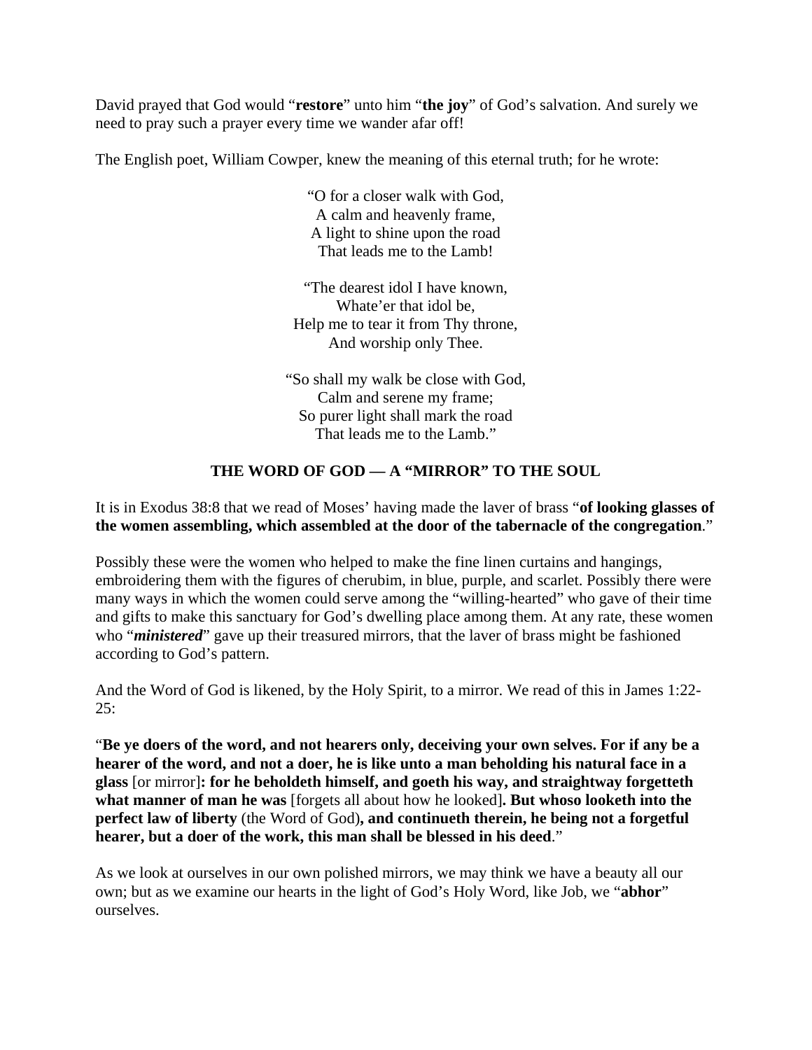David prayed that God would "**restore**" unto him "**the joy**" of God's salvation. And surely we need to pray such a prayer every time we wander afar off!

The English poet, William Cowper, knew the meaning of this eternal truth; for he wrote:

"O for a closer walk with God,  
A calm and heavenly frame,  
A light to shine upon the road  
That leads me to the Lamb!

"The dearest idol I have known,  
Whate'er that idol be,  
Help me to tear it from Thy throne,  
And worship only Thee.

"So shall my walk be close with God,  
Calm and serene my frame;  
So purer light shall mark the road  
That leads me to the Lamb."

## THE WORD OF GOD — A "MIRROR" TO THE SOUL

It is in Exodus 38:8 that we read of Moses' having made the laver of brass "**of looking glasses of the women assembling, which assembled at the door of the tabernacle of the congregation**."

Possibly these were the women who helped to make the fine linen curtains and hangings, embroidering them with the figures of cherubim, in blue, purple, and scarlet. Possibly there were many ways in which the women could serve among the "willing-hearted" who gave of their time and gifts to make this sanctuary for God's dwelling place among them. At any rate, these women who "***ministered***" gave up their treasured mirrors, that the laver of brass might be fashioned according to God's pattern.

And the Word of God is likened, by the Holy Spirit, to a mirror. We read of this in James 1:22-25:

"**Be ye doers of the word, and not hearers only, deceiving your own selves. For if any be a hearer of the word, and not a doer, he is like unto a man beholding his natural face in a glass** [or mirror]**: for he beholdeth himself, and goeth his way, and straightway forgetteth what manner of man he was** [forgets all about how he looked]**. But whoso looketh into the perfect law of liberty** (the Word of God)**, and continueth therein, he being not a forgetful hearer, but a doer of the work, this man shall be blessed in his deed**."

As we look at ourselves in our own polished mirrors, we may think we have a beauty all our own; but as we examine our hearts in the light of God's Holy Word, like Job, we "**abhor**" ourselves.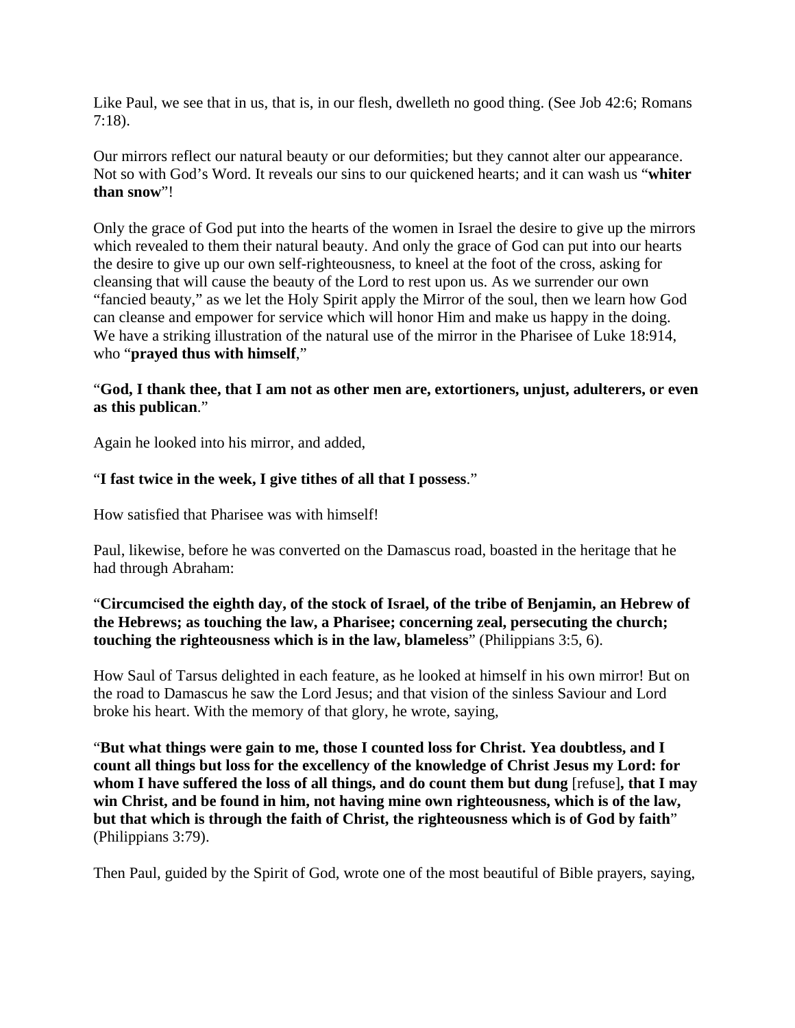Like Paul, we see that in us, that is, in our flesh, dwelleth no good thing. (See Job 42:6; Romans 7:18).

Our mirrors reflect our natural beauty or our deformities; but they cannot alter our appearance. Not so with God's Word. It reveals our sins to our quickened hearts; and it can wash us "**whiter than snow**"!

Only the grace of God put into the hearts of the women in Israel the desire to give up the mirrors which revealed to them their natural beauty. And only the grace of God can put into our hearts the desire to give up our own self-righteousness, to kneel at the foot of the cross, asking for cleansing that will cause the beauty of the Lord to rest upon us. As we surrender our own "fancied beauty," as we let the Holy Spirit apply the Mirror of the soul, then we learn how God can cleanse and empower for service which will honor Him and make us happy in the doing. We have a striking illustration of the natural use of the mirror in the Pharisee of Luke 18:914, who "**prayed thus with himself**,"

"**God, I thank thee, that I am not as other men are, extortioners, unjust, adulterers, or even as this publican**."

Again he looked into his mirror, and added,

"**I fast twice in the week, I give tithes of all that I possess**."

How satisfied that Pharisee was with himself!

Paul, likewise, before he was converted on the Damascus road, boasted in the heritage that he had through Abraham:

"**Circumcised the eighth day, of the stock of Israel, of the tribe of Benjamin, an Hebrew of the Hebrews; as touching the law, a Pharisee; concerning zeal, persecuting the church; touching the righteousness which is in the law, blameless**" (Philippians 3:5, 6).

How Saul of Tarsus delighted in each feature, as he looked at himself in his own mirror! But on the road to Damascus he saw the Lord Jesus; and that vision of the sinless Saviour and Lord broke his heart. With the memory of that glory, he wrote, saying,

"**But what things were gain to me, those I counted loss for Christ. Yea doubtless, and I count all things but loss for the excellency of the knowledge of Christ Jesus my Lord: for whom I have suffered the loss of all things, and do count them but dung** [refuse]**, that I may win Christ, and be found in him, not having mine own righteousness, which is of the law, but that which is through the faith of Christ, the righteousness which is of God by faith**" (Philippians 3:79).

Then Paul, guided by the Spirit of God, wrote one of the most beautiful of Bible prayers, saying,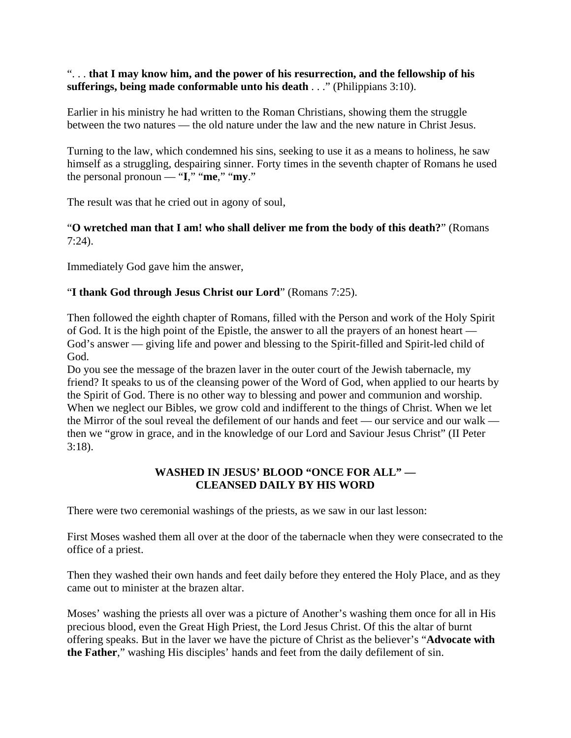". . . **that I may know him, and the power of his resurrection, and the fellowship of his sufferings, being made conformable unto his death** . . ." (Philippians 3:10).

Earlier in his ministry he had written to the Roman Christians, showing them the struggle between the two natures — the old nature under the law and the new nature in Christ Jesus.

Turning to the law, which condemned his sins, seeking to use it as a means to holiness, he saw himself as a struggling, despairing sinner. Forty times in the seventh chapter of Romans he used the personal pronoun — "**I**," "**me**," "**my**."

The result was that he cried out in agony of soul,

"**O wretched man that I am! who shall deliver me from the body of this death?**" (Romans 7:24).

Immediately God gave him the answer,

"**I thank God through Jesus Christ our Lord**" (Romans 7:25).

Then followed the eighth chapter of Romans, filled with the Person and work of the Holy Spirit of God. It is the high point of the Epistle, the answer to all the prayers of an honest heart — God's answer — giving life and power and blessing to the Spirit-filled and Spirit-led child of God.
Do you see the message of the brazen laver in the outer court of the Jewish tabernacle, my friend? It speaks to us of the cleansing power of the Word of God, when applied to our hearts by the Spirit of God. There is no other way to blessing and power and communion and worship. When we neglect our Bibles, we grow cold and indifferent to the things of Christ. When we let the Mirror of the soul reveal the defilement of our hands and feet — our service and our walk — then we "grow in grace, and in the knowledge of our Lord and Saviour Jesus Christ" (II Peter 3:18).

### WASHED IN JESUS' BLOOD "ONCE FOR ALL" — CLEANSED DAILY BY HIS WORD

There were two ceremonial washings of the priests, as we saw in our last lesson:

First Moses washed them all over at the door of the tabernacle when they were consecrated to the office of a priest.

Then they washed their own hands and feet daily before they entered the Holy Place, and as they came out to minister at the brazen altar.

Moses' washing the priests all over was a picture of Another's washing them once for all in His precious blood, even the Great High Priest, the Lord Jesus Christ. Of this the altar of burnt offering speaks. But in the laver we have the picture of Christ as the believer's "**Advocate with the Father**," washing His disciples' hands and feet from the daily defilement of sin.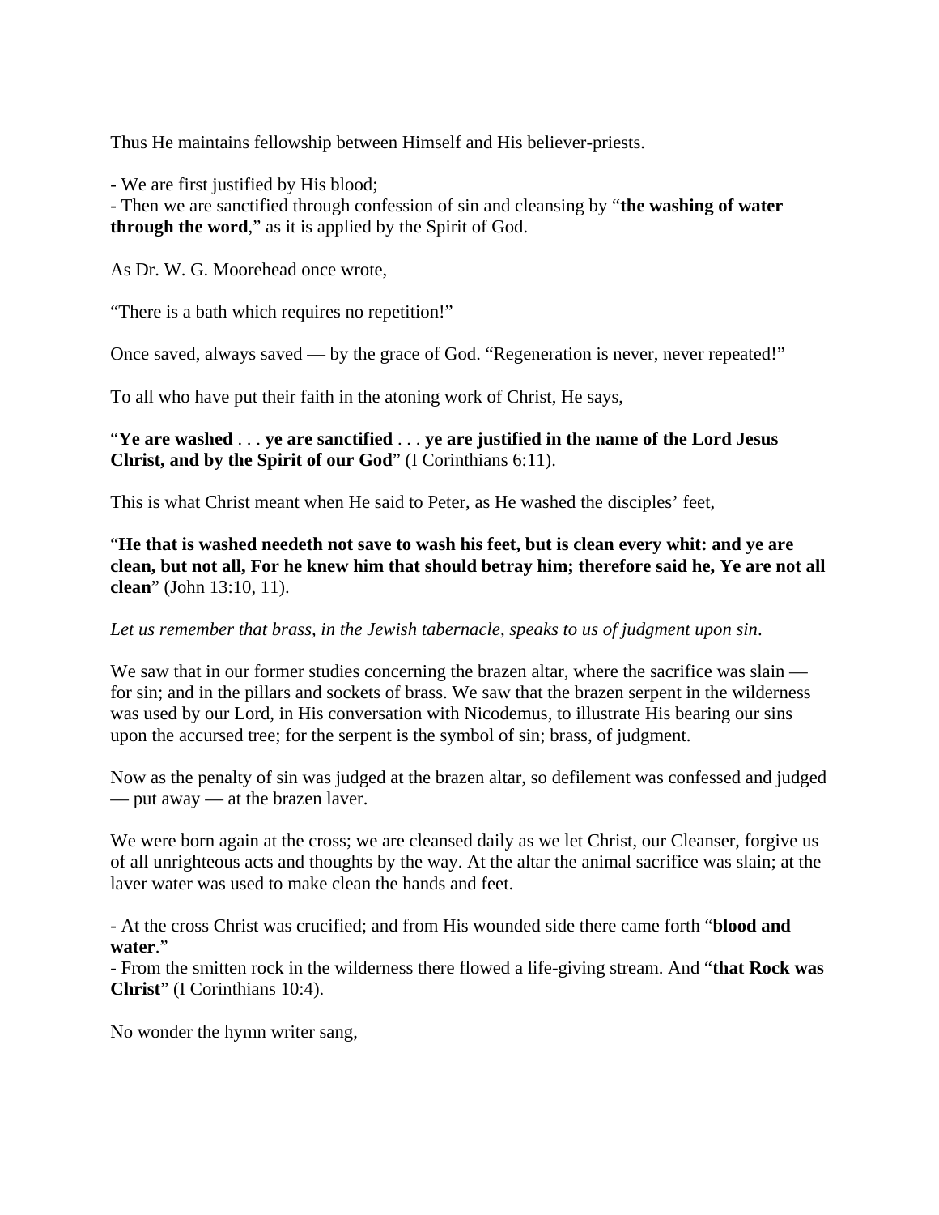Thus He maintains fellowship between Himself and His believer-priests.

- We are first justified by His blood;
- Then we are sanctified through confession of sin and cleansing by "**the washing of water through the word**," as it is applied by the Spirit of God.

As Dr. W. G. Moorehead once wrote,

"There is a bath which requires no repetition!"

Once saved, always saved — by the grace of God. "Regeneration is never, never repeated!"

To all who have put their faith in the atoning work of Christ, He says,

"**Ye are washed** . . . **ye are sanctified** . . . **ye are justified in the name of the Lord Jesus Christ, and by the Spirit of our God**" (I Corinthians 6:11).

This is what Christ meant when He said to Peter, as He washed the disciples' feet,

"**He that is washed needeth not save to wash his feet, but is clean every whit: and ye are clean, but not all, For he knew him that should betray him; therefore said he, Ye are not all clean**" (John 13:10, 11).

*Let us remember that brass, in the Jewish tabernacle, speaks to us of judgment upon sin*.

We saw that in our former studies concerning the brazen altar, where the sacrifice was slain — for sin; and in the pillars and sockets of brass. We saw that the brazen serpent in the wilderness was used by our Lord, in His conversation with Nicodemus, to illustrate His bearing our sins upon the accursed tree; for the serpent is the symbol of sin; brass, of judgment.

Now as the penalty of sin was judged at the brazen altar, so defilement was confessed and judged — put away — at the brazen laver.

We were born again at the cross; we are cleansed daily as we let Christ, our Cleanser, forgive us of all unrighteous acts and thoughts by the way. At the altar the animal sacrifice was slain; at the laver water was used to make clean the hands and feet.

- At the cross Christ was crucified; and from His wounded side there came forth "**blood and water**."
- From the smitten rock in the wilderness there flowed a life-giving stream. And "**that Rock was Christ**" (I Corinthians 10:4).

No wonder the hymn writer sang,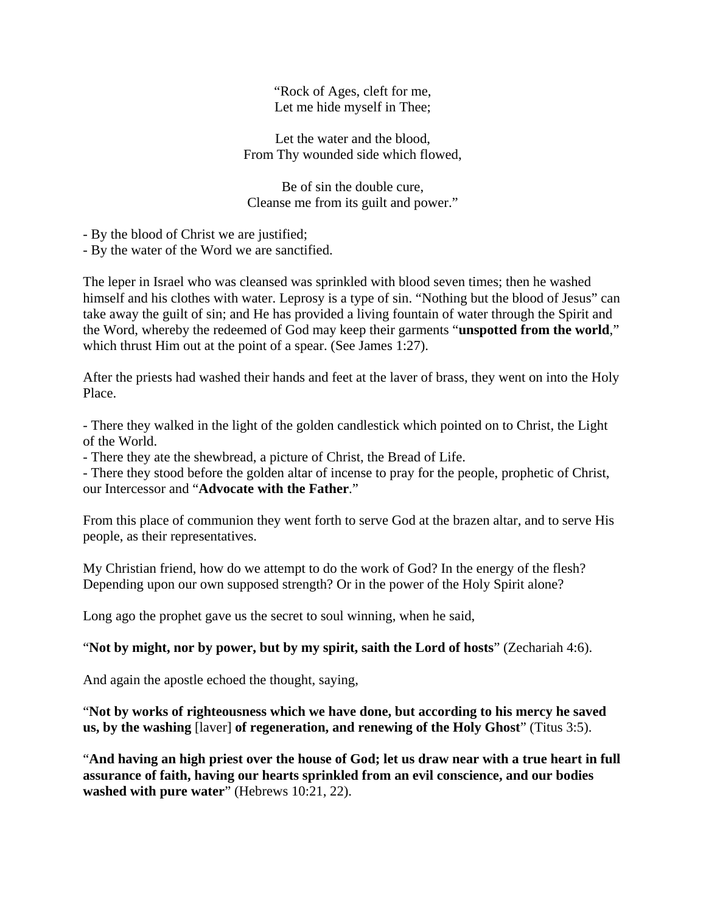"Rock of Ages, cleft for me,  
Let me hide myself in Thee;

Let the water and the blood,  
From Thy wounded side which flowed,

Be of sin the double cure,  
Cleanse me from its guilt and power."

- By the blood of Christ we are justified;
- By the water of the Word we are sanctified.

The leper in Israel who was cleansed was sprinkled with blood seven times; then he washed himself and his clothes with water. Leprosy is a type of sin. "Nothing but the blood of Jesus" can take away the guilt of sin; and He has provided a living fountain of water through the Spirit and the Word, whereby the redeemed of God may keep their garments "**unspotted from the world**," which thrust Him out at the point of a spear. (See James 1:27).

After the priests had washed their hands and feet at the laver of brass, they went on into the Holy Place.

- There they walked in the light of the golden candlestick which pointed on to Christ, the Light of the World.
- There they ate the shewbread, a picture of Christ, the Bread of Life.
- There they stood before the golden altar of incense to pray for the people, prophetic of Christ, our Intercessor and "**Advocate with the Father**."

From this place of communion they went forth to serve God at the brazen altar, and to serve His people, as their representatives.

My Christian friend, how do we attempt to do the work of God? In the energy of the flesh? Depending upon our own supposed strength? Or in the power of the Holy Spirit alone?

Long ago the prophet gave us the secret to soul winning, when he said,

"**Not by might, nor by power, but by my spirit, saith the Lord of hosts**" (Zechariah 4:6).

And again the apostle echoed the thought, saying,

"**Not by works of righteousness which we have done, but according to his mercy he saved us, by the washing** [laver] **of regeneration, and renewing of the Holy Ghost**" (Titus 3:5).

"**And having an high priest over the house of God; let us draw near with a true heart in full assurance of faith, having our hearts sprinkled from an evil conscience, and our bodies washed with pure water**" (Hebrews 10:21, 22).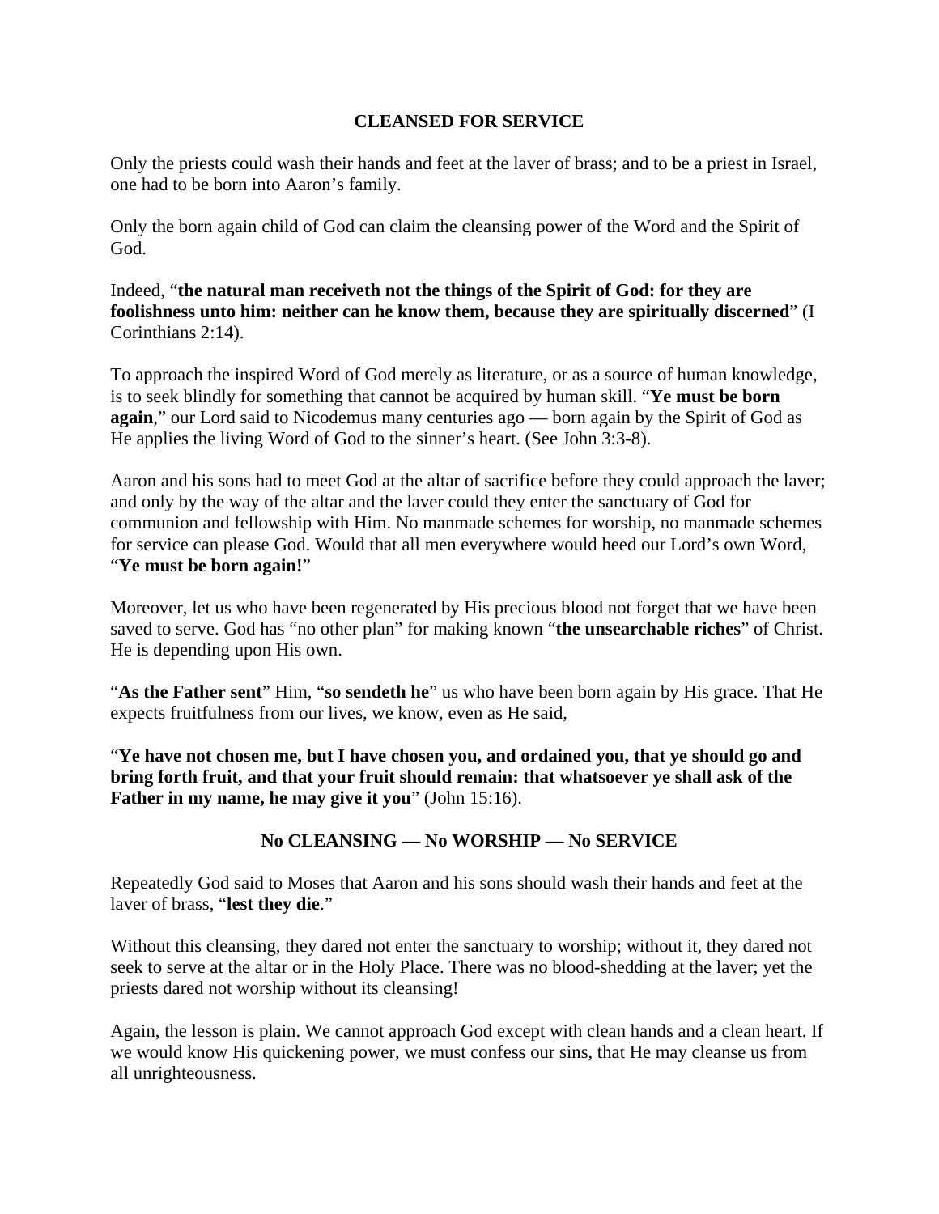## CLEANSED FOR SERVICE

Only the priests could wash their hands and feet at the laver of brass; and to be a priest in Israel, one had to be born into Aaron's family.

Only the born again child of God can claim the cleansing power of the Word and the Spirit of God.

Indeed, "**the natural man receiveth not the things of the Spirit of God: for they are foolishness unto him: neither can he know them, because they are spiritually discerned**" (I Corinthians 2:14).

To approach the inspired Word of God merely as literature, or as a source of human knowledge, is to seek blindly for something that cannot be acquired by human skill. "**Ye must be born again**," our Lord said to Nicodemus many centuries ago — born again by the Spirit of God as He applies the living Word of God to the sinner's heart. (See John 3:3-8).

Aaron and his sons had to meet God at the altar of sacrifice before they could approach the laver; and only by the way of the altar and the laver could they enter the sanctuary of God for communion and fellowship with Him. No manmade schemes for worship, no manmade schemes for service can please God. Would that all men everywhere would heed our Lord's own Word, "**Ye must be born again!**"

Moreover, let us who have been regenerated by His precious blood not forget that we have been saved to serve. God has "no other plan" for making known "**the unsearchable riches**" of Christ. He is depending upon His own.

"**As the Father sent**" Him, "**so sendeth he**" us who have been born again by His grace. That He expects fruitfulness from our lives, we know, even as He said,

"**Ye have not chosen me, but I have chosen you, and ordained you, that ye should go and bring forth fruit, and that your fruit should remain: that whatsoever ye shall ask of the Father in my name, he may give it you**" (John 15:16).

## No CLEANSING — No WORSHIP — No SERVICE

Repeatedly God said to Moses that Aaron and his sons should wash their hands and feet at the laver of brass, "**lest they die**."

Without this cleansing, they dared not enter the sanctuary to worship; without it, they dared not seek to serve at the altar or in the Holy Place. There was no blood-shedding at the laver; yet the priests dared not worship without its cleansing!

Again, the lesson is plain. We cannot approach God except with clean hands and a clean heart. If we would know His quickening power, we must confess our sins, that He may cleanse us from all unrighteousness.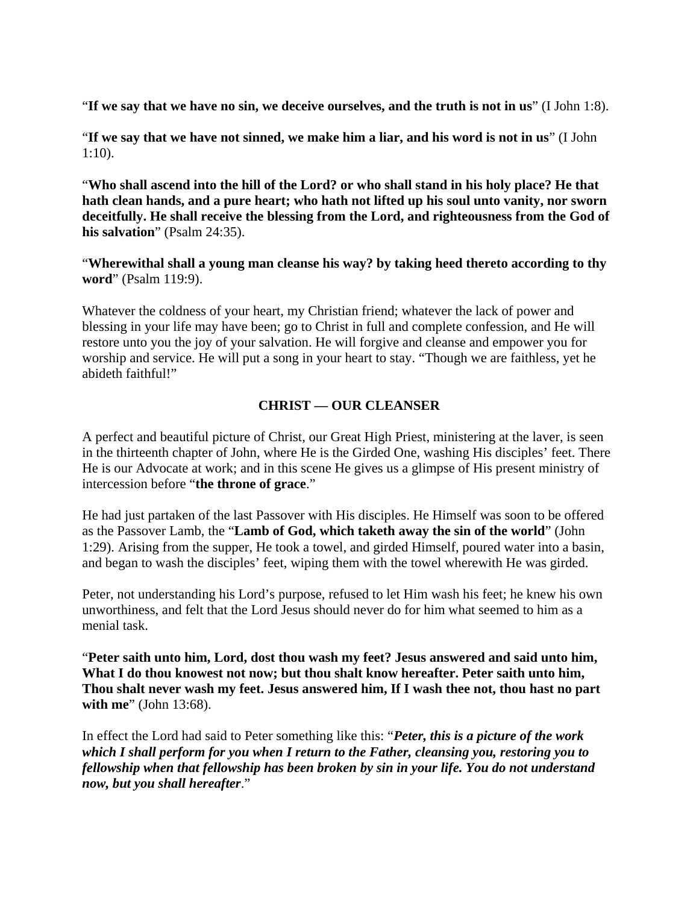"**If we say that we have no sin, we deceive ourselves, and the truth is not in us**" (I John 1:8).

"**If we say that we have not sinned, we make him a liar, and his word is not in us**" (I John 1:10).

"**Who shall ascend into the hill of the Lord? or who shall stand in his holy place? He that hath clean hands, and a pure heart; who hath not lifted up his soul unto vanity, nor sworn deceitfully. He shall receive the blessing from the Lord, and righteousness from the God of his salvation**" (Psalm 24:35).

"**Wherewithal shall a young man cleanse his way? by taking heed thereto according to thy word**" (Psalm 119:9).

Whatever the coldness of your heart, my Christian friend; whatever the lack of power and blessing in your life may have been; go to Christ in full and complete confession, and He will restore unto you the joy of your salvation. He will forgive and cleanse and empower you for worship and service. He will put a song in your heart to stay. "Though we are faithless, yet he abideth faithful!"

## CHRIST — OUR CLEANSER

A perfect and beautiful picture of Christ, our Great High Priest, ministering at the laver, is seen in the thirteenth chapter of John, where He is the Girded One, washing His disciples' feet. There He is our Advocate at work; and in this scene He gives us a glimpse of His present ministry of intercession before "**the throne of grace**."

He had just partaken of the last Passover with His disciples. He Himself was soon to be offered as the Passover Lamb, the "**Lamb of God, which taketh away the sin of the world**" (John 1:29). Arising from the supper, He took a towel, and girded Himself, poured water into a basin, and began to wash the disciples' feet, wiping them with the towel wherewith He was girded.

Peter, not understanding his Lord's purpose, refused to let Him wash his feet; he knew his own unworthiness, and felt that the Lord Jesus should never do for him what seemed to him as a menial task.

"**Peter saith unto him, Lord, dost thou wash my feet? Jesus answered and said unto him, What I do thou knowest not now; but thou shalt know hereafter. Peter saith unto him, Thou shalt never wash my feet. Jesus answered him, If I wash thee not, thou hast no part with me**" (John 13:68).

In effect the Lord had said to Peter something like this: "***Peter, this is a picture of the work which I shall perform for you when I return to the Father, cleansing you, restoring you to fellowship when that fellowship has been broken by sin in your life. You do not understand now, but you shall hereafter***."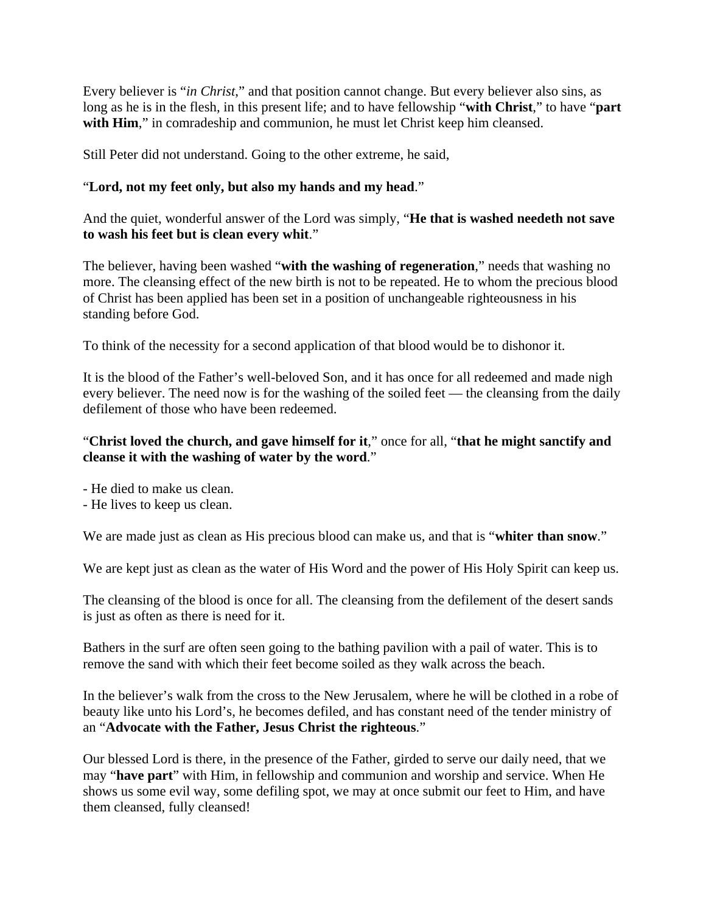Every believer is "*in Christ*," and that position cannot change. But every believer also sins, as long as he is in the flesh, in this present life; and to have fellowship "**with Christ**," to have "**part with Him**," in comradeship and communion, he must let Christ keep him cleansed.

Still Peter did not understand. Going to the other extreme, he said,

"**Lord, not my feet only, but also my hands and my head**."

And the quiet, wonderful answer of the Lord was simply, "**He that is washed needeth not save to wash his feet but is clean every whit**."

The believer, having been washed "**with the washing of regeneration**," needs that washing no more. The cleansing effect of the new birth is not to be repeated. He to whom the precious blood of Christ has been applied has been set in a position of unchangeable righteousness in his standing before God.

To think of the necessity for a second application of that blood would be to dishonor it.

It is the blood of the Father's well-beloved Son, and it has once for all redeemed and made nigh every believer. The need now is for the washing of the soiled feet — the cleansing from the daily defilement of those who have been redeemed.

"**Christ loved the church, and gave himself for it**," once for all, "**that he might sanctify and cleanse it with the washing of water by the word**."

- He died to make us clean.
- He lives to keep us clean.

We are made just as clean as His precious blood can make us, and that is "**whiter than snow**."

We are kept just as clean as the water of His Word and the power of His Holy Spirit can keep us.

The cleansing of the blood is once for all. The cleansing from the defilement of the desert sands is just as often as there is need for it.

Bathers in the surf are often seen going to the bathing pavilion with a pail of water. This is to remove the sand with which their feet become soiled as they walk across the beach.

In the believer's walk from the cross to the New Jerusalem, where he will be clothed in a robe of beauty like unto his Lord's, he becomes defiled, and has constant need of the tender ministry of an "**Advocate with the Father, Jesus Christ the righteous**."

Our blessed Lord is there, in the presence of the Father, girded to serve our daily need, that we may "**have part**" with Him, in fellowship and communion and worship and service. When He shows us some evil way, some defiling spot, we may at once submit our feet to Him, and have them cleansed, fully cleansed!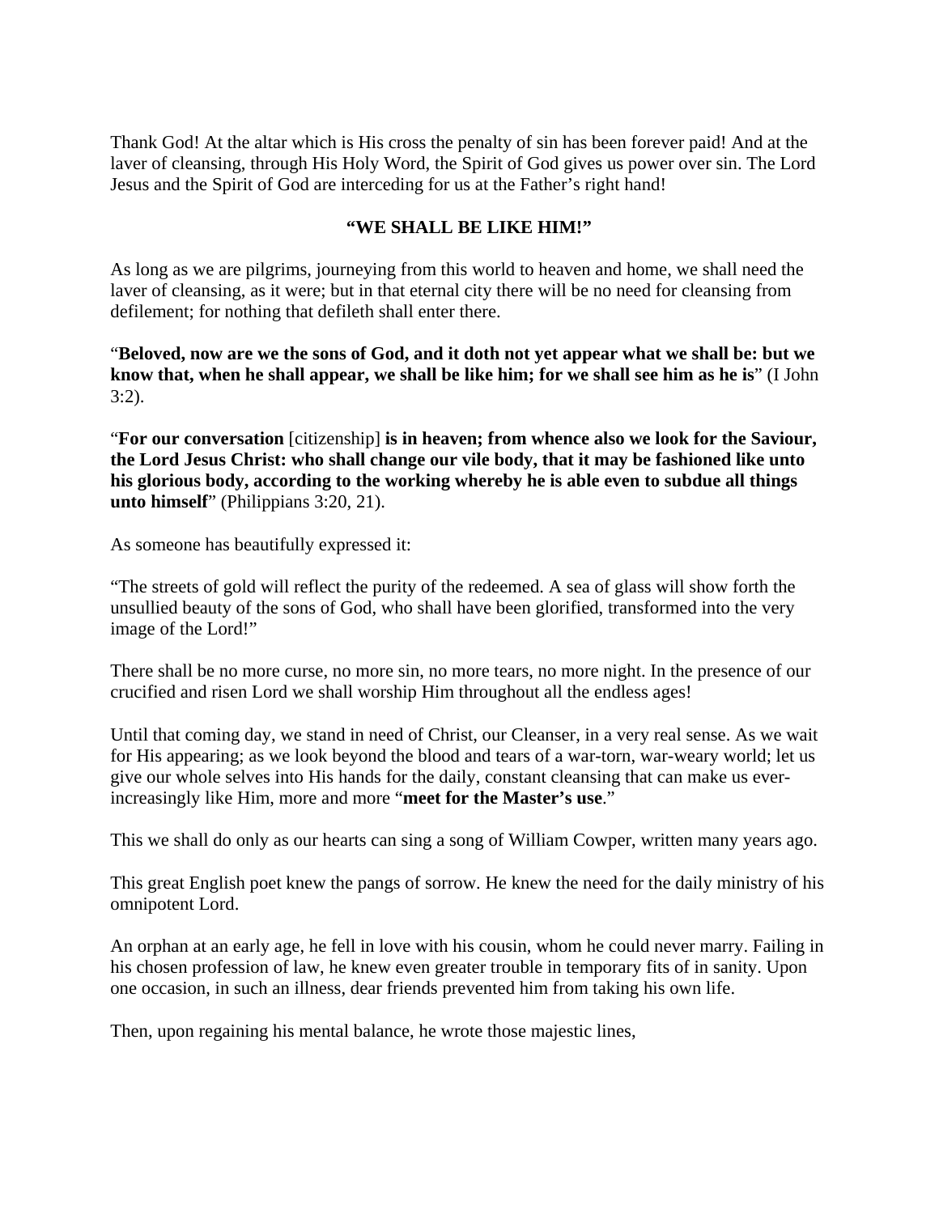Thank God! At the altar which is His cross the penalty of sin has been forever paid! And at the laver of cleansing, through His Holy Word, the Spirit of God gives us power over sin. The Lord Jesus and the Spirit of God are interceding for us at the Father's right hand!

## "WE SHALL BE LIKE HIM!"

As long as we are pilgrims, journeying from this world to heaven and home, we shall need the laver of cleansing, as it were; but in that eternal city there will be no need for cleansing from defilement; for nothing that defileth shall enter there.

"**Beloved, now are we the sons of God, and it doth not yet appear what we shall be: but we know that, when he shall appear, we shall be like him; for we shall see him as he is**" (I John 3:2).

"**For our conversation** [citizenship] **is in heaven; from whence also we look for the Saviour, the Lord Jesus Christ: who shall change our vile body, that it may be fashioned like unto his glorious body, according to the working whereby he is able even to subdue all things unto himself**" (Philippians 3:20, 21).

As someone has beautifully expressed it:

"The streets of gold will reflect the purity of the redeemed. A sea of glass will show forth the unsullied beauty of the sons of God, who shall have been glorified, transformed into the very image of the Lord!"

There shall be no more curse, no more sin, no more tears, no more night. In the presence of our crucified and risen Lord we shall worship Him throughout all the endless ages!

Until that coming day, we stand in need of Christ, our Cleanser, in a very real sense. As we wait for His appearing; as we look beyond the blood and tears of a war-torn, war-weary world; let us give our whole selves into His hands for the daily, constant cleansing that can make us ever-increasingly like Him, more and more "**meet for the Master's use**."

This we shall do only as our hearts can sing a song of William Cowper, written many years ago.

This great English poet knew the pangs of sorrow. He knew the need for the daily ministry of his omnipotent Lord.

An orphan at an early age, he fell in love with his cousin, whom he could never marry. Failing in his chosen profession of law, he knew even greater trouble in temporary fits of in sanity. Upon one occasion, in such an illness, dear friends prevented him from taking his own life.

Then, upon regaining his mental balance, he wrote those majestic lines,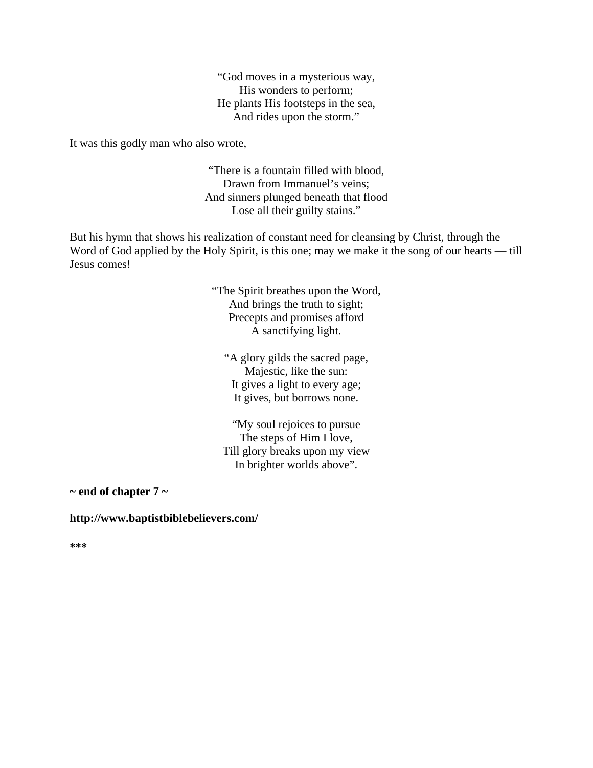"God moves in a mysterious way,
His wonders to perform;
He plants His footsteps in the sea,
And rides upon the storm."

It was this godly man who also wrote,

"There is a fountain filled with blood,
Drawn from Immanuel's veins;
And sinners plunged beneath that flood
Lose all their guilty stains."

But his hymn that shows his realization of constant need for cleansing by Christ, through the Word of God applied by the Holy Spirit, is this one; may we make it the song of our hearts — till Jesus comes!

"The Spirit breathes upon the Word,
And brings the truth to sight;
Precepts and promises afford
A sanctifying light.

"A glory gilds the sacred page,
Majestic, like the sun:
It gives a light to every age;
It gives, but borrows none.

"My soul rejoices to pursue
The steps of Him I love,
Till glory breaks upon my view
In brighter worlds above".

**~ end of chapter 7 ~**

**http://www.baptistbiblebelievers.com/**

*****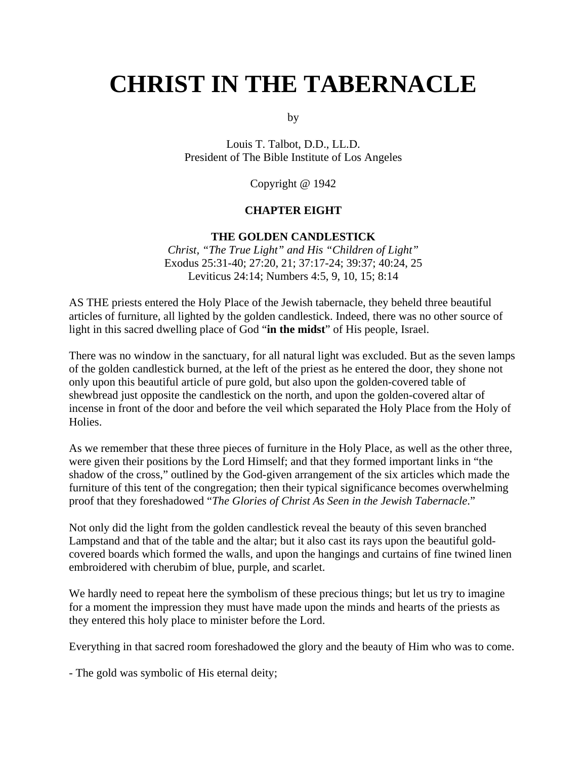# CHRIST IN THE TABERNACLE

by

Louis T. Talbot, D.D., LL.D.
President of The Bible Institute of Los Angeles

Copyright @ 1942

## CHAPTER EIGHT

### THE GOLDEN CANDLESTICK

*Christ, "The True Light" and His "Children of Light"*
Exodus 25:31-40; 27:20, 21; 37:17-24; 39:37; 40:24, 25
Leviticus 24:14; Numbers 4:5, 9, 10, 15; 8:14

AS THE priests entered the Holy Place of the Jewish tabernacle, they beheld three beautiful articles of furniture, all lighted by the golden candlestick. Indeed, there was no other source of light in this sacred dwelling place of God "**in the midst**" of His people, Israel.

There was no window in the sanctuary, for all natural light was excluded. But as the seven lamps of the golden candlestick burned, at the left of the priest as he entered the door, they shone not only upon this beautiful article of pure gold, but also upon the golden-covered table of shewbread just opposite the candlestick on the north, and upon the golden-covered altar of incense in front of the door and before the veil which separated the Holy Place from the Holy of Holies.

As we remember that these three pieces of furniture in the Holy Place, as well as the other three, were given their positions by the Lord Himself; and that they formed important links in "the shadow of the cross," outlined by the God-given arrangement of the six articles which made the furniture of this tent of the congregation; then their typical significance becomes overwhelming proof that they foreshadowed "*The Glories of Christ As Seen in the Jewish Tabernacle*."

Not only did the light from the golden candlestick reveal the beauty of this seven branched Lampstand and that of the table and the altar; but it also cast its rays upon the beautiful gold-covered boards which formed the walls, and upon the hangings and curtains of fine twined linen embroidered with cherubim of blue, purple, and scarlet.

We hardly need to repeat here the symbolism of these precious things; but let us try to imagine for a moment the impression they must have made upon the minds and hearts of the priests as they entered this holy place to minister before the Lord.

Everything in that sacred room foreshadowed the glory and the beauty of Him who was to come.

- The gold was symbolic of His eternal deity;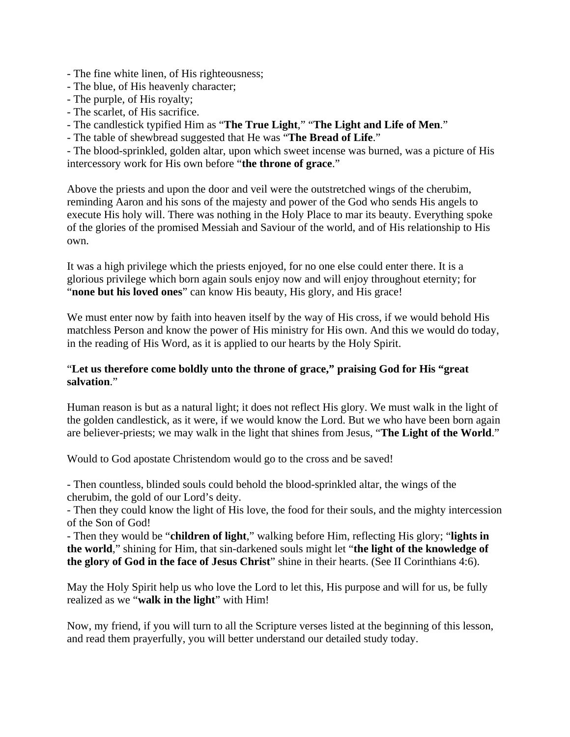- The fine white linen, of His righteousness;
- The blue, of His heavenly character;
- The purple, of His royalty;
- The scarlet, of His sacrifice.
- The candlestick typified Him as "**The True Light**," "**The Light and Life of Men**."
- The table of shewbread suggested that He was "**The Bread of Life**."
- The blood-sprinkled, golden altar, upon which sweet incense was burned, was a picture of His intercessory work for His own before "**the throne of grace**."

Above the priests and upon the door and veil were the outstretched wings of the cherubim, reminding Aaron and his sons of the majesty and power of the God who sends His angels to execute His holy will. There was nothing in the Holy Place to mar its beauty. Everything spoke of the glories of the promised Messiah and Saviour of the world, and of His relationship to His own.

It was a high privilege which the priests enjoyed, for no one else could enter there. It is a glorious privilege which born again souls enjoy now and will enjoy throughout eternity; for "**none but his loved ones**" can know His beauty, His glory, and His grace!

We must enter now by faith into heaven itself by the way of His cross, if we would behold His matchless Person and know the power of His ministry for His own. And this we would do today, in the reading of His Word, as it is applied to our hearts by the Holy Spirit.

"**Let us therefore come boldly unto the throne of grace," praising God for His "great salvation**."

Human reason is but as a natural light; it does not reflect His glory. We must walk in the light of the golden candlestick, as it were, if we would know the Lord. But we who have been born again are believer-priests; we may walk in the light that shines from Jesus, "**The Light of the World**."

Would to God apostate Christendom would go to the cross and be saved!

- Then countless, blinded souls could behold the blood-sprinkled altar, the wings of the cherubim, the gold of our Lord's deity.
- Then they could know the light of His love, the food for their souls, and the mighty intercession of the Son of God!
- Then they would be "**children of light**," walking before Him, reflecting His glory; "**lights in the world**," shining for Him, that sin-darkened souls might let "**the light of the knowledge of the glory of God in the face of Jesus Christ**" shine in their hearts. (See II Corinthians 4:6).

May the Holy Spirit help us who love the Lord to let this, His purpose and will for us, be fully realized as we "**walk in the light**" with Him!

Now, my friend, if you will turn to all the Scripture verses listed at the beginning of this lesson, and read them prayerfully, you will better understand our detailed study today.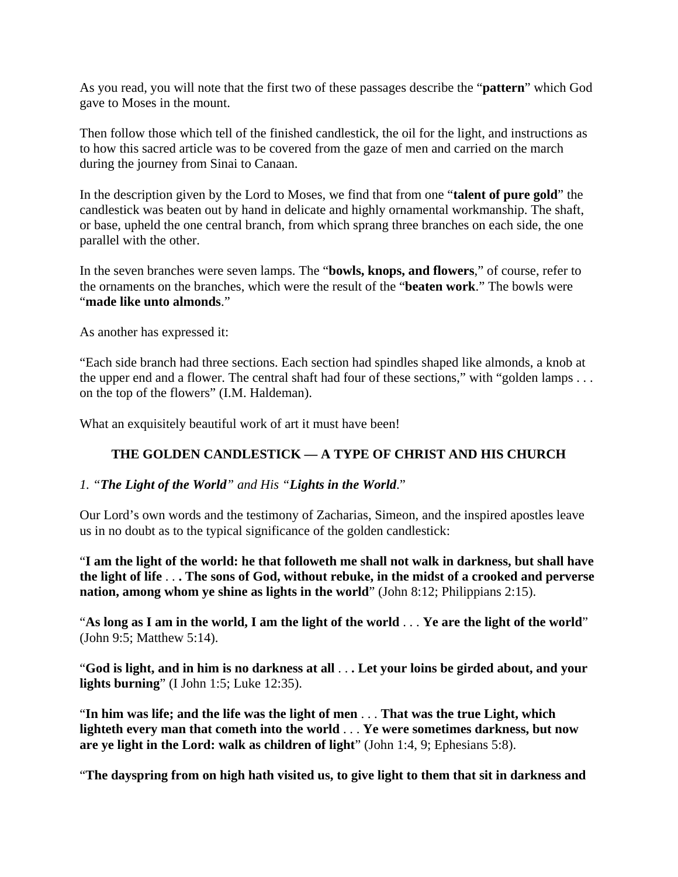As you read, you will note that the first two of these passages describe the "**pattern**" which God gave to Moses in the mount.

Then follow those which tell of the finished candlestick, the oil for the light, and instructions as to how this sacred article was to be covered from the gaze of men and carried on the march during the journey from Sinai to Canaan.

In the description given by the Lord to Moses, we find that from one "**talent of pure gold**" the candlestick was beaten out by hand in delicate and highly ornamental workmanship. The shaft, or base, upheld the one central branch, from which sprang three branches on each side, the one parallel with the other.

In the seven branches were seven lamps. The "**bowls, knops, and flowers**," of course, refer to the ornaments on the branches, which were the result of the "**beaten work**." The bowls were "**made like unto almonds**."

As another has expressed it:

"Each side branch had three sections. Each section had spindles shaped like almonds, a knob at the upper end and a flower. The central shaft had four of these sections," with "golden lamps . . . on the top of the flowers" (I.M. Haldeman).

What an exquisitely beautiful work of art it must have been!

## THE GOLDEN CANDLESTICK — A TYPE OF CHRIST AND HIS CHURCH

### *1. "**The Light of the World**" and His "**Lights in the World**."*

Our Lord's own words and the testimony of Zacharias, Simeon, and the inspired apostles leave us in no doubt as to the typical significance of the golden candlestick:

"**I am the light of the world: he that followeth me shall not walk in darkness, but shall have the light of life** . . . **The sons of God, without rebuke, in the midst of a crooked and perverse nation, among whom ye shine as lights in the world**" (John 8:12; Philippians 2:15).

"**As long as I am in the world, I am the light of the world** . . . **Ye are the light of the world**" (John 9:5; Matthew 5:14).

"**God is light, and in him is no darkness at all** . . . **Let your loins be girded about, and your lights burning**" (I John 1:5; Luke 12:35).

"**In him was life; and the life was the light of men** . . . **That was the true Light, which lighteth every man that cometh into the world** . . . **Ye were sometimes darkness, but now are ye light in the Lord: walk as children of light**" (John 1:4, 9; Ephesians 5:8).

"**The dayspring from on high hath visited us, to give light to them that sit in darkness and**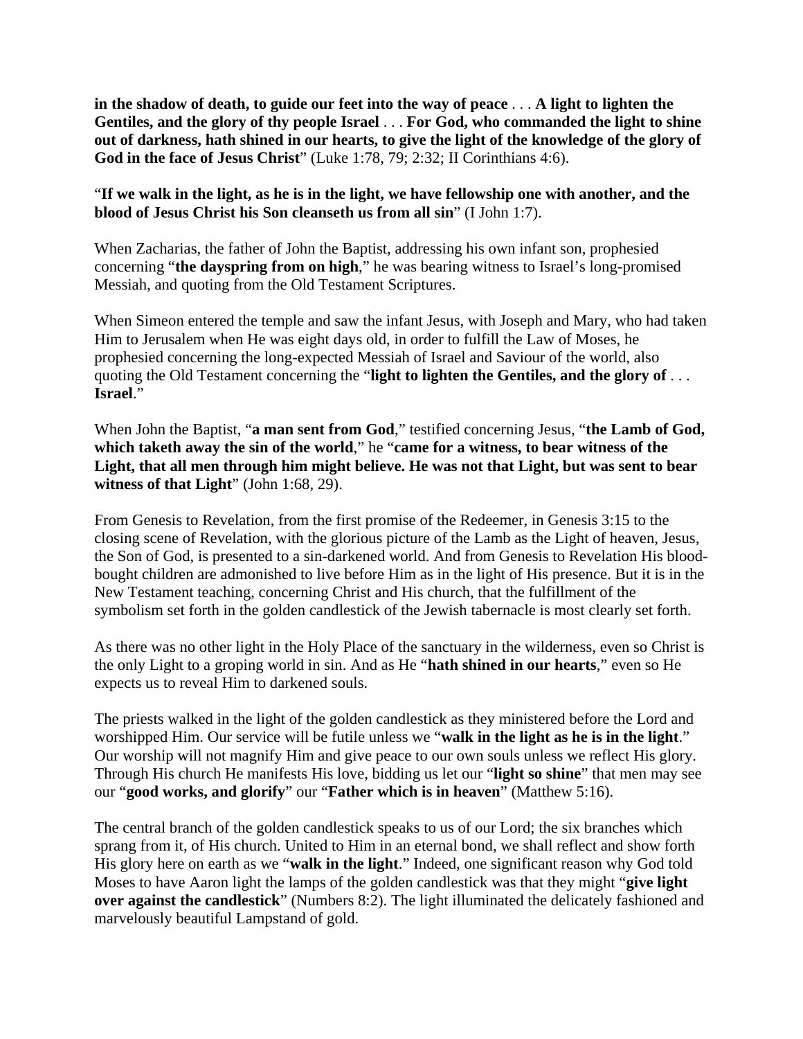**in the shadow of death, to guide our feet into the way of peace** . . . **A light to lighten the Gentiles, and the glory of thy people Israel** . . . **For God, who commanded the light to shine out of darkness, hath shined in our hearts, to give the light of the knowledge of the glory of God in the face of Jesus Christ**" (Luke 1:78, 79; 2:32; II Corinthians 4:6).

"**If we walk in the light, as he is in the light, we have fellowship one with another, and the blood of Jesus Christ his Son cleanseth us from all sin**" (I John 1:7).

When Zacharias, the father of John the Baptist, addressing his own infant son, prophesied concerning "**the dayspring from on high**," he was bearing witness to Israel's long-promised Messiah, and quoting from the Old Testament Scriptures.

When Simeon entered the temple and saw the infant Jesus, with Joseph and Mary, who had taken Him to Jerusalem when He was eight days old, in order to fulfill the Law of Moses, he prophesied concerning the long-expected Messiah of Israel and Saviour of the world, also quoting the Old Testament concerning the "**light to lighten the Gentiles, and the glory of** . . . **Israel**."

When John the Baptist, "**a man sent from God**," testified concerning Jesus, "**the Lamb of God, which taketh away the sin of the world**," he "**came for a witness, to bear witness of the Light, that all men through him might believe. He was not that Light, but was sent to bear witness of that Light**" (John 1:68, 29).

From Genesis to Revelation, from the first promise of the Redeemer, in Genesis 3:15 to the closing scene of Revelation, with the glorious picture of the Lamb as the Light of heaven, Jesus, the Son of God, is presented to a sin-darkened world. And from Genesis to Revelation His blood-bought children are admonished to live before Him as in the light of His presence. But it is in the New Testament teaching, concerning Christ and His church, that the fulfillment of the symbolism set forth in the golden candlestick of the Jewish tabernacle is most clearly set forth.

As there was no other light in the Holy Place of the sanctuary in the wilderness, even so Christ is the only Light to a groping world in sin. And as He "**hath shined in our hearts**," even so He expects us to reveal Him to darkened souls.

The priests walked in the light of the golden candlestick as they ministered before the Lord and worshipped Him. Our service will be futile unless we "**walk in the light as he is in the light**." Our worship will not magnify Him and give peace to our own souls unless we reflect His glory. Through His church He manifests His love, bidding us let our "**light so shine**" that men may see our "**good works, and glorify**" our "**Father which is in heaven**" (Matthew 5:16).

The central branch of the golden candlestick speaks to us of our Lord; the six branches which sprang from it, of His church. United to Him in an eternal bond, we shall reflect and show forth His glory here on earth as we "**walk in the light**." Indeed, one significant reason why God told Moses to have Aaron light the lamps of the golden candlestick was that they might "**give light over against the candlestick**" (Numbers 8:2). The light illuminated the delicately fashioned and marvelously beautiful Lampstand of gold.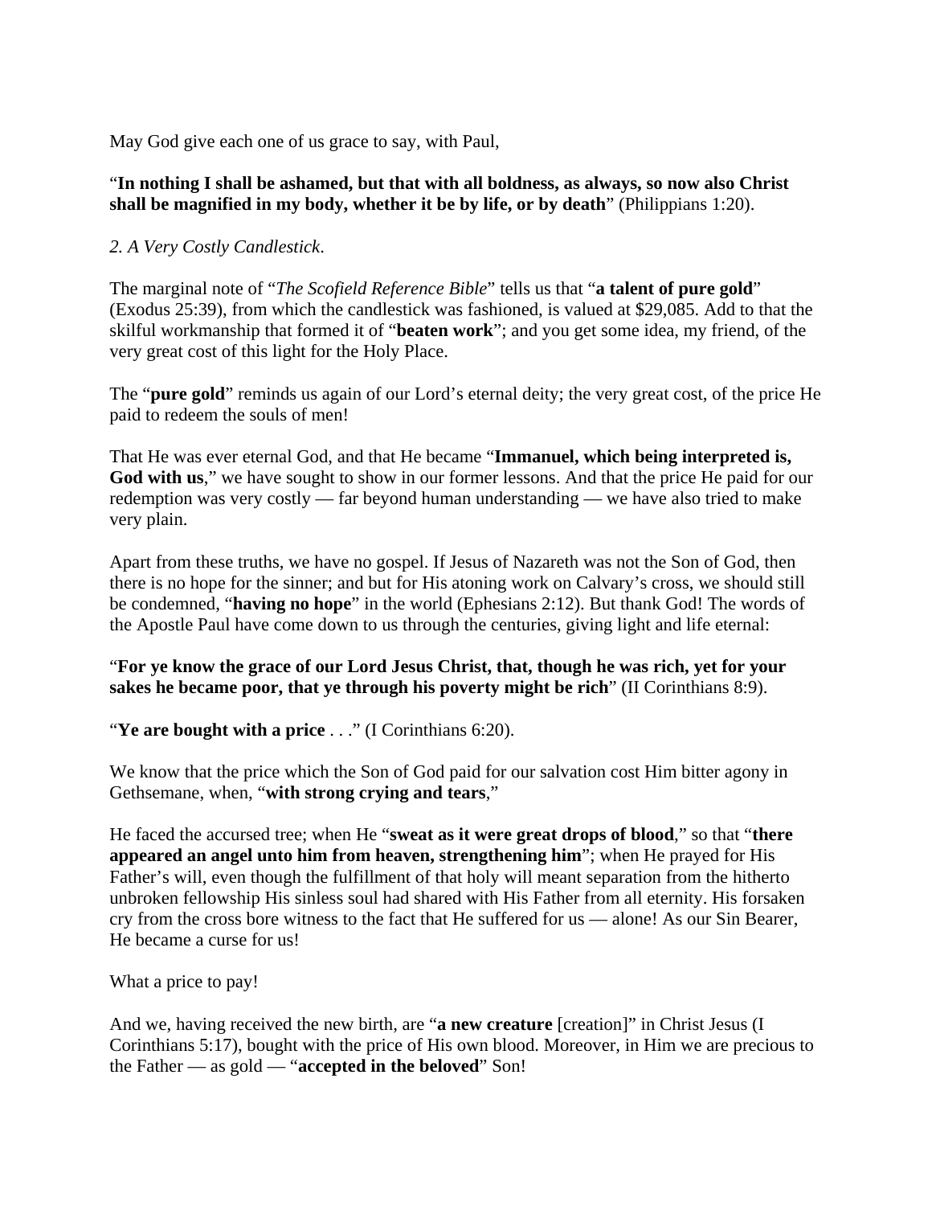May God give each one of us grace to say, with Paul,

“**In nothing I shall be ashamed, but that with all boldness, as always, so now also Christ shall be magnified in my body, whether it be by life, or by death**” (Philippians 1:20).

*2. A Very Costly Candlestick*.

The marginal note of “*The Scofield Reference Bible*” tells us that “**a talent of pure gold**” (Exodus 25:39), from which the candlestick was fashioned, is valued at $29,085. Add to that the skilful workmanship that formed it of “**beaten work**”; and you get some idea, my friend, of the very great cost of this light for the Holy Place.

The “**pure gold**” reminds us again of our Lord’s eternal deity; the very great cost, of the price He paid to redeem the souls of men!

That He was ever eternal God, and that He became “**Immanuel, which being interpreted is, God with us**,” we have sought to show in our former lessons. And that the price He paid for our redemption was very costly — far beyond human understanding — we have also tried to make very plain.

Apart from these truths, we have no gospel. If Jesus of Nazareth was not the Son of God, then there is no hope for the sinner; and but for His atoning work on Calvary’s cross, we should still be condemned, “**having no hope**” in the world (Ephesians 2:12). But thank God! The words of the Apostle Paul have come down to us through the centuries, giving light and life eternal:

“**For ye know the grace of our Lord Jesus Christ, that, though he was rich, yet for your sakes he became poor, that ye through his poverty might be rich**” (II Corinthians 8:9).

“**Ye are bought with a price** . . .” (I Corinthians 6:20).

We know that the price which the Son of God paid for our salvation cost Him bitter agony in Gethsemane, when, “**with strong crying and tears**,”

He faced the accursed tree; when He “**sweat as it were great drops of blood**,” so that “**there appeared an angel unto him from heaven, strengthening him**”; when He prayed for His Father’s will, even though the fulfillment of that holy will meant separation from the hitherto unbroken fellowship His sinless soul had shared with His Father from all eternity. His forsaken cry from the cross bore witness to the fact that He suffered for us — alone! As our Sin Bearer, He became a curse for us!

What a price to pay!

And we, having received the new birth, are “**a new creature** [creation]” in Christ Jesus (I Corinthians 5:17), bought with the price of His own blood. Moreover, in Him we are precious to the Father — as gold — “**accepted in the beloved**” Son!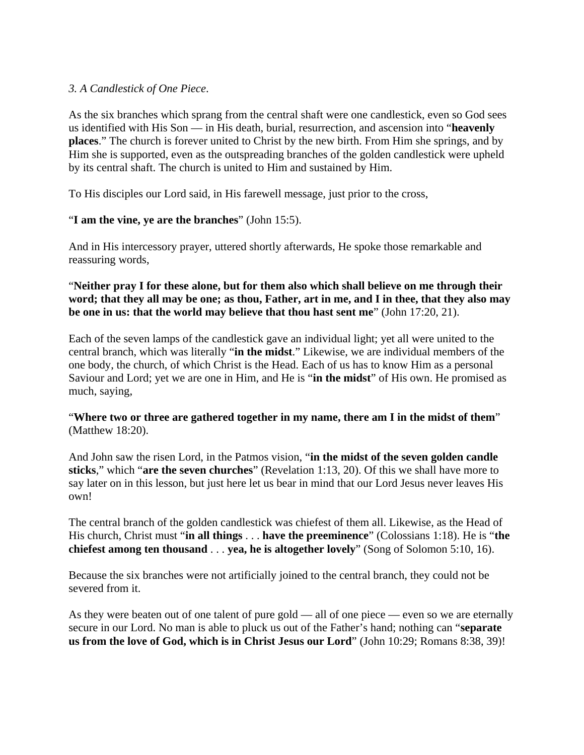*3. A Candlestick of One Piece*.

As the six branches which sprang from the central shaft were one candlestick, even so God sees us identified with His Son — in His death, burial, resurrection, and ascension into "**heavenly places**." The church is forever united to Christ by the new birth. From Him she springs, and by Him she is supported, even as the outspreading branches of the golden candlestick were upheld by its central shaft. The church is united to Him and sustained by Him.

To His disciples our Lord said, in His farewell message, just prior to the cross,

"**I am the vine, ye are the branches**" (John 15:5).

And in His intercessory prayer, uttered shortly afterwards, He spoke those remarkable and reassuring words,

"**Neither pray I for these alone, but for them also which shall believe on me through their word; that they all may be one; as thou, Father, art in me, and I in thee, that they also may be one in us: that the world may believe that thou hast sent me**" (John 17:20, 21).

Each of the seven lamps of the candlestick gave an individual light; yet all were united to the central branch, which was literally "**in the midst**." Likewise, we are individual members of the one body, the church, of which Christ is the Head. Each of us has to know Him as a personal Saviour and Lord; yet we are one in Him, and He is "**in the midst**" of His own. He promised as much, saying,

"**Where two or three are gathered together in my name, there am I in the midst of them**" (Matthew 18:20).

And John saw the risen Lord, in the Patmos vision, "**in the midst of the seven golden candle sticks**," which "**are the seven churches**" (Revelation 1:13, 20). Of this we shall have more to say later on in this lesson, but just here let us bear in mind that our Lord Jesus never leaves His own!

The central branch of the golden candlestick was chiefest of them all. Likewise, as the Head of His church, Christ must "**in all things** . . . **have the preeminence**" (Colossians 1:18). He is "**the chiefest among ten thousand** . . . **yea, he is altogether lovely**" (Song of Solomon 5:10, 16).

Because the six branches were not artificially joined to the central branch, they could not be severed from it.

As they were beaten out of one talent of pure gold — all of one piece — even so we are eternally secure in our Lord. No man is able to pluck us out of the Father's hand; nothing can "**separate us from the love of God, which is in Christ Jesus our Lord**" (John 10:29; Romans 8:38, 39)!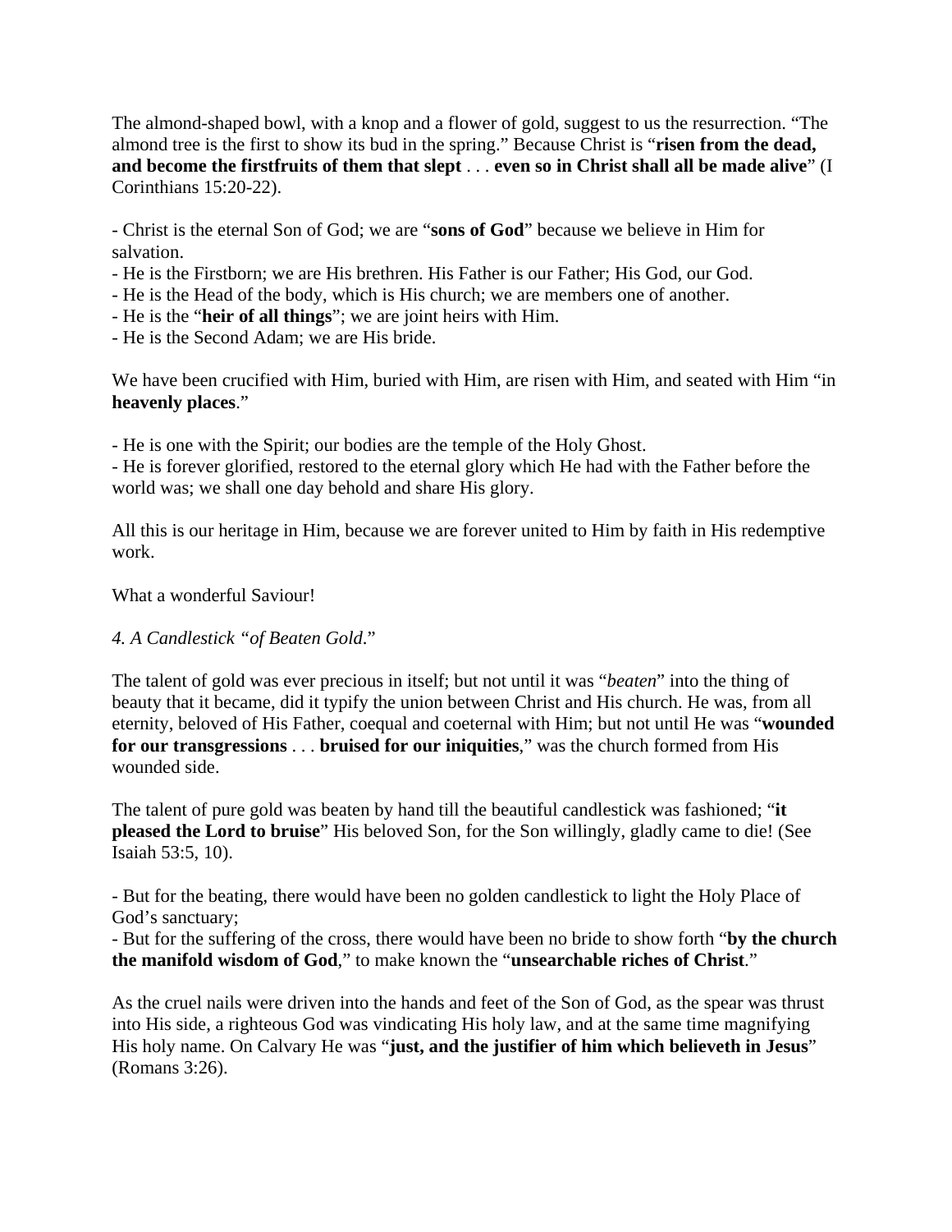The almond-shaped bowl, with a knop and a flower of gold, suggest to us the resurrection. "The almond tree is the first to show its bud in the spring." Because Christ is "**risen from the dead, and become the firstfruits of them that slept** . . . **even so in Christ shall all be made alive**" (I Corinthians 15:20-22).

- Christ is the eternal Son of God; we are "**sons of God**" because we believe in Him for salvation.
- He is the Firstborn; we are His brethren. His Father is our Father; His God, our God.
- He is the Head of the body, which is His church; we are members one of another.
- He is the "**heir of all things**"; we are joint heirs with Him.
- He is the Second Adam; we are His bride.

We have been crucified with Him, buried with Him, are risen with Him, and seated with Him "in **heavenly places**."

- He is one with the Spirit; our bodies are the temple of the Holy Ghost.
- He is forever glorified, restored to the eternal glory which He had with the Father before the world was; we shall one day behold and share His glory.

All this is our heritage in Him, because we are forever united to Him by faith in His redemptive work.

What a wonderful Saviour!

*4. A Candlestick "of Beaten Gold*."

The talent of gold was ever precious in itself; but not until it was "*beaten*" into the thing of beauty that it became, did it typify the union between Christ and His church. He was, from all eternity, beloved of His Father, coequal and coeternal with Him; but not until He was "**wounded for our transgressions** . . . **bruised for our iniquities**," was the church formed from His wounded side.

The talent of pure gold was beaten by hand till the beautiful candlestick was fashioned; "**it pleased the Lord to bruise**" His beloved Son, for the Son willingly, gladly came to die! (See Isaiah 53:5, 10).

- But for the beating, there would have been no golden candlestick to light the Holy Place of God's sanctuary;
- But for the suffering of the cross, there would have been no bride to show forth "**by the church the manifold wisdom of God**," to make known the "**unsearchable riches of Christ**."

As the cruel nails were driven into the hands and feet of the Son of God, as the spear was thrust into His side, a righteous God was vindicating His holy law, and at the same time magnifying His holy name. On Calvary He was "**just, and the justifier of him which believeth in Jesus**" (Romans 3:26).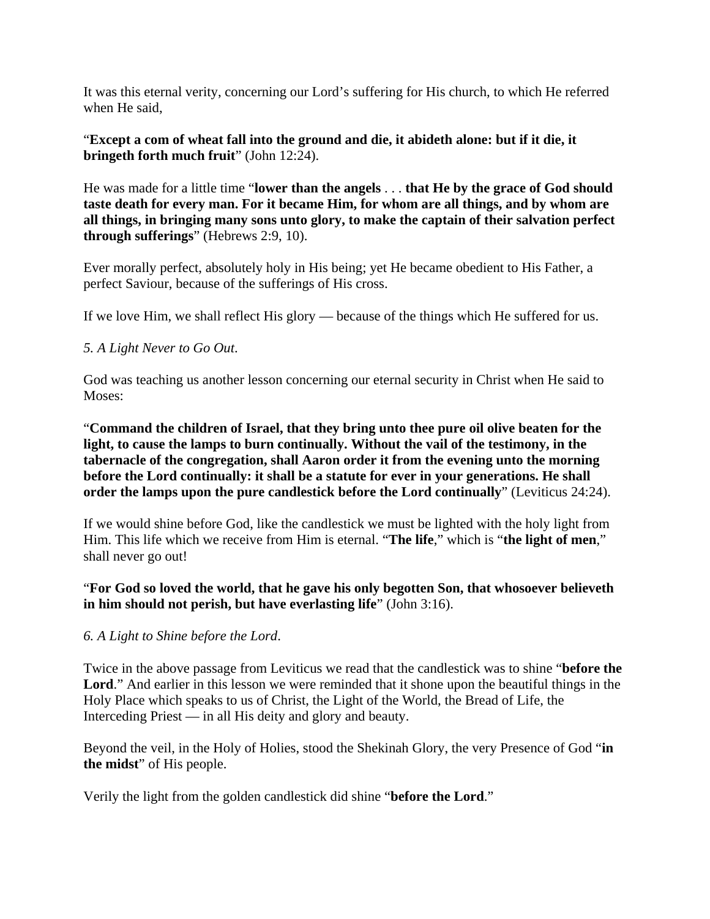It was this eternal verity, concerning our Lord's suffering for His church, to which He referred when He said,

"**Except a com of wheat fall into the ground and die, it abideth alone: but if it die, it bringeth forth much fruit**" (John 12:24).

He was made for a little time "**lower than the angels** . . . **that He by the grace of God should taste death for every man. For it became Him, for whom are all things, and by whom are all things, in bringing many sons unto glory, to make the captain of their salvation perfect through sufferings**" (Hebrews 2:9, 10).

Ever morally perfect, absolutely holy in His being; yet He became obedient to His Father, a perfect Saviour, because of the sufferings of His cross.

If we love Him, we shall reflect His glory — because of the things which He suffered for us.

*5. A Light Never to Go Out*.

God was teaching us another lesson concerning our eternal security in Christ when He said to Moses:

"**Command the children of Israel, that they bring unto thee pure oil olive beaten for the light, to cause the lamps to burn continually. Without the vail of the testimony, in the tabernacle of the congregation, shall Aaron order it from the evening unto the morning before the Lord continually: it shall be a statute for ever in your generations. He shall order the lamps upon the pure candlestick before the Lord continually**" (Leviticus 24:24).

If we would shine before God, like the candlestick we must be lighted with the holy light from Him. This life which we receive from Him is eternal. "**The life**," which is "**the light of men**," shall never go out!

"**For God so loved the world, that he gave his only begotten Son, that whosoever believeth in him should not perish, but have everlasting life**" (John 3:16).

*6. A Light to Shine before the Lord*.

Twice in the above passage from Leviticus we read that the candlestick was to shine "**before the Lord**." And earlier in this lesson we were reminded that it shone upon the beautiful things in the Holy Place which speaks to us of Christ, the Light of the World, the Bread of Life, the Interceding Priest — in all His deity and glory and beauty.

Beyond the veil, in the Holy of Holies, stood the Shekinah Glory, the very Presence of God "**in the midst**" of His people.

Verily the light from the golden candlestick did shine "**before the Lord**."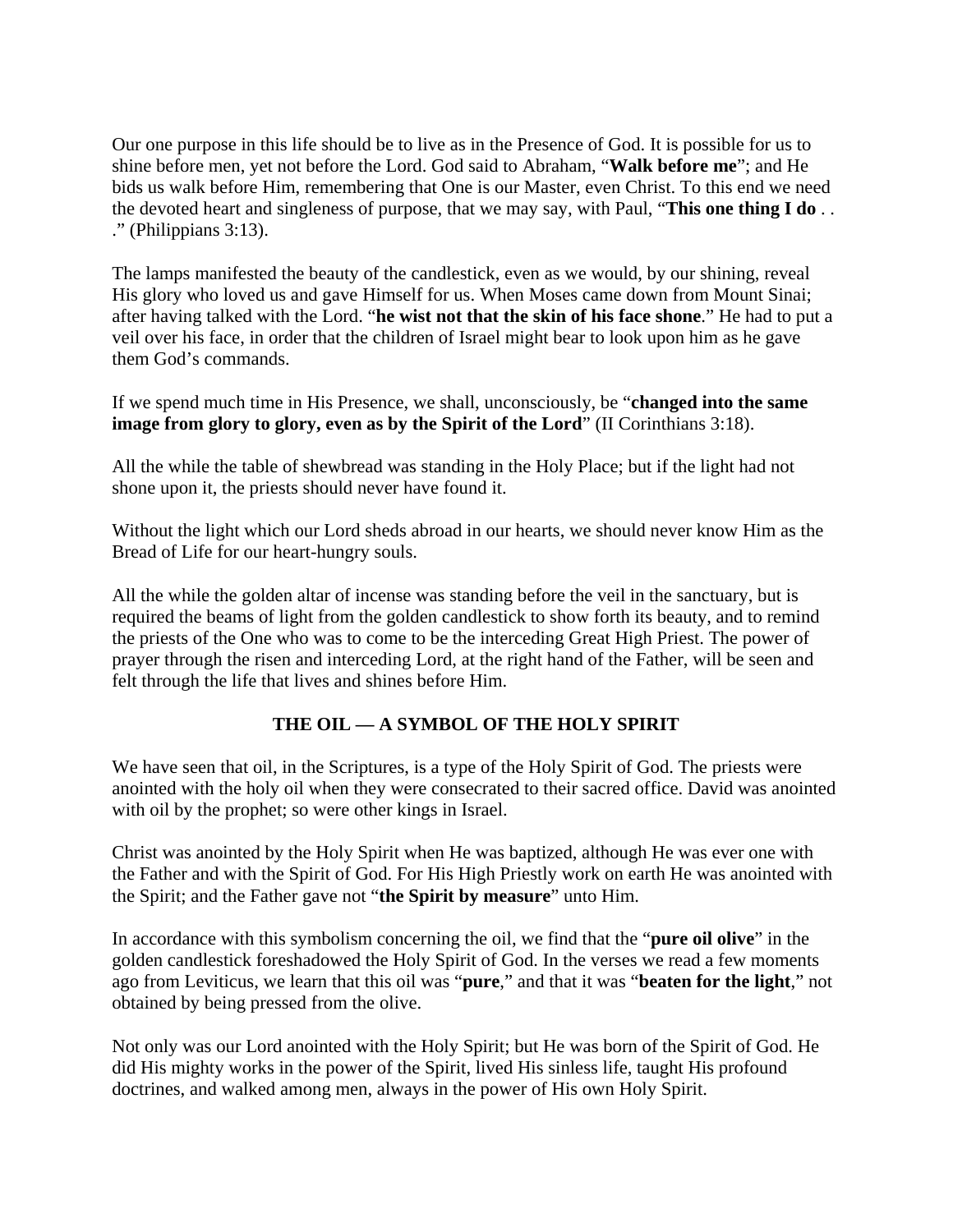Our one purpose in this life should be to live as in the Presence of God. It is possible for us to shine before men, yet not before the Lord. God said to Abraham, "**Walk before me**"; and He bids us walk before Him, remembering that One is our Master, even Christ. To this end we need the devoted heart and singleness of purpose, that we may say, with Paul, "**This one thing I do** . . ." (Philippians 3:13).

The lamps manifested the beauty of the candlestick, even as we would, by our shining, reveal His glory who loved us and gave Himself for us. When Moses came down from Mount Sinai; after having talked with the Lord. "**he wist not that the skin of his face shone**." He had to put a veil over his face, in order that the children of Israel might bear to look upon him as he gave them God's commands.

If we spend much time in His Presence, we shall, unconsciously, be "**changed into the same image from glory to glory, even as by the Spirit of the Lord**" (II Corinthians 3:18).

All the while the table of shewbread was standing in the Holy Place; but if the light had not shone upon it, the priests should never have found it.

Without the light which our Lord sheds abroad in our hearts, we should never know Him as the Bread of Life for our heart-hungry souls.

All the while the golden altar of incense was standing before the veil in the sanctuary, but is required the beams of light from the golden candlestick to show forth its beauty, and to remind the priests of the One who was to come to be the interceding Great High Priest. The power of prayer through the risen and interceding Lord, at the right hand of the Father, will be seen and felt through the life that lives and shines before Him.

## THE OIL — A SYMBOL OF THE HOLY SPIRIT

We have seen that oil, in the Scriptures, is a type of the Holy Spirit of God. The priests were anointed with the holy oil when they were consecrated to their sacred office. David was anointed with oil by the prophet; so were other kings in Israel.

Christ was anointed by the Holy Spirit when He was baptized, although He was ever one with the Father and with the Spirit of God. For His High Priestly work on earth He was anointed with the Spirit; and the Father gave not "**the Spirit by measure**" unto Him.

In accordance with this symbolism concerning the oil, we find that the "**pure oil olive**" in the golden candlestick foreshadowed the Holy Spirit of God. In the verses we read a few moments ago from Leviticus, we learn that this oil was "**pure**," and that it was "**beaten for the light**," not obtained by being pressed from the olive.

Not only was our Lord anointed with the Holy Spirit; but He was born of the Spirit of God. He did His mighty works in the power of the Spirit, lived His sinless life, taught His profound doctrines, and walked among men, always in the power of His own Holy Spirit.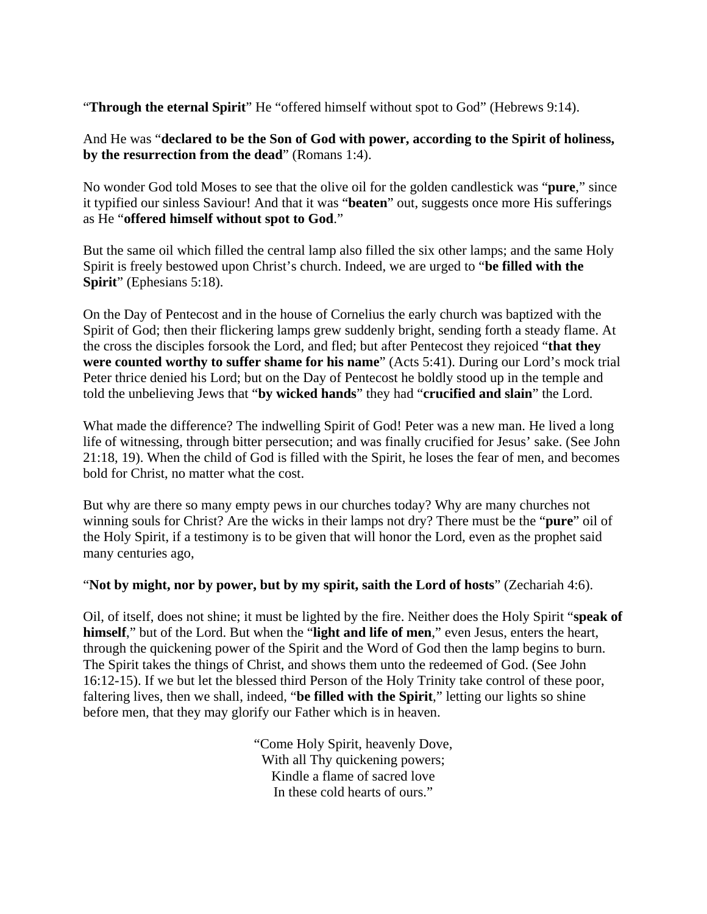"**Through the eternal Spirit**" He "offered himself without spot to God" (Hebrews 9:14).

And He was "**declared to be the Son of God with power, according to the Spirit of holiness, by the resurrection from the dead**" (Romans 1:4).

No wonder God told Moses to see that the olive oil for the golden candlestick was "**pure**," since it typified our sinless Saviour! And that it was "**beaten**" out, suggests once more His sufferings as He "**offered himself without spot to God**."

But the same oil which filled the central lamp also filled the six other lamps; and the same Holy Spirit is freely bestowed upon Christ's church. Indeed, we are urged to "**be filled with the Spirit**" (Ephesians 5:18).

On the Day of Pentecost and in the house of Cornelius the early church was baptized with the Spirit of God; then their flickering lamps grew suddenly bright, sending forth a steady flame. At the cross the disciples forsook the Lord, and fled; but after Pentecost they rejoiced "**that they were counted worthy to suffer shame for his name**" (Acts 5:41). During our Lord's mock trial Peter thrice denied his Lord; but on the Day of Pentecost he boldly stood up in the temple and told the unbelieving Jews that "**by wicked hands**" they had "**crucified and slain**" the Lord.

What made the difference? The indwelling Spirit of God! Peter was a new man. He lived a long life of witnessing, through bitter persecution; and was finally crucified for Jesus' sake. (See John 21:18, 19). When the child of God is filled with the Spirit, he loses the fear of men, and becomes bold for Christ, no matter what the cost.

But why are there so many empty pews in our churches today? Why are many churches not winning souls for Christ? Are the wicks in their lamps not dry? There must be the "**pure**" oil of the Holy Spirit, if a testimony is to be given that will honor the Lord, even as the prophet said many centuries ago,

"**Not by might, nor by power, but by my spirit, saith the Lord of hosts**" (Zechariah 4:6).

Oil, of itself, does not shine; it must be lighted by the fire. Neither does the Holy Spirit "**speak of himself**," but of the Lord. But when the "**light and life of men**," even Jesus, enters the heart, through the quickening power of the Spirit and the Word of God then the lamp begins to burn. The Spirit takes the things of Christ, and shows them unto the redeemed of God. (See John 16:12-15). If we but let the blessed third Person of the Holy Trinity take control of these poor, faltering lives, then we shall, indeed, "**be filled with the Spirit**," letting our lights so shine before men, that they may glorify our Father which is in heaven.

"Come Holy Spirit, heavenly Dove,  
With all Thy quickening powers;  
Kindle a flame of sacred love  
In these cold hearts of ours."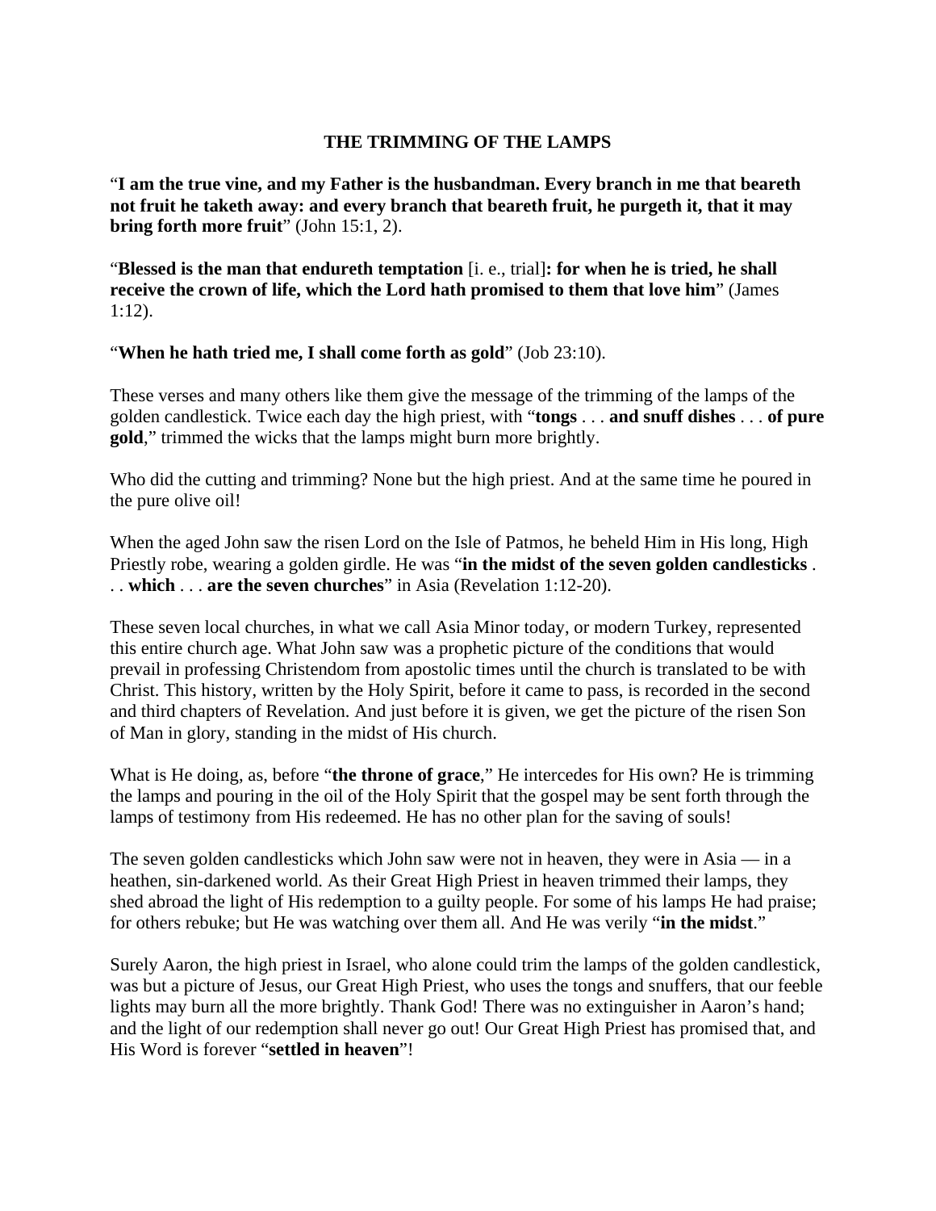## THE TRIMMING OF THE LAMPS

"**I am the true vine, and my Father is the husbandman. Every branch in me that beareth not fruit he taketh away: and every branch that beareth fruit, he purgeth it, that it may bring forth more fruit**" (John 15:1, 2).

"**Blessed is the man that endureth temptation** [i. e., trial]**: for when he is tried, he shall receive the crown of life, which the Lord hath promised to them that love him**" (James 1:12).

"**When he hath tried me, I shall come forth as gold**" (Job 23:10).

These verses and many others like them give the message of the trimming of the lamps of the golden candlestick. Twice each day the high priest, with "**tongs** . . . **and snuff dishes** . . . **of pure gold**," trimmed the wicks that the lamps might burn more brightly.

Who did the cutting and trimming? None but the high priest. And at the same time he poured in the pure olive oil!

When the aged John saw the risen Lord on the Isle of Patmos, he beheld Him in His long, High Priestly robe, wearing a golden girdle. He was "**in the midst of the seven golden candlesticks** . . . **which** . . . **are the seven churches**" in Asia (Revelation 1:12-20).

These seven local churches, in what we call Asia Minor today, or modern Turkey, represented this entire church age. What John saw was a prophetic picture of the conditions that would prevail in professing Christendom from apostolic times until the church is translated to be with Christ. This history, written by the Holy Spirit, before it came to pass, is recorded in the second and third chapters of Revelation. And just before it is given, we get the picture of the risen Son of Man in glory, standing in the midst of His church.

What is He doing, as, before "**the throne of grace**," He intercedes for His own? He is trimming the lamps and pouring in the oil of the Holy Spirit that the gospel may be sent forth through the lamps of testimony from His redeemed. He has no other plan for the saving of souls!

The seven golden candlesticks which John saw were not in heaven, they were in Asia — in a heathen, sin-darkened world. As their Great High Priest in heaven trimmed their lamps, they shed abroad the light of His redemption to a guilty people. For some of his lamps He had praise; for others rebuke; but He was watching over them all. And He was verily "**in the midst**."

Surely Aaron, the high priest in Israel, who alone could trim the lamps of the golden candlestick, was but a picture of Jesus, our Great High Priest, who uses the tongs and snuffers, that our feeble lights may burn all the more brightly. Thank God! There was no extinguisher in Aaron's hand; and the light of our redemption shall never go out! Our Great High Priest has promised that, and His Word is forever "**settled in heaven**"!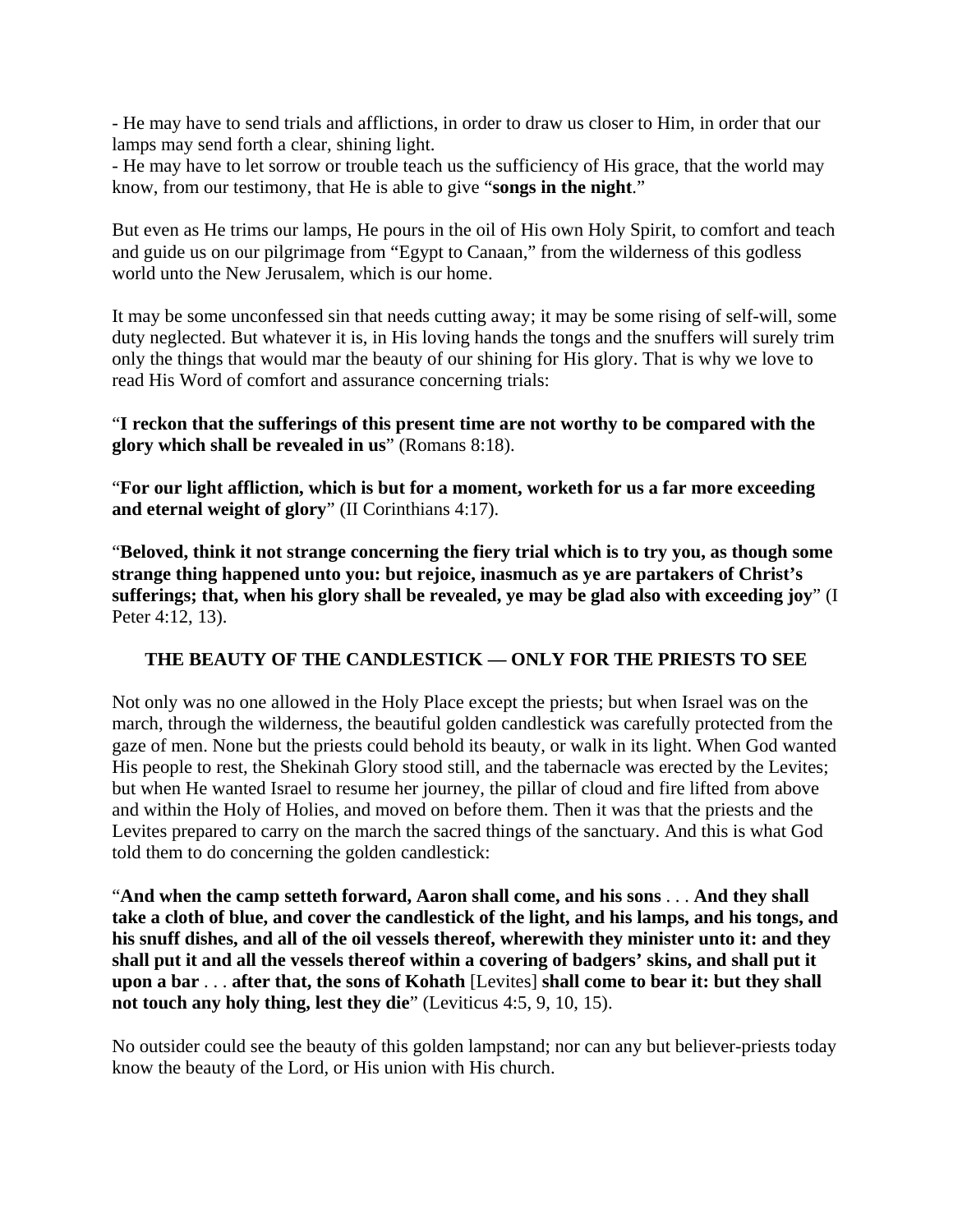- He may have to send trials and afflictions, in order to draw us closer to Him, in order that our lamps may send forth a clear, shining light.
- He may have to let sorrow or trouble teach us the sufficiency of His grace, that the world may know, from our testimony, that He is able to give "**songs in the night**."

But even as He trims our lamps, He pours in the oil of His own Holy Spirit, to comfort and teach and guide us on our pilgrimage from "Egypt to Canaan," from the wilderness of this godless world unto the New Jerusalem, which is our home.

It may be some unconfessed sin that needs cutting away; it may be some rising of self-will, some duty neglected. But whatever it is, in His loving hands the tongs and the snuffers will surely trim only the things that would mar the beauty of our shining for His glory. That is why we love to read His Word of comfort and assurance concerning trials:

"**I reckon that the sufferings of this present time are not worthy to be compared with the glory which shall be revealed in us**" (Romans 8:18).

"**For our light affliction, which is but for a moment, worketh for us a far more exceeding and eternal weight of glory**" (II Corinthians 4:17).

"**Beloved, think it not strange concerning the fiery trial which is to try you, as though some strange thing happened unto you: but rejoice, inasmuch as ye are partakers of Christ's sufferings; that, when his glory shall be revealed, ye may be glad also with exceeding joy**" (I Peter 4:12, 13).

## THE BEAUTY OF THE CANDLESTICK — ONLY FOR THE PRIESTS TO SEE

Not only was no one allowed in the Holy Place except the priests; but when Israel was on the march, through the wilderness, the beautiful golden candlestick was carefully protected from the gaze of men. None but the priests could behold its beauty, or walk in its light. When God wanted His people to rest, the Shekinah Glory stood still, and the tabernacle was erected by the Levites; but when He wanted Israel to resume her journey, the pillar of cloud and fire lifted from above and within the Holy of Holies, and moved on before them. Then it was that the priests and the Levites prepared to carry on the march the sacred things of the sanctuary. And this is what God told them to do concerning the golden candlestick:

"**And when the camp setteth forward, Aaron shall come, and his sons** . . . **And they shall take a cloth of blue, and cover the candlestick of the light, and his lamps, and his tongs, and his snuff dishes, and all of the oil vessels thereof, wherewith they minister unto it: and they shall put it and all the vessels thereof within a covering of badgers' skins, and shall put it upon a bar** . . . **after that, the sons of Kohath** [Levites] **shall come to bear it: but they shall not touch any holy thing, lest they die**" (Leviticus 4:5, 9, 10, 15).

No outsider could see the beauty of this golden lampstand; nor can any but believer-priests today know the beauty of the Lord, or His union with His church.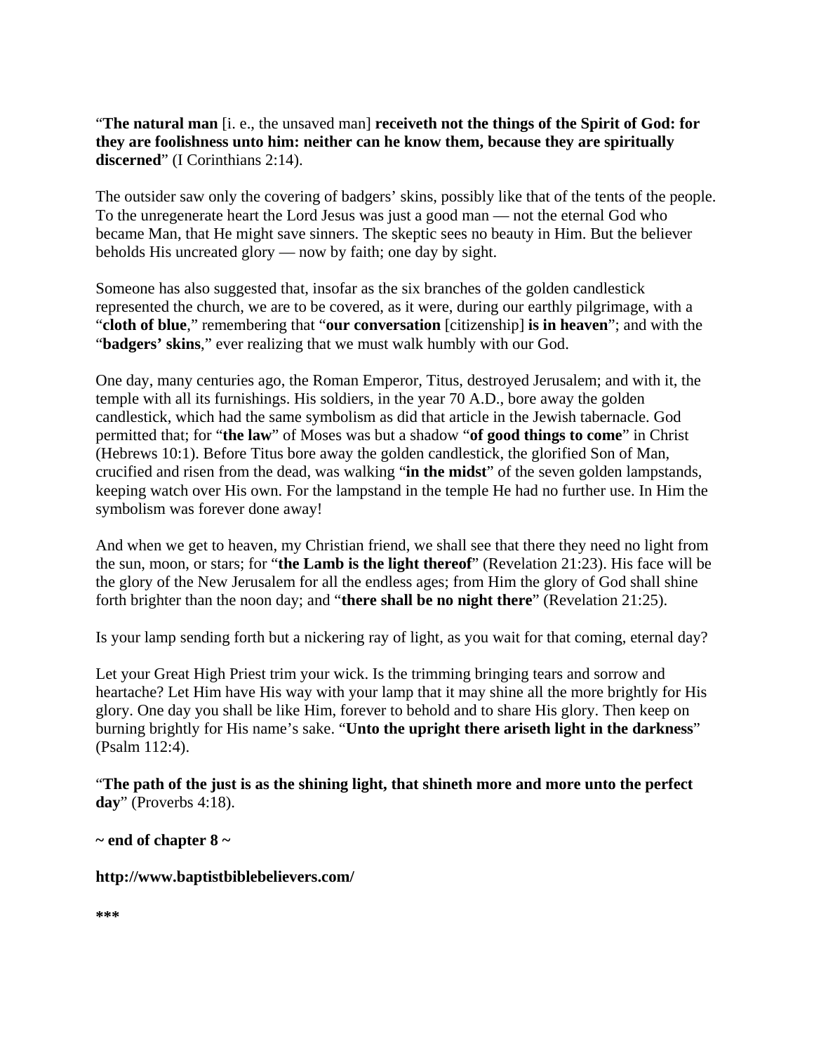"**The natural man** [i. e., the unsaved man] **receiveth not the things of the Spirit of God: for they are foolishness unto him: neither can he know them, because they are spiritually discerned**" (I Corinthians 2:14).

The outsider saw only the covering of badgers' skins, possibly like that of the tents of the people. To the unregenerate heart the Lord Jesus was just a good man — not the eternal God who became Man, that He might save sinners. The skeptic sees no beauty in Him. But the believer beholds His uncreated glory — now by faith; one day by sight.

Someone has also suggested that, insofar as the six branches of the golden candlestick represented the church, we are to be covered, as it were, during our earthly pilgrimage, with a "**cloth of blue**," remembering that "**our conversation** [citizenship] **is in heaven**"; and with the "**badgers' skins**," ever realizing that we must walk humbly with our God.

One day, many centuries ago, the Roman Emperor, Titus, destroyed Jerusalem; and with it, the temple with all its furnishings. His soldiers, in the year 70 A.D., bore away the golden candlestick, which had the same symbolism as did that article in the Jewish tabernacle. God permitted that; for "**the law**" of Moses was but a shadow "**of good things to come**" in Christ (Hebrews 10:1). Before Titus bore away the golden candlestick, the glorified Son of Man, crucified and risen from the dead, was walking "**in the midst**" of the seven golden lampstands, keeping watch over His own. For the lampstand in the temple He had no further use. In Him the symbolism was forever done away!

And when we get to heaven, my Christian friend, we shall see that there they need no light from the sun, moon, or stars; for "**the Lamb is the light thereof**" (Revelation 21:23). His face will be the glory of the New Jerusalem for all the endless ages; from Him the glory of God shall shine forth brighter than the noon day; and "**there shall be no night there**" (Revelation 21:25).

Is your lamp sending forth but a nickering ray of light, as you wait for that coming, eternal day?

Let your Great High Priest trim your wick. Is the trimming bringing tears and sorrow and heartache? Let Him have His way with your lamp that it may shine all the more brightly for His glory. One day you shall be like Him, forever to behold and to share His glory. Then keep on burning brightly for His name's sake. "**Unto the upright there ariseth light in the darkness**" (Psalm 112:4).

"**The path of the just is as the shining light, that shineth more and more unto the perfect day**" (Proverbs 4:18).

**~ end of chapter 8 ~**

**http://www.baptistbiblebelievers.com/**

*****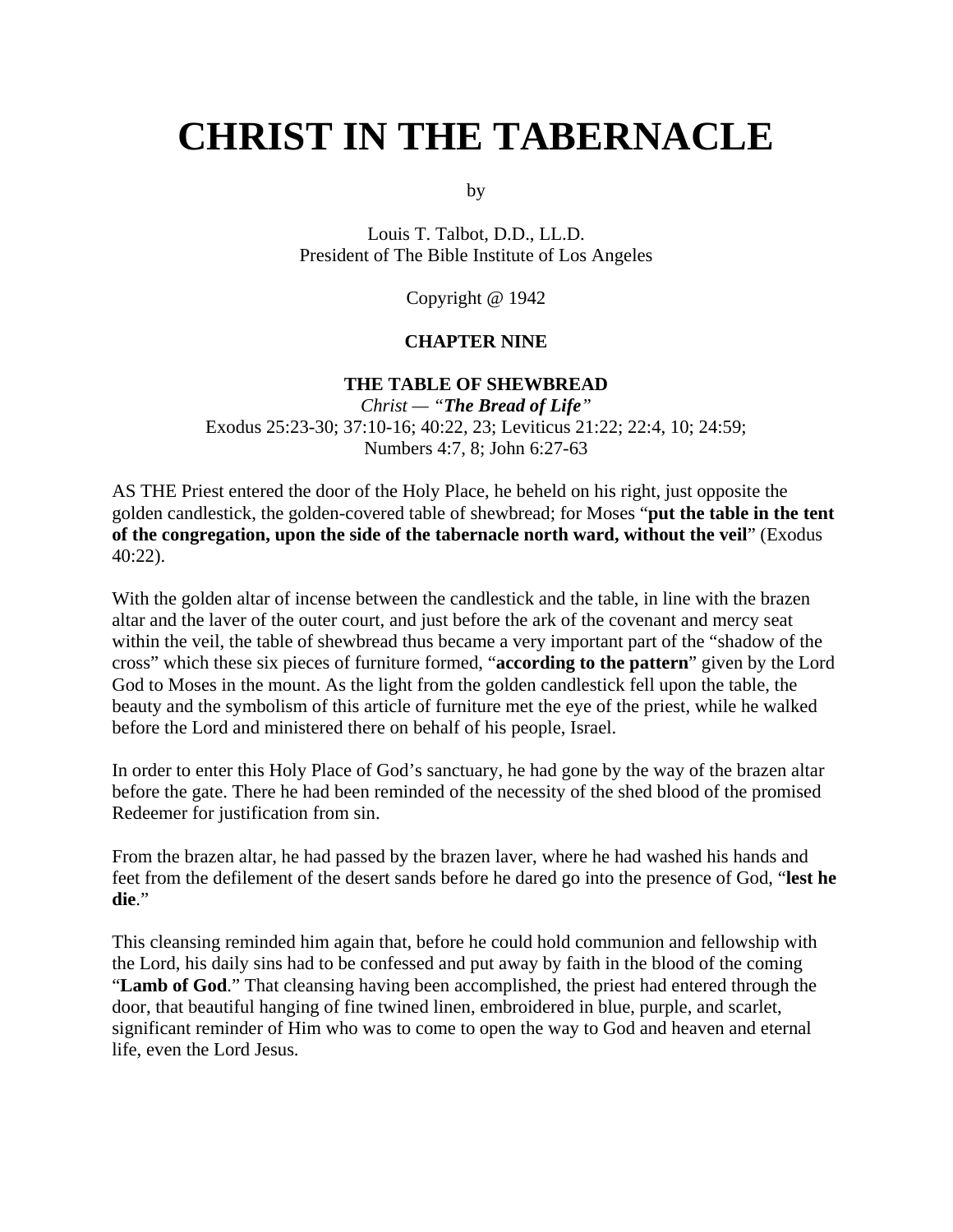# CHRIST IN THE TABERNACLE

by

Louis T. Talbot, D.D., LL.D.
President of The Bible Institute of Los Angeles

Copyright @ 1942

## CHAPTER NINE

### THE TABLE OF SHEWBREAD

*Christ — "**The Bread of Life**"*
Exodus 25:23-30; 37:10-16; 40:22, 23; Leviticus 21:22; 22:4, 10; 24:59; Numbers 4:7, 8; John 6:27-63

AS THE Priest entered the door of the Holy Place, he beheld on his right, just opposite the golden candlestick, the golden-covered table of shewbread; for Moses "**put the table in the tent of the congregation, upon the side of the tabernacle north ward, without the veil**" (Exodus 40:22).

With the golden altar of incense between the candlestick and the table, in line with the brazen altar and the laver of the outer court, and just before the ark of the covenant and mercy seat within the veil, the table of shewbread thus became a very important part of the "shadow of the cross" which these six pieces of furniture formed, "**according to the pattern**" given by the Lord God to Moses in the mount. As the light from the golden candlestick fell upon the table, the beauty and the symbolism of this article of furniture met the eye of the priest, while he walked before the Lord and ministered there on behalf of his people, Israel.

In order to enter this Holy Place of God's sanctuary, he had gone by the way of the brazen altar before the gate. There he had been reminded of the necessity of the shed blood of the promised Redeemer for justification from sin.

From the brazen altar, he had passed by the brazen laver, where he had washed his hands and feet from the defilement of the desert sands before he dared go into the presence of God, "**lest he die**."

This cleansing reminded him again that, before he could hold communion and fellowship with the Lord, his daily sins had to be confessed and put away by faith in the blood of the coming "**Lamb of God**." That cleansing having been accomplished, the priest had entered through the door, that beautiful hanging of fine twined linen, embroidered in blue, purple, and scarlet, significant reminder of Him who was to come to open the way to God and heaven and eternal life, even the Lord Jesus.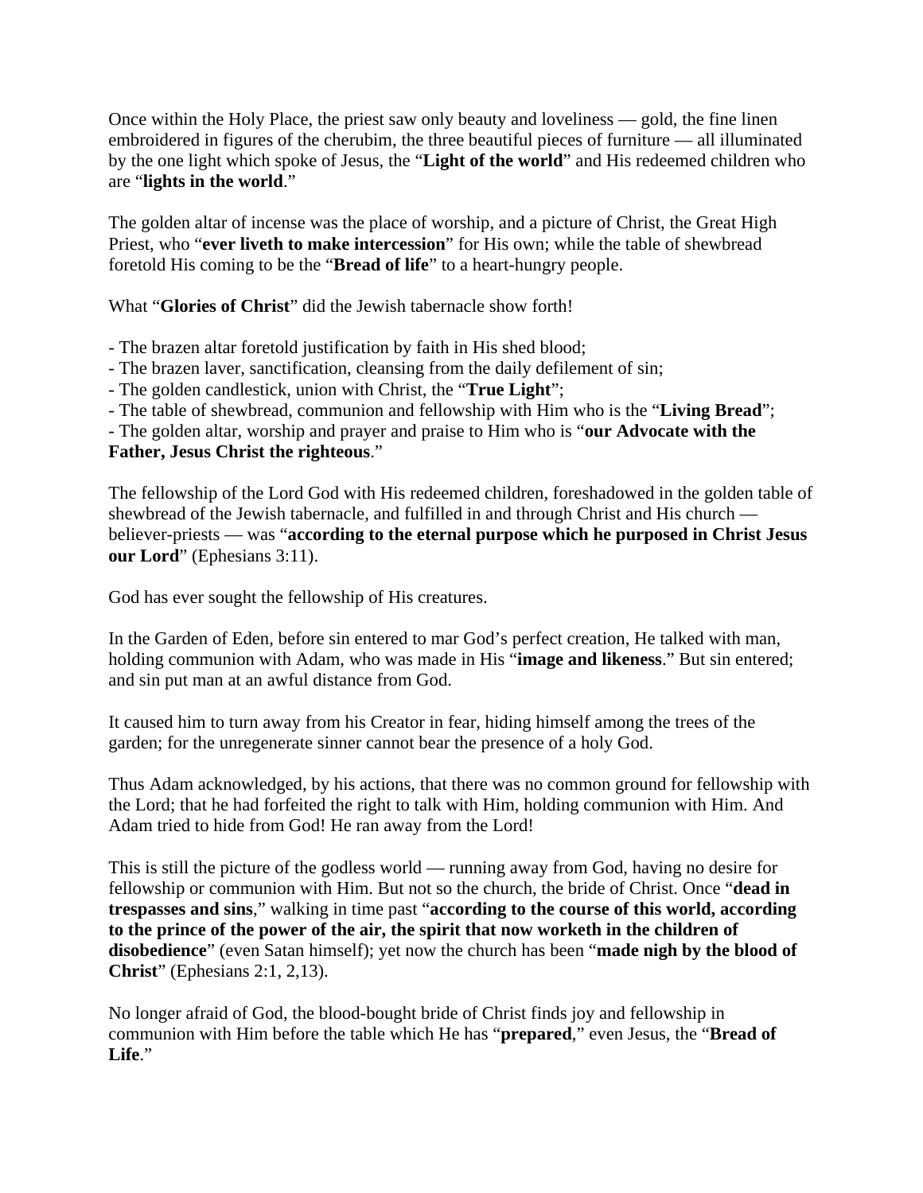Once within the Holy Place, the priest saw only beauty and loveliness — gold, the fine linen embroidered in figures of the cherubim, the three beautiful pieces of furniture — all illuminated by the one light which spoke of Jesus, the "**Light of the world**" and His redeemed children who are "**lights in the world**."

The golden altar of incense was the place of worship, and a picture of Christ, the Great High Priest, who "**ever liveth to make intercession**" for His own; while the table of shewbread foretold His coming to be the "**Bread of life**" to a heart-hungry people.

What "**Glories of Christ**" did the Jewish tabernacle show forth!

- The brazen altar foretold justification by faith in His shed blood;
- The brazen laver, sanctification, cleansing from the daily defilement of sin;
- The golden candlestick, union with Christ, the "**True Light**";
- The table of shewbread, communion and fellowship with Him who is the "**Living Bread**";
- The golden altar, worship and prayer and praise to Him who is "**our Advocate with the Father, Jesus Christ the righteous**."

The fellowship of the Lord God with His redeemed children, foreshadowed in the golden table of shewbread of the Jewish tabernacle, and fulfilled in and through Christ and His church — believer-priests — was "**according to the eternal purpose which he purposed in Christ Jesus our Lord**" (Ephesians 3:11).

God has ever sought the fellowship of His creatures.

In the Garden of Eden, before sin entered to mar God's perfect creation, He talked with man, holding communion with Adam, who was made in His "**image and likeness**." But sin entered; and sin put man at an awful distance from God.

It caused him to turn away from his Creator in fear, hiding himself among the trees of the garden; for the unregenerate sinner cannot bear the presence of a holy God.

Thus Adam acknowledged, by his actions, that there was no common ground for fellowship with the Lord; that he had forfeited the right to talk with Him, holding communion with Him. And Adam tried to hide from God! He ran away from the Lord!

This is still the picture of the godless world — running away from God, having no desire for fellowship or communion with Him. But not so the church, the bride of Christ. Once "**dead in trespasses and sins**," walking in time past "**according to the course of this world, according to the prince of the power of the air, the spirit that now worketh in the children of disobedience**" (even Satan himself); yet now the church has been "**made nigh by the blood of Christ**" (Ephesians 2:1, 2,13).

No longer afraid of God, the blood-bought bride of Christ finds joy and fellowship in communion with Him before the table which He has "**prepared**," even Jesus, the "**Bread of Life**."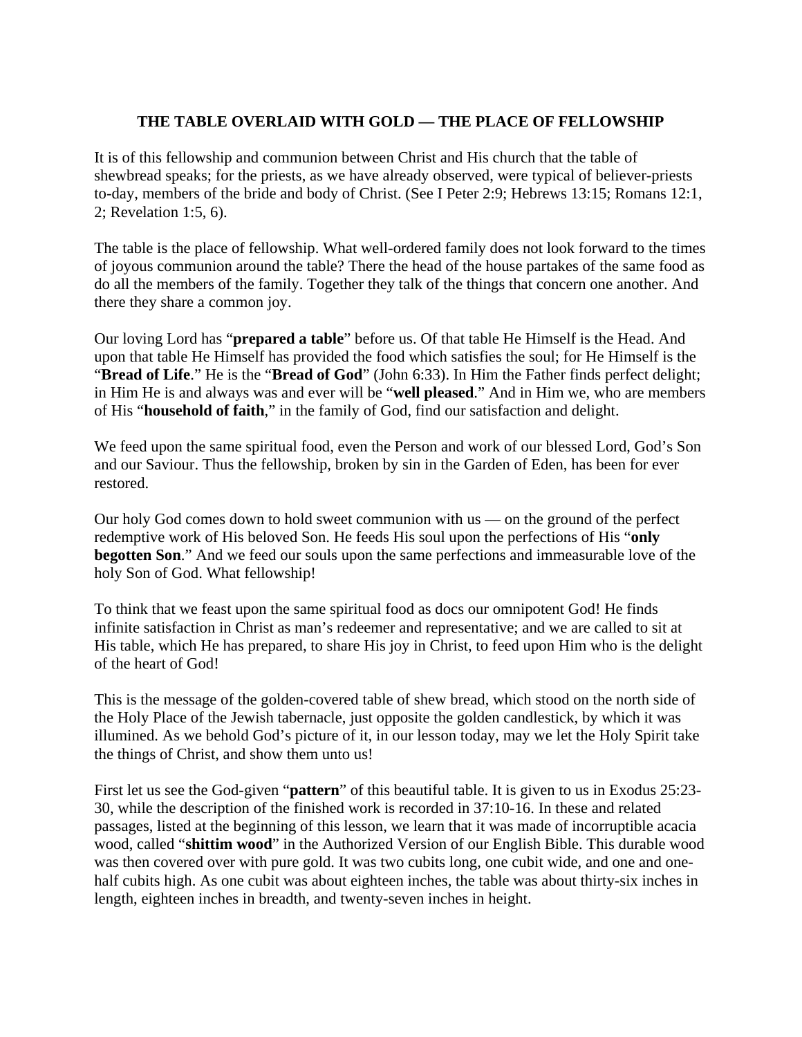## THE TABLE OVERLAID WITH GOLD — THE PLACE OF FELLOWSHIP

It is of this fellowship and communion between Christ and His church that the table of shewbread speaks; for the priests, as we have already observed, were typical of believer-priests to-day, members of the bride and body of Christ. (See I Peter 2:9; Hebrews 13:15; Romans 12:1, 2; Revelation 1:5, 6).

The table is the place of fellowship. What well-ordered family does not look forward to the times of joyous communion around the table? There the head of the house partakes of the same food as do all the members of the family. Together they talk of the things that concern one another. And there they share a common joy.

Our loving Lord has "**prepared a table**" before us. Of that table He Himself is the Head. And upon that table He Himself has provided the food which satisfies the soul; for He Himself is the "**Bread of Life**." He is the "**Bread of God**" (John 6:33). In Him the Father finds perfect delight; in Him He is and always was and ever will be "**well pleased**." And in Him we, who are members of His "**household of faith**," in the family of God, find our satisfaction and delight.

We feed upon the same spiritual food, even the Person and work of our blessed Lord, God's Son and our Saviour. Thus the fellowship, broken by sin in the Garden of Eden, has been for ever restored.

Our holy God comes down to hold sweet communion with us — on the ground of the perfect redemptive work of His beloved Son. He feeds His soul upon the perfections of His "**only begotten Son**." And we feed our souls upon the same perfections and immeasurable love of the holy Son of God. What fellowship!

To think that we feast upon the same spiritual food as docs our omnipotent God! He finds infinite satisfaction in Christ as man's redeemer and representative; and we are called to sit at His table, which He has prepared, to share His joy in Christ, to feed upon Him who is the delight of the heart of God!

This is the message of the golden-covered table of shew bread, which stood on the north side of the Holy Place of the Jewish tabernacle, just opposite the golden candlestick, by which it was illumined. As we behold God's picture of it, in our lesson today, may we let the Holy Spirit take the things of Christ, and show them unto us!

First let us see the God-given "**pattern**" of this beautiful table. It is given to us in Exodus 25:23-30, while the description of the finished work is recorded in 37:10-16. In these and related passages, listed at the beginning of this lesson, we learn that it was made of incorruptible acacia wood, called "**shittim wood**" in the Authorized Version of our English Bible. This durable wood was then covered over with pure gold. It was two cubits long, one cubit wide, and one and one-half cubits high. As one cubit was about eighteen inches, the table was about thirty-six inches in length, eighteen inches in breadth, and twenty-seven inches in height.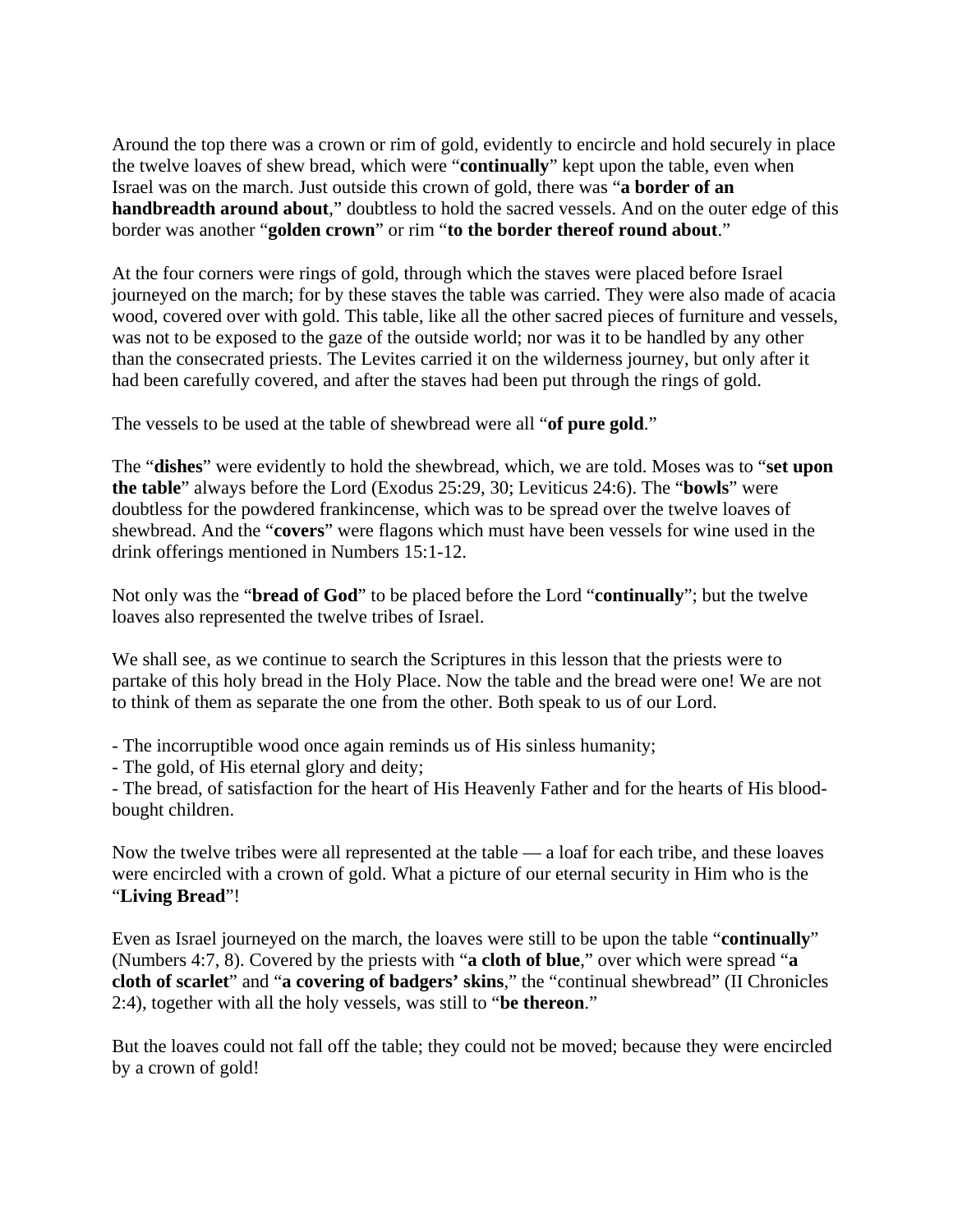Around the top there was a crown or rim of gold, evidently to encircle and hold securely in place the twelve loaves of shew bread, which were "**continually**" kept upon the table, even when Israel was on the march. Just outside this crown of gold, there was "**a border of an handbreadth around about**," doubtless to hold the sacred vessels. And on the outer edge of this border was another "**golden crown**" or rim "**to the border thereof round about**."

At the four corners were rings of gold, through which the staves were placed before Israel journeyed on the march; for by these staves the table was carried. They were also made of acacia wood, covered over with gold. This table, like all the other sacred pieces of furniture and vessels, was not to be exposed to the gaze of the outside world; nor was it to be handled by any other than the consecrated priests. The Levites carried it on the wilderness journey, but only after it had been carefully covered, and after the staves had been put through the rings of gold.

The vessels to be used at the table of shewbread were all "**of pure gold**."

The "**dishes**" were evidently to hold the shewbread, which, we are told. Moses was to "**set upon the table**" always before the Lord (Exodus 25:29, 30; Leviticus 24:6). The "**bowls**" were doubtless for the powdered frankincense, which was to be spread over the twelve loaves of shewbread. And the "**covers**" were flagons which must have been vessels for wine used in the drink offerings mentioned in Numbers 15:1-12.

Not only was the "**bread of God**" to be placed before the Lord "**continually**"; but the twelve loaves also represented the twelve tribes of Israel.

We shall see, as we continue to search the Scriptures in this lesson that the priests were to partake of this holy bread in the Holy Place. Now the table and the bread were one! We are not to think of them as separate the one from the other. Both speak to us of our Lord.

- The incorruptible wood once again reminds us of His sinless humanity;
- The gold, of His eternal glory and deity;
- The bread, of satisfaction for the heart of His Heavenly Father and for the hearts of His blood-bought children.

Now the twelve tribes were all represented at the table — a loaf for each tribe, and these loaves were encircled with a crown of gold. What a picture of our eternal security in Him who is the "**Living Bread**"!

Even as Israel journeyed on the march, the loaves were still to be upon the table "**continually**" (Numbers 4:7, 8). Covered by the priests with "**a cloth of blue**," over which were spread "**a cloth of scarlet**" and "**a covering of badgers' skins**," the "continual shewbread" (II Chronicles 2:4), together with all the holy vessels, was still to "**be thereon**."

But the loaves could not fall off the table; they could not be moved; because they were encircled by a crown of gold!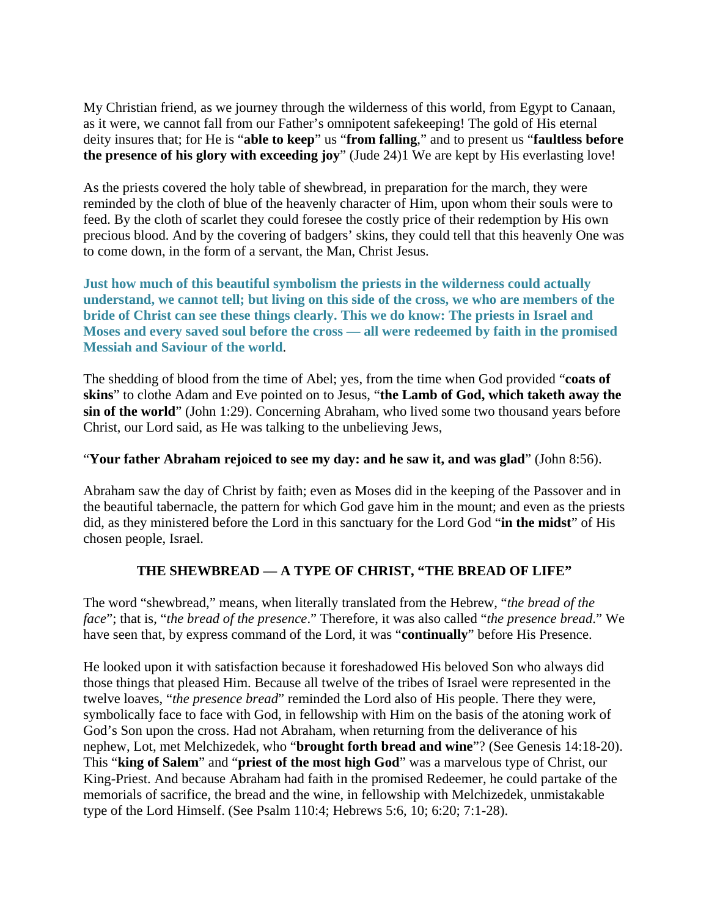My Christian friend, as we journey through the wilderness of this world, from Egypt to Canaan, as it were, we cannot fall from our Father's omnipotent safekeeping! The gold of His eternal deity insures that; for He is "**able to keep**" us "**from falling**," and to present us "**faultless before the presence of his glory with exceeding joy**" (Jude 24)1 We are kept by His everlasting love!

As the priests covered the holy table of shewbread, in preparation for the march, they were reminded by the cloth of blue of the heavenly character of Him, upon whom their souls were to feed. By the cloth of scarlet they could foresee the costly price of their redemption by His own precious blood. And by the covering of badgers' skins, they could tell that this heavenly One was to come down, in the form of a servant, the Man, Christ Jesus.

**Just how much of this beautiful symbolism the priests in the wilderness could actually understand, we cannot tell; but living on this side of the cross, we who are members of the bride of Christ can see these things clearly. This we do know: The priests in Israel and Moses and every saved soul before the cross — all were redeemed by faith in the promised Messiah and Saviour of the world**.

The shedding of blood from the time of Abel; yes, from the time when God provided "**coats of skins**" to clothe Adam and Eve pointed on to Jesus, "**the Lamb of God, which taketh away the sin of the world**" (John 1:29). Concerning Abraham, who lived some two thousand years before Christ, our Lord said, as He was talking to the unbelieving Jews,

"**Your father Abraham rejoiced to see my day: and he saw it, and was glad**" (John 8:56).

Abraham saw the day of Christ by faith; even as Moses did in the keeping of the Passover and in the beautiful tabernacle, the pattern for which God gave him in the mount; and even as the priests did, as they ministered before the Lord in this sanctuary for the Lord God "**in the midst**" of His chosen people, Israel.

## THE SHEWBREAD — A TYPE OF CHRIST, "THE BREAD OF LIFE"

The word "shewbread," means, when literally translated from the Hebrew, "*the bread of the face*"; that is, "*the bread of the presence*." Therefore, it was also called "*the presence bread*." We have seen that, by express command of the Lord, it was "**continually**" before His Presence.

He looked upon it with satisfaction because it foreshadowed His beloved Son who always did those things that pleased Him. Because all twelve of the tribes of Israel were represented in the twelve loaves, "*the presence bread*" reminded the Lord also of His people. There they were, symbolically face to face with God, in fellowship with Him on the basis of the atoning work of God's Son upon the cross. Had not Abraham, when returning from the deliverance of his nephew, Lot, met Melchizedek, who "**brought forth bread and wine**"? (See Genesis 14:18-20). This "**king of Salem**" and "**priest of the most high God**" was a marvelous type of Christ, our King-Priest. And because Abraham had faith in the promised Redeemer, he could partake of the memorials of sacrifice, the bread and the wine, in fellowship with Melchizedek, unmistakable type of the Lord Himself. (See Psalm 110:4; Hebrews 5:6, 10; 6:20; 7:1-28).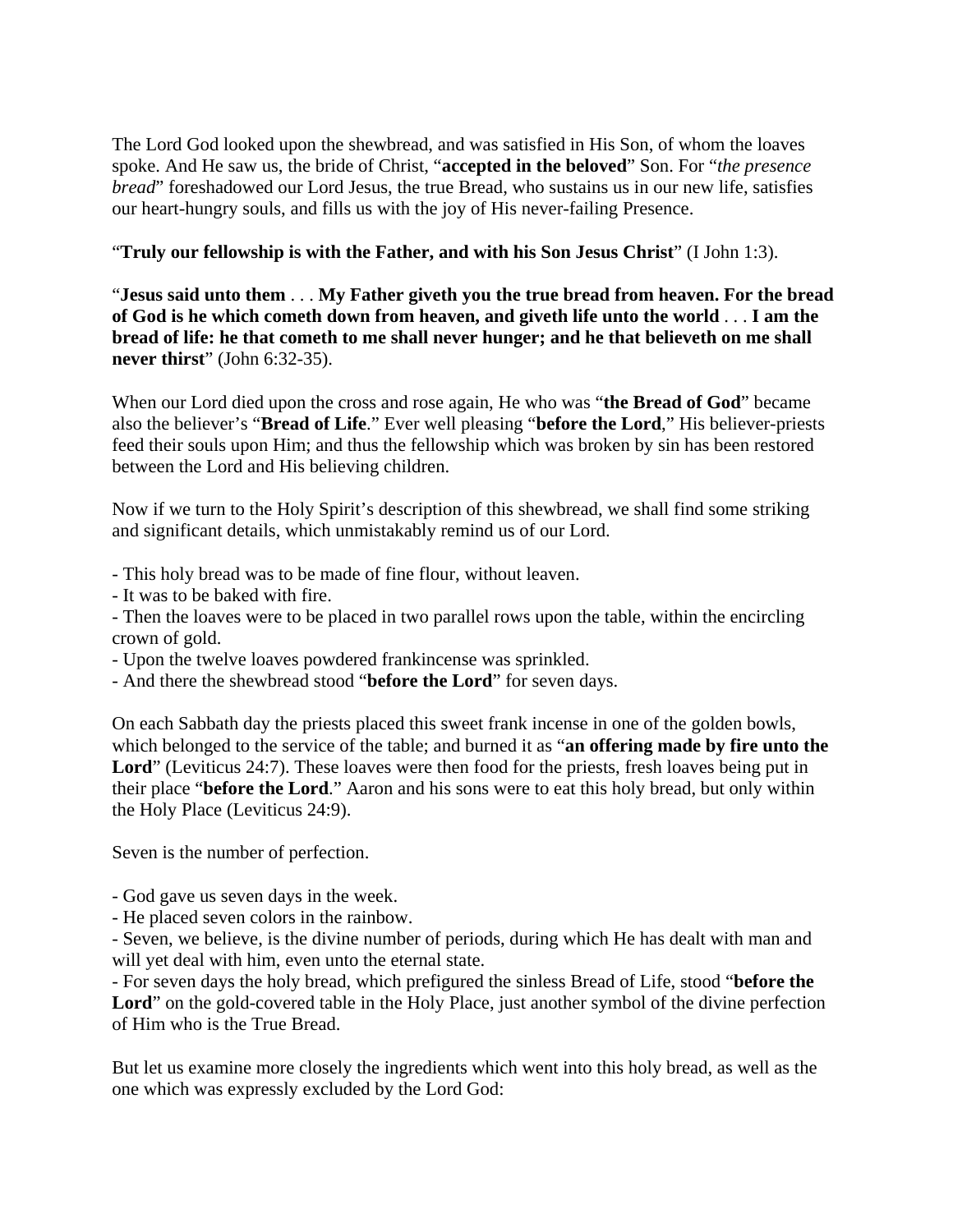The Lord God looked upon the shewbread, and was satisfied in His Son, of whom the loaves spoke. And He saw us, the bride of Christ, "**accepted in the beloved**" Son. For "*the presence bread*" foreshadowed our Lord Jesus, the true Bread, who sustains us in our new life, satisfies our heart-hungry souls, and fills us with the joy of His never-failing Presence.

"**Truly our fellowship is with the Father, and with his Son Jesus Christ**" (I John 1:3).

"**Jesus said unto them** . . . **My Father giveth you the true bread from heaven. For the bread of God is he which cometh down from heaven, and giveth life unto the world** . . . **I am the bread of life: he that cometh to me shall never hunger; and he that believeth on me shall never thirst**" (John 6:32-35).

When our Lord died upon the cross and rose again, He who was "**the Bread of God**" became also the believer's "**Bread of Life**." Ever well pleasing "**before the Lord**," His believer-priests feed their souls upon Him; and thus the fellowship which was broken by sin has been restored between the Lord and His believing children.

Now if we turn to the Holy Spirit's description of this shewbread, we shall find some striking and significant details, which unmistakably remind us of our Lord.

- This holy bread was to be made of fine flour, without leaven.
- It was to be baked with fire.
- Then the loaves were to be placed in two parallel rows upon the table, within the encircling crown of gold.
- Upon the twelve loaves powdered frankincense was sprinkled.
- And there the shewbread stood "**before the Lord**" for seven days.

On each Sabbath day the priests placed this sweet frank incense in one of the golden bowls, which belonged to the service of the table; and burned it as "**an offering made by fire unto the Lord**" (Leviticus 24:7). These loaves were then food for the priests, fresh loaves being put in their place "**before the Lord**." Aaron and his sons were to eat this holy bread, but only within the Holy Place (Leviticus 24:9).

Seven is the number of perfection.

- God gave us seven days in the week.
- He placed seven colors in the rainbow.
- Seven, we believe, is the divine number of periods, during which He has dealt with man and will yet deal with him, even unto the eternal state.
- For seven days the holy bread, which prefigured the sinless Bread of Life, stood "**before the Lord**" on the gold-covered table in the Holy Place, just another symbol of the divine perfection of Him who is the True Bread.

But let us examine more closely the ingredients which went into this holy bread, as well as the one which was expressly excluded by the Lord God: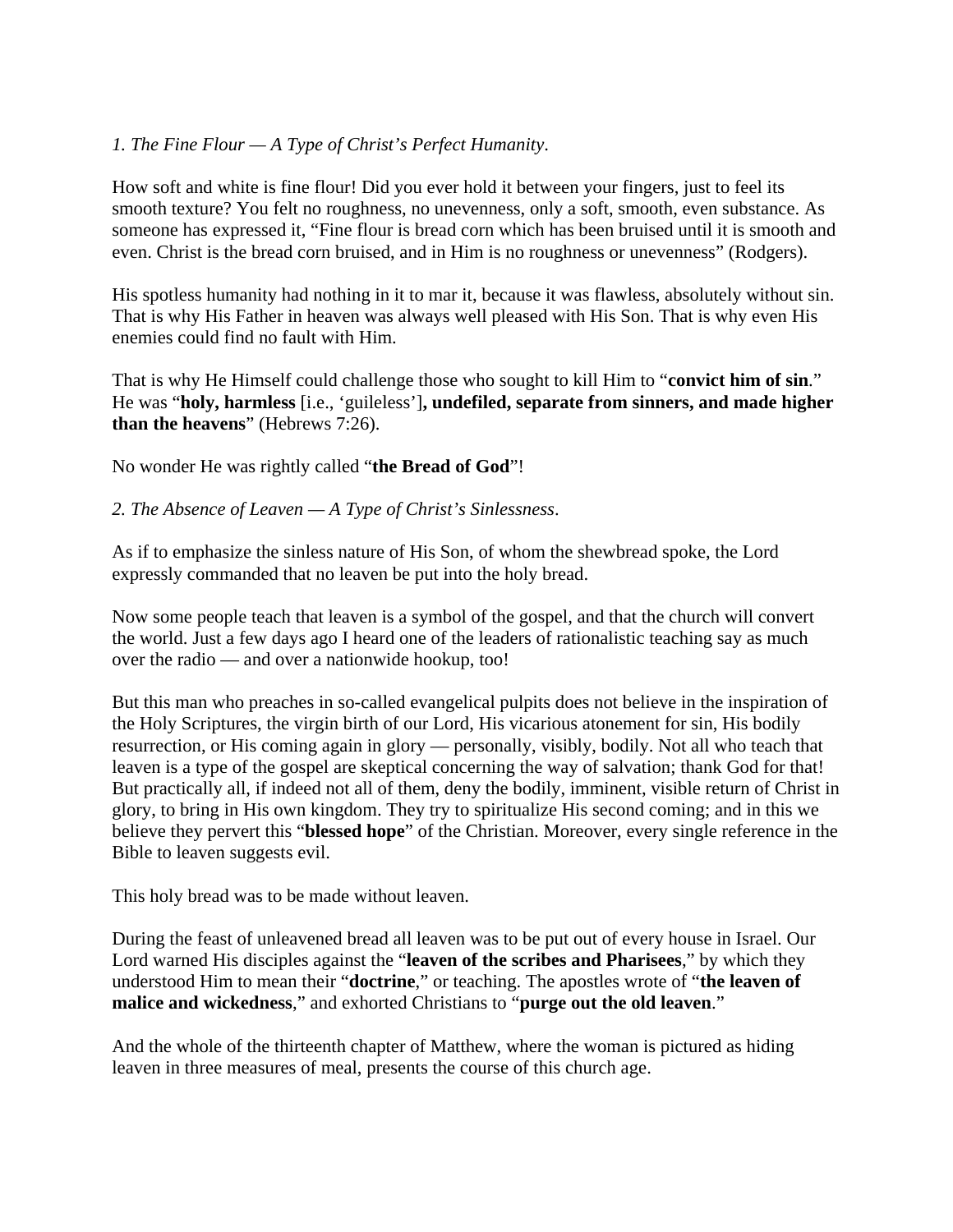*1. The Fine Flour — A Type of Christ's Perfect Humanity*.

How soft and white is fine flour! Did you ever hold it between your fingers, just to feel its smooth texture? You felt no roughness, no unevenness, only a soft, smooth, even substance. As someone has expressed it, "Fine flour is bread corn which has been bruised until it is smooth and even. Christ is the bread corn bruised, and in Him is no roughness or unevenness" (Rodgers).

His spotless humanity had nothing in it to mar it, because it was flawless, absolutely without sin. That is why His Father in heaven was always well pleased with His Son. That is why even His enemies could find no fault with Him.

That is why He Himself could challenge those who sought to kill Him to "**convict him of sin**." He was "**holy, harmless** [i.e., 'guileless']**, undefiled, separate from sinners, and made higher than the heavens**" (Hebrews 7:26).

No wonder He was rightly called "**the Bread of God**"!

*2. The Absence of Leaven — A Type of Christ's Sinlessness*.

As if to emphasize the sinless nature of His Son, of whom the shewbread spoke, the Lord expressly commanded that no leaven be put into the holy bread.

Now some people teach that leaven is a symbol of the gospel, and that the church will convert the world. Just a few days ago I heard one of the leaders of rationalistic teaching say as much over the radio — and over a nationwide hookup, too!

But this man who preaches in so-called evangelical pulpits does not believe in the inspiration of the Holy Scriptures, the virgin birth of our Lord, His vicarious atonement for sin, His bodily resurrection, or His coming again in glory — personally, visibly, bodily. Not all who teach that leaven is a type of the gospel are skeptical concerning the way of salvation; thank God for that! But practically all, if indeed not all of them, deny the bodily, imminent, visible return of Christ in glory, to bring in His own kingdom. They try to spiritualize His second coming; and in this we believe they pervert this "**blessed hope**" of the Christian. Moreover, every single reference in the Bible to leaven suggests evil.

This holy bread was to be made without leaven.

During the feast of unleavened bread all leaven was to be put out of every house in Israel. Our Lord warned His disciples against the "**leaven of the scribes and Pharisees**," by which they understood Him to mean their "**doctrine**," or teaching. The apostles wrote of "**the leaven of malice and wickedness**," and exhorted Christians to "**purge out the old leaven**."

And the whole of the thirteenth chapter of Matthew, where the woman is pictured as hiding leaven in three measures of meal, presents the course of this church age.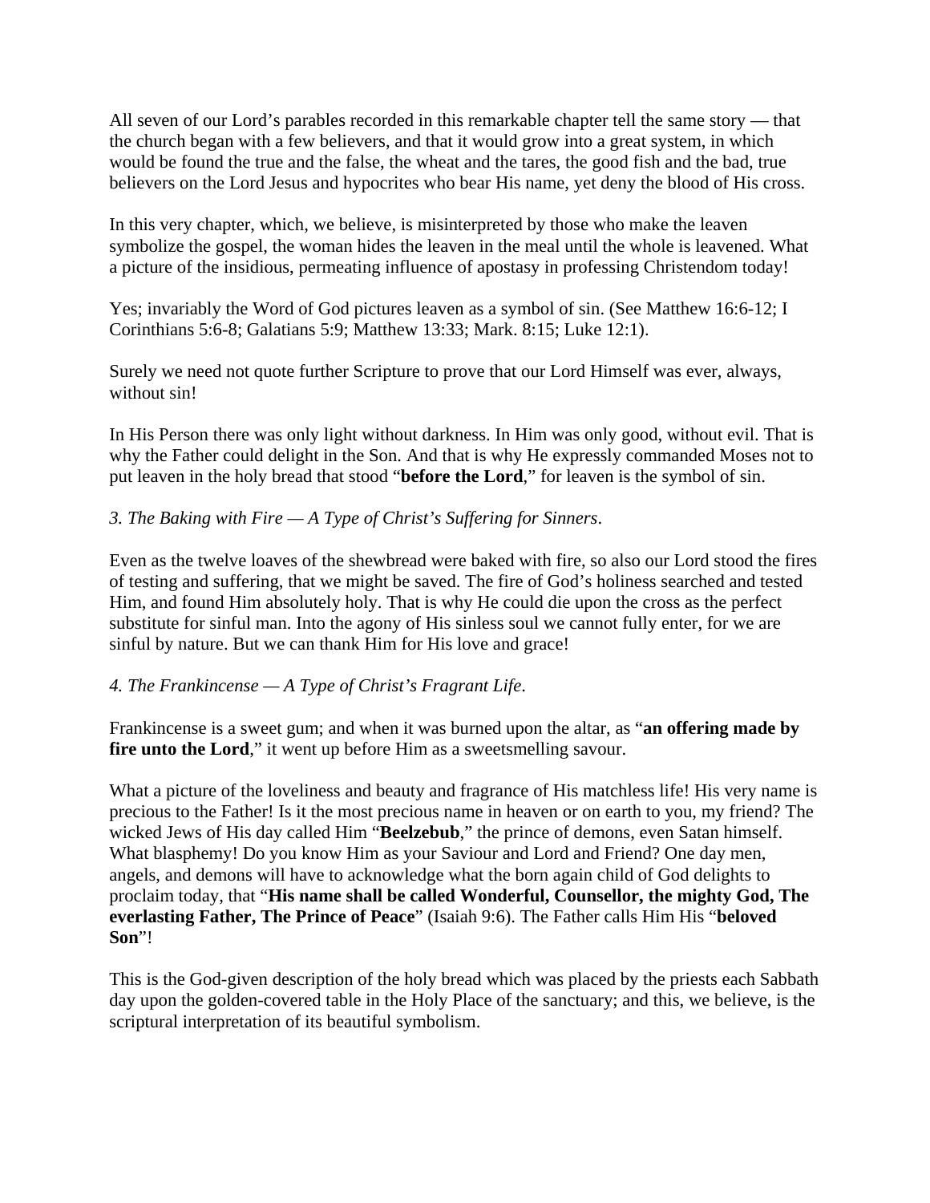All seven of our Lord's parables recorded in this remarkable chapter tell the same story — that the church began with a few believers, and that it would grow into a great system, in which would be found the true and the false, the wheat and the tares, the good fish and the bad, true believers on the Lord Jesus and hypocrites who bear His name, yet deny the blood of His cross.

In this very chapter, which, we believe, is misinterpreted by those who make the leaven symbolize the gospel, the woman hides the leaven in the meal until the whole is leavened. What a picture of the insidious, permeating influence of apostasy in professing Christendom today!

Yes; invariably the Word of God pictures leaven as a symbol of sin. (See Matthew 16:6-12; I Corinthians 5:6-8; Galatians 5:9; Matthew 13:33; Mark. 8:15; Luke 12:1).

Surely we need not quote further Scripture to prove that our Lord Himself was ever, always, without sin!

In His Person there was only light without darkness. In Him was only good, without evil. That is why the Father could delight in the Son. And that is why He expressly commanded Moses not to put leaven in the holy bread that stood "**before the Lord**," for leaven is the symbol of sin.

*3. The Baking with Fire — A Type of Christ's Suffering for Sinners*.

Even as the twelve loaves of the shewbread were baked with fire, so also our Lord stood the fires of testing and suffering, that we might be saved. The fire of God's holiness searched and tested Him, and found Him absolutely holy. That is why He could die upon the cross as the perfect substitute for sinful man. Into the agony of His sinless soul we cannot fully enter, for we are sinful by nature. But we can thank Him for His love and grace!

*4. The Frankincense — A Type of Christ's Fragrant Life*.

Frankincense is a sweet gum; and when it was burned upon the altar, as "**an offering made by fire unto the Lord**," it went up before Him as a sweetsmelling savour.

What a picture of the loveliness and beauty and fragrance of His matchless life! His very name is precious to the Father! Is it the most precious name in heaven or on earth to you, my friend? The wicked Jews of His day called Him "**Beelzebub**," the prince of demons, even Satan himself. What blasphemy! Do you know Him as your Saviour and Lord and Friend? One day men, angels, and demons will have to acknowledge what the born again child of God delights to proclaim today, that "**His name shall be called Wonderful, Counsellor, the mighty God, The everlasting Father, The Prince of Peace**" (Isaiah 9:6). The Father calls Him His "**beloved Son**"!

This is the God-given description of the holy bread which was placed by the priests each Sabbath day upon the golden-covered table in the Holy Place of the sanctuary; and this, we believe, is the scriptural interpretation of its beautiful symbolism.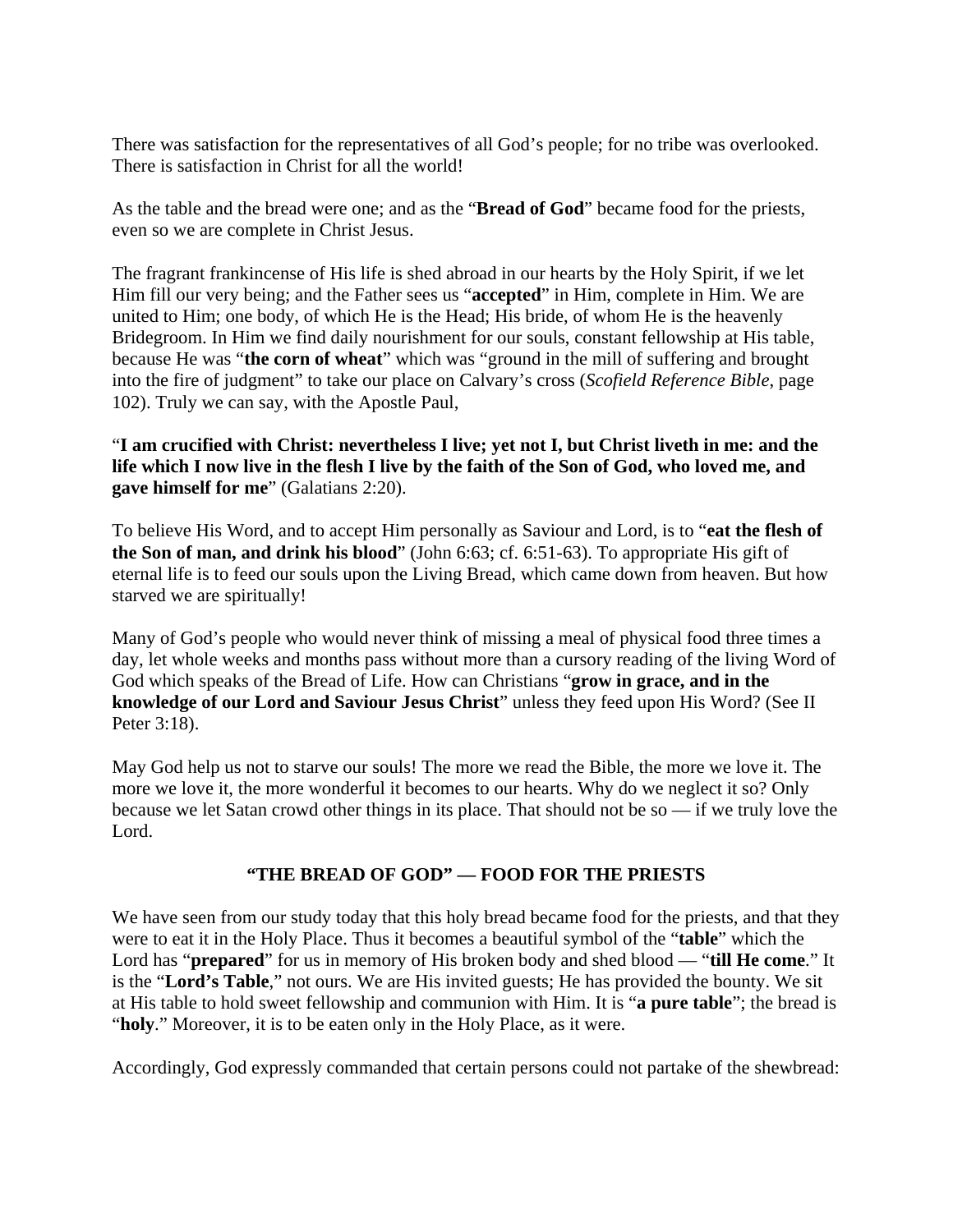There was satisfaction for the representatives of all God's people; for no tribe was overlooked. There is satisfaction in Christ for all the world!

As the table and the bread were one; and as the "**Bread of God**" became food for the priests, even so we are complete in Christ Jesus.

The fragrant frankincense of His life is shed abroad in our hearts by the Holy Spirit, if we let Him fill our very being; and the Father sees us "**accepted**" in Him, complete in Him. We are united to Him; one body, of which He is the Head; His bride, of whom He is the heavenly Bridegroom. In Him we find daily nourishment for our souls, constant fellowship at His table, because He was "**the corn of wheat**" which was "ground in the mill of suffering and brought into the fire of judgment" to take our place on Calvary's cross (*Scofield Reference Bible*, page 102). Truly we can say, with the Apostle Paul,

"**I am crucified with Christ: nevertheless I live; yet not I, but Christ liveth in me: and the life which I now live in the flesh I live by the faith of the Son of God, who loved me, and gave himself for me**" (Galatians 2:20).

To believe His Word, and to accept Him personally as Saviour and Lord, is to "**eat the flesh of the Son of man, and drink his blood**" (John 6:63; cf. 6:51-63). To appropriate His gift of eternal life is to feed our souls upon the Living Bread, which came down from heaven. But how starved we are spiritually!

Many of God's people who would never think of missing a meal of physical food three times a day, let whole weeks and months pass without more than a cursory reading of the living Word of God which speaks of the Bread of Life. How can Christians "**grow in grace, and in the knowledge of our Lord and Saviour Jesus Christ**" unless they feed upon His Word? (See II Peter 3:18).

May God help us not to starve our souls! The more we read the Bible, the more we love it. The more we love it, the more wonderful it becomes to our hearts. Why do we neglect it so? Only because we let Satan crowd other things in its place. That should not be so — if we truly love the Lord.

## "THE BREAD OF GOD" — FOOD FOR THE PRIESTS

We have seen from our study today that this holy bread became food for the priests, and that they were to eat it in the Holy Place. Thus it becomes a beautiful symbol of the "**table**" which the Lord has "**prepared**" for us in memory of His broken body and shed blood — "**till He come**." It is the "**Lord's Table**," not ours. We are His invited guests; He has provided the bounty. We sit at His table to hold sweet fellowship and communion with Him. It is "**a pure table**"; the bread is "**holy**." Moreover, it is to be eaten only in the Holy Place, as it were.

Accordingly, God expressly commanded that certain persons could not partake of the shewbread: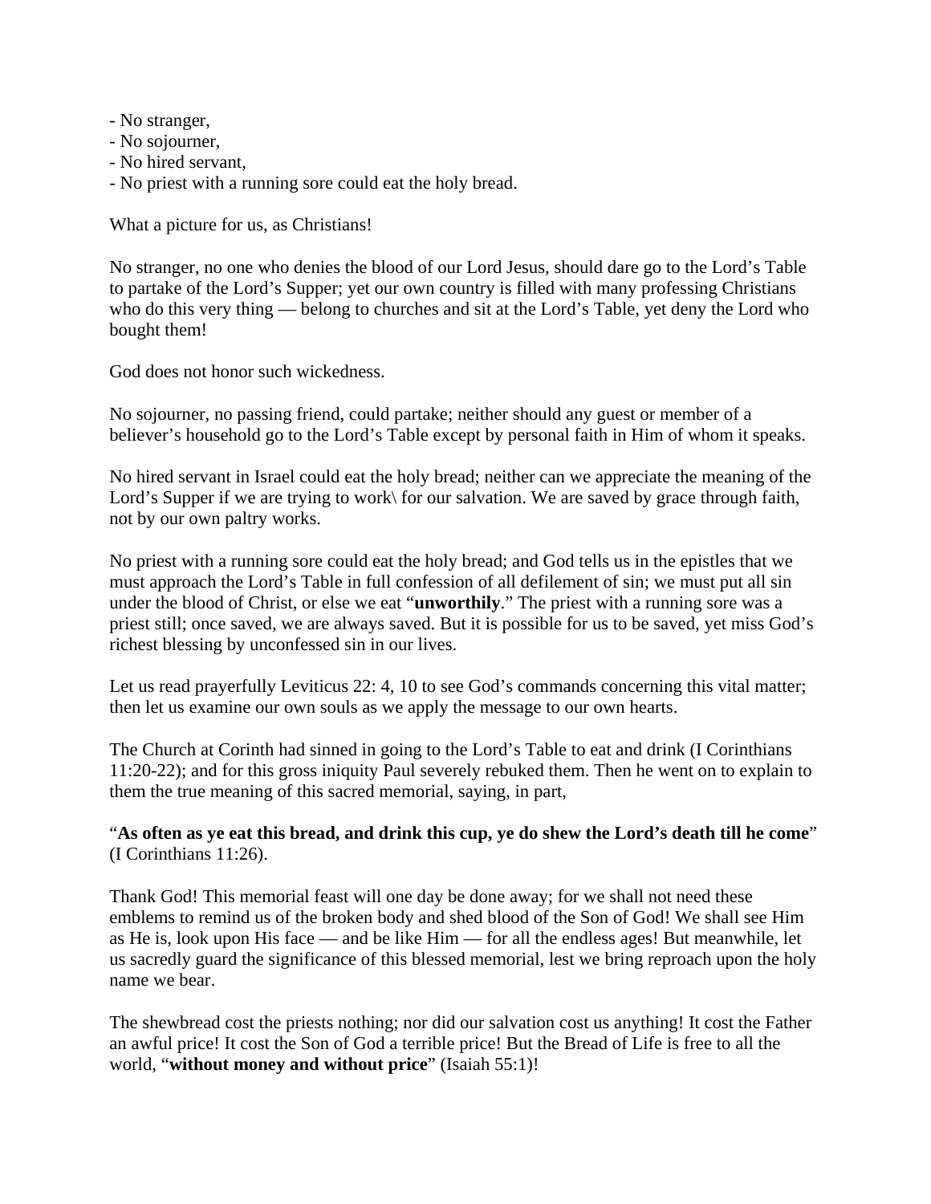- No stranger,
- No sojourner,
- No hired servant,
- No priest with a running sore could eat the holy bread.

What a picture for us, as Christians!

No stranger, no one who denies the blood of our Lord Jesus, should dare go to the Lord's Table to partake of the Lord's Supper; yet our own country is filled with many professing Christians who do this very thing — belong to churches and sit at the Lord's Table, yet deny the Lord who bought them!

God does not honor such wickedness.

No sojourner, no passing friend, could partake; neither should any guest or member of a believer's household go to the Lord's Table except by personal faith in Him of whom it speaks.

No hired servant in Israel could eat the holy bread; neither can we appreciate the meaning of the Lord's Supper if we are trying to work\ for our salvation. We are saved by grace through faith, not by our own paltry works.

No priest with a running sore could eat the holy bread; and God tells us in the epistles that we must approach the Lord's Table in full confession of all defilement of sin; we must put all sin under the blood of Christ, or else we eat "**unworthily**." The priest with a running sore was a priest still; once saved, we are always saved. But it is possible for us to be saved, yet miss God's richest blessing by unconfessed sin in our lives.

Let us read prayerfully Leviticus 22: 4, 10 to see God's commands concerning this vital matter; then let us examine our own souls as we apply the message to our own hearts.

The Church at Corinth had sinned in going to the Lord's Table to eat and drink (I Corinthians 11:20-22); and for this gross iniquity Paul severely rebuked them. Then he went on to explain to them the true meaning of this sacred memorial, saying, in part,

"**As often as ye eat this bread, and drink this cup, ye do shew the Lord's death till he come**" (I Corinthians 11:26).

Thank God! This memorial feast will one day be done away; for we shall not need these emblems to remind us of the broken body and shed blood of the Son of God! We shall see Him as He is, look upon His face — and be like Him — for all the endless ages! But meanwhile, let us sacredly guard the significance of this blessed memorial, lest we bring reproach upon the holy name we bear.

The shewbread cost the priests nothing; nor did our salvation cost us anything! It cost the Father an awful price! It cost the Son of God a terrible price! But the Bread of Life is free to all the world, "**without money and without price**" (Isaiah 55:1)!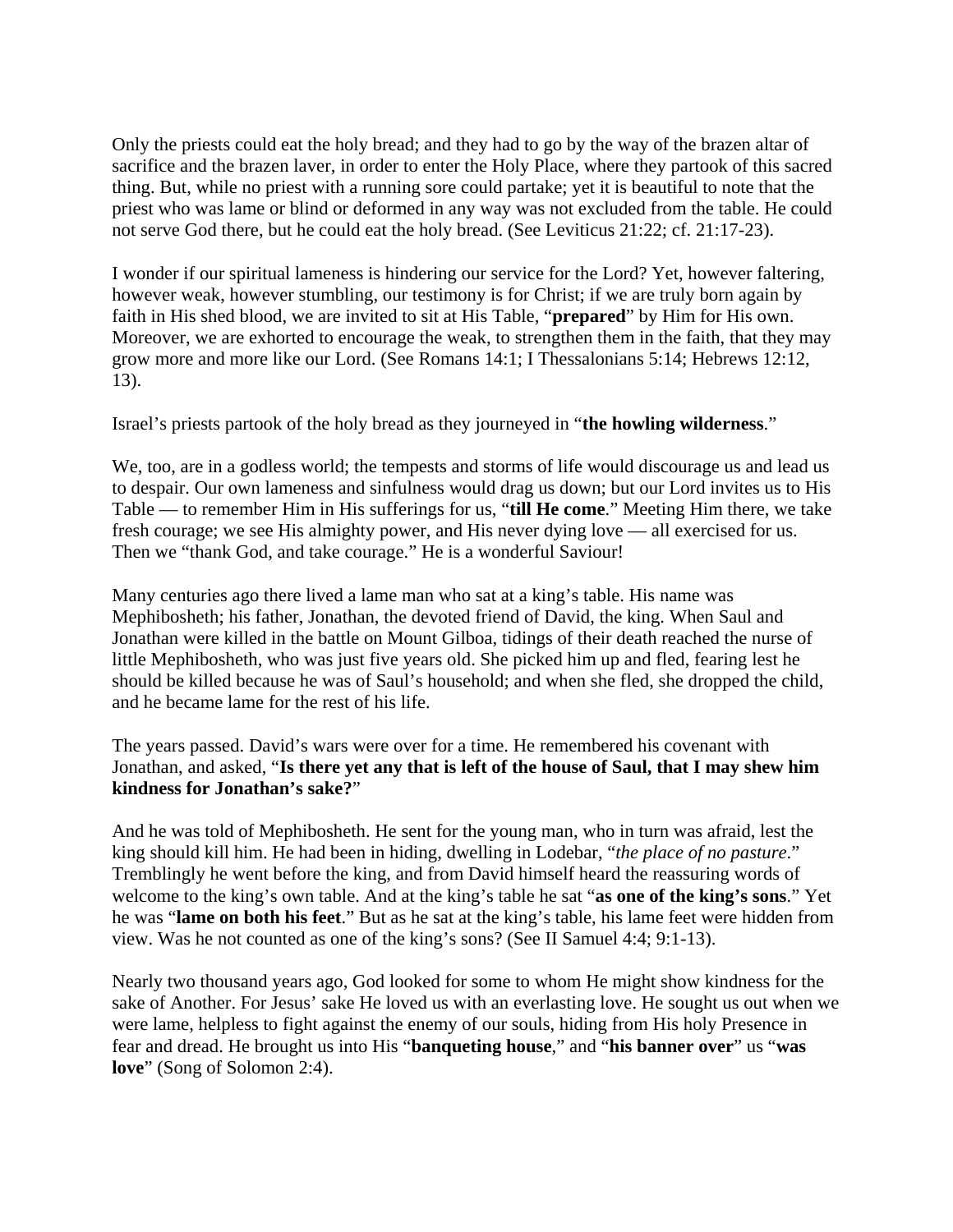Only the priests could eat the holy bread; and they had to go by the way of the brazen altar of sacrifice and the brazen laver, in order to enter the Holy Place, where they partook of this sacred thing. But, while no priest with a running sore could partake; yet it is beautiful to note that the priest who was lame or blind or deformed in any way was not excluded from the table. He could not serve God there, but he could eat the holy bread. (See Leviticus 21:22; cf. 21:17-23).

I wonder if our spiritual lameness is hindering our service for the Lord? Yet, however faltering, however weak, however stumbling, our testimony is for Christ; if we are truly born again by faith in His shed blood, we are invited to sit at His Table, "**prepared**" by Him for His own. Moreover, we are exhorted to encourage the weak, to strengthen them in the faith, that they may grow more and more like our Lord. (See Romans 14:1; I Thessalonians 5:14; Hebrews 12:12, 13).

Israel's priests partook of the holy bread as they journeyed in "**the howling wilderness**."

We, too, are in a godless world; the tempests and storms of life would discourage us and lead us to despair. Our own lameness and sinfulness would drag us down; but our Lord invites us to His Table — to remember Him in His sufferings for us, "**till He come**." Meeting Him there, we take fresh courage; we see His almighty power, and His never dying love — all exercised for us. Then we "thank God, and take courage." He is a wonderful Saviour!

Many centuries ago there lived a lame man who sat at a king's table. His name was Mephibosheth; his father, Jonathan, the devoted friend of David, the king. When Saul and Jonathan were killed in the battle on Mount Gilboa, tidings of their death reached the nurse of little Mephibosheth, who was just five years old. She picked him up and fled, fearing lest he should be killed because he was of Saul's household; and when she fled, she dropped the child, and he became lame for the rest of his life.

The years passed. David's wars were over for a time. He remembered his covenant with Jonathan, and asked, "**Is there yet any that is left of the house of Saul, that I may shew him kindness for Jonathan's sake?**"

And he was told of Mephibosheth. He sent for the young man, who in turn was afraid, lest the king should kill him. He had been in hiding, dwelling in Lodebar, "*the place of no pasture*." Tremblingly he went before the king, and from David himself heard the reassuring words of welcome to the king's own table. And at the king's table he sat "**as one of the king's sons**." Yet he was "**lame on both his feet**." But as he sat at the king's table, his lame feet were hidden from view. Was he not counted as one of the king's sons? (See II Samuel 4:4; 9:1-13).

Nearly two thousand years ago, God looked for some to whom He might show kindness for the sake of Another. For Jesus' sake He loved us with an everlasting love. He sought us out when we were lame, helpless to fight against the enemy of our souls, hiding from His holy Presence in fear and dread. He brought us into His "**banqueting house**," and "**his banner over**" us "**was love**" (Song of Solomon 2:4).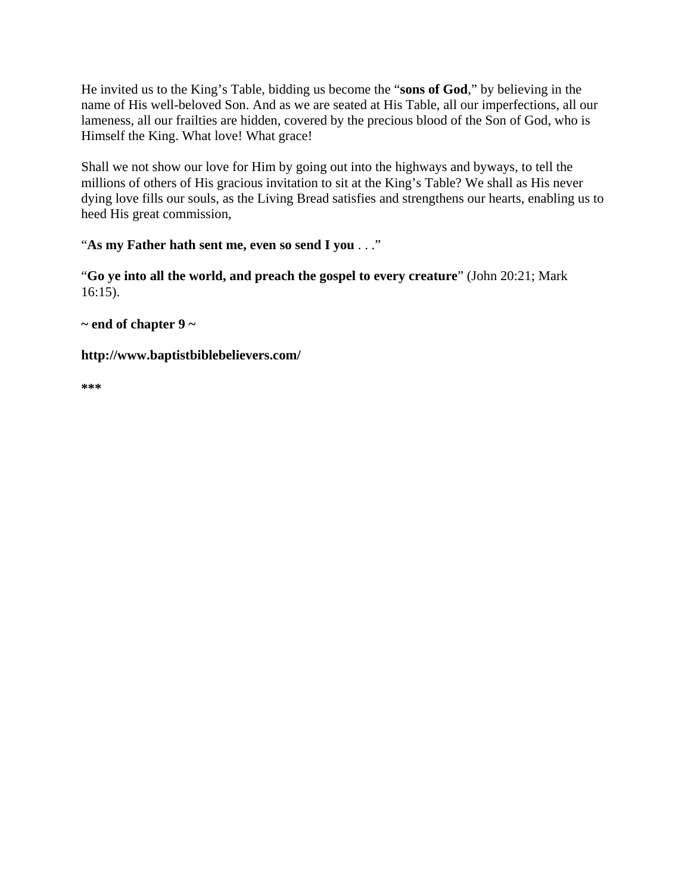He invited us to the King's Table, bidding us become the "**sons of God**," by believing in the name of His well-beloved Son. And as we are seated at His Table, all our imperfections, all our lameness, all our frailties are hidden, covered by the precious blood of the Son of God, who is Himself the King. What love! What grace!

Shall we not show our love for Him by going out into the highways and byways, to tell the millions of others of His gracious invitation to sit at the King's Table? We shall as His never dying love fills our souls, as the Living Bread satisfies and strengthens our hearts, enabling us to heed His great commission,

"**As my Father hath sent me, even so send I you** . . ."

"**Go ye into all the world, and preach the gospel to every creature**" (John 20:21; Mark 16:15).

**~ end of chapter 9 ~**

**http://www.baptistbiblebelievers.com/**

*****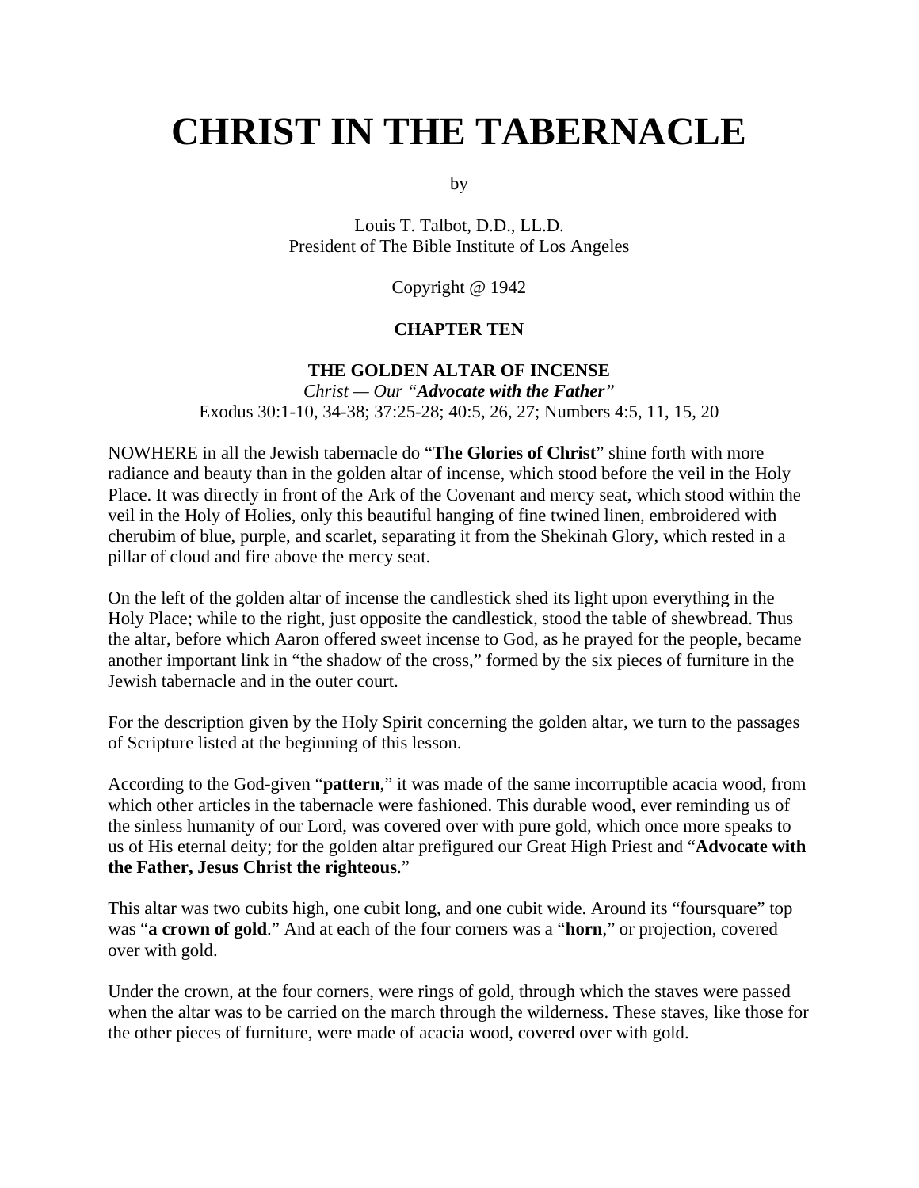# CHRIST IN THE TABERNACLE

by

Louis T. Talbot, D.D., LL.D.
President of The Bible Institute of Los Angeles

Copyright @ 1942

### CHAPTER TEN

### THE GOLDEN ALTAR OF INCENSE

*Christ — Our "**Advocate with the Father**"*
Exodus 30:1-10, 34-38; 37:25-28; 40:5, 26, 27; Numbers 4:5, 11, 15, 20

NOWHERE in all the Jewish tabernacle do "**The Glories of Christ**" shine forth with more radiance and beauty than in the golden altar of incense, which stood before the veil in the Holy Place. It was directly in front of the Ark of the Covenant and mercy seat, which stood within the veil in the Holy of Holies, only this beautiful hanging of fine twined linen, embroidered with cherubim of blue, purple, and scarlet, separating it from the Shekinah Glory, which rested in a pillar of cloud and fire above the mercy seat.

On the left of the golden altar of incense the candlestick shed its light upon everything in the Holy Place; while to the right, just opposite the candlestick, stood the table of shewbread. Thus the altar, before which Aaron offered sweet incense to God, as he prayed for the people, became another important link in "the shadow of the cross," formed by the six pieces of furniture in the Jewish tabernacle and in the outer court.

For the description given by the Holy Spirit concerning the golden altar, we turn to the passages of Scripture listed at the beginning of this lesson.

According to the God-given "**pattern**," it was made of the same incorruptible acacia wood, from which other articles in the tabernacle were fashioned. This durable wood, ever reminding us of the sinless humanity of our Lord, was covered over with pure gold, which once more speaks to us of His eternal deity; for the golden altar prefigured our Great High Priest and "**Advocate with the Father, Jesus Christ the righteous**."

This altar was two cubits high, one cubit long, and one cubit wide. Around its "foursquare" top was "**a crown of gold**." And at each of the four corners was a "**horn**," or projection, covered over with gold.

Under the crown, at the four corners, were rings of gold, through which the staves were passed when the altar was to be carried on the march through the wilderness. These staves, like those for the other pieces of furniture, were made of acacia wood, covered over with gold.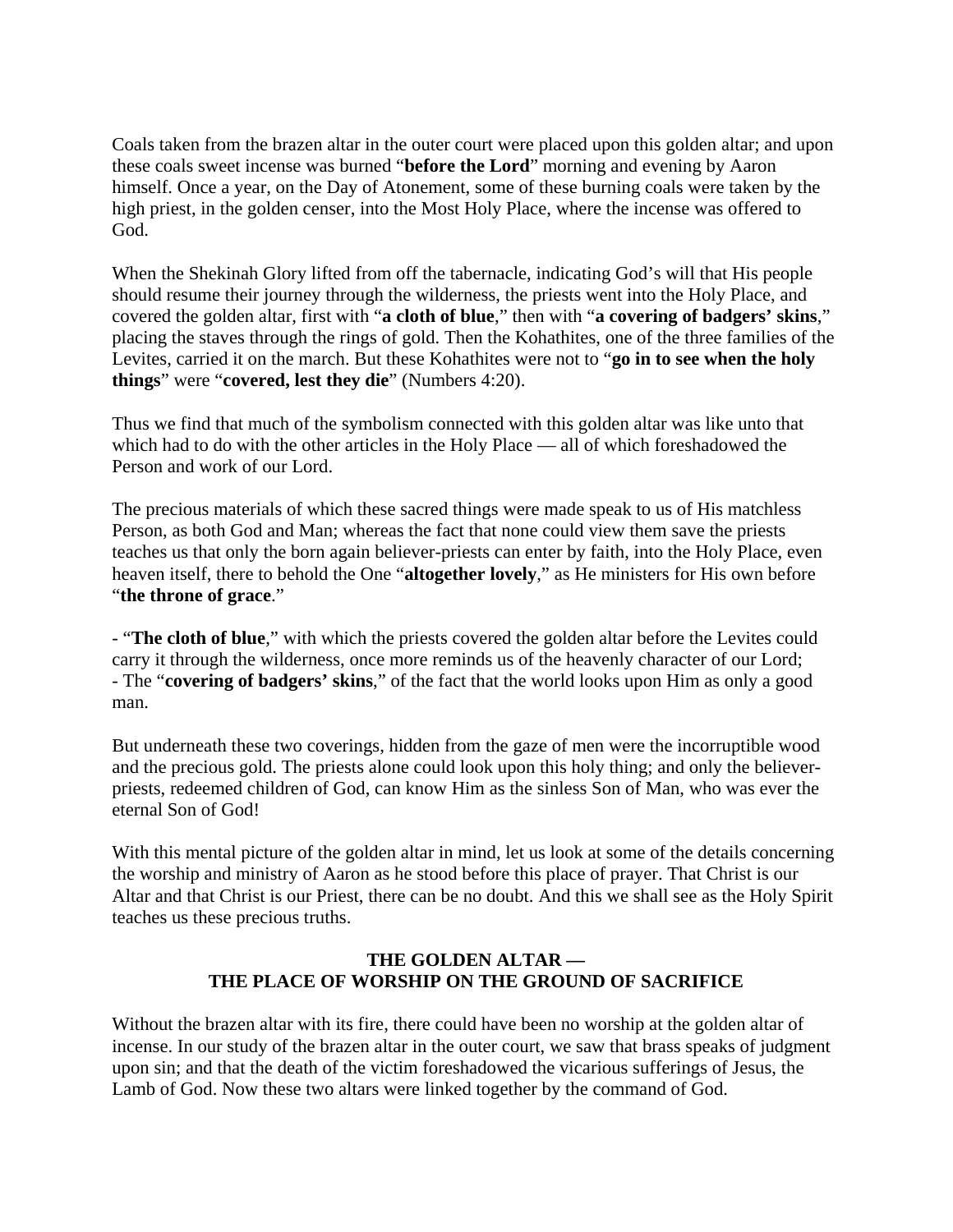Coals taken from the brazen altar in the outer court were placed upon this golden altar; and upon these coals sweet incense was burned "**before the Lord**" morning and evening by Aaron himself. Once a year, on the Day of Atonement, some of these burning coals were taken by the high priest, in the golden censer, into the Most Holy Place, where the incense was offered to God.

When the Shekinah Glory lifted from off the tabernacle, indicating God's will that His people should resume their journey through the wilderness, the priests went into the Holy Place, and covered the golden altar, first with "**a cloth of blue**," then with "**a covering of badgers' skins**," placing the staves through the rings of gold. Then the Kohathites, one of the three families of the Levites, carried it on the march. But these Kohathites were not to "**go in to see when the holy things**" were "**covered, lest they die**" (Numbers 4:20).

Thus we find that much of the symbolism connected with this golden altar was like unto that which had to do with the other articles in the Holy Place — all of which foreshadowed the Person and work of our Lord.

The precious materials of which these sacred things were made speak to us of His matchless Person, as both God and Man; whereas the fact that none could view them save the priests teaches us that only the born again believer-priests can enter by faith, into the Holy Place, even heaven itself, there to behold the One "**altogether lovely**," as He ministers for His own before "**the throne of grace**."

- "**The cloth of blue**," with which the priests covered the golden altar before the Levites could carry it through the wilderness, once more reminds us of the heavenly character of our Lord;
- The "**covering of badgers' skins**," of the fact that the world looks upon Him as only a good man.

But underneath these two coverings, hidden from the gaze of men were the incorruptible wood and the precious gold. The priests alone could look upon this holy thing; and only the believer-priests, redeemed children of God, can know Him as the sinless Son of Man, who was ever the eternal Son of God!

With this mental picture of the golden altar in mind, let us look at some of the details concerning the worship and ministry of Aaron as he stood before this place of prayer. That Christ is our Altar and that Christ is our Priest, there can be no doubt. And this we shall see as the Holy Spirit teaches us these precious truths.

## THE GOLDEN ALTAR — THE PLACE OF WORSHIP ON THE GROUND OF SACRIFICE

Without the brazen altar with its fire, there could have been no worship at the golden altar of incense. In our study of the brazen altar in the outer court, we saw that brass speaks of judgment upon sin; and that the death of the victim foreshadowed the vicarious sufferings of Jesus, the Lamb of God. Now these two altars were linked together by the command of God.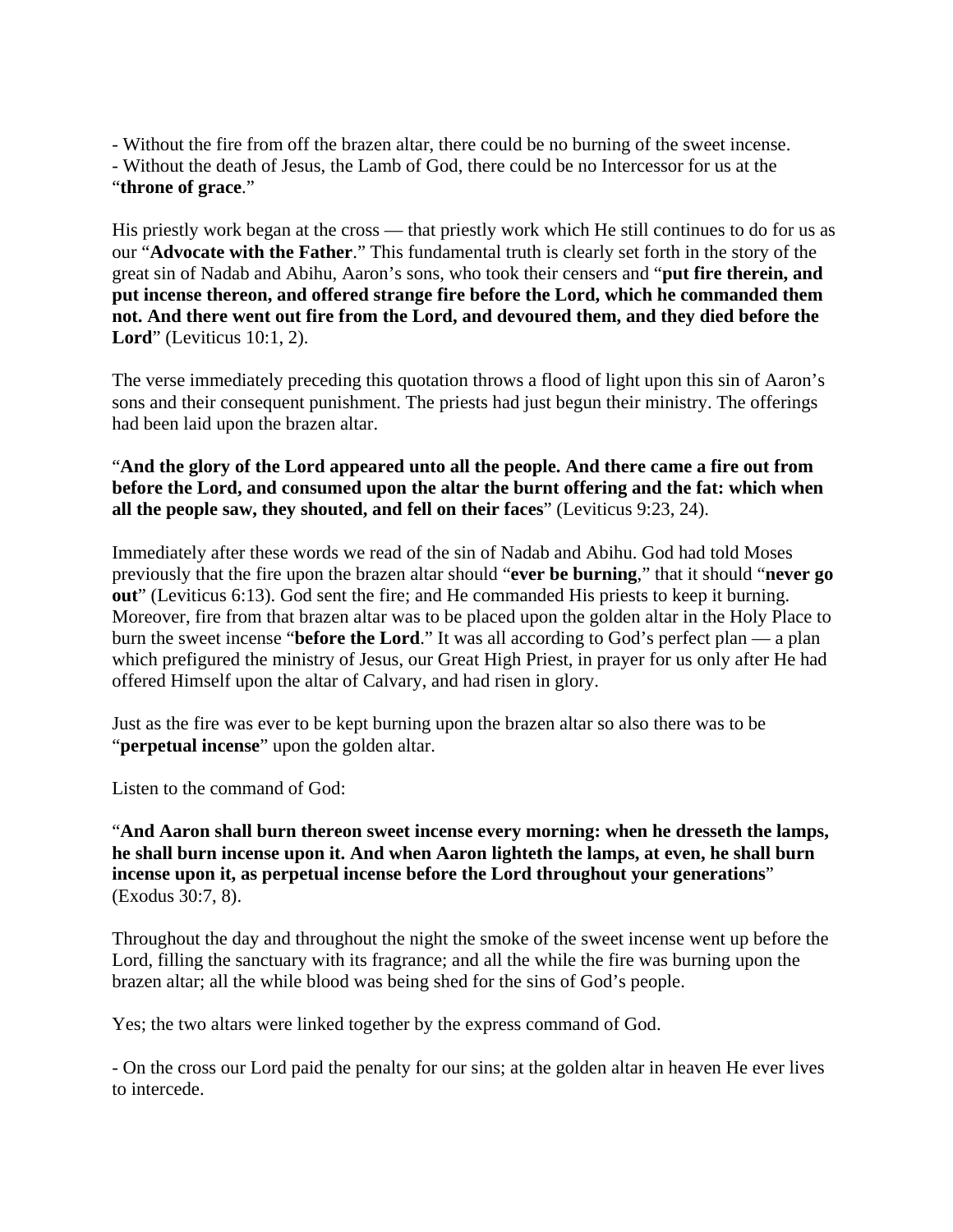- Without the fire from off the brazen altar, there could be no burning of the sweet incense.
- Without the death of Jesus, the Lamb of God, there could be no Intercessor for us at the "**throne of grace**."

His priestly work began at the cross — that priestly work which He still continues to do for us as our "**Advocate with the Father**." This fundamental truth is clearly set forth in the story of the great sin of Nadab and Abihu, Aaron's sons, who took their censers and "**put fire therein, and put incense thereon, and offered strange fire before the Lord, which he commanded them not. And there went out fire from the Lord, and devoured them, and they died before the Lord**" (Leviticus 10:1, 2).

The verse immediately preceding this quotation throws a flood of light upon this sin of Aaron's sons and their consequent punishment. The priests had just begun their ministry. The offerings had been laid upon the brazen altar.

"**And the glory of the Lord appeared unto all the people. And there came a fire out from before the Lord, and consumed upon the altar the burnt offering and the fat: which when all the people saw, they shouted, and fell on their faces**" (Leviticus 9:23, 24).

Immediately after these words we read of the sin of Nadab and Abihu. God had told Moses previously that the fire upon the brazen altar should "**ever be burning**," that it should "**never go out**" (Leviticus 6:13). God sent the fire; and He commanded His priests to keep it burning. Moreover, fire from that brazen altar was to be placed upon the golden altar in the Holy Place to burn the sweet incense "**before the Lord**." It was all according to God's perfect plan — a plan which prefigured the ministry of Jesus, our Great High Priest, in prayer for us only after He had offered Himself upon the altar of Calvary, and had risen in glory.

Just as the fire was ever to be kept burning upon the brazen altar so also there was to be "**perpetual incense**" upon the golden altar.

Listen to the command of God:

"**And Aaron shall burn thereon sweet incense every morning: when he dresseth the lamps, he shall burn incense upon it. And when Aaron lighteth the lamps, at even, he shall burn incense upon it, as perpetual incense before the Lord throughout your generations**" (Exodus 30:7, 8).

Throughout the day and throughout the night the smoke of the sweet incense went up before the Lord, filling the sanctuary with its fragrance; and all the while the fire was burning upon the brazen altar; all the while blood was being shed for the sins of God's people.

Yes; the two altars were linked together by the express command of God.

- On the cross our Lord paid the penalty for our sins; at the golden altar in heaven He ever lives to intercede.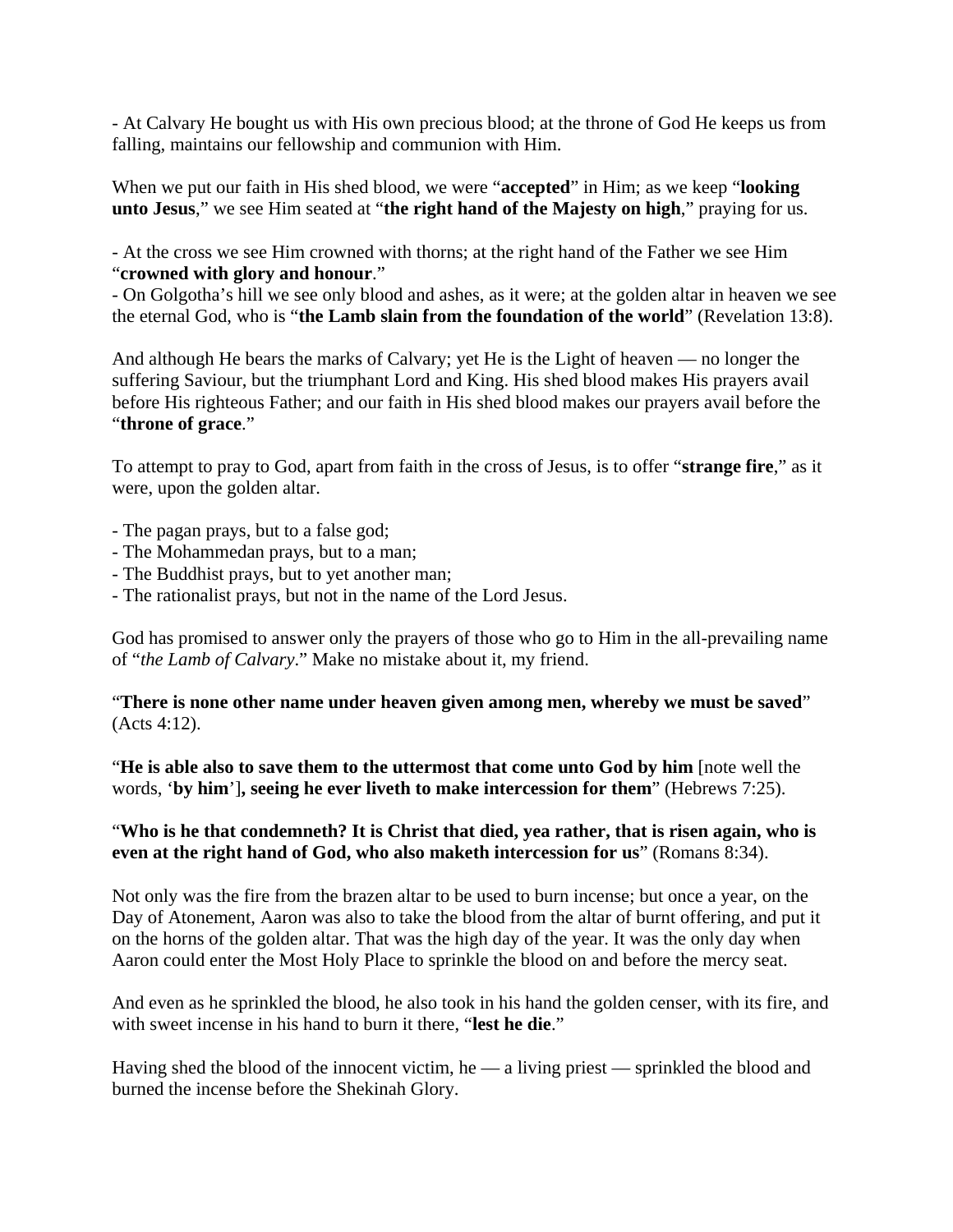- At Calvary He bought us with His own precious blood; at the throne of God He keeps us from falling, maintains our fellowship and communion with Him.

When we put our faith in His shed blood, we were "**accepted**" in Him; as we keep "**looking unto Jesus**," we see Him seated at "**the right hand of the Majesty on high**," praying for us.

- At the cross we see Him crowned with thorns; at the right hand of the Father we see Him "**crowned with glory and honour**."
- On Golgotha's hill we see only blood and ashes, as it were; at the golden altar in heaven we see the eternal God, who is "**the Lamb slain from the foundation of the world**" (Revelation 13:8).

And although He bears the marks of Calvary; yet He is the Light of heaven — no longer the suffering Saviour, but the triumphant Lord and King. His shed blood makes His prayers avail before His righteous Father; and our faith in His shed blood makes our prayers avail before the "**throne of grace**."

To attempt to pray to God, apart from faith in the cross of Jesus, is to offer "**strange fire**," as it were, upon the golden altar.

- The pagan prays, but to a false god;
- The Mohammedan prays, but to a man;
- The Buddhist prays, but to yet another man;
- The rationalist prays, but not in the name of the Lord Jesus.

God has promised to answer only the prayers of those who go to Him in the all-prevailing name of "*the Lamb of Calvary*." Make no mistake about it, my friend.

"**There is none other name under heaven given among men, whereby we must be saved**" (Acts 4:12).

"**He is able also to save them to the uttermost that come unto God by him** [note well the words, '**by him**'**], seeing he ever liveth to make intercession for them**" (Hebrews 7:25).

"**Who is he that condemneth? It is Christ that died, yea rather, that is risen again, who is even at the right hand of God, who also maketh intercession for us**" (Romans 8:34).

Not only was the fire from the brazen altar to be used to burn incense; but once a year, on the Day of Atonement, Aaron was also to take the blood from the altar of burnt offering, and put it on the horns of the golden altar. That was the high day of the year. It was the only day when Aaron could enter the Most Holy Place to sprinkle the blood on and before the mercy seat.

And even as he sprinkled the blood, he also took in his hand the golden censer, with its fire, and with sweet incense in his hand to burn it there, "**lest he die**."

Having shed the blood of the innocent victim, he — a living priest — sprinkled the blood and burned the incense before the Shekinah Glory.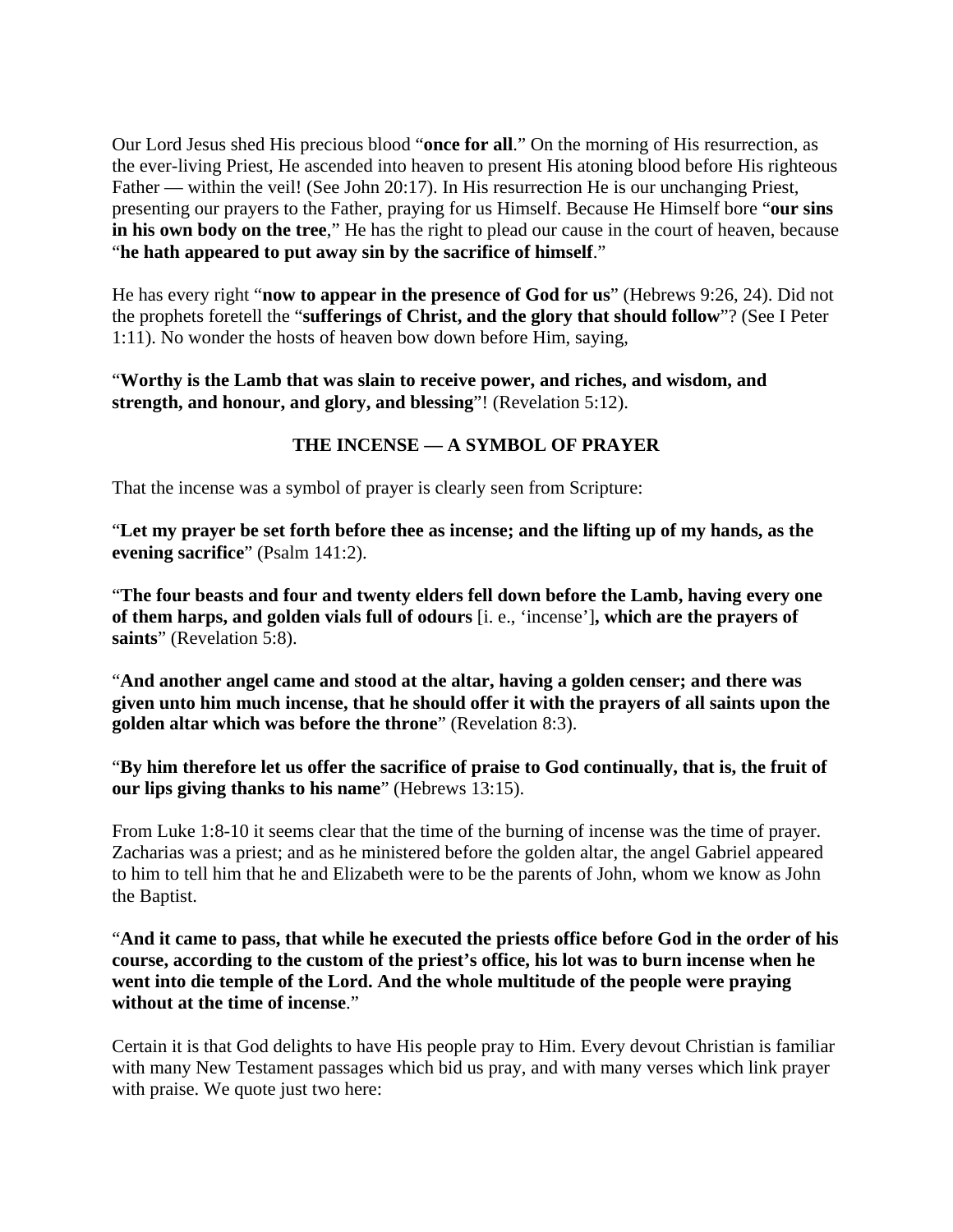Our Lord Jesus shed His precious blood "**once for all**." On the morning of His resurrection, as the ever-living Priest, He ascended into heaven to present His atoning blood before His righteous Father — within the veil! (See John 20:17). In His resurrection He is our unchanging Priest, presenting our prayers to the Father, praying for us Himself. Because He Himself bore "**our sins in his own body on the tree**," He has the right to plead our cause in the court of heaven, because "**he hath appeared to put away sin by the sacrifice of himself**."

He has every right "**now to appear in the presence of God for us**" (Hebrews 9:26, 24). Did not the prophets foretell the "**sufferings of Christ, and the glory that should follow**"? (See I Peter 1:11). No wonder the hosts of heaven bow down before Him, saying,

"**Worthy is the Lamb that was slain to receive power, and riches, and wisdom, and strength, and honour, and glory, and blessing**"! (Revelation 5:12).

### THE INCENSE — A SYMBOL OF PRAYER

That the incense was a symbol of prayer is clearly seen from Scripture:

"**Let my prayer be set forth before thee as incense; and the lifting up of my hands, as the evening sacrifice**" (Psalm 141:2).

"**The four beasts and four and twenty elders fell down before the Lamb, having every one of them harps, and golden vials full of odours** [i. e., 'incense']**, which are the prayers of saints**" (Revelation 5:8).

"**And another angel came and stood at the altar, having a golden censer; and there was given unto him much incense, that he should offer it with the prayers of all saints upon the golden altar which was before the throne**" (Revelation 8:3).

"**By him therefore let us offer the sacrifice of praise to God continually, that is, the fruit of our lips giving thanks to his name**" (Hebrews 13:15).

From Luke 1:8-10 it seems clear that the time of the burning of incense was the time of prayer. Zacharias was a priest; and as he ministered before the golden altar, the angel Gabriel appeared to him to tell him that he and Elizabeth were to be the parents of John, whom we know as John the Baptist.

"**And it came to pass, that while he executed the priests office before God in the order of his course, according to the custom of the priest's office, his lot was to burn incense when he went into die temple of the Lord. And the whole multitude of the people were praying without at the time of incense**."

Certain it is that God delights to have His people pray to Him. Every devout Christian is familiar with many New Testament passages which bid us pray, and with many verses which link prayer with praise. We quote just two here: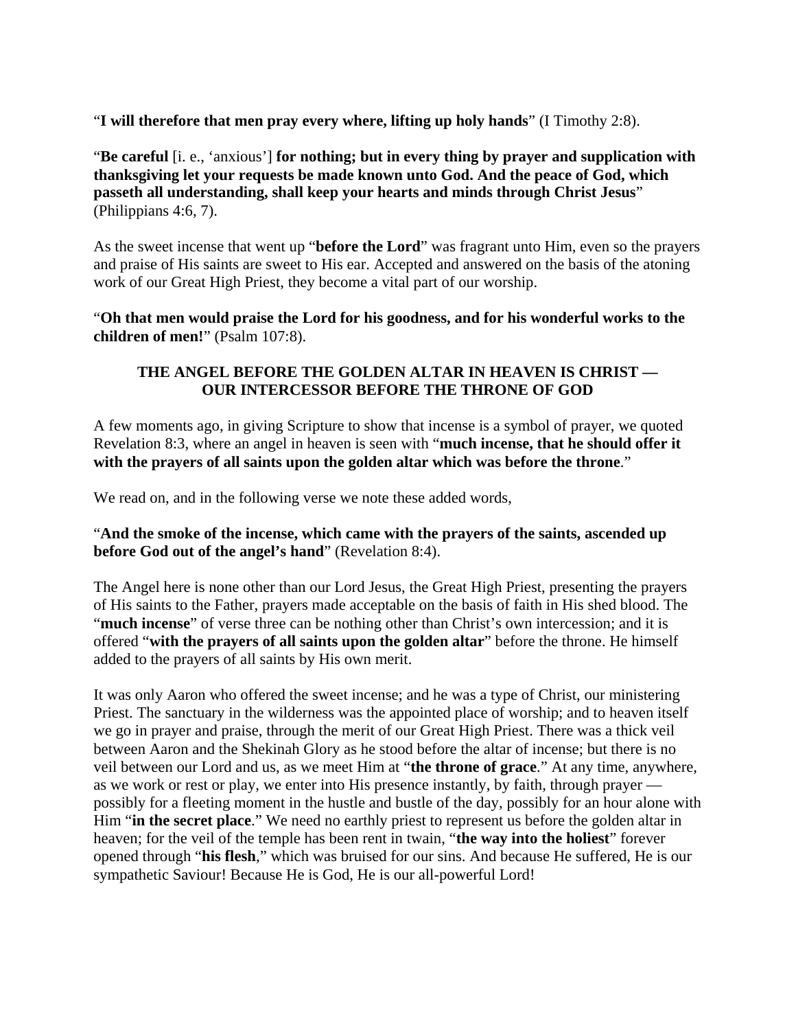"**I will therefore that men pray every where, lifting up holy hands**" (I Timothy 2:8).

"**Be careful** [i. e., 'anxious'] **for nothing; but in every thing by prayer and supplication with thanksgiving let your requests be made known unto God. And the peace of God, which passeth all understanding, shall keep your hearts and minds through Christ Jesus**" (Philippians 4:6, 7).

As the sweet incense that went up "**before the Lord**" was fragrant unto Him, even so the prayers and praise of His saints are sweet to His ear. Accepted and answered on the basis of the atoning work of our Great High Priest, they become a vital part of our worship.

"**Oh that men would praise the Lord for his goodness, and for his wonderful works to the children of men!**" (Psalm 107:8).

### THE ANGEL BEFORE THE GOLDEN ALTAR IN HEAVEN IS CHRIST — OUR INTERCESSOR BEFORE THE THRONE OF GOD

A few moments ago, in giving Scripture to show that incense is a symbol of prayer, we quoted Revelation 8:3, where an angel in heaven is seen with "**much incense, that he should offer it with the prayers of all saints upon the golden altar which was before the throne**."

We read on, and in the following verse we note these added words,

"**And the smoke of the incense, which came with the prayers of the saints, ascended up before God out of the angel's hand**" (Revelation 8:4).

The Angel here is none other than our Lord Jesus, the Great High Priest, presenting the prayers of His saints to the Father, prayers made acceptable on the basis of faith in His shed blood. The "**much incense**" of verse three can be nothing other than Christ's own intercession; and it is offered "**with the prayers of all saints upon the golden altar**" before the throne. He himself added to the prayers of all saints by His own merit.

It was only Aaron who offered the sweet incense; and he was a type of Christ, our ministering Priest. The sanctuary in the wilderness was the appointed place of worship; and to heaven itself we go in prayer and praise, through the merit of our Great High Priest. There was a thick veil between Aaron and the Shekinah Glory as he stood before the altar of incense; but there is no veil between our Lord and us, as we meet Him at "**the throne of grace**." At any time, anywhere, as we work or rest or play, we enter into His presence instantly, by faith, through prayer — possibly for a fleeting moment in the hustle and bustle of the day, possibly for an hour alone with Him "**in the secret place**." We need no earthly priest to represent us before the golden altar in heaven; for the veil of the temple has been rent in twain, "**the way into the holiest**" forever opened through "**his flesh**," which was bruised for our sins. And because He suffered, He is our sympathetic Saviour! Because He is God, He is our all-powerful Lord!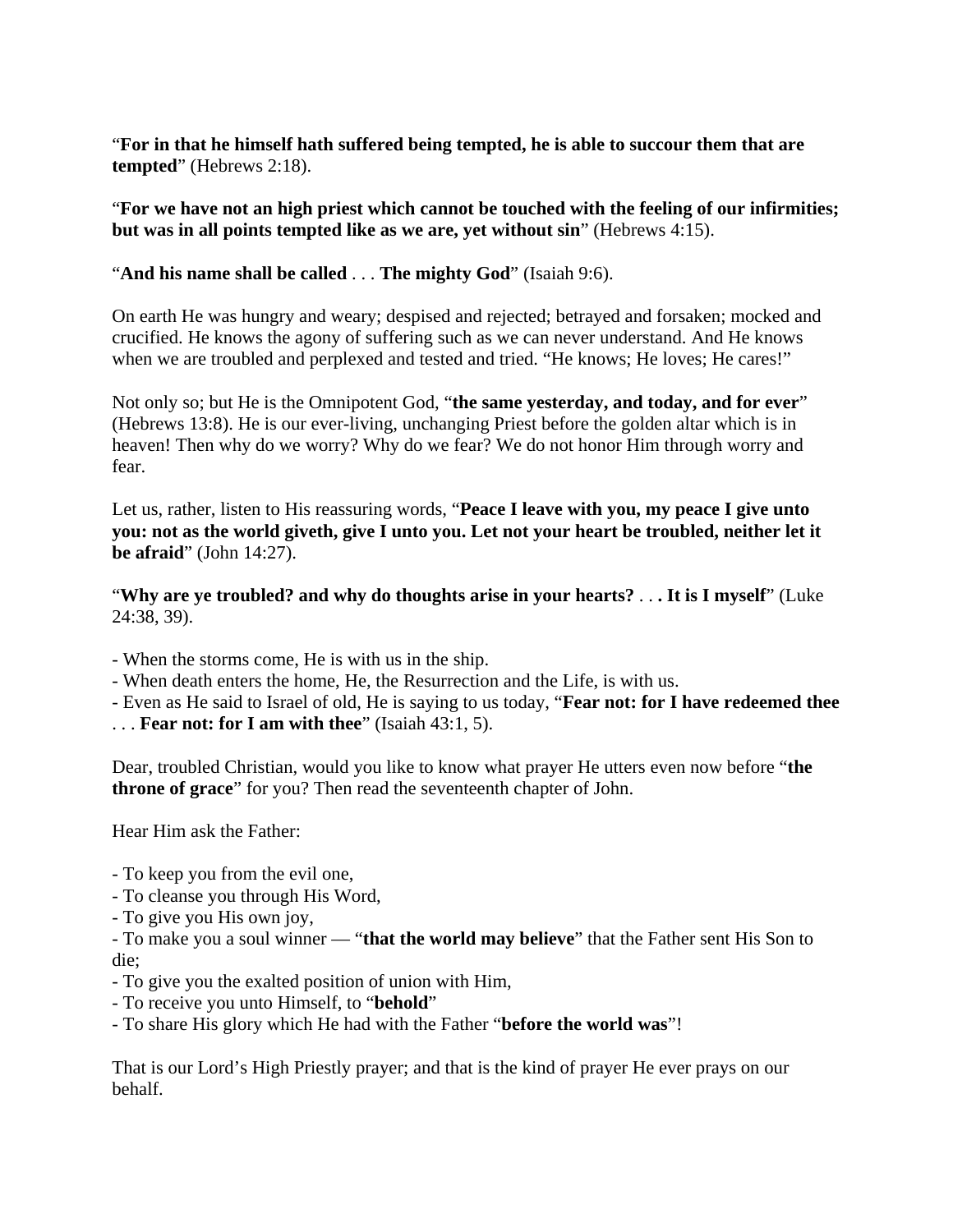“**For in that he himself hath suffered being tempted, he is able to succour them that are tempted**” (Hebrews 2:18).

“**For we have not an high priest which cannot be touched with the feeling of our infirmities; but was in all points tempted like as we are, yet without sin**” (Hebrews 4:15).

“**And his name shall be called** . . . **The mighty God**” (Isaiah 9:6).

On earth He was hungry and weary; despised and rejected; betrayed and forsaken; mocked and crucified. He knows the agony of suffering such as we can never understand. And He knows when we are troubled and perplexed and tested and tried. “He knows; He loves; He cares!”

Not only so; but He is the Omnipotent God, “**the same yesterday, and today, and for ever**” (Hebrews 13:8). He is our ever-living, unchanging Priest before the golden altar which is in heaven! Then why do we worry? Why do we fear? We do not honor Him through worry and fear.

Let us, rather, listen to His reassuring words, “**Peace I leave with you, my peace I give unto you: not as the world giveth, give I unto you. Let not your heart be troubled, neither let it be afraid**” (John 14:27).

“**Why are ye troubled? and why do thoughts arise in your hearts?** . . **. It is I myself**” (Luke 24:38, 39).

- When the storms come, He is with us in the ship.
- When death enters the home, He, the Resurrection and the Life, is with us.
- Even as He said to Israel of old, He is saying to us today, “**Fear not: for I have redeemed thee** . . . **Fear not: for I am with thee**” (Isaiah 43:1, 5).

Dear, troubled Christian, would you like to know what prayer He utters even now before “**the throne of grace**” for you? Then read the seventeenth chapter of John.

Hear Him ask the Father:

- To keep you from the evil one,
- To cleanse you through His Word,
- To give you His own joy,
- To make you a soul winner — “**that the world may believe**” that the Father sent His Son to die;
- To give you the exalted position of union with Him,
- To receive you unto Himself, to “**behold**”
- To share His glory which He had with the Father “**before the world was**”!

That is our Lord’s High Priestly prayer; and that is the kind of prayer He ever prays on our behalf.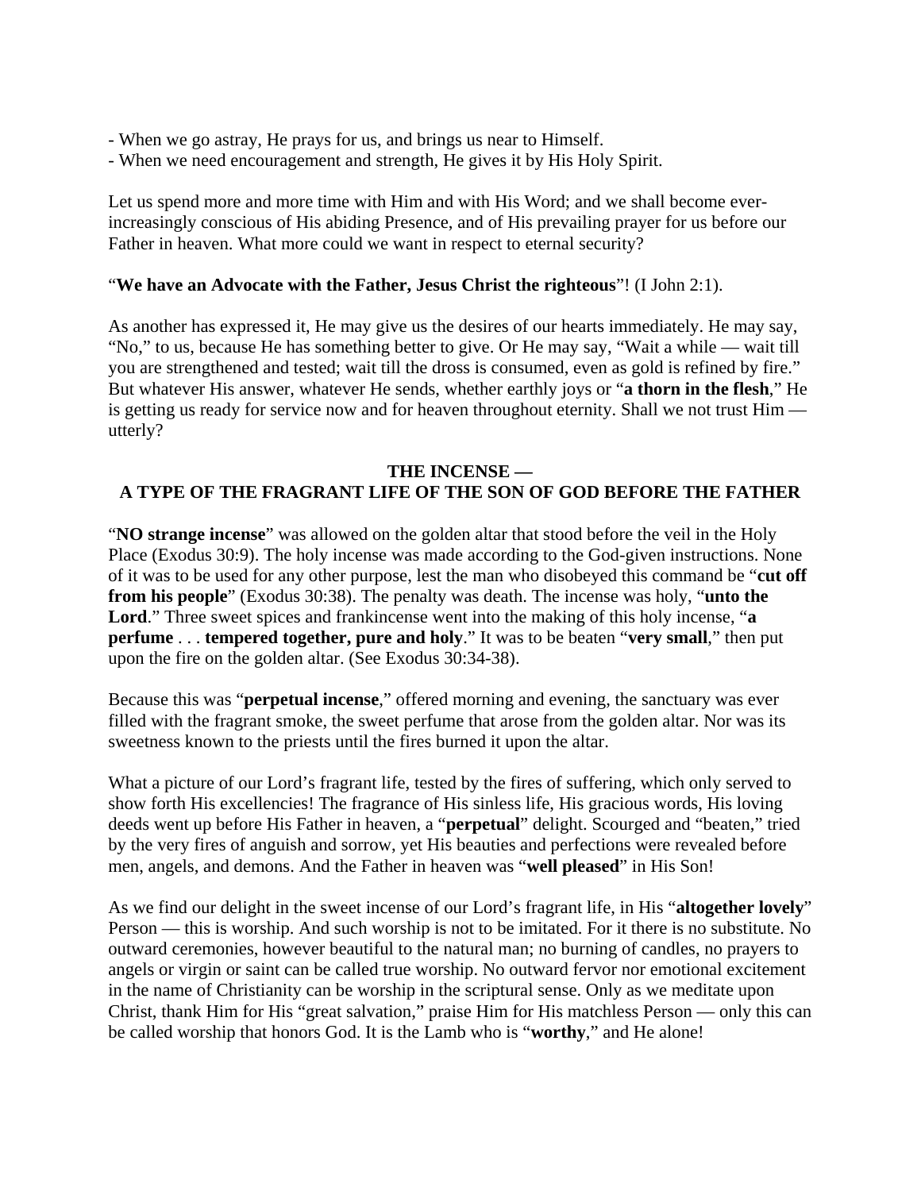- When we go astray, He prays for us, and brings us near to Himself.
- When we need encouragement and strength, He gives it by His Holy Spirit.

Let us spend more and more time with Him and with His Word; and we shall become ever-increasingly conscious of His abiding Presence, and of His prevailing prayer for us before our Father in heaven. What more could we want in respect to eternal security?

"**We have an Advocate with the Father, Jesus Christ the righteous**"! (I John 2:1).

As another has expressed it, He may give us the desires of our hearts immediately. He may say, "No," to us, because He has something better to give. Or He may say, "Wait a while — wait till you are strengthened and tested; wait till the dross is consumed, even as gold is refined by fire." But whatever His answer, whatever He sends, whether earthly joys or "**a thorn in the flesh**," He is getting us ready for service now and for heaven throughout eternity. Shall we not trust Him — utterly?

## THE INCENSE — A TYPE OF THE FRAGRANT LIFE OF THE SON OF GOD BEFORE THE FATHER

"**NO strange incense**" was allowed on the golden altar that stood before the veil in the Holy Place (Exodus 30:9). The holy incense was made according to the God-given instructions. None of it was to be used for any other purpose, lest the man who disobeyed this command be "**cut off from his people**" (Exodus 30:38). The penalty was death. The incense was holy, "**unto the Lord**." Three sweet spices and frankincense went into the making of this holy incense, "**a perfume** . . . **tempered together, pure and holy**." It was to be beaten "**very small**," then put upon the fire on the golden altar. (See Exodus 30:34-38).

Because this was "**perpetual incense**," offered morning and evening, the sanctuary was ever filled with the fragrant smoke, the sweet perfume that arose from the golden altar. Nor was its sweetness known to the priests until the fires burned it upon the altar.

What a picture of our Lord's fragrant life, tested by the fires of suffering, which only served to show forth His excellencies! The fragrance of His sinless life, His gracious words, His loving deeds went up before His Father in heaven, a "**perpetual**" delight. Scourged and "beaten," tried by the very fires of anguish and sorrow, yet His beauties and perfections were revealed before men, angels, and demons. And the Father in heaven was "**well pleased**" in His Son!

As we find our delight in the sweet incense of our Lord's fragrant life, in His "**altogether lovely**" Person — this is worship. And such worship is not to be imitated. For it there is no substitute. No outward ceremonies, however beautiful to the natural man; no burning of candles, no prayers to angels or virgin or saint can be called true worship. No outward fervor nor emotional excitement in the name of Christianity can be worship in the scriptural sense. Only as we meditate upon Christ, thank Him for His "great salvation," praise Him for His matchless Person — only this can be called worship that honors God. It is the Lamb who is "**worthy**," and He alone!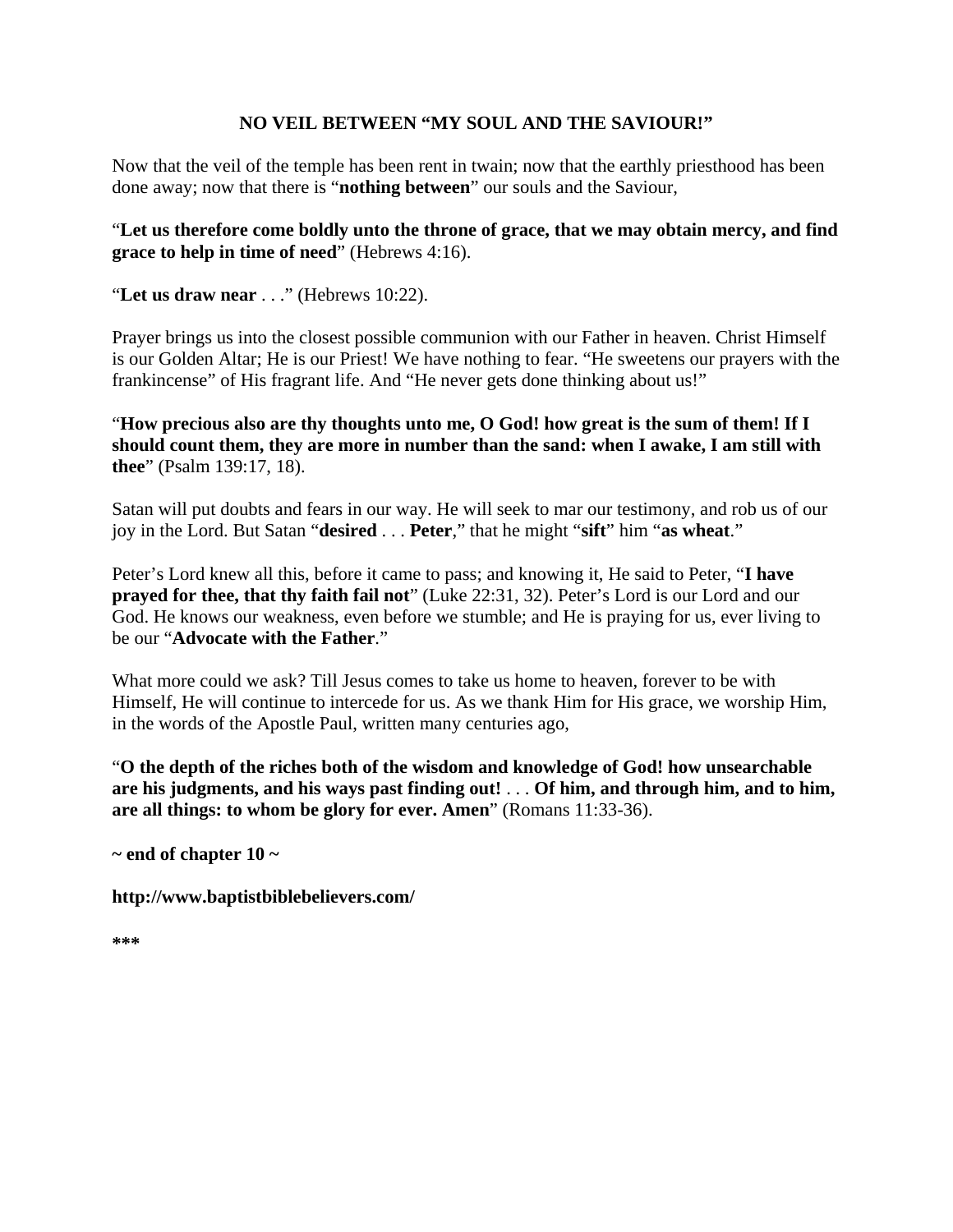### NO VEIL BETWEEN "MY SOUL AND THE SAVIOUR!"

Now that the veil of the temple has been rent in twain; now that the earthly priesthood has been done away; now that there is "**nothing between**" our souls and the Saviour,

"**Let us therefore come boldly unto the throne of grace, that we may obtain mercy, and find grace to help in time of need**" (Hebrews 4:16).

"**Let us draw near** . . ." (Hebrews 10:22).

Prayer brings us into the closest possible communion with our Father in heaven. Christ Himself is our Golden Altar; He is our Priest! We have nothing to fear. "He sweetens our prayers with the frankincense" of His fragrant life. And "He never gets done thinking about us!"

"**How precious also are thy thoughts unto me, O God! how great is the sum of them! If I should count them, they are more in number than the sand: when I awake, I am still with thee**" (Psalm 139:17, 18).

Satan will put doubts and fears in our way. He will seek to mar our testimony, and rob us of our joy in the Lord. But Satan "**desired** . . . **Peter**," that he might "**sift**" him "**as wheat**."

Peter's Lord knew all this, before it came to pass; and knowing it, He said to Peter, "**I have prayed for thee, that thy faith fail not**" (Luke 22:31, 32). Peter's Lord is our Lord and our God. He knows our weakness, even before we stumble; and He is praying for us, ever living to be our "**Advocate with the Father**."

What more could we ask? Till Jesus comes to take us home to heaven, forever to be with Himself, He will continue to intercede for us. As we thank Him for His grace, we worship Him, in the words of the Apostle Paul, written many centuries ago,

"**O the depth of the riches both of the wisdom and knowledge of God! how unsearchable are his judgments, and his ways past finding out!** . . . **Of him, and through him, and to him, are all things: to whom be glory for ever. Amen**" (Romans 11:33-36).

**~ end of chapter 10 ~**

**http://www.baptistbiblebelievers.com/**

**\*\*\***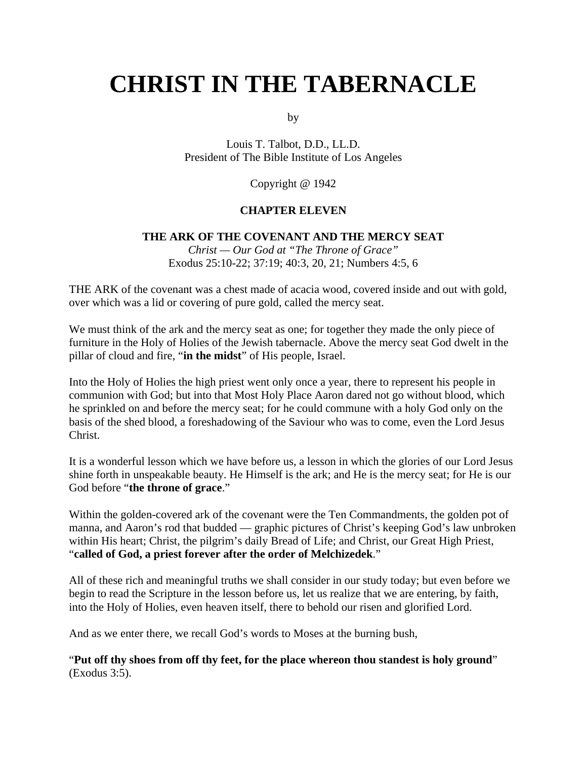# CHRIST IN THE TABERNACLE

by

Louis T. Talbot, D.D., LL.D.
President of The Bible Institute of Los Angeles

Copyright @ 1942

## CHAPTER ELEVEN

### THE ARK OF THE COVENANT AND THE MERCY SEAT

*Christ — Our God at "The Throne of Grace"*
Exodus 25:10-22; 37:19; 40:3, 20, 21; Numbers 4:5, 6

THE ARK of the covenant was a chest made of acacia wood, covered inside and out with gold, over which was a lid or covering of pure gold, called the mercy seat.

We must think of the ark and the mercy seat as one; for together they made the only piece of furniture in the Holy of Holies of the Jewish tabernacle. Above the mercy seat God dwelt in the pillar of cloud and fire, "**in the midst**" of His people, Israel.

Into the Holy of Holies the high priest went only once a year, there to represent his people in communion with God; but into that Most Holy Place Aaron dared not go without blood, which he sprinkled on and before the mercy seat; for he could commune with a holy God only on the basis of the shed blood, a foreshadowing of the Saviour who was to come, even the Lord Jesus Christ.

It is a wonderful lesson which we have before us, a lesson in which the glories of our Lord Jesus shine forth in unspeakable beauty. He Himself is the ark; and He is the mercy seat; for He is our God before "**the throne of grace**."

Within the golden-covered ark of the covenant were the Ten Commandments, the golden pot of manna, and Aaron's rod that budded — graphic pictures of Christ's keeping God's law unbroken within His heart; Christ, the pilgrim's daily Bread of Life; and Christ, our Great High Priest, "**called of God, a priest forever after the order of Melchizedek**."

All of these rich and meaningful truths we shall consider in our study today; but even before we begin to read the Scripture in the lesson before us, let us realize that we are entering, by faith, into the Holy of Holies, even heaven itself, there to behold our risen and glorified Lord.

And as we enter there, we recall God's words to Moses at the burning bush,

"**Put off thy shoes from off thy feet, for the place whereon thou standest is holy ground**" (Exodus 3:5).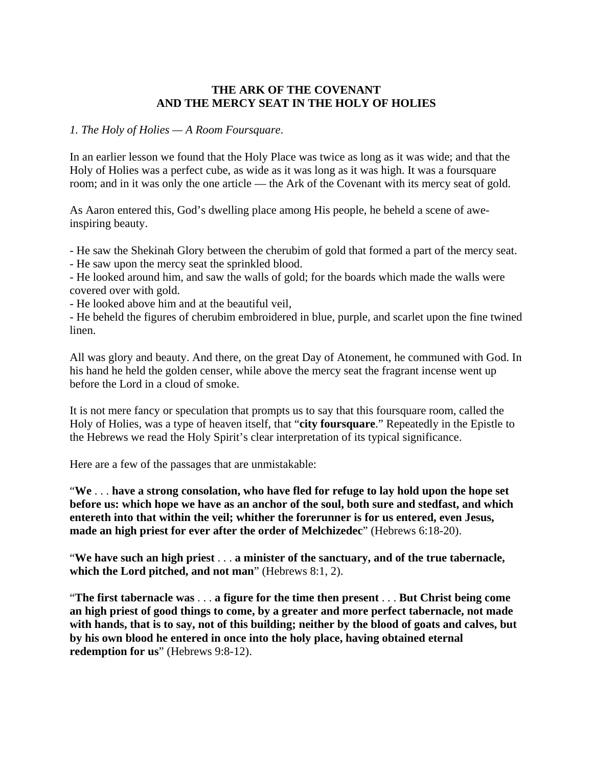# THE ARK OF THE COVENANT
# AND THE MERCY SEAT IN THE HOLY OF HOLIES

*1. The Holy of Holies — A Room Foursquare.*

In an earlier lesson we found that the Holy Place was twice as long as it was wide; and that the Holy of Holies was a perfect cube, as wide as it was long as it was high. It was a foursquare room; and in it was only the one article — the Ark of the Covenant with its mercy seat of gold.

As Aaron entered this, God's dwelling place among His people, he beheld a scene of awe-inspiring beauty.

- He saw the Shekinah Glory between the cherubim of gold that formed a part of the mercy seat.
- He saw upon the mercy seat the sprinkled blood.
- He looked around him, and saw the walls of gold; for the boards which made the walls were covered over with gold.
- He looked above him and at the beautiful veil,
- He beheld the figures of cherubim embroidered in blue, purple, and scarlet upon the fine twined linen.

All was glory and beauty. And there, on the great Day of Atonement, he communed with God. In his hand he held the golden censer, while above the mercy seat the fragrant incense went up before the Lord in a cloud of smoke.

It is not mere fancy or speculation that prompts us to say that this foursquare room, called the Holy of Holies, was a type of heaven itself, that "**city foursquare**." Repeatedly in the Epistle to the Hebrews we read the Holy Spirit's clear interpretation of its typical significance.

Here are a few of the passages that are unmistakable:

"**We** . . . **have a strong consolation, who have fled for refuge to lay hold upon the hope set before us: which hope we have as an anchor of the soul, both sure and stedfast, and which entereth into that within the veil; whither the forerunner is for us entered, even Jesus, made an high priest for ever after the order of Melchizedec**" (Hebrews 6:18-20).

"**We have such an high priest** . . . **a minister of the sanctuary, and of the true tabernacle, which the Lord pitched, and not man**" (Hebrews 8:1, 2).

"**The first tabernacle was** . . . **a figure for the time then present** . . . **But Christ being come an high priest of good things to come, by a greater and more perfect tabernacle, not made with hands, that is to say, not of this building; neither by the blood of goats and calves, but by his own blood he entered in once into the holy place, having obtained eternal redemption for us**" (Hebrews 9:8-12).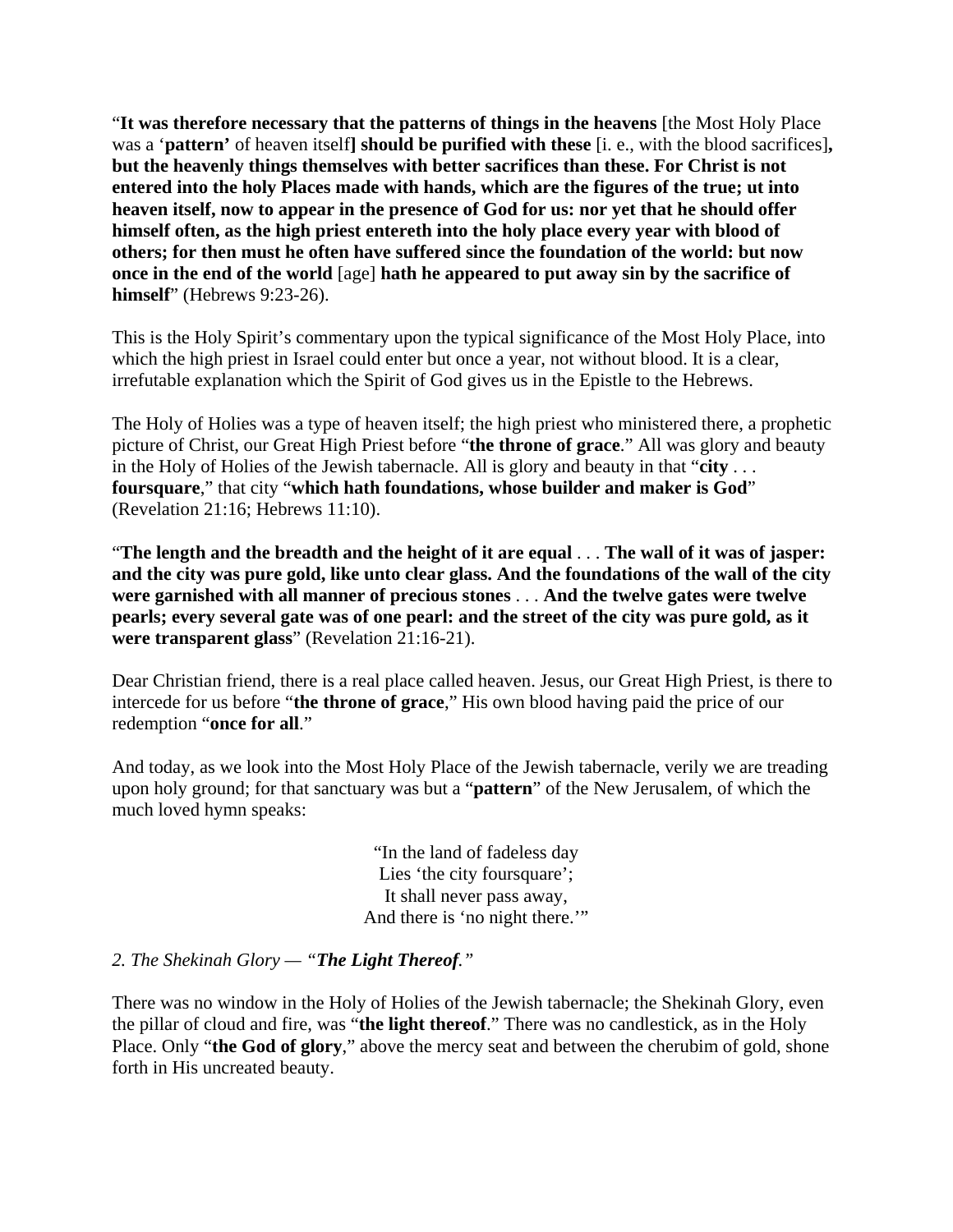"**It was therefore necessary that the patterns of things in the heavens** [the Most Holy Place was a '**pattern'** of heaven itself**] should be purified with these** [i. e., with the blood sacrifices]**, but the heavenly things themselves with better sacrifices than these. For Christ is not entered into the holy Places made with hands, which are the figures of the true; ut into heaven itself, now to appear in the presence of God for us: nor yet that he should offer himself often, as the high priest entereth into the holy place every year with blood of others; for then must he often have suffered since the foundation of the world: but now once in the end of the world** [age] **hath he appeared to put away sin by the sacrifice of himself**" (Hebrews 9:23-26).

This is the Holy Spirit's commentary upon the typical significance of the Most Holy Place, into which the high priest in Israel could enter but once a year, not without blood. It is a clear, irrefutable explanation which the Spirit of God gives us in the Epistle to the Hebrews.

The Holy of Holies was a type of heaven itself; the high priest who ministered there, a prophetic picture of Christ, our Great High Priest before "**the throne of grace**." All was glory and beauty in the Holy of Holies of the Jewish tabernacle. All is glory and beauty in that "**city** . . . **foursquare**," that city "**which hath foundations, whose builder and maker is God**" (Revelation 21:16; Hebrews 11:10).

"**The length and the breadth and the height of it are equal** . . . **The wall of it was of jasper: and the city was pure gold, like unto clear glass. And the foundations of the wall of the city were garnished with all manner of precious stones** . . . **And the twelve gates were twelve pearls; every several gate was of one pearl: and the street of the city was pure gold, as it were transparent glass**" (Revelation 21:16-21).

Dear Christian friend, there is a real place called heaven. Jesus, our Great High Priest, is there to intercede for us before "**the throne of grace**," His own blood having paid the price of our redemption "**once for all**."

And today, as we look into the Most Holy Place of the Jewish tabernacle, verily we are treading upon holy ground; for that sanctuary was but a "**pattern**" of the New Jerusalem, of which the much loved hymn speaks:

"In the land of fadeless day  
Lies 'the city foursquare';  
It shall never pass away,  
And there is 'no night there.'"

*2. The Shekinah Glory — "**The Light Thereof**."*

There was no window in the Holy of Holies of the Jewish tabernacle; the Shekinah Glory, even the pillar of cloud and fire, was "**the light thereof**." There was no candlestick, as in the Holy Place. Only "**the God of glory**," above the mercy seat and between the cherubim of gold, shone forth in His uncreated beauty.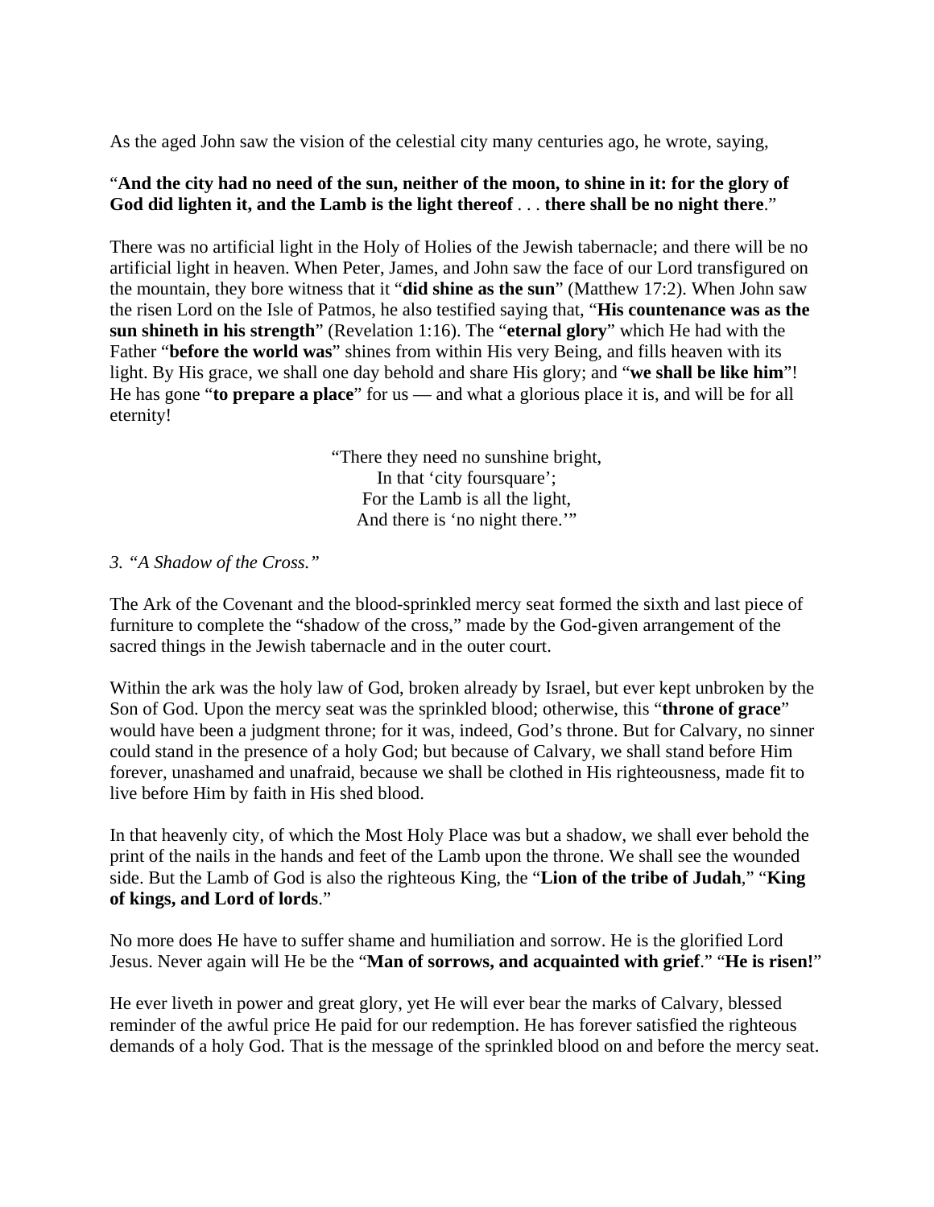As the aged John saw the vision of the celestial city many centuries ago, he wrote, saying,

"**And the city had no need of the sun, neither of the moon, to shine in it: for the glory of God did lighten it, and the Lamb is the light thereof** . . . **there shall be no night there**."

There was no artificial light in the Holy of Holies of the Jewish tabernacle; and there will be no artificial light in heaven. When Peter, James, and John saw the face of our Lord transfigured on the mountain, they bore witness that it "**did shine as the sun**" (Matthew 17:2). When John saw the risen Lord on the Isle of Patmos, he also testified saying that, "**His countenance was as the sun shineth in his strength**" (Revelation 1:16). The "**eternal glory**" which He had with the Father "**before the world was**" shines from within His very Being, and fills heaven with its light. By His grace, we shall one day behold and share His glory; and "**we shall be like him**"! He has gone "**to prepare a place**" for us — and what a glorious place it is, and will be for all eternity!

> "There they need no sunshine bright,
> In that 'city foursquare';
> For the Lamb is all the light,
> And there is 'no night there.'"

*3. "A Shadow of the Cross."*

The Ark of the Covenant and the blood-sprinkled mercy seat formed the sixth and last piece of furniture to complete the "shadow of the cross," made by the God-given arrangement of the sacred things in the Jewish tabernacle and in the outer court.

Within the ark was the holy law of God, broken already by Israel, but ever kept unbroken by the Son of God. Upon the mercy seat was the sprinkled blood; otherwise, this "**throne of grace**" would have been a judgment throne; for it was, indeed, God's throne. But for Calvary, no sinner could stand in the presence of a holy God; but because of Calvary, we shall stand before Him forever, unashamed and unafraid, because we shall be clothed in His righteousness, made fit to live before Him by faith in His shed blood.

In that heavenly city, of which the Most Holy Place was but a shadow, we shall ever behold the print of the nails in the hands and feet of the Lamb upon the throne. We shall see the wounded side. But the Lamb of God is also the righteous King, the "**Lion of the tribe of Judah**," "**King of kings, and Lord of lords**."

No more does He have to suffer shame and humiliation and sorrow. He is the glorified Lord Jesus. Never again will He be the "**Man of sorrows, and acquainted with grief**." "**He is risen!**"

He ever liveth in power and great glory, yet He will ever bear the marks of Calvary, blessed reminder of the awful price He paid for our redemption. He has forever satisfied the righteous demands of a holy God. That is the message of the sprinkled blood on and before the mercy seat.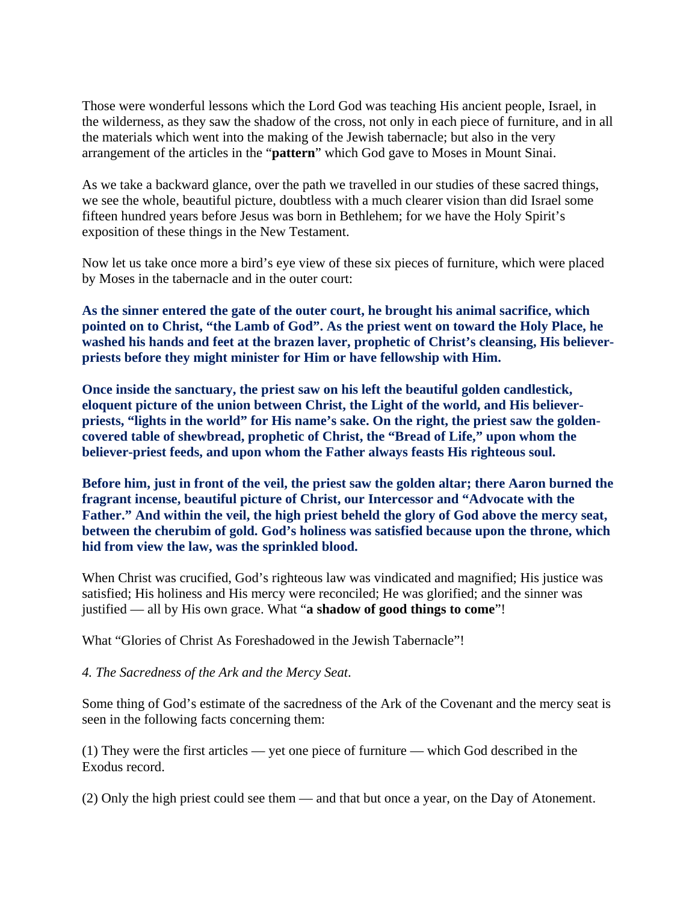Those were wonderful lessons which the Lord God was teaching His ancient people, Israel, in the wilderness, as they saw the shadow of the cross, not only in each piece of furniture, and in all the materials which went into the making of the Jewish tabernacle; but also in the very arrangement of the articles in the "**pattern**" which God gave to Moses in Mount Sinai.

As we take a backward glance, over the path we travelled in our studies of these sacred things, we see the whole, beautiful picture, doubtless with a much clearer vision than did Israel some fifteen hundred years before Jesus was born in Bethlehem; for we have the Holy Spirit's exposition of these things in the New Testament.

Now let us take once more a bird's eye view of these six pieces of furniture, which were placed by Moses in the tabernacle and in the outer court:

**As the sinner entered the gate of the outer court, he brought his animal sacrifice, which pointed on to Christ, "the Lamb of God". As the priest went on toward the Holy Place, he washed his hands and feet at the brazen laver, prophetic of Christ's cleansing, His believer-priests before they might minister for Him or have fellowship with Him.**

**Once inside the sanctuary, the priest saw on his left the beautiful golden candlestick, eloquent picture of the union between Christ, the Light of the world, and His believer-priests, "lights in the world" for His name's sake. On the right, the priest saw the golden-covered table of shewbread, prophetic of Christ, the "Bread of Life," upon whom the believer-priest feeds, and upon whom the Father always feasts His righteous soul.**

**Before him, just in front of the veil, the priest saw the golden altar; there Aaron burned the fragrant incense, beautiful picture of Christ, our Intercessor and "Advocate with the Father." And within the veil, the high priest beheld the glory of God above the mercy seat, between the cherubim of gold. God's holiness was satisfied because upon the throne, which hid from view the law, was the sprinkled blood.**

When Christ was crucified, God's righteous law was vindicated and magnified; His justice was satisfied; His holiness and His mercy were reconciled; He was glorified; and the sinner was justified — all by His own grace. What "**a shadow of good things to come**"!

What "Glories of Christ As Foreshadowed in the Jewish Tabernacle"!

*4. The Sacredness of the Ark and the Mercy Seat.*

Some thing of God's estimate of the sacredness of the Ark of the Covenant and the mercy seat is seen in the following facts concerning them:

(1) They were the first articles — yet one piece of furniture — which God described in the Exodus record.

(2) Only the high priest could see them — and that but once a year, on the Day of Atonement.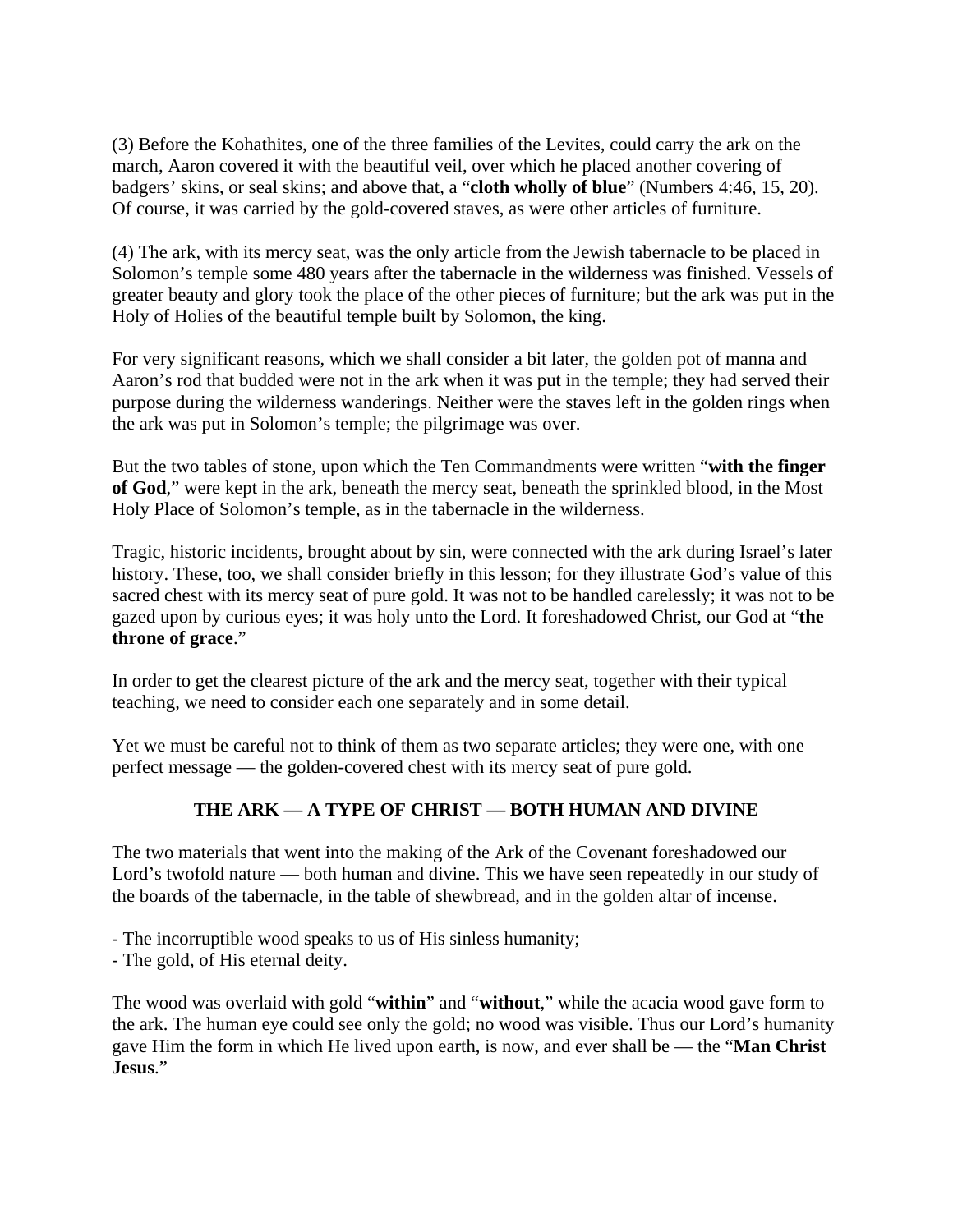(3) Before the Kohathites, one of the three families of the Levites, could carry the ark on the march, Aaron covered it with the beautiful veil, over which he placed another covering of badgers' skins, or seal skins; and above that, a "**cloth wholly of blue**" (Numbers 4:46, 15, 20). Of course, it was carried by the gold-covered staves, as were other articles of furniture.

(4) The ark, with its mercy seat, was the only article from the Jewish tabernacle to be placed in Solomon's temple some 480 years after the tabernacle in the wilderness was finished. Vessels of greater beauty and glory took the place of the other pieces of furniture; but the ark was put in the Holy of Holies of the beautiful temple built by Solomon, the king.

For very significant reasons, which we shall consider a bit later, the golden pot of manna and Aaron's rod that budded were not in the ark when it was put in the temple; they had served their purpose during the wilderness wanderings. Neither were the staves left in the golden rings when the ark was put in Solomon's temple; the pilgrimage was over.

But the two tables of stone, upon which the Ten Commandments were written "**with the finger of God**," were kept in the ark, beneath the mercy seat, beneath the sprinkled blood, in the Most Holy Place of Solomon's temple, as in the tabernacle in the wilderness.

Tragic, historic incidents, brought about by sin, were connected with the ark during Israel's later history. These, too, we shall consider briefly in this lesson; for they illustrate God's value of this sacred chest with its mercy seat of pure gold. It was not to be handled carelessly; it was not to be gazed upon by curious eyes; it was holy unto the Lord. It foreshadowed Christ, our God at "**the throne of grace**."

In order to get the clearest picture of the ark and the mercy seat, together with their typical teaching, we need to consider each one separately and in some detail.

Yet we must be careful not to think of them as two separate articles; they were one, with one perfect message — the golden-covered chest with its mercy seat of pure gold.

## THE ARK — A TYPE OF CHRIST — BOTH HUMAN AND DIVINE

The two materials that went into the making of the Ark of the Covenant foreshadowed our Lord's twofold nature — both human and divine. This we have seen repeatedly in our study of the boards of the tabernacle, in the table of shewbread, and in the golden altar of incense.

- The incorruptible wood speaks to us of His sinless humanity;
- The gold, of His eternal deity.

The wood was overlaid with gold "**within**" and "**without**," while the acacia wood gave form to the ark. The human eye could see only the gold; no wood was visible. Thus our Lord's humanity gave Him the form in which He lived upon earth, is now, and ever shall be — the "**Man Christ Jesus**."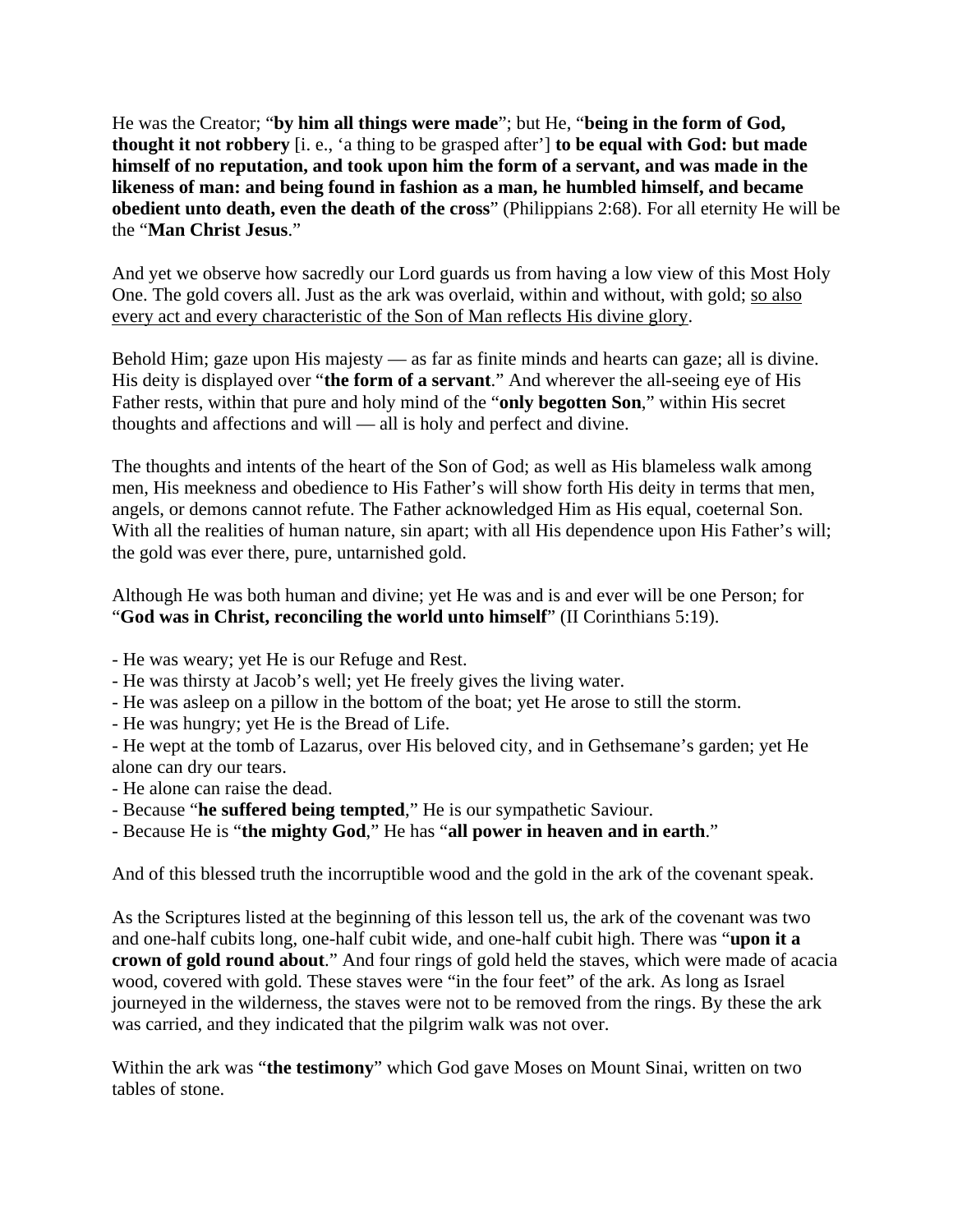He was the Creator; "**by him all things were made**"; but He, "**being in the form of God, thought it not robbery** [i. e., 'a thing to be grasped after'] **to be equal with God: but made himself of no reputation, and took upon him the form of a servant, and was made in the likeness of man: and being found in fashion as a man, he humbled himself, and became obedient unto death, even the death of the cross**" (Philippians 2:68). For all eternity He will be the "**Man Christ Jesus**."

And yet we observe how sacredly our Lord guards us from having a low view of this Most Holy One. The gold covers all. Just as the ark was overlaid, within and without, with gold; <u>so also every act and every characteristic of the Son of Man reflects His divine glory</u>.

Behold Him; gaze upon His majesty — as far as finite minds and hearts can gaze; all is divine. His deity is displayed over "**the form of a servant**." And wherever the all-seeing eye of His Father rests, within that pure and holy mind of the "**only begotten Son**," within His secret thoughts and affections and will — all is holy and perfect and divine.

The thoughts and intents of the heart of the Son of God; as well as His blameless walk among men, His meekness and obedience to His Father's will show forth His deity in terms that men, angels, or demons cannot refute. The Father acknowledged Him as His equal, coeternal Son. With all the realities of human nature, sin apart; with all His dependence upon His Father's will; the gold was ever there, pure, untarnished gold.

Although He was both human and divine; yet He was and is and ever will be one Person; for "**God was in Christ, reconciling the world unto himself**" (II Corinthians 5:19).

- He was weary; yet He is our Refuge and Rest.
- He was thirsty at Jacob's well; yet He freely gives the living water.
- He was asleep on a pillow in the bottom of the boat; yet He arose to still the storm.
- He was hungry; yet He is the Bread of Life.
- He wept at the tomb of Lazarus, over His beloved city, and in Gethsemane's garden; yet He alone can dry our tears.
- He alone can raise the dead.
- Because "**he suffered being tempted**," He is our sympathetic Saviour.
- Because He is "**the mighty God**," He has "**all power in heaven and in earth**."

And of this blessed truth the incorruptible wood and the gold in the ark of the covenant speak.

As the Scriptures listed at the beginning of this lesson tell us, the ark of the covenant was two and one-half cubits long, one-half cubit wide, and one-half cubit high. There was "**upon it a crown of gold round about**." And four rings of gold held the staves, which were made of acacia wood, covered with gold. These staves were "in the four feet" of the ark. As long as Israel journeyed in the wilderness, the staves were not to be removed from the rings. By these the ark was carried, and they indicated that the pilgrim walk was not over.

Within the ark was "**the testimony**" which God gave Moses on Mount Sinai, written on two tables of stone.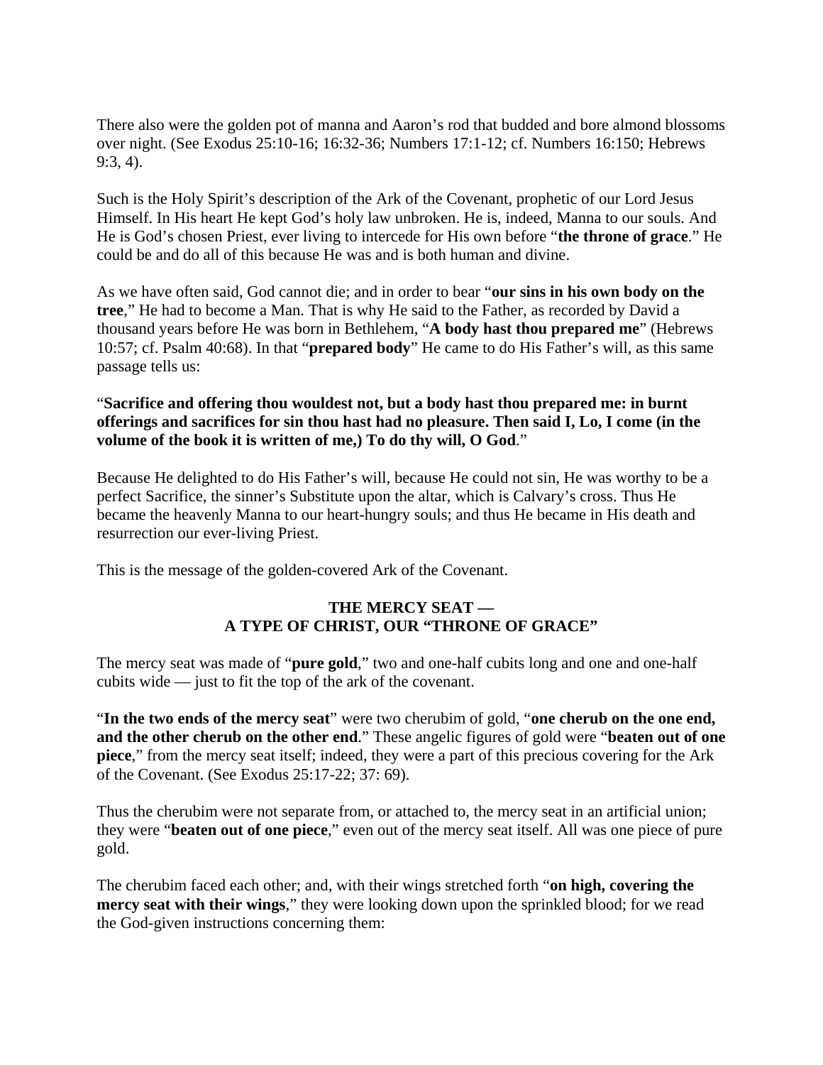There also were the golden pot of manna and Aaron's rod that budded and bore almond blossoms over night. (See Exodus 25:10-16; 16:32-36; Numbers 17:1-12; cf. Numbers 16:150; Hebrews 9:3, 4).

Such is the Holy Spirit's description of the Ark of the Covenant, prophetic of our Lord Jesus Himself. In His heart He kept God's holy law unbroken. He is, indeed, Manna to our souls. And He is God's chosen Priest, ever living to intercede for His own before "**the throne of grace**." He could be and do all of this because He was and is both human and divine.

As we have often said, God cannot die; and in order to bear "**our sins in his own body on the tree**," He had to become a Man. That is why He said to the Father, as recorded by David a thousand years before He was born in Bethlehem, "**A body hast thou prepared me**" (Hebrews 10:57; cf. Psalm 40:68). In that "**prepared body**" He came to do His Father's will, as this same passage tells us:

"**Sacrifice and offering thou wouldest not, but a body hast thou prepared me: in burnt offerings and sacrifices for sin thou hast had no pleasure. Then said I, Lo, I come (in the volume of the book it is written of me,) To do thy will, O God**."

Because He delighted to do His Father's will, because He could not sin, He was worthy to be a perfect Sacrifice, the sinner's Substitute upon the altar, which is Calvary's cross. Thus He became the heavenly Manna to our heart-hungry souls; and thus He became in His death and resurrection our ever-living Priest.

This is the message of the golden-covered Ark of the Covenant.

## THE MERCY SEAT —
## A TYPE OF CHRIST, OUR "THRONE OF GRACE"

The mercy seat was made of "**pure gold**," two and one-half cubits long and one and one-half cubits wide — just to fit the top of the ark of the covenant.

"**In the two ends of the mercy seat**" were two cherubim of gold, "**one cherub on the one end, and the other cherub on the other end**." These angelic figures of gold were "**beaten out of one piece**," from the mercy seat itself; indeed, they were a part of this precious covering for the Ark of the Covenant. (See Exodus 25:17-22; 37: 69).

Thus the cherubim were not separate from, or attached to, the mercy seat in an artificial union; they were "**beaten out of one piece**," even out of the mercy seat itself. All was one piece of pure gold.

The cherubim faced each other; and, with their wings stretched forth "**on high, covering the mercy seat with their wings**," they were looking down upon the sprinkled blood; for we read the God-given instructions concerning them: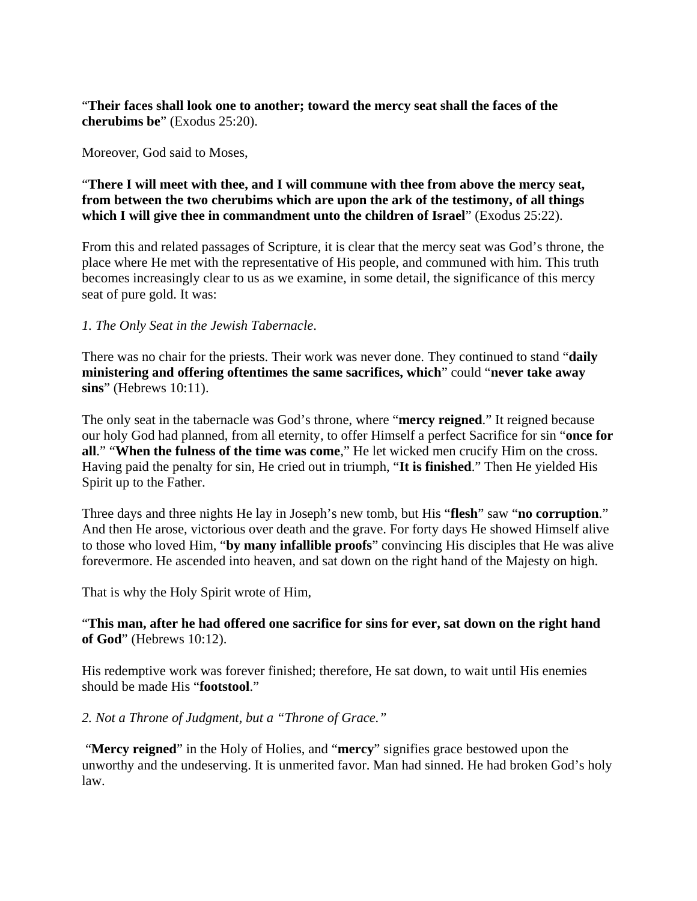"**Their faces shall look one to another; toward the mercy seat shall the faces of the cherubims be**" (Exodus 25:20).

Moreover, God said to Moses,

"**There I will meet with thee, and I will commune with thee from above the mercy seat, from between the two cherubims which are upon the ark of the testimony, of all things which I will give thee in commandment unto the children of Israel**" (Exodus 25:22).

From this and related passages of Scripture, it is clear that the mercy seat was God's throne, the place where He met with the representative of His people, and communed with him. This truth becomes increasingly clear to us as we examine, in some detail, the significance of this mercy seat of pure gold. It was:

*1. The Only Seat in the Jewish Tabernacle.*

There was no chair for the priests. Their work was never done. They continued to stand "**daily ministering and offering oftentimes the same sacrifices, which**" could "**never take away sins**" (Hebrews 10:11).

The only seat in the tabernacle was God's throne, where "**mercy reigned**." It reigned because our holy God had planned, from all eternity, to offer Himself a perfect Sacrifice for sin "**once for all**." "**When the fulness of the time was come**," He let wicked men crucify Him on the cross. Having paid the penalty for sin, He cried out in triumph, "**It is finished**." Then He yielded His Spirit up to the Father.

Three days and three nights He lay in Joseph's new tomb, but His "**flesh**" saw "**no corruption**." And then He arose, victorious over death and the grave. For forty days He showed Himself alive to those who loved Him, "**by many infallible proofs**" convincing His disciples that He was alive forevermore. He ascended into heaven, and sat down on the right hand of the Majesty on high.

That is why the Holy Spirit wrote of Him,

"**This man, after he had offered one sacrifice for sins for ever, sat down on the right hand of God**" (Hebrews 10:12).

His redemptive work was forever finished; therefore, He sat down, to wait until His enemies should be made His "**footstool**."

*2. Not a Throne of Judgment, but a "Throne of Grace."*

"**Mercy reigned**" in the Holy of Holies, and "**mercy**" signifies grace bestowed upon the unworthy and the undeserving. It is unmerited favor. Man had sinned. He had broken God's holy law.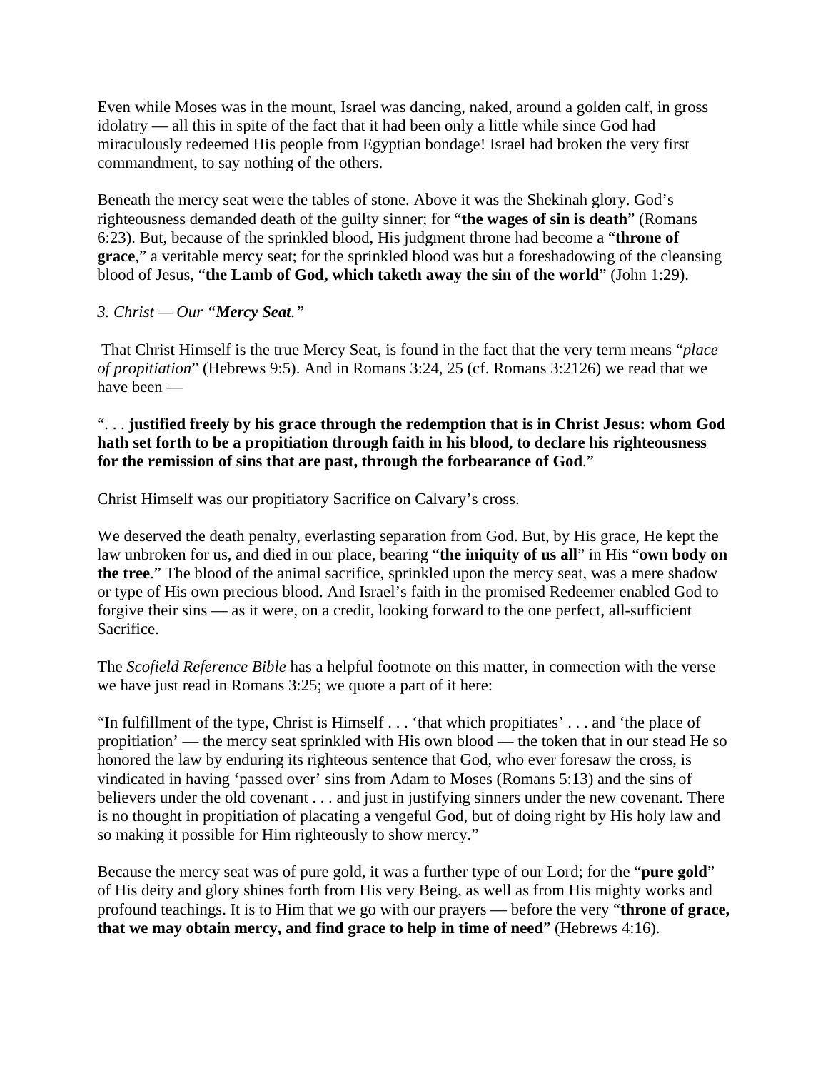Even while Moses was in the mount, Israel was dancing, naked, around a golden calf, in gross idolatry — all this in spite of the fact that it had been only a little while since God had miraculously redeemed His people from Egyptian bondage! Israel had broken the very first commandment, to say nothing of the others.

Beneath the mercy seat were the tables of stone. Above it was the Shekinah glory. God's righteousness demanded death of the guilty sinner; for "**the wages of sin is death**" (Romans 6:23). But, because of the sprinkled blood, His judgment throne had become a "**throne of grace**," a veritable mercy seat; for the sprinkled blood was but a foreshadowing of the cleansing blood of Jesus, "**the Lamb of God, which taketh away the sin of the world**" (John 1:29).

*3. Christ — Our "**Mercy Seat.**"*

That Christ Himself is the true Mercy Seat, is found in the fact that the very term means "*place of propitiation*" (Hebrews 9:5). And in Romans 3:24, 25 (cf. Romans 3:2126) we read that we have been —

". . . **justified freely by his grace through the redemption that is in Christ Jesus: whom God hath set forth to be a propitiation through faith in his blood, to declare his righteousness for the remission of sins that are past, through the forbearance of God**."

Christ Himself was our propitiatory Sacrifice on Calvary's cross.

We deserved the death penalty, everlasting separation from God. But, by His grace, He kept the law unbroken for us, and died in our place, bearing "**the iniquity of us all**" in His "**own body on the tree**." The blood of the animal sacrifice, sprinkled upon the mercy seat, was a mere shadow or type of His own precious blood. And Israel's faith in the promised Redeemer enabled God to forgive their sins — as it were, on a credit, looking forward to the one perfect, all-sufficient Sacrifice.

The *Scofield Reference Bible* has a helpful footnote on this matter, in connection with the verse we have just read in Romans 3:25; we quote a part of it here:

"In fulfillment of the type, Christ is Himself . . . 'that which propitiates' . . . and 'the place of propitiation' — the mercy seat sprinkled with His own blood — the token that in our stead He so honored the law by enduring its righteous sentence that God, who ever foresaw the cross, is vindicated in having 'passed over' sins from Adam to Moses (Romans 5:13) and the sins of believers under the old covenant . . . and just in justifying sinners under the new covenant. There is no thought in propitiation of placating a vengeful God, but of doing right by His holy law and so making it possible for Him righteously to show mercy."

Because the mercy seat was of pure gold, it was a further type of our Lord; for the "**pure gold**" of His deity and glory shines forth from His very Being, as well as from His mighty works and profound teachings. It is to Him that we go with our prayers — before the very "**throne of grace, that we may obtain mercy, and find grace to help in time of need**" (Hebrews 4:16).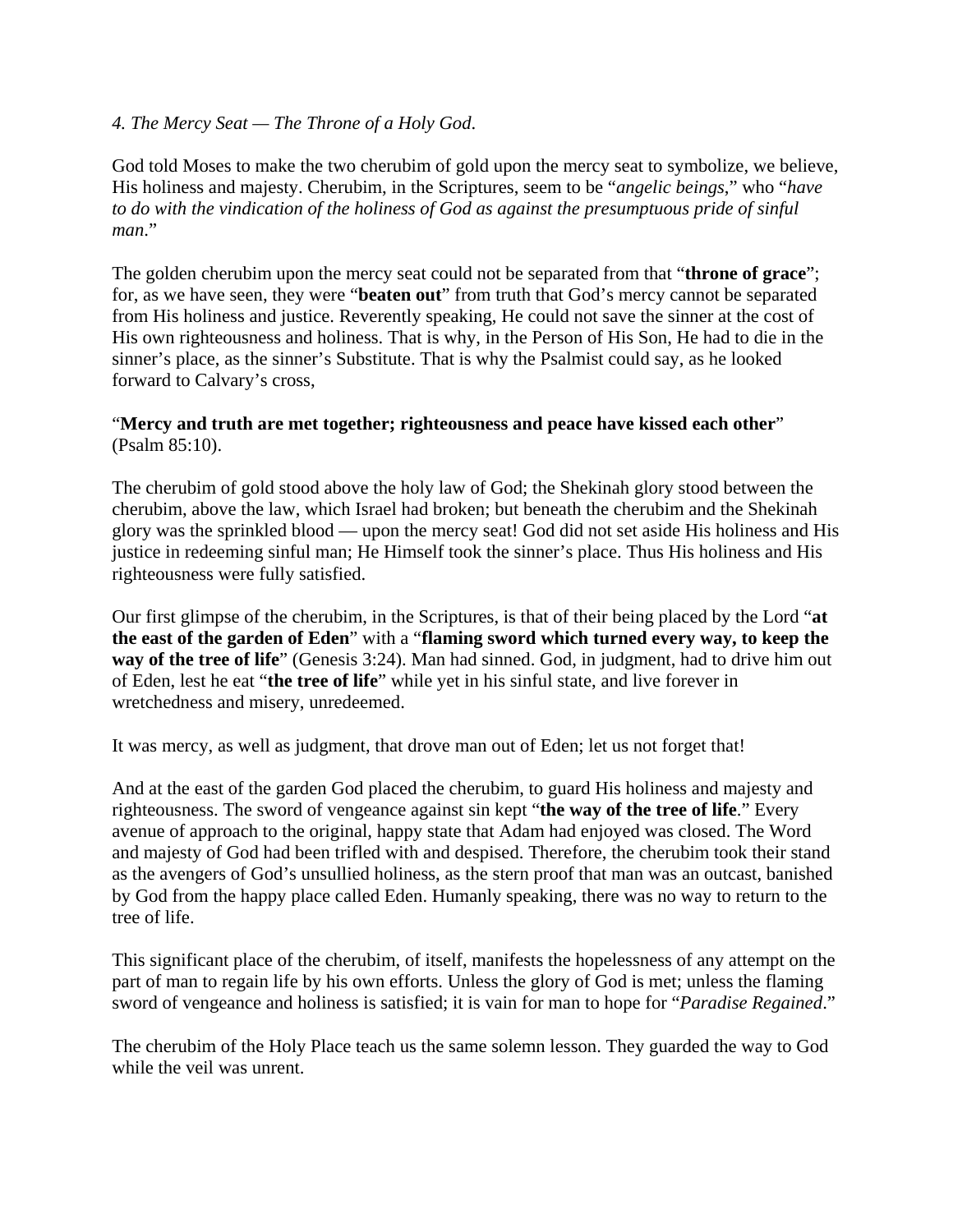*4. The Mercy Seat — The Throne of a Holy God.*

God told Moses to make the two cherubim of gold upon the mercy seat to symbolize, we believe, His holiness and majesty. Cherubim, in the Scriptures, seem to be "*angelic beings*," who "*have to do with the vindication of the holiness of God as against the presumptuous pride of sinful man*."

The golden cherubim upon the mercy seat could not be separated from that "**throne of grace**"; for, as we have seen, they were "**beaten out**" from truth that God's mercy cannot be separated from His holiness and justice. Reverently speaking, He could not save the sinner at the cost of His own righteousness and holiness. That is why, in the Person of His Son, He had to die in the sinner's place, as the sinner's Substitute. That is why the Psalmist could say, as he looked forward to Calvary's cross,

"**Mercy and truth are met together; righteousness and peace have kissed each other**" (Psalm 85:10).

The cherubim of gold stood above the holy law of God; the Shekinah glory stood between the cherubim, above the law, which Israel had broken; but beneath the cherubim and the Shekinah glory was the sprinkled blood — upon the mercy seat! God did not set aside His holiness and His justice in redeeming sinful man; He Himself took the sinner's place. Thus His holiness and His righteousness were fully satisfied.

Our first glimpse of the cherubim, in the Scriptures, is that of their being placed by the Lord "**at the east of the garden of Eden**" with a "**flaming sword which turned every way, to keep the way of the tree of life**" (Genesis 3:24). Man had sinned. God, in judgment, had to drive him out of Eden, lest he eat "**the tree of life**" while yet in his sinful state, and live forever in wretchedness and misery, unredeemed.

It was mercy, as well as judgment, that drove man out of Eden; let us not forget that!

And at the east of the garden God placed the cherubim, to guard His holiness and majesty and righteousness. The sword of vengeance against sin kept "**the way of the tree of life**." Every avenue of approach to the original, happy state that Adam had enjoyed was closed. The Word and majesty of God had been trifled with and despised. Therefore, the cherubim took their stand as the avengers of God's unsullied holiness, as the stern proof that man was an outcast, banished by God from the happy place called Eden. Humanly speaking, there was no way to return to the tree of life.

This significant place of the cherubim, of itself, manifests the hopelessness of any attempt on the part of man to regain life by his own efforts. Unless the glory of God is met; unless the flaming sword of vengeance and holiness is satisfied; it is vain for man to hope for "*Paradise Regained*."

The cherubim of the Holy Place teach us the same solemn lesson. They guarded the way to God while the veil was unrent.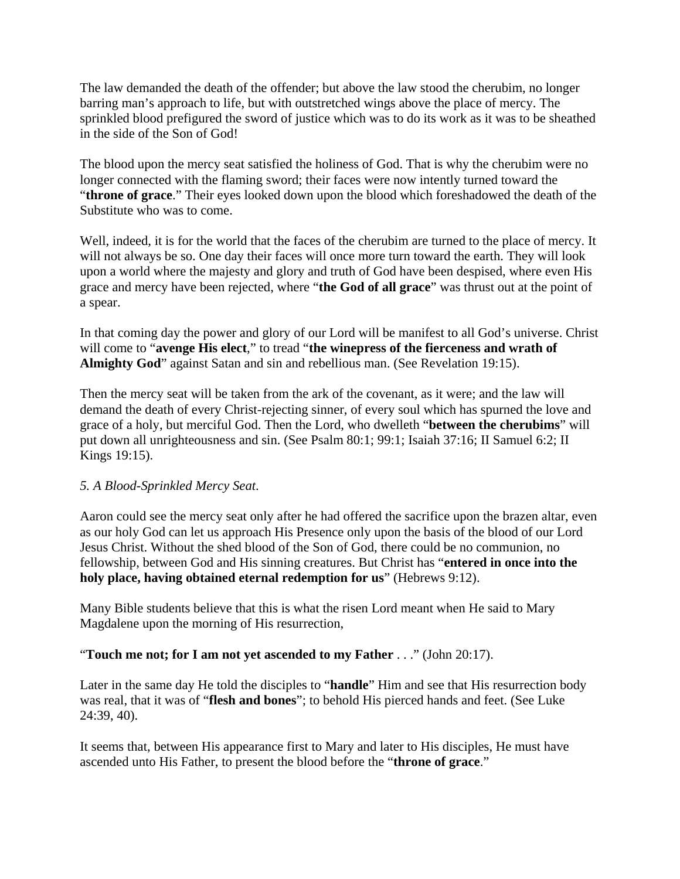The law demanded the death of the offender; but above the law stood the cherubim, no longer barring man's approach to life, but with outstretched wings above the place of mercy. The sprinkled blood prefigured the sword of justice which was to do its work as it was to be sheathed in the side of the Son of God!

The blood upon the mercy seat satisfied the holiness of God. That is why the cherubim were no longer connected with the flaming sword; their faces were now intently turned toward the "**throne of grace**." Their eyes looked down upon the blood which foreshadowed the death of the Substitute who was to come.

Well, indeed, it is for the world that the faces of the cherubim are turned to the place of mercy. It will not always be so. One day their faces will once more turn toward the earth. They will look upon a world where the majesty and glory and truth of God have been despised, where even His grace and mercy have been rejected, where "**the God of all grace**" was thrust out at the point of a spear.

In that coming day the power and glory of our Lord will be manifest to all God's universe. Christ will come to "**avenge His elect**," to tread "**the winepress of the fierceness and wrath of Almighty God**" against Satan and sin and rebellious man. (See Revelation 19:15).

Then the mercy seat will be taken from the ark of the covenant, as it were; and the law will demand the death of every Christ-rejecting sinner, of every soul which has spurned the love and grace of a holy, but merciful God. Then the Lord, who dwelleth "**between the cherubims**" will put down all unrighteousness and sin. (See Psalm 80:1; 99:1; Isaiah 37:16; II Samuel 6:2; II Kings 19:15).

*5. A Blood-Sprinkled Mercy Seat.*

Aaron could see the mercy seat only after he had offered the sacrifice upon the brazen altar, even as our holy God can let us approach His Presence only upon the basis of the blood of our Lord Jesus Christ. Without the shed blood of the Son of God, there could be no communion, no fellowship, between God and His sinning creatures. But Christ has "**entered in once into the holy place, having obtained eternal redemption for us**" (Hebrews 9:12).

Many Bible students believe that this is what the risen Lord meant when He said to Mary Magdalene upon the morning of His resurrection,

"**Touch me not; for I am not yet ascended to my Father** . . ." (John 20:17).

Later in the same day He told the disciples to "**handle**" Him and see that His resurrection body was real, that it was of "**flesh and bones**"; to behold His pierced hands and feet. (See Luke 24:39, 40).

It seems that, between His appearance first to Mary and later to His disciples, He must have ascended unto His Father, to present the blood before the "**throne of grace**."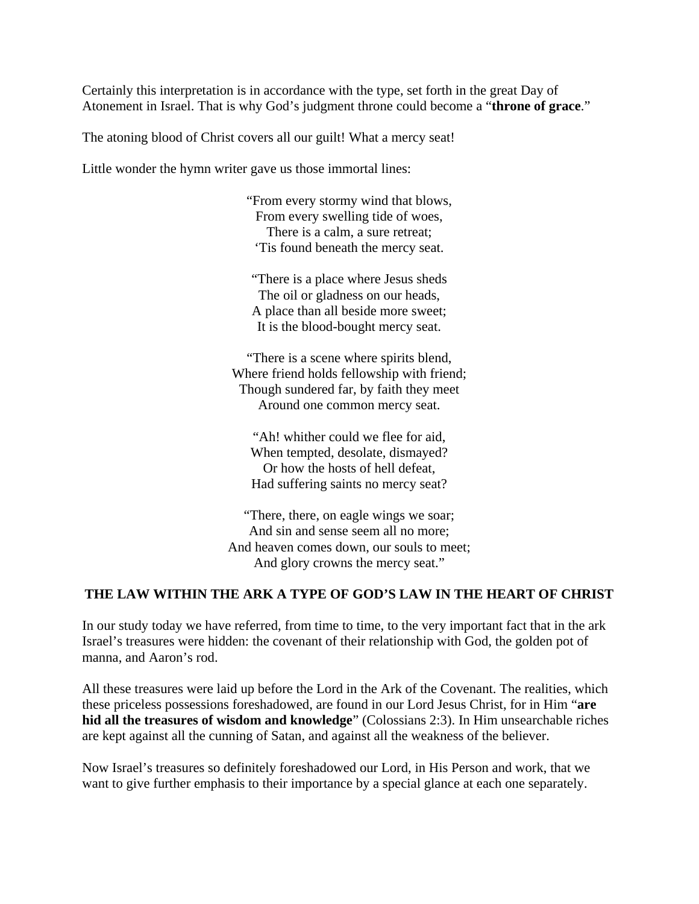Certainly this interpretation is in accordance with the type, set forth in the great Day of Atonement in Israel. That is why God's judgment throne could become a "**throne of grace**."

The atoning blood of Christ covers all our guilt! What a mercy seat!

Little wonder the hymn writer gave us those immortal lines:

"From every stormy wind that blows,  
From every swelling tide of woes,  
There is a calm, a sure retreat;  
'Tis found beneath the mercy seat.

"There is a place where Jesus sheds  
The oil or gladness on our heads,  
A place than all beside more sweet;  
It is the blood-bought mercy seat.

"There is a scene where spirits blend,  
Where friend holds fellowship with friend;  
Though sundered far, by faith they meet  
Around one common mercy seat.

"Ah! whither could we flee for aid,  
When tempted, desolate, dismayed?  
Or how the hosts of hell defeat,  
Had suffering saints no mercy seat?

"There, there, on eagle wings we soar;  
And sin and sense seem all no more;  
And heaven comes down, our souls to meet;  
And glory crowns the mercy seat."

## THE LAW WITHIN THE ARK A TYPE OF GOD'S LAW IN THE HEART OF CHRIST

In our study today we have referred, from time to time, to the very important fact that in the ark Israel's treasures were hidden: the covenant of their relationship with God, the golden pot of manna, and Aaron's rod.

All these treasures were laid up before the Lord in the Ark of the Covenant. The realities, which these priceless possessions foreshadowed, are found in our Lord Jesus Christ, for in Him "**are hid all the treasures of wisdom and knowledge**" (Colossians 2:3). In Him unsearchable riches are kept against all the cunning of Satan, and against all the weakness of the believer.

Now Israel's treasures so definitely foreshadowed our Lord, in His Person and work, that we want to give further emphasis to their importance by a special glance at each one separately.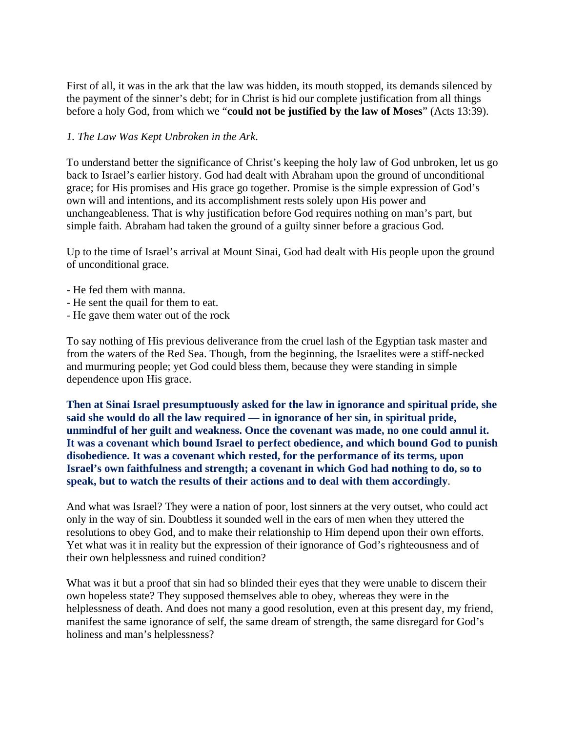First of all, it was in the ark that the law was hidden, its mouth stopped, its demands silenced by the payment of the sinner's debt; for in Christ is hid our complete justification from all things before a holy God, from which we "**could not be justified by the law of Moses**" (Acts 13:39).

*1. The Law Was Kept Unbroken in the Ark.*

To understand better the significance of Christ's keeping the holy law of God unbroken, let us go back to Israel's earlier history. God had dealt with Abraham upon the ground of unconditional grace; for His promises and His grace go together. Promise is the simple expression of God's own will and intentions, and its accomplishment rests solely upon His power and unchangeableness. That is why justification before God requires nothing on man's part, but simple faith. Abraham had taken the ground of a guilty sinner before a gracious God.

Up to the time of Israel's arrival at Mount Sinai, God had dealt with His people upon the ground of unconditional grace.

- He fed them with manna.
- He sent the quail for them to eat.
- He gave them water out of the rock

To say nothing of His previous deliverance from the cruel lash of the Egyptian task master and from the waters of the Red Sea. Though, from the beginning, the Israelites were a stiff-necked and murmuring people; yet God could bless them, because they were standing in simple dependence upon His grace.

**Then at Sinai Israel presumptuously asked for the law in ignorance and spiritual pride, she said she would do all the law required — in ignorance of her sin, in spiritual pride, unmindful of her guilt and weakness. Once the covenant was made, no one could annul it. It was a covenant which bound Israel to perfect obedience, and which bound God to punish disobedience. It was a covenant which rested, for the performance of its terms, upon Israel's own faithfulness and strength; a covenant in which God had nothing to do, so to speak, but to watch the results of their actions and to deal with them accordingly**.

And what was Israel? They were a nation of poor, lost sinners at the very outset, who could act only in the way of sin. Doubtless it sounded well in the ears of men when they uttered the resolutions to obey God, and to make their relationship to Him depend upon their own efforts. Yet what was it in reality but the expression of their ignorance of God's righteousness and of their own helplessness and ruined condition?

What was it but a proof that sin had so blinded their eyes that they were unable to discern their own hopeless state? They supposed themselves able to obey, whereas they were in the helplessness of death. And does not many a good resolution, even at this present day, my friend, manifest the same ignorance of self, the same dream of strength, the same disregard for God's holiness and man's helplessness?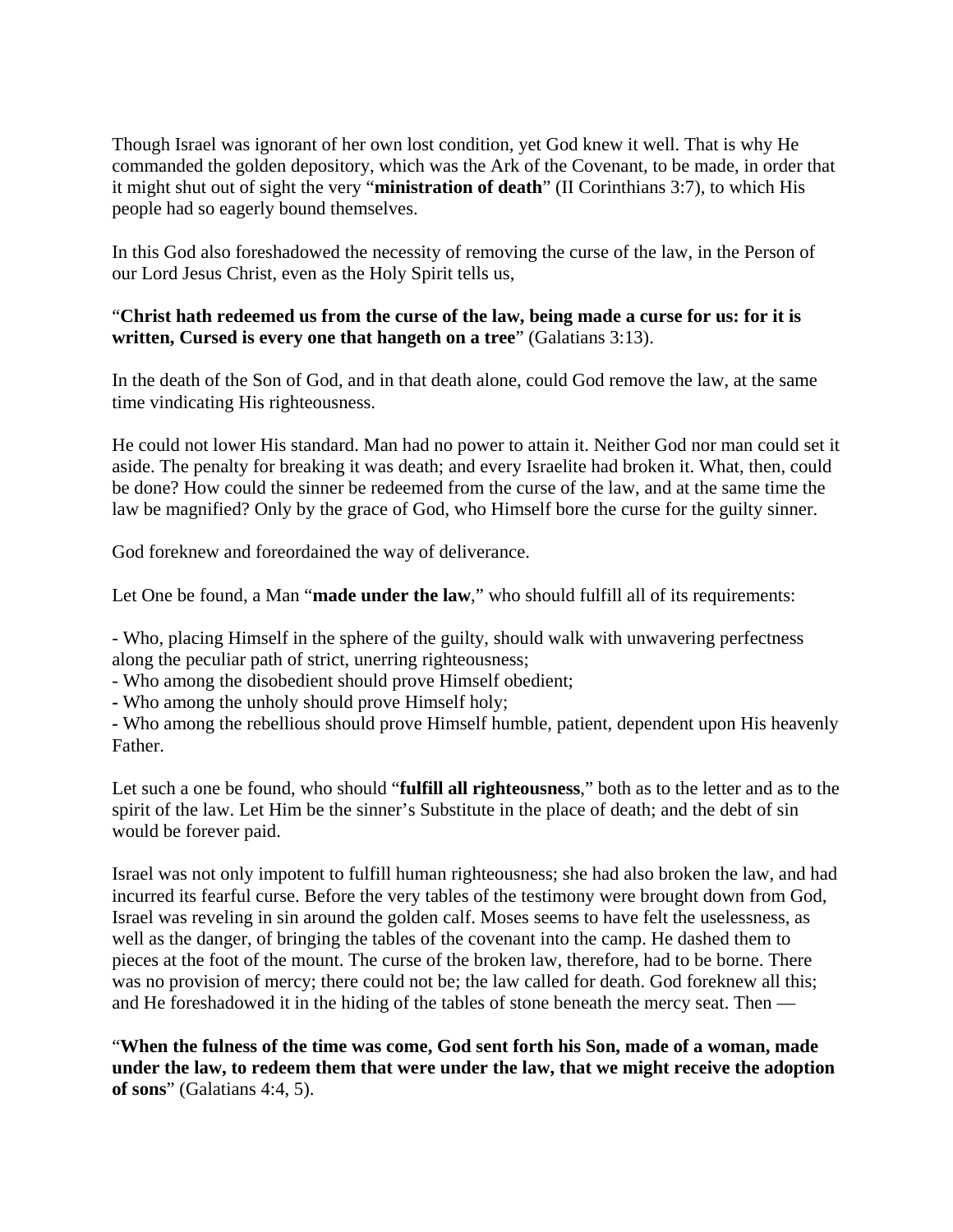Though Israel was ignorant of her own lost condition, yet God knew it well. That is why He commanded the golden depository, which was the Ark of the Covenant, to be made, in order that it might shut out of sight the very "**ministration of death**" (II Corinthians 3:7), to which His people had so eagerly bound themselves.

In this God also foreshadowed the necessity of removing the curse of the law, in the Person of our Lord Jesus Christ, even as the Holy Spirit tells us,

"**Christ hath redeemed us from the curse of the law, being made a curse for us: for it is written, Cursed is every one that hangeth on a tree**" (Galatians 3:13).

In the death of the Son of God, and in that death alone, could God remove the law, at the same time vindicating His righteousness.

He could not lower His standard. Man had no power to attain it. Neither God nor man could set it aside. The penalty for breaking it was death; and every Israelite had broken it. What, then, could be done? How could the sinner be redeemed from the curse of the law, and at the same time the law be magnified? Only by the grace of God, who Himself bore the curse for the guilty sinner.

God foreknew and foreordained the way of deliverance.

Let One be found, a Man "**made under the law**," who should fulfill all of its requirements:

- Who, placing Himself in the sphere of the guilty, should walk with unwavering perfectness along the peculiar path of strict, unerring righteousness;
- Who among the disobedient should prove Himself obedient;
- Who among the unholy should prove Himself holy;
- Who among the rebellious should prove Himself humble, patient, dependent upon His heavenly Father.

Let such a one be found, who should "**fulfill all righteousness**," both as to the letter and as to the spirit of the law. Let Him be the sinner's Substitute in the place of death; and the debt of sin would be forever paid.

Israel was not only impotent to fulfill human righteousness; she had also broken the law, and had incurred its fearful curse. Before the very tables of the testimony were brought down from God, Israel was reveling in sin around the golden calf. Moses seems to have felt the uselessness, as well as the danger, of bringing the tables of the covenant into the camp. He dashed them to pieces at the foot of the mount. The curse of the broken law, therefore, had to be borne. There was no provision of mercy; there could not be; the law called for death. God foreknew all this; and He foreshadowed it in the hiding of the tables of stone beneath the mercy seat. Then —

"**When the fulness of the time was come, God sent forth his Son, made of a woman, made under the law, to redeem them that were under the law, that we might receive the adoption of sons**" (Galatians 4:4, 5).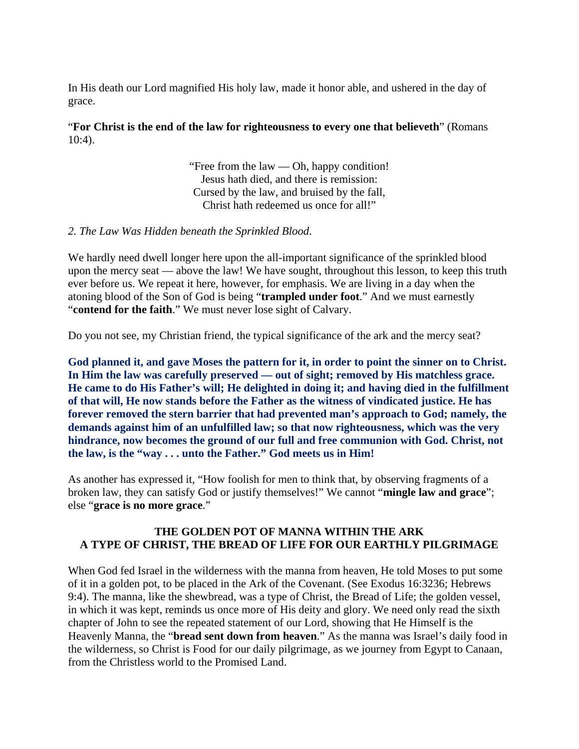In His death our Lord magnified His holy law, made it honor able, and ushered in the day of grace.

"**For Christ is the end of the law for righteousness to every one that believeth**" (Romans 10:4).

> "Free from the law — Oh, happy condition!
> Jesus hath died, and there is remission:
> Cursed by the law, and bruised by the fall,
> Christ hath redeemed us once for all!"

*2. The Law Was Hidden beneath the Sprinkled Blood*.

We hardly need dwell longer here upon the all-important significance of the sprinkled blood upon the mercy seat — above the law! We have sought, throughout this lesson, to keep this truth ever before us. We repeat it here, however, for emphasis. We are living in a day when the atoning blood of the Son of God is being "**trampled under foot**." And we must earnestly "**contend for the faith**." We must never lose sight of Calvary.

Do you not see, my Christian friend, the typical significance of the ark and the mercy seat?

**God planned it, and gave Moses the pattern for it, in order to point the sinner on to Christ. In Him the law was carefully preserved — out of sight; removed by His matchless grace. He came to do His Father's will; He delighted in doing it; and having died in the fulfillment of that will, He now stands before the Father as the witness of vindicated justice. He has forever removed the stern barrier that had prevented man's approach to God; namely, the demands against him of an unfulfilled law; so that now righteousness, which was the very hindrance, now becomes the ground of our full and free communion with God. Christ, not the law, is the "way . . . unto the Father." God meets us in Him!**

As another has expressed it, "How foolish for men to think that, by observing fragments of a broken law, they can satisfy God or justify themselves!" We cannot "**mingle law and grace**"; else "**grace is no more grace**."

## THE GOLDEN POT OF MANNA WITHIN THE ARK
## A TYPE OF CHRIST, THE BREAD OF LIFE FOR OUR EARTHLY PILGRIMAGE

When God fed Israel in the wilderness with the manna from heaven, He told Moses to put some of it in a golden pot, to be placed in the Ark of the Covenant. (See Exodus 16:3236; Hebrews 9:4). The manna, like the shewbread, was a type of Christ, the Bread of Life; the golden vessel, in which it was kept, reminds us once more of His deity and glory. We need only read the sixth chapter of John to see the repeated statement of our Lord, showing that He Himself is the Heavenly Manna, the "**bread sent down from heaven**." As the manna was Israel's daily food in the wilderness, so Christ is Food for our daily pilgrimage, as we journey from Egypt to Canaan, from the Christless world to the Promised Land.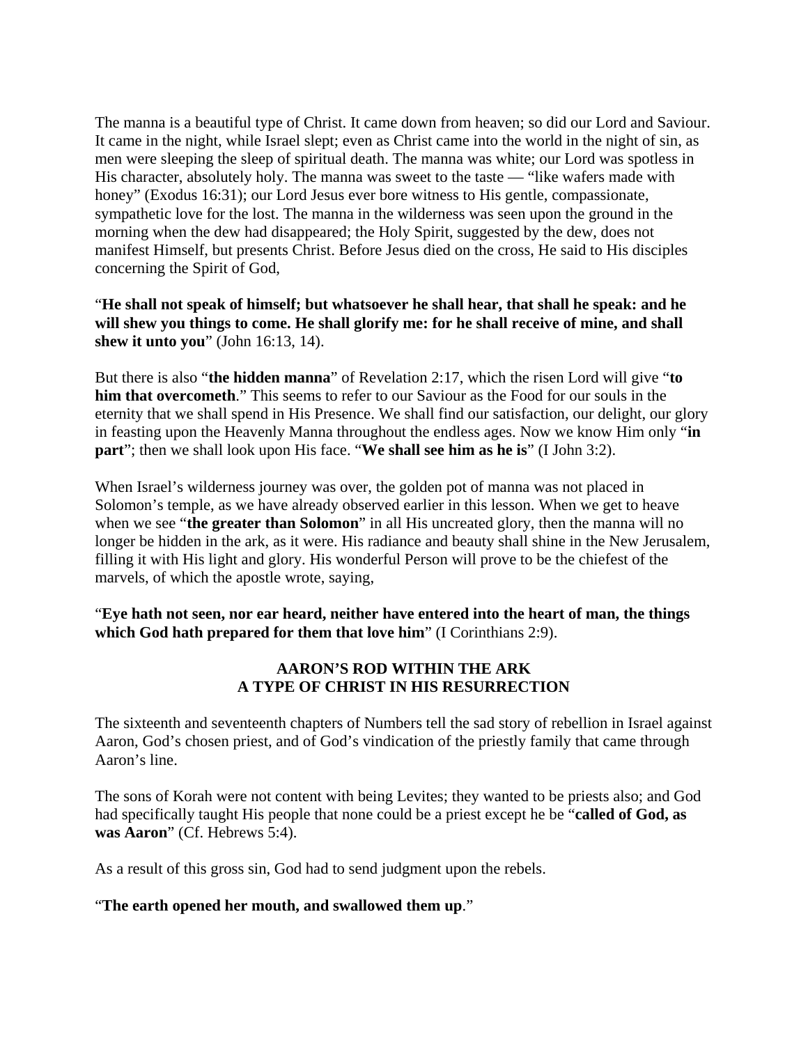The manna is a beautiful type of Christ. It came down from heaven; so did our Lord and Saviour. It came in the night, while Israel slept; even as Christ came into the world in the night of sin, as men were sleeping the sleep of spiritual death. The manna was white; our Lord was spotless in His character, absolutely holy. The manna was sweet to the taste — "like wafers made with honey" (Exodus 16:31); our Lord Jesus ever bore witness to His gentle, compassionate, sympathetic love for the lost. The manna in the wilderness was seen upon the ground in the morning when the dew had disappeared; the Holy Spirit, suggested by the dew, does not manifest Himself, but presents Christ. Before Jesus died on the cross, He said to His disciples concerning the Spirit of God,

"**He shall not speak of himself; but whatsoever he shall hear, that shall he speak: and he will shew you things to come. He shall glorify me: for he shall receive of mine, and shall shew it unto you**" (John 16:13, 14).

But there is also "**the hidden manna**" of Revelation 2:17, which the risen Lord will give "**to him that overcometh**." This seems to refer to our Saviour as the Food for our souls in the eternity that we shall spend in His Presence. We shall find our satisfaction, our delight, our glory in feasting upon the Heavenly Manna throughout the endless ages. Now we know Him only "**in part**"; then we shall look upon His face. "**We shall see him as he is**" (I John 3:2).

When Israel's wilderness journey was over, the golden pot of manna was not placed in Solomon's temple, as we have already observed earlier in this lesson. When we get to heave when we see "**the greater than Solomon**" in all His uncreated glory, then the manna will no longer be hidden in the ark, as it were. His radiance and beauty shall shine in the New Jerusalem, filling it with His light and glory. His wonderful Person will prove to be the chiefest of the marvels, of which the apostle wrote, saying,

"**Eye hath not seen, nor ear heard, neither have entered into the heart of man, the things which God hath prepared for them that love him**" (I Corinthians 2:9).

### AARON'S ROD WITHIN THE ARK
### A TYPE OF CHRIST IN HIS RESURRECTION

The sixteenth and seventeenth chapters of Numbers tell the sad story of rebellion in Israel against Aaron, God's chosen priest, and of God's vindication of the priestly family that came through Aaron's line.

The sons of Korah were not content with being Levites; they wanted to be priests also; and God had specifically taught His people that none could be a priest except he be "**called of God, as was Aaron**" (Cf. Hebrews 5:4).

As a result of this gross sin, God had to send judgment upon the rebels.

"**The earth opened her mouth, and swallowed them up**."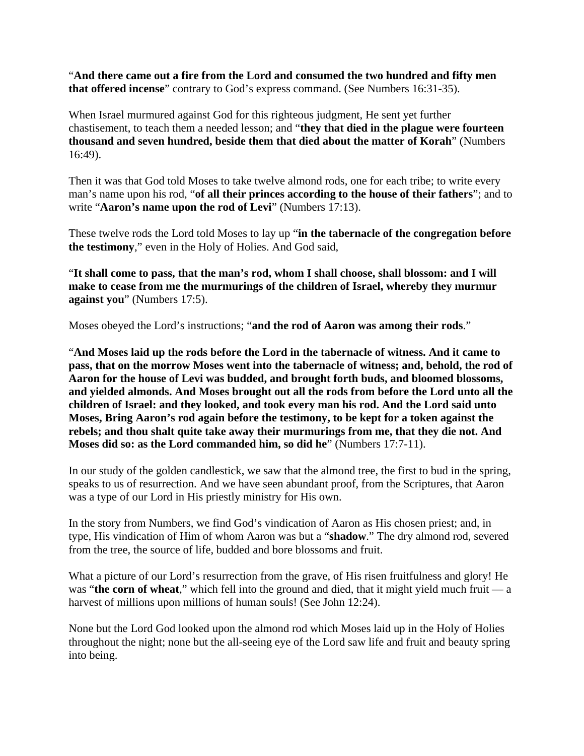"**And there came out a fire from the Lord and consumed the two hundred and fifty men that offered incense**" contrary to God's express command. (See Numbers 16:31-35).

When Israel murmured against God for this righteous judgment, He sent yet further chastisement, to teach them a needed lesson; and "**they that died in the plague were fourteen thousand and seven hundred, beside them that died about the matter of Korah**" (Numbers 16:49).

Then it was that God told Moses to take twelve almond rods, one for each tribe; to write every man's name upon his rod, "**of all their princes according to the house of their fathers**"; and to write "**Aaron's name upon the rod of Levi**" (Numbers 17:13).

These twelve rods the Lord told Moses to lay up "**in the tabernacle of the congregation before the testimony**," even in the Holy of Holies. And God said,

"**It shall come to pass, that the man's rod, whom I shall choose, shall blossom: and I will make to cease from me the murmurings of the children of Israel, whereby they murmur against you**" (Numbers 17:5).

Moses obeyed the Lord's instructions; "**and the rod of Aaron was among their rods**."

"**And Moses laid up the rods before the Lord in the tabernacle of witness. And it came to pass, that on the morrow Moses went into the tabernacle of witness; and, behold, the rod of Aaron for the house of Levi was budded, and brought forth buds, and bloomed blossoms, and yielded almonds. And Moses brought out all the rods from before the Lord unto all the children of Israel: and they looked, and took every man his rod. And the Lord said unto Moses, Bring Aaron's rod again before the testimony, to be kept for a token against the rebels; and thou shalt quite take away their murmurings from me, that they die not. And Moses did so: as the Lord commanded him, so did he**" (Numbers 17:7-11).

In our study of the golden candlestick, we saw that the almond tree, the first to bud in the spring, speaks to us of resurrection. And we have seen abundant proof, from the Scriptures, that Aaron was a type of our Lord in His priestly ministry for His own.

In the story from Numbers, we find God's vindication of Aaron as His chosen priest; and, in type, His vindication of Him of whom Aaron was but a "**shadow**." The dry almond rod, severed from the tree, the source of life, budded and bore blossoms and fruit.

What a picture of our Lord's resurrection from the grave, of His risen fruitfulness and glory! He was "**the corn of wheat**," which fell into the ground and died, that it might yield much fruit — a harvest of millions upon millions of human souls! (See John 12:24).

None but the Lord God looked upon the almond rod which Moses laid up in the Holy of Holies throughout the night; none but the all-seeing eye of the Lord saw life and fruit and beauty spring into being.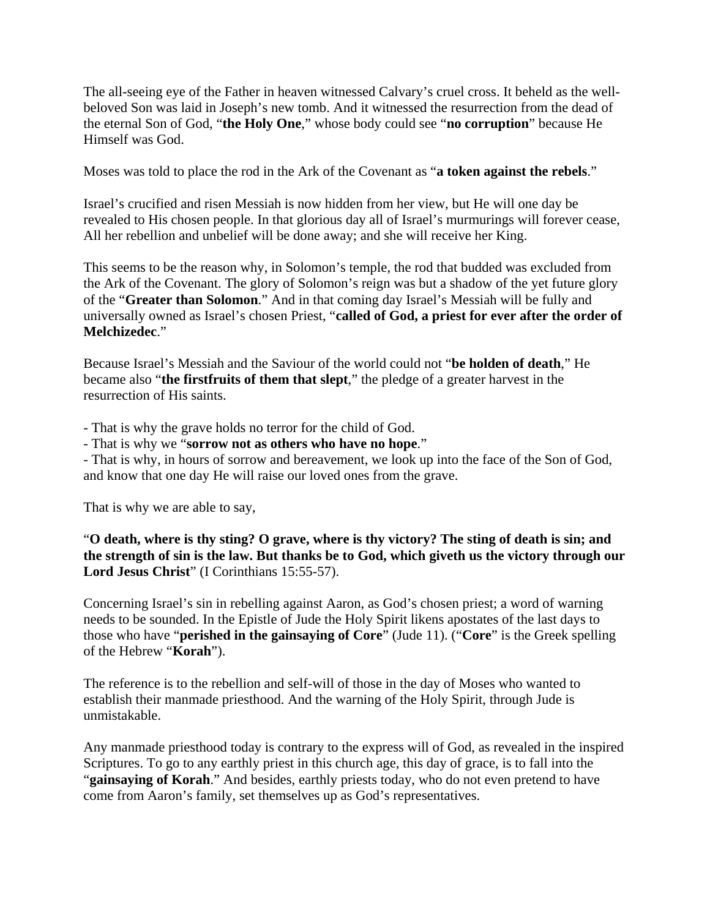The all-seeing eye of the Father in heaven witnessed Calvary's cruel cross. It beheld as the well-beloved Son was laid in Joseph's new tomb. And it witnessed the resurrection from the dead of the eternal Son of God, "**the Holy One**," whose body could see "**no corruption**" because He Himself was God.

Moses was told to place the rod in the Ark of the Covenant as "**a token against the rebels**."

Israel's crucified and risen Messiah is now hidden from her view, but He will one day be revealed to His chosen people. In that glorious day all of Israel's murmurings will forever cease, All her rebellion and unbelief will be done away; and she will receive her King.

This seems to be the reason why, in Solomon's temple, the rod that budded was excluded from the Ark of the Covenant. The glory of Solomon's reign was but a shadow of the yet future glory of the "**Greater than Solomon**." And in that coming day Israel's Messiah will be fully and universally owned as Israel's chosen Priest, "**called of God, a priest for ever after the order of Melchizedec**."

Because Israel's Messiah and the Saviour of the world could not "**be holden of death**," He became also "**the firstfruits of them that slept**," the pledge of a greater harvest in the resurrection of His saints.

- That is why the grave holds no terror for the child of God.
- That is why we "**sorrow not as others who have no hope**."
- That is why, in hours of sorrow and bereavement, we look up into the face of the Son of God, and know that one day He will raise our loved ones from the grave.

That is why we are able to say,

"**O death, where is thy sting? O grave, where is thy victory? The sting of death is sin; and the strength of sin is the law. But thanks be to God, which giveth us the victory through our Lord Jesus Christ**" (I Corinthians 15:55-57).

Concerning Israel's sin in rebelling against Aaron, as God's chosen priest; a word of warning needs to be sounded. In the Epistle of Jude the Holy Spirit likens apostates of the last days to those who have "**perished in the gainsaying of Core**" (Jude 11). ("**Core**" is the Greek spelling of the Hebrew "**Korah**").

The reference is to the rebellion and self-will of those in the day of Moses who wanted to establish their manmade priesthood. And the warning of the Holy Spirit, through Jude is unmistakable.

Any manmade priesthood today is contrary to the express will of God, as revealed in the inspired Scriptures. To go to any earthly priest in this church age, this day of grace, is to fall into the "**gainsaying of Korah**." And besides, earthly priests today, who do not even pretend to have come from Aaron's family, set themselves up as God's representatives.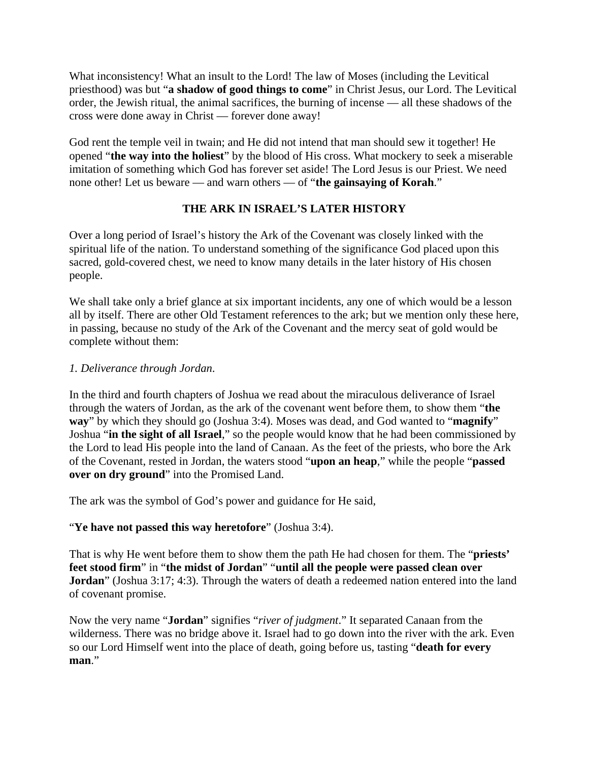What inconsistency! What an insult to the Lord! The law of Moses (including the Levitical priesthood) was but "**a shadow of good things to come**" in Christ Jesus, our Lord. The Levitical order, the Jewish ritual, the animal sacrifices, the burning of incense — all these shadows of the cross were done away in Christ — forever done away!

God rent the temple veil in twain; and He did not intend that man should sew it together! He opened "**the way into the holiest**" by the blood of His cross. What mockery to seek a miserable imitation of something which God has forever set aside! The Lord Jesus is our Priest. We need none other! Let us beware — and warn others — of "**the gainsaying of Korah**."

## THE ARK IN ISRAEL'S LATER HISTORY

Over a long period of Israel's history the Ark of the Covenant was closely linked with the spiritual life of the nation. To understand something of the significance God placed upon this sacred, gold-covered chest, we need to know many details in the later history of His chosen people.

We shall take only a brief glance at six important incidents, any one of which would be a lesson all by itself. There are other Old Testament references to the ark; but we mention only these here, in passing, because no study of the Ark of the Covenant and the mercy seat of gold would be complete without them:

*1. Deliverance through Jordan.*

In the third and fourth chapters of Joshua we read about the miraculous deliverance of Israel through the waters of Jordan, as the ark of the covenant went before them, to show them "**the way**" by which they should go (Joshua 3:4). Moses was dead, and God wanted to "**magnify**" Joshua "**in the sight of all Israel**," so the people would know that he had been commissioned by the Lord to lead His people into the land of Canaan. As the feet of the priests, who bore the Ark of the Covenant, rested in Jordan, the waters stood "**upon an heap**," while the people "**passed over on dry ground**" into the Promised Land.

The ark was the symbol of God's power and guidance for He said,

"**Ye have not passed this way heretofore**" (Joshua 3:4).

That is why He went before them to show them the path He had chosen for them. The "**priests' feet stood firm**" in "**the midst of Jordan**" "**until all the people were passed clean over Jordan**" (Joshua 3:17; 4:3). Through the waters of death a redeemed nation entered into the land of covenant promise.

Now the very name "**Jordan**" signifies "*river of judgment*." It separated Canaan from the wilderness. There was no bridge above it. Israel had to go down into the river with the ark. Even so our Lord Himself went into the place of death, going before us, tasting "**death for every man**."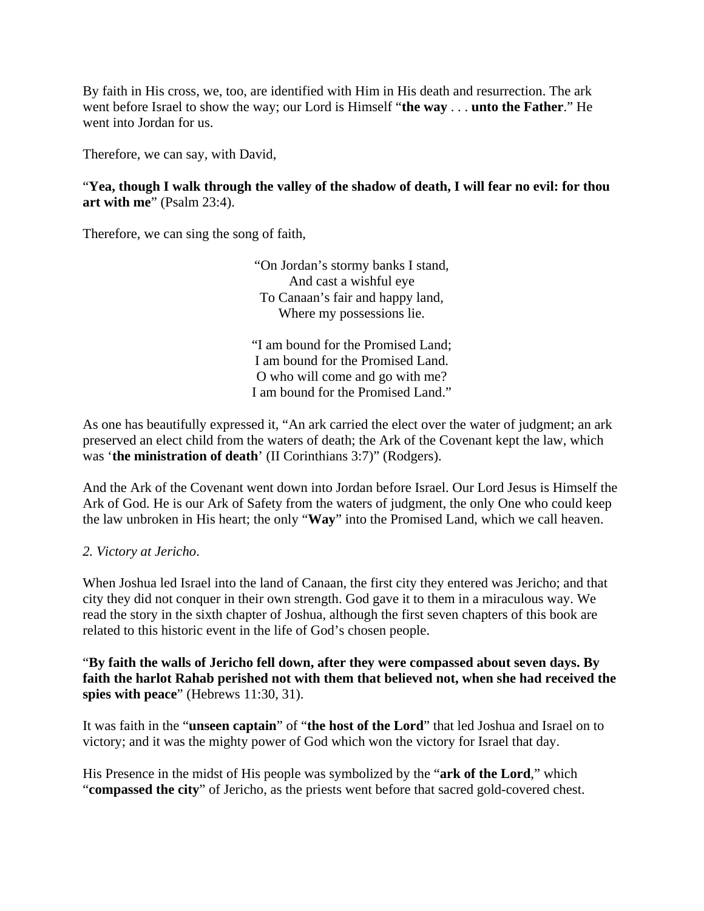By faith in His cross, we, too, are identified with Him in His death and resurrection. The ark went before Israel to show the way; our Lord is Himself "**the way** . . . **unto the Father**." He went into Jordan for us.

Therefore, we can say, with David,

"**Yea, though I walk through the valley of the shadow of death, I will fear no evil: for thou art with me**" (Psalm 23:4).

Therefore, we can sing the song of faith,

"On Jordan's stormy banks I stand,  
And cast a wishful eye  
To Canaan's fair and happy land,  
Where my possessions lie.

"I am bound for the Promised Land;  
I am bound for the Promised Land.  
O who will come and go with me?  
I am bound for the Promised Land."

As one has beautifully expressed it, "An ark carried the elect over the water of judgment; an ark preserved an elect child from the waters of death; the Ark of the Covenant kept the law, which was '**the ministration of death**' (II Corinthians 3:7)" (Rodgers).

And the Ark of the Covenant went down into Jordan before Israel. Our Lord Jesus is Himself the Ark of God. He is our Ark of Safety from the waters of judgment, the only One who could keep the law unbroken in His heart; the only "**Way**" into the Promised Land, which we call heaven.

*2. Victory at Jericho*.

When Joshua led Israel into the land of Canaan, the first city they entered was Jericho; and that city they did not conquer in their own strength. God gave it to them in a miraculous way. We read the story in the sixth chapter of Joshua, although the first seven chapters of this book are related to this historic event in the life of God's chosen people.

"**By faith the walls of Jericho fell down, after they were compassed about seven days. By faith the harlot Rahab perished not with them that believed not, when she had received the spies with peace**" (Hebrews 11:30, 31).

It was faith in the "**unseen captain**" of "**the host of the Lord**" that led Joshua and Israel on to victory; and it was the mighty power of God which won the victory for Israel that day.

His Presence in the midst of His people was symbolized by the "**ark of the Lord**," which "**compassed the city**" of Jericho, as the priests went before that sacred gold-covered chest.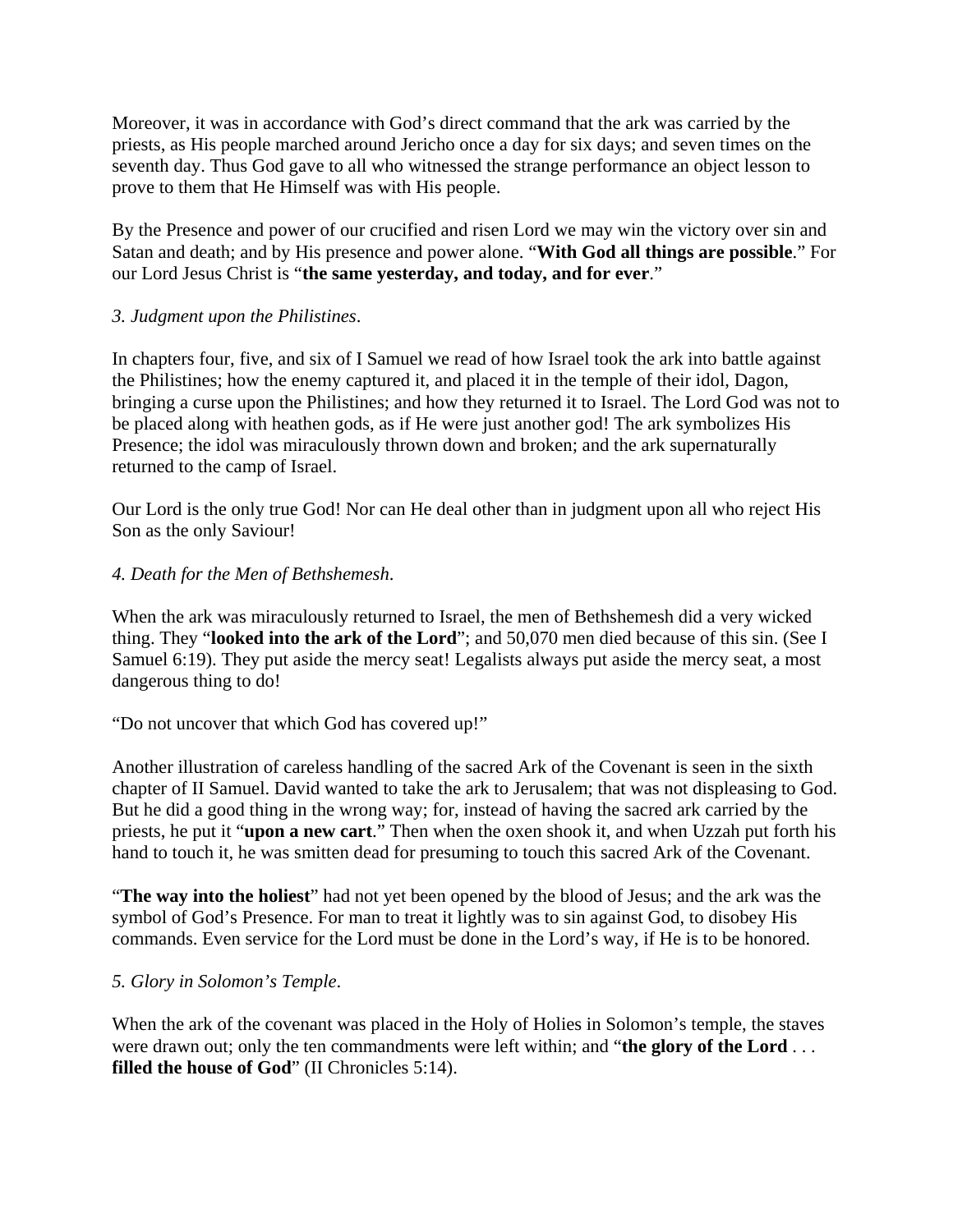Moreover, it was in accordance with God's direct command that the ark was carried by the priests, as His people marched around Jericho once a day for six days; and seven times on the seventh day. Thus God gave to all who witnessed the strange performance an object lesson to prove to them that He Himself was with His people.

By the Presence and power of our crucified and risen Lord we may win the victory over sin and Satan and death; and by His presence and power alone. "**With God all things are possible**." For our Lord Jesus Christ is "**the same yesterday, and today, and for ever**."

*3. Judgment upon the Philistines*.

In chapters four, five, and six of I Samuel we read of how Israel took the ark into battle against the Philistines; how the enemy captured it, and placed it in the temple of their idol, Dagon, bringing a curse upon the Philistines; and how they returned it to Israel. The Lord God was not to be placed along with heathen gods, as if He were just another god! The ark symbolizes His Presence; the idol was miraculously thrown down and broken; and the ark supernaturally returned to the camp of Israel.

Our Lord is the only true God! Nor can He deal other than in judgment upon all who reject His Son as the only Saviour!

*4. Death for the Men of Bethshemesh*.

When the ark was miraculously returned to Israel, the men of Bethshemesh did a very wicked thing. They "**looked into the ark of the Lord**"; and 50,070 men died because of this sin. (See I Samuel 6:19). They put aside the mercy seat! Legalists always put aside the mercy seat, a most dangerous thing to do!

"Do not uncover that which God has covered up!"

Another illustration of careless handling of the sacred Ark of the Covenant is seen in the sixth chapter of II Samuel. David wanted to take the ark to Jerusalem; that was not displeasing to God. But he did a good thing in the wrong way; for, instead of having the sacred ark carried by the priests, he put it "**upon a new cart**." Then when the oxen shook it, and when Uzzah put forth his hand to touch it, he was smitten dead for presuming to touch this sacred Ark of the Covenant.

"**The way into the holiest**" had not yet been opened by the blood of Jesus; and the ark was the symbol of God's Presence. For man to treat it lightly was to sin against God, to disobey His commands. Even service for the Lord must be done in the Lord's way, if He is to be honored.

*5. Glory in Solomon's Temple*.

When the ark of the covenant was placed in the Holy of Holies in Solomon's temple, the staves were drawn out; only the ten commandments were left within; and "**the glory of the Lord** . . . **filled the house of God**" (II Chronicles 5:14).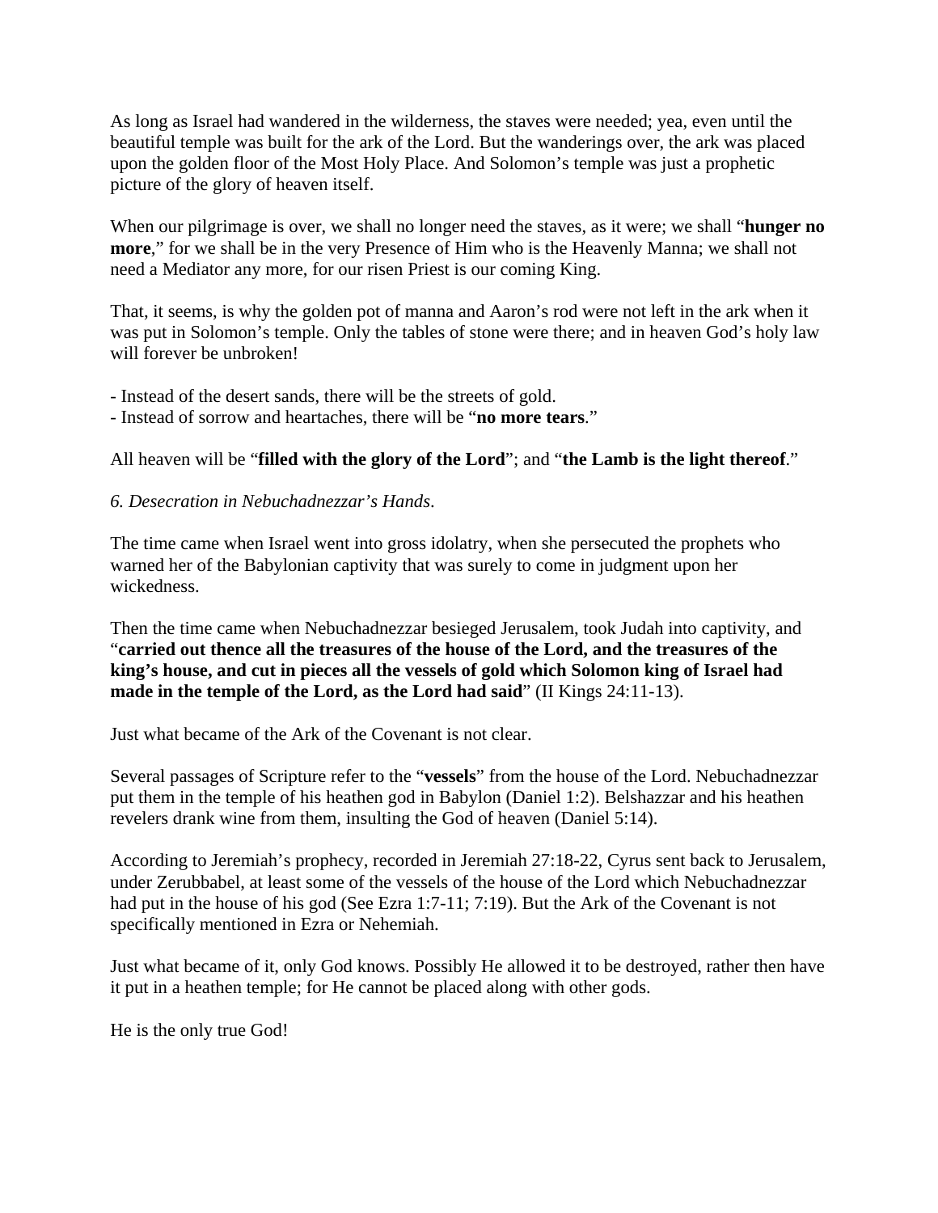As long as Israel had wandered in the wilderness, the staves were needed; yea, even until the beautiful temple was built for the ark of the Lord. But the wanderings over, the ark was placed upon the golden floor of the Most Holy Place. And Solomon's temple was just a prophetic picture of the glory of heaven itself.

When our pilgrimage is over, we shall no longer need the staves, as it were; we shall "**hunger no more**," for we shall be in the very Presence of Him who is the Heavenly Manna; we shall not need a Mediator any more, for our risen Priest is our coming King.

That, it seems, is why the golden pot of manna and Aaron's rod were not left in the ark when it was put in Solomon's temple. Only the tables of stone were there; and in heaven God's holy law will forever be unbroken!

- Instead of the desert sands, there will be the streets of gold.
- Instead of sorrow and heartaches, there will be "**no more tears**."

All heaven will be "**filled with the glory of the Lord**"; and "**the Lamb is the light thereof**."

*6. Desecration in Nebuchadnezzar's Hands.*

The time came when Israel went into gross idolatry, when she persecuted the prophets who warned her of the Babylonian captivity that was surely to come in judgment upon her wickedness.

Then the time came when Nebuchadnezzar besieged Jerusalem, took Judah into captivity, and "**carried out thence all the treasures of the house of the Lord, and the treasures of the king's house, and cut in pieces all the vessels of gold which Solomon king of Israel had made in the temple of the Lord, as the Lord had said**" (II Kings 24:11-13).

Just what became of the Ark of the Covenant is not clear.

Several passages of Scripture refer to the "**vessels**" from the house of the Lord. Nebuchadnezzar put them in the temple of his heathen god in Babylon (Daniel 1:2). Belshazzar and his heathen revelers drank wine from them, insulting the God of heaven (Daniel 5:14).

According to Jeremiah's prophecy, recorded in Jeremiah 27:18-22, Cyrus sent back to Jerusalem, under Zerubbabel, at least some of the vessels of the house of the Lord which Nebuchadnezzar had put in the house of his god (See Ezra 1:7-11; 7:19). But the Ark of the Covenant is not specifically mentioned in Ezra or Nehemiah.

Just what became of it, only God knows. Possibly He allowed it to be destroyed, rather then have it put in a heathen temple; for He cannot be placed along with other gods.

He is the only true God!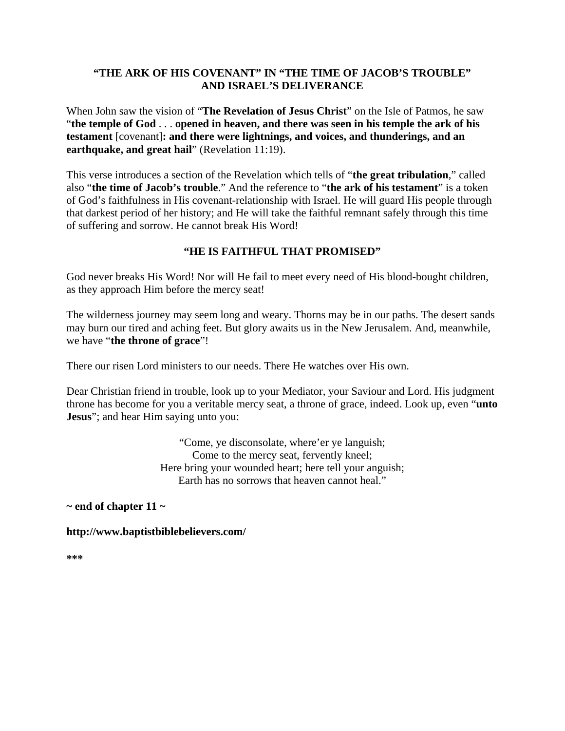## "THE ARK OF HIS COVENANT" IN "THE TIME OF JACOB'S TROUBLE" AND ISRAEL'S DELIVERANCE

When John saw the vision of "**The Revelation of Jesus Christ**" on the Isle of Patmos, he saw "**the temple of God** . . . **opened in heaven, and there was seen in his temple the ark of his testament** [covenant]**: and there were lightnings, and voices, and thunderings, and an earthquake, and great hail**" (Revelation 11:19).

This verse introduces a section of the Revelation which tells of "**the great tribulation**," called also "**the time of Jacob's trouble**." And the reference to "**the ark of his testament**" is a token of God's faithfulness in His covenant-relationship with Israel. He will guard His people through that darkest period of her history; and He will take the faithful remnant safely through this time of suffering and sorrow. He cannot break His Word!

## "HE IS FAITHFUL THAT PROMISED"

God never breaks His Word! Nor will He fail to meet every need of His blood-bought children, as they approach Him before the mercy seat!

The wilderness journey may seem long and weary. Thorns may be in our paths. The desert sands may burn our tired and aching feet. But glory awaits us in the New Jerusalem. And, meanwhile, we have "**the throne of grace**"!

There our risen Lord ministers to our needs. There He watches over His own.

Dear Christian friend in trouble, look up to your Mediator, your Saviour and Lord. His judgment throne has become for you a veritable mercy seat, a throne of grace, indeed. Look up, even "**unto Jesus**"; and hear Him saying unto you:

> "Come, ye disconsolate, where'er ye languish;
> Come to the mercy seat, fervently kneel;
> Here bring your wounded heart; here tell your anguish;
> Earth has no sorrows that heaven cannot heal."

**~ end of chapter 11 ~**

**http://www.baptistbiblebelievers.com/**

*****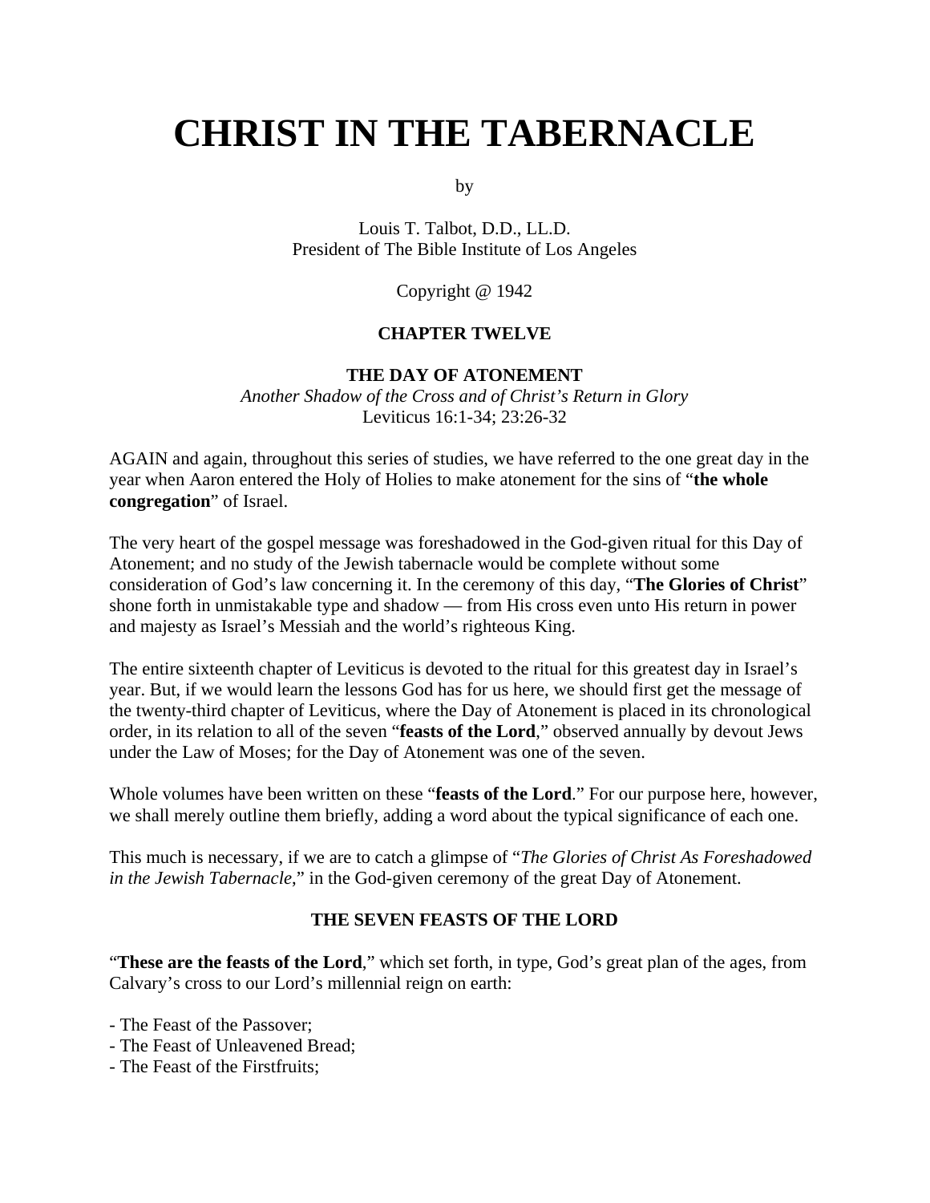# CHRIST IN THE TABERNACLE

by

Louis T. Talbot, D.D., LL.D.
President of The Bible Institute of Los Angeles

Copyright @ 1942

### CHAPTER TWELVE

### THE DAY OF ATONEMENT

*Another Shadow of the Cross and of Christ's Return in Glory*
Leviticus 16:1-34; 23:26-32

AGAIN and again, throughout this series of studies, we have referred to the one great day in the year when Aaron entered the Holy of Holies to make atonement for the sins of "**the whole congregation**" of Israel.

The very heart of the gospel message was foreshadowed in the God-given ritual for this Day of Atonement; and no study of the Jewish tabernacle would be complete without some consideration of God's law concerning it. In the ceremony of this day, "**The Glories of Christ**" shone forth in unmistakable type and shadow — from His cross even unto His return in power and majesty as Israel's Messiah and the world's righteous King.

The entire sixteenth chapter of Leviticus is devoted to the ritual for this greatest day in Israel's year. But, if we would learn the lessons God has for us here, we should first get the message of the twenty-third chapter of Leviticus, where the Day of Atonement is placed in its chronological order, in its relation to all of the seven "**feasts of the Lord**," observed annually by devout Jews under the Law of Moses; for the Day of Atonement was one of the seven.

Whole volumes have been written on these "**feasts of the Lord**." For our purpose here, however, we shall merely outline them briefly, adding a word about the typical significance of each one.

This much is necessary, if we are to catch a glimpse of "*The Glories of Christ As Foreshadowed in the Jewish Tabernacle*," in the God-given ceremony of the great Day of Atonement.

### THE SEVEN FEASTS OF THE LORD

"**These are the feasts of the Lord**," which set forth, in type, God's great plan of the ages, from Calvary's cross to our Lord's millennial reign on earth:

- The Feast of the Passover;
- The Feast of Unleavened Bread;
- The Feast of the Firstfruits;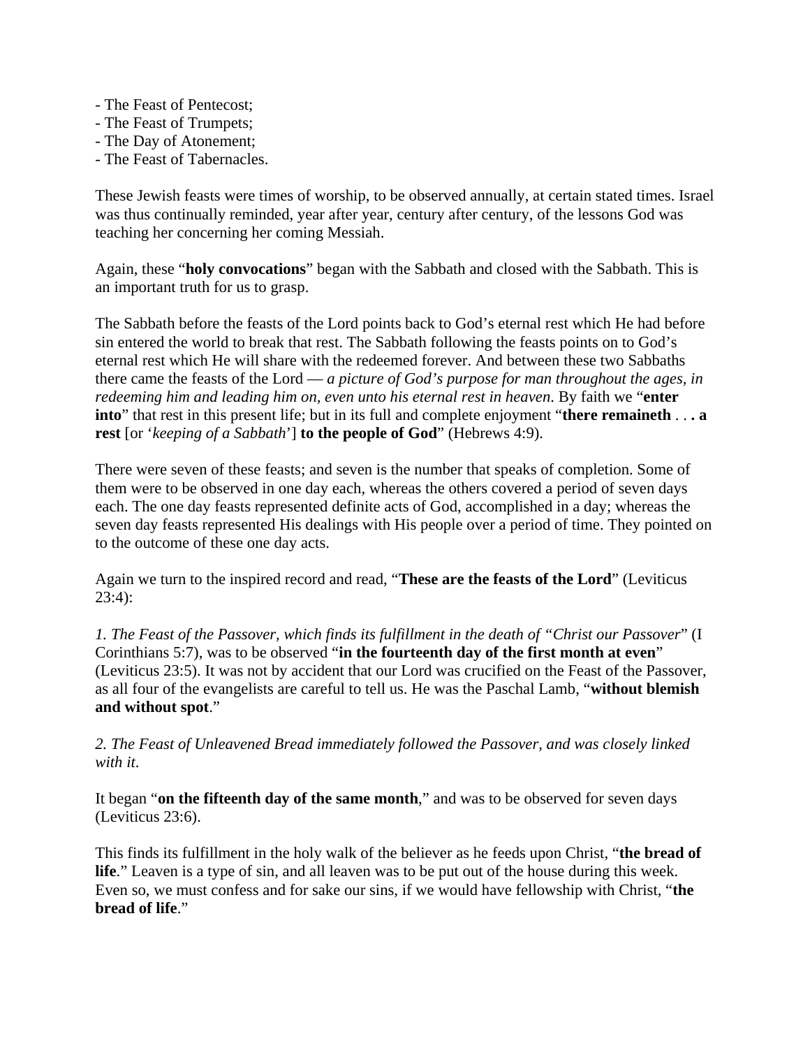- The Feast of Pentecost;
- The Feast of Trumpets;
- The Day of Atonement;
- The Feast of Tabernacles.

These Jewish feasts were times of worship, to be observed annually, at certain stated times. Israel was thus continually reminded, year after year, century after century, of the lessons God was teaching her concerning her coming Messiah.

Again, these "**holy convocations**" began with the Sabbath and closed with the Sabbath. This is an important truth for us to grasp.

The Sabbath before the feasts of the Lord points back to God's eternal rest which He had before sin entered the world to break that rest. The Sabbath following the feasts points on to God's eternal rest which He will share with the redeemed forever. And between these two Sabbaths there came the feasts of the Lord — *a picture of God's purpose for man throughout the ages, in redeeming him and leading him on, even unto his eternal rest in heaven*. By faith we "**enter into**" that rest in this present life; but in its full and complete enjoyment "**there remaineth . . . a rest** [or '*keeping of a Sabbath*'] **to the people of God**" (Hebrews 4:9).

There were seven of these feasts; and seven is the number that speaks of completion. Some of them were to be observed in one day each, whereas the others covered a period of seven days each. The one day feasts represented definite acts of God, accomplished in a day; whereas the seven day feasts represented His dealings with His people over a period of time. They pointed on to the outcome of these one day acts.

Again we turn to the inspired record and read, "**These are the feasts of the Lord**" (Leviticus 23:4):

*1. The Feast of the Passover, which finds its fulfillment in the death of "Christ our Passover*" (I Corinthians 5:7), was to be observed "**in the fourteenth day of the first month at even**" (Leviticus 23:5). It was not by accident that our Lord was crucified on the Feast of the Passover, as all four of the evangelists are careful to tell us. He was the Paschal Lamb, "**without blemish and without spot**."

*2. The Feast of Unleavened Bread immediately followed the Passover, and was closely linked with it*.

It began "**on the fifteenth day of the same month**," and was to be observed for seven days (Leviticus 23:6).

This finds its fulfillment in the holy walk of the believer as he feeds upon Christ, "**the bread of life**." Leaven is a type of sin, and all leaven was to be put out of the house during this week. Even so, we must confess and for sake our sins, if we would have fellowship with Christ, "**the bread of life**."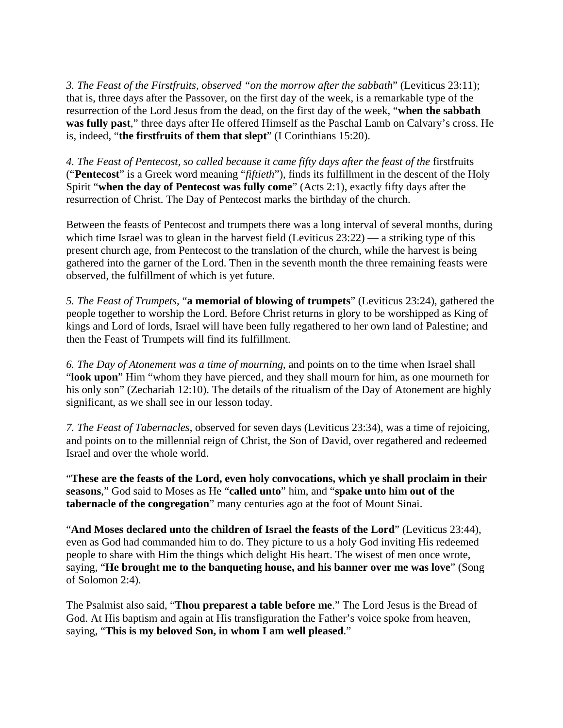*3. The Feast of the Firstfruits, observed "on the morrow after the sabbath*" (Leviticus 23:11); that is, three days after the Passover, on the first day of the week, is a remarkable type of the resurrection of the Lord Jesus from the dead, on the first day of the week, "**when the sabbath was fully past**," three days after He offered Himself as the Paschal Lamb on Calvary's cross. He is, indeed, "**the firstfruits of them that slept**" (I Corinthians 15:20).

*4. The Feast of Pentecost, so called because it came fifty days after the feast of the* firstfruits ("**Pentecost**" is a Greek word meaning "*fiftieth*"), finds its fulfillment in the descent of the Holy Spirit "**when the day of Pentecost was fully come**" (Acts 2:1), exactly fifty days after the resurrection of Christ. The Day of Pentecost marks the birthday of the church.

Between the feasts of Pentecost and trumpets there was a long interval of several months, during which time Israel was to glean in the harvest field (Leviticus 23:22) — a striking type of this present church age, from Pentecost to the translation of the church, while the harvest is being gathered into the garner of the Lord. Then in the seventh month the three remaining feasts were observed, the fulfillment of which is yet future.

*5. The Feast of Trumpets*, "**a memorial of blowing of trumpets**" (Leviticus 23:24), gathered the people together to worship the Lord. Before Christ returns in glory to be worshipped as King of kings and Lord of lords, Israel will have been fully regathered to her own land of Palestine; and then the Feast of Trumpets will find its fulfillment.

*6. The Day of Atonement was a time of mourning*, and points on to the time when Israel shall "**look upon**" Him "whom they have pierced, and they shall mourn for him, as one mourneth for his only son" (Zechariah 12:10). The details of the ritualism of the Day of Atonement are highly significant, as we shall see in our lesson today.

*7. The Feast of Tabernacles*, observed for seven days (Leviticus 23:34), was a time of rejoicing, and points on to the millennial reign of Christ, the Son of David, over regathered and redeemed Israel and over the whole world.

"**These are the feasts of the Lord, even holy convocations, which ye shall proclaim in their seasons**," God said to Moses as He "**called unto**" him, and "**spake unto him out of the tabernacle of the congregation**" many centuries ago at the foot of Mount Sinai.

"**And Moses declared unto the children of Israel the feasts of the Lord**" (Leviticus 23:44), even as God had commanded him to do. They picture to us a holy God inviting His redeemed people to share with Him the things which delight His heart. The wisest of men once wrote, saying, "**He brought me to the banqueting house, and his banner over me was love**" (Song of Solomon 2:4).

The Psalmist also said, "**Thou preparest a table before me**." The Lord Jesus is the Bread of God. At His baptism and again at His transfiguration the Father's voice spoke from heaven, saying, "**This is my beloved Son, in whom I am well pleased**."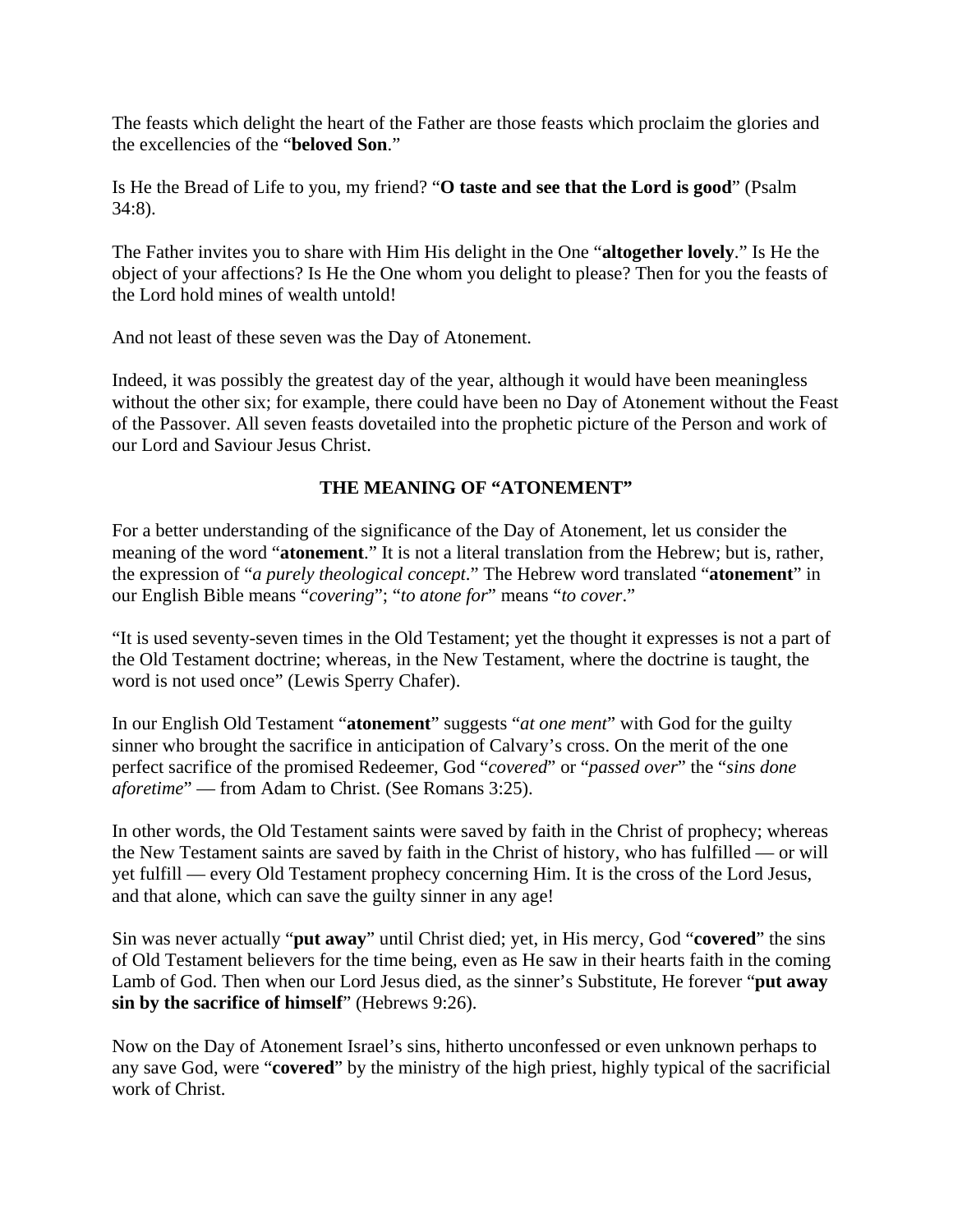The feasts which delight the heart of the Father are those feasts which proclaim the glories and the excellencies of the "**beloved Son**."

Is He the Bread of Life to you, my friend? "**O taste and see that the Lord is good**" (Psalm 34:8).

The Father invites you to share with Him His delight in the One "**altogether lovely**." Is He the object of your affections? Is He the One whom you delight to please? Then for you the feasts of the Lord hold mines of wealth untold!

And not least of these seven was the Day of Atonement.

Indeed, it was possibly the greatest day of the year, although it would have been meaningless without the other six; for example, there could have been no Day of Atonement without the Feast of the Passover. All seven feasts dovetailed into the prophetic picture of the Person and work of our Lord and Saviour Jesus Christ.

## THE MEANING OF "ATONEMENT"

For a better understanding of the significance of the Day of Atonement, let us consider the meaning of the word "**atonement**." It is not a literal translation from the Hebrew; but is, rather, the expression of "*a purely theological concept*." The Hebrew word translated "**atonement**" in our English Bible means "*covering*"; "*to atone for*" means "*to cover*."

"It is used seventy-seven times in the Old Testament; yet the thought it expresses is not a part of the Old Testament doctrine; whereas, in the New Testament, where the doctrine is taught, the word is not used once" (Lewis Sperry Chafer).

In our English Old Testament "**atonement**" suggests "*at one ment*" with God for the guilty sinner who brought the sacrifice in anticipation of Calvary's cross. On the merit of the one perfect sacrifice of the promised Redeemer, God "*covered*" or "*passed over*" the "*sins done aforetime*" — from Adam to Christ. (See Romans 3:25).

In other words, the Old Testament saints were saved by faith in the Christ of prophecy; whereas the New Testament saints are saved by faith in the Christ of history, who has fulfilled — or will yet fulfill — every Old Testament prophecy concerning Him. It is the cross of the Lord Jesus, and that alone, which can save the guilty sinner in any age!

Sin was never actually "**put away**" until Christ died; yet, in His mercy, God "**covered**" the sins of Old Testament believers for the time being, even as He saw in their hearts faith in the coming Lamb of God. Then when our Lord Jesus died, as the sinner's Substitute, He forever "**put away sin by the sacrifice of himself**" (Hebrews 9:26).

Now on the Day of Atonement Israel's sins, hitherto unconfessed or even unknown perhaps to any save God, were "**covered**" by the ministry of the high priest, highly typical of the sacrificial work of Christ.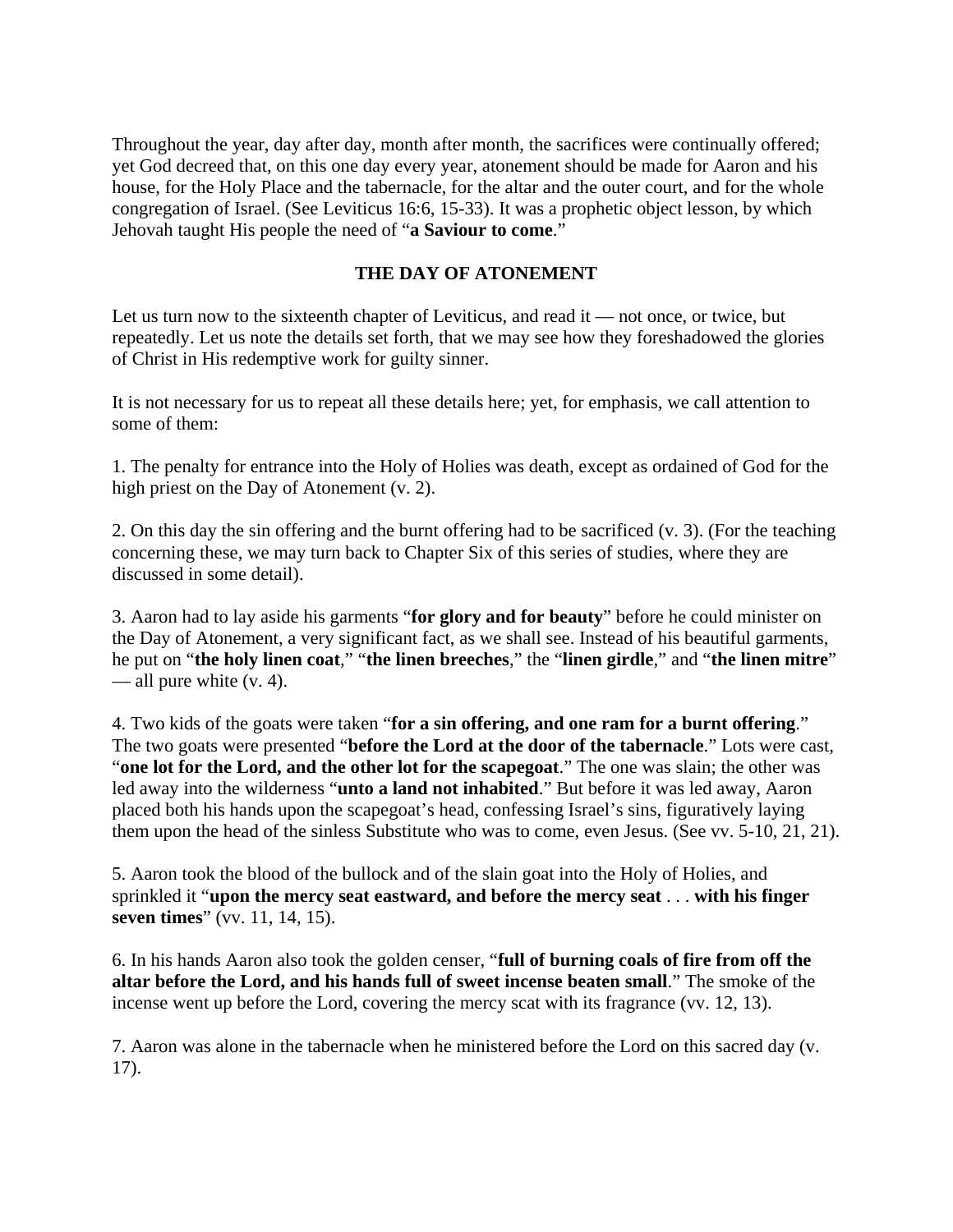Throughout the year, day after day, month after month, the sacrifices were continually offered; yet God decreed that, on this one day every year, atonement should be made for Aaron and his house, for the Holy Place and the tabernacle, for the altar and the outer court, and for the whole congregation of Israel. (See Leviticus 16:6, 15-33). It was a prophetic object lesson, by which Jehovah taught His people the need of "**a Saviour to come**."

## THE DAY OF ATONEMENT

Let us turn now to the sixteenth chapter of Leviticus, and read it — not once, or twice, but repeatedly. Let us note the details set forth, that we may see how they foreshadowed the glories of Christ in His redemptive work for guilty sinner.

It is not necessary for us to repeat all these details here; yet, for emphasis, we call attention to some of them:

1. The penalty for entrance into the Holy of Holies was death, except as ordained of God for the high priest on the Day of Atonement (v. 2).

2. On this day the sin offering and the burnt offering had to be sacrificed (v. 3). (For the teaching concerning these, we may turn back to Chapter Six of this series of studies, where they are discussed in some detail).

3. Aaron had to lay aside his garments "**for glory and for beauty**" before he could minister on the Day of Atonement, a very significant fact, as we shall see. Instead of his beautiful garments, he put on "**the holy linen coat**," "**the linen breeches**," the "**linen girdle**," and "**the linen mitre**" — all pure white (v. 4).

4. Two kids of the goats were taken "**for a sin offering, and one ram for a burnt offering**." The two goats were presented "**before the Lord at the door of the tabernacle**." Lots were cast, "**one lot for the Lord, and the other lot for the scapegoat**." The one was slain; the other was led away into the wilderness "**unto a land not inhabited**." But before it was led away, Aaron placed both his hands upon the scapegoat's head, confessing Israel's sins, figuratively laying them upon the head of the sinless Substitute who was to come, even Jesus. (See vv. 5-10, 21, 21).

5. Aaron took the blood of the bullock and of the slain goat into the Holy of Holies, and sprinkled it "**upon the mercy seat eastward, and before the mercy seat** . . . **with his finger seven times**" (vv. 11, 14, 15).

6. In his hands Aaron also took the golden censer, "**full of burning coals of fire from off the altar before the Lord, and his hands full of sweet incense beaten small**." The smoke of the incense went up before the Lord, covering the mercy scat with its fragrance (vv. 12, 13).

7. Aaron was alone in the tabernacle when he ministered before the Lord on this sacred day (v. 17).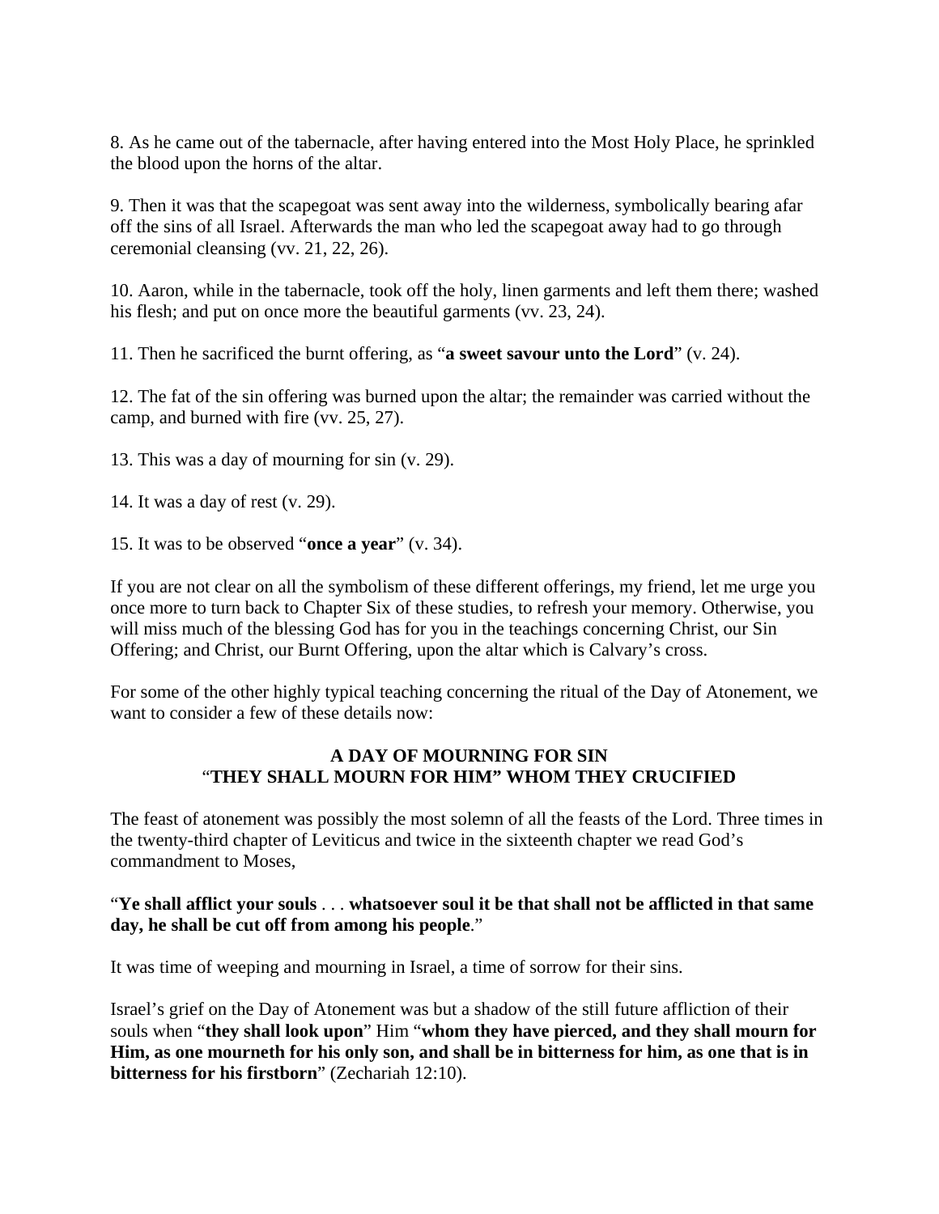8. As he came out of the tabernacle, after having entered into the Most Holy Place, he sprinkled the blood upon the horns of the altar.

9. Then it was that the scapegoat was sent away into the wilderness, symbolically bearing afar off the sins of all Israel. Afterwards the man who led the scapegoat away had to go through ceremonial cleansing (vv. 21, 22, 26).

10. Aaron, while in the tabernacle, took off the holy, linen garments and left them there; washed his flesh; and put on once more the beautiful garments (vv. 23, 24).

11. Then he sacrificed the burnt offering, as "**a sweet savour unto the Lord**" (v. 24).

12. The fat of the sin offering was burned upon the altar; the remainder was carried without the camp, and burned with fire (vv. 25, 27).

13. This was a day of mourning for sin (v. 29).

14. It was a day of rest (v. 29).

15. It was to be observed "**once a year**" (v. 34).

If you are not clear on all the symbolism of these different offerings, my friend, let me urge you once more to turn back to Chapter Six of these studies, to refresh your memory. Otherwise, you will miss much of the blessing God has for you in the teachings concerning Christ, our Sin Offering; and Christ, our Burnt Offering, upon the altar which is Calvary's cross.

For some of the other highly typical teaching concerning the ritual of the Day of Atonement, we want to consider a few of these details now:

### A DAY OF MOURNING FOR SIN
### "THEY SHALL MOURN FOR HIM" WHOM THEY CRUCIFIED

The feast of atonement was possibly the most solemn of all the feasts of the Lord. Three times in the twenty-third chapter of Leviticus and twice in the sixteenth chapter we read God's commandment to Moses,

"**Ye shall afflict your souls** . . . **whatsoever soul it be that shall not be afflicted in that same day, he shall be cut off from among his people**."

It was time of weeping and mourning in Israel, a time of sorrow for their sins.

Israel's grief on the Day of Atonement was but a shadow of the still future affliction of their souls when "**they shall look upon**" Him "**whom they have pierced, and they shall mourn for Him, as one mourneth for his only son, and shall be in bitterness for him, as one that is in bitterness for his firstborn**" (Zechariah 12:10).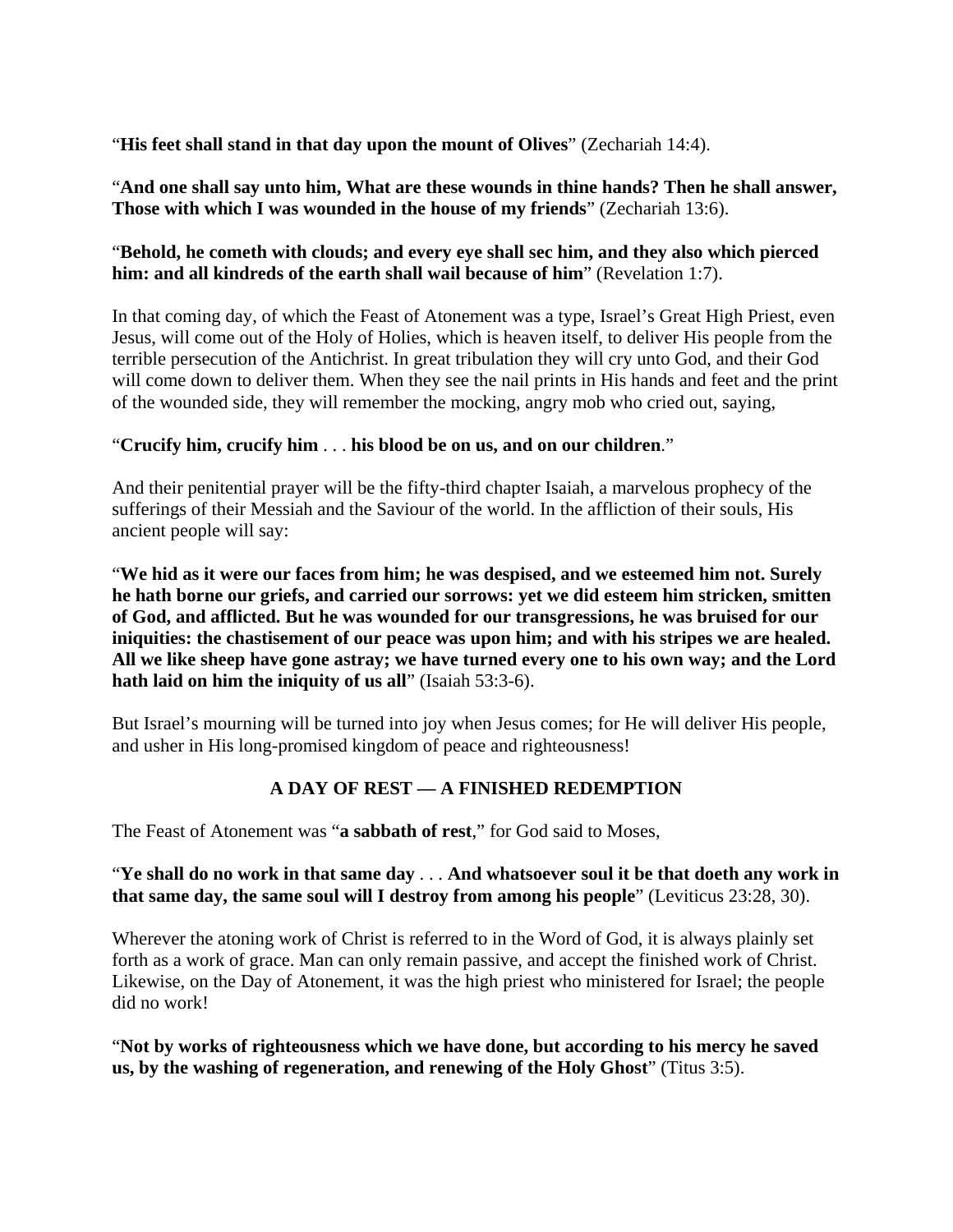"**His feet shall stand in that day upon the mount of Olives**" (Zechariah 14:4).

"**And one shall say unto him, What are these wounds in thine hands? Then he shall answer, Those with which I was wounded in the house of my friends**" (Zechariah 13:6).

"**Behold, he cometh with clouds; and every eye shall sec him, and they also which pierced him: and all kindreds of the earth shall wail because of him**" (Revelation 1:7).

In that coming day, of which the Feast of Atonement was a type, Israel's Great High Priest, even Jesus, will come out of the Holy of Holies, which is heaven itself, to deliver His people from the terrible persecution of the Antichrist. In great tribulation they will cry unto God, and their God will come down to deliver them. When they see the nail prints in His hands and feet and the print of the wounded side, they will remember the mocking, angry mob who cried out, saying,

"**Crucify him, crucify him** . . . **his blood be on us, and on our children**."

And their penitential prayer will be the fifty-third chapter Isaiah, a marvelous prophecy of the sufferings of their Messiah and the Saviour of the world. In the affliction of their souls, His ancient people will say:

"**We hid as it were our faces from him; he was despised, and we esteemed him not. Surely he hath borne our griefs, and carried our sorrows: yet we did esteem him stricken, smitten of God, and afflicted. But he was wounded for our transgressions, he was bruised for our iniquities: the chastisement of our peace was upon him; and with his stripes we are healed. All we like sheep have gone astray; we have turned every one to his own way; and the Lord hath laid on him the iniquity of us all**" (Isaiah 53:3-6).

But Israel's mourning will be turned into joy when Jesus comes; for He will deliver His people, and usher in His long-promised kingdom of peace and righteousness!

## A DAY OF REST — A FINISHED REDEMPTION

The Feast of Atonement was "**a sabbath of rest**," for God said to Moses,

"**Ye shall do no work in that same day** . . . **And whatsoever soul it be that doeth any work in that same day, the same soul will I destroy from among his people**" (Leviticus 23:28, 30).

Wherever the atoning work of Christ is referred to in the Word of God, it is always plainly set forth as a work of grace. Man can only remain passive, and accept the finished work of Christ. Likewise, on the Day of Atonement, it was the high priest who ministered for Israel; the people did no work!

"**Not by works of righteousness which we have done, but according to his mercy he saved us, by the washing of regeneration, and renewing of the Holy Ghost**" (Titus 3:5).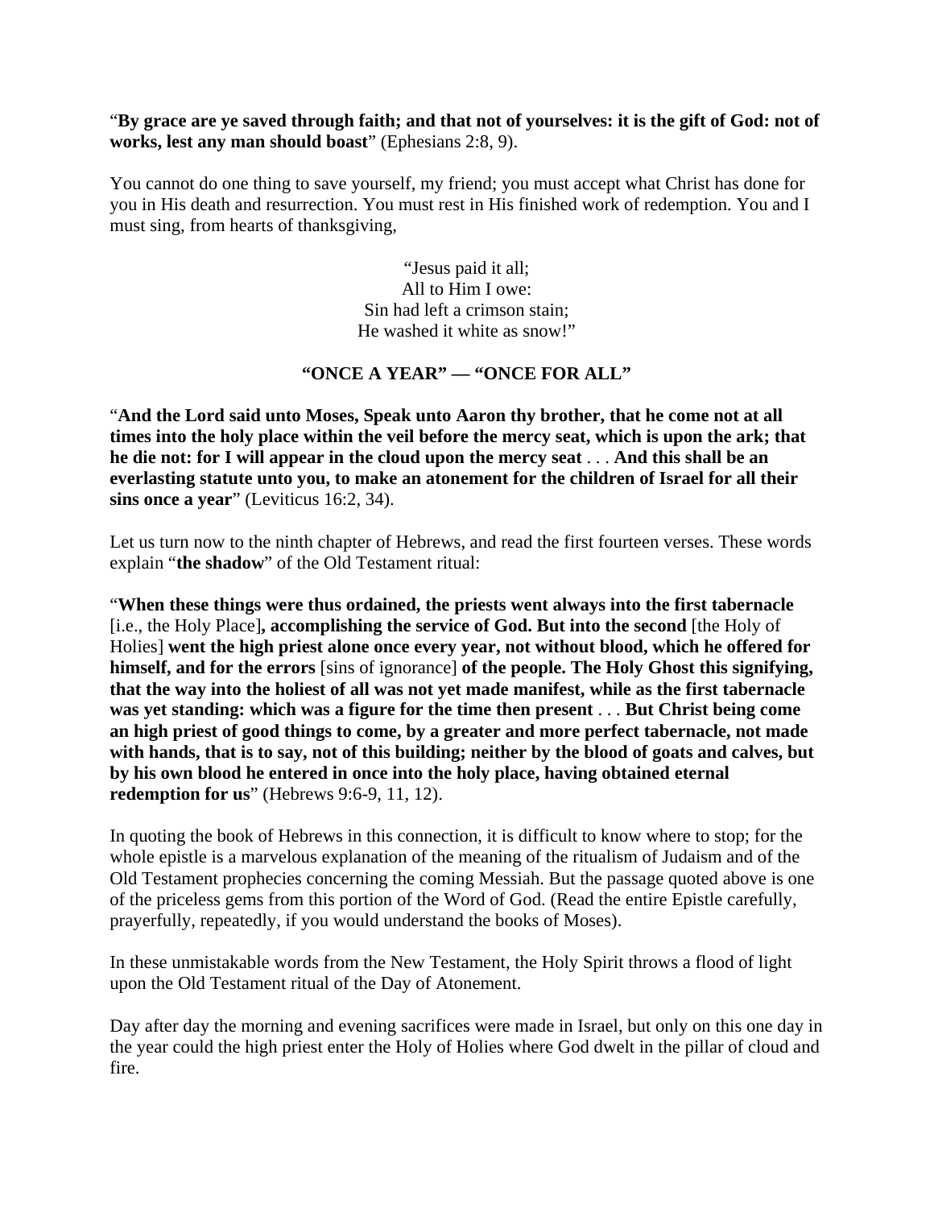"**By grace are ye saved through faith; and that not of yourselves: it is the gift of God: not of works, lest any man should boast**" (Ephesians 2:8, 9).

You cannot do one thing to save yourself, my friend; you must accept what Christ has done for you in His death and resurrection. You must rest in His finished work of redemption. You and I must sing, from hearts of thanksgiving,

> "Jesus paid it all;
> All to Him I owe:
> Sin had left a crimson stain;
> He washed it white as snow!"

### "ONCE A YEAR" — "ONCE FOR ALL"

"**And the Lord said unto Moses, Speak unto Aaron thy brother, that he come not at all times into the holy place within the veil before the mercy seat, which is upon the ark; that he die not: for I will appear in the cloud upon the mercy seat** . . . **And this shall be an everlasting statute unto you, to make an atonement for the children of Israel for all their sins once a year**" (Leviticus 16:2, 34).

Let us turn now to the ninth chapter of Hebrews, and read the first fourteen verses. These words explain "**the shadow**" of the Old Testament ritual:

"**When these things were thus ordained, the priests went always into the first tabernacle** [i.e., the Holy Place]**, accomplishing the service of God. But into the second** [the Holy of Holies] **went the high priest alone once every year, not without blood, which he offered for himself, and for the errors** [sins of ignorance] **of the people. The Holy Ghost this signifying, that the way into the holiest of all was not yet made manifest, while as the first tabernacle was yet standing: which was a figure for the time then present** . . . **But Christ being come an high priest of good things to come, by a greater and more perfect tabernacle, not made with hands, that is to say, not of this building; neither by the blood of goats and calves, but by his own blood he entered in once into the holy place, having obtained eternal redemption for us**" (Hebrews 9:6-9, 11, 12).

In quoting the book of Hebrews in this connection, it is difficult to know where to stop; for the whole epistle is a marvelous explanation of the meaning of the ritualism of Judaism and of the Old Testament prophecies concerning the coming Messiah. But the passage quoted above is one of the priceless gems from this portion of the Word of God. (Read the entire Epistle carefully, prayerfully, repeatedly, if you would understand the books of Moses).

In these unmistakable words from the New Testament, the Holy Spirit throws a flood of light upon the Old Testament ritual of the Day of Atonement.

Day after day the morning and evening sacrifices were made in Israel, but only on this one day in the year could the high priest enter the Holy of Holies where God dwelt in the pillar of cloud and fire.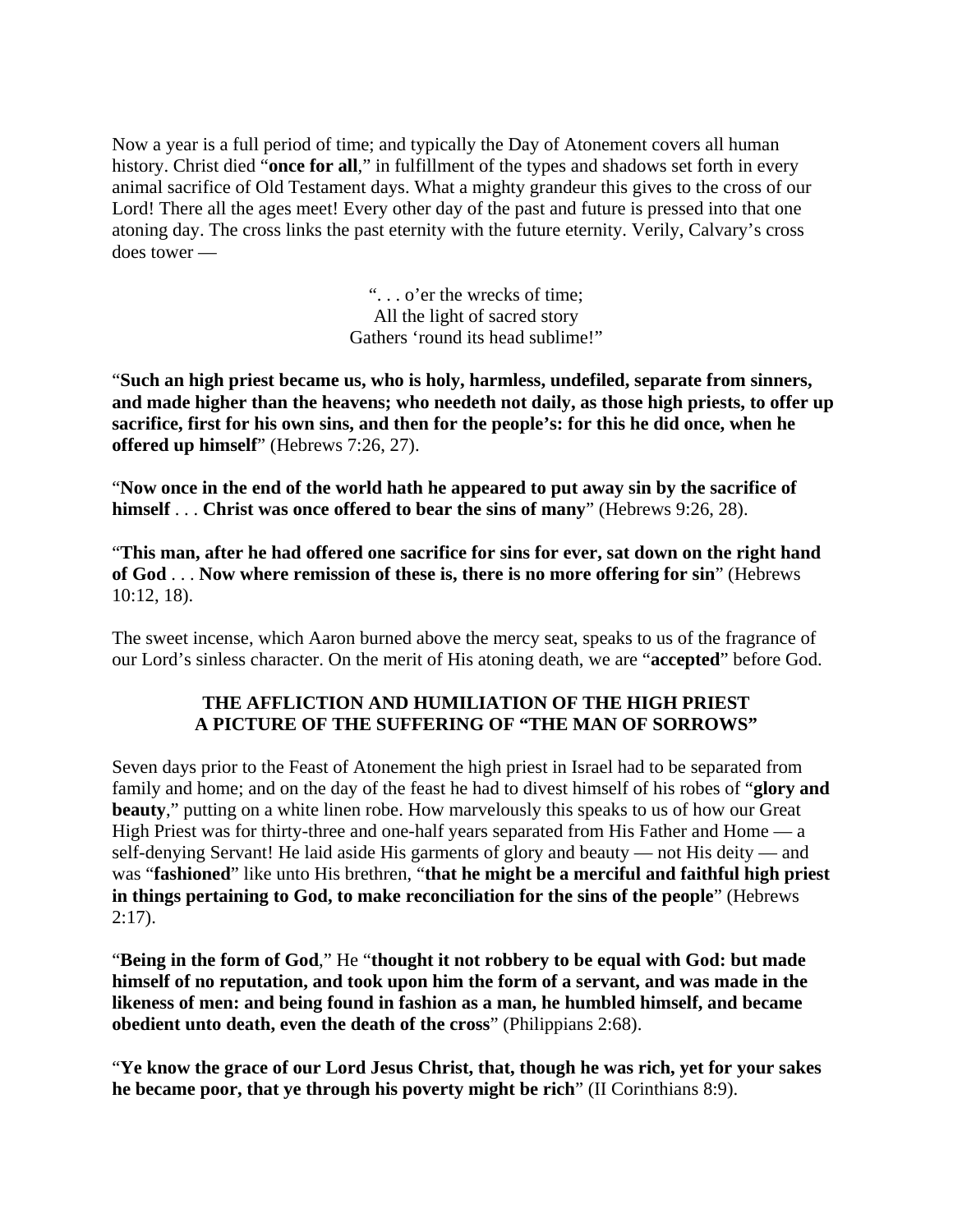Now a year is a full period of time; and typically the Day of Atonement covers all human history. Christ died “**once for all**,” in fulfillment of the types and shadows set forth in every animal sacrifice of Old Testament days. What a mighty grandeur this gives to the cross of our Lord! There all the ages meet! Every other day of the past and future is pressed into that one atoning day. The cross links the past eternity with the future eternity. Verily, Calvary’s cross does tower —

“. . . o’er the wrecks of time;
All the light of sacred story
Gathers ‘round its head sublime!”

“**Such an high priest became us, who is holy, harmless, undefiled, separate from sinners, and made higher than the heavens; who needeth not daily, as those high priests, to offer up sacrifice, first for his own sins, and then for the people’s: for this he did once, when he offered up himself**” (Hebrews 7:26, 27).

“**Now once in the end of the world hath he appeared to put away sin by the sacrifice of himself** . . . **Christ was once offered to bear the sins of many**” (Hebrews 9:26, 28).

“**This man, after he had offered one sacrifice for sins for ever, sat down on the right hand of God** . . . **Now where remission of these is, there is no more offering for sin**” (Hebrews 10:12, 18).

The sweet incense, which Aaron burned above the mercy seat, speaks to us of the fragrance of our Lord’s sinless character. On the merit of His atoning death, we are “**accepted**” before God.

## THE AFFLICTION AND HUMILIATION OF THE HIGH PRIEST A PICTURE OF THE SUFFERING OF “THE MAN OF SORROWS”

Seven days prior to the Feast of Atonement the high priest in Israel had to be separated from family and home; and on the day of the feast he had to divest himself of his robes of “**glory and beauty**,” putting on a white linen robe. How marvelously this speaks to us of how our Great High Priest was for thirty-three and one-half years separated from His Father and Home — a self-denying Servant! He laid aside His garments of glory and beauty — not His deity — and was “**fashioned**” like unto His brethren, “**that he might be a merciful and faithful high priest in things pertaining to God, to make reconciliation for the sins of the people**” (Hebrews 2:17).

“**Being in the form of God**,” He “**thought it not robbery to be equal with God: but made himself of no reputation, and took upon him the form of a servant, and was made in the likeness of men: and being found in fashion as a man, he humbled himself, and became obedient unto death, even the death of the cross**” (Philippians 2:68).

“**Ye know the grace of our Lord Jesus Christ, that, though he was rich, yet for your sakes he became poor, that ye through his poverty might be rich**” (II Corinthians 8:9).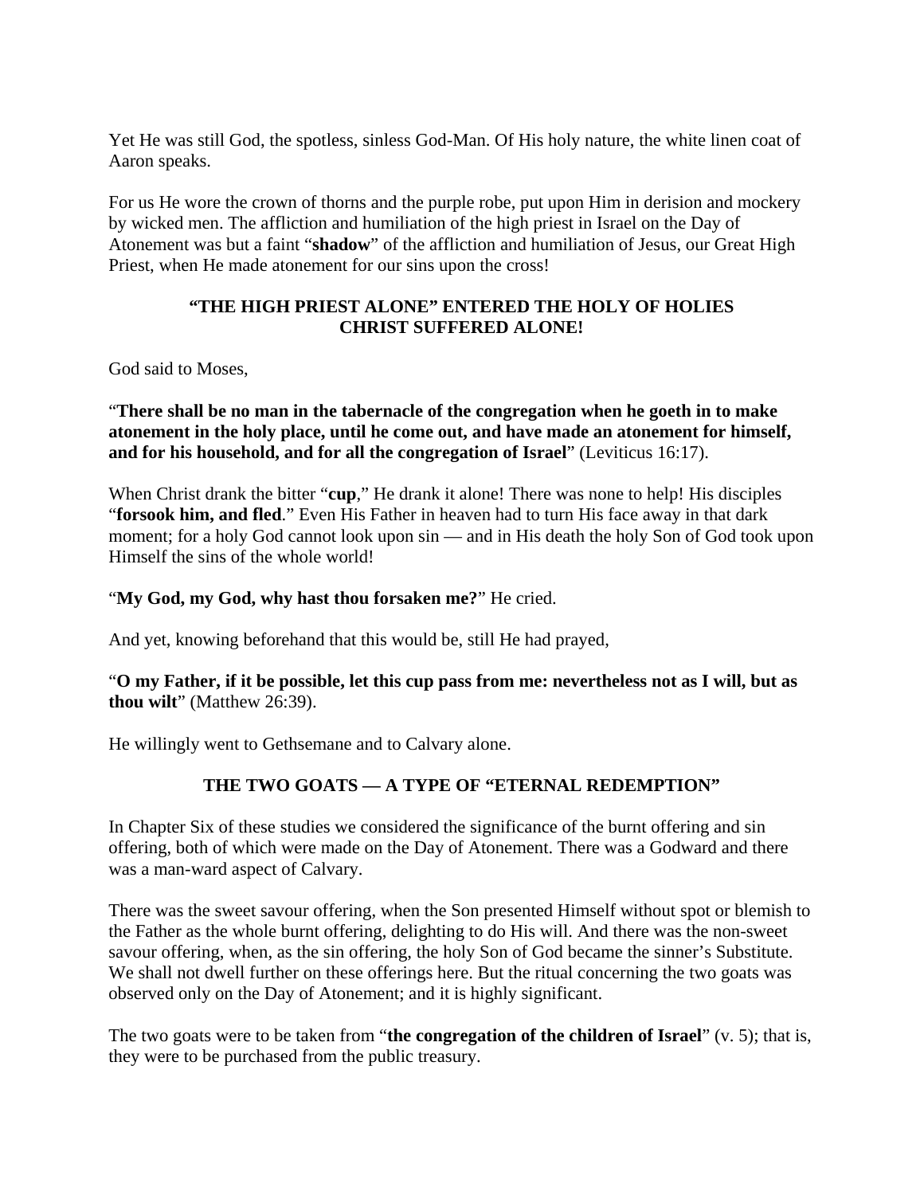Yet He was still God, the spotless, sinless God-Man. Of His holy nature, the white linen coat of Aaron speaks.

For us He wore the crown of thorns and the purple robe, put upon Him in derision and mockery by wicked men. The affliction and humiliation of the high priest in Israel on the Day of Atonement was but a faint "**shadow**" of the affliction and humiliation of Jesus, our Great High Priest, when He made atonement for our sins upon the cross!

### "THE HIGH PRIEST ALONE" ENTERED THE HOLY OF HOLIES CHRIST SUFFERED ALONE!

God said to Moses,

"**There shall be no man in the tabernacle of the congregation when he goeth in to make atonement in the holy place, until he come out, and have made an atonement for himself, and for his household, and for all the congregation of Israel**" (Leviticus 16:17).

When Christ drank the bitter "**cup**," He drank it alone! There was none to help! His disciples "**forsook him, and fled**." Even His Father in heaven had to turn His face away in that dark moment; for a holy God cannot look upon sin — and in His death the holy Son of God took upon Himself the sins of the whole world!

"**My God, my God, why hast thou forsaken me?**" He cried.

And yet, knowing beforehand that this would be, still He had prayed,

"**O my Father, if it be possible, let this cup pass from me: nevertheless not as I will, but as thou wilt**" (Matthew 26:39).

He willingly went to Gethsemane and to Calvary alone.

### THE TWO GOATS — A TYPE OF "ETERNAL REDEMPTION"

In Chapter Six of these studies we considered the significance of the burnt offering and sin offering, both of which were made on the Day of Atonement. There was a Godward and there was a man-ward aspect of Calvary.

There was the sweet savour offering, when the Son presented Himself without spot or blemish to the Father as the whole burnt offering, delighting to do His will. And there was the non-sweet savour offering, when, as the sin offering, the holy Son of God became the sinner's Substitute. We shall not dwell further on these offerings here. But the ritual concerning the two goats was observed only on the Day of Atonement; and it is highly significant.

The two goats were to be taken from "**the congregation of the children of Israel**" (v. 5); that is, they were to be purchased from the public treasury.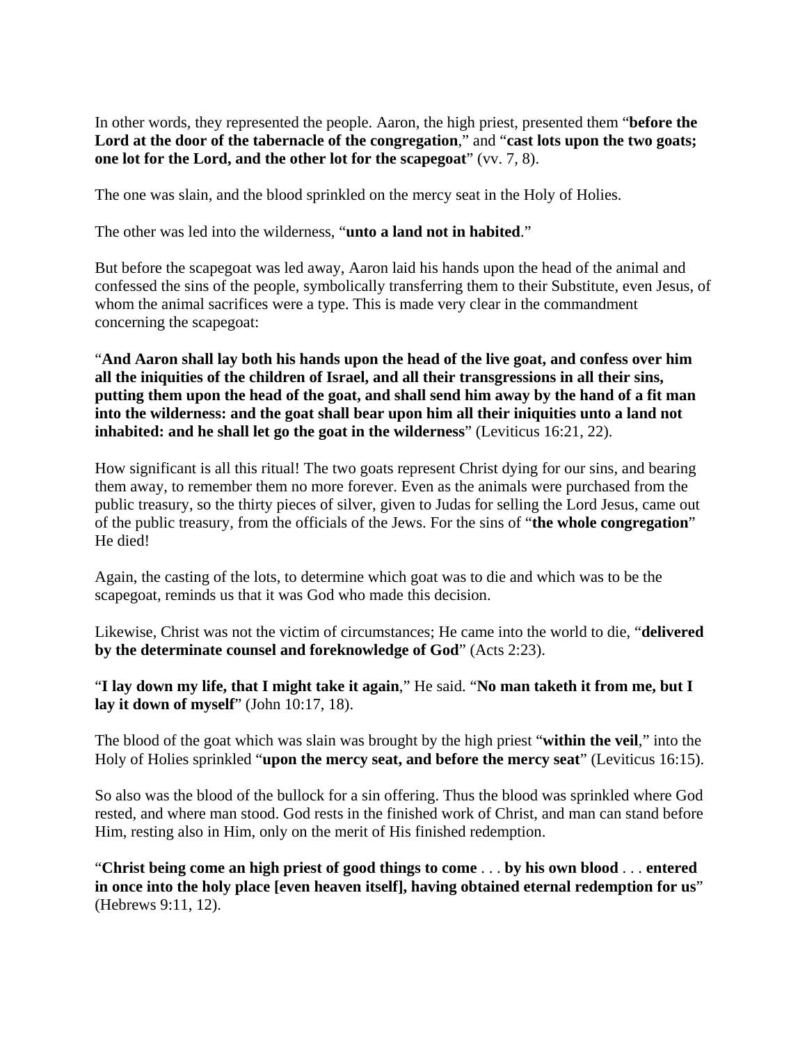In other words, they represented the people. Aaron, the high priest, presented them "**before the Lord at the door of the tabernacle of the congregation**," and "**cast lots upon the two goats; one lot for the Lord, and the other lot for the scapegoat**" (vv. 7, 8).

The one was slain, and the blood sprinkled on the mercy seat in the Holy of Holies.

The other was led into the wilderness, "**unto a land not in habited**."

But before the scapegoat was led away, Aaron laid his hands upon the head of the animal and confessed the sins of the people, symbolically transferring them to their Substitute, even Jesus, of whom the animal sacrifices were a type. This is made very clear in the commandment concerning the scapegoat:

"**And Aaron shall lay both his hands upon the head of the live goat, and confess over him all the iniquities of the children of Israel, and all their transgressions in all their sins, putting them upon the head of the goat, and shall send him away by the hand of a fit man into the wilderness: and the goat shall bear upon him all their iniquities unto a land not inhabited: and he shall let go the goat in the wilderness**" (Leviticus 16:21, 22).

How significant is all this ritual! The two goats represent Christ dying for our sins, and bearing them away, to remember them no more forever. Even as the animals were purchased from the public treasury, so the thirty pieces of silver, given to Judas for selling the Lord Jesus, came out of the public treasury, from the officials of the Jews. For the sins of "**the whole congregation**" He died!

Again, the casting of the lots, to determine which goat was to die and which was to be the scapegoat, reminds us that it was God who made this decision.

Likewise, Christ was not the victim of circumstances; He came into the world to die, "**delivered by the determinate counsel and foreknowledge of God**" (Acts 2:23).

"**I lay down my life, that I might take it again**," He said. "**No man taketh it from me, but I lay it down of myself**" (John 10:17, 18).

The blood of the goat which was slain was brought by the high priest "**within the veil**," into the Holy of Holies sprinkled "**upon the mercy seat, and before the mercy seat**" (Leviticus 16:15).

So also was the blood of the bullock for a sin offering. Thus the blood was sprinkled where God rested, and where man stood. God rests in the finished work of Christ, and man can stand before Him, resting also in Him, only on the merit of His finished redemption.

"**Christ being come an high priest of good things to come** . . . **by his own blood** . . . **entered in once into the holy place [even heaven itself], having obtained eternal redemption for us**" (Hebrews 9:11, 12).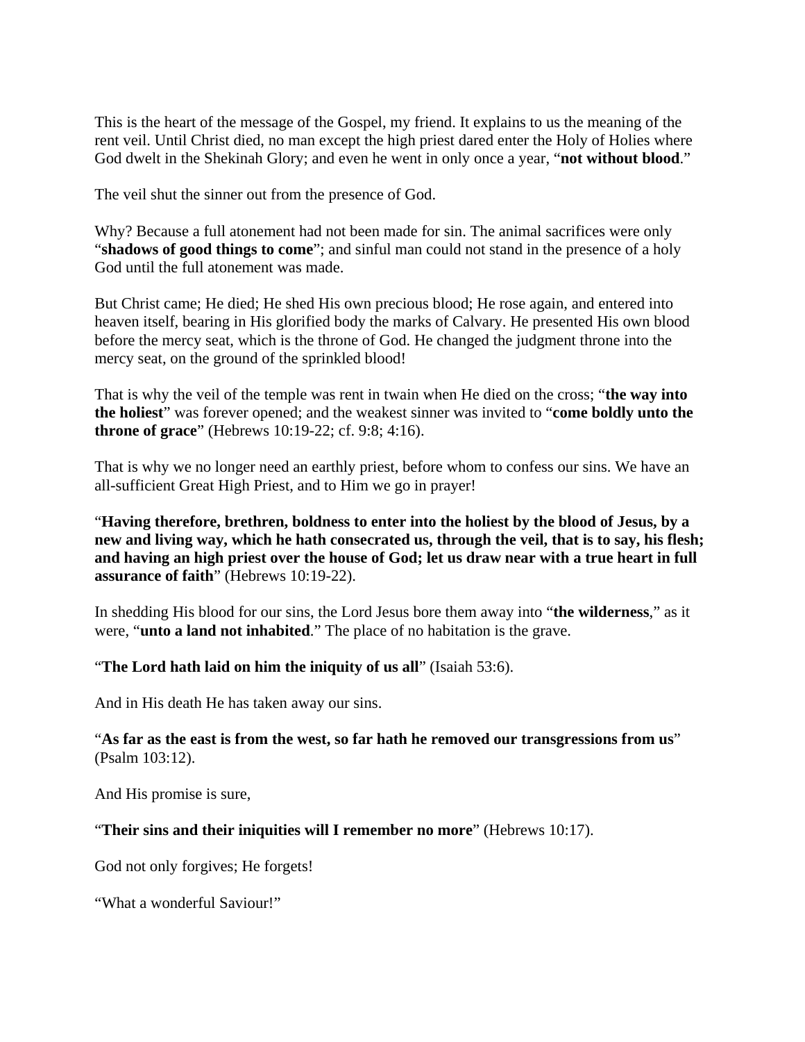This is the heart of the message of the Gospel, my friend. It explains to us the meaning of the rent veil. Until Christ died, no man except the high priest dared enter the Holy of Holies where God dwelt in the Shekinah Glory; and even he went in only once a year, "**not without blood**."

The veil shut the sinner out from the presence of God.

Why? Because a full atonement had not been made for sin. The animal sacrifices were only "**shadows of good things to come**"; and sinful man could not stand in the presence of a holy God until the full atonement was made.

But Christ came; He died; He shed His own precious blood; He rose again, and entered into heaven itself, bearing in His glorified body the marks of Calvary. He presented His own blood before the mercy seat, which is the throne of God. He changed the judgment throne into the mercy seat, on the ground of the sprinkled blood!

That is why the veil of the temple was rent in twain when He died on the cross; "**the way into the holiest**" was forever opened; and the weakest sinner was invited to "**come boldly unto the throne of grace**" (Hebrews 10:19-22; cf. 9:8; 4:16).

That is why we no longer need an earthly priest, before whom to confess our sins. We have an all-sufficient Great High Priest, and to Him we go in prayer!

"**Having therefore, brethren, boldness to enter into the holiest by the blood of Jesus, by a new and living way, which he hath consecrated us, through the veil, that is to say, his flesh; and having an high priest over the house of God; let us draw near with a true heart in full assurance of faith**" (Hebrews 10:19-22).

In shedding His blood for our sins, the Lord Jesus bore them away into "**the wilderness**," as it were, "**unto a land not inhabited**." The place of no habitation is the grave.

"**The Lord hath laid on him the iniquity of us all**" (Isaiah 53:6).

And in His death He has taken away our sins.

"**As far as the east is from the west, so far hath he removed our transgressions from us**" (Psalm 103:12).

And His promise is sure,

"**Their sins and their iniquities will I remember no more**" (Hebrews 10:17).

God not only forgives; He forgets!

"What a wonderful Saviour!"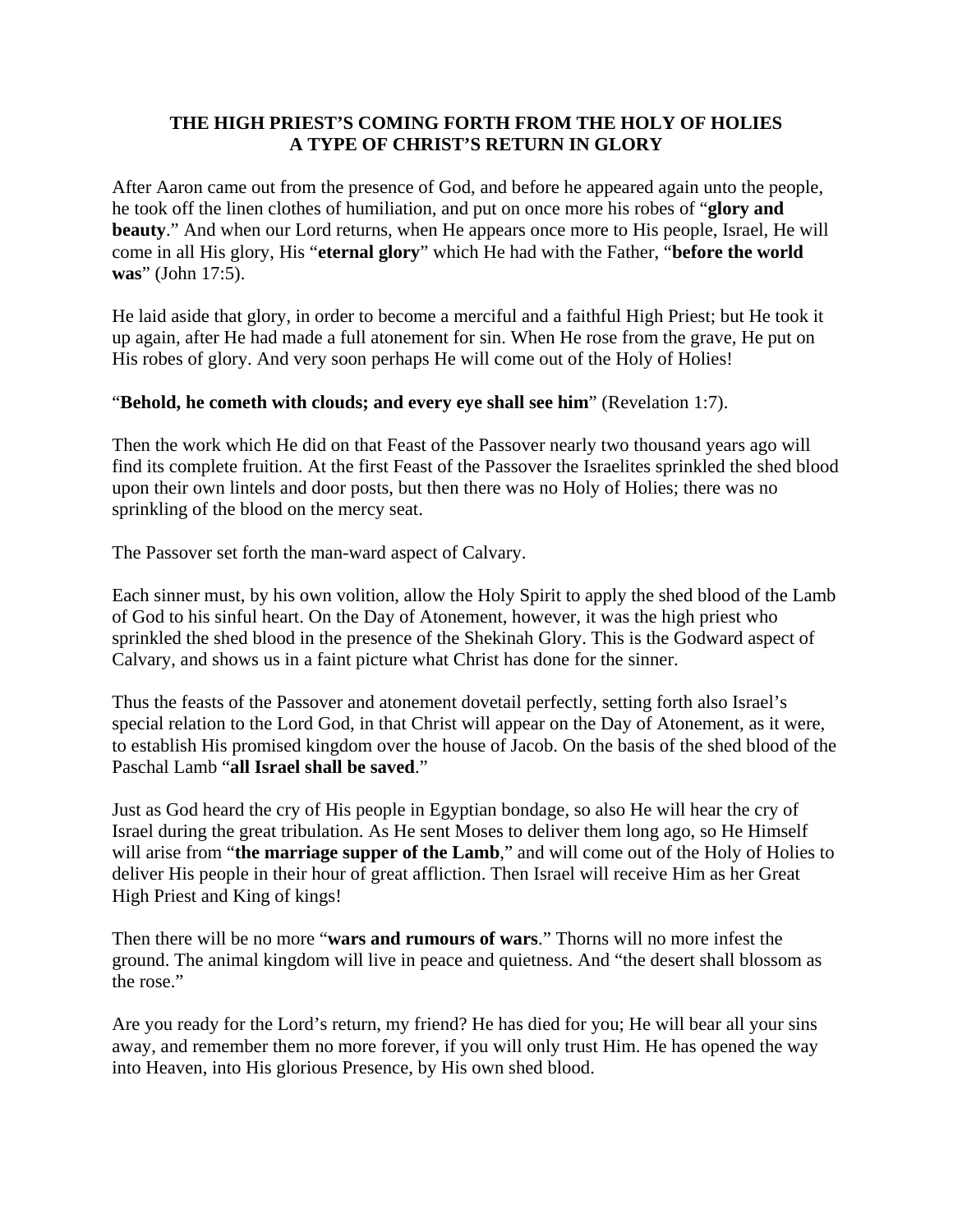## THE HIGH PRIEST'S COMING FORTH FROM THE HOLY OF HOLIES A TYPE OF CHRIST'S RETURN IN GLORY

After Aaron came out from the presence of God, and before he appeared again unto the people, he took off the linen clothes of humiliation, and put on once more his robes of "**glory and beauty**." And when our Lord returns, when He appears once more to His people, Israel, He will come in all His glory, His "**eternal glory**" which He had with the Father, "**before the world was**" (John 17:5).

He laid aside that glory, in order to become a merciful and a faithful High Priest; but He took it up again, after He had made a full atonement for sin. When He rose from the grave, He put on His robes of glory. And very soon perhaps He will come out of the Holy of Holies!

"**Behold, he cometh with clouds; and every eye shall see him**" (Revelation 1:7).

Then the work which He did on that Feast of the Passover nearly two thousand years ago will find its complete fruition. At the first Feast of the Passover the Israelites sprinkled the shed blood upon their own lintels and door posts, but then there was no Holy of Holies; there was no sprinkling of the blood on the mercy seat.

The Passover set forth the man-ward aspect of Calvary.

Each sinner must, by his own volition, allow the Holy Spirit to apply the shed blood of the Lamb of God to his sinful heart. On the Day of Atonement, however, it was the high priest who sprinkled the shed blood in the presence of the Shekinah Glory. This is the Godward aspect of Calvary, and shows us in a faint picture what Christ has done for the sinner.

Thus the feasts of the Passover and atonement dovetail perfectly, setting forth also Israel's special relation to the Lord God, in that Christ will appear on the Day of Atonement, as it were, to establish His promised kingdom over the house of Jacob. On the basis of the shed blood of the Paschal Lamb "**all Israel shall be saved**."

Just as God heard the cry of His people in Egyptian bondage, so also He will hear the cry of Israel during the great tribulation. As He sent Moses to deliver them long ago, so He Himself will arise from "**the marriage supper of the Lamb**," and will come out of the Holy of Holies to deliver His people in their hour of great affliction. Then Israel will receive Him as her Great High Priest and King of kings!

Then there will be no more "**wars and rumours of wars**." Thorns will no more infest the ground. The animal kingdom will live in peace and quietness. And "the desert shall blossom as the rose."

Are you ready for the Lord's return, my friend? He has died for you; He will bear all your sins away, and remember them no more forever, if you will only trust Him. He has opened the way into Heaven, into His glorious Presence, by His own shed blood.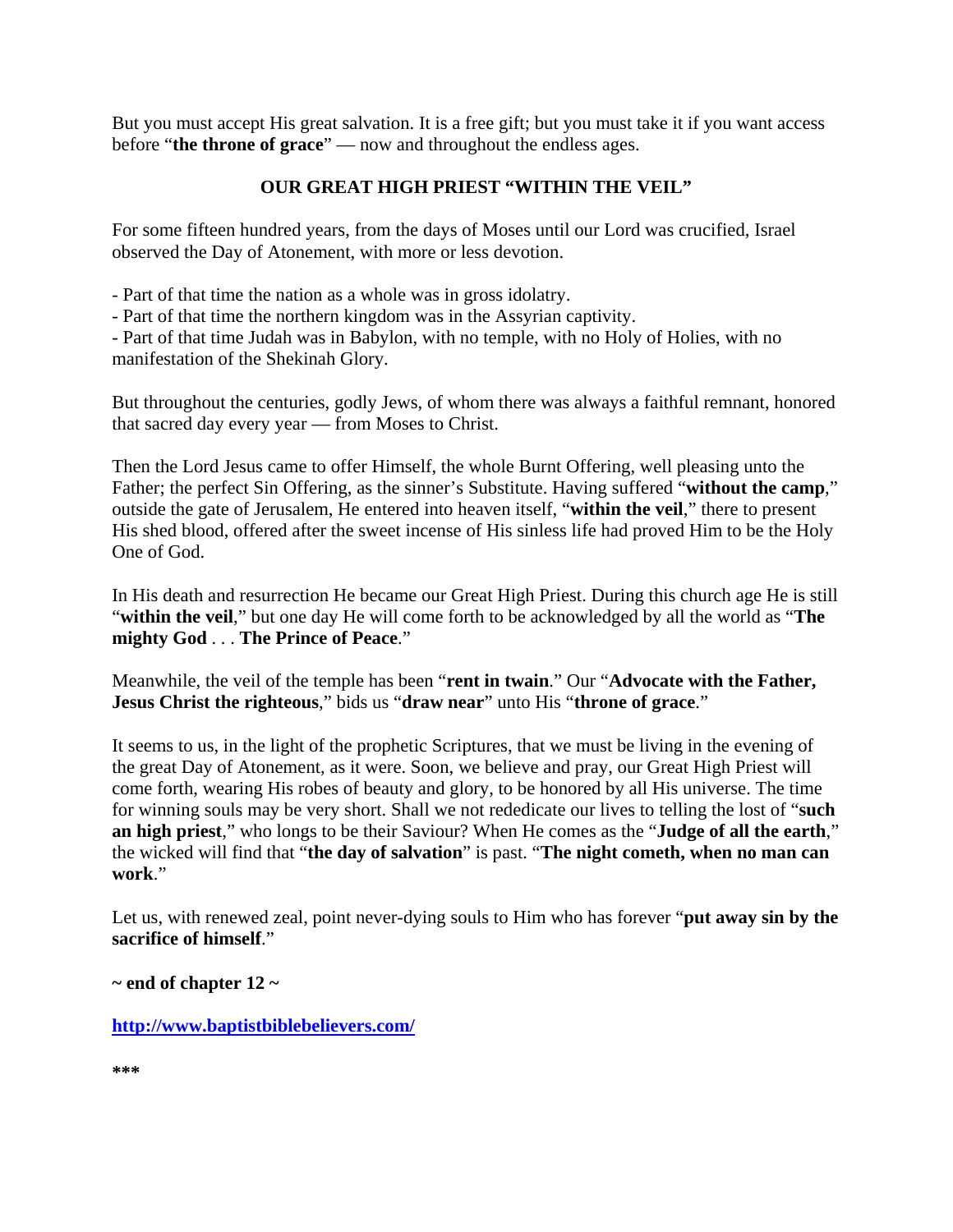But you must accept His great salvation. It is a free gift; but you must take it if you want access before "**the throne of grace**" — now and throughout the endless ages.

## OUR GREAT HIGH PRIEST "WITHIN THE VEIL"

For some fifteen hundred years, from the days of Moses until our Lord was crucified, Israel observed the Day of Atonement, with more or less devotion.

- Part of that time the nation as a whole was in gross idolatry.
- Part of that time the northern kingdom was in the Assyrian captivity.
- Part of that time Judah was in Babylon, with no temple, with no Holy of Holies, with no manifestation of the Shekinah Glory.

But throughout the centuries, godly Jews, of whom there was always a faithful remnant, honored that sacred day every year — from Moses to Christ.

Then the Lord Jesus came to offer Himself, the whole Burnt Offering, well pleasing unto the Father; the perfect Sin Offering, as the sinner's Substitute. Having suffered "**without the camp**," outside the gate of Jerusalem, He entered into heaven itself, "**within the veil**," there to present His shed blood, offered after the sweet incense of His sinless life had proved Him to be the Holy One of God.

In His death and resurrection He became our Great High Priest. During this church age He is still "**within the veil**," but one day He will come forth to be acknowledged by all the world as "**The mighty God** . . . **The Prince of Peace**."

Meanwhile, the veil of the temple has been "**rent in twain**." Our "**Advocate with the Father, Jesus Christ the righteous**," bids us "**draw near**" unto His "**throne of grace**."

It seems to us, in the light of the prophetic Scriptures, that we must be living in the evening of the great Day of Atonement, as it were. Soon, we believe and pray, our Great High Priest will come forth, wearing His robes of beauty and glory, to be honored by all His universe. The time for winning souls may be very short. Shall we not rededicate our lives to telling the lost of "**such an high priest**," who longs to be their Saviour? When He comes as the "**Judge of all the earth**," the wicked will find that "**the day of salvation**" is past. "**The night cometh, when no man can work**."

Let us, with renewed zeal, point never-dying souls to Him who has forever "**put away sin by the sacrifice of himself**."

**~ end of chapter 12 ~**

**http://www.baptistbiblebelievers.com/**

***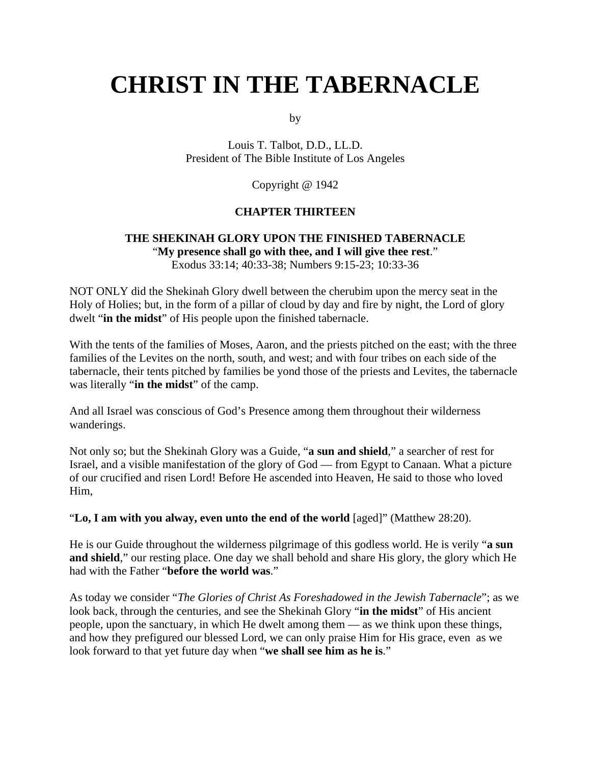# CHRIST IN THE TABERNACLE

by

Louis T. Talbot, D.D., LL.D.
President of The Bible Institute of Los Angeles

Copyright @ 1942

### CHAPTER THIRTEEN

### THE SHEKINAH GLORY UPON THE FINISHED TABERNACLE

"**My presence shall go with thee, and I will give thee rest**."
Exodus 33:14; 40:33-38; Numbers 9:15-23; 10:33-36

NOT ONLY did the Shekinah Glory dwell between the cherubim upon the mercy seat in the Holy of Holies; but, in the form of a pillar of cloud by day and fire by night, the Lord of glory dwelt "**in the midst**" of His people upon the finished tabernacle.

With the tents of the families of Moses, Aaron, and the priests pitched on the east; with the three families of the Levites on the north, south, and west; and with four tribes on each side of the tabernacle, their tents pitched by families be yond those of the priests and Levites, the tabernacle was literally "**in the midst**" of the camp.

And all Israel was conscious of God's Presence among them throughout their wilderness wanderings.

Not only so; but the Shekinah Glory was a Guide, "**a sun and shield**," a searcher of rest for Israel, and a visible manifestation of the glory of God — from Egypt to Canaan. What a picture of our crucified and risen Lord! Before He ascended into Heaven, He said to those who loved Him,

"**Lo, I am with you alway, even unto the end of the world** [aged]" (Matthew 28:20).

He is our Guide throughout the wilderness pilgrimage of this godless world. He is verily "**a sun and shield**," our resting place. One day we shall behold and share His glory, the glory which He had with the Father "**before the world was**."

As today we consider "*The Glories of Christ As Foreshadowed in the Jewish Tabernacle*"; as we look back, through the centuries, and see the Shekinah Glory "**in the midst**" of His ancient people, upon the sanctuary, in which He dwelt among them — as we think upon these things, and how they prefigured our blessed Lord, we can only praise Him for His grace, even as we look forward to that yet future day when "**we shall see him as he is**."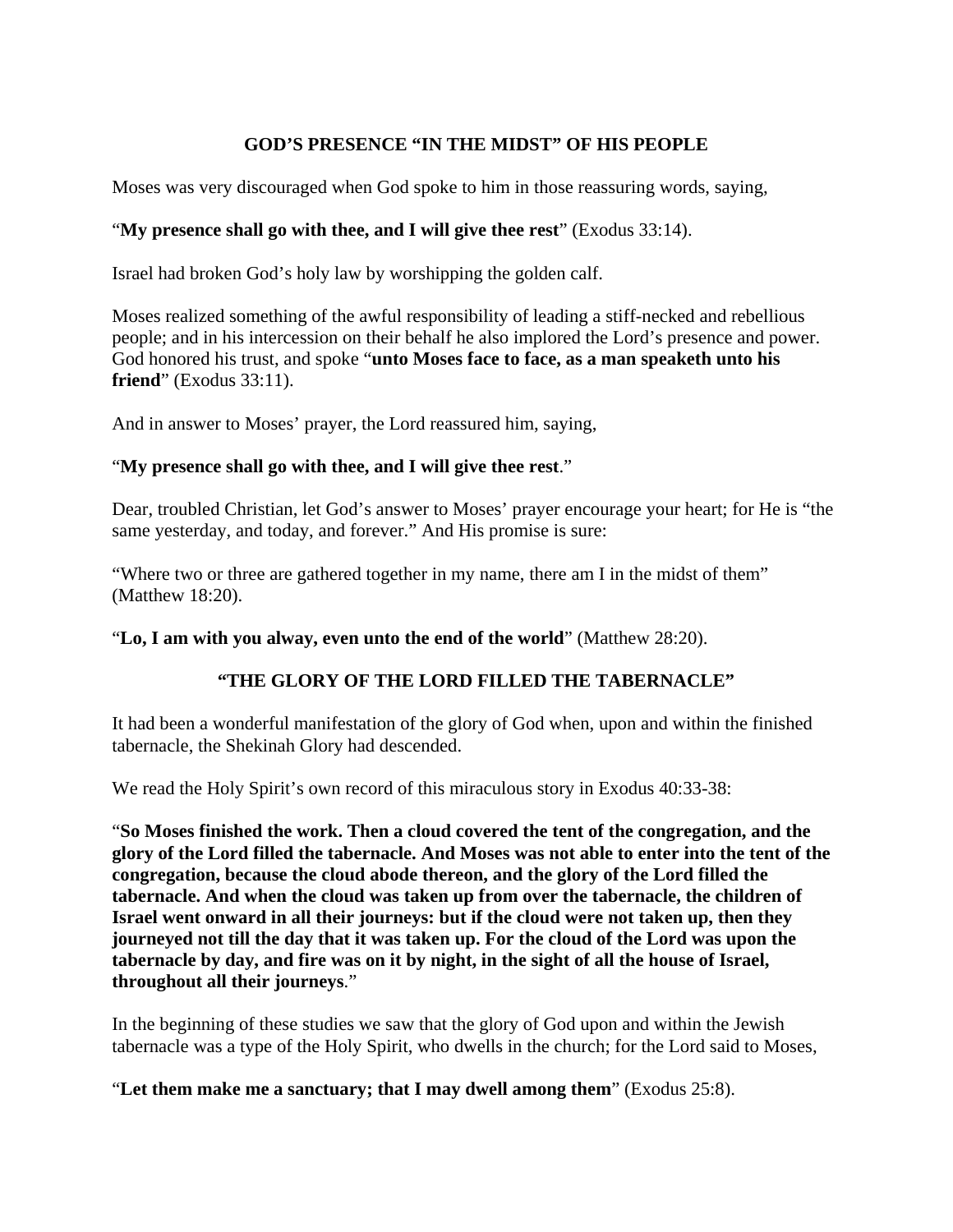## GOD'S PRESENCE "IN THE MIDST" OF HIS PEOPLE

Moses was very discouraged when God spoke to him in those reassuring words, saying,

"**My presence shall go with thee, and I will give thee rest**" (Exodus 33:14).

Israel had broken God's holy law by worshipping the golden calf.

Moses realized something of the awful responsibility of leading a stiff-necked and rebellious people; and in his intercession on their behalf he also implored the Lord's presence and power. God honored his trust, and spoke "**unto Moses face to face, as a man speaketh unto his friend**" (Exodus 33:11).

And in answer to Moses' prayer, the Lord reassured him, saying,

"**My presence shall go with thee, and I will give thee rest**."

Dear, troubled Christian, let God's answer to Moses' prayer encourage your heart; for He is "the same yesterday, and today, and forever." And His promise is sure:

"Where two or three are gathered together in my name, there am I in the midst of them" (Matthew 18:20).

"**Lo, I am with you alway, even unto the end of the world**" (Matthew 28:20).

## "THE GLORY OF THE LORD FILLED THE TABERNACLE"

It had been a wonderful manifestation of the glory of God when, upon and within the finished tabernacle, the Shekinah Glory had descended.

We read the Holy Spirit's own record of this miraculous story in Exodus 40:33-38:

"**So Moses finished the work. Then a cloud covered the tent of the congregation, and the glory of the Lord filled the tabernacle. And Moses was not able to enter into the tent of the congregation, because the cloud abode thereon, and the glory of the Lord filled the tabernacle. And when the cloud was taken up from over the tabernacle, the children of Israel went onward in all their journeys: but if the cloud were not taken up, then they journeyed not till the day that it was taken up. For the cloud of the Lord was upon the tabernacle by day, and fire was on it by night, in the sight of all the house of Israel, throughout all their journeys**."

In the beginning of these studies we saw that the glory of God upon and within the Jewish tabernacle was a type of the Holy Spirit, who dwells in the church; for the Lord said to Moses,

"**Let them make me a sanctuary; that I may dwell among them**" (Exodus 25:8).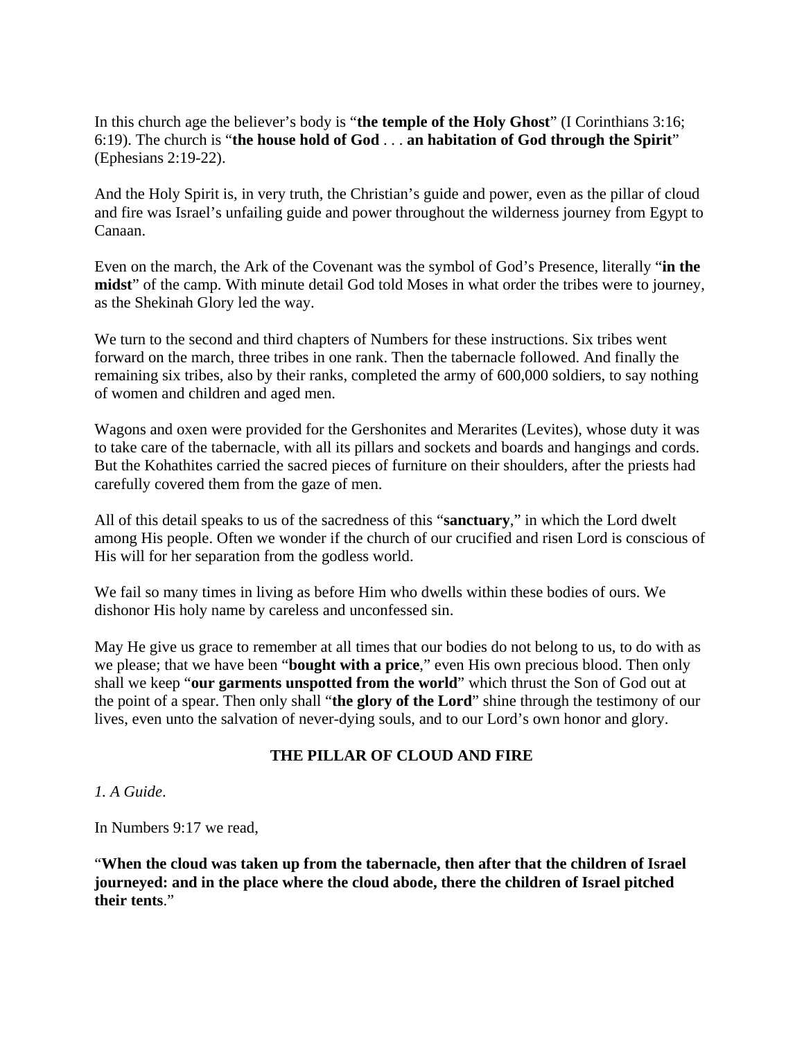In this church age the believer's body is "**the temple of the Holy Ghost**" (I Corinthians 3:16; 6:19). The church is "**the house hold of God** . . . **an habitation of God through the Spirit**" (Ephesians 2:19-22).

And the Holy Spirit is, in very truth, the Christian's guide and power, even as the pillar of cloud and fire was Israel's unfailing guide and power throughout the wilderness journey from Egypt to Canaan.

Even on the march, the Ark of the Covenant was the symbol of God's Presence, literally "**in the midst**" of the camp. With minute detail God told Moses in what order the tribes were to journey, as the Shekinah Glory led the way.

We turn to the second and third chapters of Numbers for these instructions. Six tribes went forward on the march, three tribes in one rank. Then the tabernacle followed. And finally the remaining six tribes, also by their ranks, completed the army of 600,000 soldiers, to say nothing of women and children and aged men.

Wagons and oxen were provided for the Gershonites and Merarites (Levites), whose duty it was to take care of the tabernacle, with all its pillars and sockets and boards and hangings and cords. But the Kohathites carried the sacred pieces of furniture on their shoulders, after the priests had carefully covered them from the gaze of men.

All of this detail speaks to us of the sacredness of this "**sanctuary**," in which the Lord dwelt among His people. Often we wonder if the church of our crucified and risen Lord is conscious of His will for her separation from the godless world.

We fail so many times in living as before Him who dwells within these bodies of ours. We dishonor His holy name by careless and unconfessed sin.

May He give us grace to remember at all times that our bodies do not belong to us, to do with as we please; that we have been "**bought with a price**," even His own precious blood. Then only shall we keep "**our garments unspotted from the world**" which thrust the Son of God out at the point of a spear. Then only shall "**the glory of the Lord**" shine through the testimony of our lives, even unto the salvation of never-dying souls, and to our Lord's own honor and glory.

## THE PILLAR OF CLOUD AND FIRE

*1. A Guide*.

In Numbers 9:17 we read,

"**When the cloud was taken up from the tabernacle, then after that the children of Israel journeyed: and in the place where the cloud abode, there the children of Israel pitched their tents**."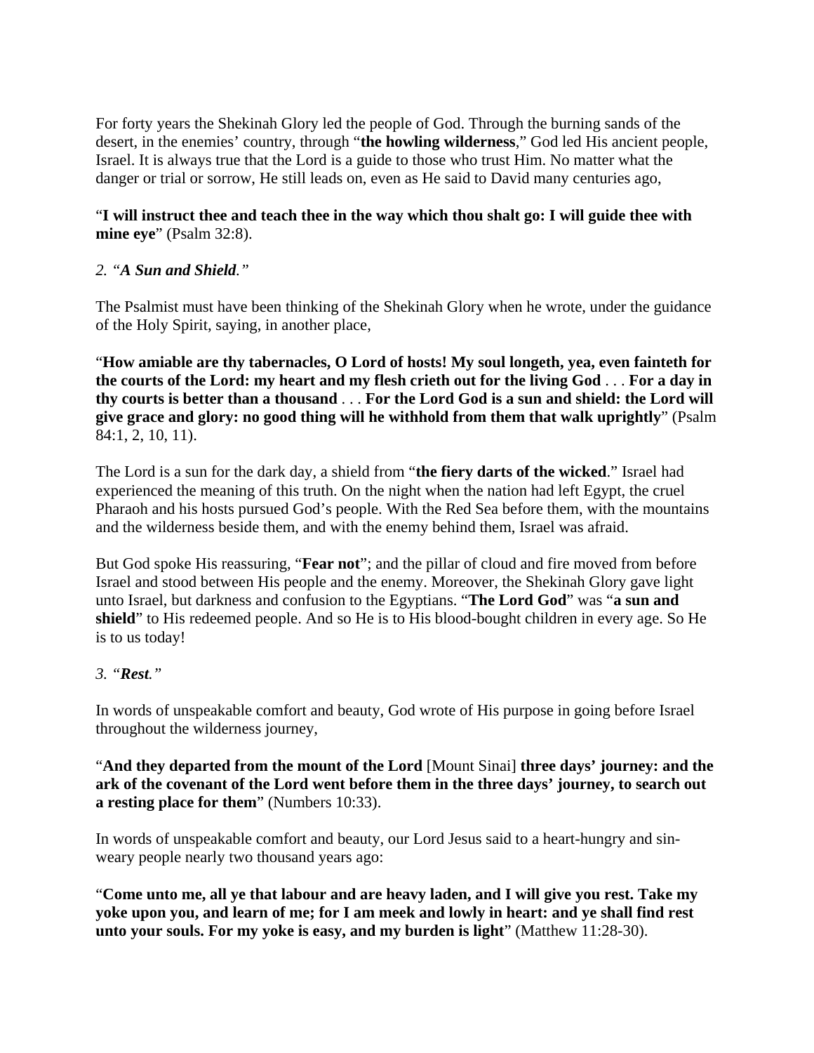For forty years the Shekinah Glory led the people of God. Through the burning sands of the desert, in the enemies' country, through "**the howling wilderness**," God led His ancient people, Israel. It is always true that the Lord is a guide to those who trust Him. No matter what the danger or trial or sorrow, He still leads on, even as He said to David many centuries ago,

"**I will instruct thee and teach thee in the way which thou shalt go: I will guide thee with mine eye**" (Psalm 32:8).

*2. "**A Sun and Shield**."*

The Psalmist must have been thinking of the Shekinah Glory when he wrote, under the guidance of the Holy Spirit, saying, in another place,

"**How amiable are thy tabernacles, O Lord of hosts! My soul longeth, yea, even fainteth for the courts of the Lord: my heart and my flesh crieth out for the living God** . . . **For a day in thy courts is better than a thousand** . . . **For the Lord God is a sun and shield: the Lord will give grace and glory: no good thing will he withhold from them that walk uprightly**" (Psalm 84:1, 2, 10, 11).

The Lord is a sun for the dark day, a shield from "**the fiery darts of the wicked**." Israel had experienced the meaning of this truth. On the night when the nation had left Egypt, the cruel Pharaoh and his hosts pursued God's people. With the Red Sea before them, with the mountains and the wilderness beside them, and with the enemy behind them, Israel was afraid.

But God spoke His reassuring, "**Fear not**"; and the pillar of cloud and fire moved from before Israel and stood between His people and the enemy. Moreover, the Shekinah Glory gave light unto Israel, but darkness and confusion to the Egyptians. "**The Lord God**" was "**a sun and shield**" to His redeemed people. And so He is to His blood-bought children in every age. So He is to us today!

*3. "**Rest**."*

In words of unspeakable comfort and beauty, God wrote of His purpose in going before Israel throughout the wilderness journey,

"**And they departed from the mount of the Lord** [Mount Sinai] **three days' journey: and the ark of the covenant of the Lord went before them in the three days' journey, to search out a resting place for them**" (Numbers 10:33).

In words of unspeakable comfort and beauty, our Lord Jesus said to a heart-hungry and sin-weary people nearly two thousand years ago:

"**Come unto me, all ye that labour and are heavy laden, and I will give you rest. Take my yoke upon you, and learn of me; for I am meek and lowly in heart: and ye shall find rest unto your souls. For my yoke is easy, and my burden is light**" (Matthew 11:28-30).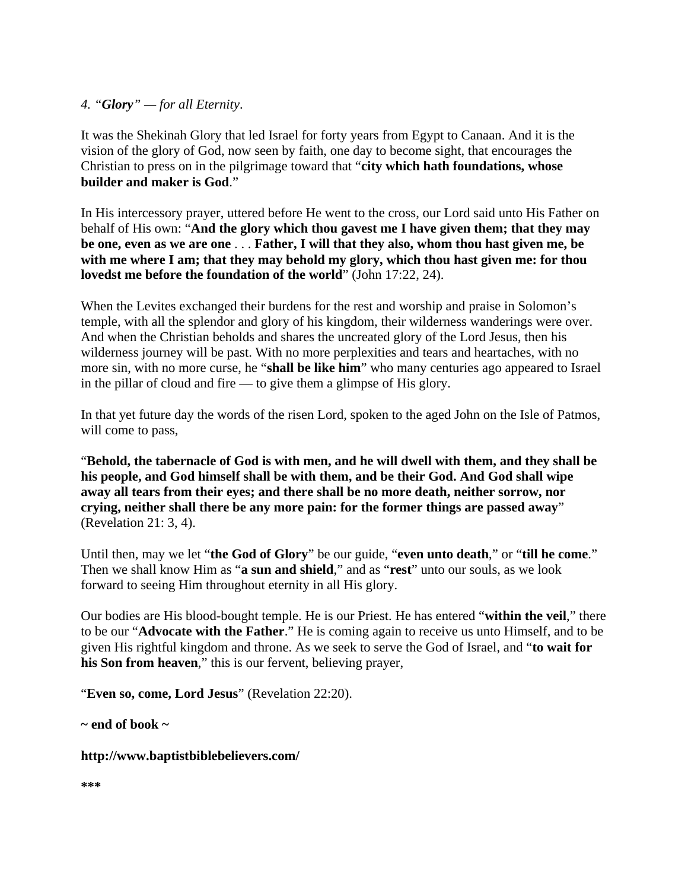*4. "**Glory**" — for all Eternity*.

It was the Shekinah Glory that led Israel for forty years from Egypt to Canaan. And it is the vision of the glory of God, now seen by faith, one day to become sight, that encourages the Christian to press on in the pilgrimage toward that "**city which hath foundations, whose builder and maker is God**."

In His intercessory prayer, uttered before He went to the cross, our Lord said unto His Father on behalf of His own: "**And the glory which thou gavest me I have given them; that they may be one, even as we are one** . . . **Father, I will that they also, whom thou hast given me, be with me where I am; that they may behold my glory, which thou hast given me: for thou lovedst me before the foundation of the world**" (John 17:22, 24).

When the Levites exchanged their burdens for the rest and worship and praise in Solomon's temple, with all the splendor and glory of his kingdom, their wilderness wanderings were over. And when the Christian beholds and shares the uncreated glory of the Lord Jesus, then his wilderness journey will be past. With no more perplexities and tears and heartaches, with no more sin, with no more curse, he "**shall be like him**" who many centuries ago appeared to Israel in the pillar of cloud and fire — to give them a glimpse of His glory.

In that yet future day the words of the risen Lord, spoken to the aged John on the Isle of Patmos, will come to pass,

"**Behold, the tabernacle of God is with men, and he will dwell with them, and they shall be his people, and God himself shall be with them, and be their God. And God shall wipe away all tears from their eyes; and there shall be no more death, neither sorrow, nor crying, neither shall there be any more pain: for the former things are passed away**" (Revelation 21: 3, 4).

Until then, may we let "**the God of Glory**" be our guide, "**even unto death**," or "**till he come**." Then we shall know Him as "**a sun and shield**," and as "**rest**" unto our souls, as we look forward to seeing Him throughout eternity in all His glory.

Our bodies are His blood-bought temple. He is our Priest. He has entered "**within the veil**," there to be our "**Advocate with the Father**." He is coming again to receive us unto Himself, and to be given His rightful kingdom and throne. As we seek to serve the God of Israel, and "**to wait for his Son from heaven**," this is our fervent, believing prayer,

"**Even so, come, Lord Jesus**" (Revelation 22:20).

**~ end of book ~**

**http://www.baptistbiblebelievers.com/**

*****